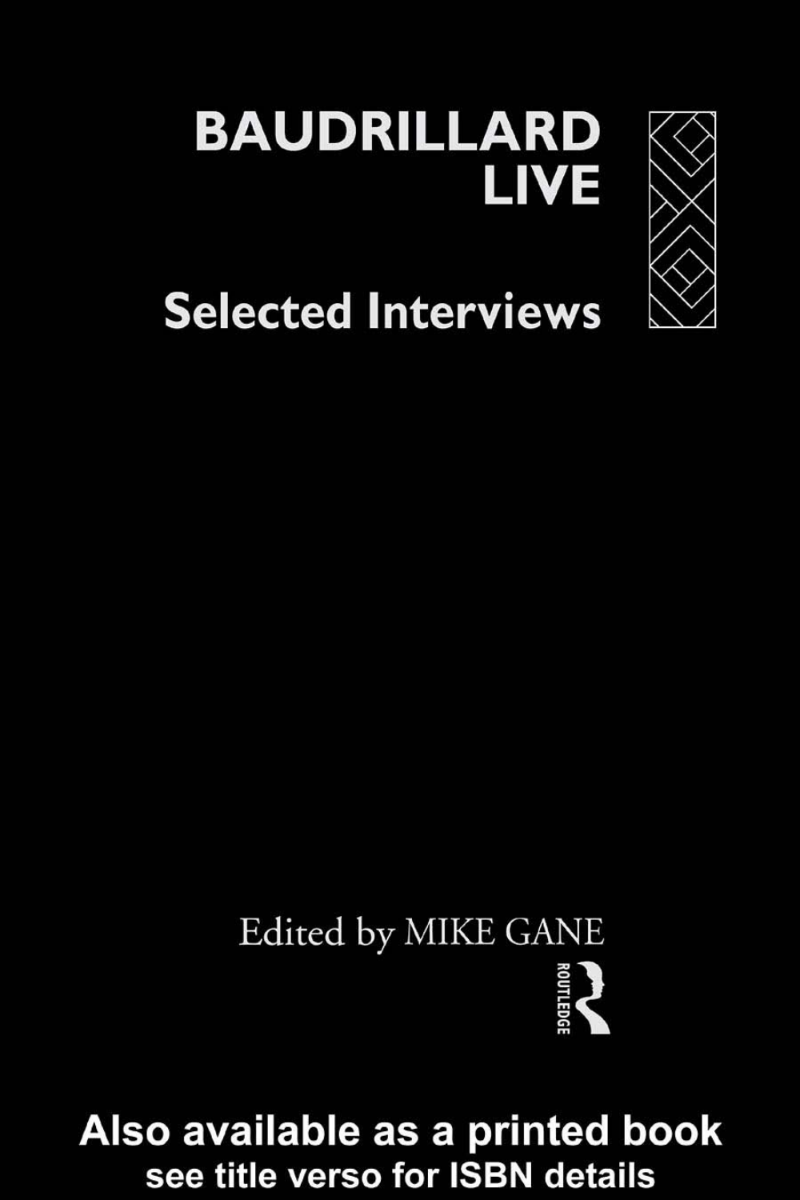# BAUDRILLARD LIVE

## Selected Interviews

Edited by MIKE GANE

ROUTLEDGE

**Also available as a printed book**
**see title verso for ISBN details**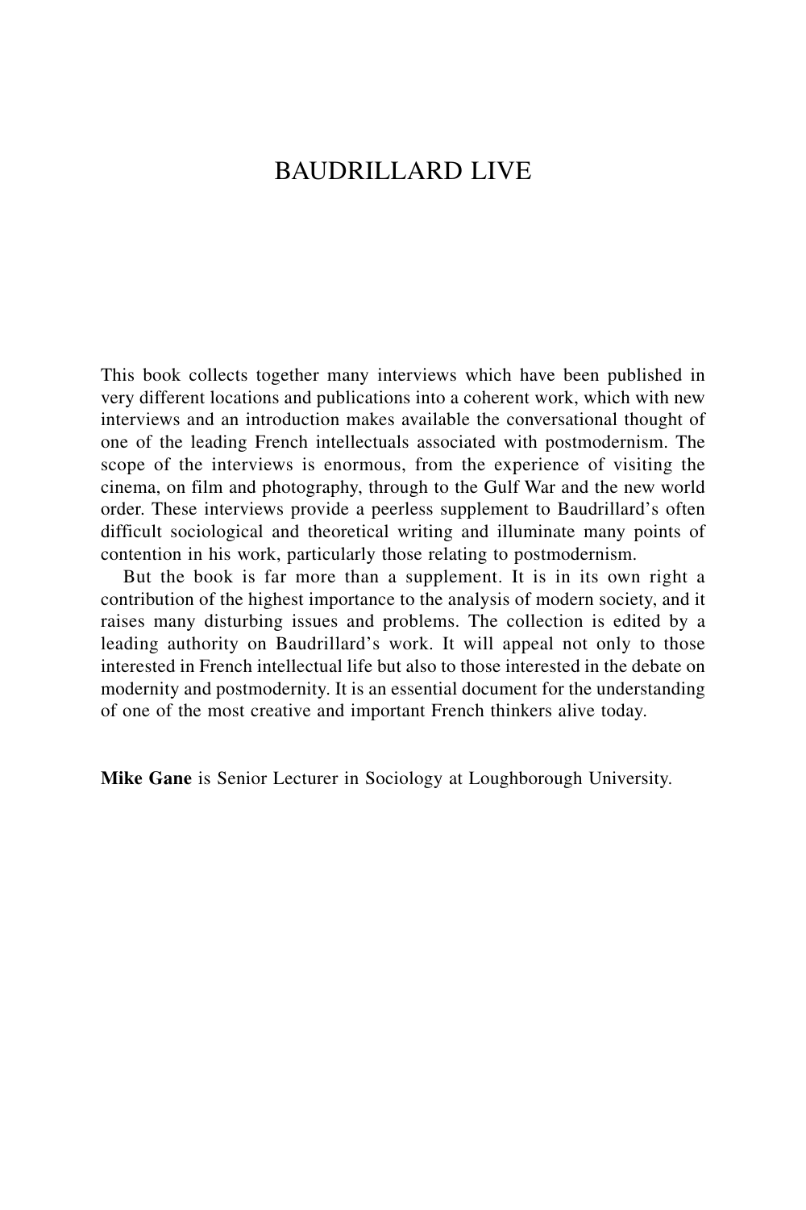# BAUDRILLARD LIVE

This book collects together many interviews which have been published in very different locations and publications into a coherent work, which with new interviews and an introduction makes available the conversational thought of one of the leading French intellectuals associated with postmodernism. The scope of the interviews is enormous, from the experience of visiting the cinema, on film and photography, through to the Gulf War and the new world order. These interviews provide a peerless supplement to Baudrillard's often difficult sociological and theoretical writing and illuminate many points of contention in his work, particularly those relating to postmodernism.

But the book is far more than a supplement. It is in its own right a contribution of the highest importance to the analysis of modern society, and it raises many disturbing issues and problems. The collection is edited by a leading authority on Baudrillard's work. It will appeal not only to those interested in French intellectual life but also to those interested in the debate on modernity and postmodernity. It is an essential document for the understanding of one of the most creative and important French thinkers alive today.

**Mike Gane** is Senior Lecturer in Sociology at Loughborough University.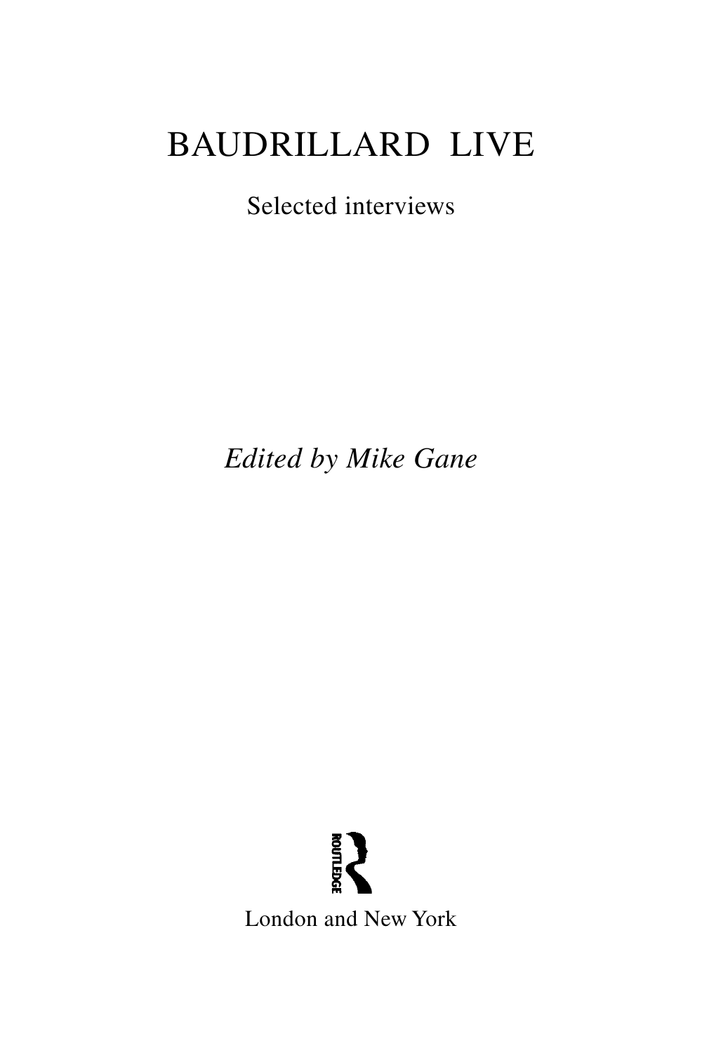# BAUDRILLARD LIVE

Selected interviews

*Edited by Mike Gane*

ROUTLEDGE

London and New York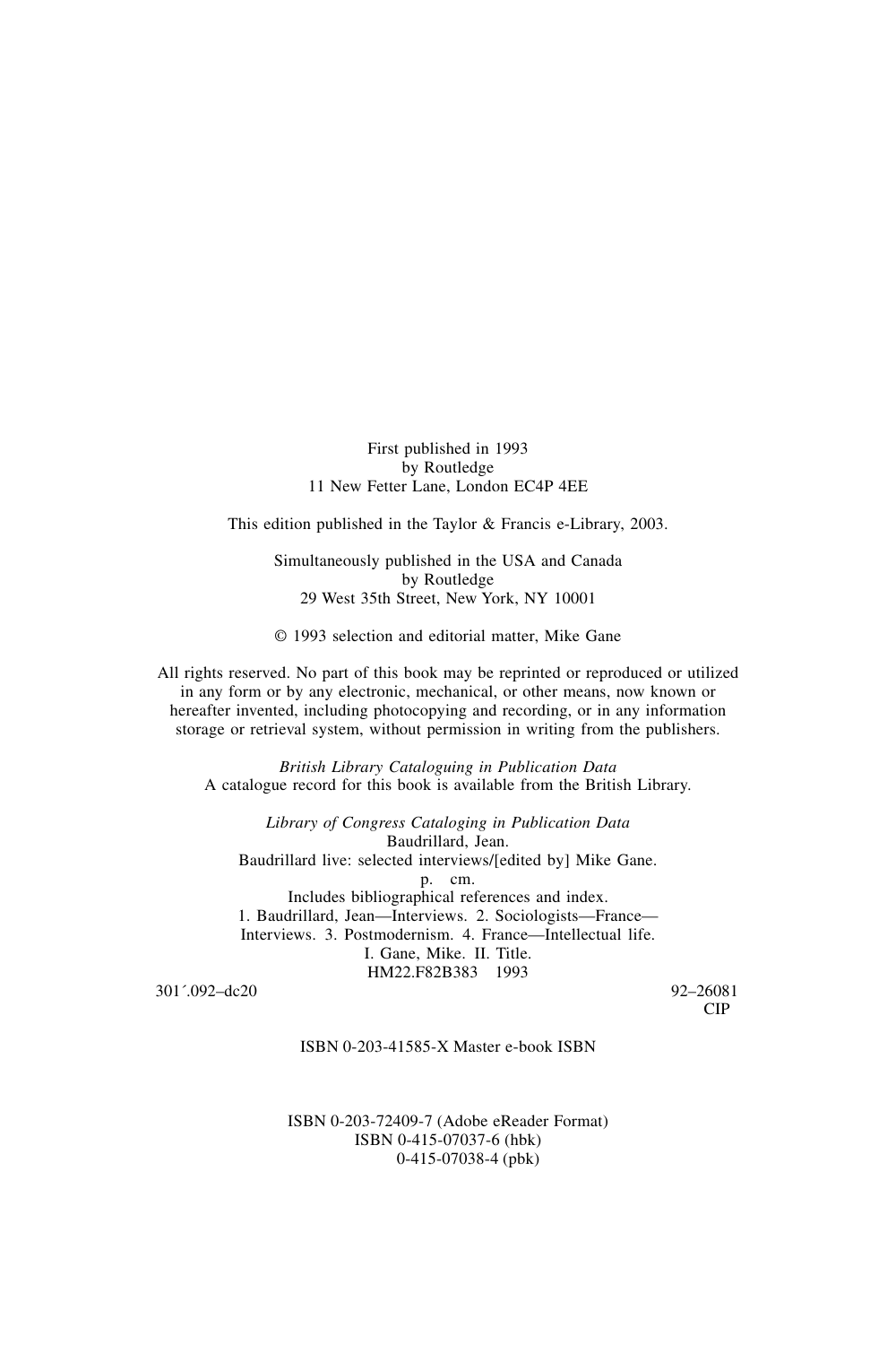First published in 1993
by Routledge
11 New Fetter Lane, London EC4P 4EE

This edition published in the Taylor & Francis e-Library, 2003.

Simultaneously published in the USA and Canada
by Routledge
29 West 35th Street, New York, NY 10001

© 1993 selection and editorial matter, Mike Gane

All rights reserved. No part of this book may be reprinted or reproduced or utilized in any form or by any electronic, mechanical, or other means, now known or hereafter invented, including photocopying and recording, or in any information storage or retrieval system, without permission in writing from the publishers.

*British Library Cataloguing in Publication Data*
A catalogue record for this book is available from the British Library.

*Library of Congress Cataloging in Publication Data*
Baudrillard, Jean.
Baudrillard live: selected interviews/[edited by] Mike Gane.
p. cm.
Includes bibliographical references and index.
1. Baudrillard, Jean—Interviews. 2. Sociologists—France—Interviews. 3. Postmodernism. 4. France—Intellectual life.
I. Gane, Mike. II. Title.
HM22.F82B383 1993
301´.092–dc20 92–26081
CIP

ISBN 0-203-41585-X Master e-book ISBN

ISBN 0-203-72409-7 (Adobe eReader Format)
ISBN 0-415-07037-6 (hbk)
0-415-07038-4 (pbk)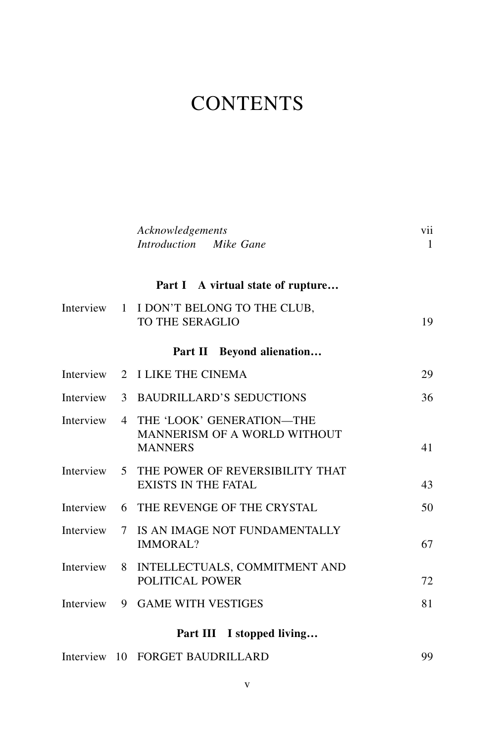# CONTENTS

| | | |
|---|---|---|
| | *Acknowledgements* | vii |
| | *Introduction* *Mike Gane* | 1 |

### Part I A virtual state of rupture…

| | | |
|---|---|---|
| Interview 1 | I DON'T BELONG TO THE CLUB, TO THE SERAGLIO | 19 |

### Part II Beyond alienation…

| | | |
|---|---|---|
| Interview 2 | I LIKE THE CINEMA | 29 |
| Interview 3 | BAUDRILLARD'S SEDUCTIONS | 36 |
| Interview 4 | THE 'LOOK' GENERATION—THE MANNERISM OF A WORLD WITHOUT MANNERS | 41 |
| Interview 5 | THE POWER OF REVERSIBILITY THAT EXISTS IN THE FATAL | 43 |
| Interview 6 | THE REVENGE OF THE CRYSTAL | 50 |
| Interview 7 | IS AN IMAGE NOT FUNDAMENTALLY IMMORAL? | 67 |
| Interview 8 | INTELLECTUALS, COMMITMENT AND POLITICAL POWER | 72 |
| Interview 9 | GAME WITH VESTIGES | 81 |

### Part III I stopped living…

| | | |
|---|---|---|
| Interview 10 | FORGET BAUDRILLARD | 99 |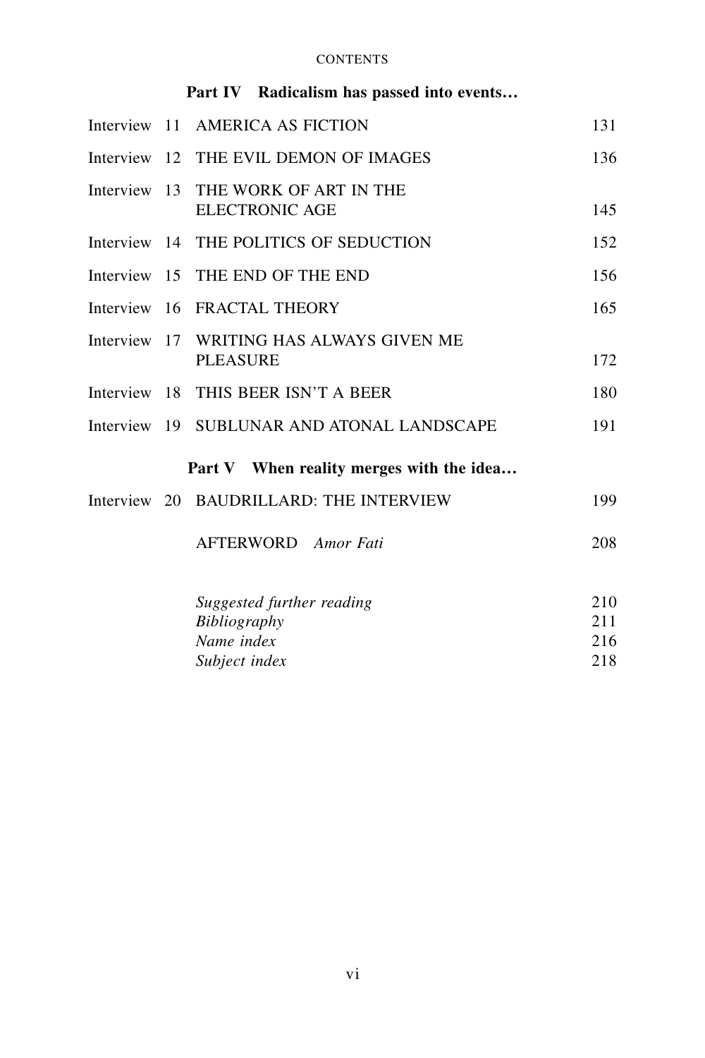## Part IV Radicalism has passed into events…

| | | |
|---|---|---|
| Interview 11 | AMERICA AS FICTION | 131 |
| Interview 12 | THE EVIL DEMON OF IMAGES | 136 |
| Interview 13 | THE WORK OF ART IN THE ELECTRONIC AGE | 145 |
| Interview 14 | THE POLITICS OF SEDUCTION | 152 |
| Interview 15 | THE END OF THE END | 156 |
| Interview 16 | FRACTAL THEORY | 165 |
| Interview 17 | WRITING HAS ALWAYS GIVEN ME PLEASURE | 172 |
| Interview 18 | THIS BEER ISN'T A BEER | 180 |
| Interview 19 | SUBLUNAR AND ATONAL LANDSCAPE | 191 |

## Part V When reality merges with the idea…

| | | |
|---|---|---|
| Interview 20 | BAUDRILLARD: THE INTERVIEW | 199 |
| | AFTERWORD *Amor Fati* | 208 |
| | *Suggested further reading* | 210 |
| | *Bibliography* | 211 |
| | *Name index* | 216 |
| | *Subject index* | 218 |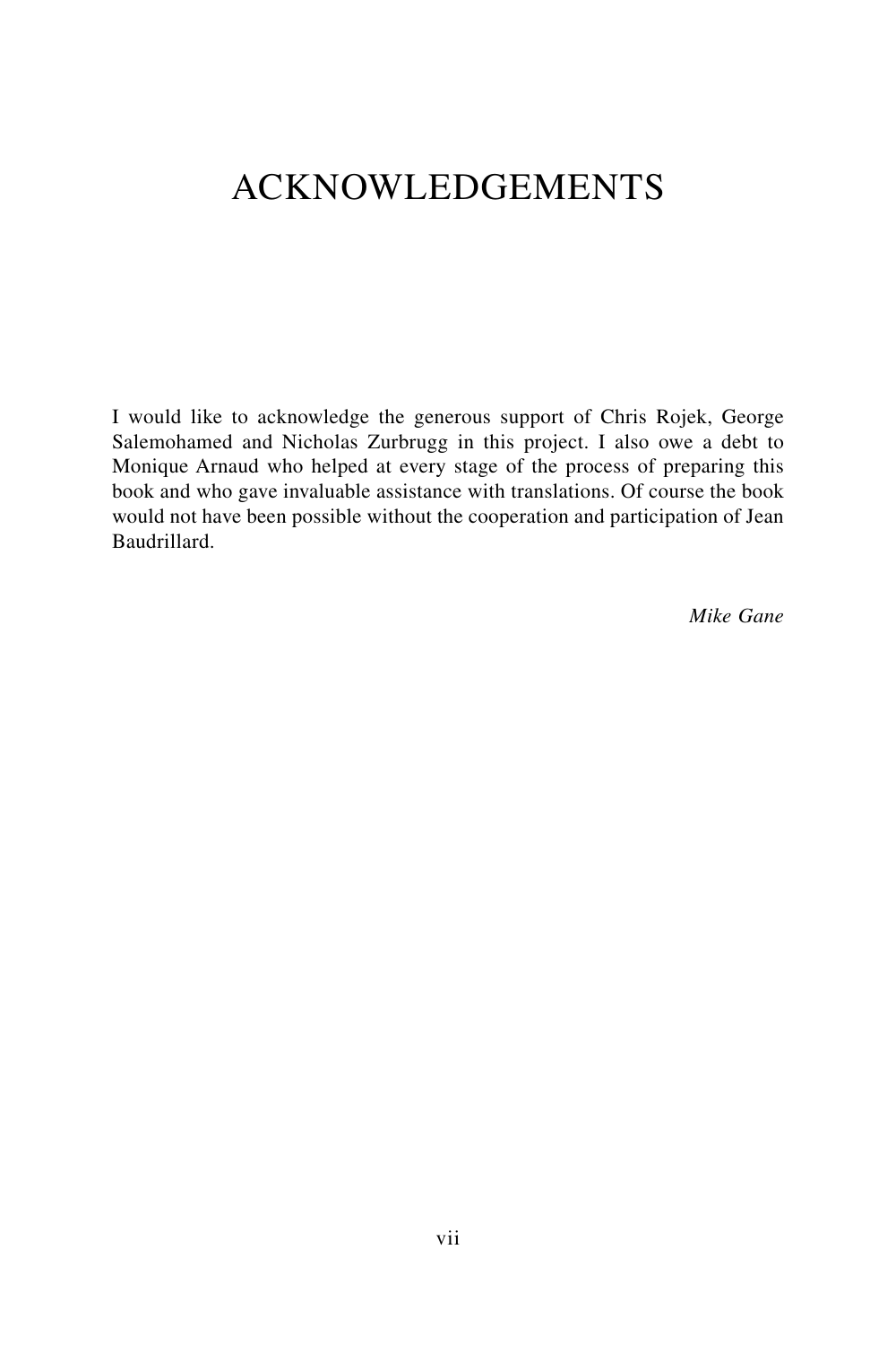# ACKNOWLEDGEMENTS

I would like to acknowledge the generous support of Chris Rojek, George Salemohamed and Nicholas Zurbrugg in this project. I also owe a debt to Monique Arnaud who helped at every stage of the process of preparing this book and who gave invaluable assistance with translations. Of course the book would not have been possible without the cooperation and participation of Jean Baudrillard.

*Mike Gane*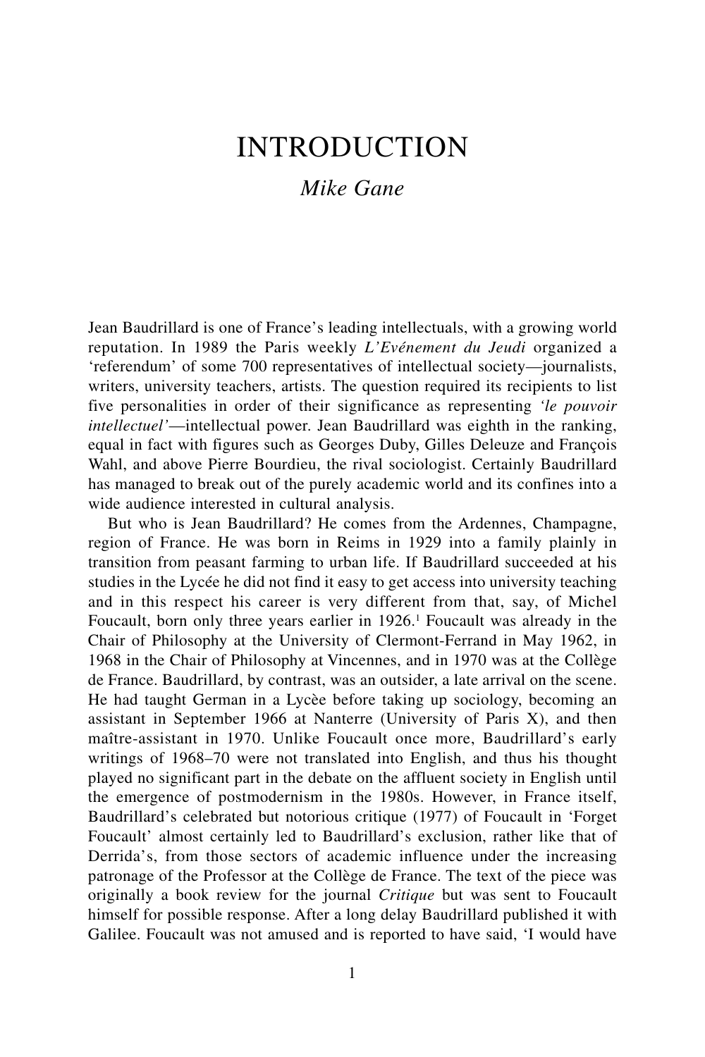# INTRODUCTION

*Mike Gane*

Jean Baudrillard is one of France's leading intellectuals, with a growing world reputation. In 1989 the Paris weekly *L'Evénement du Jeudi* organized a 'referendum' of some 700 representatives of intellectual society—journalists, writers, university teachers, artists. The question required its recipients to list five personalities in order of their significance as representing *'le pouvoir intellectuel'*—intellectual power. Jean Baudrillard was eighth in the ranking, equal in fact with figures such as Georges Duby, Gilles Deleuze and François Wahl, and above Pierre Bourdieu, the rival sociologist. Certainly Baudrillard has managed to break out of the purely academic world and its confines into a wide audience interested in cultural analysis.

But who is Jean Baudrillard? He comes from the Ardennes, Champagne, region of France. He was born in Reims in 1929 into a family plainly in transition from peasant farming to urban life. If Baudrillard succeeded at his studies in the Lycée he did not find it easy to get access into university teaching and in this respect his career is very different from that, say, of Michel Foucault, born only three years earlier in 1926.[1] Foucault was already in the Chair of Philosophy at the University of Clermont-Ferrand in May 1962, in 1968 in the Chair of Philosophy at Vincennes, and in 1970 was at the Collège de France. Baudrillard, by contrast, was an outsider, a late arrival on the scene. He had taught German in a Lycèe before taking up sociology, becoming an assistant in September 1966 at Nanterre (University of Paris X), and then maître-assistant in 1970. Unlike Foucault once more, Baudrillard's early writings of 1968–70 were not translated into English, and thus his thought played no significant part in the debate on the affluent society in English until the emergence of postmodernism in the 1980s. However, in France itself, Baudrillard's celebrated but notorious critique (1977) of Foucault in 'Forget Foucault' almost certainly led to Baudrillard's exclusion, rather like that of Derrida's, from those sectors of academic influence under the increasing patronage of the Professor at the Collège de France. The text of the piece was originally a book review for the journal *Critique* but was sent to Foucault himself for possible response. After a long delay Baudrillard published it with Galilee. Foucault was not amused and is reported to have said, 'I would have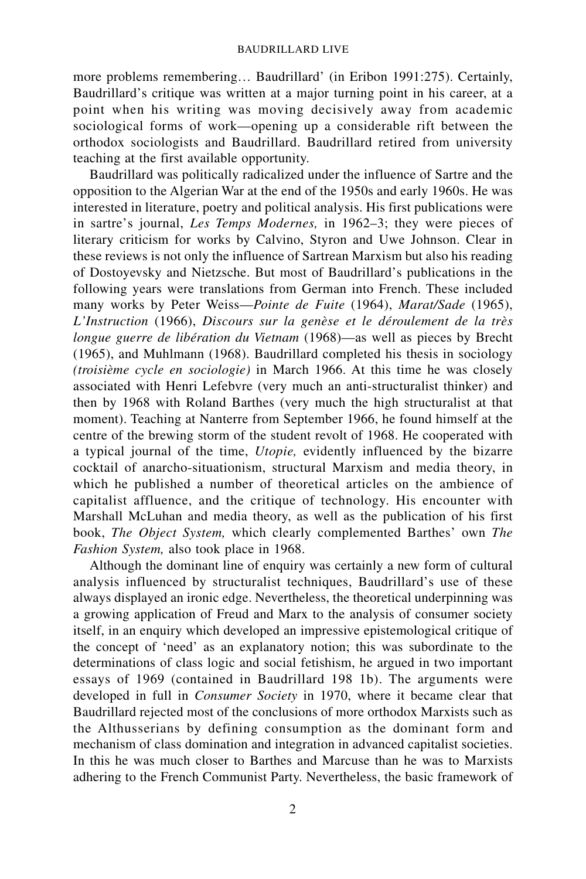more problems remembering… Baudrillard' (in Eribon 1991:275). Certainly, Baudrillard's critique was written at a major turning point in his career, at a point when his writing was moving decisively away from academic sociological forms of work—opening up a considerable rift between the orthodox sociologists and Baudrillard. Baudrillard retired from university teaching at the first available opportunity.

Baudrillard was politically radicalized under the influence of Sartre and the opposition to the Algerian War at the end of the 1950s and early 1960s. He was interested in literature, poetry and political analysis. His first publications were in sartre's journal, *Les Temps Modernes,* in 1962–3; they were pieces of literary criticism for works by Calvino, Styron and Uwe Johnson. Clear in these reviews is not only the influence of Sartrean Marxism but also his reading of Dostoyevsky and Nietzsche. But most of Baudrillard's publications in the following years were translations from German into French. These included many works by Peter Weiss—*Pointe de Fuite* (1964), *Marat/Sade* (1965), *L'Instruction* (1966), *Discours sur la genèse et le déroulement de la très longue guerre de libération du Vietnam* (1968)—as well as pieces by Brecht (1965), and Muhlmann (1968). Baudrillard completed his thesis in sociology *(troisième cycle en sociologie)* in March 1966. At this time he was closely associated with Henri Lefebvre (very much an anti-structuralist thinker) and then by 1968 with Roland Barthes (very much the high structuralist at that moment). Teaching at Nanterre from September 1966, he found himself at the centre of the brewing storm of the student revolt of 1968. He cooperated with a typical journal of the time, *Utopie,* evidently influenced by the bizarre cocktail of anarcho-situationism, structural Marxism and media theory, in which he published a number of theoretical articles on the ambience of capitalist affluence, and the critique of technology. His encounter with Marshall McLuhan and media theory, as well as the publication of his first book, *The Object System,* which clearly complemented Barthes' own *The Fashion System,* also took place in 1968.

Although the dominant line of enquiry was certainly a new form of cultural analysis influenced by structuralist techniques, Baudrillard's use of these always displayed an ironic edge. Nevertheless, the theoretical underpinning was a growing application of Freud and Marx to the analysis of consumer society itself, in an enquiry which developed an impressive epistemological critique of the concept of 'need' as an explanatory notion; this was subordinate to the determinations of class logic and social fetishism, he argued in two important essays of 1969 (contained in Baudrillard 198 1b). The arguments were developed in full in *Consumer Society* in 1970, where it became clear that Baudrillard rejected most of the conclusions of more orthodox Marxists such as the Althusserians by defining consumption as the dominant form and mechanism of class domination and integration in advanced capitalist societies. In this he was much closer to Barthes and Marcuse than he was to Marxists adhering to the French Communist Party. Nevertheless, the basic framework of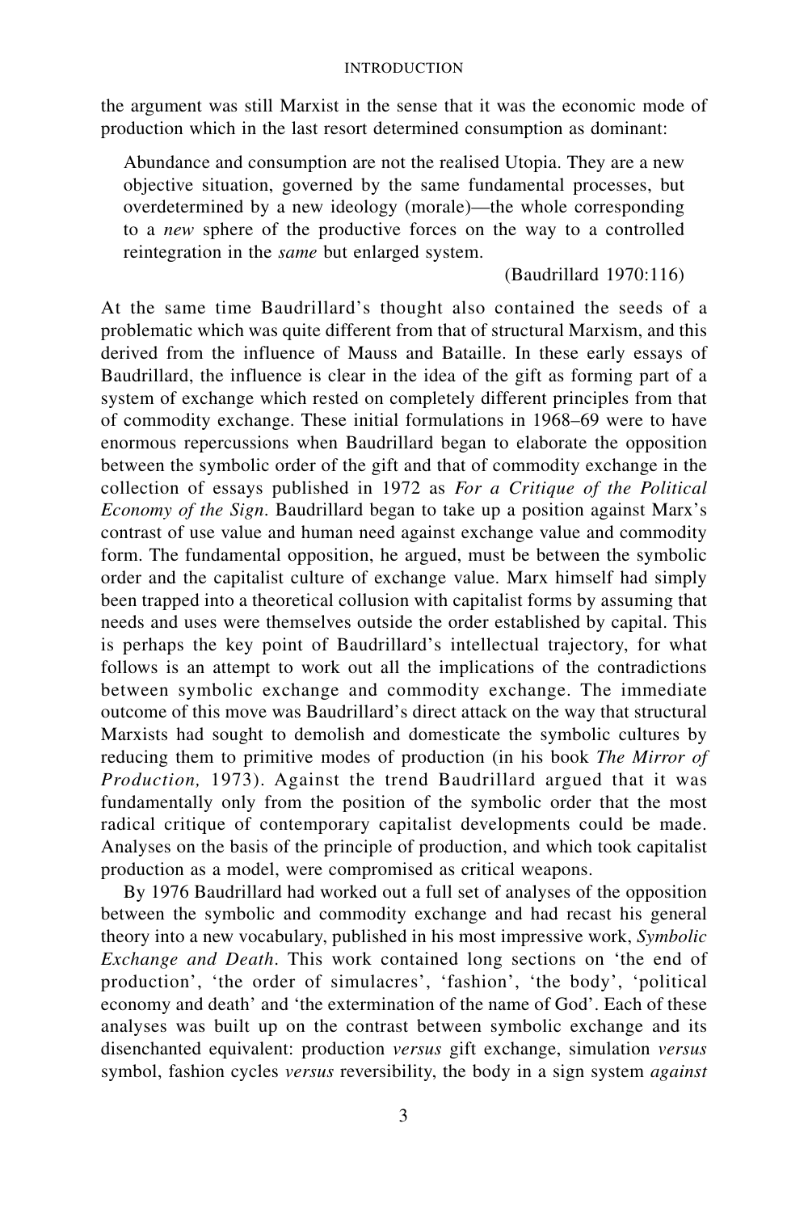the argument was still Marxist in the sense that it was the economic mode of production which in the last resort determined consumption as dominant:

> Abundance and consumption are not the realised Utopia. They are a new objective situation, governed by the same fundamental processes, but overdetermined by a new ideology (morale)—the whole corresponding to a *new* sphere of the productive forces on the way to a controlled reintegration in the *same* but enlarged system.
>
> (Baudrillard 1970:116)

At the same time Baudrillard's thought also contained the seeds of a problematic which was quite different from that of structural Marxism, and this derived from the influence of Mauss and Bataille. In these early essays of Baudrillard, the influence is clear in the idea of the gift as forming part of a system of exchange which rested on completely different principles from that of commodity exchange. These initial formulations in 1968–69 were to have enormous repercussions when Baudrillard began to elaborate the opposition between the symbolic order of the gift and that of commodity exchange in the collection of essays published in 1972 as *For a Critique of the Political Economy of the Sign*. Baudrillard began to take up a position against Marx's contrast of use value and human need against exchange value and commodity form. The fundamental opposition, he argued, must be between the symbolic order and the capitalist culture of exchange value. Marx himself had simply been trapped into a theoretical collusion with capitalist forms by assuming that needs and uses were themselves outside the order established by capital. This is perhaps the key point of Baudrillard's intellectual trajectory, for what follows is an attempt to work out all the implications of the contradictions between symbolic exchange and commodity exchange. The immediate outcome of this move was Baudrillard's direct attack on the way that structural Marxists had sought to demolish and domesticate the symbolic cultures by reducing them to primitive modes of production (in his book *The Mirror of Production,* 1973). Against the trend Baudrillard argued that it was fundamentally only from the position of the symbolic order that the most radical critique of contemporary capitalist developments could be made. Analyses on the basis of the principle of production, and which took capitalist production as a model, were compromised as critical weapons.

By 1976 Baudrillard had worked out a full set of analyses of the opposition between the symbolic and commodity exchange and had recast his general theory into a new vocabulary, published in his most impressive work, *Symbolic Exchange and Death*. This work contained long sections on 'the end of production', 'the order of simulacres', 'fashion', 'the body', 'political economy and death' and 'the extermination of the name of God'. Each of these analyses was built up on the contrast between symbolic exchange and its disenchanted equivalent: production *versus* gift exchange, simulation *versus* symbol, fashion cycles *versus* reversibility, the body in a sign system *against*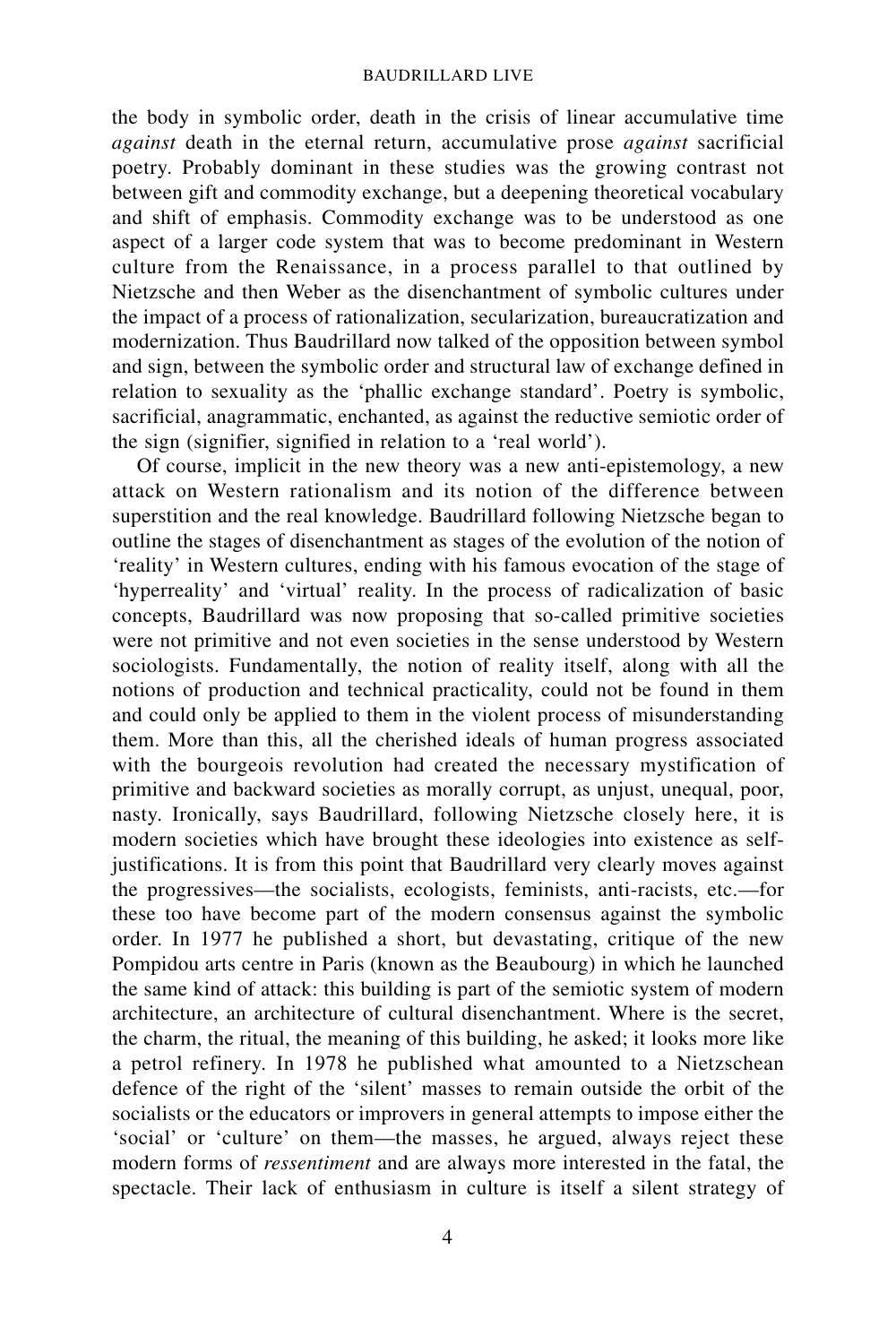the body in symbolic order, death in the crisis of linear accumulative time *against* death in the eternal return, accumulative prose *against* sacrificial poetry. Probably dominant in these studies was the growing contrast not between gift and commodity exchange, but a deepening theoretical vocabulary and shift of emphasis. Commodity exchange was to be understood as one aspect of a larger code system that was to become predominant in Western culture from the Renaissance, in a process parallel to that outlined by Nietzsche and then Weber as the disenchantment of symbolic cultures under the impact of a process of rationalization, secularization, bureaucratization and modernization. Thus Baudrillard now talked of the opposition between symbol and sign, between the symbolic order and structural law of exchange defined in relation to sexuality as the 'phallic exchange standard'. Poetry is symbolic, sacrificial, anagrammatic, enchanted, as against the reductive semiotic order of the sign (signifier, signified in relation to a 'real world').

Of course, implicit in the new theory was a new anti-epistemology, a new attack on Western rationalism and its notion of the difference between superstition and the real knowledge. Baudrillard following Nietzsche began to outline the stages of disenchantment as stages of the evolution of the notion of 'reality' in Western cultures, ending with his famous evocation of the stage of 'hyperreality' and 'virtual' reality. In the process of radicalization of basic concepts, Baudrillard was now proposing that so-called primitive societies were not primitive and not even societies in the sense understood by Western sociologists. Fundamentally, the notion of reality itself, along with all the notions of production and technical practicality, could not be found in them and could only be applied to them in the violent process of misunderstanding them. More than this, all the cherished ideals of human progress associated with the bourgeois revolution had created the necessary mystification of primitive and backward societies as morally corrupt, as unjust, unequal, poor, nasty. Ironically, says Baudrillard, following Nietzsche closely here, it is modern societies which have brought these ideologies into existence as self-justifications. It is from this point that Baudrillard very clearly moves against the progressives—the socialists, ecologists, feminists, anti-racists, etc.—for these too have become part of the modern consensus against the symbolic order. In 1977 he published a short, but devastating, critique of the new Pompidou arts centre in Paris (known as the Beaubourg) in which he launched the same kind of attack: this building is part of the semiotic system of modern architecture, an architecture of cultural disenchantment. Where is the secret, the charm, the ritual, the meaning of this building, he asked; it looks more like a petrol refinery. In 1978 he published what amounted to a Nietzschean defence of the right of the 'silent' masses to remain outside the orbit of the socialists or the educators or improvers in general attempts to impose either the 'social' or 'culture' on them—the masses, he argued, always reject these modern forms of *ressentiment* and are always more interested in the fatal, the spectacle. Their lack of enthusiasm in culture is itself a silent strategy of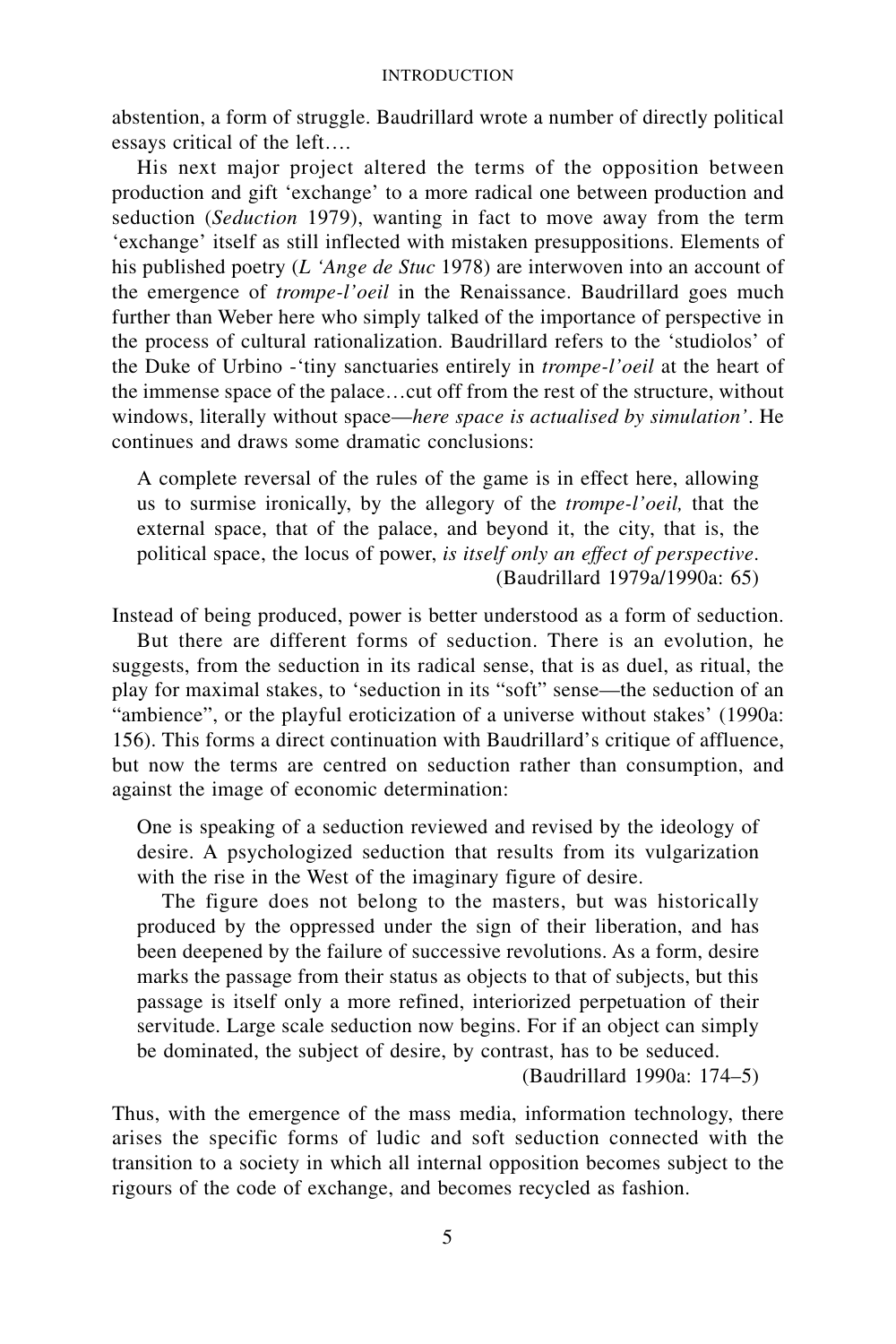abstention, a form of struggle. Baudrillard wrote a number of directly political essays critical of the left….

His next major project altered the terms of the opposition between production and gift 'exchange' to a more radical one between production and seduction (*Seduction* 1979), wanting in fact to move away from the term 'exchange' itself as still inflected with mistaken presuppositions. Elements of his published poetry (*L 'Ange de Stuc* 1978) are interwoven into an account of the emergence of *trompe-l'oeil* in the Renaissance. Baudrillard goes much further than Weber here who simply talked of the importance of perspective in the process of cultural rationalization. Baudrillard refers to the 'studiolos' of the Duke of Urbino -'tiny sanctuaries entirely in *trompe-l'oeil* at the heart of the immense space of the palace…cut off from the rest of the structure, without windows, literally without space—*here space is actualised by simulation'*. He continues and draws some dramatic conclusions:

> A complete reversal of the rules of the game is in effect here, allowing us to surmise ironically, by the allegory of the *trompe-l'oeil,* that the external space, that of the palace, and beyond it, the city, that is, the political space, the locus of power, *is itself only an effect of perspective*.
> (Baudrillard 1979a/1990a: 65)

Instead of being produced, power is better understood as a form of seduction.

But there are different forms of seduction. There is an evolution, he suggests, from the seduction in its radical sense, that is as duel, as ritual, the play for maximal stakes, to 'seduction in its "soft" sense—the seduction of an "ambience", or the playful eroticization of a universe without stakes' (1990a: 156). This forms a direct continuation with Baudrillard's critique of affluence, but now the terms are centred on seduction rather than consumption, and against the image of economic determination:

> One is speaking of a seduction reviewed and revised by the ideology of desire. A psychologized seduction that results from its vulgarization with the rise in the West of the imaginary figure of desire.
>
> The figure does not belong to the masters, but was historically produced by the oppressed under the sign of their liberation, and has been deepened by the failure of successive revolutions. As a form, desire marks the passage from their status as objects to that of subjects, but this passage is itself only a more refined, interiorized perpetuation of their servitude. Large scale seduction now begins. For if an object can simply be dominated, the subject of desire, by contrast, has to be seduced.
> (Baudrillard 1990a: 174–5)

Thus, with the emergence of the mass media, information technology, there arises the specific forms of ludic and soft seduction connected with the transition to a society in which all internal opposition becomes subject to the rigours of the code of exchange, and becomes recycled as fashion.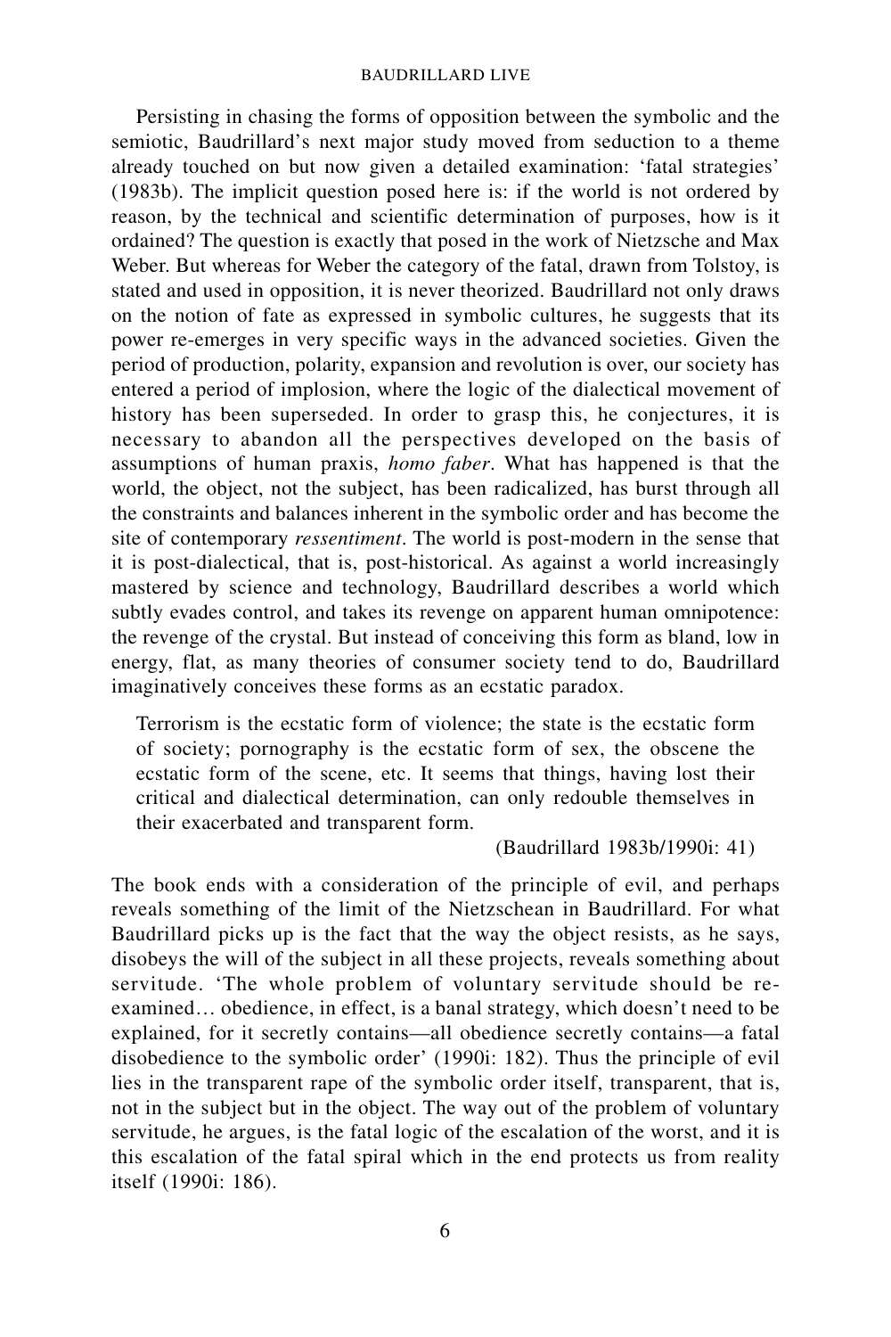Persisting in chasing the forms of opposition between the symbolic and the semiotic, Baudrillard's next major study moved from seduction to a theme already touched on but now given a detailed examination: 'fatal strategies' (1983b). The implicit question posed here is: if the world is not ordered by reason, by the technical and scientific determination of purposes, how is it ordained? The question is exactly that posed in the work of Nietzsche and Max Weber. But whereas for Weber the category of the fatal, drawn from Tolstoy, is stated and used in opposition, it is never theorized. Baudrillard not only draws on the notion of fate as expressed in symbolic cultures, he suggests that its power re-emerges in very specific ways in the advanced societies. Given the period of production, polarity, expansion and revolution is over, our society has entered a period of implosion, where the logic of the dialectical movement of history has been superseded. In order to grasp this, he conjectures, it is necessary to abandon all the perspectives developed on the basis of assumptions of human praxis, *homo faber*. What has happened is that the world, the object, not the subject, has been radicalized, has burst through all the constraints and balances inherent in the symbolic order and has become the site of contemporary *ressentiment*. The world is post-modern in the sense that it is post-dialectical, that is, post-historical. As against a world increasingly mastered by science and technology, Baudrillard describes a world which subtly evades control, and takes its revenge on apparent human omnipotence: the revenge of the crystal. But instead of conceiving this form as bland, low in energy, flat, as many theories of consumer society tend to do, Baudrillard imaginatively conceives these forms as an ecstatic paradox.

> Terrorism is the ecstatic form of violence; the state is the ecstatic form of society; pornography is the ecstatic form of sex, the obscene the ecstatic form of the scene, etc. It seems that things, having lost their critical and dialectical determination, can only redouble themselves in their exacerbated and transparent form.
>
> (Baudrillard 1983b/1990i: 41)

The book ends with a consideration of the principle of evil, and perhaps reveals something of the limit of the Nietzschean in Baudrillard. For what Baudrillard picks up is the fact that the way the object resists, as he says, disobeys the will of the subject in all these projects, reveals something about servitude. 'The whole problem of voluntary servitude should be re-examined… obedience, in effect, is a banal strategy, which doesn't need to be explained, for it secretly contains—all obedience secretly contains—a fatal disobedience to the symbolic order' (1990i: 182). Thus the principle of evil lies in the transparent rape of the symbolic order itself, transparent, that is, not in the subject but in the object. The way out of the problem of voluntary servitude, he argues, is the fatal logic of the escalation of the worst, and it is this escalation of the fatal spiral which in the end protects us from reality itself (1990i: 186).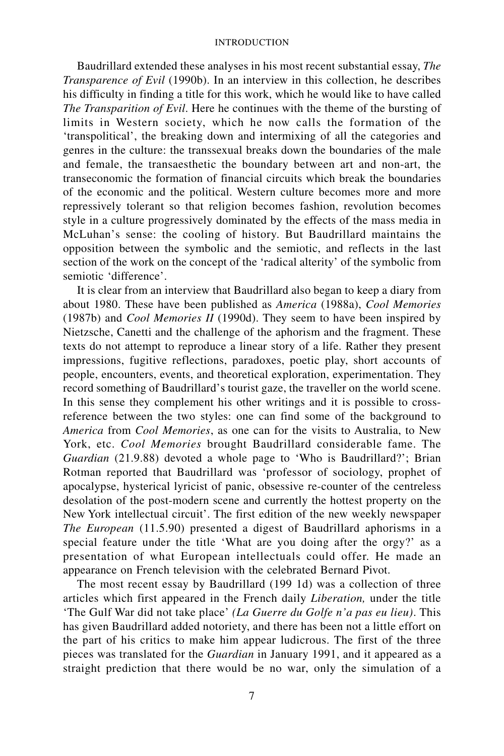Baudrillard extended these analyses in his most recent substantial essay, *The Transparence of Evil* (1990b). In an interview in this collection, he describes his difficulty in finding a title for this work, which he would like to have called *The Transparition of Evil*. Here he continues with the theme of the bursting of limits in Western society, which he now calls the formation of the 'transpolitical', the breaking down and intermixing of all the categories and genres in the culture: the transsexual breaks down the boundaries of the male and female, the transaesthetic the boundary between art and non-art, the transeconomic the formation of financial circuits which break the boundaries of the economic and the political. Western culture becomes more and more repressively tolerant so that religion becomes fashion, revolution becomes style in a culture progressively dominated by the effects of the mass media in McLuhan's sense: the cooling of history. But Baudrillard maintains the opposition between the symbolic and the semiotic, and reflects in the last section of the work on the concept of the 'radical alterity' of the symbolic from semiotic 'difference'.

It is clear from an interview that Baudrillard also began to keep a diary from about 1980. These have been published as *America* (1988a), *Cool Memories* (1987b) and *Cool Memories II* (1990d). They seem to have been inspired by Nietzsche, Canetti and the challenge of the aphorism and the fragment. These texts do not attempt to reproduce a linear story of a life. Rather they present impressions, fugitive reflections, paradoxes, poetic play, short accounts of people, encounters, events, and theoretical exploration, experimentation. They record something of Baudrillard's tourist gaze, the traveller on the world scene. In this sense they complement his other writings and it is possible to cross-reference between the two styles: one can find some of the background to *America* from *Cool Memories*, as one can for the visits to Australia, to New York, etc. *Cool Memories* brought Baudrillard considerable fame. The *Guardian* (21.9.88) devoted a whole page to 'Who is Baudrillard?'; Brian Rotman reported that Baudrillard was 'professor of sociology, prophet of apocalypse, hysterical lyricist of panic, obsessive re-counter of the centreless desolation of the post-modern scene and currently the hottest property on the New York intellectual circuit'. The first edition of the new weekly newspaper *The European* (11.5.90) presented a digest of Baudrillard aphorisms in a special feature under the title 'What are you doing after the orgy?' as a presentation of what European intellectuals could offer. He made an appearance on French television with the celebrated Bernard Pivot.

The most recent essay by Baudrillard (199 1d) was a collection of three articles which first appeared in the French daily *Liberation,* under the title 'The Gulf War did not take place' *(La Guerre du Golfe n'a pas eu lieu)*. This has given Baudrillard added notoriety, and there has been not a little effort on the part of his critics to make him appear ludicrous. The first of the three pieces was translated for the *Guardian* in January 1991, and it appeared as a straight prediction that there would be no war, only the simulation of a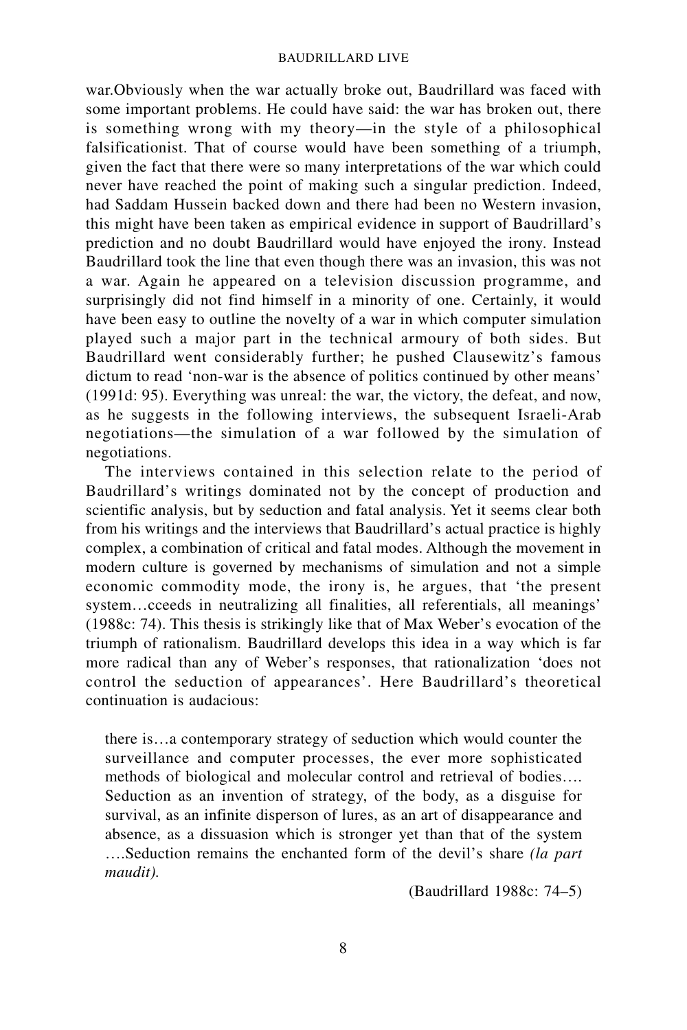war.Obviously when the war actually broke out, Baudrillard was faced with some important problems. He could have said: the war has broken out, there is something wrong with my theory—in the style of a philosophical falsificationist. That of course would have been something of a triumph, given the fact that there were so many interpretations of the war which could never have reached the point of making such a singular prediction. Indeed, had Saddam Hussein backed down and there had been no Western invasion, this might have been taken as empirical evidence in support of Baudrillard's prediction and no doubt Baudrillard would have enjoyed the irony. Instead Baudrillard took the line that even though there was an invasion, this was not a war. Again he appeared on a television discussion programme, and surprisingly did not find himself in a minority of one. Certainly, it would have been easy to outline the novelty of a war in which computer simulation played such a major part in the technical armoury of both sides. But Baudrillard went considerably further; he pushed Clausewitz's famous dictum to read 'non-war is the absence of politics continued by other means' (1991d: 95). Everything was unreal: the war, the victory, the defeat, and now, as he suggests in the following interviews, the subsequent Israeli-Arab negotiations—the simulation of a war followed by the simulation of negotiations.

The interviews contained in this selection relate to the period of Baudrillard's writings dominated not by the concept of production and scientific analysis, but by seduction and fatal analysis. Yet it seems clear both from his writings and the interviews that Baudrillard's actual practice is highly complex, a combination of critical and fatal modes. Although the movement in modern culture is governed by mechanisms of simulation and not a simple economic commodity mode, the irony is, he argues, that 'the present system…cceeds in neutralizing all finalities, all referentials, all meanings' (1988c: 74). This thesis is strikingly like that of Max Weber's evocation of the triumph of rationalism. Baudrillard develops this idea in a way which is far more radical than any of Weber's responses, that rationalization 'does not control the seduction of appearances'. Here Baudrillard's theoretical continuation is audacious:

> there is…a contemporary strategy of seduction which would counter the surveillance and computer processes, the ever more sophisticated methods of biological and molecular control and retrieval of bodies…. Seduction as an invention of strategy, of the body, as a disguise for survival, as an infinite disperson of lures, as an art of disappearance and absence, as a dissuasion which is stronger yet than that of the system ….Seduction remains the enchanted form of the devil's share *(la part maudit).*
>
> (Baudrillard 1988c: 74–5)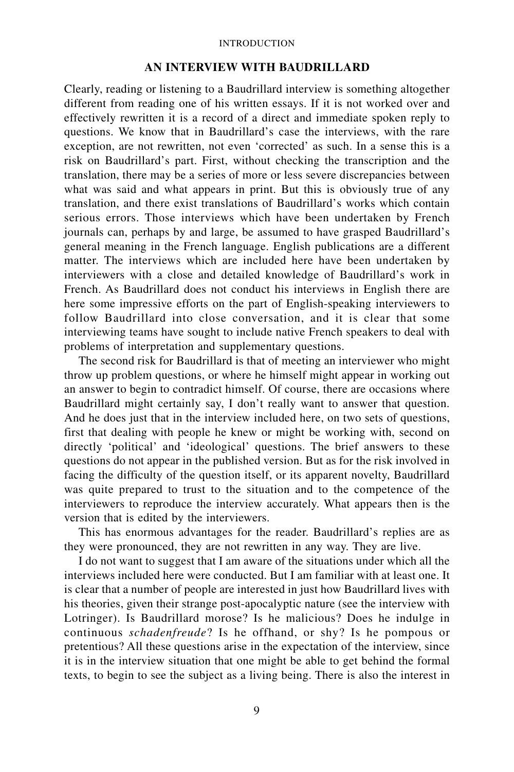## AN INTERVIEW WITH BAUDRILLARD

Clearly, reading or listening to a Baudrillard interview is something altogether different from reading one of his written essays. If it is not worked over and effectively rewritten it is a record of a direct and immediate spoken reply to questions. We know that in Baudrillard's case the interviews, with the rare exception, are not rewritten, not even 'corrected' as such. In a sense this is a risk on Baudrillard's part. First, without checking the transcription and the translation, there may be a series of more or less severe discrepancies between what was said and what appears in print. But this is obviously true of any translation, and there exist translations of Baudrillard's works which contain serious errors. Those interviews which have been undertaken by French journals can, perhaps by and large, be assumed to have grasped Baudrillard's general meaning in the French language. English publications are a different matter. The interviews which are included here have been undertaken by interviewers with a close and detailed knowledge of Baudrillard's work in French. As Baudrillard does not conduct his interviews in English there are here some impressive efforts on the part of English-speaking interviewers to follow Baudrillard into close conversation, and it is clear that some interviewing teams have sought to include native French speakers to deal with problems of interpretation and supplementary questions.

The second risk for Baudrillard is that of meeting an interviewer who might throw up problem questions, or where he himself might appear in working out an answer to begin to contradict himself. Of course, there are occasions where Baudrillard might certainly say, I don't really want to answer that question. And he does just that in the interview included here, on two sets of questions, first that dealing with people he knew or might be working with, second on directly 'political' and 'ideological' questions. The brief answers to these questions do not appear in the published version. But as for the risk involved in facing the difficulty of the question itself, or its apparent novelty, Baudrillard was quite prepared to trust to the situation and to the competence of the interviewers to reproduce the interview accurately. What appears then is the version that is edited by the interviewers.

This has enormous advantages for the reader. Baudrillard's replies are as they were pronounced, they are not rewritten in any way. They are live.

I do not want to suggest that I am aware of the situations under which all the interviews included here were conducted. But I am familiar with at least one. It is clear that a number of people are interested in just how Baudrillard lives with his theories, given their strange post-apocalyptic nature (see the interview with Lotringer). Is Baudrillard morose? Is he malicious? Does he indulge in continuous *schadenfreude*? Is he offhand, or shy? Is he pompous or pretentious? All these questions arise in the expectation of the interview, since it is in the interview situation that one might be able to get behind the formal texts, to begin to see the subject as a living being. There is also the interest in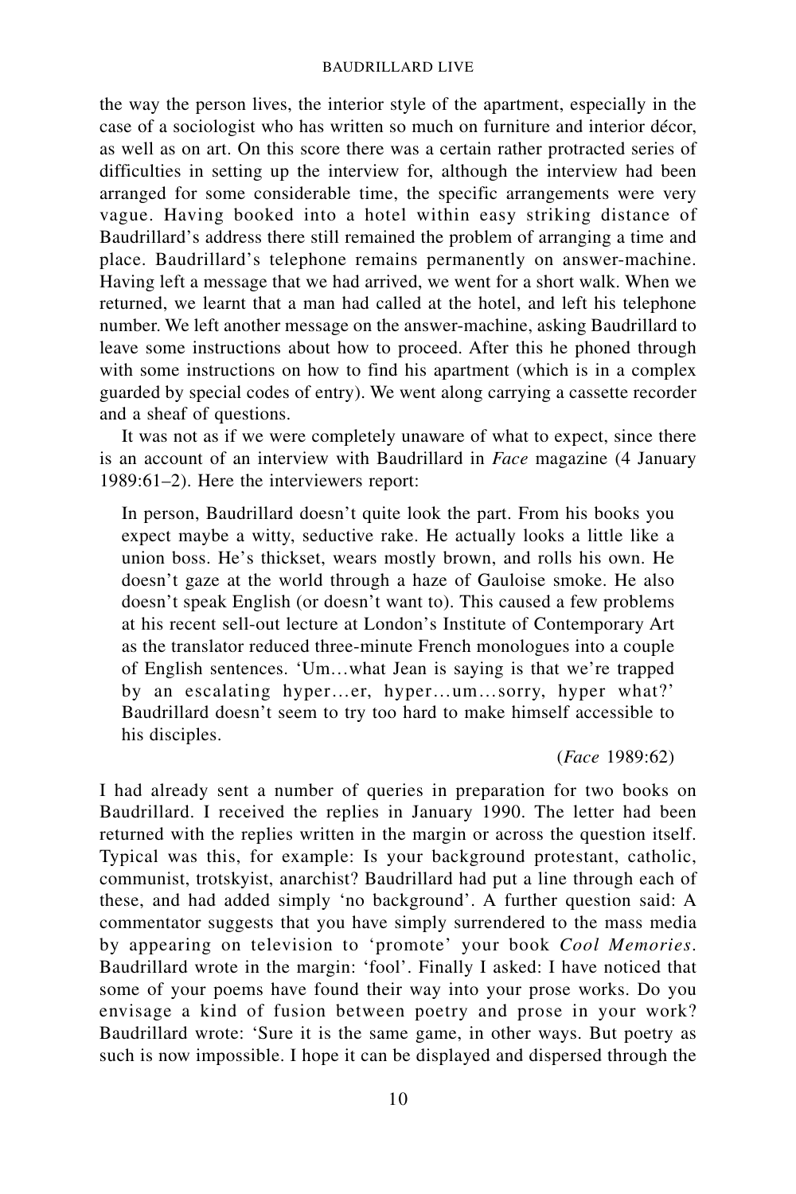the way the person lives, the interior style of the apartment, especially in the case of a sociologist who has written so much on furniture and interior décor, as well as on art. On this score there was a certain rather protracted series of difficulties in setting up the interview for, although the interview had been arranged for some considerable time, the specific arrangements were very vague. Having booked into a hotel within easy striking distance of Baudrillard's address there still remained the problem of arranging a time and place. Baudrillard's telephone remains permanently on answer-machine. Having left a message that we had arrived, we went for a short walk. When we returned, we learnt that a man had called at the hotel, and left his telephone number. We left another message on the answer-machine, asking Baudrillard to leave some instructions about how to proceed. After this he phoned through with some instructions on how to find his apartment (which is in a complex guarded by special codes of entry). We went along carrying a cassette recorder and a sheaf of questions.

It was not as if we were completely unaware of what to expect, since there is an account of an interview with Baudrillard in *Face* magazine (4 January 1989:61–2). Here the interviewers report:

> In person, Baudrillard doesn't quite look the part. From his books you expect maybe a witty, seductive rake. He actually looks a little like a union boss. He's thickset, wears mostly brown, and rolls his own. He doesn't gaze at the world through a haze of Gauloise smoke. He also doesn't speak English (or doesn't want to). This caused a few problems at his recent sell-out lecture at London's Institute of Contemporary Art as the translator reduced three-minute French monologues into a couple of English sentences. 'Um…what Jean is saying is that we're trapped by an escalating hyper…er, hyper…um…sorry, hyper what?' Baudrillard doesn't seem to try too hard to make himself accessible to his disciples.
>
> (*Face* 1989:62)

I had already sent a number of queries in preparation for two books on Baudrillard. I received the replies in January 1990. The letter had been returned with the replies written in the margin or across the question itself. Typical was this, for example: Is your background protestant, catholic, communist, trotskyist, anarchist? Baudrillard had put a line through each of these, and had added simply 'no background'. A further question said: A commentator suggests that you have simply surrendered to the mass media by appearing on television to 'promote' your book *Cool Memories*. Baudrillard wrote in the margin: 'fool'. Finally I asked: I have noticed that some of your poems have found their way into your prose works. Do you envisage a kind of fusion between poetry and prose in your work? Baudrillard wrote: 'Sure it is the same game, in other ways. But poetry as such is now impossible. I hope it can be displayed and dispersed through the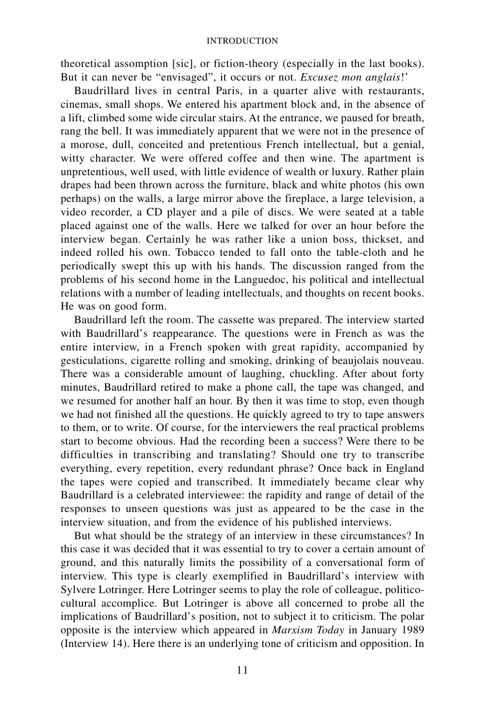theoretical assomption [sic], or fiction-theory (especially in the last books). But it can never be "envisaged", it occurs or not. *Excusez mon anglais*!'

Baudrillard lives in central Paris, in a quarter alive with restaurants, cinemas, small shops. We entered his apartment block and, in the absence of a lift, climbed some wide circular stairs. At the entrance, we paused for breath, rang the bell. It was immediately apparent that we were not in the presence of a morose, dull, conceited and pretentious French intellectual, but a genial, witty character. We were offered coffee and then wine. The apartment is unpretentious, well used, with little evidence of wealth or luxury. Rather plain drapes had been thrown across the furniture, black and white photos (his own perhaps) on the walls, a large mirror above the fireplace, a large television, a video recorder, a CD player and a pile of discs. We were seated at a table placed against one of the walls. Here we talked for over an hour before the interview began. Certainly he was rather like a union boss, thickset, and indeed rolled his own. Tobacco tended to fall onto the table-cloth and he periodically swept this up with his hands. The discussion ranged from the problems of his second home in the Languedoc, his political and intellectual relations with a number of leading intellectuals, and thoughts on recent books. He was on good form.

Baudrillard left the room. The cassette was prepared. The interview started with Baudrillard's reappearance. The questions were in French as was the entire interview, in a French spoken with great rapidity, accompanied by gesticulations, cigarette rolling and smoking, drinking of beaujolais nouveau. There was a considerable amount of laughing, chuckling. After about forty minutes, Baudrillard retired to make a phone call, the tape was changed, and we resumed for another half an hour. By then it was time to stop, even though we had not finished all the questions. He quickly agreed to try to tape answers to them, or to write. Of course, for the interviewers the real practical problems start to become obvious. Had the recording been a success? Were there to be difficulties in transcribing and translating? Should one try to transcribe everything, every repetition, every redundant phrase? Once back in England the tapes were copied and transcribed. It immediately became clear why Baudrillard is a celebrated interviewee: the rapidity and range of detail of the responses to unseen questions was just as appeared to be the case in the interview situation, and from the evidence of his published interviews.

But what should be the strategy of an interview in these circumstances? In this case it was decided that it was essential to try to cover a certain amount of ground, and this naturally limits the possibility of a conversational form of interview. This type is clearly exemplified in Baudrillard's interview with Sylvere Lotringer. Here Lotringer seems to play the role of colleague, politico-cultural accomplice. But Lotringer is above all concerned to probe all the implications of Baudrillard's position, not to subject it to criticism. The polar opposite is the interview which appeared in *Marxism Today* in January 1989 (Interview 14). Here there is an underlying tone of criticism and opposition. In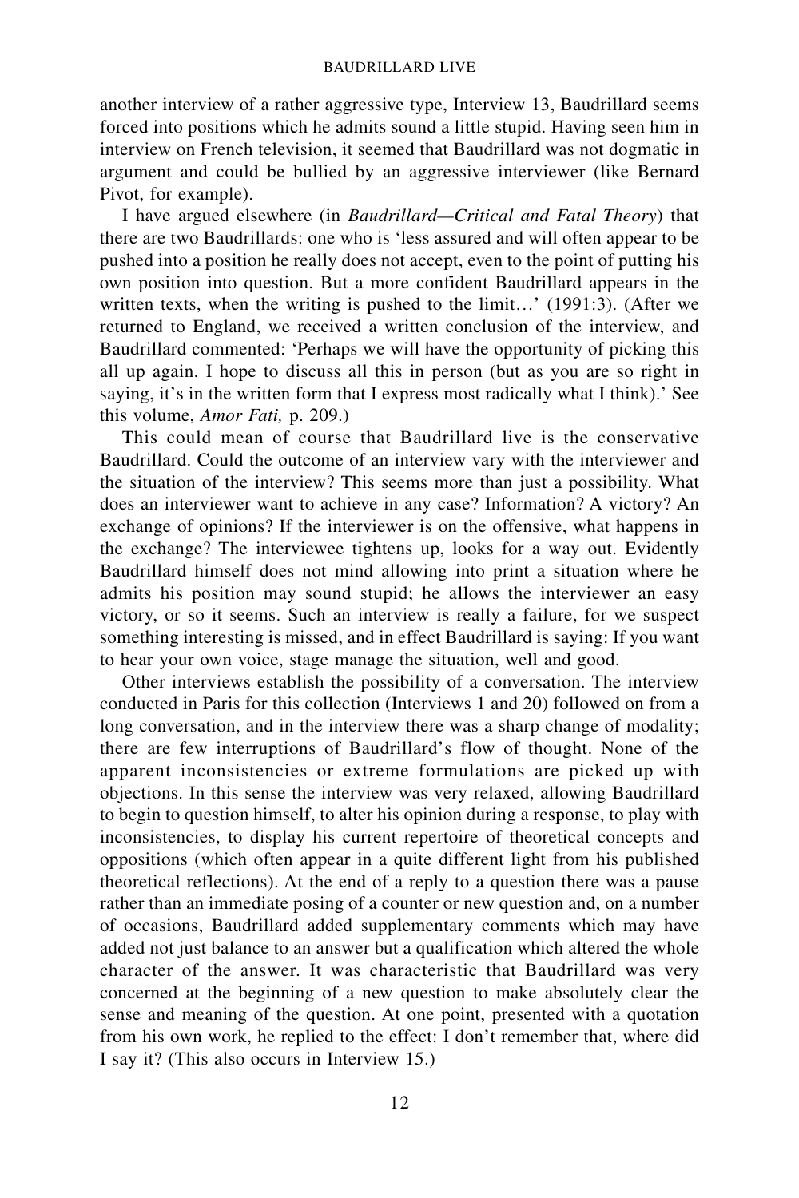another interview of a rather aggressive type, Interview 13, Baudrillard seems forced into positions which he admits sound a little stupid. Having seen him in interview on French television, it seemed that Baudrillard was not dogmatic in argument and could be bullied by an aggressive interviewer (like Bernard Pivot, for example).

I have argued elsewhere (in *Baudrillard—Critical and Fatal Theory*) that there are two Baudrillards: one who is 'less assured and will often appear to be pushed into a position he really does not accept, even to the point of putting his own position into question. But a more confident Baudrillard appears in the written texts, when the writing is pushed to the limit…' (1991:3). (After we returned to England, we received a written conclusion of the interview, and Baudrillard commented: 'Perhaps we will have the opportunity of picking this all up again. I hope to discuss all this in person (but as you are so right in saying, it's in the written form that I express most radically what I think).' See this volume, *Amor Fati,* p. 209.)

This could mean of course that Baudrillard live is the conservative Baudrillard. Could the outcome of an interview vary with the interviewer and the situation of the interview? This seems more than just a possibility. What does an interviewer want to achieve in any case? Information? A victory? An exchange of opinions? If the interviewer is on the offensive, what happens in the exchange? The interviewee tightens up, looks for a way out. Evidently Baudrillard himself does not mind allowing into print a situation where he admits his position may sound stupid; he allows the interviewer an easy victory, or so it seems. Such an interview is really a failure, for we suspect something interesting is missed, and in effect Baudrillard is saying: If you want to hear your own voice, stage manage the situation, well and good.

Other interviews establish the possibility of a conversation. The interview conducted in Paris for this collection (Interviews 1 and 20) followed on from a long conversation, and in the interview there was a sharp change of modality; there are few interruptions of Baudrillard's flow of thought. None of the apparent inconsistencies or extreme formulations are picked up with objections. In this sense the interview was very relaxed, allowing Baudrillard to begin to question himself, to alter his opinion during a response, to play with inconsistencies, to display his current repertoire of theoretical concepts and oppositions (which often appear in a quite different light from his published theoretical reflections). At the end of a reply to a question there was a pause rather than an immediate posing of a counter or new question and, on a number of occasions, Baudrillard added supplementary comments which may have added not just balance to an answer but a qualification which altered the whole character of the answer. It was characteristic that Baudrillard was very concerned at the beginning of a new question to make absolutely clear the sense and meaning of the question. At one point, presented with a quotation from his own work, he replied to the effect: I don't remember that, where did I say it? (This also occurs in Interview 15.)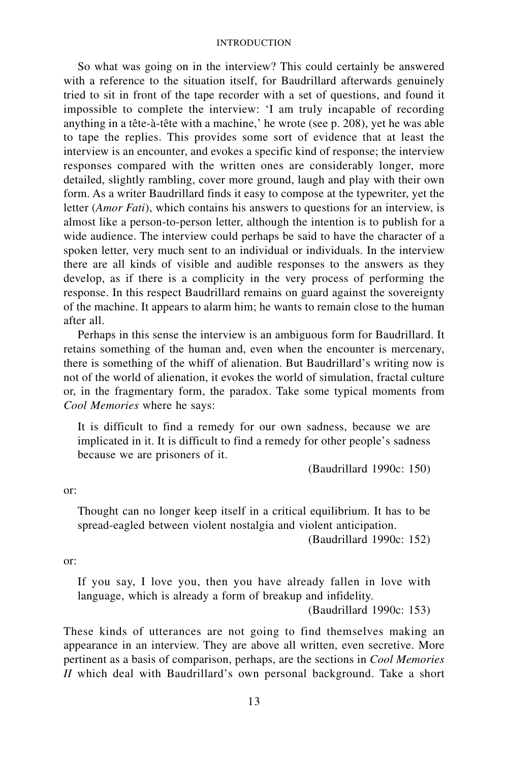So what was going on in the interview? This could certainly be answered with a reference to the situation itself, for Baudrillard afterwards genuinely tried to sit in front of the tape recorder with a set of questions, and found it impossible to complete the interview: 'I am truly incapable of recording anything in a tête-à-tête with a machine,' he wrote (see p. 208), yet he was able to tape the replies. This provides some sort of evidence that at least the interview is an encounter, and evokes a specific kind of response; the interview responses compared with the written ones are considerably longer, more detailed, slightly rambling, cover more ground, laugh and play with their own form. As a writer Baudrillard finds it easy to compose at the typewriter, yet the letter (*Amor Fati*), which contains his answers to questions for an interview, is almost like a person-to-person letter, although the intention is to publish for a wide audience. The interview could perhaps be said to have the character of a spoken letter, very much sent to an individual or individuals. In the interview there are all kinds of visible and audible responses to the answers as they develop, as if there is a complicity in the very process of performing the response. In this respect Baudrillard remains on guard against the sovereignty of the machine. It appears to alarm him; he wants to remain close to the human after all.

Perhaps in this sense the interview is an ambiguous form for Baudrillard. It retains something of the human and, even when the encounter is mercenary, there is something of the whiff of alienation. But Baudrillard's writing now is not of the world of alienation, it evokes the world of simulation, fractal culture or, in the fragmentary form, the paradox. Take some typical moments from *Cool Memories* where he says:

> It is difficult to find a remedy for our own sadness, because we are implicated in it. It is difficult to find a remedy for other people's sadness because we are prisoners of it.
>
> (Baudrillard 1990c: 150)

or:

> Thought can no longer keep itself in a critical equilibrium. It has to be spread-eagled between violent nostalgia and violent anticipation.
>
> (Baudrillard 1990c: 152)

or:

> If you say, I love you, then you have already fallen in love with language, which is already a form of breakup and infidelity.
>
> (Baudrillard 1990c: 153)

These kinds of utterances are not going to find themselves making an appearance in an interview. They are above all written, even secretive. More pertinent as a basis of comparison, perhaps, are the sections in *Cool Memories II* which deal with Baudrillard's own personal background. Take a short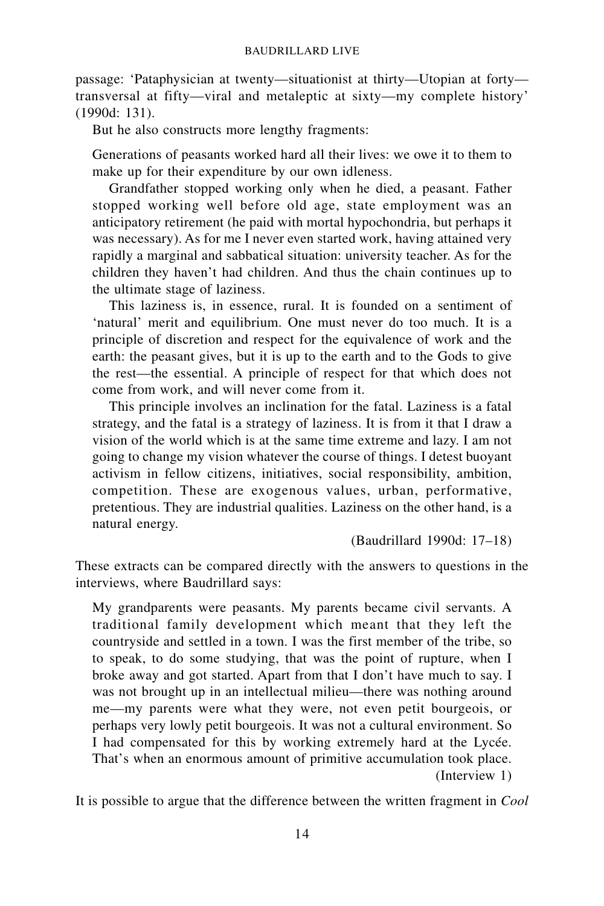passage: 'Pataphysician at twenty—situationist at thirty—Utopian at forty—transversal at fifty—viral and metaleptic at sixty—my complete history' (1990d: 131).

But he also constructs more lengthy fragments:

> Generations of peasants worked hard all their lives: we owe it to them to make up for their expenditure by our own idleness.
>
> Grandfather stopped working only when he died, a peasant. Father stopped working well before old age, state employment was an anticipatory retirement (he paid with mortal hypochondria, but perhaps it was necessary). As for me I never even started work, having attained very rapidly a marginal and sabbatical situation: university teacher. As for the children they haven't had children. And thus the chain continues up to the ultimate stage of laziness.
>
> This laziness is, in essence, rural. It is founded on a sentiment of 'natural' merit and equilibrium. One must never do too much. It is a principle of discretion and respect for the equivalence of work and the earth: the peasant gives, but it is up to the earth and to the Gods to give the rest—the essential. A principle of respect for that which does not come from work, and will never come from it.
>
> This principle involves an inclination for the fatal. Laziness is a fatal strategy, and the fatal is a strategy of laziness. It is from it that I draw a vision of the world which is at the same time extreme and lazy. I am not going to change my vision whatever the course of things. I detest buoyant activism in fellow citizens, initiatives, social responsibility, ambition, competition. These are exogenous values, urban, performative, pretentious. They are industrial qualities. Laziness on the other hand, is a natural energy.
>
> (Baudrillard 1990d: 17–18)

These extracts can be compared directly with the answers to questions in the interviews, where Baudrillard says:

> My grandparents were peasants. My parents became civil servants. A traditional family development which meant that they left the countryside and settled in a town. I was the first member of the tribe, so to speak, to do some studying, that was the point of rupture, when I broke away and got started. Apart from that I don't have much to say. I was not brought up in an intellectual milieu—there was nothing around me—my parents were what they were, not even petit bourgeois, or perhaps very lowly petit bourgeois. It was not a cultural environment. So I had compensated for this by working extremely hard at the Lycée. That's when an enormous amount of primitive accumulation took place.
>
> (Interview 1)

It is possible to argue that the difference between the written fragment in *Cool*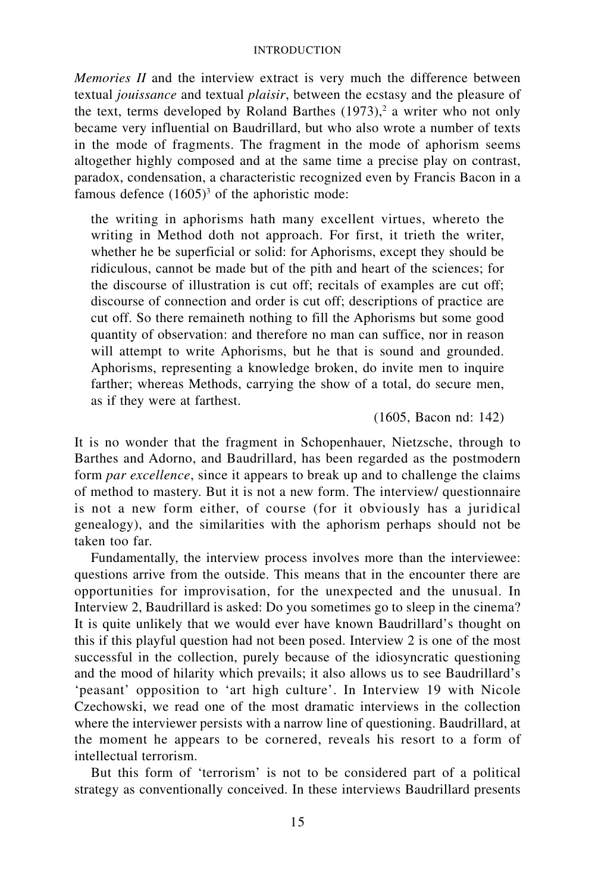*Memories II* and the interview extract is very much the difference between textual *jouissance* and textual *plaisir*, between the ecstasy and the pleasure of the text, terms developed by Roland Barthes (1973),[2] a writer who not only became very influential on Baudrillard, but who also wrote a number of texts in the mode of fragments. The fragment in the mode of aphorism seems altogether highly composed and at the same time a precise play on contrast, paradox, condensation, a characteristic recognized even by Francis Bacon in a famous defence (1605)[3] of the aphoristic mode:

> the writing in aphorisms hath many excellent virtues, whereto the writing in Method doth not approach. For first, it trieth the writer, whether he be superficial or solid: for Aphorisms, except they should be ridiculous, cannot be made but of the pith and heart of the sciences; for the discourse of illustration is cut off; recitals of examples are cut off; discourse of connection and order is cut off; descriptions of practice are cut off. So there remaineth nothing to fill the Aphorisms but some good quantity of observation: and therefore no man can suffice, nor in reason will attempt to write Aphorisms, but he that is sound and grounded. Aphorisms, representing a knowledge broken, do invite men to inquire farther; whereas Methods, carrying the show of a total, do secure men, as if they were at farthest.
>
> (1605, Bacon nd: 142)

It is no wonder that the fragment in Schopenhauer, Nietzsche, through to Barthes and Adorno, and Baudrillard, has been regarded as the postmodern form *par excellence*, since it appears to break up and to challenge the claims of method to mastery. But it is not a new form. The interview/ questionnaire is not a new form either, of course (for it obviously has a juridical genealogy), and the similarities with the aphorism perhaps should not be taken too far.

Fundamentally, the interview process involves more than the interviewee: questions arrive from the outside. This means that in the encounter there are opportunities for improvisation, for the unexpected and the unusual. In Interview 2, Baudrillard is asked: Do you sometimes go to sleep in the cinema? It is quite unlikely that we would ever have known Baudrillard's thought on this if this playful question had not been posed. Interview 2 is one of the most successful in the collection, purely because of the idiosyncratic questioning and the mood of hilarity which prevails; it also allows us to see Baudrillard's 'peasant' opposition to 'art high culture'. In Interview 19 with Nicole Czechowski, we read one of the most dramatic interviews in the collection where the interviewer persists with a narrow line of questioning. Baudrillard, at the moment he appears to be cornered, reveals his resort to a form of intellectual terrorism.

But this form of 'terrorism' is not to be considered part of a political strategy as conventionally conceived. In these interviews Baudrillard presents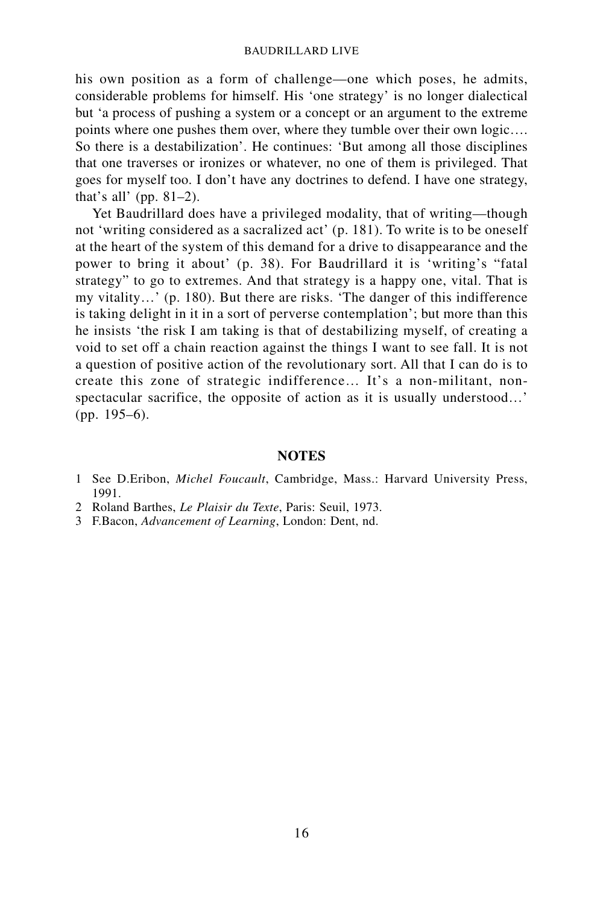his own position as a form of challenge—one which poses, he admits, considerable problems for himself. His 'one strategy' is no longer dialectical but 'a process of pushing a system or a concept or an argument to the extreme points where one pushes them over, where they tumble over their own logic…. So there is a destabilization'. He continues: 'But among all those disciplines that one traverses or ironizes or whatever, no one of them is privileged. That goes for myself too. I don't have any doctrines to defend. I have one strategy, that's all' (pp. 81–2).

Yet Baudrillard does have a privileged modality, that of writing—though not 'writing considered as a sacralized act' (p. 181). To write is to be oneself at the heart of the system of this demand for a drive to disappearance and the power to bring it about' (p. 38). For Baudrillard it is 'writing's "fatal strategy" to go to extremes. And that strategy is a happy one, vital. That is my vitality…' (p. 180). But there are risks. 'The danger of this indifference is taking delight in it in a sort of perverse contemplation'; but more than this he insists 'the risk I am taking is that of destabilizing myself, of creating a void to set off a chain reaction against the things I want to see fall. It is not a question of positive action of the revolutionary sort. All that I can do is to create this zone of strategic indifference… It's a non-militant, non-spectacular sacrifice, the opposite of action as it is usually understood…' (pp. 195–6).

## NOTES

1 See D.Eribon, *Michel Foucault*, Cambridge, Mass.: Harvard University Press, 1991.

2 Roland Barthes, *Le Plaisir du Texte*, Paris: Seuil, 1973.

3 F.Bacon, *Advancement of Learning*, London: Dent, nd.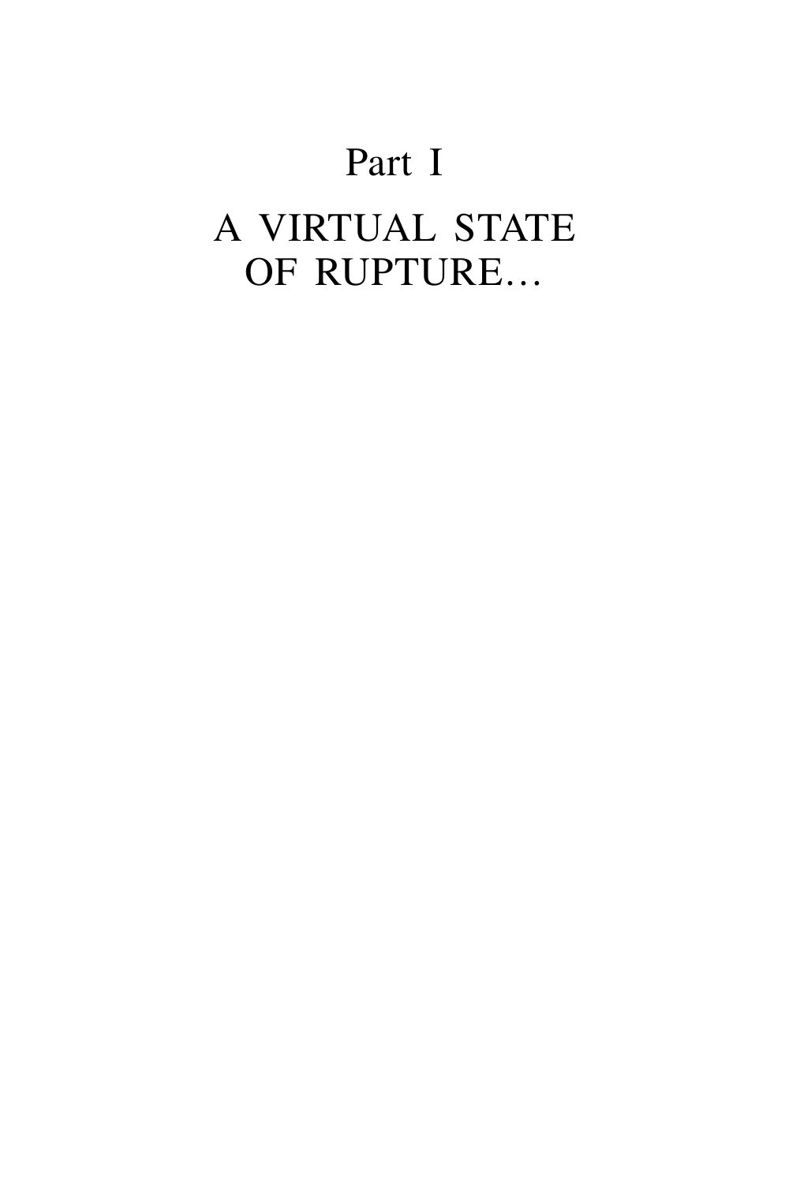# Part I

# A VIRTUAL STATE OF RUPTURE…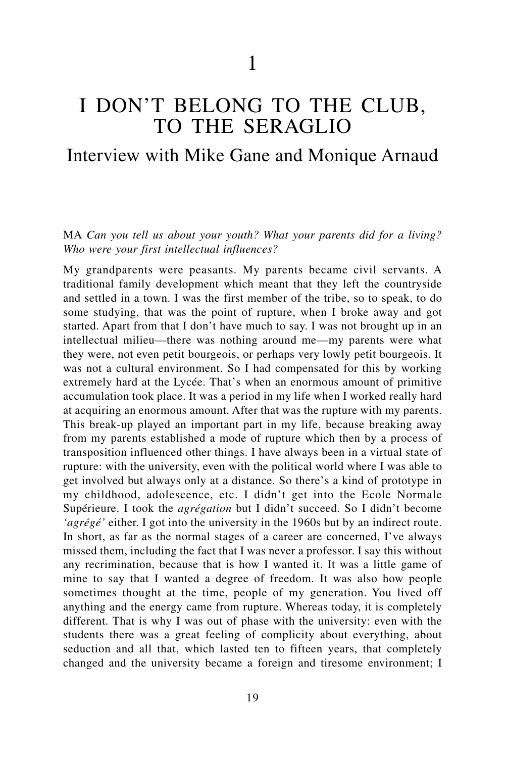# 1

# I DON'T BELONG TO THE CLUB, TO THE SERAGLIO

## Interview with Mike Gane and Monique Arnaud

MA *Can you tell us about your youth? What your parents did for a living? Who were your first intellectual influences?*

My grandparents were peasants. My parents became civil servants. A traditional family development which meant that they left the countryside and settled in a town. I was the first member of the tribe, so to speak, to do some studying, that was the point of rupture, when I broke away and got started. Apart from that I don't have much to say. I was not brought up in an intellectual milieu—there was nothing around me—my parents were what they were, not even petit bourgeois, or perhaps very lowly petit bourgeois. It was not a cultural environment. So I had compensated for this by working extremely hard at the Lycée. That's when an enormous amount of primitive accumulation took place. It was a period in my life when I worked really hard at acquiring an enormous amount. After that was the rupture with my parents. This break-up played an important part in my life, because breaking away from my parents established a mode of rupture which then by a process of transposition influenced other things. I have always been in a virtual state of rupture: with the university, even with the political world where I was able to get involved but always only at a distance. So there's a kind of prototype in my childhood, adolescence, etc. I didn't get into the Ecole Normale Supérieure. I took the *agrégation* but I didn't succeed. So I didn't become *'agrégé'* either. I got into the university in the 1960s but by an indirect route. In short, as far as the normal stages of a career are concerned, I've always missed them, including the fact that I was never a professor. I say this without any recrimination, because that is how I wanted it. It was a little game of mine to say that I wanted a degree of freedom. It was also how people sometimes thought at the time, people of my generation. You lived off anything and the energy came from rupture. Whereas today, it is completely different. That is why I was out of phase with the university: even with the students there was a great feeling of complicity about everything, about seduction and all that, which lasted ten to fifteen years, that completely changed and the university became a foreign and tiresome environment; I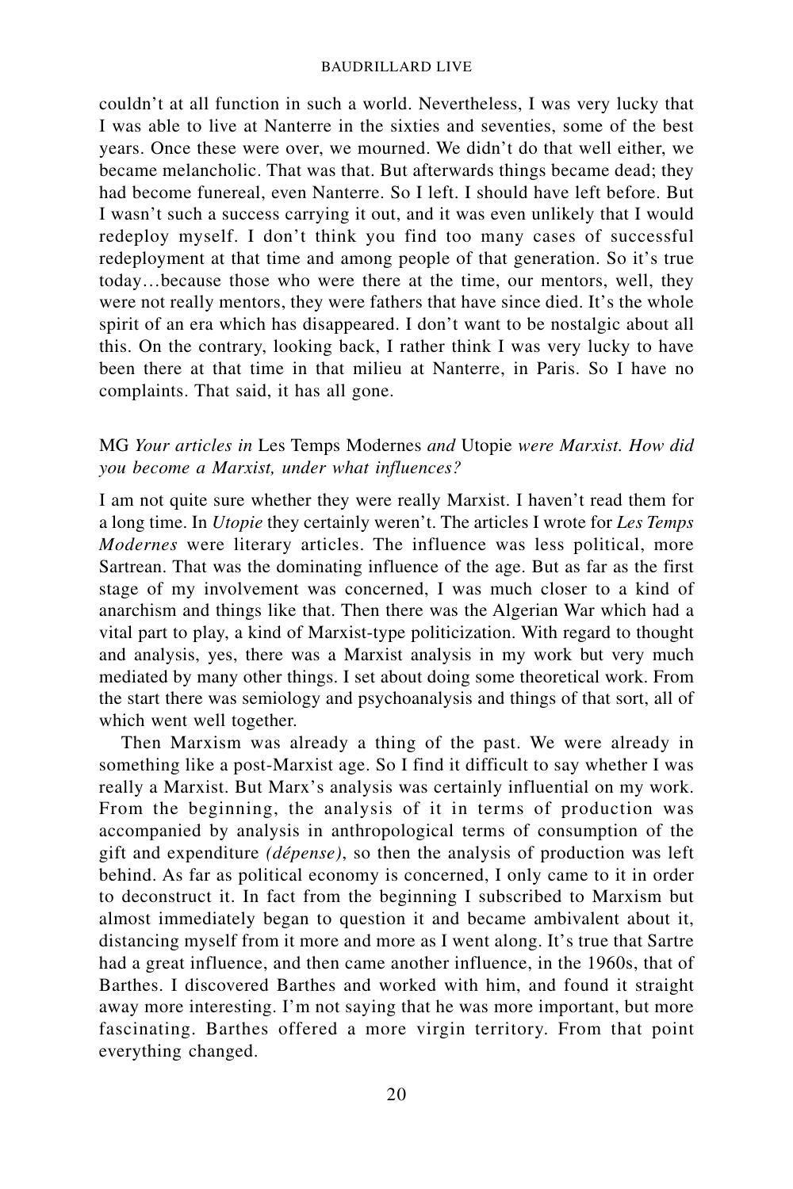couldn't at all function in such a world. Nevertheless, I was very lucky that I was able to live at Nanterre in the sixties and seventies, some of the best years. Once these were over, we mourned. We didn't do that well either, we became melancholic. That was that. But afterwards things became dead; they had become funereal, even Nanterre. So I left. I should have left before. But I wasn't such a success carrying it out, and it was even unlikely that I would redeploy myself. I don't think you find too many cases of successful redeployment at that time and among people of that generation. So it's true today…because those who were there at the time, our mentors, well, they were not really mentors, they were fathers that have since died. It's the whole spirit of an era which has disappeared. I don't want to be nostalgic about all this. On the contrary, looking back, I rather think I was very lucky to have been there at that time in that milieu at Nanterre, in Paris. So I have no complaints. That said, it has all gone.

MG *Your articles in* Les Temps Modernes *and* Utopie *were Marxist. How did you become a Marxist, under what influences?*

I am not quite sure whether they were really Marxist. I haven't read them for a long time. In *Utopie* they certainly weren't. The articles I wrote for *Les Temps Modernes* were literary articles. The influence was less political, more Sartrean. That was the dominating influence of the age. But as far as the first stage of my involvement was concerned, I was much closer to a kind of anarchism and things like that. Then there was the Algerian War which had a vital part to play, a kind of Marxist-type politicization. With regard to thought and analysis, yes, there was a Marxist analysis in my work but very much mediated by many other things. I set about doing some theoretical work. From the start there was semiology and psychoanalysis and things of that sort, all of which went well together.

Then Marxism was already a thing of the past. We were already in something like a post-Marxist age. So I find it difficult to say whether I was really a Marxist. But Marx's analysis was certainly influential on my work. From the beginning, the analysis of it in terms of production was accompanied by analysis in anthropological terms of consumption of the gift and expenditure *(dépense)*, so then the analysis of production was left behind. As far as political economy is concerned, I only came to it in order to deconstruct it. In fact from the beginning I subscribed to Marxism but almost immediately began to question it and became ambivalent about it, distancing myself from it more and more as I went along. It's true that Sartre had a great influence, and then came another influence, in the 1960s, that of Barthes. I discovered Barthes and worked with him, and found it straight away more interesting. I'm not saying that he was more important, but more fascinating. Barthes offered a more virgin territory. From that point everything changed.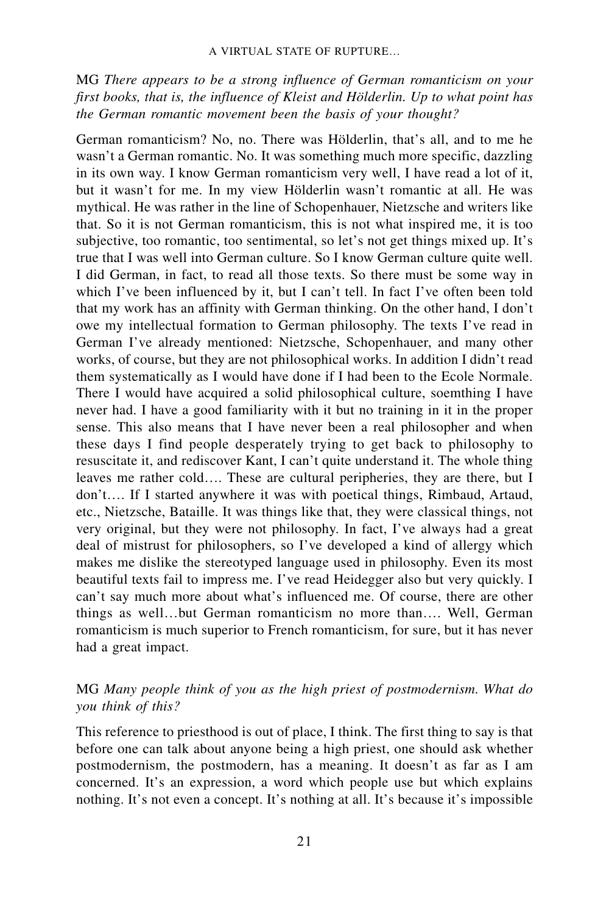MG *There appears to be a strong influence of German romanticism on your first books, that is, the influence of Kleist and Hölderlin. Up to what point has the German romantic movement been the basis of your thought?*

German romanticism? No, no. There was Hölderlin, that's all, and to me he wasn't a German romantic. No. It was something much more specific, dazzling in its own way. I know German romanticism very well, I have read a lot of it, but it wasn't for me. In my view Hölderlin wasn't romantic at all. He was mythical. He was rather in the line of Schopenhauer, Nietzsche and writers like that. So it is not German romanticism, this is not what inspired me, it is too subjective, too romantic, too sentimental, so let's not get things mixed up. It's true that I was well into German culture. So I know German culture quite well. I did German, in fact, to read all those texts. So there must be some way in which I've been influenced by it, but I can't tell. In fact I've often been told that my work has an affinity with German thinking. On the other hand, I don't owe my intellectual formation to German philosophy. The texts I've read in German I've already mentioned: Nietzsche, Schopenhauer, and many other works, of course, but they are not philosophical works. In addition I didn't read them systematically as I would have done if I had been to the Ecole Normale. There I would have acquired a solid philosophical culture, soemthing I have never had. I have a good familiarity with it but no training in it in the proper sense. This also means that I have never been a real philosopher and when these days I find people desperately trying to get back to philosophy to resuscitate it, and rediscover Kant, I can't quite understand it. The whole thing leaves me rather cold…. These are cultural peripheries, they are there, but I don't…. If I started anywhere it was with poetical things, Rimbaud, Artaud, etc., Nietzsche, Bataille. It was things like that, they were classical things, not very original, but they were not philosophy. In fact, I've always had a great deal of mistrust for philosophers, so I've developed a kind of allergy which makes me dislike the stereotyped language used in philosophy. Even its most beautiful texts fail to impress me. I've read Heidegger also but very quickly. I can't say much more about what's influenced me. Of course, there are other things as well…but German romanticism no more than…. Well, German romanticism is much superior to French romanticism, for sure, but it has never had a great impact.

MG *Many people think of you as the high priest of postmodernism. What do you think of this?*

This reference to priesthood is out of place, I think. The first thing to say is that before one can talk about anyone being a high priest, one should ask whether postmodernism, the postmodern, has a meaning. It doesn't as far as I am concerned. It's an expression, a word which people use but which explains nothing. It's not even a concept. It's nothing at all. It's because it's impossible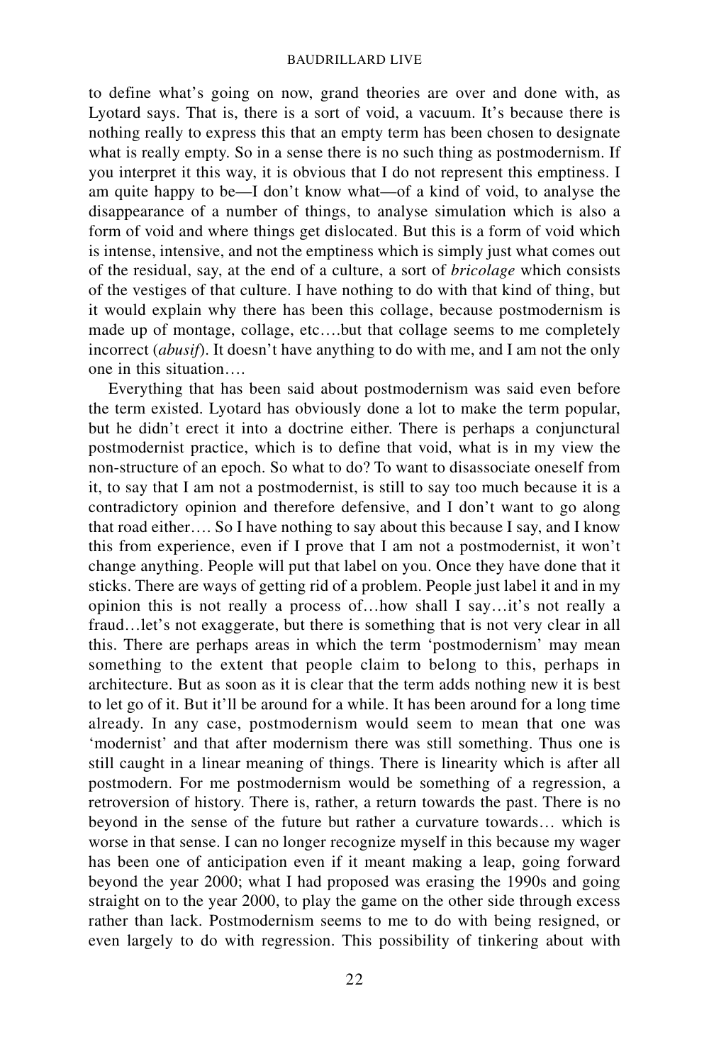to define what's going on now, grand theories are over and done with, as Lyotard says. That is, there is a sort of void, a vacuum. It's because there is nothing really to express this that an empty term has been chosen to designate what is really empty. So in a sense there is no such thing as postmodernism. If you interpret it this way, it is obvious that I do not represent this emptiness. I am quite happy to be—I don't know what—of a kind of void, to analyse the disappearance of a number of things, to analyse simulation which is also a form of void and where things get dislocated. But this is a form of void which is intense, intensive, and not the emptiness which is simply just what comes out of the residual, say, at the end of a culture, a sort of *bricolage* which consists of the vestiges of that culture. I have nothing to do with that kind of thing, but it would explain why there has been this collage, because postmodernism is made up of montage, collage, etc….but that collage seems to me completely incorrect (*abusif*). It doesn't have anything to do with me, and I am not the only one in this situation….

Everything that has been said about postmodernism was said even before the term existed. Lyotard has obviously done a lot to make the term popular, but he didn't erect it into a doctrine either. There is perhaps a conjunctural postmodernist practice, which is to define that void, what is in my view the non-structure of an epoch. So what to do? To want to disassociate oneself from it, to say that I am not a postmodernist, is still to say too much because it is a contradictory opinion and therefore defensive, and I don't want to go along that road either…. So I have nothing to say about this because I say, and I know this from experience, even if I prove that I am not a postmodernist, it won't change anything. People will put that label on you. Once they have done that it sticks. There are ways of getting rid of a problem. People just label it and in my opinion this is not really a process of…how shall I say…it's not really a fraud…let's not exaggerate, but there is something that is not very clear in all this. There are perhaps areas in which the term 'postmodernism' may mean something to the extent that people claim to belong to this, perhaps in architecture. But as soon as it is clear that the term adds nothing new it is best to let go of it. But it'll be around for a while. It has been around for a long time already. In any case, postmodernism would seem to mean that one was 'modernist' and that after modernism there was still something. Thus one is still caught in a linear meaning of things. There is linearity which is after all postmodern. For me postmodernism would be something of a regression, a retroversion of history. There is, rather, a return towards the past. There is no beyond in the sense of the future but rather a curvature towards… which is worse in that sense. I can no longer recognize myself in this because my wager has been one of anticipation even if it meant making a leap, going forward beyond the year 2000; what I had proposed was erasing the 1990s and going straight on to the year 2000, to play the game on the other side through excess rather than lack. Postmodernism seems to me to do with being resigned, or even largely to do with regression. This possibility of tinkering about with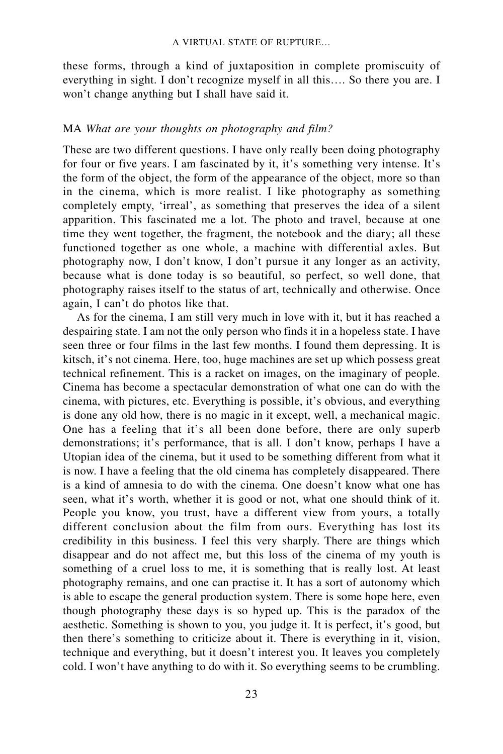these forms, through a kind of juxtaposition in complete promiscuity of everything in sight. I don't recognize myself in all this…. So there you are. I won't change anything but I shall have said it.

MA *What are your thoughts on photography and film?*

These are two different questions. I have only really been doing photography for four or five years. I am fascinated by it, it's something very intense. It's the form of the object, the form of the appearance of the object, more so than in the cinema, which is more realist. I like photography as something completely empty, 'irreal', as something that preserves the idea of a silent apparition. This fascinated me a lot. The photo and travel, because at one time they went together, the fragment, the notebook and the diary; all these functioned together as one whole, a machine with differential axles. But photography now, I don't know, I don't pursue it any longer as an activity, because what is done today is so beautiful, so perfect, so well done, that photography raises itself to the status of art, technically and otherwise. Once again, I can't do photos like that.

As for the cinema, I am still very much in love with it, but it has reached a despairing state. I am not the only person who finds it in a hopeless state. I have seen three or four films in the last few months. I found them depressing. It is kitsch, it's not cinema. Here, too, huge machines are set up which possess great technical refinement. This is a racket on images, on the imaginary of people. Cinema has become a spectacular demonstration of what one can do with the cinema, with pictures, etc. Everything is possible, it's obvious, and everything is done any old how, there is no magic in it except, well, a mechanical magic. One has a feeling that it's all been done before, there are only superb demonstrations; it's performance, that is all. I don't know, perhaps I have a Utopian idea of the cinema, but it used to be something different from what it is now. I have a feeling that the old cinema has completely disappeared. There is a kind of amnesia to do with the cinema. One doesn't know what one has seen, what it's worth, whether it is good or not, what one should think of it. People you know, you trust, have a different view from yours, a totally different conclusion about the film from ours. Everything has lost its credibility in this business. I feel this very sharply. There are things which disappear and do not affect me, but this loss of the cinema of my youth is something of a cruel loss to me, it is something that is really lost. At least photography remains, and one can practise it. It has a sort of autonomy which is able to escape the general production system. There is some hope here, even though photography these days is so hyped up. This is the paradox of the aesthetic. Something is shown to you, you judge it. It is perfect, it's good, but then there's something to criticize about it. There is everything in it, vision, technique and everything, but it doesn't interest you. It leaves you completely cold. I won't have anything to do with it. So everything seems to be crumbling.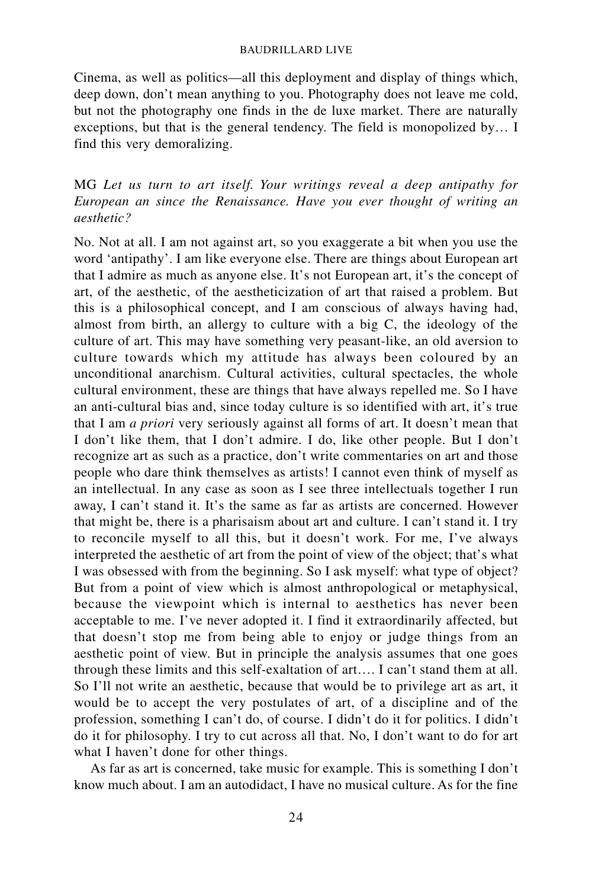Cinema, as well as politics—all this deployment and display of things which, deep down, don't mean anything to you. Photography does not leave me cold, but not the photography one finds in the de luxe market. There are naturally exceptions, but that is the general tendency. The field is monopolized by… I find this very demoralizing.

MG *Let us turn to art itself. Your writings reveal a deep antipathy for European an since the Renaissance. Have you ever thought of writing an aesthetic?*

No. Not at all. I am not against art, so you exaggerate a bit when you use the word 'antipathy'. I am like everyone else. There are things about European art that I admire as much as anyone else. It's not European art, it's the concept of art, of the aesthetic, of the aestheticization of art that raised a problem. But this is a philosophical concept, and I am conscious of always having had, almost from birth, an allergy to culture with a big C, the ideology of the culture of art. This may have something very peasant-like, an old aversion to culture towards which my attitude has always been coloured by an unconditional anarchism. Cultural activities, cultural spectacles, the whole cultural environment, these are things that have always repelled me. So I have an anti-cultural bias and, since today culture is so identified with art, it's true that I am *a priori* very seriously against all forms of art. It doesn't mean that I don't like them, that I don't admire. I do, like other people. But I don't recognize art as such as a practice, don't write commentaries on art and those people who dare think themselves as artists! I cannot even think of myself as an intellectual. In any case as soon as I see three intellectuals together I run away, I can't stand it. It's the same as far as artists are concerned. However that might be, there is a pharisaism about art and culture. I can't stand it. I try to reconcile myself to all this, but it doesn't work. For me, I've always interpreted the aesthetic of art from the point of view of the object; that's what I was obsessed with from the beginning. So I ask myself: what type of object? But from a point of view which is almost anthropological or metaphysical, because the viewpoint which is internal to aesthetics has never been acceptable to me. I've never adopted it. I find it extraordinarily affected, but that doesn't stop me from being able to enjoy or judge things from an aesthetic point of view. But in principle the analysis assumes that one goes through these limits and this self-exaltation of art…. I can't stand them at all. So I'll not write an aesthetic, because that would be to privilege art as art, it would be to accept the very postulates of art, of a discipline and of the profession, something I can't do, of course. I didn't do it for politics. I didn't do it for philosophy. I try to cut across all that. No, I don't want to do for art what I haven't done for other things.

As far as art is concerned, take music for example. This is something I don't know much about. I am an autodidact, I have no musical culture. As for the fine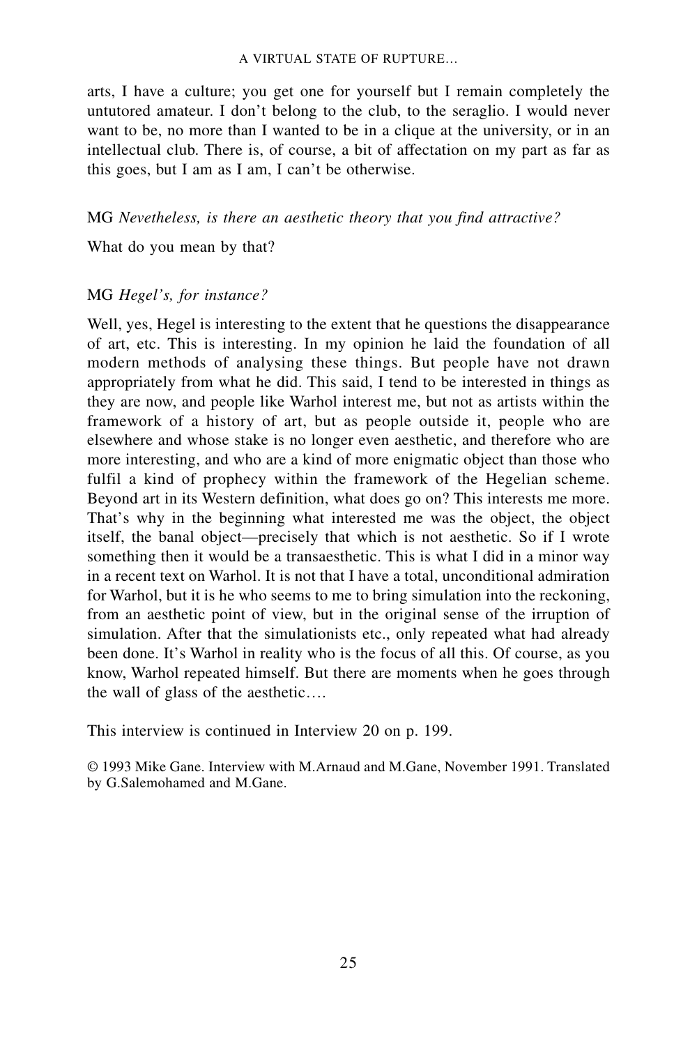arts, I have a culture; you get one for yourself but I remain completely the untutored amateur. I don't belong to the club, to the seraglio. I would never want to be, no more than I wanted to be in a clique at the university, or in an intellectual club. There is, of course, a bit of affectation on my part as far as this goes, but I am as I am, I can't be otherwise.

MG *Nevetheless, is there an aesthetic theory that you find attractive?*

What do you mean by that?

MG *Hegel's, for instance?*

Well, yes, Hegel is interesting to the extent that he questions the disappearance of art, etc. This is interesting. In my opinion he laid the foundation of all modern methods of analysing these things. But people have not drawn appropriately from what he did. This said, I tend to be interested in things as they are now, and people like Warhol interest me, but not as artists within the framework of a history of art, but as people outside it, people who are elsewhere and whose stake is no longer even aesthetic, and therefore who are more interesting, and who are a kind of more enigmatic object than those who fulfil a kind of prophecy within the framework of the Hegelian scheme. Beyond art in its Western definition, what does go on? This interests me more. That's why in the beginning what interested me was the object, the object itself, the banal object—precisely that which is not aesthetic. So if I wrote something then it would be a transaesthetic. This is what I did in a minor way in a recent text on Warhol. It is not that I have a total, unconditional admiration for Warhol, but it is he who seems to me to bring simulation into the reckoning, from an aesthetic point of view, but in the original sense of the irruption of simulation. After that the simulationists etc., only repeated what had already been done. It's Warhol in reality who is the focus of all this. Of course, as you know, Warhol repeated himself. But there are moments when he goes through the wall of glass of the aesthetic….

This interview is continued in Interview 20 on p. 199.

© 1993 Mike Gane. Interview with M.Arnaud and M.Gane, November 1991. Translated by G.Salemohamed and M.Gane.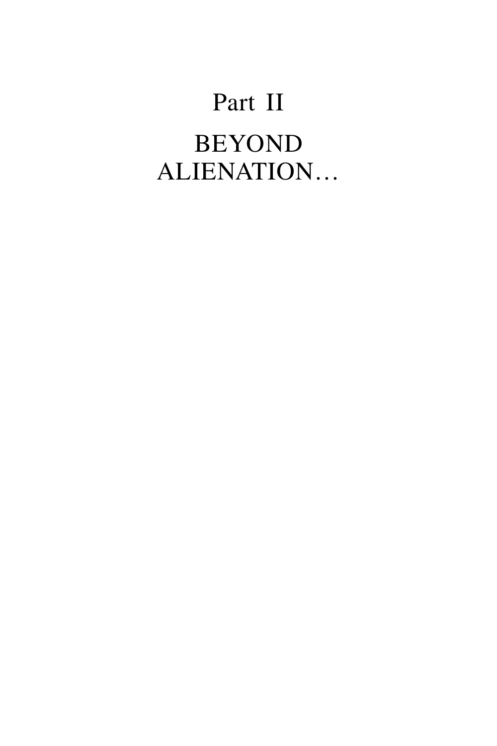# Part II

# BEYOND ALIENATION…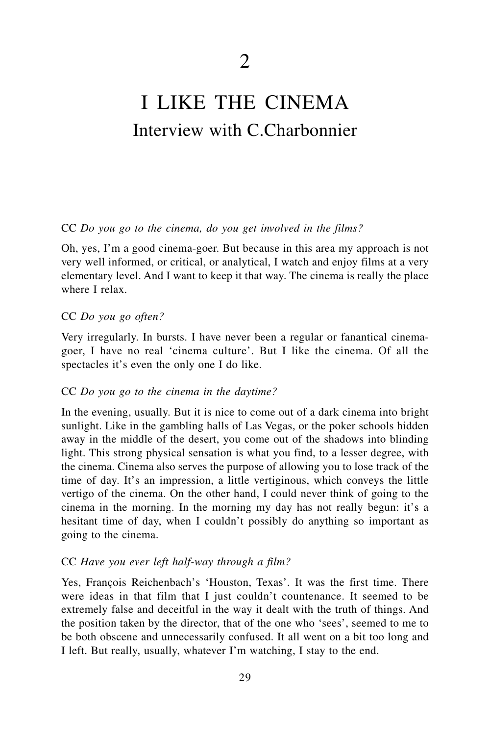# 2

# I LIKE THE CINEMA

## Interview with C.Charbonnier

CC *Do you go to the cinema, do you get involved in the films?*

Oh, yes, I'm a good cinema-goer. But because in this area my approach is not very well informed, or critical, or analytical, I watch and enjoy films at a very elementary level. And I want to keep it that way. The cinema is really the place where I relax.

CC *Do you go often?*

Very irregularly. In bursts. I have never been a regular or fanantical cinema-goer, I have no real 'cinema culture'. But I like the cinema. Of all the spectacles it's even the only one I do like.

CC *Do you go to the cinema in the daytime?*

In the evening, usually. But it is nice to come out of a dark cinema into bright sunlight. Like in the gambling halls of Las Vegas, or the poker schools hidden away in the middle of the desert, you come out of the shadows into blinding light. This strong physical sensation is what you find, to a lesser degree, with the cinema. Cinema also serves the purpose of allowing you to lose track of the time of day. It's an impression, a little vertiginous, which conveys the little vertigo of the cinema. On the other hand, I could never think of going to the cinema in the morning. In the morning my day has not really begun: it's a hesitant time of day, when I couldn't possibly do anything so important as going to the cinema.

CC *Have you ever left half-way through a film?*

Yes, François Reichenbach's 'Houston, Texas'. It was the first time. There were ideas in that film that I just couldn't countenance. It seemed to be extremely false and deceitful in the way it dealt with the truth of things. And the position taken by the director, that of the one who 'sees', seemed to me to be both obscene and unnecessarily confused. It all went on a bit too long and I left. But really, usually, whatever I'm watching, I stay to the end.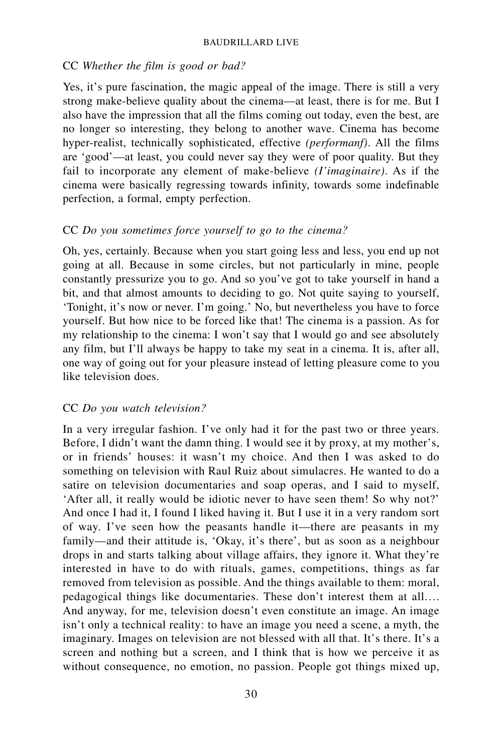CC *Whether the film is good or bad?*

Yes, it's pure fascination, the magic appeal of the image. There is still a very strong make-believe quality about the cinema—at least, there is for me. But I also have the impression that all the films coming out today, even the best, are no longer so interesting, they belong to another wave. Cinema has become hyper-realist, technically sophisticated, effective *(performanf)*. All the films are 'good'—at least, you could never say they were of poor quality. But they fail to incorporate any element of make-believe *(I'imaginaire)*. As if the cinema were basically regressing towards infinity, towards some indefinable perfection, a formal, empty perfection.

CC *Do you sometimes force yourself to go to the cinema?*

Oh, yes, certainly. Because when you start going less and less, you end up not going at all. Because in some circles, but not particularly in mine, people constantly pressurize you to go. And so you've got to take yourself in hand a bit, and that almost amounts to deciding to go. Not quite saying to yourself, 'Tonight, it's now or never. I'm going.' No, but nevertheless you have to force yourself. But how nice to be forced like that! The cinema is a passion. As for my relationship to the cinema: I won't say that I would go and see absolutely any film, but I'll always be happy to take my seat in a cinema. It is, after all, one way of going out for your pleasure instead of letting pleasure come to you like television does.

CC *Do you watch television?*

In a very irregular fashion. I've only had it for the past two or three years. Before, I didn't want the damn thing. I would see it by proxy, at my mother's, or in friends' houses: it wasn't my choice. And then I was asked to do something on television with Raul Ruiz about simulacres. He wanted to do a satire on television documentaries and soap operas, and I said to myself, 'After all, it really would be idiotic never to have seen them! So why not?' And once I had it, I found I liked having it. But I use it in a very random sort of way. I've seen how the peasants handle it—there are peasants in my family—and their attitude is, 'Okay, it's there', but as soon as a neighbour drops in and starts talking about village affairs, they ignore it. What they're interested in have to do with rituals, games, competitions, things as far removed from television as possible. And the things available to them: moral, pedagogical things like documentaries. These don't interest them at all.… And anyway, for me, television doesn't even constitute an image. An image isn't only a technical reality: to have an image you need a scene, a myth, the imaginary. Images on television are not blessed with all that. It's there. It's a screen and nothing but a screen, and I think that is how we perceive it as without consequence, no emotion, no passion. People got things mixed up,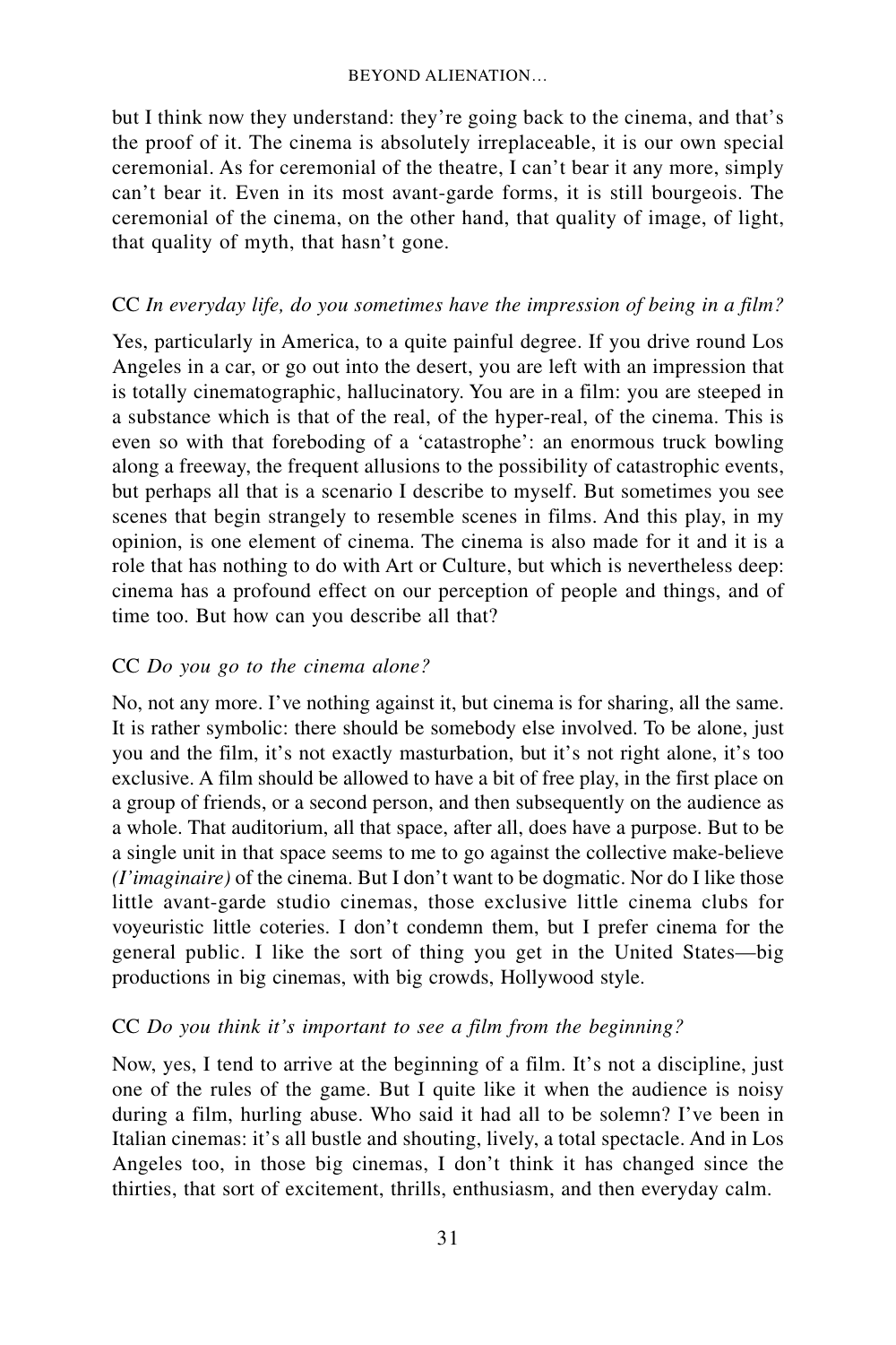but I think now they understand: they're going back to the cinema, and that's the proof of it. The cinema is absolutely irreplaceable, it is our own special ceremonial. As for ceremonial of the theatre, I can't bear it any more, simply can't bear it. Even in its most avant-garde forms, it is still bourgeois. The ceremonial of the cinema, on the other hand, that quality of image, of light, that quality of myth, that hasn't gone.

CC *In everyday life, do you sometimes have the impression of being in a film?*

Yes, particularly in America, to a quite painful degree. If you drive round Los Angeles in a car, or go out into the desert, you are left with an impression that is totally cinematographic, hallucinatory. You are in a film: you are steeped in a substance which is that of the real, of the hyper-real, of the cinema. This is even so with that foreboding of a 'catastrophe': an enormous truck bowling along a freeway, the frequent allusions to the possibility of catastrophic events, but perhaps all that is a scenario I describe to myself. But sometimes you see scenes that begin strangely to resemble scenes in films. And this play, in my opinion, is one element of cinema. The cinema is also made for it and it is a role that has nothing to do with Art or Culture, but which is nevertheless deep: cinema has a profound effect on our perception of people and things, and of time too. But how can you describe all that?

CC *Do you go to the cinema alone?*

No, not any more. I've nothing against it, but cinema is for sharing, all the same. It is rather symbolic: there should be somebody else involved. To be alone, just you and the film, it's not exactly masturbation, but it's not right alone, it's too exclusive. A film should be allowed to have a bit of free play, in the first place on a group of friends, or a second person, and then subsequently on the audience as a whole. That auditorium, all that space, after all, does have a purpose. But to be a single unit in that space seems to me to go against the collective make-believe *(l'imaginaire)* of the cinema. But I don't want to be dogmatic. Nor do I like those little avant-garde studio cinemas, those exclusive little cinema clubs for voyeuristic little coteries. I don't condemn them, but I prefer cinema for the general public. I like the sort of thing you get in the United States—big productions in big cinemas, with big crowds, Hollywood style.

CC *Do you think it's important to see a film from the beginning?*

Now, yes, I tend to arrive at the beginning of a film. It's not a discipline, just one of the rules of the game. But I quite like it when the audience is noisy during a film, hurling abuse. Who said it had all to be solemn? I've been in Italian cinemas: it's all bustle and shouting, lively, a total spectacle. And in Los Angeles too, in those big cinemas, I don't think it has changed since the thirties, that sort of excitement, thrills, enthusiasm, and then everyday calm.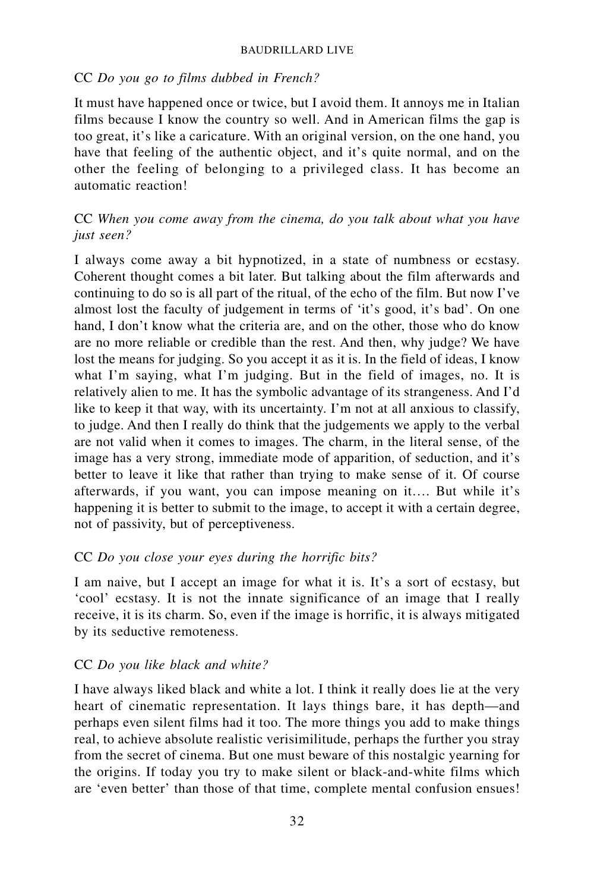CC *Do you go to films dubbed in French?*

It must have happened once or twice, but I avoid them. It annoys me in Italian films because I know the country so well. And in American films the gap is too great, it's like a caricature. With an original version, on the one hand, you have that feeling of the authentic object, and it's quite normal, and on the other the feeling of belonging to a privileged class. It has become an automatic reaction!

CC *When you come away from the cinema, do you talk about what you have just seen?*

I always come away a bit hypnotized, in a state of numbness or ecstasy. Coherent thought comes a bit later. But talking about the film afterwards and continuing to do so is all part of the ritual, of the echo of the film. But now I've almost lost the faculty of judgement in terms of 'it's good, it's bad'. On one hand, I don't know what the criteria are, and on the other, those who do know are no more reliable or credible than the rest. And then, why judge? We have lost the means for judging. So you accept it as it is. In the field of ideas, I know what I'm saying, what I'm judging. But in the field of images, no. It is relatively alien to me. It has the symbolic advantage of its strangeness. And I'd like to keep it that way, with its uncertainty. I'm not at all anxious to classify, to judge. And then I really do think that the judgements we apply to the verbal are not valid when it comes to images. The charm, in the literal sense, of the image has a very strong, immediate mode of apparition, of seduction, and it's better to leave it like that rather than trying to make sense of it. Of course afterwards, if you want, you can impose meaning on it…. But while it's happening it is better to submit to the image, to accept it with a certain degree, not of passivity, but of perceptiveness.

CC *Do you close your eyes during the horrific bits?*

I am naive, but I accept an image for what it is. It's a sort of ecstasy, but 'cool' ecstasy. It is not the innate significance of an image that I really receive, it is its charm. So, even if the image is horrific, it is always mitigated by its seductive remoteness.

CC *Do you like black and white?*

I have always liked black and white a lot. I think it really does lie at the very heart of cinematic representation. It lays things bare, it has depth—and perhaps even silent films had it too. The more things you add to make things real, to achieve absolute realistic verisimilitude, perhaps the further you stray from the secret of cinema. But one must beware of this nostalgic yearning for the origins. If today you try to make silent or black-and-white films which are 'even better' than those of that time, complete mental confusion ensues!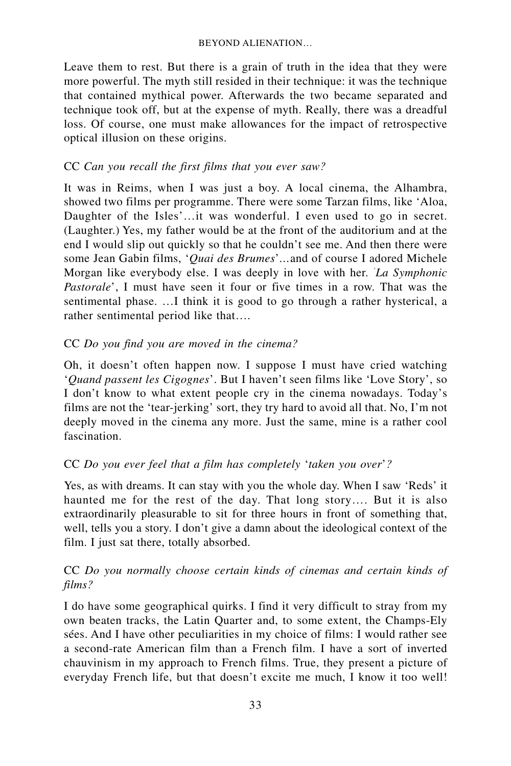Leave them to rest. But there is a grain of truth in the idea that they were more powerful. The myth still resided in their technique: it was the technique that contained mythical power. Afterwards the two became separated and technique took off, but at the expense of myth. Really, there was a dreadful loss. Of course, one must make allowances for the impact of retrospective optical illusion on these origins.

CC *Can you recall the first films that you ever saw?*

It was in Reims, when I was just a boy. A local cinema, the Alhambra, showed two films per programme. There were some Tarzan films, like 'Aloa, Daughter of the Isles'…it was wonderful. I even used to go in secret. (Laughter.) Yes, my father would be at the front of the auditorium and at the end I would slip out quickly so that he couldn't see me. And then there were some Jean Gabin films, '*Quai des Brumes*'…and of course I adored Michele Morgan like everybody else. I was deeply in love with her. '*La Symphonic Pastorale*', I must have seen it four or five times in a row. That was the sentimental phase. …I think it is good to go through a rather hysterical, a rather sentimental period like that….

CC *Do you find you are moved in the cinema?*

Oh, it doesn't often happen now. I suppose I must have cried watching '*Quand passent les Cigognes*'. But I haven't seen films like 'Love Story', so I don't know to what extent people cry in the cinema nowadays. Today's films are not the 'tear-jerking' sort, they try hard to avoid all that. No, I'm not deeply moved in the cinema any more. Just the same, mine is a rather cool fascination.

CC *Do you ever feel that a film has completely 'taken you over'?*

Yes, as with dreams. It can stay with you the whole day. When I saw 'Reds' it haunted me for the rest of the day. That long story…. But it is also extraordinarily pleasurable to sit for three hours in front of something that, well, tells you a story. I don't give a damn about the ideological context of the film. I just sat there, totally absorbed.

CC *Do you normally choose certain kinds of cinemas and certain kinds of films?*

I do have some geographical quirks. I find it very difficult to stray from my own beaten tracks, the Latin Quarter and, to some extent, the Champs-Ely sées. And I have other peculiarities in my choice of films: I would rather see a second-rate American film than a French film. I have a sort of inverted chauvinism in my approach to French films. True, they present a picture of everyday French life, but that doesn't excite me much, I know it too well!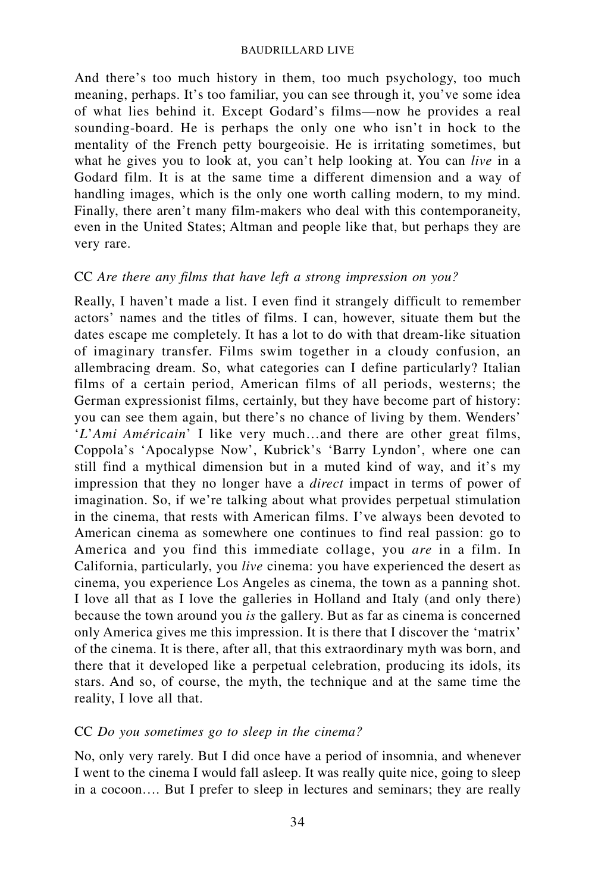And there's too much history in them, too much psychology, too much meaning, perhaps. It's too familiar, you can see through it, you've some idea of what lies behind it. Except Godard's films—now he provides a real sounding-board. He is perhaps the only one who isn't in hock to the mentality of the French petty bourgeoisie. He is irritating sometimes, but what he gives you to look at, you can't help looking at. You can *live* in a Godard film. It is at the same time a different dimension and a way of handling images, which is the only one worth calling modern, to my mind. Finally, there aren't many film-makers who deal with this contemporaneity, even in the United States; Altman and people like that, but perhaps they are very rare.

CC *Are there any films that have left a strong impression on you?*

Really, I haven't made a list. I even find it strangely difficult to remember actors' names and the titles of films. I can, however, situate them but the dates escape me completely. It has a lot to do with that dream-like situation of imaginary transfer. Films swim together in a cloudy confusion, an allembracing dream. So, what categories can I define particularly? Italian films of a certain period, American films of all periods, westerns; the German expressionist films, certainly, but they have become part of history: you can see them again, but there's no chance of living by them. Wenders' '*L'Ami Américain*' I like very much…and there are other great films, Coppola's 'Apocalypse Now', Kubrick's 'Barry Lyndon', where one can still find a mythical dimension but in a muted kind of way, and it's my impression that they no longer have a *direct* impact in terms of power of imagination. So, if we're talking about what provides perpetual stimulation in the cinema, that rests with American films. I've always been devoted to American cinema as somewhere one continues to find real passion: go to America and you find this immediate collage, you *are* in a film. In California, particularly, you *live* cinema: you have experienced the desert as cinema, you experience Los Angeles as cinema, the town as a panning shot. I love all that as I love the galleries in Holland and Italy (and only there) because the town around you *is* the gallery. But as far as cinema is concerned only America gives me this impression. It is there that I discover the 'matrix' of the cinema. It is there, after all, that this extraordinary myth was born, and there that it developed like a perpetual celebration, producing its idols, its stars. And so, of course, the myth, the technique and at the same time the reality, I love all that.

CC *Do you sometimes go to sleep in the cinema?*

No, only very rarely. But I did once have a period of insomnia, and whenever I went to the cinema I would fall asleep. It was really quite nice, going to sleep in a cocoon…. But I prefer to sleep in lectures and seminars; they are really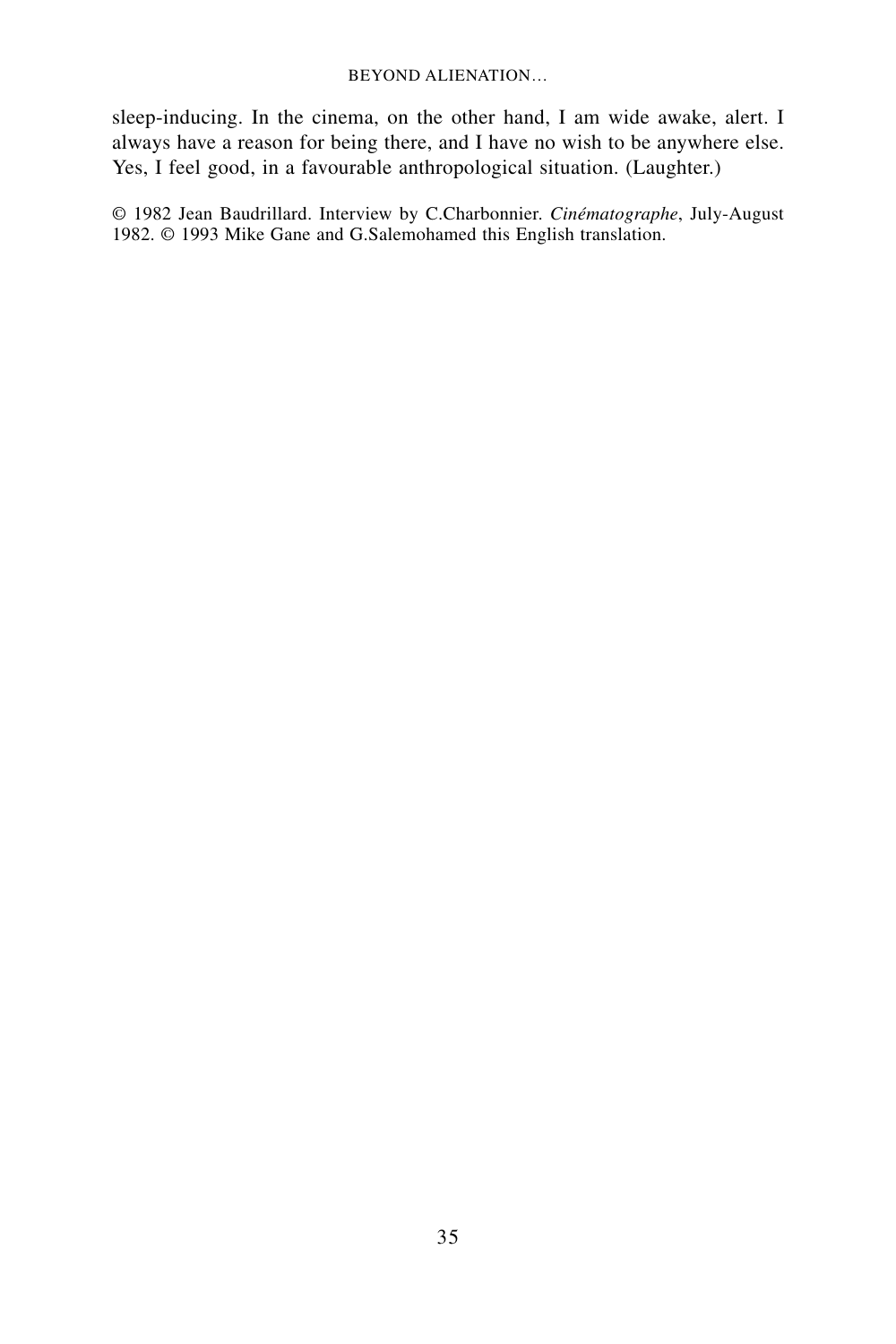sleep-inducing. In the cinema, on the other hand, I am wide awake, alert. I always have a reason for being there, and I have no wish to be anywhere else. Yes, I feel good, in a favourable anthropological situation. (Laughter.)

© 1982 Jean Baudrillard. Interview by C.Charbonnier. *Cinématographe*, July-August 1982. © 1993 Mike Gane and G.Salemohamed this English translation.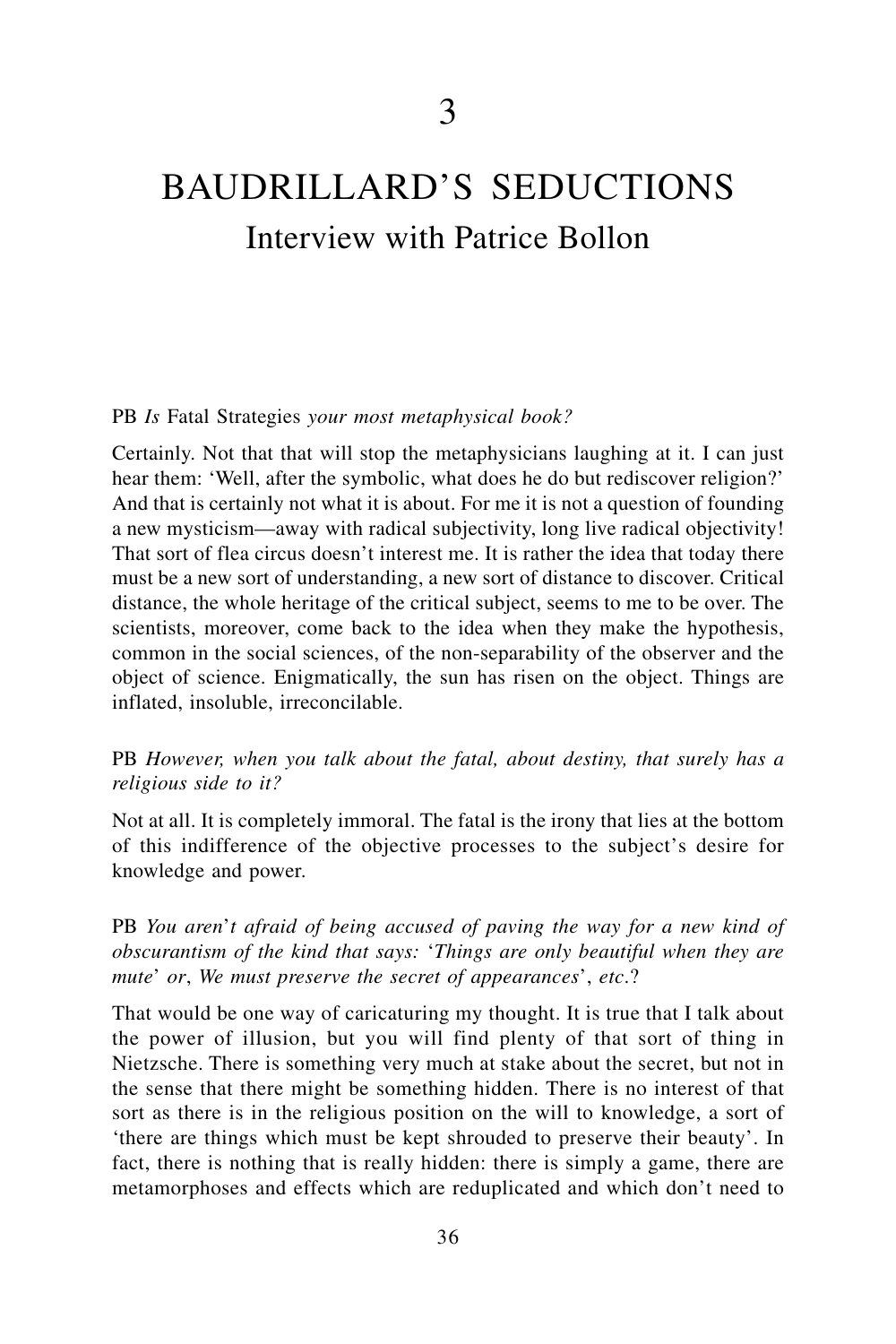# 3

# BAUDRILLARD'S SEDUCTIONS

## Interview with Patrice Bollon

PB *Is* Fatal Strategies *your most metaphysical book?*

Certainly. Not that that will stop the metaphysicians laughing at it. I can just hear them: 'Well, after the symbolic, what does he do but rediscover religion?' And that is certainly not what it is about. For me it is not a question of founding a new mysticism—away with radical subjectivity, long live radical objectivity! That sort of flea circus doesn't interest me. It is rather the idea that today there must be a new sort of understanding, a new sort of distance to discover. Critical distance, the whole heritage of the critical subject, seems to me to be over. The scientists, moreover, come back to the idea when they make the hypothesis, common in the social sciences, of the non-separability of the observer and the object of science. Enigmatically, the sun has risen on the object. Things are inflated, insoluble, irreconcilable.

PB *However, when you talk about the fatal, about destiny, that surely has a religious side to it?*

Not at all. It is completely immoral. The fatal is the irony that lies at the bottom of this indifference of the objective processes to the subject's desire for knowledge and power.

PB *You aren't afraid of being accused of paving the way for a new kind of obscurantism of the kind that says: 'Things are only beautiful when they are mute' or, We must preserve the secret of appearances', etc.?*

That would be one way of caricaturing my thought. It is true that I talk about the power of illusion, but you will find plenty of that sort of thing in Nietzsche. There is something very much at stake about the secret, but not in the sense that there might be something hidden. There is no interest of that sort as there is in the religious position on the will to knowledge, a sort of 'there are things which must be kept shrouded to preserve their beauty'. In fact, there is nothing that is really hidden: there is simply a game, there are metamorphoses and effects which are reduplicated and which don't need to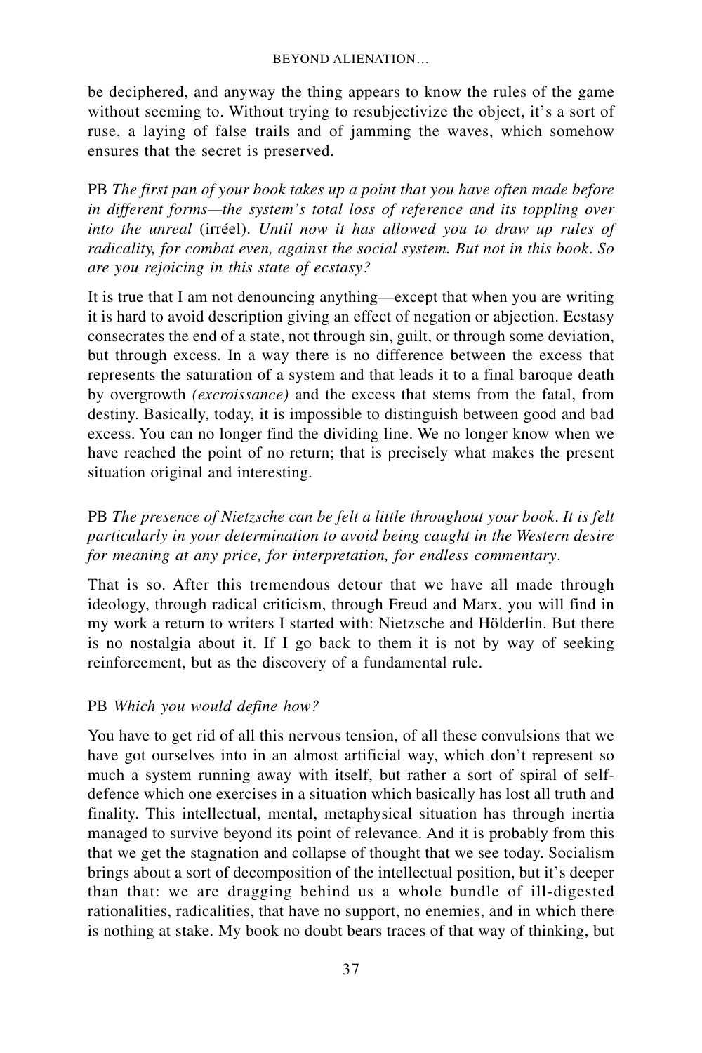be deciphered, and anyway the thing appears to know the rules of the game without seeming to. Without trying to resubjectivize the object, it's a sort of ruse, a laying of false trails and of jamming the waves, which somehow ensures that the secret is preserved.

PB *The first pan of your book takes up a point that you have often made before in different forms—the system's total loss of reference and its toppling over into the unreal* (irréel). *Until now it has allowed you to draw up rules of radicality, for combat even, against the social system. But not in this book. So are you rejoicing in this state of ecstasy?*

It is true that I am not denouncing anything—except that when you are writing it is hard to avoid description giving an effect of negation or abjection. Ecstasy consecrates the end of a state, not through sin, guilt, or through some deviation, but through excess. In a way there is no difference between the excess that represents the saturation of a system and that leads it to a final baroque death by overgrowth *(excroissance)* and the excess that stems from the fatal, from destiny. Basically, today, it is impossible to distinguish between good and bad excess. You can no longer find the dividing line. We no longer know when we have reached the point of no return; that is precisely what makes the present situation original and interesting.

PB *The presence of Nietzsche can be felt a little throughout your book. It is felt particularly in your determination to avoid being caught in the Western desire for meaning at any price, for interpretation, for endless commentary.*

That is so. After this tremendous detour that we have all made through ideology, through radical criticism, through Freud and Marx, you will find in my work a return to writers I started with: Nietzsche and Hölderlin. But there is no nostalgia about it. If I go back to them it is not by way of seeking reinforcement, but as the discovery of a fundamental rule.

PB *Which you would define how?*

You have to get rid of all this nervous tension, of all these convulsions that we have got ourselves into in an almost artificial way, which don't represent so much a system running away with itself, but rather a sort of spiral of self-defence which one exercises in a situation which basically has lost all truth and finality. This intellectual, mental, metaphysical situation has through inertia managed to survive beyond its point of relevance. And it is probably from this that we get the stagnation and collapse of thought that we see today. Socialism brings about a sort of decomposition of the intellectual position, but it's deeper than that: we are dragging behind us a whole bundle of ill-digested rationalities, radicalities, that have no support, no enemies, and in which there is nothing at stake. My book no doubt bears traces of that way of thinking, but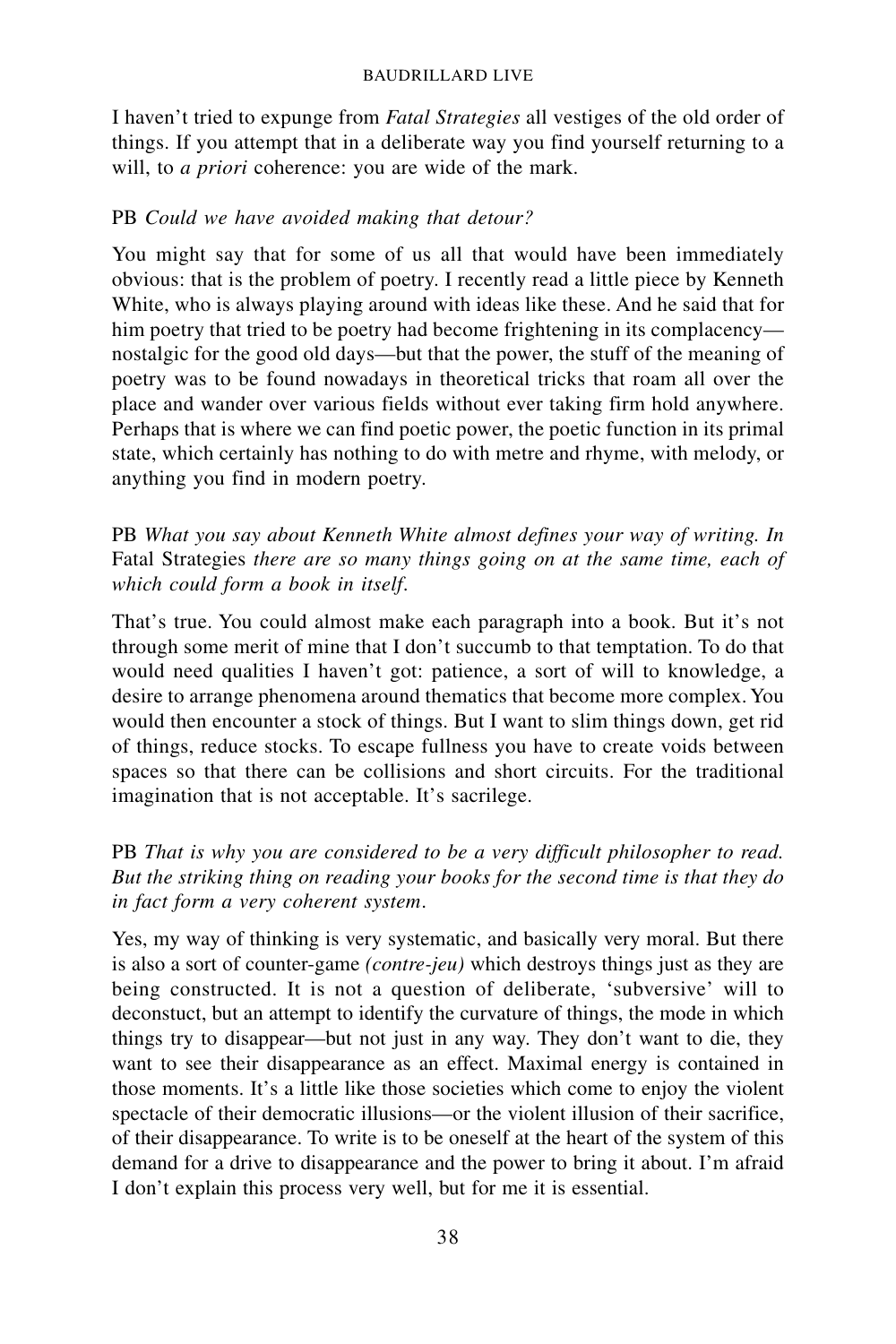I haven't tried to expunge from *Fatal Strategies* all vestiges of the old order of things. If you attempt that in a deliberate way you find yourself returning to a will, to *a priori* coherence: you are wide of the mark.

PB *Could we have avoided making that detour?*

You might say that for some of us all that would have been immediately obvious: that is the problem of poetry. I recently read a little piece by Kenneth White, who is always playing around with ideas like these. And he said that for him poetry that tried to be poetry had become frightening in its complacency—nostalgic for the good old days—but that the power, the stuff of the meaning of poetry was to be found nowadays in theoretical tricks that roam all over the place and wander over various fields without ever taking firm hold anywhere. Perhaps that is where we can find poetic power, the poetic function in its primal state, which certainly has nothing to do with metre and rhyme, with melody, or anything you find in modern poetry.

PB *What you say about Kenneth White almost defines your way of writing. In* Fatal Strategies *there are so many things going on at the same time, each of which could form a book in itself.*

That's true. You could almost make each paragraph into a book. But it's not through some merit of mine that I don't succumb to that temptation. To do that would need qualities I haven't got: patience, a sort of will to knowledge, a desire to arrange phenomena around thematics that become more complex. You would then encounter a stock of things. But I want to slim things down, get rid of things, reduce stocks. To escape fullness you have to create voids between spaces so that there can be collisions and short circuits. For the traditional imagination that is not acceptable. It's sacrilege.

PB *That is why you are considered to be a very difficult philosopher to read. But the striking thing on reading your books for the second time is that they do in fact form a very coherent system.*

Yes, my way of thinking is very systematic, and basically very moral. But there is also a sort of counter-game *(contre-jeu)* which destroys things just as they are being constructed. It is not a question of deliberate, 'subversive' will to deconstuct, but an attempt to identify the curvature of things, the mode in which things try to disappear—but not just in any way. They don't want to die, they want to see their disappearance as an effect. Maximal energy is contained in those moments. It's a little like those societies which come to enjoy the violent spectacle of their democratic illusions—or the violent illusion of their sacrifice, of their disappearance. To write is to be oneself at the heart of the system of this demand for a drive to disappearance and the power to bring it about. I'm afraid I don't explain this process very well, but for me it is essential.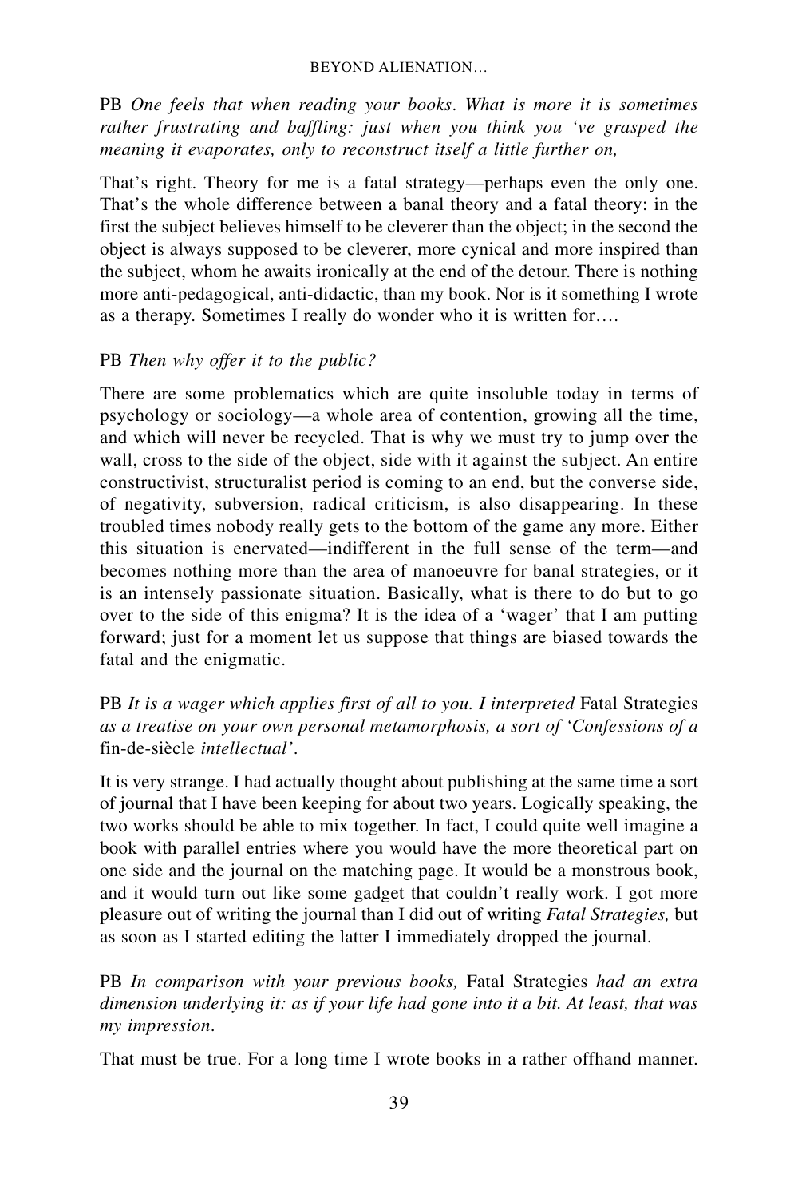PB *One feels that when reading your books. What is more it is sometimes rather frustrating and baffling: just when you think you 've grasped the meaning it evaporates, only to reconstruct itself a little further on,*

That's right. Theory for me is a fatal strategy—perhaps even the only one. That's the whole difference between a banal theory and a fatal theory: in the first the subject believes himself to be cleverer than the object; in the second the object is always supposed to be cleverer, more cynical and more inspired than the subject, whom he awaits ironically at the end of the detour. There is nothing more anti-pedagogical, anti-didactic, than my book. Nor is it something I wrote as a therapy. Sometimes I really do wonder who it is written for….

PB *Then why offer it to the public?*

There are some problematics which are quite insoluble today in terms of psychology or sociology—a whole area of contention, growing all the time, and which will never be recycled. That is why we must try to jump over the wall, cross to the side of the object, side with it against the subject. An entire constructivist, structuralist period is coming to an end, but the converse side, of negativity, subversion, radical criticism, is also disappearing. In these troubled times nobody really gets to the bottom of the game any more. Either this situation is enervated—indifferent in the full sense of the term—and becomes nothing more than the area of manoeuvre for banal strategies, or it is an intensely passionate situation. Basically, what is there to do but to go over to the side of this enigma? It is the idea of a 'wager' that I am putting forward; just for a moment let us suppose that things are biased towards the fatal and the enigmatic.

PB *It is a wager which applies first of all to you. I interpreted* Fatal Strategies *as a treatise on your own personal metamorphosis, a sort of 'Confessions of a* fin-de-siècle *intellectual'.*

It is very strange. I had actually thought about publishing at the same time a sort of journal that I have been keeping for about two years. Logically speaking, the two works should be able to mix together. In fact, I could quite well imagine a book with parallel entries where you would have the more theoretical part on one side and the journal on the matching page. It would be a monstrous book, and it would turn out like some gadget that couldn't really work. I got more pleasure out of writing the journal than I did out of writing *Fatal Strategies,* but as soon as I started editing the latter I immediately dropped the journal.

PB *In comparison with your previous books,* Fatal Strategies *had an extra dimension underlying it: as if your life had gone into it a bit. At least, that was my impression.*

That must be true. For a long time I wrote books in a rather offhand manner.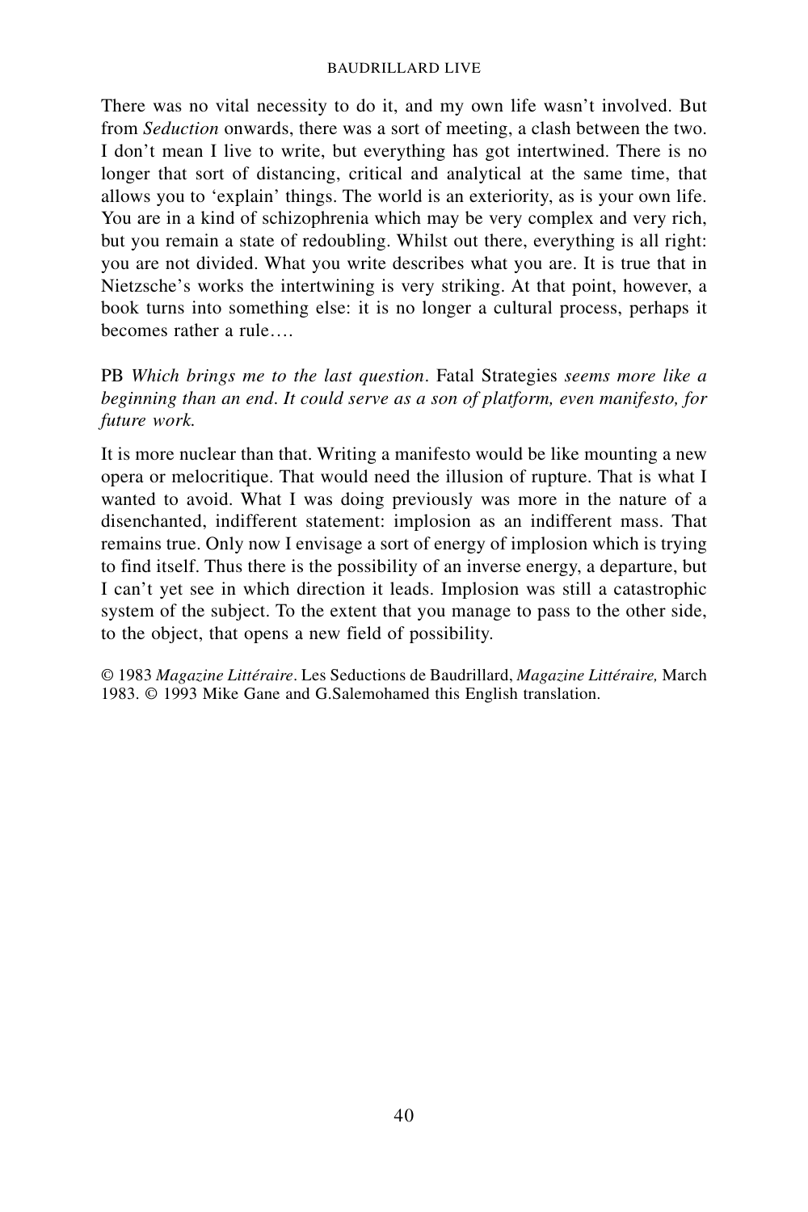There was no vital necessity to do it, and my own life wasn't involved. But from *Seduction* onwards, there was a sort of meeting, a clash between the two. I don't mean I live to write, but everything has got intertwined. There is no longer that sort of distancing, critical and analytical at the same time, that allows you to 'explain' things. The world is an exteriority, as is your own life. You are in a kind of schizophrenia which may be very complex and very rich, but you remain a state of redoubling. Whilst out there, everything is all right: you are not divided. What you write describes what you are. It is true that in Nietzsche's works the intertwining is very striking. At that point, however, a book turns into something else: it is no longer a cultural process, perhaps it becomes rather a rule….

PB *Which brings me to the last question*. Fatal Strategies *seems more like a beginning than an end. It could serve as a son of platform, even manifesto, for future work.*

It is more nuclear than that. Writing a manifesto would be like mounting a new opera or melocritique. That would need the illusion of rupture. That is what I wanted to avoid. What I was doing previously was more in the nature of a disenchanted, indifferent statement: implosion as an indifferent mass. That remains true. Only now I envisage a sort of energy of implosion which is trying to find itself. Thus there is the possibility of an inverse energy, a departure, but I can't yet see in which direction it leads. Implosion was still a catastrophic system of the subject. To the extent that you manage to pass to the other side, to the object, that opens a new field of possibility.

© 1983 *Magazine Littéraire*. Les Seductions de Baudrillard, *Magazine Littéraire,* March 1983. © 1993 Mike Gane and G.Salemohamed this English translation.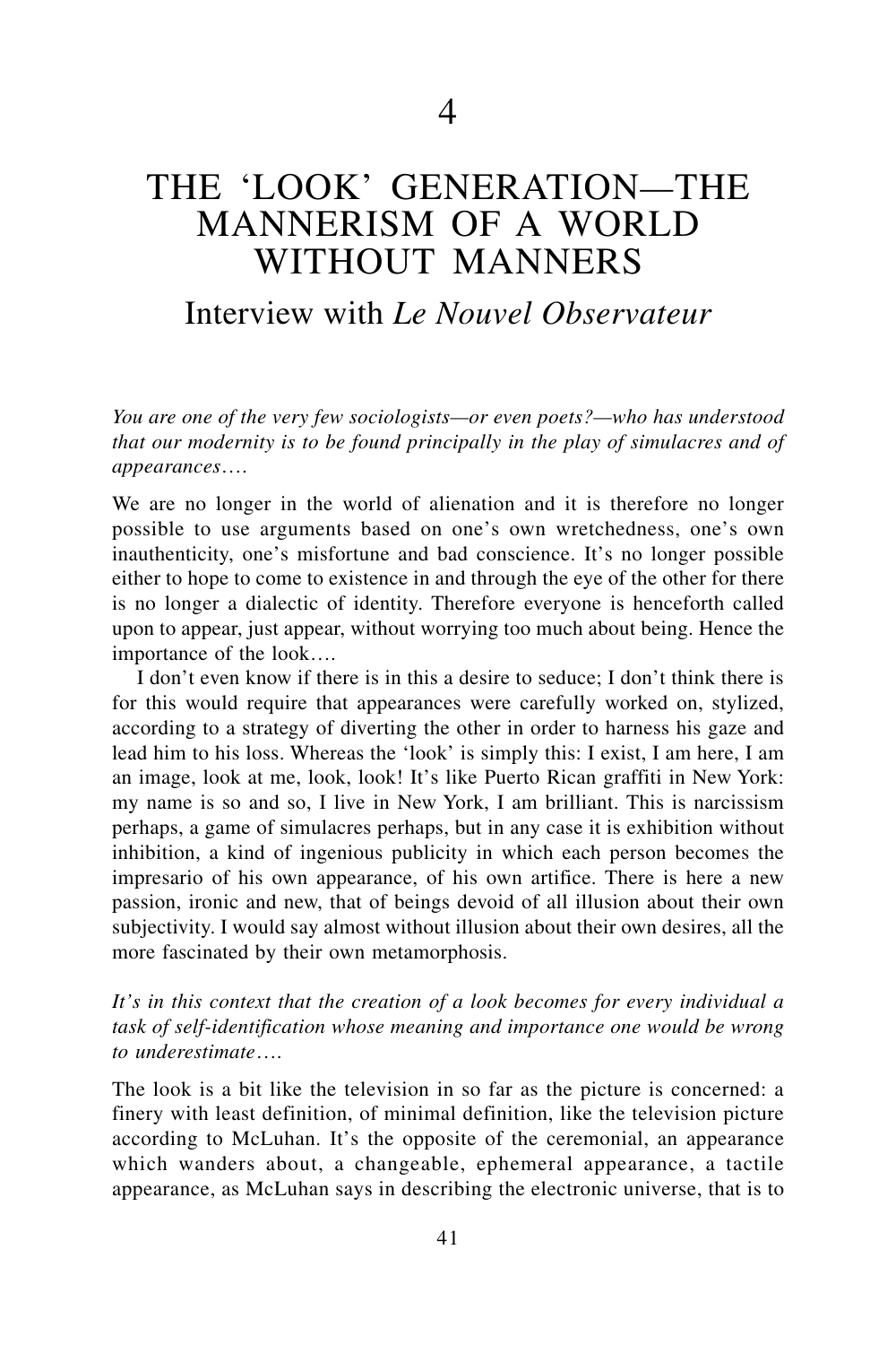# 4

# THE 'LOOK' GENERATION—THE MANNERISM OF A WORLD WITHOUT MANNERS

## Interview with *Le Nouvel Observateur*

*You are one of the very few sociologists—or even poets?—who has understood that our modernity is to be found principally in the play of simulacres and of appearances….*

We are no longer in the world of alienation and it is therefore no longer possible to use arguments based on one's own wretchedness, one's own inauthenticity, one's misfortune and bad conscience. It's no longer possible either to hope to come to existence in and through the eye of the other for there is no longer a dialectic of identity. Therefore everyone is henceforth called upon to appear, just appear, without worrying too much about being. Hence the importance of the look….

I don't even know if there is in this a desire to seduce; I don't think there is for this would require that appearances were carefully worked on, stylized, according to a strategy of diverting the other in order to harness his gaze and lead him to his loss. Whereas the 'look' is simply this: I exist, I am here, I am an image, look at me, look, look! It's like Puerto Rican graffiti in New York: my name is so and so, I live in New York, I am brilliant. This is narcissism perhaps, a game of simulacres perhaps, but in any case it is exhibition without inhibition, a kind of ingenious publicity in which each person becomes the impresario of his own appearance, of his own artifice. There is here a new passion, ironic and new, that of beings devoid of all illusion about their own subjectivity. I would say almost without illusion about their own desires, all the more fascinated by their own metamorphosis.

*It's in this context that the creation of a look becomes for every individual a task of self-identification whose meaning and importance one would be wrong to underestimate….*

The look is a bit like the television in so far as the picture is concerned: a finery with least definition, of minimal definition, like the television picture according to McLuhan. It's the opposite of the ceremonial, an appearance which wanders about, a changeable, ephemeral appearance, a tactile appearance, as McLuhan says in describing the electronic universe, that is to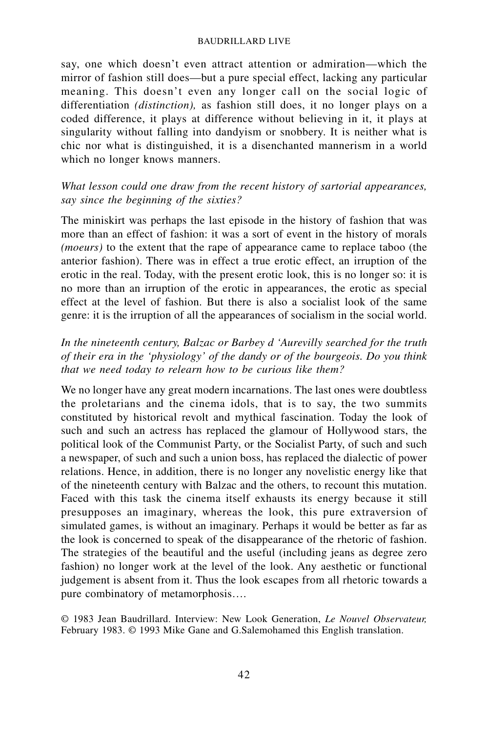say, one which doesn't even attract attention or admiration—which the mirror of fashion still does—but a pure special effect, lacking any particular meaning. This doesn't even any longer call on the social logic of differentiation *(distinction),* as fashion still does, it no longer plays on a coded difference, it plays at difference without believing in it, it plays at singularity without falling into dandyism or snobbery. It is neither what is chic nor what is distinguished, it is a disenchanted mannerism in a world which no longer knows manners.

*What lesson could one draw from the recent history of sartorial appearances, say since the beginning of the sixties?*

The miniskirt was perhaps the last episode in the history of fashion that was more than an effect of fashion: it was a sort of event in the history of morals *(moeurs)* to the extent that the rape of appearance came to replace taboo (the anterior fashion). There was in effect a true erotic effect, an irruption of the erotic in the real. Today, with the present erotic look, this is no longer so: it is no more than an irruption of the erotic in appearances, the erotic as special effect at the level of fashion. But there is also a socialist look of the same genre: it is the irruption of all the appearances of socialism in the social world.

*In the nineteenth century, Balzac or Barbey d 'Aurevilly searched for the truth of their era in the 'physiology' of the dandy or of the bourgeois. Do you think that we need today to relearn how to be curious like them?*

We no longer have any great modern incarnations. The last ones were doubtless the proletarians and the cinema idols, that is to say, the two summits constituted by historical revolt and mythical fascination. Today the look of such and such an actress has replaced the glamour of Hollywood stars, the political look of the Communist Party, or the Socialist Party, of such and such a newspaper, of such and such a union boss, has replaced the dialectic of power relations. Hence, in addition, there is no longer any novelistic energy like that of the nineteenth century with Balzac and the others, to recount this mutation. Faced with this task the cinema itself exhausts its energy because it still presupposes an imaginary, whereas the look, this pure extraversion of simulated games, is without an imaginary. Perhaps it would be better as far as the look is concerned to speak of the disappearance of the rhetoric of fashion. The strategies of the beautiful and the useful (including jeans as degree zero fashion) no longer work at the level of the look. Any aesthetic or functional judgement is absent from it. Thus the look escapes from all rhetoric towards a pure combinatory of metamorphosis….

© 1983 Jean Baudrillard. Interview: New Look Generation, *Le Nouvel Observateur,* February 1983. © 1993 Mike Gane and G.Salemohamed this English translation.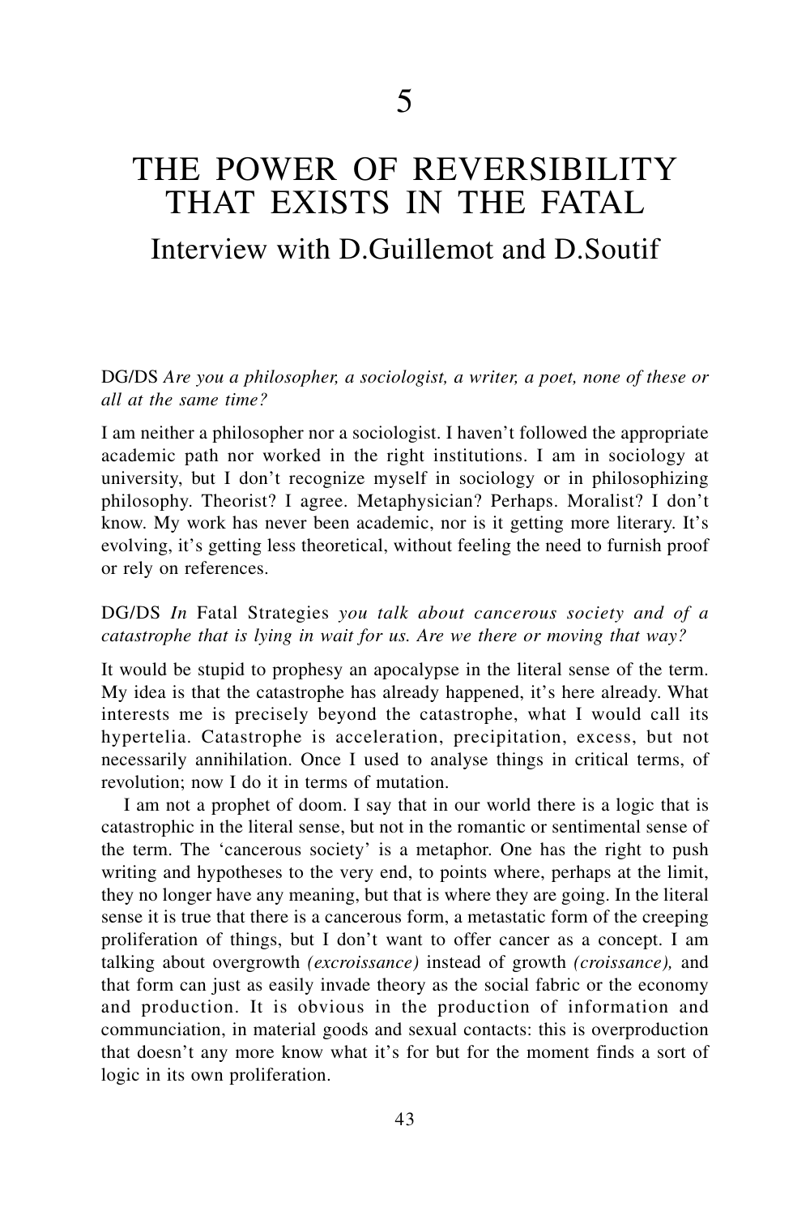# 5

# THE POWER OF REVERSIBILITY THAT EXISTS IN THE FATAL

## Interview with D.Guillemot and D.Soutif

DG/DS *Are you a philosopher, a sociologist, a writer, a poet, none of these or all at the same time?*

I am neither a philosopher nor a sociologist. I haven't followed the appropriate academic path nor worked in the right institutions. I am in sociology at university, but I don't recognize myself in sociology or in philosophizing philosophy. Theorist? I agree. Metaphysician? Perhaps. Moralist? I don't know. My work has never been academic, nor is it getting more literary. It's evolving, it's getting less theoretical, without feeling the need to furnish proof or rely on references.

DG/DS *In* Fatal Strategies *you talk about cancerous society and of a catastrophe that is lying in wait for us. Are we there or moving that way?*

It would be stupid to prophesy an apocalypse in the literal sense of the term. My idea is that the catastrophe has already happened, it's here already. What interests me is precisely beyond the catastrophe, what I would call its hypertelia. Catastrophe is acceleration, precipitation, excess, but not necessarily annihilation. Once I used to analyse things in critical terms, of revolution; now I do it in terms of mutation.

I am not a prophet of doom. I say that in our world there is a logic that is catastrophic in the literal sense, but not in the romantic or sentimental sense of the term. The 'cancerous society' is a metaphor. One has the right to push writing and hypotheses to the very end, to points where, perhaps at the limit, they no longer have any meaning, but that is where they are going. In the literal sense it is true that there is a cancerous form, a metastatic form of the creeping proliferation of things, but I don't want to offer cancer as a concept. I am talking about overgrowth *(excroissance)* instead of growth *(croissance),* and that form can just as easily invade theory as the social fabric or the economy and production. It is obvious in the production of information and communciation, in material goods and sexual contacts: this is overproduction that doesn't any more know what it's for but for the moment finds a sort of logic in its own proliferation.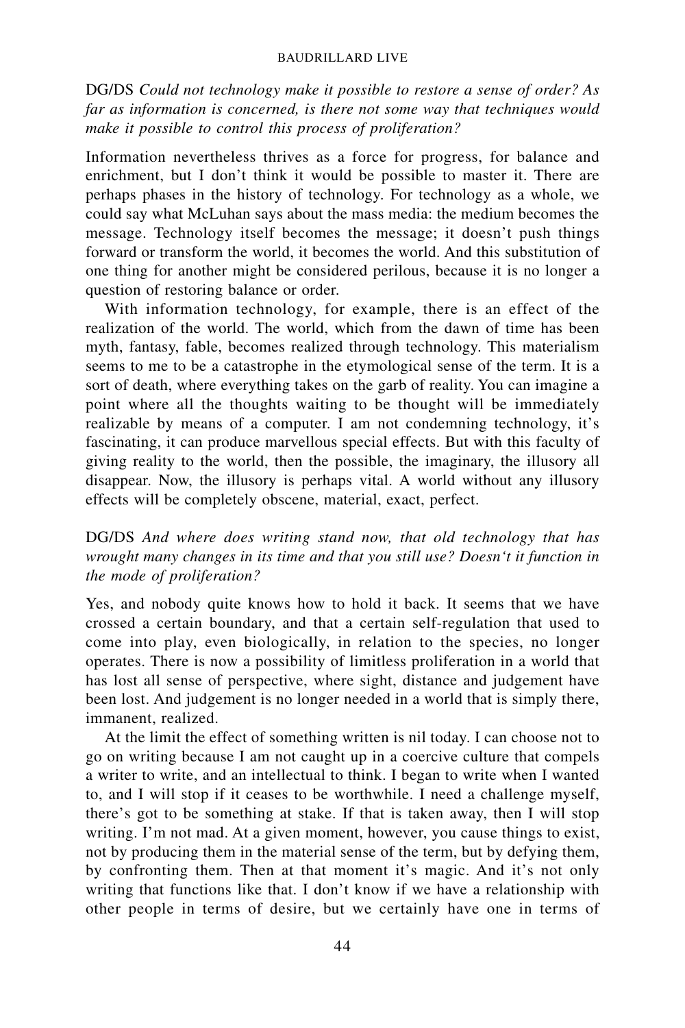DG/DS *Could not technology make it possible to restore a sense of order? As far as information is concerned, is there not some way that techniques would make it possible to control this process of proliferation?*

Information nevertheless thrives as a force for progress, for balance and enrichment, but I don't think it would be possible to master it. There are perhaps phases in the history of technology. For technology as a whole, we could say what McLuhan says about the mass media: the medium becomes the message. Technology itself becomes the message; it doesn't push things forward or transform the world, it becomes the world. And this substitution of one thing for another might be considered perilous, because it is no longer a question of restoring balance or order.

With information technology, for example, there is an effect of the realization of the world. The world, which from the dawn of time has been myth, fantasy, fable, becomes realized through technology. This materialism seems to me to be a catastrophe in the etymological sense of the term. It is a sort of death, where everything takes on the garb of reality. You can imagine a point where all the thoughts waiting to be thought will be immediately realizable by means of a computer. I am not condemning technology, it's fascinating, it can produce marvellous special effects. But with this faculty of giving reality to the world, then the possible, the imaginary, the illusory all disappear. Now, the illusory is perhaps vital. A world without any illusory effects will be completely obscene, material, exact, perfect.

DG/DS *And where does writing stand now, that old technology that has wrought many changes in its time and that you still use? Doesn't it function in the mode of proliferation?*

Yes, and nobody quite knows how to hold it back. It seems that we have crossed a certain boundary, and that a certain self-regulation that used to come into play, even biologically, in relation to the species, no longer operates. There is now a possibility of limitless proliferation in a world that has lost all sense of perspective, where sight, distance and judgement have been lost. And judgement is no longer needed in a world that is simply there, immanent, realized.

At the limit the effect of something written is nil today. I can choose not to go on writing because I am not caught up in a coercive culture that compels a writer to write, and an intellectual to think. I began to write when I wanted to, and I will stop if it ceases to be worthwhile. I need a challenge myself, there's got to be something at stake. If that is taken away, then I will stop writing. I'm not mad. At a given moment, however, you cause things to exist, not by producing them in the material sense of the term, but by defying them, by confronting them. Then at that moment it's magic. And it's not only writing that functions like that. I don't know if we have a relationship with other people in terms of desire, but we certainly have one in terms of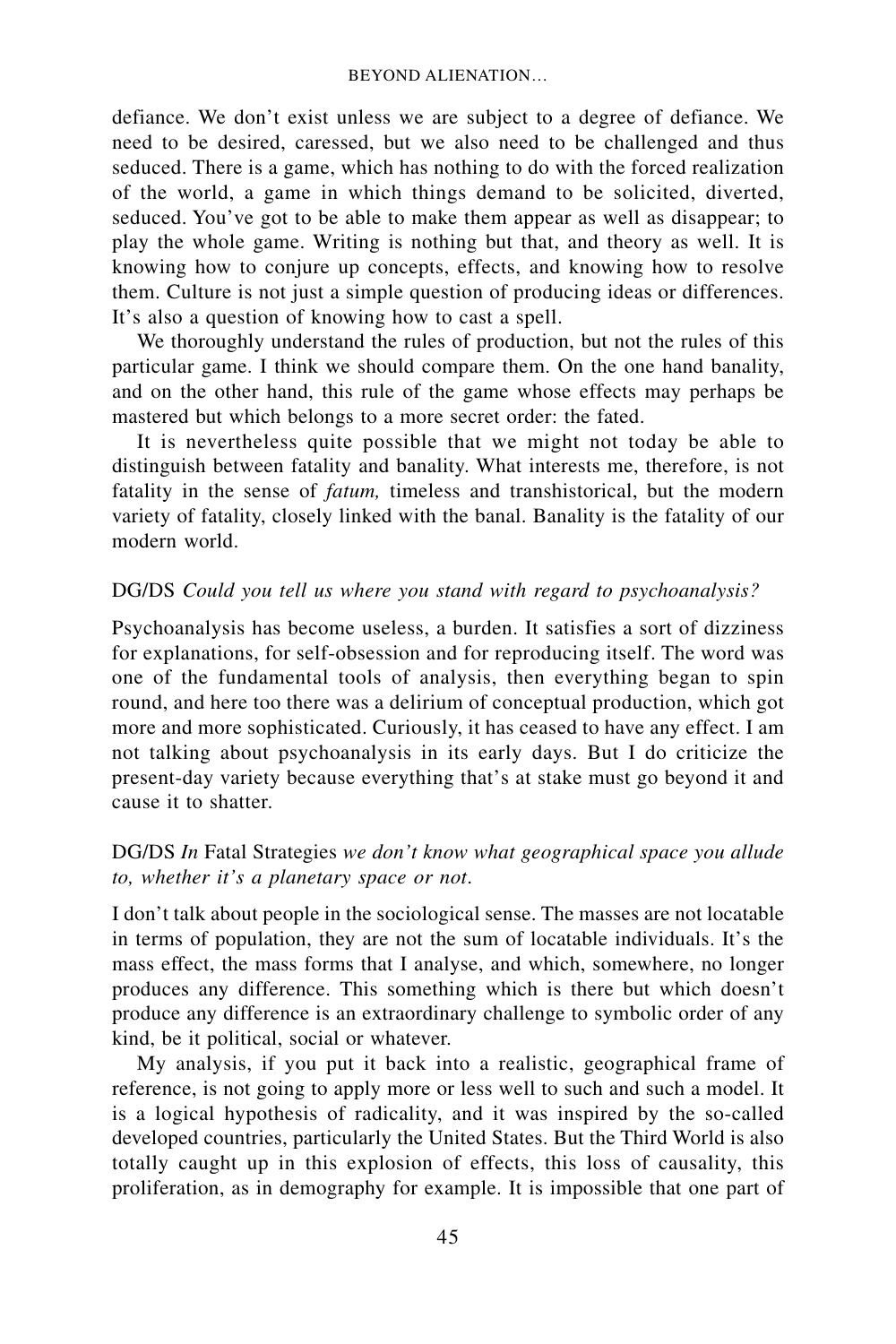defiance. We don't exist unless we are subject to a degree of defiance. We need to be desired, caressed, but we also need to be challenged and thus seduced. There is a game, which has nothing to do with the forced realization of the world, a game in which things demand to be solicited, diverted, seduced. You've got to be able to make them appear as well as disappear; to play the whole game. Writing is nothing but that, and theory as well. It is knowing how to conjure up concepts, effects, and knowing how to resolve them. Culture is not just a simple question of producing ideas or differences. It's also a question of knowing how to cast a spell.

We thoroughly understand the rules of production, but not the rules of this particular game. I think we should compare them. On the one hand banality, and on the other hand, this rule of the game whose effects may perhaps be mastered but which belongs to a more secret order: the fated.

It is nevertheless quite possible that we might not today be able to distinguish between fatality and banality. What interests me, therefore, is not fatality in the sense of *fatum,* timeless and transhistorical, but the modern variety of fatality, closely linked with the banal. Banality is the fatality of our modern world.

DG/DS *Could you tell us where you stand with regard to psychoanalysis?*

Psychoanalysis has become useless, a burden. It satisfies a sort of dizziness for explanations, for self-obsession and for reproducing itself. The word was one of the fundamental tools of analysis, then everything began to spin round, and here too there was a delirium of conceptual production, which got more and more sophisticated. Curiously, it has ceased to have any effect. I am not talking about psychoanalysis in its early days. But I do criticize the present-day variety because everything that's at stake must go beyond it and cause it to shatter.

DG/DS *In* Fatal Strategies *we don't know what geographical space you allude to, whether it's a planetary space or not.*

I don't talk about people in the sociological sense. The masses are not locatable in terms of population, they are not the sum of locatable individuals. It's the mass effect, the mass forms that I analyse, and which, somewhere, no longer produces any difference. This something which is there but which doesn't produce any difference is an extraordinary challenge to symbolic order of any kind, be it political, social or whatever.

My analysis, if you put it back into a realistic, geographical frame of reference, is not going to apply more or less well to such and such a model. It is a logical hypothesis of radicality, and it was inspired by the so-called developed countries, particularly the United States. But the Third World is also totally caught up in this explosion of effects, this loss of causality, this proliferation, as in demography for example. It is impossible that one part of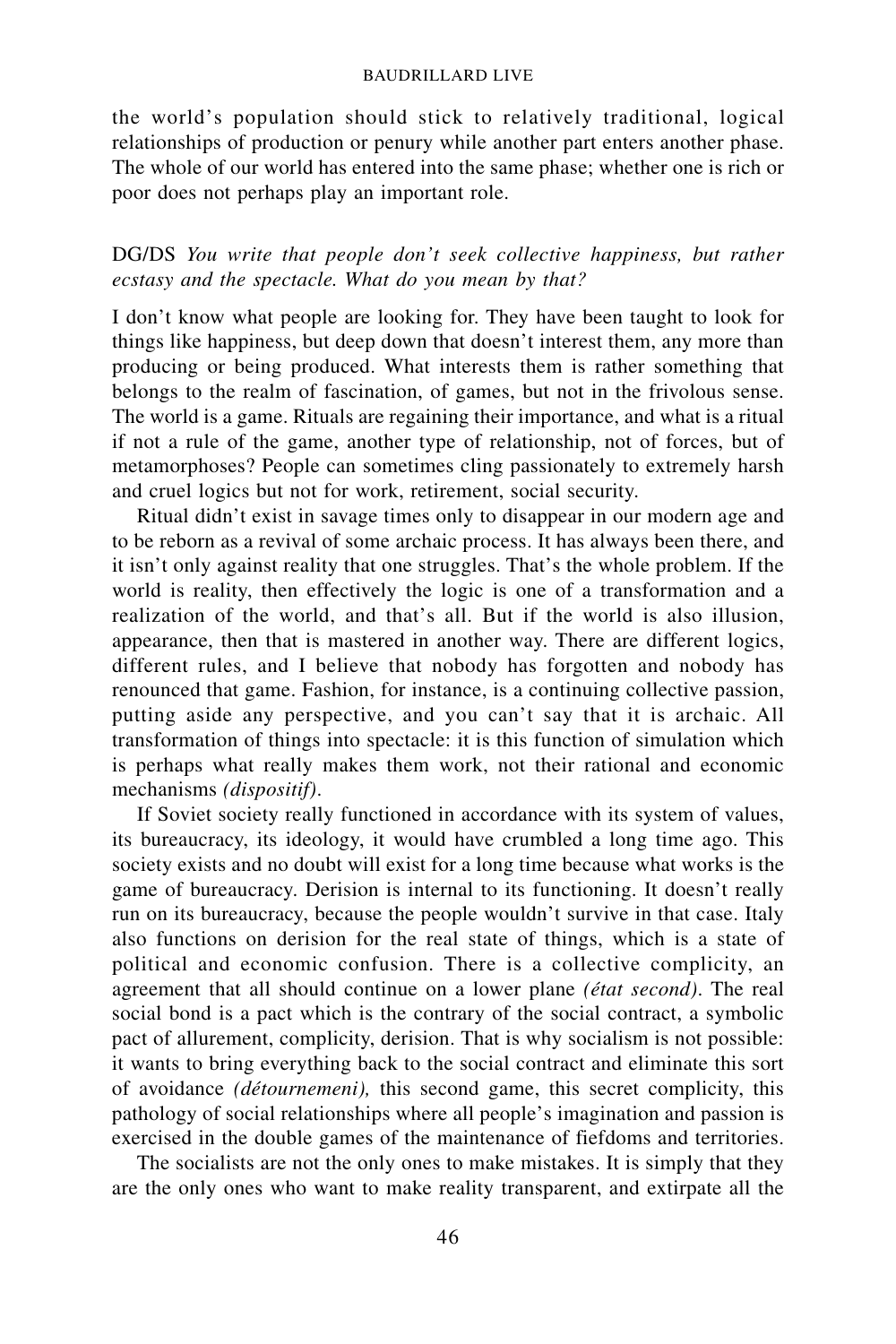the world's population should stick to relatively traditional, logical relationships of production or penury while another part enters another phase. The whole of our world has entered into the same phase; whether one is rich or poor does not perhaps play an important role.

DG/DS *You write that people don't seek collective happiness, but rather ecstasy and the spectacle. What do you mean by that?*

I don't know what people are looking for. They have been taught to look for things like happiness, but deep down that doesn't interest them, any more than producing or being produced. What interests them is rather something that belongs to the realm of fascination, of games, but not in the frivolous sense. The world is a game. Rituals are regaining their importance, and what is a ritual if not a rule of the game, another type of relationship, not of forces, but of metamorphoses? People can sometimes cling passionately to extremely harsh and cruel logics but not for work, retirement, social security.

Ritual didn't exist in savage times only to disappear in our modern age and to be reborn as a revival of some archaic process. It has always been there, and it isn't only against reality that one struggles. That's the whole problem. If the world is reality, then effectively the logic is one of a transformation and a realization of the world, and that's all. But if the world is also illusion, appearance, then that is mastered in another way. There are different logics, different rules, and I believe that nobody has forgotten and nobody has renounced that game. Fashion, for instance, is a continuing collective passion, putting aside any perspective, and you can't say that it is archaic. All transformation of things into spectacle: it is this function of simulation which is perhaps what really makes them work, not their rational and economic mechanisms *(dispositif)*.

If Soviet society really functioned in accordance with its system of values, its bureaucracy, its ideology, it would have crumbled a long time ago. This society exists and no doubt will exist for a long time because what works is the game of bureaucracy. Derision is internal to its functioning. It doesn't really run on its bureaucracy, because the people wouldn't survive in that case. Italy also functions on derision for the real state of things, which is a state of political and economic confusion. There is a collective complicity, an agreement that all should continue on a lower plane *(état second)*. The real social bond is a pact which is the contrary of the social contract, a symbolic pact of allurement, complicity, derision. That is why socialism is not possible: it wants to bring everything back to the social contract and eliminate this sort of avoidance *(détournemeni),* this second game, this secret complicity, this pathology of social relationships where all people's imagination and passion is exercised in the double games of the maintenance of fiefdoms and territories.

The socialists are not the only ones to make mistakes. It is simply that they are the only ones who want to make reality transparent, and extirpate all the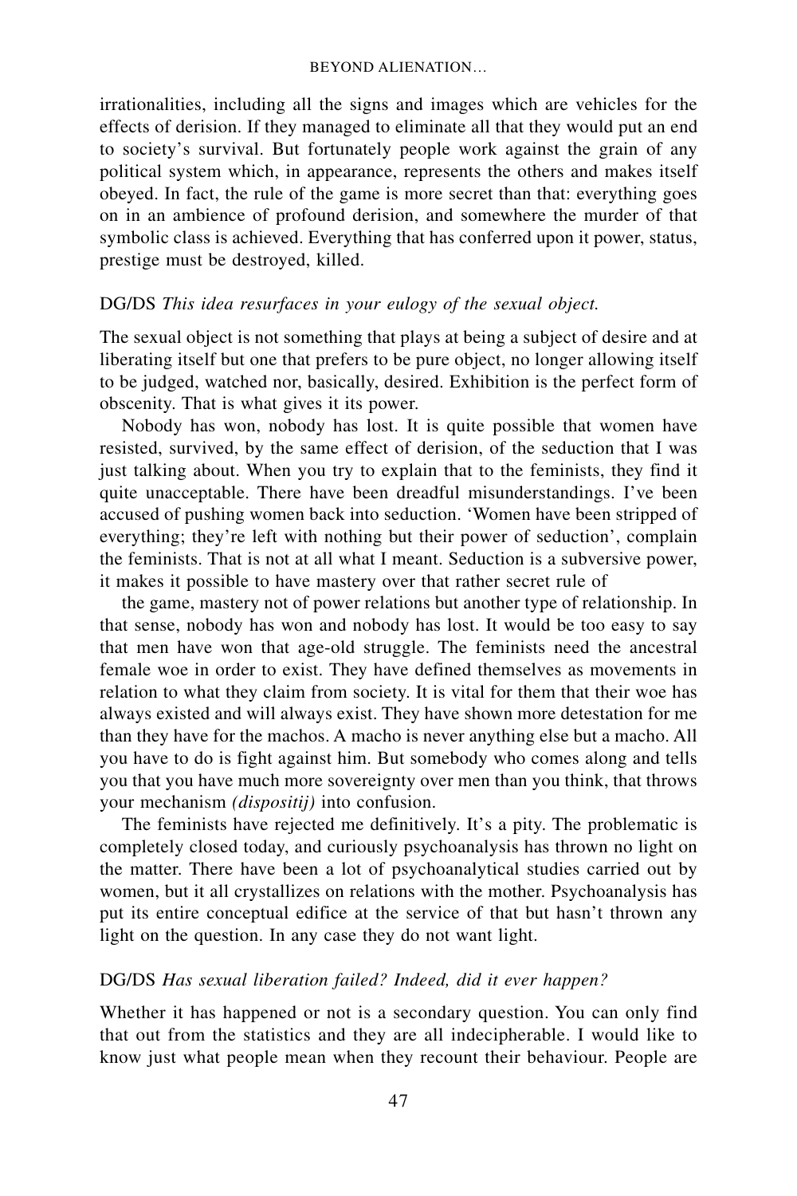irrationalities, including all the signs and images which are vehicles for the effects of derision. If they managed to eliminate all that they would put an end to society's survival. But fortunately people work against the grain of any political system which, in appearance, represents the others and makes itself obeyed. In fact, the rule of the game is more secret than that: everything goes on in an ambience of profound derision, and somewhere the murder of that symbolic class is achieved. Everything that has conferred upon it power, status, prestige must be destroyed, killed.

DG/DS *This idea resurfaces in your eulogy of the sexual object.*

The sexual object is not something that plays at being a subject of desire and at liberating itself but one that prefers to be pure object, no longer allowing itself to be judged, watched nor, basically, desired. Exhibition is the perfect form of obscenity. That is what gives it its power.

Nobody has won, nobody has lost. It is quite possible that women have resisted, survived, by the same effect of derision, of the seduction that I was just talking about. When you try to explain that to the feminists, they find it quite unacceptable. There have been dreadful misunderstandings. I've been accused of pushing women back into seduction. 'Women have been stripped of everything; they're left with nothing but their power of seduction', complain the feminists. That is not at all what I meant. Seduction is a subversive power, it makes it possible to have mastery over that rather secret rule of the game, mastery not of power relations but another type of relationship. In that sense, nobody has won and nobody has lost. It would be too easy to say that men have won that age-old struggle. The feminists need the ancestral female woe in order to exist. They have defined themselves as movements in relation to what they claim from society. It is vital for them that their woe has always existed and will always exist. They have shown more detestation for me than they have for the machos. A macho is never anything else but a macho. All you have to do is fight against him. But somebody who comes along and tells you that you have much more sovereignty over men than you think, that throws your mechanism *(dispositij)* into confusion.

The feminists have rejected me definitively. It's a pity. The problematic is completely closed today, and curiously psychoanalysis has thrown no light on the matter. There have been a lot of psychoanalytical studies carried out by women, but it all crystallizes on relations with the mother. Psychoanalysis has put its entire conceptual edifice at the service of that but hasn't thrown any light on the question. In any case they do not want light.

DG/DS *Has sexual liberation failed? Indeed, did it ever happen?*

Whether it has happened or not is a secondary question. You can only find that out from the statistics and they are all indecipherable. I would like to know just what people mean when they recount their behaviour. People are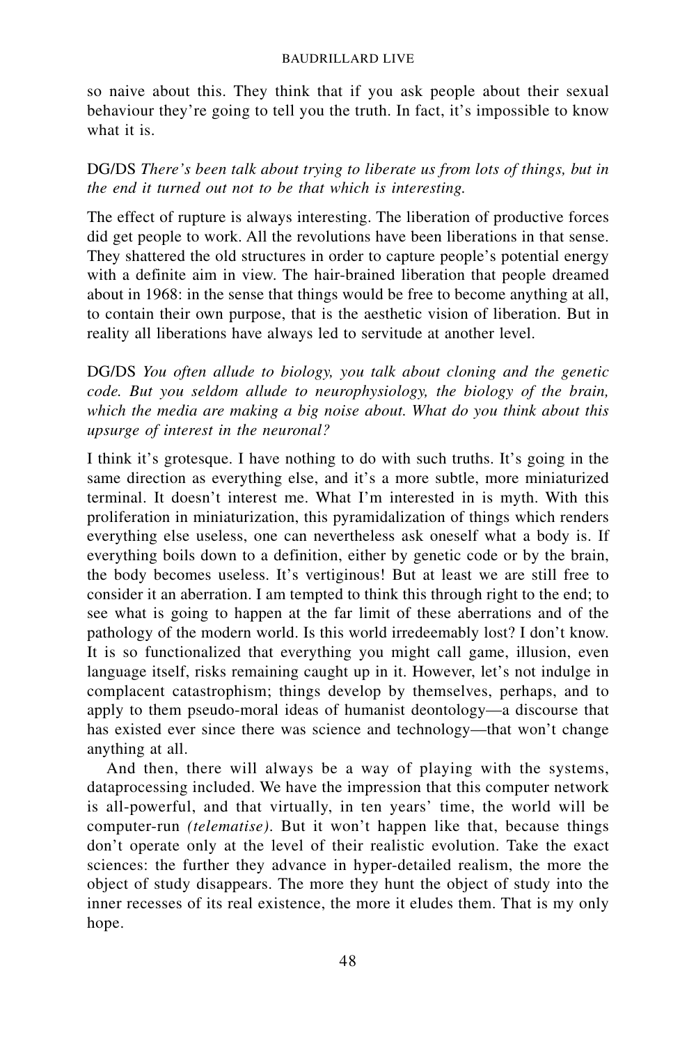so naive about this. They think that if you ask people about their sexual behaviour they're going to tell you the truth. In fact, it's impossible to know what it is.

DG/DS *There's been talk about trying to liberate us from lots of things, but in the end it turned out not to be that which is interesting.*

The effect of rupture is always interesting. The liberation of productive forces did get people to work. All the revolutions have been liberations in that sense. They shattered the old structures in order to capture people's potential energy with a definite aim in view. The hair-brained liberation that people dreamed about in 1968: in the sense that things would be free to become anything at all, to contain their own purpose, that is the aesthetic vision of liberation. But in reality all liberations have always led to servitude at another level.

DG/DS *You often allude to biology, you talk about cloning and the genetic code. But you seldom allude to neurophysiology, the biology of the brain, which the media are making a big noise about. What do you think about this upsurge of interest in the neuronal?*

I think it's grotesque. I have nothing to do with such truths. It's going in the same direction as everything else, and it's a more subtle, more miniaturized terminal. It doesn't interest me. What I'm interested in is myth. With this proliferation in miniaturization, this pyramidalization of things which renders everything else useless, one can nevertheless ask oneself what a body is. If everything boils down to a definition, either by genetic code or by the brain, the body becomes useless. It's vertiginous! But at least we are still free to consider it an aberration. I am tempted to think this through right to the end; to see what is going to happen at the far limit of these aberrations and of the pathology of the modern world. Is this world irredeemably lost? I don't know. It is so functionalized that everything you might call game, illusion, even language itself, risks remaining caught up in it. However, let's not indulge in complacent catastrophism; things develop by themselves, perhaps, and to apply to them pseudo-moral ideas of humanist deontology—a discourse that has existed ever since there was science and technology—that won't change anything at all.

And then, there will always be a way of playing with the systems, dataprocessing included. We have the impression that this computer network is all-powerful, and that virtually, in ten years' time, the world will be computer-run *(telematise)*. But it won't happen like that, because things don't operate only at the level of their realistic evolution. Take the exact sciences: the further they advance in hyper-detailed realism, the more the object of study disappears. The more they hunt the object of study into the inner recesses of its real existence, the more it eludes them. That is my only hope.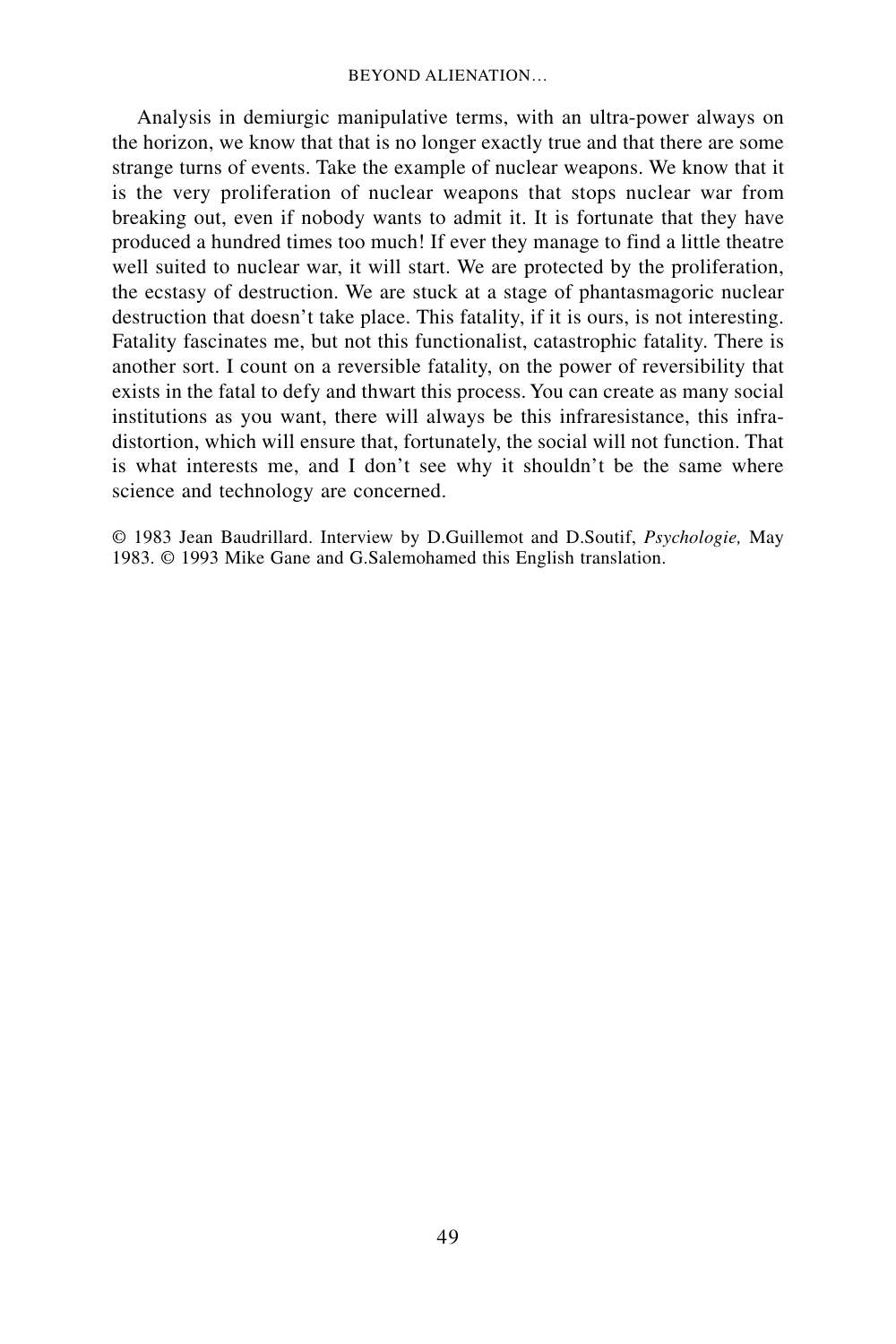Analysis in demiurgic manipulative terms, with an ultra-power always on the horizon, we know that that is no longer exactly true and that there are some strange turns of events. Take the example of nuclear weapons. We know that it is the very proliferation of nuclear weapons that stops nuclear war from breaking out, even if nobody wants to admit it. It is fortunate that they have produced a hundred times too much! If ever they manage to find a little theatre well suited to nuclear war, it will start. We are protected by the proliferation, the ecstasy of destruction. We are stuck at a stage of phantasmagoric nuclear destruction that doesn't take place. This fatality, if it is ours, is not interesting. Fatality fascinates me, but not this functionalist, catastrophic fatality. There is another sort. I count on a reversible fatality, on the power of reversibility that exists in the fatal to defy and thwart this process. You can create as many social institutions as you want, there will always be this infraresistance, this infra-distortion, which will ensure that, fortunately, the social will not function. That is what interests me, and I don't see why it shouldn't be the same where science and technology are concerned.

© 1983 Jean Baudrillard. Interview by D.Guillemot and D.Soutif, *Psychologie,* May 1983. © 1993 Mike Gane and G.Salemohamed this English translation.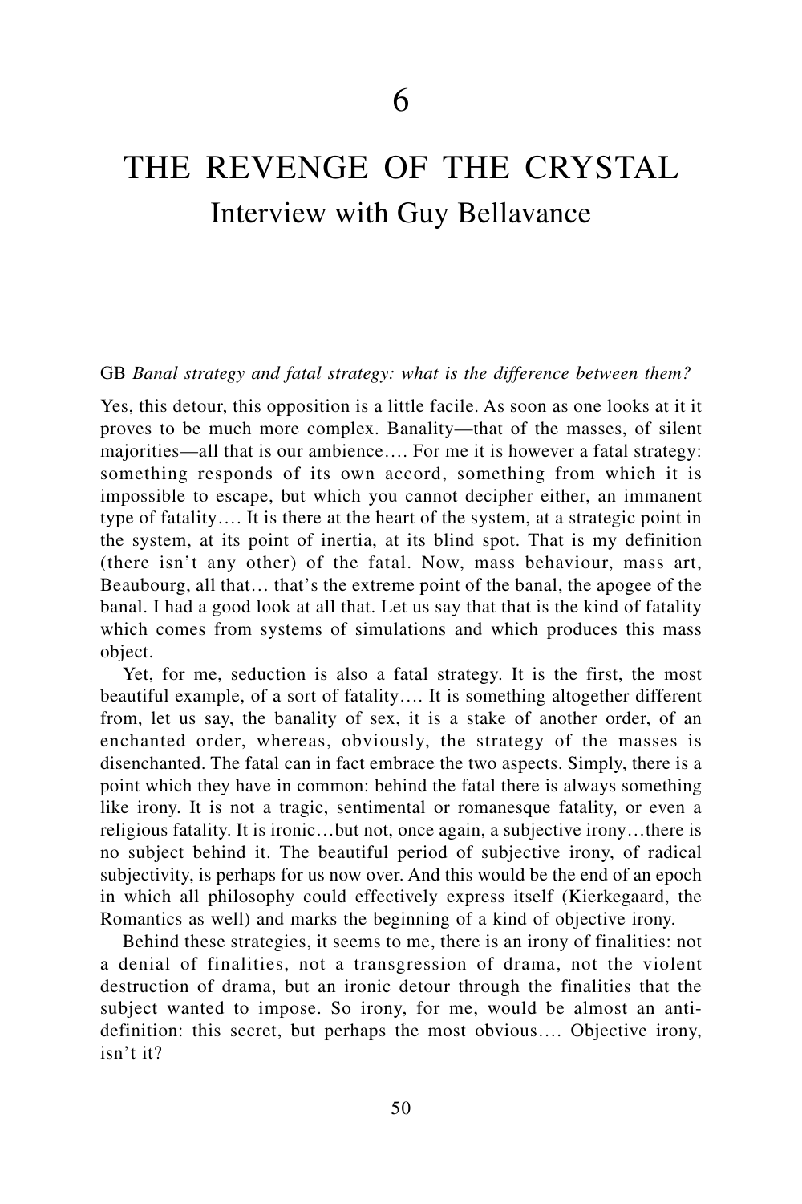# 6

# THE REVENGE OF THE CRYSTAL

## Interview with Guy Bellavance

GB *Banal strategy and fatal strategy: what is the difference between them?*

Yes, this detour, this opposition is a little facile. As soon as one looks at it it proves to be much more complex. Banality—that of the masses, of silent majorities—all that is our ambience…. For me it is however a fatal strategy: something responds of its own accord, something from which it is impossible to escape, but which you cannot decipher either, an immanent type of fatality…. It is there at the heart of the system, at a strategic point in the system, at its point of inertia, at its blind spot. That is my definition (there isn't any other) of the fatal. Now, mass behaviour, mass art, Beaubourg, all that… that's the extreme point of the banal, the apogee of the banal. I had a good look at all that. Let us say that that is the kind of fatality which comes from systems of simulations and which produces this mass object.

Yet, for me, seduction is also a fatal strategy. It is the first, the most beautiful example, of a sort of fatality…. It is something altogether different from, let us say, the banality of sex, it is a stake of another order, of an enchanted order, whereas, obviously, the strategy of the masses is disenchanted. The fatal can in fact embrace the two aspects. Simply, there is a point which they have in common: behind the fatal there is always something like irony. It is not a tragic, sentimental or romanesque fatality, or even a religious fatality. It is ironic…but not, once again, a subjective irony…there is no subject behind it. The beautiful period of subjective irony, of radical subjectivity, is perhaps for us now over. And this would be the end of an epoch in which all philosophy could effectively express itself (Kierkegaard, the Romantics as well) and marks the beginning of a kind of objective irony.

Behind these strategies, it seems to me, there is an irony of finalities: not a denial of finalities, not a transgression of drama, not the violent destruction of drama, but an ironic detour through the finalities that the subject wanted to impose. So irony, for me, would be almost an anti-definition: this secret, but perhaps the most obvious…. Objective irony, isn't it?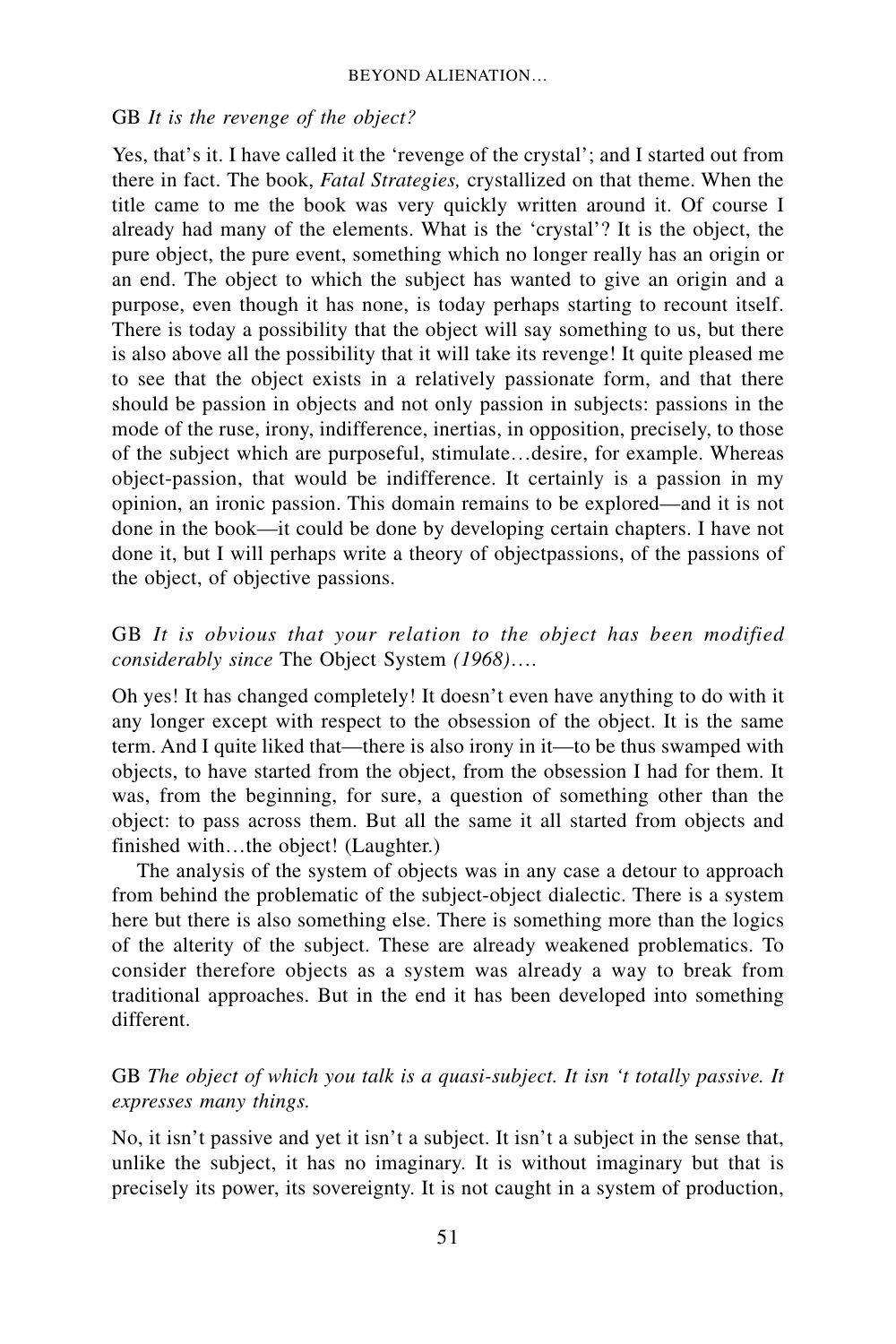GB *It is the revenge of the object?*

Yes, that's it. I have called it the 'revenge of the crystal'; and I started out from there in fact. The book, *Fatal Strategies,* crystallized on that theme. When the title came to me the book was very quickly written around it. Of course I already had many of the elements. What is the 'crystal'? It is the object, the pure object, the pure event, something which no longer really has an origin or an end. The object to which the subject has wanted to give an origin and a purpose, even though it has none, is today perhaps starting to recount itself. There is today a possibility that the object will say something to us, but there is also above all the possibility that it will take its revenge! It quite pleased me to see that the object exists in a relatively passionate form, and that there should be passion in objects and not only passion in subjects: passions in the mode of the ruse, irony, indifference, inertias, in opposition, precisely, to those of the subject which are purposeful, stimulate…desire, for example. Whereas object-passion, that would be indifference. It certainly is a passion in my opinion, an ironic passion. This domain remains to be explored—and it is not done in the book—it could be done by developing certain chapters. I have not done it, but I will perhaps write a theory of objectpassions, of the passions of the object, of objective passions.

GB *It is obvious that your relation to the object has been modified considerably since* The Object System *(1968)….*

Oh yes! It has changed completely! It doesn't even have anything to do with it any longer except with respect to the obsession of the object. It is the same term. And I quite liked that—there is also irony in it—to be thus swamped with objects, to have started from the object, from the obsession I had for them. It was, from the beginning, for sure, a question of something other than the object: to pass across them. But all the same it all started from objects and finished with…the object! (Laughter.)

The analysis of the system of objects was in any case a detour to approach from behind the problematic of the subject-object dialectic. There is a system here but there is also something else. There is something more than the logics of the alterity of the subject. These are already weakened problematics. To consider therefore objects as a system was already a way to break from traditional approaches. But in the end it has been developed into something different.

GB *The object of which you talk is a quasi-subject. It isn 't totally passive. It expresses many things.*

No, it isn't passive and yet it isn't a subject. It isn't a subject in the sense that, unlike the subject, it has no imaginary. It is without imaginary but that is precisely its power, its sovereignty. It is not caught in a system of production,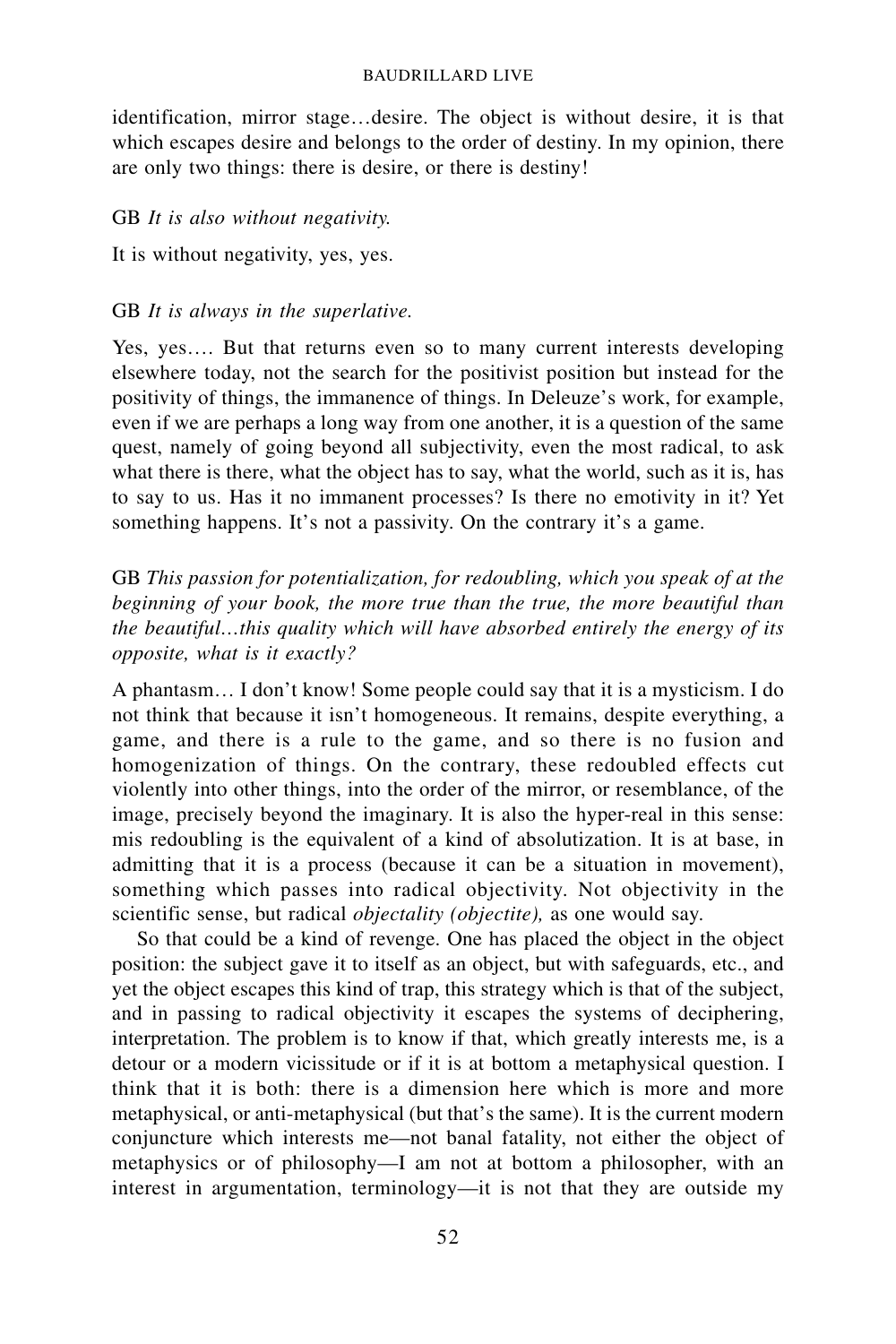identification, mirror stage…desire. The object is without desire, it is that which escapes desire and belongs to the order of destiny. In my opinion, there are only two things: there is desire, or there is destiny!

GB *It is also without negativity.*

It is without negativity, yes, yes.

GB *It is always in the superlative.*

Yes, yes…. But that returns even so to many current interests developing elsewhere today, not the search for the positivist position but instead for the positivity of things, the immanence of things. In Deleuze's work, for example, even if we are perhaps a long way from one another, it is a question of the same quest, namely of going beyond all subjectivity, even the most radical, to ask what there is there, what the object has to say, what the world, such as it is, has to say to us. Has it no immanent processes? Is there no emotivity in it? Yet something happens. It's not a passivity. On the contrary it's a game.

GB *This passion for potentialization, for redoubling, which you speak of at the beginning of your book, the more true than the true, the more beautiful than the beautiful…this quality which will have absorbed entirely the energy of its opposite, what is it exactly?*

A phantasm… I don't know! Some people could say that it is a mysticism. I do not think that because it isn't homogeneous. It remains, despite everything, a game, and there is a rule to the game, and so there is no fusion and homogenization of things. On the contrary, these redoubled effects cut violently into other things, into the order of the mirror, or resemblance, of the image, precisely beyond the imaginary. It is also the hyper-real in this sense: mis redoubling is the equivalent of a kind of absolutization. It is at base, in admitting that it is a process (because it can be a situation in movement), something which passes into radical objectivity. Not objectivity in the scientific sense, but radical *objectality (objectite),* as one would say.

So that could be a kind of revenge. One has placed the object in the object position: the subject gave it to itself as an object, but with safeguards, etc., and yet the object escapes this kind of trap, this strategy which is that of the subject, and in passing to radical objectivity it escapes the systems of deciphering, interpretation. The problem is to know if that, which greatly interests me, is a detour or a modern vicissitude or if it is at bottom a metaphysical question. I think that it is both: there is a dimension here which is more and more metaphysical, or anti-metaphysical (but that's the same). It is the current modern conjuncture which interests me—not banal fatality, not either the object of metaphysics or of philosophy—I am not at bottom a philosopher, with an interest in argumentation, terminology—it is not that they are outside my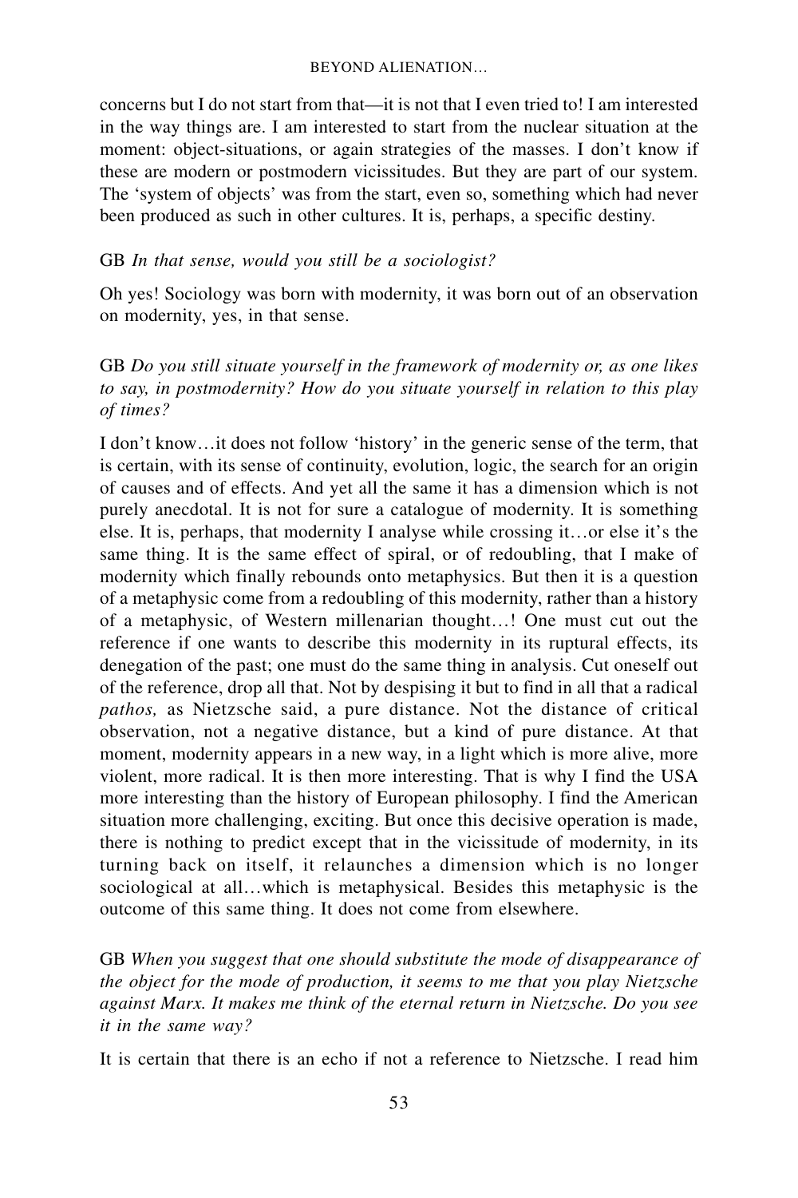concerns but I do not start from that—it is not that I even tried to! I am interested in the way things are. I am interested to start from the nuclear situation at the moment: object-situations, or again strategies of the masses. I don't know if these are modern or postmodern vicissitudes. But they are part of our system. The 'system of objects' was from the start, even so, something which had never been produced as such in other cultures. It is, perhaps, a specific destiny.

GB *In that sense, would you still be a sociologist?*

Oh yes! Sociology was born with modernity, it was born out of an observation on modernity, yes, in that sense.

GB *Do you still situate yourself in the framework of modernity or, as one likes to say, in postmodernity? How do you situate yourself in relation to this play of times?*

I don't know…it does not follow 'history' in the generic sense of the term, that is certain, with its sense of continuity, evolution, logic, the search for an origin of causes and of effects. And yet all the same it has a dimension which is not purely anecdotal. It is not for sure a catalogue of modernity. It is something else. It is, perhaps, that modernity I analyse while crossing it…or else it's the same thing. It is the same effect of spiral, or of redoubling, that I make of modernity which finally rebounds onto metaphysics. But then it is a question of a metaphysic come from a redoubling of this modernity, rather than a history of a metaphysic, of Western millenarian thought…! One must cut out the reference if one wants to describe this modernity in its ruptural effects, its denegation of the past; one must do the same thing in analysis. Cut oneself out of the reference, drop all that. Not by despising it but to find in all that a radical *pathos,* as Nietzsche said, a pure distance. Not the distance of critical observation, not a negative distance, but a kind of pure distance. At that moment, modernity appears in a new way, in a light which is more alive, more violent, more radical. It is then more interesting. That is why I find the USA more interesting than the history of European philosophy. I find the American situation more challenging, exciting. But once this decisive operation is made, there is nothing to predict except that in the vicissitude of modernity, in its turning back on itself, it relaunches a dimension which is no longer sociological at all…which is metaphysical. Besides this metaphysic is the outcome of this same thing. It does not come from elsewhere.

GB *When you suggest that one should substitute the mode of disappearance of the object for the mode of production, it seems to me that you play Nietzsche against Marx. It makes me think of the eternal return in Nietzsche. Do you see it in the same way?*

It is certain that there is an echo if not a reference to Nietzsche. I read him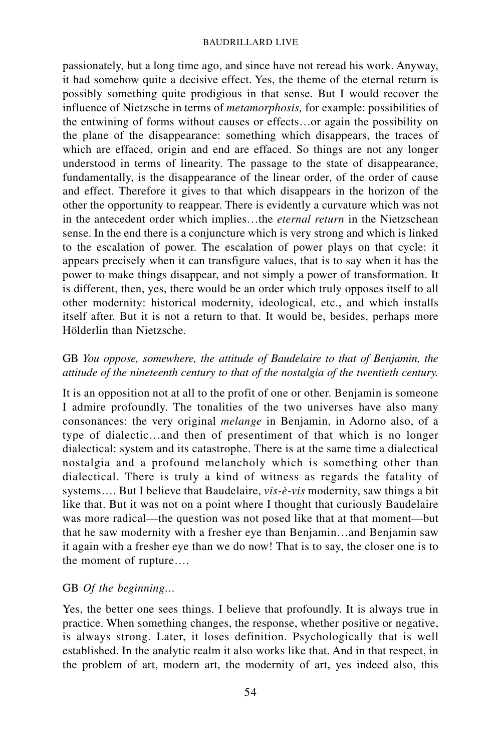passionately, but a long time ago, and since have not reread his work. Anyway, it had somehow quite a decisive effect. Yes, the theme of the eternal return is possibly something quite prodigious in that sense. But I would recover the influence of Nietzsche in terms of *metamorphosis,* for example: possibilities of the entwining of forms without causes or effects…or again the possibility on the plane of the disappearance: something which disappears, the traces of which are effaced, origin and end are effaced. So things are not any longer understood in terms of linearity. The passage to the state of disappearance, fundamentally, is the disappearance of the linear order, of the order of cause and effect. Therefore it gives to that which disappears in the horizon of the other the opportunity to reappear. There is evidently a curvature which was not in the antecedent order which implies…the *eternal return* in the Nietzschean sense. In the end there is a conjuncture which is very strong and which is linked to the escalation of power. The escalation of power plays on that cycle: it appears precisely when it can transfigure values, that is to say when it has the power to make things disappear, and not simply a power of transformation. It is different, then, yes, there would be an order which truly opposes itself to all other modernity: historical modernity, ideological, etc., and which installs itself after. But it is not a return to that. It would be, besides, perhaps more Hölderlin than Nietzsche.

GB *You oppose, somewhere, the attitude of Baudelaire to that of Benjamin, the attitude of the nineteenth century to that of the nostalgia of the twentieth century.*

It is an opposition not at all to the profit of one or other. Benjamin is someone I admire profoundly. The tonalities of the two universes have also many consonances: the very original *melange* in Benjamin, in Adorno also, of a type of dialectic…and then of presentiment of that which is no longer dialectical: system and its catastrophe. There is at the same time a dialectical nostalgia and a profound melancholy which is something other than dialectical. There is truly a kind of witness as regards the fatality of systems…. But I believe that Baudelaire, *vis-è-vis* modernity, saw things a bit like that. But it was not on a point where I thought that curiously Baudelaire was more radical—the question was not posed like that at that moment—but that he saw modernity with a fresher eye than Benjamin…and Benjamin saw it again with a fresher eye than we do now! That is to say, the closer one is to the moment of rupture….

GB *Of the beginning…*

Yes, the better one sees things. I believe that profoundly. It is always true in practice. When something changes, the response, whether positive or negative, is always strong. Later, it loses definition. Psychologically that is well established. In the analytic realm it also works like that. And in that respect, in the problem of art, modern art, the modernity of art, yes indeed also, this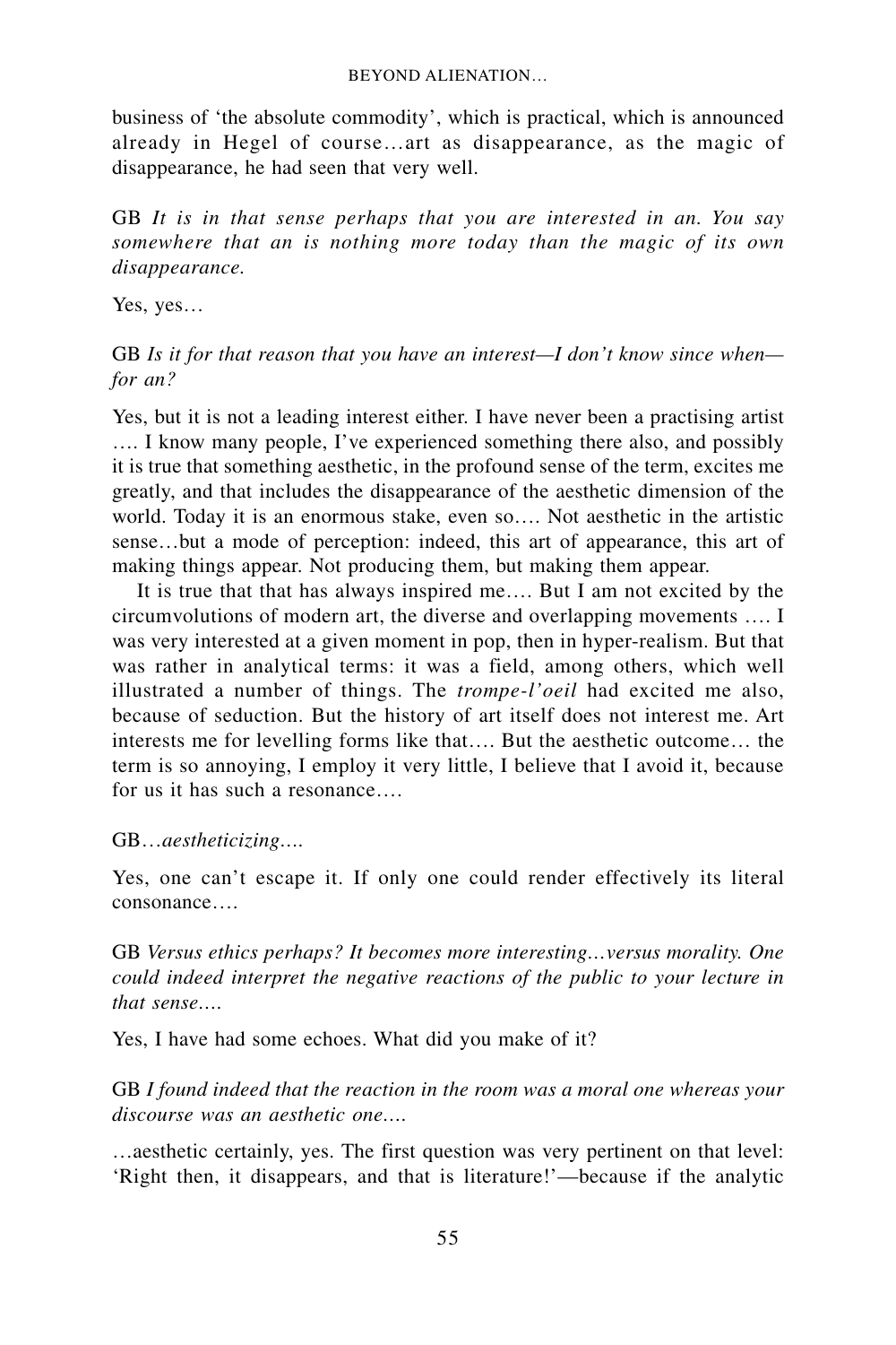business of 'the absolute commodity', which is practical, which is announced already in Hegel of course…art as disappearance, as the magic of disappearance, he had seen that very well.

GB *It is in that sense perhaps that you are interested in an. You say somewhere that an is nothing more today than the magic of its own disappearance.*

Yes, yes…

GB *Is it for that reason that you have an interest—I don't know since when—for an?*

Yes, but it is not a leading interest either. I have never been a practising artist …. I know many people, I've experienced something there also, and possibly it is true that something aesthetic, in the profound sense of the term, excites me greatly, and that includes the disappearance of the aesthetic dimension of the world. Today it is an enormous stake, even so…. Not aesthetic in the artistic sense…but a mode of perception: indeed, this art of appearance, this art of making things appear. Not producing them, but making them appear.

It is true that that has always inspired me…. But I am not excited by the circumvolutions of modern art, the diverse and overlapping movements …. I was very interested at a given moment in pop, then in hyper-realism. But that was rather in analytical terms: it was a field, among others, which well illustrated a number of things. The *trompe-l'oeil* had excited me also, because of seduction. But the history of art itself does not interest me. Art interests me for levelling forms like that…. But the aesthetic outcome… the term is so annoying, I employ it very little, I believe that I avoid it, because for us it has such a resonance….

GB…*aestheticizing….*

Yes, one can't escape it. If only one could render effectively its literal consonance….

GB *Versus ethics perhaps? It becomes more interesting…versus morality. One could indeed interpret the negative reactions of the public to your lecture in that sense….*

Yes, I have had some echoes. What did you make of it?

GB *I found indeed that the reaction in the room was a moral one whereas your discourse was an aesthetic one….*

…aesthetic certainly, yes. The first question was very pertinent on that level: 'Right then, it disappears, and that is literature!'—because if the analytic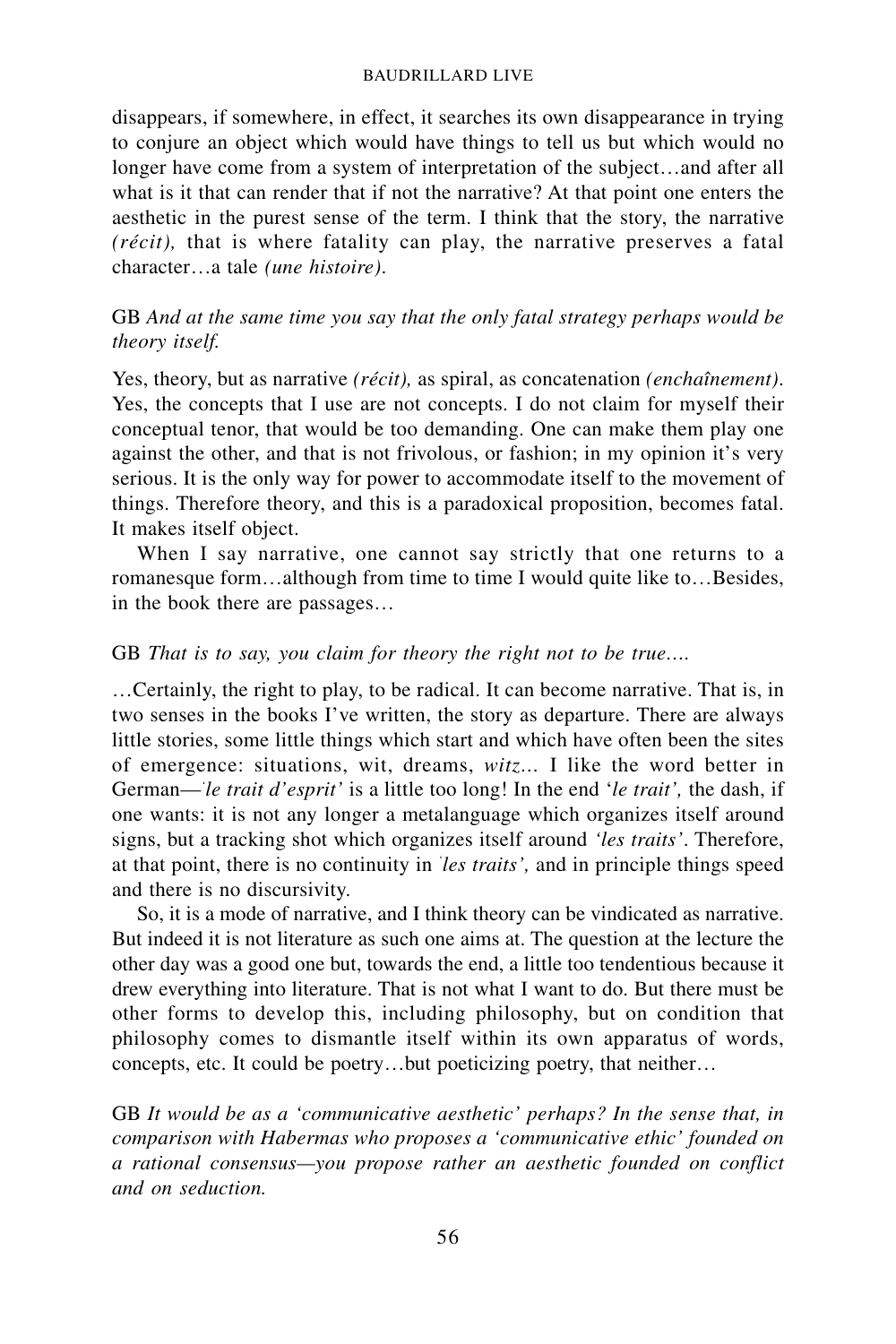disappears, if somewhere, in effect, it searches its own disappearance in trying to conjure an object which would have things to tell us but which would no longer have come from a system of interpretation of the subject…and after all what is it that can render that if not the narrative? At that point one enters the aesthetic in the purest sense of the term. I think that the story, the narrative *(récit),* that is where fatality can play, the narrative preserves a fatal character…a tale *(une histoire).*

GB *And at the same time you say that the only fatal strategy perhaps would be theory itself.*

Yes, theory, but as narrative *(récit),* as spiral, as concatenation *(enchaînement).* Yes, the concepts that I use are not concepts. I do not claim for myself their conceptual tenor, that would be too demanding. One can make them play one against the other, and that is not frivolous, or fashion; in my opinion it's very serious. It is the only way for power to accommodate itself to the movement of things. Therefore theory, and this is a paradoxical proposition, becomes fatal. It makes itself object.

When I say narrative, one cannot say strictly that one returns to a romanesque form…although from time to time I would quite like to…Besides, in the book there are passages…

GB *That is to say, you claim for theory the right not to be true….*

…Certainly, the right to play, to be radical. It can become narrative. That is, in two senses in the books I've written, the story as departure. There are always little stories, some little things which start and which have often been the sites of emergence: situations, wit, dreams, *witz...* I like the word better in German—*'le trait d'esprit'* is a little too long! In the end '*le trait',* the dash, if one wants: it is not any longer a metalanguage which organizes itself around signs, but a tracking shot which organizes itself around *'les traits'*. Therefore, at that point, there is no continuity in *'les traits',* and in principle things speed and there is no discursivity.

So, it is a mode of narrative, and I think theory can be vindicated as narrative. But indeed it is not literature as such one aims at. The question at the lecture the other day was a good one but, towards the end, a little too tendentious because it drew everything into literature. That is not what I want to do. But there must be other forms to develop this, including philosophy, but on condition that philosophy comes to dismantle itself within its own apparatus of words, concepts, etc. It could be poetry…but poeticizing poetry, that neither…

GB *It would be as a 'communicative aesthetic' perhaps? In the sense that, in comparison with Habermas who proposes a 'communicative ethic' founded on a rational consensus—you propose rather an aesthetic founded on conflict and on seduction.*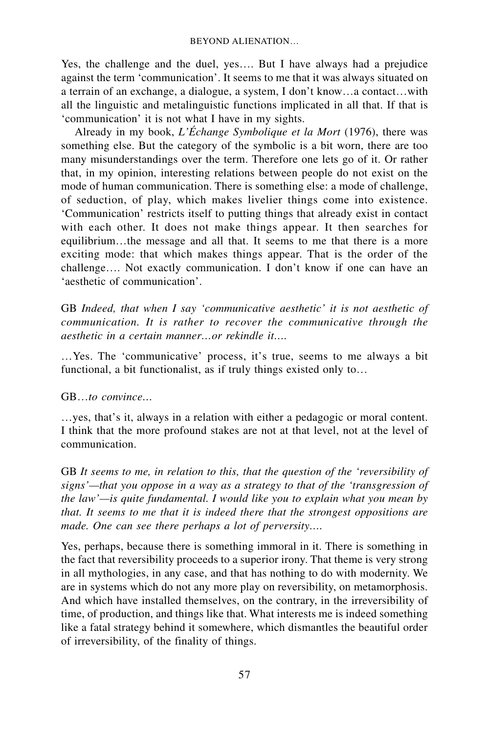Yes, the challenge and the duel, yes…. But I have always had a prejudice against the term 'communication'. It seems to me that it was always situated on a terrain of an exchange, a dialogue, a system, I don't know…a contact…with all the linguistic and metalinguistic functions implicated in all that. If that is 'communication' it is not what I have in my sights.

Already in my book, *L'Échange Symbolique et la Mort* (1976), there was something else. But the category of the symbolic is a bit worn, there are too many misunderstandings over the term. Therefore one lets go of it. Or rather that, in my opinion, interesting relations between people do not exist on the mode of human communication. There is something else: a mode of challenge, of seduction, of play, which makes livelier things come into existence. 'Communication' restricts itself to putting things that already exist in contact with each other. It does not make things appear. It then searches for equilibrium…the message and all that. It seems to me that there is a more exciting mode: that which makes things appear. That is the order of the challenge…. Not exactly communication. I don't know if one can have an 'aesthetic of communication'.

GB *Indeed, that when I say 'communicative aesthetic' it is not aesthetic of communication. It is rather to recover the communicative through the aesthetic in a certain manner…or rekindle it….*

…Yes. The 'communicative' process, it's true, seems to me always a bit functional, a bit functionalist, as if truly things existed only to…

GB…*to convince…*

…yes, that's it, always in a relation with either a pedagogic or moral content. I think that the more profound stakes are not at that level, not at the level of communication.

GB *It seems to me, in relation to this, that the question of the 'reversibility of signs'—that you oppose in a way as a strategy to that of the 'transgression of the law'—is quite fundamental. I would like you to explain what you mean by that. It seems to me that it is indeed there that the strongest oppositions are made. One can see there perhaps a lot of perversity….*

Yes, perhaps, because there is something immoral in it. There is something in the fact that reversibility proceeds to a superior irony. That theme is very strong in all mythologies, in any case, and that has nothing to do with modernity. We are in systems which do not any more play on reversibility, on metamorphosis. And which have installed themselves, on the contrary, in the irreversibility of time, of production, and things like that. What interests me is indeed something like a fatal strategy behind it somewhere, which dismantles the beautiful order of irreversibility, of the finality of things.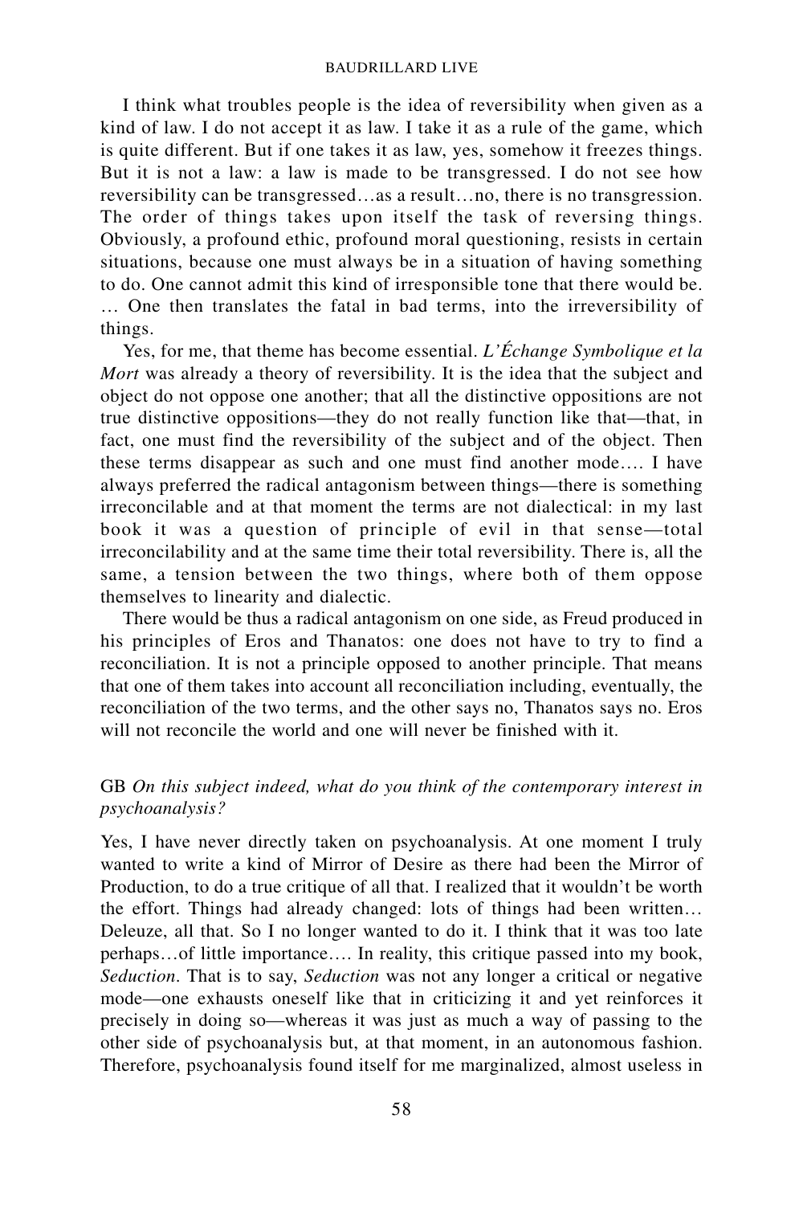I think what troubles people is the idea of reversibility when given as a kind of law. I do not accept it as law. I take it as a rule of the game, which is quite different. But if one takes it as law, yes, somehow it freezes things. But it is not a law: a law is made to be transgressed. I do not see how reversibility can be transgressed…as a result…no, there is no transgression. The order of things takes upon itself the task of reversing things. Obviously, a profound ethic, profound moral questioning, resists in certain situations, because one must always be in a situation of having something to do. One cannot admit this kind of irresponsible tone that there would be. … One then translates the fatal in bad terms, into the irreversibility of things.

Yes, for me, that theme has become essential. *L'Échange Symbolique et la Mort* was already a theory of reversibility. It is the idea that the subject and object do not oppose one another; that all the distinctive oppositions are not true distinctive oppositions—they do not really function like that—that, in fact, one must find the reversibility of the subject and of the object. Then these terms disappear as such and one must find another mode…. I have always preferred the radical antagonism between things—there is something irreconcilable and at that moment the terms are not dialectical: in my last book it was a question of principle of evil in that sense—total irreconcilability and at the same time their total reversibility. There is, all the same, a tension between the two things, where both of them oppose themselves to linearity and dialectic.

There would be thus a radical antagonism on one side, as Freud produced in his principles of Eros and Thanatos: one does not have to try to find a reconciliation. It is not a principle opposed to another principle. That means that one of them takes into account all reconciliation including, eventually, the reconciliation of the two terms, and the other says no, Thanatos says no. Eros will not reconcile the world and one will never be finished with it.

GB *On this subject indeed, what do you think of the contemporary interest in psychoanalysis?*

Yes, I have never directly taken on psychoanalysis. At one moment I truly wanted to write a kind of Mirror of Desire as there had been the Mirror of Production, to do a true critique of all that. I realized that it wouldn't be worth the effort. Things had already changed: lots of things had been written… Deleuze, all that. So I no longer wanted to do it. I think that it was too late perhaps…of little importance…. In reality, this critique passed into my book, *Seduction*. That is to say, *Seduction* was not any longer a critical or negative mode—one exhausts oneself like that in criticizing it and yet reinforces it precisely in doing so—whereas it was just as much a way of passing to the other side of psychoanalysis but, at that moment, in an autonomous fashion. Therefore, psychoanalysis found itself for me marginalized, almost useless in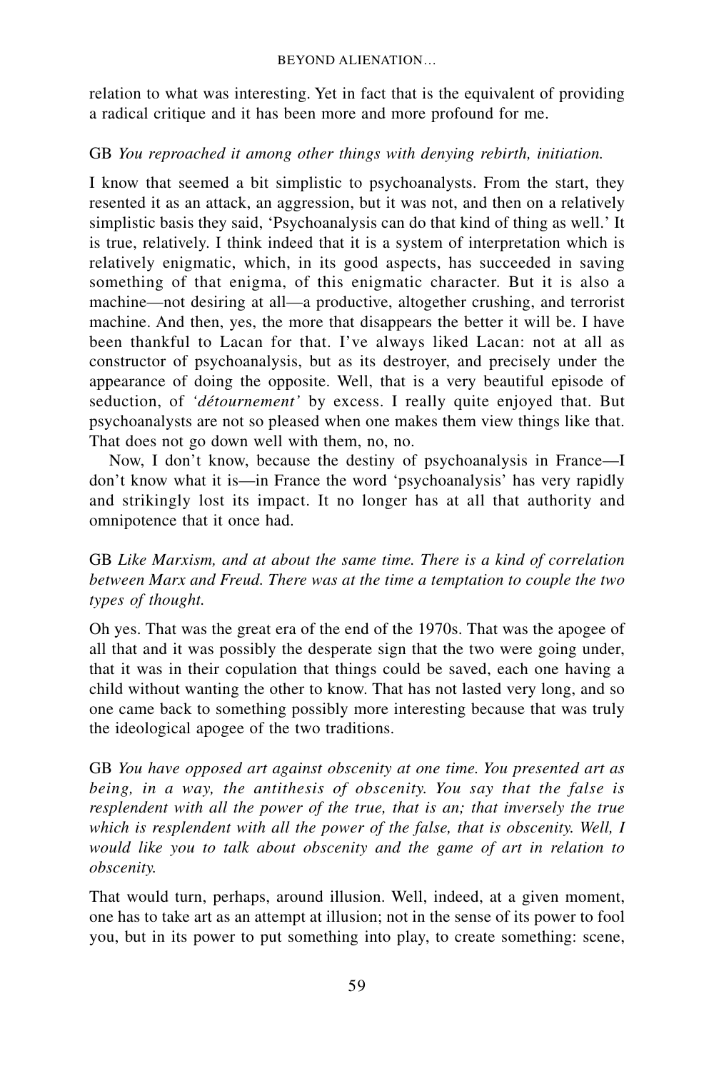relation to what was interesting. Yet in fact that is the equivalent of providing a radical critique and it has been more and more profound for me.

GB *You reproached it among other things with denying rebirth, initiation.*

I know that seemed a bit simplistic to psychoanalysts. From the start, they resented it as an attack, an aggression, but it was not, and then on a relatively simplistic basis they said, 'Psychoanalysis can do that kind of thing as well.' It is true, relatively. I think indeed that it is a system of interpretation which is relatively enigmatic, which, in its good aspects, has succeeded in saving something of that enigma, of this enigmatic character. But it is also a machine—not desiring at all—a productive, altogether crushing, and terrorist machine. And then, yes, the more that disappears the better it will be. I have been thankful to Lacan for that. I've always liked Lacan: not at all as constructor of psychoanalysis, but as its destroyer, and precisely under the appearance of doing the opposite. Well, that is a very beautiful episode of seduction, of *'détournement'* by excess. I really quite enjoyed that. But psychoanalysts are not so pleased when one makes them view things like that. That does not go down well with them, no, no.

Now, I don't know, because the destiny of psychoanalysis in France—I don't know what it is—in France the word 'psychoanalysis' has very rapidly and strikingly lost its impact. It no longer has at all that authority and omnipotence that it once had.

GB *Like Marxism, and at about the same time. There is a kind of correlation between Marx and Freud. There was at the time a temptation to couple the two types of thought.*

Oh yes. That was the great era of the end of the 1970s. That was the apogee of all that and it was possibly the desperate sign that the two were going under, that it was in their copulation that things could be saved, each one having a child without wanting the other to know. That has not lasted very long, and so one came back to something possibly more interesting because that was truly the ideological apogee of the two traditions.

GB *You have opposed art against obscenity at one time. You presented art as being, in a way, the antithesis of obscenity. You say that the false is resplendent with all the power of the true, that is an; that inversely the true which is resplendent with all the power of the false, that is obscenity. Well, I would like you to talk about obscenity and the game of art in relation to obscenity.*

That would turn, perhaps, around illusion. Well, indeed, at a given moment, one has to take art as an attempt at illusion; not in the sense of its power to fool you, but in its power to put something into play, to create something: scene,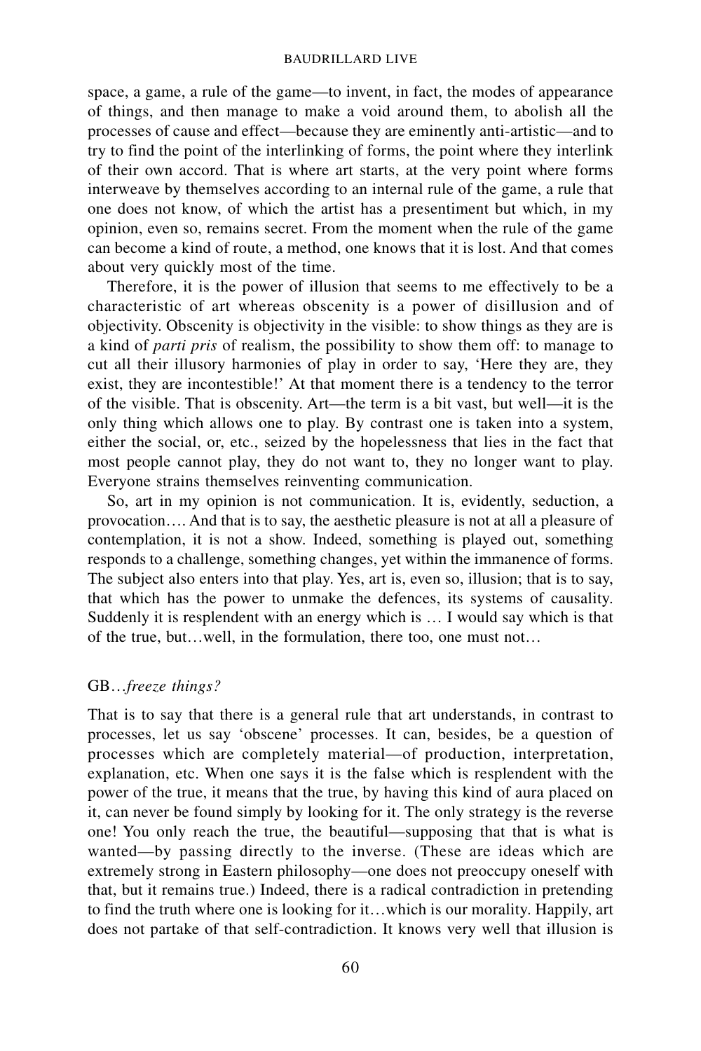space, a game, a rule of the game—to invent, in fact, the modes of appearance of things, and then manage to make a void around them, to abolish all the processes of cause and effect—because they are eminently anti-artistic—and to try to find the point of the interlinking of forms, the point where they interlink of their own accord. That is where art starts, at the very point where forms interweave by themselves according to an internal rule of the game, a rule that one does not know, of which the artist has a presentiment but which, in my opinion, even so, remains secret. From the moment when the rule of the game can become a kind of route, a method, one knows that it is lost. And that comes about very quickly most of the time.

Therefore, it is the power of illusion that seems to me effectively to be a characteristic of art whereas obscenity is a power of disillusion and of objectivity. Obscenity is objectivity in the visible: to show things as they are is a kind of *parti pris* of realism, the possibility to show them off: to manage to cut all their illusory harmonies of play in order to say, 'Here they are, they exist, they are incontestible!' At that moment there is a tendency to the terror of the visible. That is obscenity. Art—the term is a bit vast, but well—it is the only thing which allows one to play. By contrast one is taken into a system, either the social, or, etc., seized by the hopelessness that lies in the fact that most people cannot play, they do not want to, they no longer want to play. Everyone strains themselves reinventing communication.

So, art in my opinion is not communication. It is, evidently, seduction, a provocation…. And that is to say, the aesthetic pleasure is not at all a pleasure of contemplation, it is not a show. Indeed, something is played out, something responds to a challenge, something changes, yet within the immanence of forms. The subject also enters into that play. Yes, art is, even so, illusion; that is to say, that which has the power to unmake the defences, its systems of causality. Suddenly it is resplendent with an energy which is … I would say which is that of the true, but…well, in the formulation, there too, one must not…

GB…*freeze things?*

That is to say that there is a general rule that art understands, in contrast to processes, let us say 'obscene' processes. It can, besides, be a question of processes which are completely material—of production, interpretation, explanation, etc. When one says it is the false which is resplendent with the power of the true, it means that the true, by having this kind of aura placed on it, can never be found simply by looking for it. The only strategy is the reverse one! You only reach the true, the beautiful—supposing that that is what is wanted—by passing directly to the inverse. (These are ideas which are extremely strong in Eastern philosophy—one does not preoccupy oneself with that, but it remains true.) Indeed, there is a radical contradiction in pretending to find the truth where one is looking for it…which is our morality. Happily, art does not partake of that self-contradiction. It knows very well that illusion is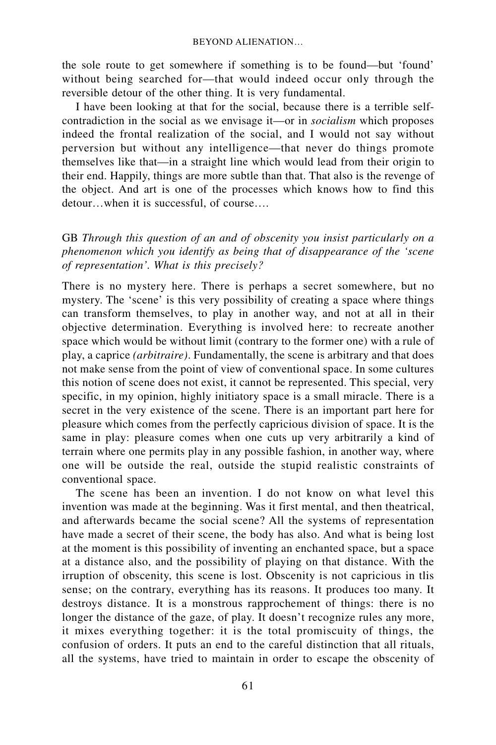the sole route to get somewhere if something is to be found—but 'found' without being searched for—that would indeed occur only through the reversible detour of the other thing. It is very fundamental.

I have been looking at that for the social, because there is a terrible self-contradiction in the social as we envisage it—or in *socialism* which proposes indeed the frontal realization of the social, and I would not say without perversion but without any intelligence—that never do things promote themselves like that—in a straight line which would lead from their origin to their end. Happily, things are more subtle than that. That also is the revenge of the object. And art is one of the processes which knows how to find this detour…when it is successful, of course….

GB *Through this question of an and of obscenity you insist particularly on a phenomenon which you identify as being that of disappearance of the 'scene of representation'. What is this precisely?*

There is no mystery here. There is perhaps a secret somewhere, but no mystery. The 'scene' is this very possibility of creating a space where things can transform themselves, to play in another way, and not at all in their objective determination. Everything is involved here: to recreate another space which would be without limit (contrary to the former one) with a rule of play, a caprice *(arbitraire)*. Fundamentally, the scene is arbitrary and that does not make sense from the point of view of conventional space. In some cultures this notion of scene does not exist, it cannot be represented. This special, very specific, in my opinion, highly initiatory space is a small miracle. There is a secret in the very existence of the scene. There is an important part here for pleasure which comes from the perfectly capricious division of space. It is the same in play: pleasure comes when one cuts up very arbitrarily a kind of terrain where one permits play in any possible fashion, in another way, where one will be outside the real, outside the stupid realistic constraints of conventional space.

The scene has been an invention. I do not know on what level this invention was made at the beginning. Was it first mental, and then theatrical, and afterwards became the social scene? All the systems of representation have made a secret of their scene, the body has also. And what is being lost at the moment is this possibility of inventing an enchanted space, but a space at a distance also, and the possibility of playing on that distance. With the irruption of obscenity, this scene is lost. Obscenity is not capricious in tlis sense; on the contrary, everything has its reasons. It produces too many. It destroys distance. It is a monstrous rapprochement of things: there is no longer the distance of the gaze, of play. It doesn't recognize rules any more, it mixes everything together: it is the total promiscuity of things, the confusion of orders. It puts an end to the careful distinction that all rituals, all the systems, have tried to maintain in order to escape the obscenity of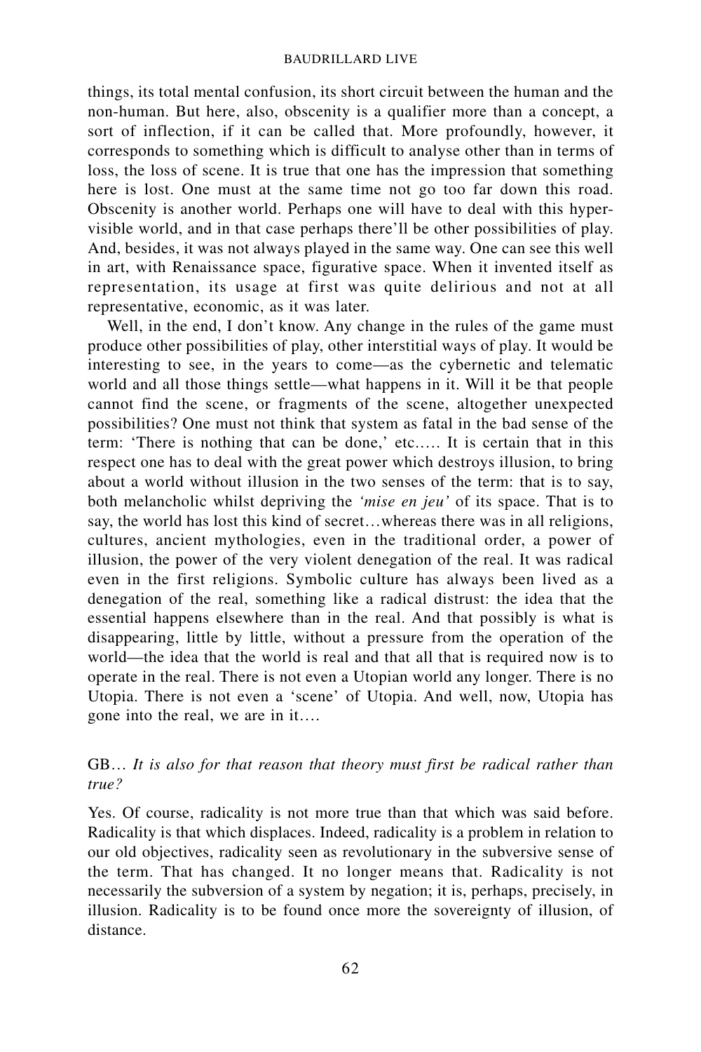things, its total mental confusion, its short circuit between the human and the non-human. But here, also, obscenity is a qualifier more than a concept, a sort of inflection, if it can be called that. More profoundly, however, it corresponds to something which is difficult to analyse other than in terms of loss, the loss of scene. It is true that one has the impression that something here is lost. One must at the same time not go too far down this road. Obscenity is another world. Perhaps one will have to deal with this hyper-visible world, and in that case perhaps there'll be other possibilities of play. And, besides, it was not always played in the same way. One can see this well in art, with Renaissance space, figurative space. When it invented itself as representation, its usage at first was quite delirious and not at all representative, economic, as it was later.

Well, in the end, I don't know. Any change in the rules of the game must produce other possibilities of play, other interstitial ways of play. It would be interesting to see, in the years to come—as the cybernetic and telematic world and all those things settle—what happens in it. Will it be that people cannot find the scene, or fragments of the scene, altogether unexpected possibilities? One must not think that system as fatal in the bad sense of the term: 'There is nothing that can be done,' etc….. It is certain that in this respect one has to deal with the great power which destroys illusion, to bring about a world without illusion in the two senses of the term: that is to say, both melancholic whilst depriving the *'mise en jeu'* of its space. That is to say, the world has lost this kind of secret…whereas there was in all religions, cultures, ancient mythologies, even in the traditional order, a power of illusion, the power of the very violent denegation of the real. It was radical even in the first religions. Symbolic culture has always been lived as a denegation of the real, something like a radical distrust: the idea that the essential happens elsewhere than in the real. And that possibly is what is disappearing, little by little, without a pressure from the operation of the world—the idea that the world is real and that all that is required now is to operate in the real. There is not even a Utopian world any longer. There is no Utopia. There is not even a 'scene' of Utopia. And well, now, Utopia has gone into the real, we are in it….

GB… *It is also for that reason that theory must first be radical rather than true?*

Yes. Of course, radicality is not more true than that which was said before. Radicality is that which displaces. Indeed, radicality is a problem in relation to our old objectives, radicality seen as revolutionary in the subversive sense of the term. That has changed. It no longer means that. Radicality is not necessarily the subversion of a system by negation; it is, perhaps, precisely, in illusion. Radicality is to be found once more the sovereignty of illusion, of distance.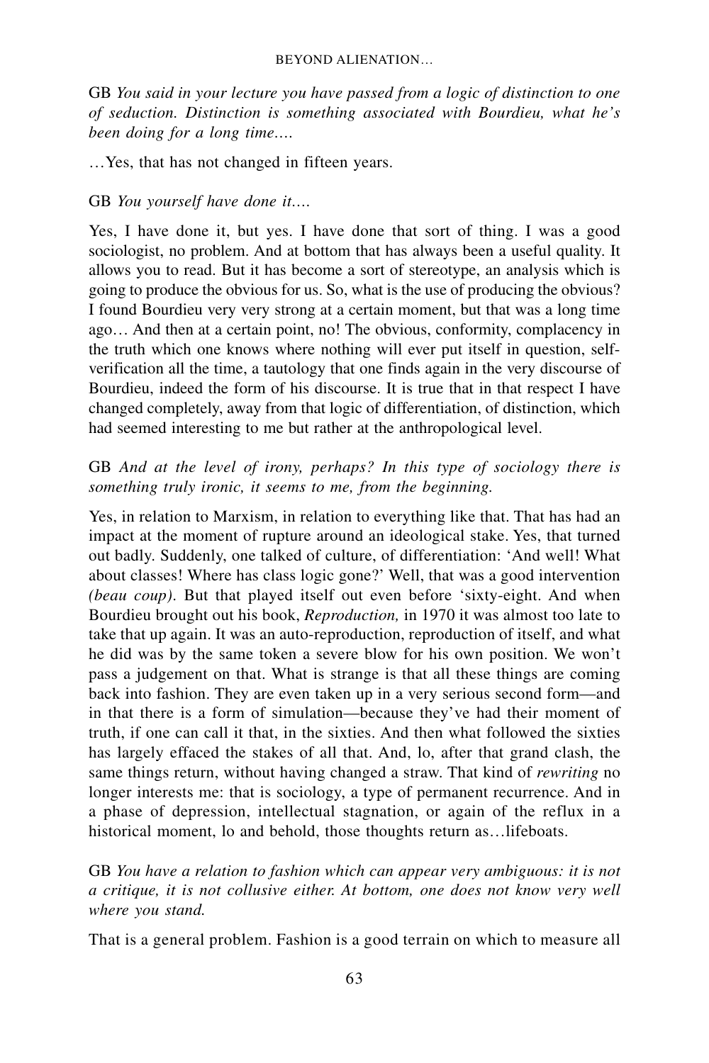GB *You said in your lecture you have passed from a logic of distinction to one of seduction. Distinction is something associated with Bourdieu, what he's been doing for a long time….*

…Yes, that has not changed in fifteen years.

GB *You yourself have done it….*

Yes, I have done it, but yes. I have done that sort of thing. I was a good sociologist, no problem. And at bottom that has always been a useful quality. It allows you to read. But it has become a sort of stereotype, an analysis which is going to produce the obvious for us. So, what is the use of producing the obvious? I found Bourdieu very very strong at a certain moment, but that was a long time ago… And then at a certain point, no! The obvious, conformity, complacency in the truth which one knows where nothing will ever put itself in question, self-verification all the time, a tautology that one finds again in the very discourse of Bourdieu, indeed the form of his discourse. It is true that in that respect I have changed completely, away from that logic of differentiation, of distinction, which had seemed interesting to me but rather at the anthropological level.

GB *And at the level of irony, perhaps? In this type of sociology there is something truly ironic, it seems to me, from the beginning.*

Yes, in relation to Marxism, in relation to everything like that. That has had an impact at the moment of rupture around an ideological stake. Yes, that turned out badly. Suddenly, one talked of culture, of differentiation: 'And well! What about classes! Where has class logic gone?' Well, that was a good intervention *(beau coup)*. But that played itself out even before 'sixty-eight. And when Bourdieu brought out his book, *Reproduction,* in 1970 it was almost too late to take that up again. It was an auto-reproduction, reproduction of itself, and what he did was by the same token a severe blow for his own position. We won't pass a judgement on that. What is strange is that all these things are coming back into fashion. They are even taken up in a very serious second form—and in that there is a form of simulation—because they've had their moment of truth, if one can call it that, in the sixties. And then what followed the sixties has largely effaced the stakes of all that. And, lo, after that grand clash, the same things return, without having changed a straw. That kind of *rewriting* no longer interests me: that is sociology, a type of permanent recurrence. And in a phase of depression, intellectual stagnation, or again of the reflux in a historical moment, lo and behold, those thoughts return as…lifeboats.

GB *You have a relation to fashion which can appear very ambiguous: it is not a critique, it is not collusive either. At bottom, one does not know very well where you stand.*

That is a general problem. Fashion is a good terrain on which to measure all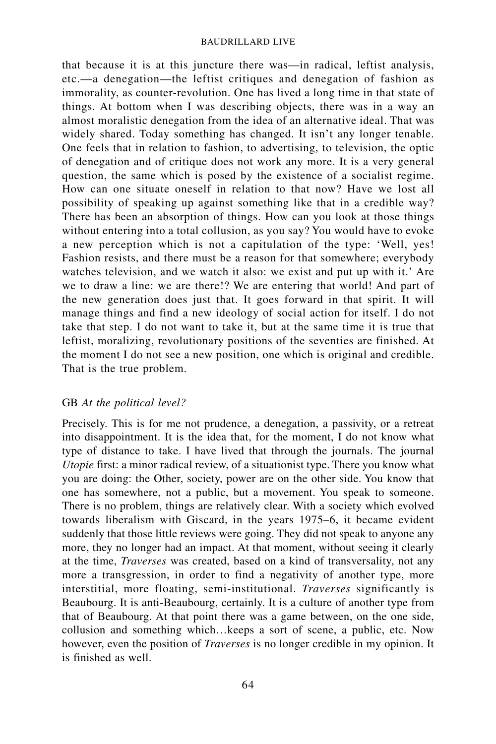that because it is at this juncture there was—in radical, leftist analysis, etc.—a denegation—the leftist critiques and denegation of fashion as immorality, as counter-revolution. One has lived a long time in that state of things. At bottom when I was describing objects, there was in a way an almost moralistic denegation from the idea of an alternative ideal. That was widely shared. Today something has changed. It isn't any longer tenable. One feels that in relation to fashion, to advertising, to television, the optic of denegation and of critique does not work any more. It is a very general question, the same which is posed by the existence of a socialist regime. How can one situate oneself in relation to that now? Have we lost all possibility of speaking up against something like that in a credible way? There has been an absorption of things. How can you look at those things without entering into a total collusion, as you say? You would have to evoke a new perception which is not a capitulation of the type: 'Well, yes! Fashion resists, and there must be a reason for that somewhere; everybody watches television, and we watch it also: we exist and put up with it.' Are we to draw a line: we are there!? We are entering that world! And part of the new generation does just that. It goes forward in that spirit. It will manage things and find a new ideology of social action for itself. I do not take that step. I do not want to take it, but at the same time it is true that leftist, moralizing, revolutionary positions of the seventies are finished. At the moment I do not see a new position, one which is original and credible. That is the true problem.

GB *At the political level?*

Precisely. This is for me not prudence, a denegation, a passivity, or a retreat into disappointment. It is the idea that, for the moment, I do not know what type of distance to take. I have lived that through the journals. The journal *Utopie* first: a minor radical review, of a situationist type. There you know what you are doing: the Other, society, power are on the other side. You know that one has somewhere, not a public, but a movement. You speak to someone. There is no problem, things are relatively clear. With a society which evolved towards liberalism with Giscard, in the years 1975–6, it became evident suddenly that those little reviews were going. They did not speak to anyone any more, they no longer had an impact. At that moment, without seeing it clearly at the time, *Traverses* was created, based on a kind of transversality, not any more a transgression, in order to find a negativity of another type, more interstitial, more floating, semi-institutional. *Traverses* significantly is Beaubourg. It is anti-Beaubourg, certainly. It is a culture of another type from that of Beaubourg. At that point there was a game between, on the one side, collusion and something which…keeps a sort of scene, a public, etc. Now however, even the position of *Traverses* is no longer credible in my opinion. It is finished as well.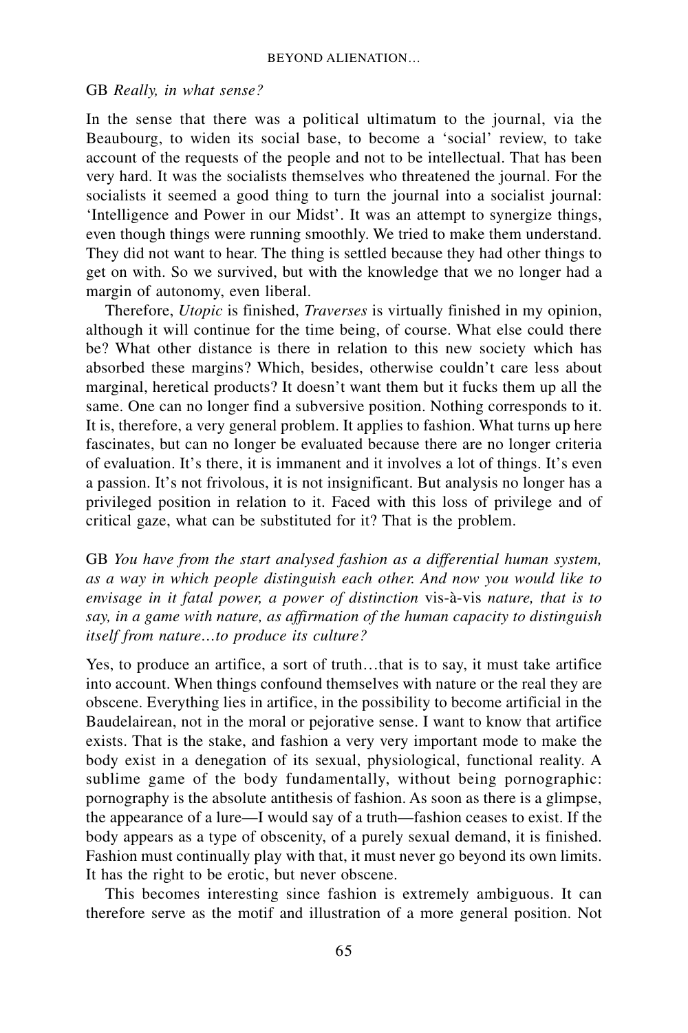GB *Really, in what sense?*

In the sense that there was a political ultimatum to the journal, via the Beaubourg, to widen its social base, to become a 'social' review, to take account of the requests of the people and not to be intellectual. That has been very hard. It was the socialists themselves who threatened the journal. For the socialists it seemed a good thing to turn the journal into a socialist journal: 'Intelligence and Power in our Midst'. It was an attempt to synergize things, even though things were running smoothly. We tried to make them understand. They did not want to hear. The thing is settled because they had other things to get on with. So we survived, but with the knowledge that we no longer had a margin of autonomy, even liberal.

Therefore, *Utopic* is finished, *Traverses* is virtually finished in my opinion, although it will continue for the time being, of course. What else could there be? What other distance is there in relation to this new society which has absorbed these margins? Which, besides, otherwise couldn't care less about marginal, heretical products? It doesn't want them but it fucks them up all the same. One can no longer find a subversive position. Nothing corresponds to it. It is, therefore, a very general problem. It applies to fashion. What turns up here fascinates, but can no longer be evaluated because there are no longer criteria of evaluation. It's there, it is immanent and it involves a lot of things. It's even a passion. It's not frivolous, it is not insignificant. But analysis no longer has a privileged position in relation to it. Faced with this loss of privilege and of critical gaze, what can be substituted for it? That is the problem.

GB *You have from the start analysed fashion as a differential human system, as a way in which people distinguish each other. And now you would like to envisage in it fatal power, a power of distinction* vis-à-vis *nature, that is to say, in a game with nature, as affirmation of the human capacity to distinguish itself from nature…to produce its culture?*

Yes, to produce an artifice, a sort of truth…that is to say, it must take artifice into account. When things confound themselves with nature or the real they are obscene. Everything lies in artifice, in the possibility to become artificial in the Baudelairean, not in the moral or pejorative sense. I want to know that artifice exists. That is the stake, and fashion a very very important mode to make the body exist in a denegation of its sexual, physiological, functional reality. A sublime game of the body fundamentally, without being pornographic: pornography is the absolute antithesis of fashion. As soon as there is a glimpse, the appearance of a lure—I would say of a truth—fashion ceases to exist. If the body appears as a type of obscenity, of a purely sexual demand, it is finished. Fashion must continually play with that, it must never go beyond its own limits. It has the right to be erotic, but never obscene.

This becomes interesting since fashion is extremely ambiguous. It can therefore serve as the motif and illustration of a more general position. Not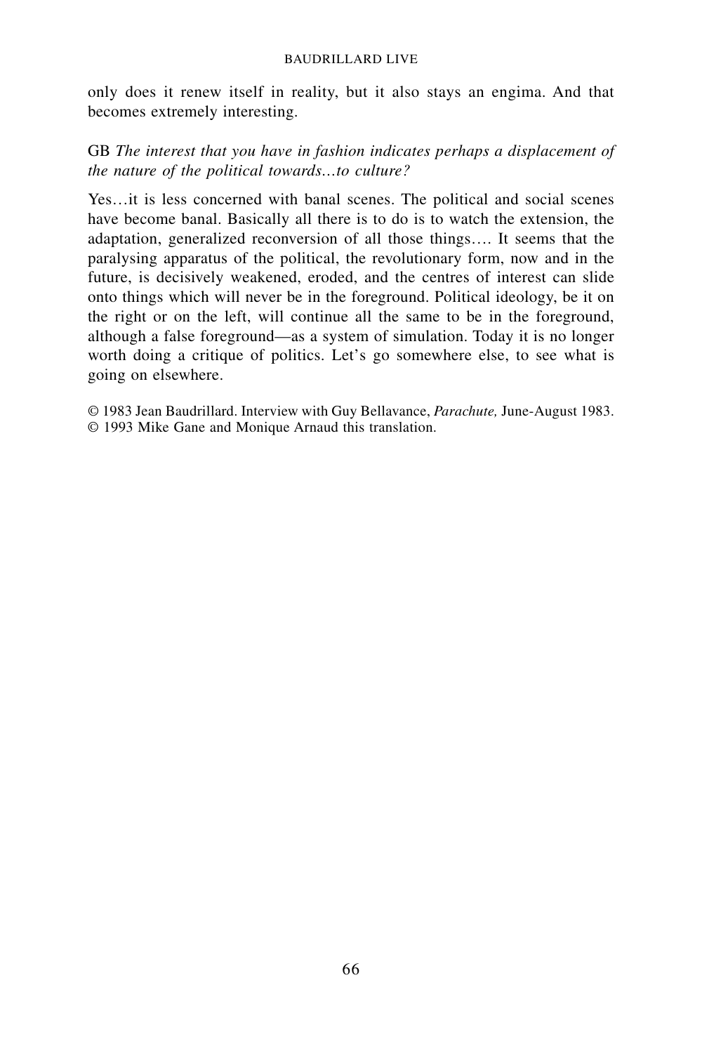only does it renew itself in reality, but it also stays an engima. And that becomes extremely interesting.

GB *The interest that you have in fashion indicates perhaps a displacement of the nature of the political towards…to culture?*

Yes…it is less concerned with banal scenes. The political and social scenes have become banal. Basically all there is to do is to watch the extension, the adaptation, generalized reconversion of all those things…. It seems that the paralysing apparatus of the political, the revolutionary form, now and in the future, is decisively weakened, eroded, and the centres of interest can slide onto things which will never be in the foreground. Political ideology, be it on the right or on the left, will continue all the same to be in the foreground, although a false foreground—as a system of simulation. Today it is no longer worth doing a critique of politics. Let's go somewhere else, to see what is going on elsewhere.

© 1983 Jean Baudrillard. Interview with Guy Bellavance, *Parachute,* June-August 1983.
© 1993 Mike Gane and Monique Arnaud this translation.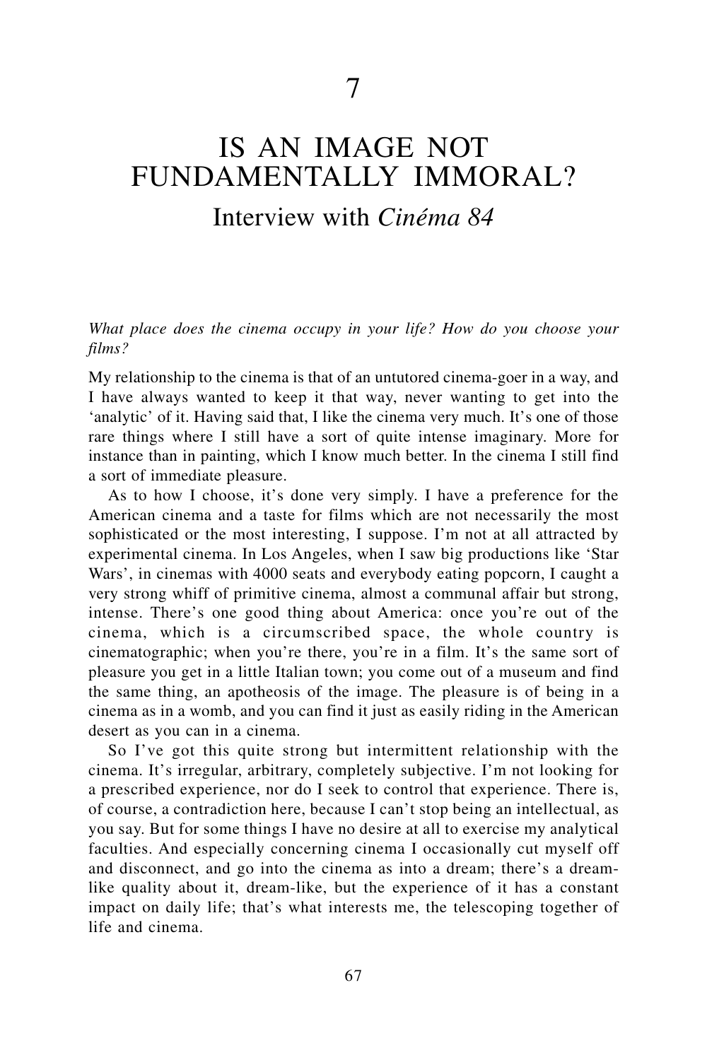# 7

# IS AN IMAGE NOT FUNDAMENTALLY IMMORAL?

## Interview with *Cinéma 84*

*What place does the cinema occupy in your life? How do you choose your films?*

My relationship to the cinema is that of an untutored cinema-goer in a way, and I have always wanted to keep it that way, never wanting to get into the 'analytic' of it. Having said that, I like the cinema very much. It's one of those rare things where I still have a sort of quite intense imaginary. More for instance than in painting, which I know much better. In the cinema I still find a sort of immediate pleasure.

As to how I choose, it's done very simply. I have a preference for the American cinema and a taste for films which are not necessarily the most sophisticated or the most interesting, I suppose. I'm not at all attracted by experimental cinema. In Los Angeles, when I saw big productions like 'Star Wars', in cinemas with 4000 seats and everybody eating popcorn, I caught a very strong whiff of primitive cinema, almost a communal affair but strong, intense. There's one good thing about America: once you're out of the cinema, which is a circumscribed space, the whole country is cinematographic; when you're there, you're in a film. It's the same sort of pleasure you get in a little Italian town; you come out of a museum and find the same thing, an apotheosis of the image. The pleasure is of being in a cinema as in a womb, and you can find it just as easily riding in the American desert as you can in a cinema.

So I've got this quite strong but intermittent relationship with the cinema. It's irregular, arbitrary, completely subjective. I'm not looking for a prescribed experience, nor do I seek to control that experience. There is, of course, a contradiction here, because I can't stop being an intellectual, as you say. But for some things I have no desire at all to exercise my analytical faculties. And especially concerning cinema I occasionally cut myself off and disconnect, and go into the cinema as into a dream; there's a dream-like quality about it, dream-like, but the experience of it has a constant impact on daily life; that's what interests me, the telescoping together of life and cinema.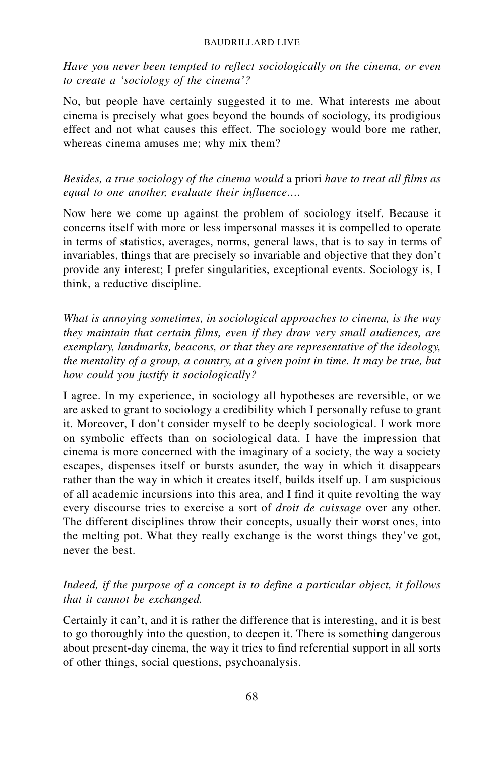*Have you never been tempted to reflect sociologically on the cinema, or even to create a 'sociology of the cinema'?*

No, but people have certainly suggested it to me. What interests me about cinema is precisely what goes beyond the bounds of sociology, its prodigious effect and not what causes this effect. The sociology would bore me rather, whereas cinema amuses me; why mix them?

*Besides, a true sociology of the cinema would* a priori *have to treat all films as equal to one another, evaluate their influence....*

Now here we come up against the problem of sociology itself. Because it concerns itself with more or less impersonal masses it is compelled to operate in terms of statistics, averages, norms, general laws, that is to say in terms of invariables, things that are precisely so invariable and objective that they don't provide any interest; I prefer singularities, exceptional events. Sociology is, I think, a reductive discipline.

*What is annoying sometimes, in sociological approaches to cinema, is the way they maintain that certain films, even if they draw very small audiences, are exemplary, landmarks, beacons, or that they are representative of the ideology, the mentality of a group, a country, at a given point in time. It may be true, but how could you justify it sociologically?*

I agree. In my experience, in sociology all hypotheses are reversible, or we are asked to grant to sociology a credibility which I personally refuse to grant it. Moreover, I don't consider myself to be deeply sociological. I work more on symbolic effects than on sociological data. I have the impression that cinema is more concerned with the imaginary of a society, the way a society escapes, dispenses itself or bursts asunder, the way in which it disappears rather than the way in which it creates itself, builds itself up. I am suspicious of all academic incursions into this area, and I find it quite revolting the way every discourse tries to exercise a sort of *droit de cuissage* over any other. The different disciplines throw their concepts, usually their worst ones, into the melting pot. What they really exchange is the worst things they've got, never the best.

*Indeed, if the purpose of a concept is to define a particular object, it follows that it cannot be exchanged.*

Certainly it can't, and it is rather the difference that is interesting, and it is best to go thoroughly into the question, to deepen it. There is something dangerous about present-day cinema, the way it tries to find referential support in all sorts of other things, social questions, psychoanalysis.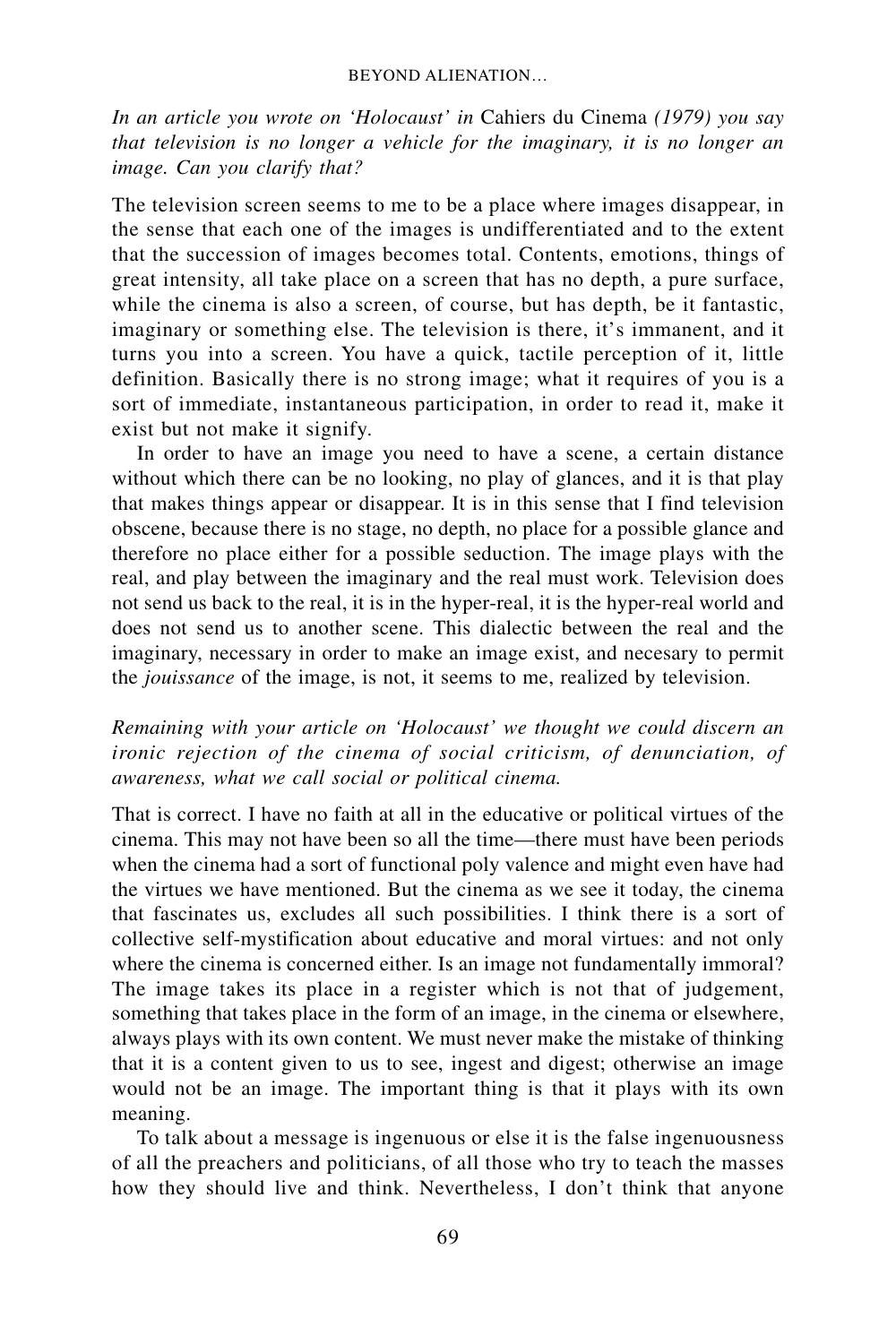*In an article you wrote on 'Holocaust' in* Cahiers du Cinema *(1979) you say that television is no longer a vehicle for the imaginary, it is no longer an image. Can you clarify that?*

The television screen seems to me to be a place where images disappear, in the sense that each one of the images is undifferentiated and to the extent that the succession of images becomes total. Contents, emotions, things of great intensity, all take place on a screen that has no depth, a pure surface, while the cinema is also a screen, of course, but has depth, be it fantastic, imaginary or something else. The television is there, it's immanent, and it turns you into a screen. You have a quick, tactile perception of it, little definition. Basically there is no strong image; what it requires of you is a sort of immediate, instantaneous participation, in order to read it, make it exist but not make it signify.

In order to have an image you need to have a scene, a certain distance without which there can be no looking, no play of glances, and it is that play that makes things appear or disappear. It is in this sense that I find television obscene, because there is no stage, no depth, no place for a possible glance and therefore no place either for a possible seduction. The image plays with the real, and play between the imaginary and the real must work. Television does not send us back to the real, it is in the hyper-real, it is the hyper-real world and does not send us to another scene. This dialectic between the real and the imaginary, necessary in order to make an image exist, and necesary to permit the *jouissance* of the image, is not, it seems to me, realized by television.

*Remaining with your article on 'Holocaust' we thought we could discern an ironic rejection of the cinema of social criticism, of denunciation, of awareness, what we call social or political cinema.*

That is correct. I have no faith at all in the educative or political virtues of the cinema. This may not have been so all the time—there must have been periods when the cinema had a sort of functional poly valence and might even have had the virtues we have mentioned. But the cinema as we see it today, the cinema that fascinates us, excludes all such possibilities. I think there is a sort of collective self-mystification about educative and moral virtues: and not only where the cinema is concerned either. Is an image not fundamentally immoral? The image takes its place in a register which is not that of judgement, something that takes place in the form of an image, in the cinema or elsewhere, always plays with its own content. We must never make the mistake of thinking that it is a content given to us to see, ingest and digest; otherwise an image would not be an image. The important thing is that it plays with its own meaning.

To talk about a message is ingenuous or else it is the false ingenuousness of all the preachers and politicians, of all those who try to teach the masses how they should live and think. Nevertheless, I don't think that anyone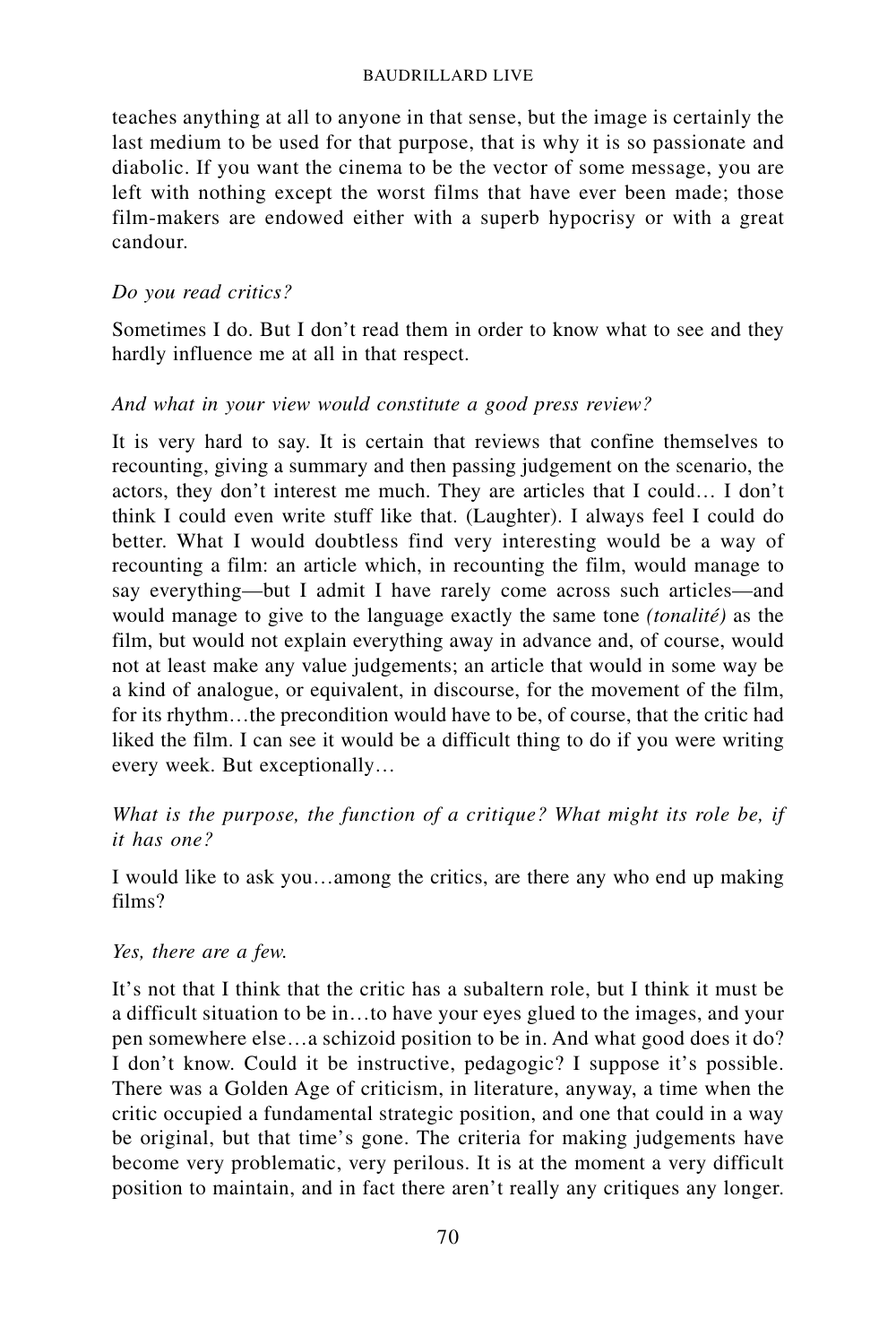teaches anything at all to anyone in that sense, but the image is certainly the last medium to be used for that purpose, that is why it is so passionate and diabolic. If you want the cinema to be the vector of some message, you are left with nothing except the worst films that have ever been made; those film-makers are endowed either with a superb hypocrisy or with a great candour.

*Do you read critics?*

Sometimes I do. But I don't read them in order to know what to see and they hardly influence me at all in that respect.

*And what in your view would constitute a good press review?*

It is very hard to say. It is certain that reviews that confine themselves to recounting, giving a summary and then passing judgement on the scenario, the actors, they don't interest me much. They are articles that I could… I don't think I could even write stuff like that. (Laughter). I always feel I could do better. What I would doubtless find very interesting would be a way of recounting a film: an article which, in recounting the film, would manage to say everything—but I admit I have rarely come across such articles—and would manage to give to the language exactly the same tone *(tonalité)* as the film, but would not explain everything away in advance and, of course, would not at least make any value judgements; an article that would in some way be a kind of analogue, or equivalent, in discourse, for the movement of the film, for its rhythm…the precondition would have to be, of course, that the critic had liked the film. I can see it would be a difficult thing to do if you were writing every week. But exceptionally…

*What is the purpose, the function of a critique? What might its role be, if it has one?*

I would like to ask you…among the critics, are there any who end up making films?

*Yes, there are a few.*

It's not that I think that the critic has a subaltern role, but I think it must be a difficult situation to be in…to have your eyes glued to the images, and your pen somewhere else…a schizoid position to be in. And what good does it do? I don't know. Could it be instructive, pedagogic? I suppose it's possible. There was a Golden Age of criticism, in literature, anyway, a time when the critic occupied a fundamental strategic position, and one that could in a way be original, but that time's gone. The criteria for making judgements have become very problematic, very perilous. It is at the moment a very difficult position to maintain, and in fact there aren't really any critiques any longer.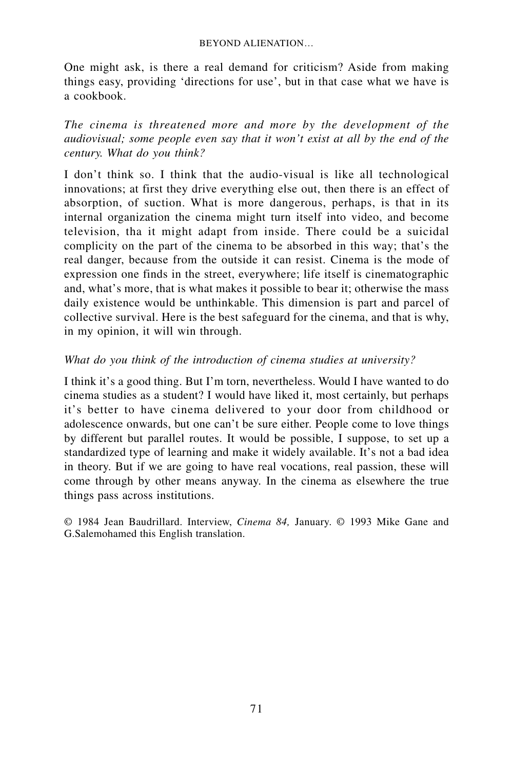One might ask, is there a real demand for criticism? Aside from making things easy, providing 'directions for use', but in that case what we have is a cookbook.

*The cinema is threatened more and more by the development of the audiovisual; some people even say that it won't exist at all by the end of the century. What do you think?*

I don't think so. I think that the audio-visual is like all technological innovations; at first they drive everything else out, then there is an effect of absorption, of suction. What is more dangerous, perhaps, is that in its internal organization the cinema might turn itself into video, and become television, tha it might adapt from inside. There could be a suicidal complicity on the part of the cinema to be absorbed in this way; that's the real danger, because from the outside it can resist. Cinema is the mode of expression one finds in the street, everywhere; life itself is cinematographic and, what's more, that is what makes it possible to bear it; otherwise the mass daily existence would be unthinkable. This dimension is part and parcel of collective survival. Here is the best safeguard for the cinema, and that is why, in my opinion, it will win through.

*What do you think of the introduction of cinema studies at university?*

I think it's a good thing. But I'm torn, nevertheless. Would I have wanted to do cinema studies as a student? I would have liked it, most certainly, but perhaps it's better to have cinema delivered to your door from childhood or adolescence onwards, but one can't be sure either. People come to love things by different but parallel routes. It would be possible, I suppose, to set up a standardized type of learning and make it widely available. It's not a bad idea in theory. But if we are going to have real vocations, real passion, these will come through by other means anyway. In the cinema as elsewhere the true things pass across institutions.

© 1984 Jean Baudrillard. Interview, *Cinema 84,* January. © 1993 Mike Gane and G.Salemohamed this English translation.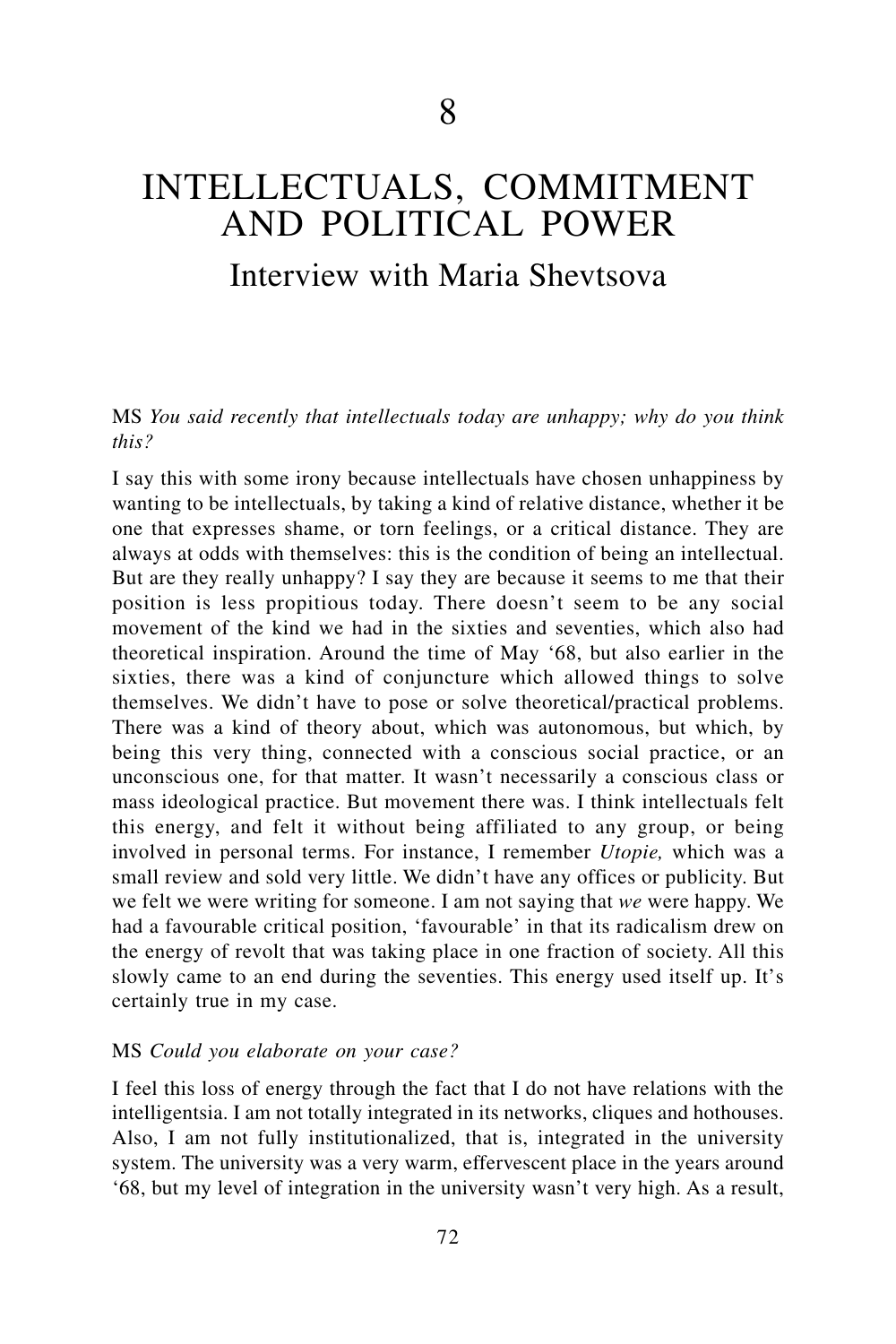# 8

# INTELLECTUALS, COMMITMENT AND POLITICAL POWER

## Interview with Maria Shevtsova

MS *You said recently that intellectuals today are unhappy; why do you think this?*

I say this with some irony because intellectuals have chosen unhappiness by wanting to be intellectuals, by taking a kind of relative distance, whether it be one that expresses shame, or torn feelings, or a critical distance. They are always at odds with themselves: this is the condition of being an intellectual. But are they really unhappy? I say they are because it seems to me that their position is less propitious today. There doesn't seem to be any social movement of the kind we had in the sixties and seventies, which also had theoretical inspiration. Around the time of May '68, but also earlier in the sixties, there was a kind of conjuncture which allowed things to solve themselves. We didn't have to pose or solve theoretical/practical problems. There was a kind of theory about, which was autonomous, but which, by being this very thing, connected with a conscious social practice, or an unconscious one, for that matter. It wasn't necessarily a conscious class or mass ideological practice. But movement there was. I think intellectuals felt this energy, and felt it without being affiliated to any group, or being involved in personal terms. For instance, I remember *Utopie,* which was a small review and sold very little. We didn't have any offices or publicity. But we felt we were writing for someone. I am not saying that *we* were happy. We had a favourable critical position, 'favourable' in that its radicalism drew on the energy of revolt that was taking place in one fraction of society. All this slowly came to an end during the seventies. This energy used itself up. It's certainly true in my case.

MS *Could you elaborate on your case?*

I feel this loss of energy through the fact that I do not have relations with the intelligentsia. I am not totally integrated in its networks, cliques and hothouses. Also, I am not fully institutionalized, that is, integrated in the university system. The university was a very warm, effervescent place in the years around '68, but my level of integration in the university wasn't very high. As a result,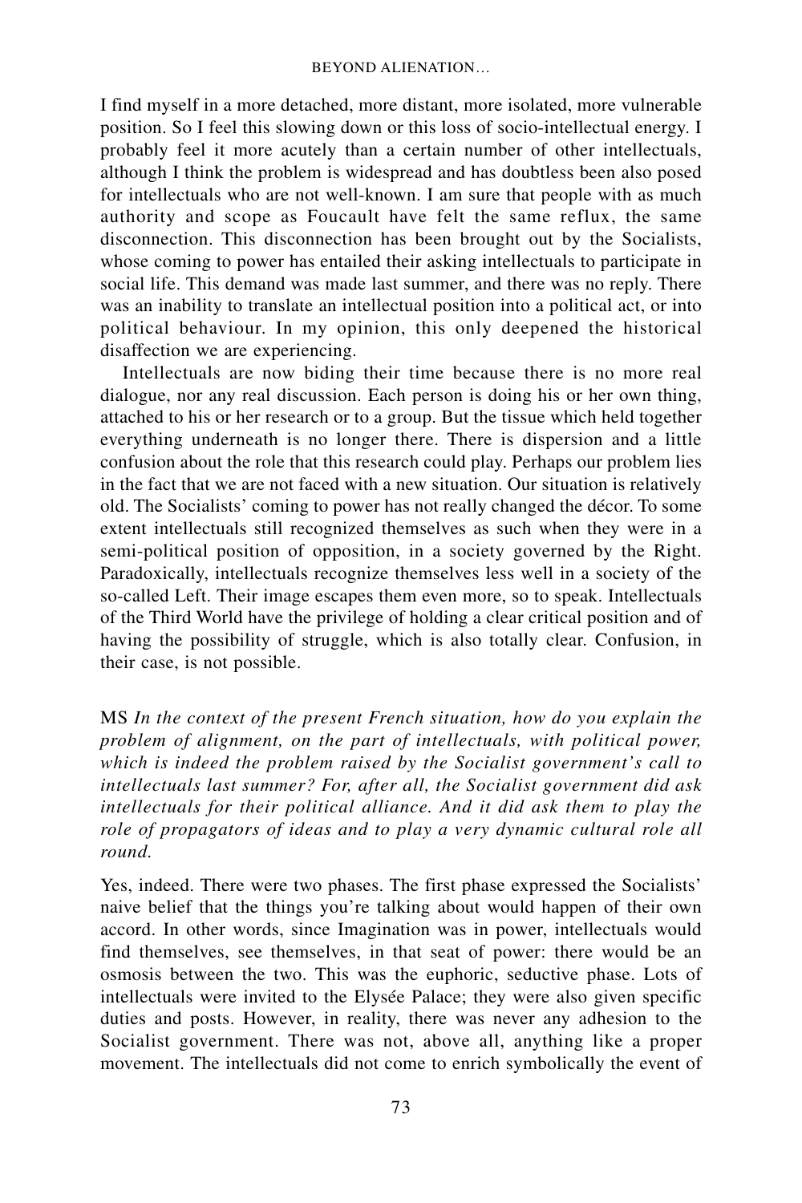I find myself in a more detached, more distant, more isolated, more vulnerable position. So I feel this slowing down or this loss of socio-intellectual energy. I probably feel it more acutely than a certain number of other intellectuals, although I think the problem is widespread and has doubtless been also posed for intellectuals who are not well-known. I am sure that people with as much authority and scope as Foucault have felt the same reflux, the same disconnection. This disconnection has been brought out by the Socialists, whose coming to power has entailed their asking intellectuals to participate in social life. This demand was made last summer, and there was no reply. There was an inability to translate an intellectual position into a political act, or into political behaviour. In my opinion, this only deepened the historical disaffection we are experiencing.

Intellectuals are now biding their time because there is no more real dialogue, nor any real discussion. Each person is doing his or her own thing, attached to his or her research or to a group. But the tissue which held together everything underneath is no longer there. There is dispersion and a little confusion about the role that this research could play. Perhaps our problem lies in the fact that we are not faced with a new situation. Our situation is relatively old. The Socialists' coming to power has not really changed the décor. To some extent intellectuals still recognized themselves as such when they were in a semi-political position of opposition, in a society governed by the Right. Paradoxically, intellectuals recognize themselves less well in a society of the so-called Left. Their image escapes them even more, so to speak. Intellectuals of the Third World have the privilege of holding a clear critical position and of having the possibility of struggle, which is also totally clear. Confusion, in their case, is not possible.

MS *In the context of the present French situation, how do you explain the problem of alignment, on the part of intellectuals, with political power, which is indeed the problem raised by the Socialist government's call to intellectuals last summer? For, after all, the Socialist government did ask intellectuals for their political alliance. And it did ask them to play the role of propagators of ideas and to play a very dynamic cultural role all round.*

Yes, indeed. There were two phases. The first phase expressed the Socialists' naive belief that the things you're talking about would happen of their own accord. In other words, since Imagination was in power, intellectuals would find themselves, see themselves, in that seat of power: there would be an osmosis between the two. This was the euphoric, seductive phase. Lots of intellectuals were invited to the Elysée Palace; they were also given specific duties and posts. However, in reality, there was never any adhesion to the Socialist government. There was not, above all, anything like a proper movement. The intellectuals did not come to enrich symbolically the event of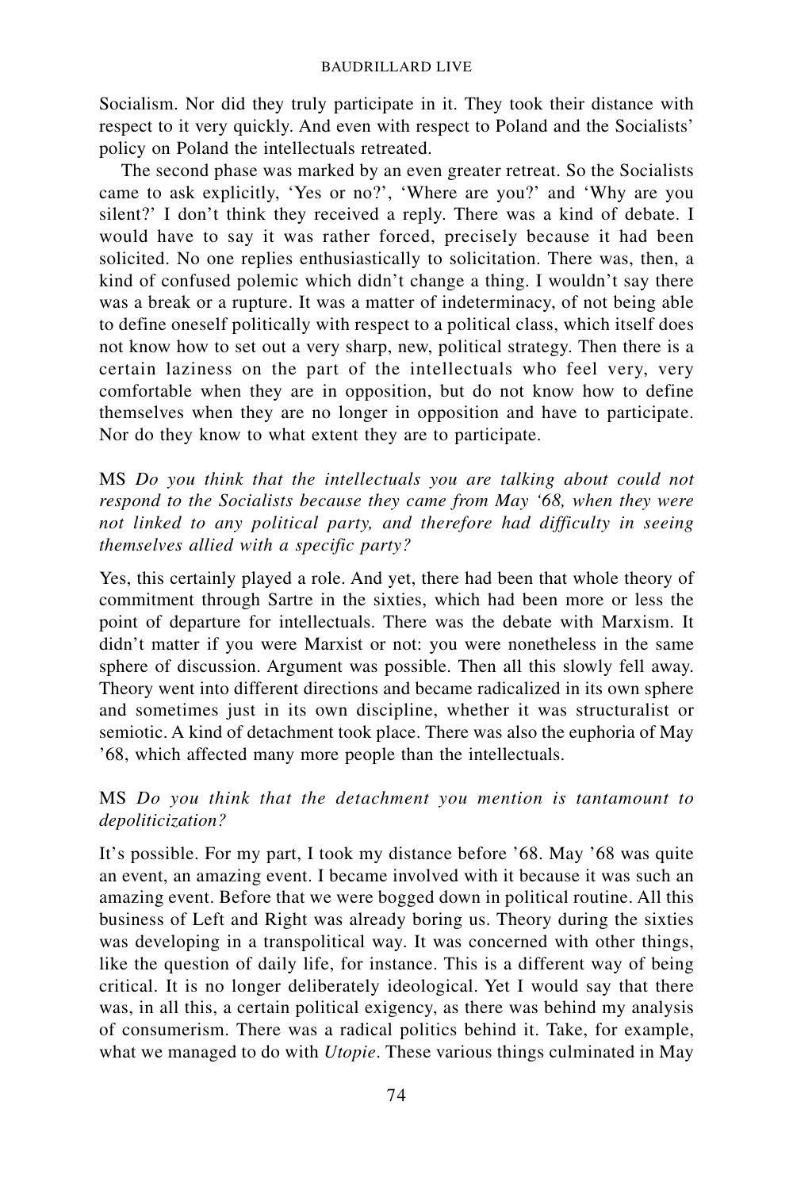Socialism. Nor did they truly participate in it. They took their distance with respect to it very quickly. And even with respect to Poland and the Socialists' policy on Poland the intellectuals retreated.

The second phase was marked by an even greater retreat. So the Socialists came to ask explicitly, 'Yes or no?', 'Where are you?' and 'Why are you silent?' I don't think they received a reply. There was a kind of debate. I would have to say it was rather forced, precisely because it had been solicited. No one replies enthusiastically to solicitation. There was, then, a kind of confused polemic which didn't change a thing. I wouldn't say there was a break or a rupture. It was a matter of indeterminacy, of not being able to define oneself politically with respect to a political class, which itself does not know how to set out a very sharp, new, political strategy. Then there is a certain laziness on the part of the intellectuals who feel very, very comfortable when they are in opposition, but do not know how to define themselves when they are no longer in opposition and have to participate. Nor do they know to what extent they are to participate.

MS *Do you think that the intellectuals you are talking about could not respond to the Socialists because they came from May '68, when they were not linked to any political party, and therefore had difficulty in seeing themselves allied with a specific party?*

Yes, this certainly played a role. And yet, there had been that whole theory of commitment through Sartre in the sixties, which had been more or less the point of departure for intellectuals. There was the debate with Marxism. It didn't matter if you were Marxist or not: you were nonetheless in the same sphere of discussion. Argument was possible. Then all this slowly fell away. Theory went into different directions and became radicalized in its own sphere and sometimes just in its own discipline, whether it was structuralist or semiotic. A kind of detachment took place. There was also the euphoria of May '68, which affected many more people than the intellectuals.

MS *Do you think that the detachment you mention is tantamount to depoliticization?*

It's possible. For my part, I took my distance before '68. May '68 was quite an event, an amazing event. I became involved with it because it was such an amazing event. Before that we were bogged down in political routine. All this business of Left and Right was already boring us. Theory during the sixties was developing in a transpolitical way. It was concerned with other things, like the question of daily life, for instance. This is a different way of being critical. It is no longer deliberately ideological. Yet I would say that there was, in all this, a certain political exigency, as there was behind my analysis of consumerism. There was a radical politics behind it. Take, for example, what we managed to do with *Utopie*. These various things culminated in May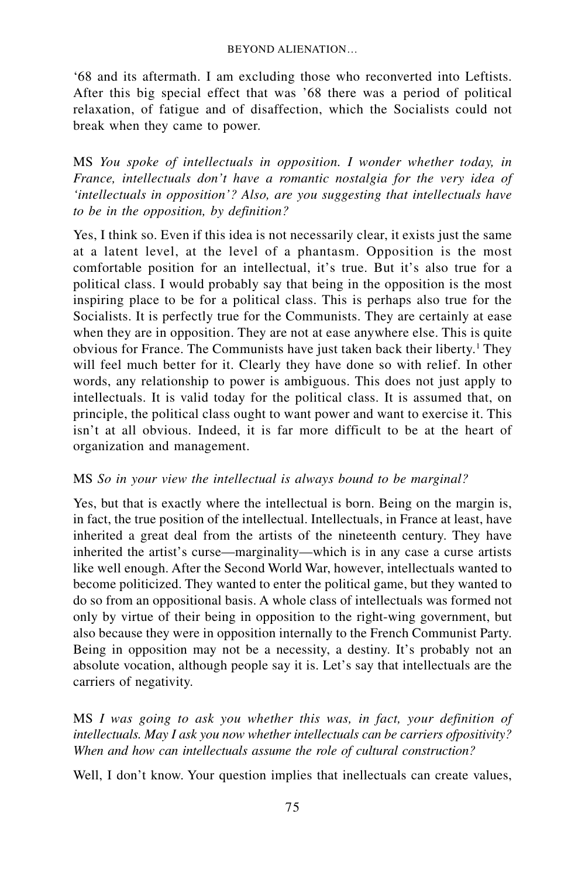'68 and its aftermath. I am excluding those who reconverted into Leftists. After this big special effect that was '68 there was a period of political relaxation, of fatigue and of disaffection, which the Socialists could not break when they came to power.

MS *You spoke of intellectuals in opposition. I wonder whether today, in France, intellectuals don't have a romantic nostalgia for the very idea of 'intellectuals in opposition'? Also, are you suggesting that intellectuals have to be in the opposition, by definition?*

Yes, I think so. Even if this idea is not necessarily clear, it exists just the same at a latent level, at the level of a phantasm. Opposition is the most comfortable position for an intellectual, it's true. But it's also true for a political class. I would probably say that being in the opposition is the most inspiring place to be for a political class. This is perhaps also true for the Socialists. It is perfectly true for the Communists. They are certainly at ease when they are in opposition. They are not at ease anywhere else. This is quite obvious for France. The Communists have just taken back their liberty.[1] They will feel much better for it. Clearly they have done so with relief. In other words, any relationship to power is ambiguous. This does not just apply to intellectuals. It is valid today for the political class. It is assumed that, on principle, the political class ought to want power and want to exercise it. This isn't at all obvious. Indeed, it is far more difficult to be at the heart of organization and management.

MS *So in your view the intellectual is always bound to be marginal?*

Yes, but that is exactly where the intellectual is born. Being on the margin is, in fact, the true position of the intellectual. Intellectuals, in France at least, have inherited a great deal from the artists of the nineteenth century. They have inherited the artist's curse—marginality—which is in any case a curse artists like well enough. After the Second World War, however, intellectuals wanted to become politicized. They wanted to enter the political game, but they wanted to do so from an oppositional basis. A whole class of intellectuals was formed not only by virtue of their being in opposition to the right-wing government, but also because they were in opposition internally to the French Communist Party. Being in opposition may not be a necessity, a destiny. It's probably not an absolute vocation, although people say it is. Let's say that intellectuals are the carriers of negativity.

MS *I was going to ask you whether this was, in fact, your definition of intellectuals. May I ask you now whether intellectuals can be carriers ofpositivity? When and how can intellectuals assume the role of cultural construction?*

Well, I don't know. Your question implies that inellectuals can create values,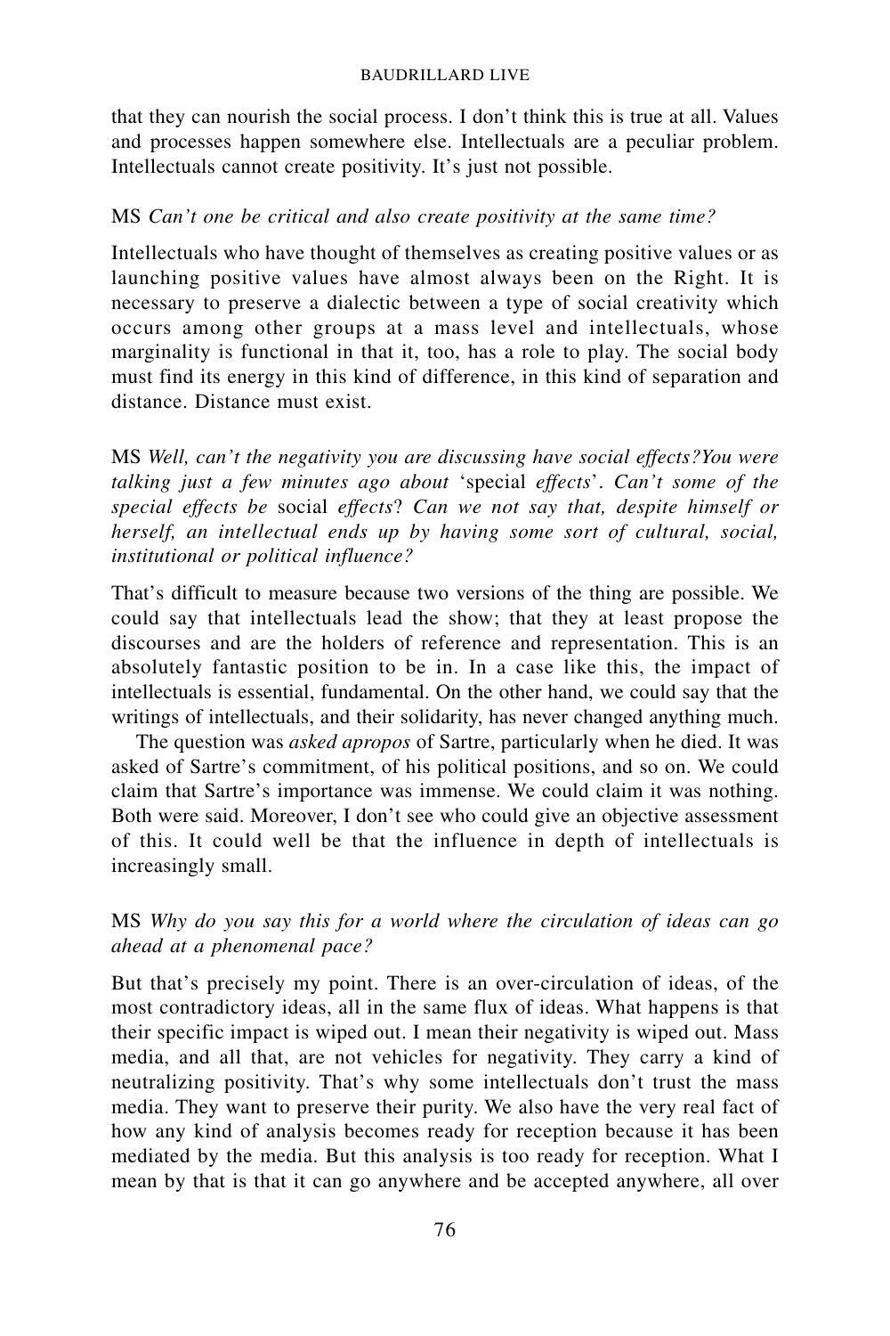that they can nourish the social process. I don't think this is true at all. Values and processes happen somewhere else. Intellectuals are a peculiar problem. Intellectuals cannot create positivity. It's just not possible.

MS *Can't one be critical and also create positivity at the same time?*

Intellectuals who have thought of themselves as creating positive values or as launching positive values have almost always been on the Right. It is necessary to preserve a dialectic between a type of social creativity which occurs among other groups at a mass level and intellectuals, whose marginality is functional in that it, too, has a role to play. The social body must find its energy in this kind of difference, in this kind of separation and distance. Distance must exist.

MS *Well, can't the negativity you are discussing have social effects? You were talking just a few minutes ago about* 'special *effects*'. *Can't some of the special effects be* social *effects*? *Can we not say that, despite himself or herself, an intellectual ends up by having some sort of cultural, social, institutional or political influence?*

That's difficult to measure because two versions of the thing are possible. We could say that intellectuals lead the show; that they at least propose the discourses and are the holders of reference and representation. This is an absolutely fantastic position to be in. In a case like this, the impact of intellectuals is essential, fundamental. On the other hand, we could say that the writings of intellectuals, and their solidarity, has never changed anything much.

The question was *asked apropos* of Sartre, particularly when he died. It was asked of Sartre's commitment, of his political positions, and so on. We could claim that Sartre's importance was immense. We could claim it was nothing. Both were said. Moreover, I don't see who could give an objective assessment of this. It could well be that the influence in depth of intellectuals is increasingly small.

MS *Why do you say this for a world where the circulation of ideas can go ahead at a phenomenal pace?*

But that's precisely my point. There is an over-circulation of ideas, of the most contradictory ideas, all in the same flux of ideas. What happens is that their specific impact is wiped out. I mean their negativity is wiped out. Mass media, and all that, are not vehicles for negativity. They carry a kind of neutralizing positivity. That's why some intellectuals don't trust the mass media. They want to preserve their purity. We also have the very real fact of how any kind of analysis becomes ready for reception because it has been mediated by the media. But this analysis is too ready for reception. What I mean by that is that it can go anywhere and be accepted anywhere, all over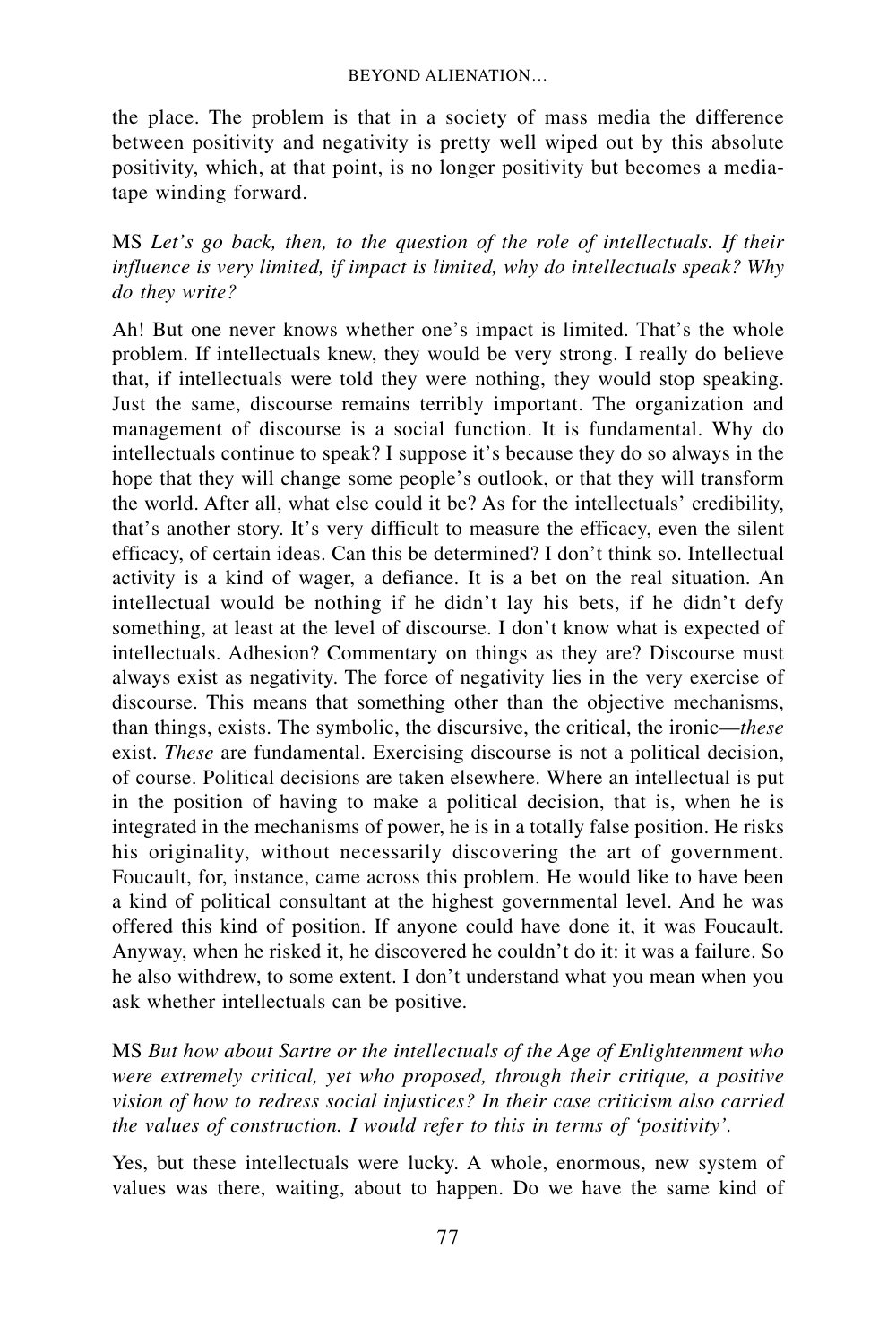the place. The problem is that in a society of mass media the difference between positivity and negativity is pretty well wiped out by this absolute positivity, which, at that point, is no longer positivity but becomes a media-tape winding forward.

MS *Let's go back, then, to the question of the role of intellectuals. If their influence is very limited, if impact is limited, why do intellectuals speak? Why do they write?*

Ah! But one never knows whether one's impact is limited. That's the whole problem. If intellectuals knew, they would be very strong. I really do believe that, if intellectuals were told they were nothing, they would stop speaking. Just the same, discourse remains terribly important. The organization and management of discourse is a social function. It is fundamental. Why do intellectuals continue to speak? I suppose it's because they do so always in the hope that they will change some people's outlook, or that they will transform the world. After all, what else could it be? As for the intellectuals' credibility, that's another story. It's very difficult to measure the efficacy, even the silent efficacy, of certain ideas. Can this be determined? I don't think so. Intellectual activity is a kind of wager, a defiance. It is a bet on the real situation. An intellectual would be nothing if he didn't lay his bets, if he didn't defy something, at least at the level of discourse. I don't know what is expected of intellectuals. Adhesion? Commentary on things as they are? Discourse must always exist as negativity. The force of negativity lies in the very exercise of discourse. This means that something other than the objective mechanisms, than things, exists. The symbolic, the discursive, the critical, the ironic—*these* exist. *These* are fundamental. Exercising discourse is not a political decision, of course. Political decisions are taken elsewhere. Where an intellectual is put in the position of having to make a political decision, that is, when he is integrated in the mechanisms of power, he is in a totally false position. He risks his originality, without necessarily discovering the art of government. Foucault, for, instance, came across this problem. He would like to have been a kind of political consultant at the highest governmental level. And he was offered this kind of position. If anyone could have done it, it was Foucault. Anyway, when he risked it, he discovered he couldn't do it: it was a failure. So he also withdrew, to some extent. I don't understand what you mean when you ask whether intellectuals can be positive.

MS *But how about Sartre or the intellectuals of the Age of Enlightenment who were extremely critical, yet who proposed, through their critique, a positive vision of how to redress social injustices? In their case criticism also carried the values of construction. I would refer to this in terms of 'positivity'.*

Yes, but these intellectuals were lucky. A whole, enormous, new system of values was there, waiting, about to happen. Do we have the same kind of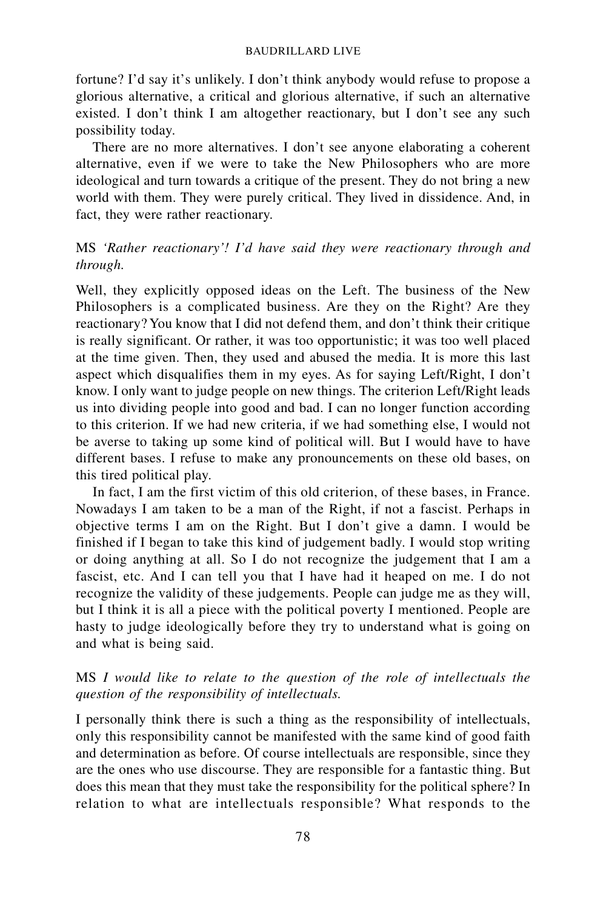fortune? I'd say it's unlikely. I don't think anybody would refuse to propose a glorious alternative, a critical and glorious alternative, if such an alternative existed. I don't think I am altogether reactionary, but I don't see any such possibility today.

There are no more alternatives. I don't see anyone elaborating a coherent alternative, even if we were to take the New Philosophers who are more ideological and turn towards a critique of the present. They do not bring a new world with them. They were purely critical. They lived in dissidence. And, in fact, they were rather reactionary.

MS *'Rather reactionary'! I'd have said they were reactionary through and through.*

Well, they explicitly opposed ideas on the Left. The business of the New Philosophers is a complicated business. Are they on the Right? Are they reactionary? You know that I did not defend them, and don't think their critique is really significant. Or rather, it was too opportunistic; it was too well placed at the time given. Then, they used and abused the media. It is more this last aspect which disqualifies them in my eyes. As for saying Left/Right, I don't know. I only want to judge people on new things. The criterion Left/Right leads us into dividing people into good and bad. I can no longer function according to this criterion. If we had new criteria, if we had something else, I would not be averse to taking up some kind of political will. But I would have to have different bases. I refuse to make any pronouncements on these old bases, on this tired political play.

In fact, I am the first victim of this old criterion, of these bases, in France. Nowadays I am taken to be a man of the Right, if not a fascist. Perhaps in objective terms I am on the Right. But I don't give a damn. I would be finished if I began to take this kind of judgement badly. I would stop writing or doing anything at all. So I do not recognize the judgement that I am a fascist, etc. And I can tell you that I have had it heaped on me. I do not recognize the validity of these judgements. People can judge me as they will, but I think it is all a piece with the political poverty I mentioned. People are hasty to judge ideologically before they try to understand what is going on and what is being said.

MS *I would like to relate to the question of the role of intellectuals the question of the responsibility of intellectuals.*

I personally think there is such a thing as the responsibility of intellectuals, only this responsibility cannot be manifested with the same kind of good faith and determination as before. Of course intellectuals are responsible, since they are the ones who use discourse. They are responsible for a fantastic thing. But does this mean that they must take the responsibility for the political sphere? In relation to what are intellectuals responsible? What responds to the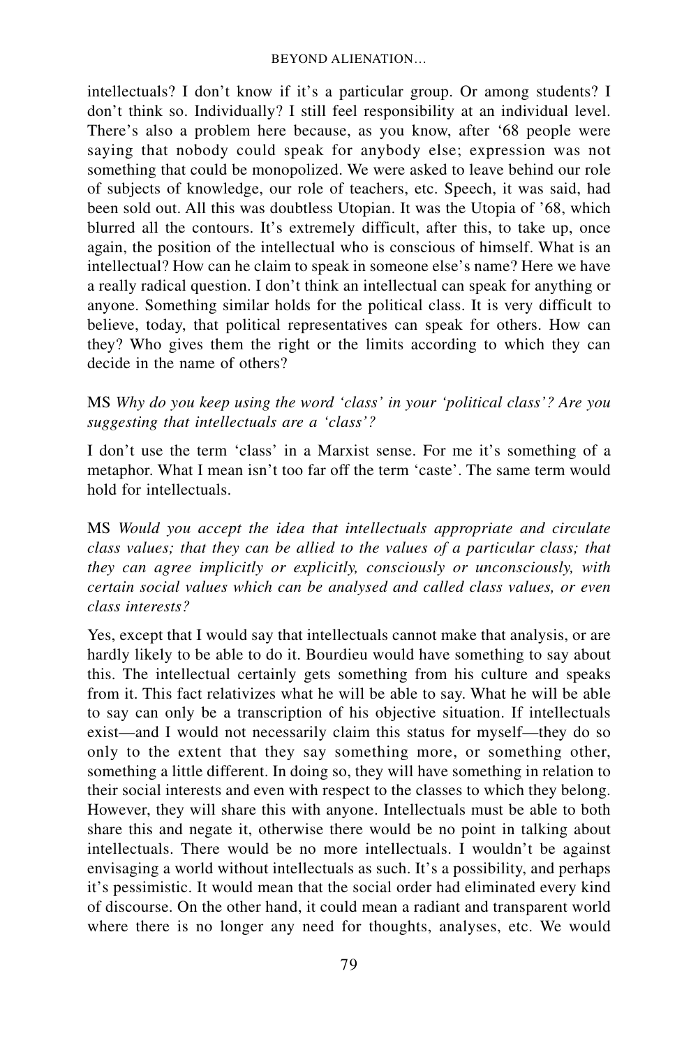intellectuals? I don't know if it's a particular group. Or among students? I don't think so. Individually? I still feel responsibility at an individual level. There's also a problem here because, as you know, after '68 people were saying that nobody could speak for anybody else; expression was not something that could be monopolized. We were asked to leave behind our role of subjects of knowledge, our role of teachers, etc. Speech, it was said, had been sold out. All this was doubtless Utopian. It was the Utopia of '68, which blurred all the contours. It's extremely difficult, after this, to take up, once again, the position of the intellectual who is conscious of himself. What is an intellectual? How can he claim to speak in someone else's name? Here we have a really radical question. I don't think an intellectual can speak for anything or anyone. Something similar holds for the political class. It is very difficult to believe, today, that political representatives can speak for others. How can they? Who gives them the right or the limits according to which they can decide in the name of others?

MS *Why do you keep using the word 'class' in your 'political class'? Are you suggesting that intellectuals are a 'class'?*

I don't use the term 'class' in a Marxist sense. For me it's something of a metaphor. What I mean isn't too far off the term 'caste'. The same term would hold for intellectuals.

MS *Would you accept the idea that intellectuals appropriate and circulate class values; that they can be allied to the values of a particular class; that they can agree implicitly or explicitly, consciously or unconsciously, with certain social values which can be analysed and called class values, or even class interests?*

Yes, except that I would say that intellectuals cannot make that analysis, or are hardly likely to be able to do it. Bourdieu would have something to say about this. The intellectual certainly gets something from his culture and speaks from it. This fact relativizes what he will be able to say. What he will be able to say can only be a transcription of his objective situation. If intellectuals exist—and I would not necessarily claim this status for myself—they do so only to the extent that they say something more, or something other, something a little different. In doing so, they will have something in relation to their social interests and even with respect to the classes to which they belong. However, they will share this with anyone. Intellectuals must be able to both share this and negate it, otherwise there would be no point in talking about intellectuals. There would be no more intellectuals. I wouldn't be against envisaging a world without intellectuals as such. It's a possibility, and perhaps it's pessimistic. It would mean that the social order had eliminated every kind of discourse. On the other hand, it could mean a radiant and transparent world where there is no longer any need for thoughts, analyses, etc. We would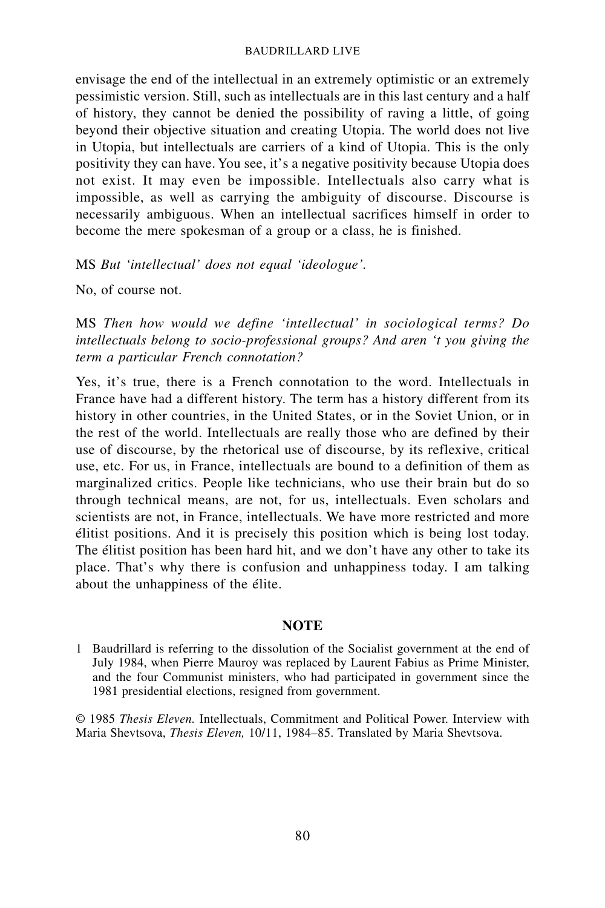envisage the end of the intellectual in an extremely optimistic or an extremely pessimistic version. Still, such as intellectuals are in this last century and a half of history, they cannot be denied the possibility of raving a little, of going beyond their objective situation and creating Utopia. The world does not live in Utopia, but intellectuals are carriers of a kind of Utopia. This is the only positivity they can have. You see, it's a negative positivity because Utopia does not exist. It may even be impossible. Intellectuals also carry what is impossible, as well as carrying the ambiguity of discourse. Discourse is necessarily ambiguous. When an intellectual sacrifices himself in order to become the mere spokesman of a group or a class, he is finished.

MS *But 'intellectual' does not equal 'ideologue'.*

No, of course not.

MS *Then how would we define 'intellectual' in sociological terms? Do intellectuals belong to socio-professional groups? And aren 't you giving the term a particular French connotation?*

Yes, it's true, there is a French connotation to the word. Intellectuals in France have had a different history. The term has a history different from its history in other countries, in the United States, or in the Soviet Union, or in the rest of the world. Intellectuals are really those who are defined by their use of discourse, by the rhetorical use of discourse, by its reflexive, critical use, etc. For us, in France, intellectuals are bound to a definition of them as marginalized critics. People like technicians, who use their brain but do so through technical means, are not, for us, intellectuals. Even scholars and scientists are not, in France, intellectuals. We have more restricted and more élitist positions. And it is precisely this position which is being lost today. The élitist position has been hard hit, and we don't have any other to take its place. That's why there is confusion and unhappiness today. I am talking about the unhappiness of the élite.

## NOTE

1 Baudrillard is referring to the dissolution of the Socialist government at the end of July 1984, when Pierre Mauroy was replaced by Laurent Fabius as Prime Minister, and the four Communist ministers, who had participated in government since the 1981 presidential elections, resigned from government.

© 1985 *Thesis Eleven.* Intellectuals, Commitment and Political Power. Interview with Maria Shevtsova, *Thesis Eleven,* 10/11, 1984–85. Translated by Maria Shevtsova.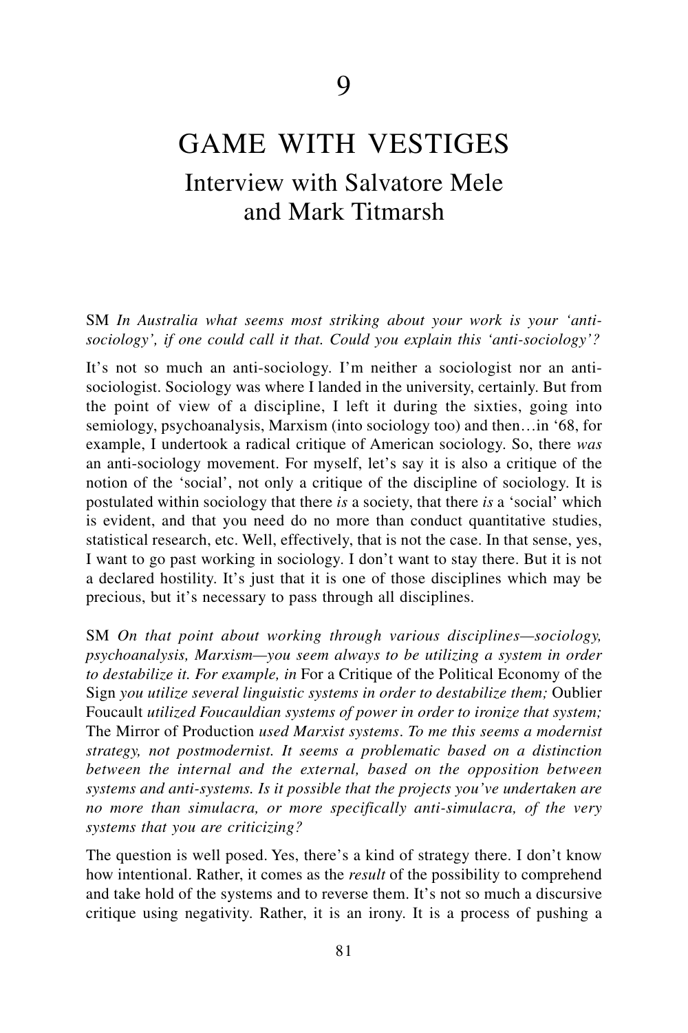# 9

# GAME WITH VESTIGES

## Interview with Salvatore Mele and Mark Titmarsh

SM *In Australia what seems most striking about your work is your 'anti-sociology', if one could call it that. Could you explain this 'anti-sociology'?*

It's not so much an anti-sociology. I'm neither a sociologist nor an anti-sociologist. Sociology was where I landed in the university, certainly. But from the point of view of a discipline, I left it during the sixties, going into semiology, psychoanalysis, Marxism (into sociology too) and then…in '68, for example, I undertook a radical critique of American sociology. So, there *was* an anti-sociology movement. For myself, let's say it is also a critique of the notion of the 'social', not only a critique of the discipline of sociology. It is postulated within sociology that there *is* a society, that there *is* a 'social' which is evident, and that you need do no more than conduct quantitative studies, statistical research, etc. Well, effectively, that is not the case. In that sense, yes, I want to go past working in sociology. I don't want to stay there. But it is not a declared hostility. It's just that it is one of those disciplines which may be precious, but it's necessary to pass through all disciplines.

SM *On that point about working through various disciplines—sociology, psychoanalysis, Marxism—you seem always to be utilizing a system in order to destabilize it. For example, in* For a Critique of the Political Economy of the Sign *you utilize several linguistic systems in order to destabilize them;* Oublier Foucault *utilized Foucauldian systems of power in order to ironize that system;* The Mirror of Production *used Marxist systems. To me this seems a modernist strategy, not postmodernist. It seems a problematic based on a distinction between the internal and the external, based on the opposition between systems and anti-systems. Is it possible that the projects you've undertaken are no more than simulacra, or more specifically anti-simulacra, of the very systems that you are criticizing?*

The question is well posed. Yes, there's a kind of strategy there. I don't know how intentional. Rather, it comes as the *result* of the possibility to comprehend and take hold of the systems and to reverse them. It's not so much a discursive critique using negativity. Rather, it is an irony. It is a process of pushing a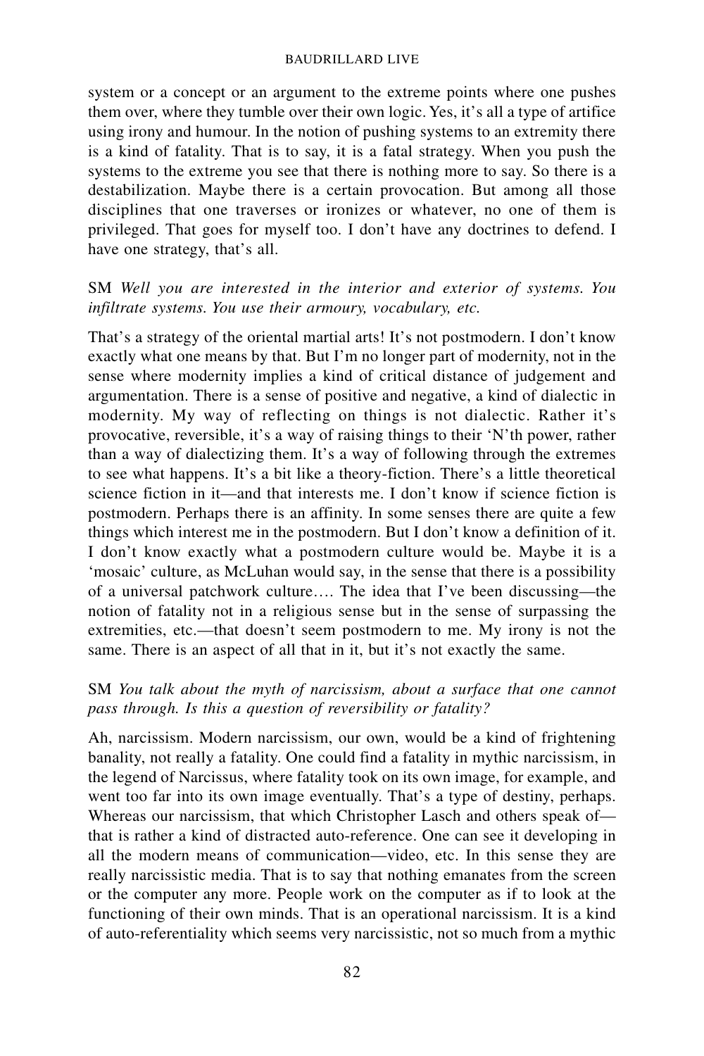system or a concept or an argument to the extreme points where one pushes them over, where they tumble over their own logic. Yes, it's all a type of artifice using irony and humour. In the notion of pushing systems to an extremity there is a kind of fatality. That is to say, it is a fatal strategy. When you push the systems to the extreme you see that there is nothing more to say. So there is a destabilization. Maybe there is a certain provocation. But among all those disciplines that one traverses or ironizes or whatever, no one of them is privileged. That goes for myself too. I don't have any doctrines to defend. I have one strategy, that's all.

SM *Well you are interested in the interior and exterior of systems. You infiltrate systems. You use their armoury, vocabulary, etc.*

That's a strategy of the oriental martial arts! It's not postmodern. I don't know exactly what one means by that. But I'm no longer part of modernity, not in the sense where modernity implies a kind of critical distance of judgement and argumentation. There is a sense of positive and negative, a kind of dialectic in modernity. My way of reflecting on things is not dialectic. Rather it's provocative, reversible, it's a way of raising things to their 'N'th power, rather than a way of dialectizing them. It's a way of following through the extremes to see what happens. It's a bit like a theory-fiction. There's a little theoretical science fiction in it—and that interests me. I don't know if science fiction is postmodern. Perhaps there is an affinity. In some senses there are quite a few things which interest me in the postmodern. But I don't know a definition of it. I don't know exactly what a postmodern culture would be. Maybe it is a 'mosaic' culture, as McLuhan would say, in the sense that there is a possibility of a universal patchwork culture…. The idea that I've been discussing—the notion of fatality not in a religious sense but in the sense of surpassing the extremities, etc.—that doesn't seem postmodern to me. My irony is not the same. There is an aspect of all that in it, but it's not exactly the same.

SM *You talk about the myth of narcissism, about a surface that one cannot pass through. Is this a question of reversibility or fatality?*

Ah, narcissism. Modern narcissism, our own, would be a kind of frightening banality, not really a fatality. One could find a fatality in mythic narcissism, in the legend of Narcissus, where fatality took on its own image, for example, and went too far into its own image eventually. That's a type of destiny, perhaps. Whereas our narcissism, that which Christopher Lasch and others speak of—that is rather a kind of distracted auto-reference. One can see it developing in all the modern means of communication—video, etc. In this sense they are really narcissistic media. That is to say that nothing emanates from the screen or the computer any more. People work on the computer as if to look at the functioning of their own minds. That is an operational narcissism. It is a kind of auto-referentiality which seems very narcissistic, not so much from a mythic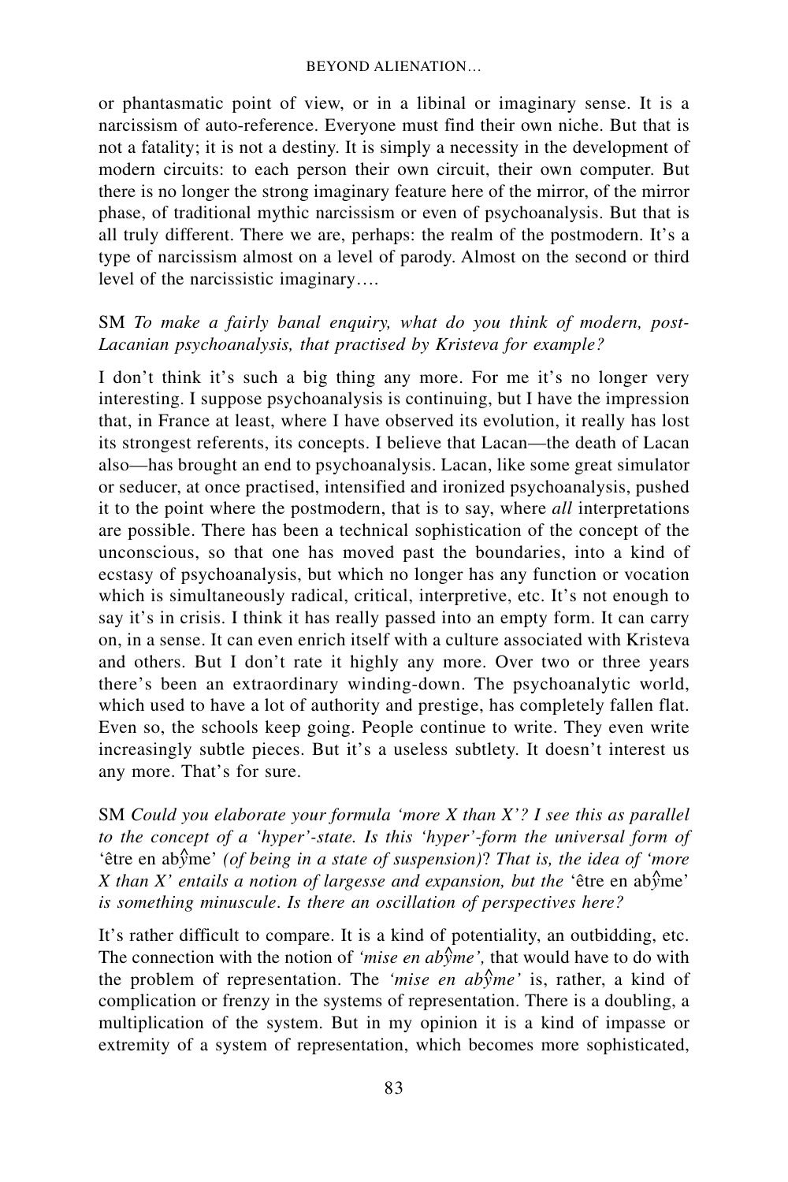or phantasmatic point of view, or in a libinal or imaginary sense. It is a narcissism of auto-reference. Everyone must find their own niche. But that is not a fatality; it is not a destiny. It is simply a necessity in the development of modern circuits: to each person their own circuit, their own computer. But there is no longer the strong imaginary feature here of the mirror, of the mirror phase, of traditional mythic narcissism or even of psychoanalysis. But that is all truly different. There we are, perhaps: the realm of the postmodern. It's a type of narcissism almost on a level of parody. Almost on the second or third level of the narcissistic imaginary….

SM *To make a fairly banal enquiry, what do you think of modern, post-Lacanian psychoanalysis, that practised by Kristeva for example?*

I don't think it's such a big thing any more. For me it's no longer very interesting. I suppose psychoanalysis is continuing, but I have the impression that, in France at least, where I have observed its evolution, it really has lost its strongest referents, its concepts. I believe that Lacan—the death of Lacan also—has brought an end to psychoanalysis. Lacan, like some great simulator or seducer, at once practised, intensified and ironized psychoanalysis, pushed it to the point where the postmodern, that is to say, where *all* interpretations are possible. There has been a technical sophistication of the concept of the unconscious, so that one has moved past the boundaries, into a kind of ecstasy of psychoanalysis, but which no longer has any function or vocation which is simultaneously radical, critical, interpretive, etc. It's not enough to say it's in crisis. I think it has really passed into an empty form. It can carry on, in a sense. It can even enrich itself with a culture associated with Kristeva and others. But I don't rate it highly any more. Over two or three years there's been an extraordinary winding-down. The psychoanalytic world, which used to have a lot of authority and prestige, has completely fallen flat. Even so, the schools keep going. People continue to write. They even write increasingly subtle pieces. But it's a useless subtlety. It doesn't interest us any more. That's for sure.

SM *Could you elaborate your formula 'more X than X'? I see this as parallel to the concept of a 'hyper'-state. Is this 'hyper'-form the universal form of* 'être en abŷme' *(of being in a state of suspension)*? *That is, the idea of 'more X than X' entails a notion of largesse and expansion, but the* 'être en abŷme' *is something minuscule. Is there an oscillation of perspectives here?*

It's rather difficult to compare. It is a kind of potentiality, an outbidding, etc. The connection with the notion of *'mise en abŷme',* that would have to do with the problem of representation. The *'mise en abŷme'* is, rather, a kind of complication or frenzy in the systems of representation. There is a doubling, a multiplication of the system. But in my opinion it is a kind of impasse or extremity of a system of representation, which becomes more sophisticated,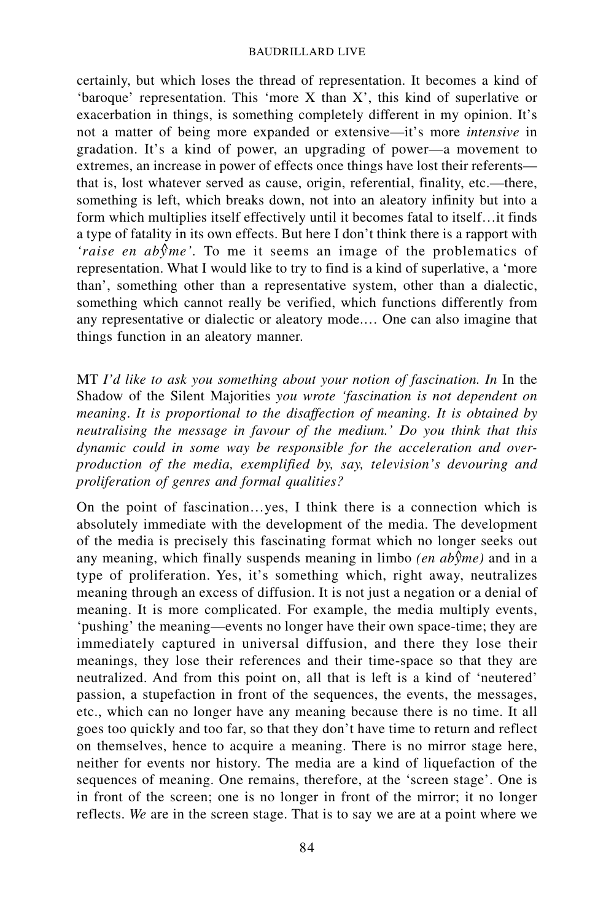certainly, but which loses the thread of representation. It becomes a kind of 'baroque' representation. This 'more X than X', this kind of superlative or exacerbation in things, is something completely different in my opinion. It's not a matter of being more expanded or extensive—it's more *intensive* in gradation. It's a kind of power, an upgrading of power—a movement to extremes, an increase in power of effects once things have lost their referents—that is, lost whatever served as cause, origin, referential, finality, etc.—there, something is left, which breaks down, not into an aleatory infinity but into a form which multiplies itself effectively until it becomes fatal to itself…it finds a type of fatality in its own effects. But here I don't think there is a rapport with *'raise en abŷme'*. To me it seems an image of the problematics of representation. What I would like to try to find is a kind of superlative, a 'more than', something other than a representative system, other than a dialectic, something which cannot really be verified, which functions differently from any representative or dialectic or aleatory mode.… One can also imagine that things function in an aleatory manner.

MT *I'd like to ask you something about your notion of fascination. In* In the Shadow of the Silent Majorities *you wrote 'fascination is not dependent on meaning. It is proportional to the disaffection of meaning. It is obtained by neutralising the message in favour of the medium.' Do you think that this dynamic could in some way be responsible for the acceleration and over-production of the media, exemplified by, say, television's devouring and proliferation of genres and formal qualities?*

On the point of fascination…yes, I think there is a connection which is absolutely immediate with the development of the media. The development of the media is precisely this fascinating format which no longer seeks out any meaning, which finally suspends meaning in limbo *(en abŷme)* and in a type of proliferation. Yes, it's something which, right away, neutralizes meaning through an excess of diffusion. It is not just a negation or a denial of meaning. It is more complicated. For example, the media multiply events, 'pushing' the meaning—events no longer have their own space-time; they are immediately captured in universal diffusion, and there they lose their meanings, they lose their references and their time-space so that they are neutralized. And from this point on, all that is left is a kind of 'neutered' passion, a stupefaction in front of the sequences, the events, the messages, etc., which can no longer have any meaning because there is no time. It all goes too quickly and too far, so that they don't have time to return and reflect on themselves, hence to acquire a meaning. There is no mirror stage here, neither for events nor history. The media are a kind of liquefaction of the sequences of meaning. One remains, therefore, at the 'screen stage'. One is in front of the screen; one is no longer in front of the mirror; it no longer reflects. *We* are in the screen stage. That is to say we are at a point where we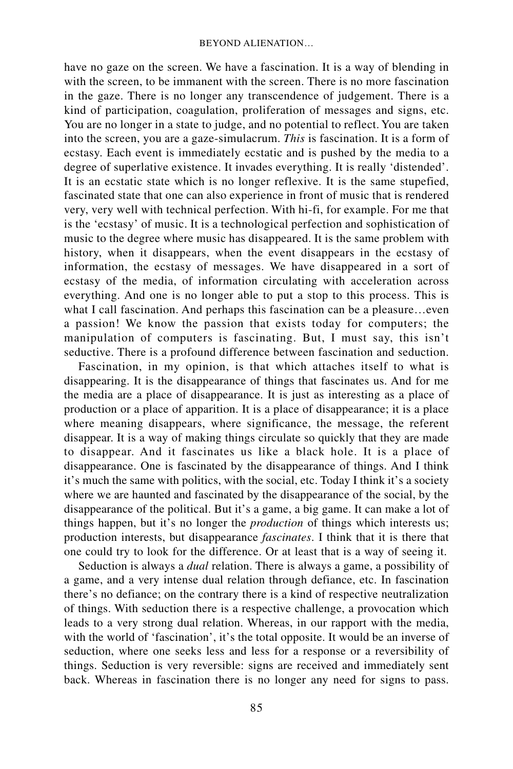have no gaze on the screen. We have a fascination. It is a way of blending in with the screen, to be immanent with the screen. There is no more fascination in the gaze. There is no longer any transcendence of judgement. There is a kind of participation, coagulation, proliferation of messages and signs, etc. You are no longer in a state to judge, and no potential to reflect. You are taken into the screen, you are a gaze-simulacrum. *This* is fascination. It is a form of ecstasy. Each event is immediately ecstatic and is pushed by the media to a degree of superlative existence. It invades everything. It is really 'distended'. It is an ecstatic state which is no longer reflexive. It is the same stupefied, fascinated state that one can also experience in front of music that is rendered very, very well with technical perfection. With hi-fi, for example. For me that is the 'ecstasy' of music. It is a technological perfection and sophistication of music to the degree where music has disappeared. It is the same problem with history, when it disappears, when the event disappears in the ecstasy of information, the ecstasy of messages. We have disappeared in a sort of ecstasy of the media, of information circulating with acceleration across everything. And one is no longer able to put a stop to this process. This is what I call fascination. And perhaps this fascination can be a pleasure…even a passion! We know the passion that exists today for computers; the manipulation of computers is fascinating. But, I must say, this isn't seductive. There is a profound difference between fascination and seduction.

Fascination, in my opinion, is that which attaches itself to what is disappearing. It is the disappearance of things that fascinates us. And for me the media are a place of disappearance. It is just as interesting as a place of production or a place of apparition. It is a place of disappearance; it is a place where meaning disappears, where significance, the message, the referent disappear. It is a way of making things circulate so quickly that they are made to disappear. And it fascinates us like a black hole. It is a place of disappearance. One is fascinated by the disappearance of things. And I think it's much the same with politics, with the social, etc. Today I think it's a society where we are haunted and fascinated by the disappearance of the social, by the disappearance of the political. But it's a game, a big game. It can make a lot of things happen, but it's no longer the *production* of things which interests us; production interests, but disappearance *fascinates*. I think that it is there that one could try to look for the difference. Or at least that is a way of seeing it.

Seduction is always a *dual* relation. There is always a game, a possibility of a game, and a very intense dual relation through defiance, etc. In fascination there's no defiance; on the contrary there is a kind of respective neutralization of things. With seduction there is a respective challenge, a provocation which leads to a very strong dual relation. Whereas, in our rapport with the media, with the world of 'fascination', it's the total opposite. It would be an inverse of seduction, where one seeks less and less for a response or a reversibility of things. Seduction is very reversible: signs are received and immediately sent back. Whereas in fascination there is no longer any need for signs to pass.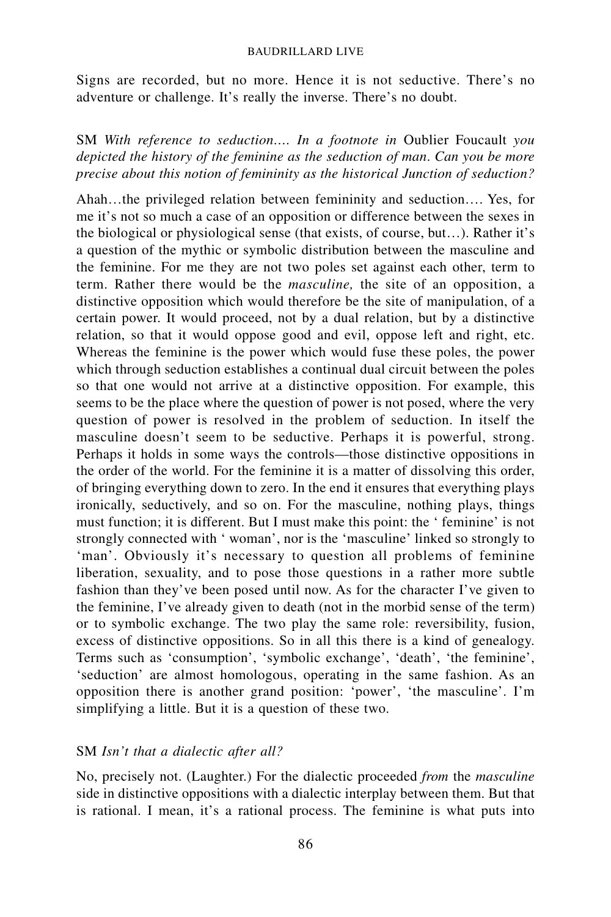Signs are recorded, but no more. Hence it is not seductive. There's no adventure or challenge. It's really the inverse. There's no doubt.

SM *With reference to seduction…. In a footnote in* Oublier Foucault *you depicted the history of the feminine as the seduction of man. Can you be more precise about this notion of femininity as the historical Junction of seduction?*

Ahah…the privileged relation between femininity and seduction…. Yes, for me it's not so much a case of an opposition or difference between the sexes in the biological or physiological sense (that exists, of course, but…). Rather it's a question of the mythic or symbolic distribution between the masculine and the feminine. For me they are not two poles set against each other, term to term. Rather there would be the *masculine,* the site of an opposition, a distinctive opposition which would therefore be the site of manipulation, of a certain power. It would proceed, not by a dual relation, but by a distinctive relation, so that it would oppose good and evil, oppose left and right, etc. Whereas the feminine is the power which would fuse these poles, the power which through seduction establishes a continual dual circuit between the poles so that one would not arrive at a distinctive opposition. For example, this seems to be the place where the question of power is not posed, where the very question of power is resolved in the problem of seduction. In itself the masculine doesn't seem to be seductive. Perhaps it is powerful, strong. Perhaps it holds in some ways the controls—those distinctive oppositions in the order of the world. For the feminine it is a matter of dissolving this order, of bringing everything down to zero. In the end it ensures that everything plays ironically, seductively, and so on. For the masculine, nothing plays, things must function; it is different. But I must make this point: the ' feminine' is not strongly connected with ' woman', nor is the 'masculine' linked so strongly to 'man'. Obviously it's necessary to question all problems of feminine liberation, sexuality, and to pose those questions in a rather more subtle fashion than they've been posed until now. As for the character I've given to the feminine, I've already given to death (not in the morbid sense of the term) or to symbolic exchange. The two play the same role: reversibility, fusion, excess of distinctive oppositions. So in all this there is a kind of genealogy. Terms such as 'consumption', 'symbolic exchange', 'death', 'the feminine', 'seduction' are almost homologous, operating in the same fashion. As an opposition there is another grand position: 'power', 'the masculine'. I'm simplifying a little. But it is a question of these two.

SM *Isn't that a dialectic after all?*

No, precisely not. (Laughter.) For the dialectic proceeded *from* the *masculine* side in distinctive oppositions with a dialectic interplay between them. But that is rational. I mean, it's a rational process. The feminine is what puts into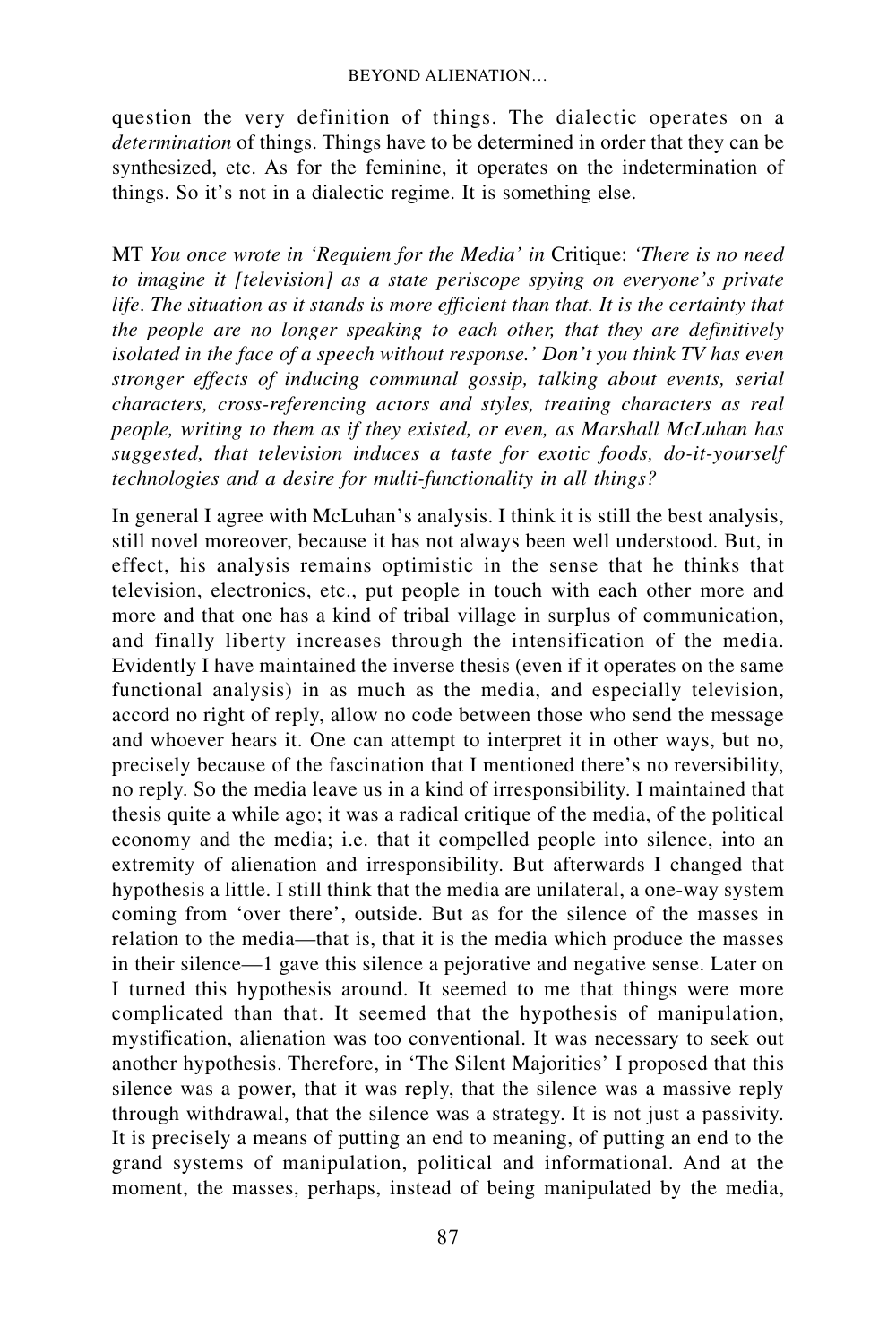question the very definition of things. The dialectic operates on a *determination* of things. Things have to be determined in order that they can be synthesized, etc. As for the feminine, it operates on the indetermination of things. So it's not in a dialectic regime. It is something else.

MT *You once wrote in 'Requiem for the Media' in* Critique: *'There is no need to imagine it [television] as a state periscope spying on everyone's private life. The situation as it stands is more efficient than that. It is the certainty that the people are no longer speaking to each other, that they are definitively isolated in the face of a speech without response.' Don't you think TV has even stronger effects of inducing communal gossip, talking about events, serial characters, cross-referencing actors and styles, treating characters as real people, writing to them as if they existed, or even, as Marshall McLuhan has suggested, that television induces a taste for exotic foods, do-it-yourself technologies and a desire for multi-functionality in all things?*

In general I agree with McLuhan's analysis. I think it is still the best analysis, still novel moreover, because it has not always been well understood. But, in effect, his analysis remains optimistic in the sense that he thinks that television, electronics, etc., put people in touch with each other more and more and that one has a kind of tribal village in surplus of communication, and finally liberty increases through the intensification of the media. Evidently I have maintained the inverse thesis (even if it operates on the same functional analysis) in as much as the media, and especially television, accord no right of reply, allow no code between those who send the message and whoever hears it. One can attempt to interpret it in other ways, but no, precisely because of the fascination that I mentioned there's no reversibility, no reply. So the media leave us in a kind of irresponsibility. I maintained that thesis quite a while ago; it was a radical critique of the media, of the political economy and the media; i.e. that it compelled people into silence, into an extremity of alienation and irresponsibility. But afterwards I changed that hypothesis a little. I still think that the media are unilateral, a one-way system coming from 'over there', outside. But as for the silence of the masses in relation to the media—that is, that it is the media which produce the masses in their silence—1 gave this silence a pejorative and negative sense. Later on I turned this hypothesis around. It seemed to me that things were more complicated than that. It seemed that the hypothesis of manipulation, mystification, alienation was too conventional. It was necessary to seek out another hypothesis. Therefore, in 'The Silent Majorities' I proposed that this silence was a power, that it was reply, that the silence was a massive reply through withdrawal, that the silence was a strategy. It is not just a passivity. It is precisely a means of putting an end to meaning, of putting an end to the grand systems of manipulation, political and informational. And at the moment, the masses, perhaps, instead of being manipulated by the media,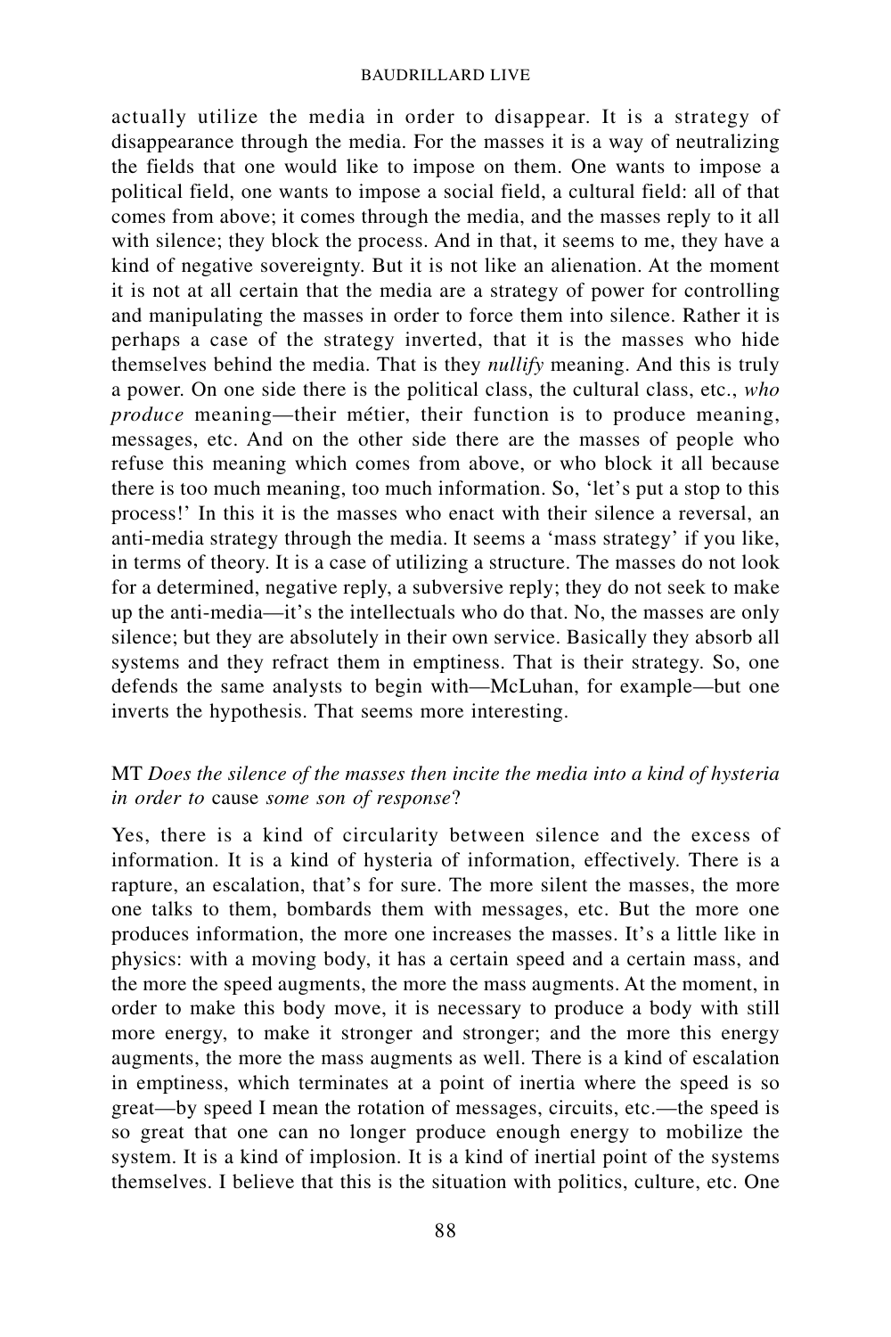actually utilize the media in order to disappear. It is a strategy of disappearance through the media. For the masses it is a way of neutralizing the fields that one would like to impose on them. One wants to impose a political field, one wants to impose a social field, a cultural field: all of that comes from above; it comes through the media, and the masses reply to it all with silence; they block the process. And in that, it seems to me, they have a kind of negative sovereignty. But it is not like an alienation. At the moment it is not at all certain that the media are a strategy of power for controlling and manipulating the masses in order to force them into silence. Rather it is perhaps a case of the strategy inverted, that it is the masses who hide themselves behind the media. That is they *nullify* meaning. And this is truly a power. On one side there is the political class, the cultural class, etc., *who produce* meaning—their métier, their function is to produce meaning, messages, etc. And on the other side there are the masses of people who refuse this meaning which comes from above, or who block it all because there is too much meaning, too much information. So, 'let's put a stop to this process!' In this it is the masses who enact with their silence a reversal, an anti-media strategy through the media. It seems a 'mass strategy' if you like, in terms of theory. It is a case of utilizing a structure. The masses do not look for a determined, negative reply, a subversive reply; they do not seek to make up the anti-media—it's the intellectuals who do that. No, the masses are only silence; but they are absolutely in their own service. Basically they absorb all systems and they refract them in emptiness. That is their strategy. So, one defends the same analysts to begin with—McLuhan, for example—but one inverts the hypothesis. That seems more interesting.

MT *Does the silence of the masses then incite the media into a kind of hysteria in order to* cause *some son of response*?

Yes, there is a kind of circularity between silence and the excess of information. It is a kind of hysteria of information, effectively. There is a rapture, an escalation, that's for sure. The more silent the masses, the more one talks to them, bombards them with messages, etc. But the more one produces information, the more one increases the masses. It's a little like in physics: with a moving body, it has a certain speed and a certain mass, and the more the speed augments, the more the mass augments. At the moment, in order to make this body move, it is necessary to produce a body with still more energy, to make it stronger and stronger; and the more this energy augments, the more the mass augments as well. There is a kind of escalation in emptiness, which terminates at a point of inertia where the speed is so great—by speed I mean the rotation of messages, circuits, etc.—the speed is so great that one can no longer produce enough energy to mobilize the system. It is a kind of implosion. It is a kind of inertial point of the systems themselves. I believe that this is the situation with politics, culture, etc. One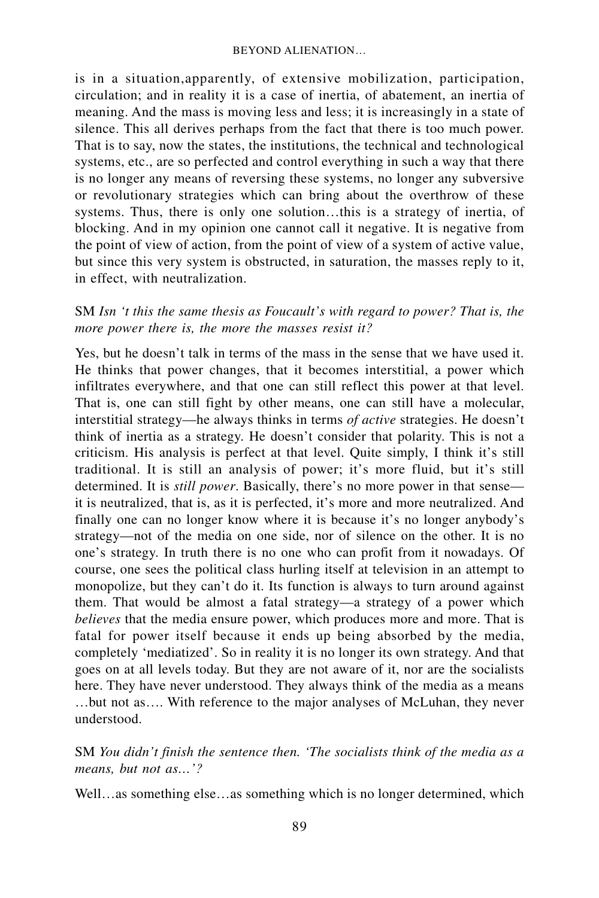is in a situation,apparently, of extensive mobilization, participation, circulation; and in reality it is a case of inertia, of abatement, an inertia of meaning. And the mass is moving less and less; it is increasingly in a state of silence. This all derives perhaps from the fact that there is too much power. That is to say, now the states, the institutions, the technical and technological systems, etc., are so perfected and control everything in such a way that there is no longer any means of reversing these systems, no longer any subversive or revolutionary strategies which can bring about the overthrow of these systems. Thus, there is only one solution…this is a strategy of inertia, of blocking. And in my opinion one cannot call it negative. It is negative from the point of view of action, from the point of view of a system of active value, but since this very system is obstructed, in saturation, the masses reply to it, in effect, with neutralization.

SM *Isn 't this the same thesis as Foucault's with regard to power? That is, the more power there is, the more the masses resist it?*

Yes, but he doesn't talk in terms of the mass in the sense that we have used it. He thinks that power changes, that it becomes interstitial, a power which infiltrates everywhere, and that one can still reflect this power at that level. That is, one can still fight by other means, one can still have a molecular, interstitial strategy—he always thinks in terms *of active* strategies. He doesn't think of inertia as a strategy. He doesn't consider that polarity. This is not a criticism. His analysis is perfect at that level. Quite simply, I think it's still traditional. It is still an analysis of power; it's more fluid, but it's still determined. It is *still power*. Basically, there's no more power in that sense—it is neutralized, that is, as it is perfected, it's more and more neutralized. And finally one can no longer know where it is because it's no longer anybody's strategy—not of the media on one side, nor of silence on the other. It is no one's strategy. In truth there is no one who can profit from it nowadays. Of course, one sees the political class hurling itself at television in an attempt to monopolize, but they can't do it. Its function is always to turn around against them. That would be almost a fatal strategy—a strategy of a power which *believes* that the media ensure power, which produces more and more. That is fatal for power itself because it ends up being absorbed by the media, completely 'mediatized'. So in reality it is no longer its own strategy. And that goes on at all levels today. But they are not aware of it, nor are the socialists here. They have never understood. They always think of the media as a means …but not as…. With reference to the major analyses of McLuhan, they never understood.

SM *You didn't finish the sentence then. 'The socialists think of the media as a means, but not as…'?*

Well…as something else…as something which is no longer determined, which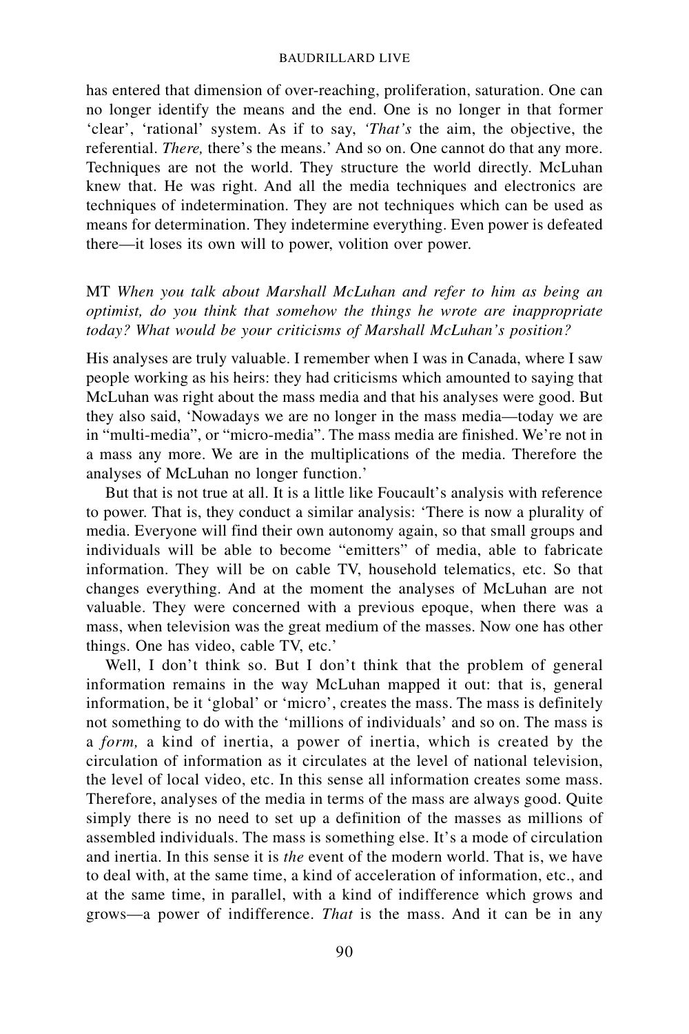has entered that dimension of over-reaching, proliferation, saturation. One can no longer identify the means and the end. One is no longer in that former 'clear', 'rational' system. As if to say, '*That's* the aim, the objective, the referential. *There,* there's the means.' And so on. One cannot do that any more. Techniques are not the world. They structure the world directly. McLuhan knew that. He was right. And all the media techniques and electronics are techniques of indetermination. They are not techniques which can be used as means for determination. They indetermine everything. Even power is defeated there—it loses its own will to power, volition over power.

MT *When you talk about Marshall McLuhan and refer to him as being an optimist, do you think that somehow the things he wrote are inappropriate today? What would be your criticisms of Marshall McLuhan's position?*

His analyses are truly valuable. I remember when I was in Canada, where I saw people working as his heirs: they had criticisms which amounted to saying that McLuhan was right about the mass media and that his analyses were good. But they also said, 'Nowadays we are no longer in the mass media—today we are in "multi-media", or "micro-media". The mass media are finished. We're not in a mass any more. We are in the multiplications of the media. Therefore the analyses of McLuhan no longer function.'

But that is not true at all. It is a little like Foucault's analysis with reference to power. That is, they conduct a similar analysis: 'There is now a plurality of media. Everyone will find their own autonomy again, so that small groups and individuals will be able to become "emitters" of media, able to fabricate information. They will be on cable TV, household telematics, etc. So that changes everything. And at the moment the analyses of McLuhan are not valuable. They were concerned with a previous epoque, when there was a mass, when television was the great medium of the masses. Now one has other things. One has video, cable TV, etc.'

Well, I don't think so. But I don't think that the problem of general information remains in the way McLuhan mapped it out: that is, general information, be it 'global' or 'micro', creates the mass. The mass is definitely not something to do with the 'millions of individuals' and so on. The mass is a *form,* a kind of inertia, a power of inertia, which is created by the circulation of information as it circulates at the level of national television, the level of local video, etc. In this sense all information creates some mass. Therefore, analyses of the media in terms of the mass are always good. Quite simply there is no need to set up a definition of the masses as millions of assembled individuals. The mass is something else. It's a mode of circulation and inertia. In this sense it is *the* event of the modern world. That is, we have to deal with, at the same time, a kind of acceleration of information, etc., and at the same time, in parallel, with a kind of indifference which grows and grows—a power of indifference. *That* is the mass. And it can be in any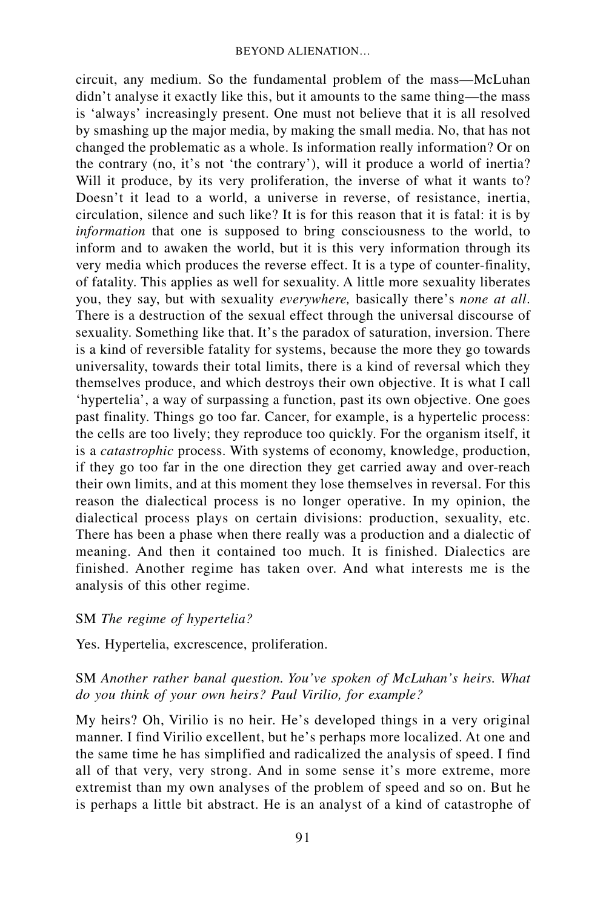circuit, any medium. So the fundamental problem of the mass—McLuhan didn't analyse it exactly like this, but it amounts to the same thing—the mass is 'always' increasingly present. One must not believe that it is all resolved by smashing up the major media, by making the small media. No, that has not changed the problematic as a whole. Is information really information? Or on the contrary (no, it's not 'the contrary'), will it produce a world of inertia? Will it produce, by its very proliferation, the inverse of what it wants to? Doesn't it lead to a world, a universe in reverse, of resistance, inertia, circulation, silence and such like? It is for this reason that it is fatal: it is by *information* that one is supposed to bring consciousness to the world, to inform and to awaken the world, but it is this very information through its very media which produces the reverse effect. It is a type of counter-finality, of fatality. This applies as well for sexuality. A little more sexuality liberates you, they say, but with sexuality *everywhere,* basically there's *none at all*. There is a destruction of the sexual effect through the universal discourse of sexuality. Something like that. It's the paradox of saturation, inversion. There is a kind of reversible fatality for systems, because the more they go towards universality, towards their total limits, there is a kind of reversal which they themselves produce, and which destroys their own objective. It is what I call 'hypertelia', a way of surpassing a function, past its own objective. One goes past finality. Things go too far. Cancer, for example, is a hypertelic process: the cells are too lively; they reproduce too quickly. For the organism itself, it is a *catastrophic* process. With systems of economy, knowledge, production, if they go too far in the one direction they get carried away and over-reach their own limits, and at this moment they lose themselves in reversal. For this reason the dialectical process is no longer operative. In my opinion, the dialectical process plays on certain divisions: production, sexuality, etc. There has been a phase when there really was a production and a dialectic of meaning. And then it contained too much. It is finished. Dialectics are finished. Another regime has taken over. And what interests me is the analysis of this other regime.

SM *The regime of hypertelia?*

Yes. Hypertelia, excrescence, proliferation.

SM *Another rather banal question. You've spoken of McLuhan's heirs. What do you think of your own heirs? Paul Virilio, for example?*

My heirs? Oh, Virilio is no heir. He's developed things in a very original manner. I find Virilio excellent, but he's perhaps more localized. At one and the same time he has simplified and radicalized the analysis of speed. I find all of that very, very strong. And in some sense it's more extreme, more extremist than my own analyses of the problem of speed and so on. But he is perhaps a little bit abstract. He is an analyst of a kind of catastrophe of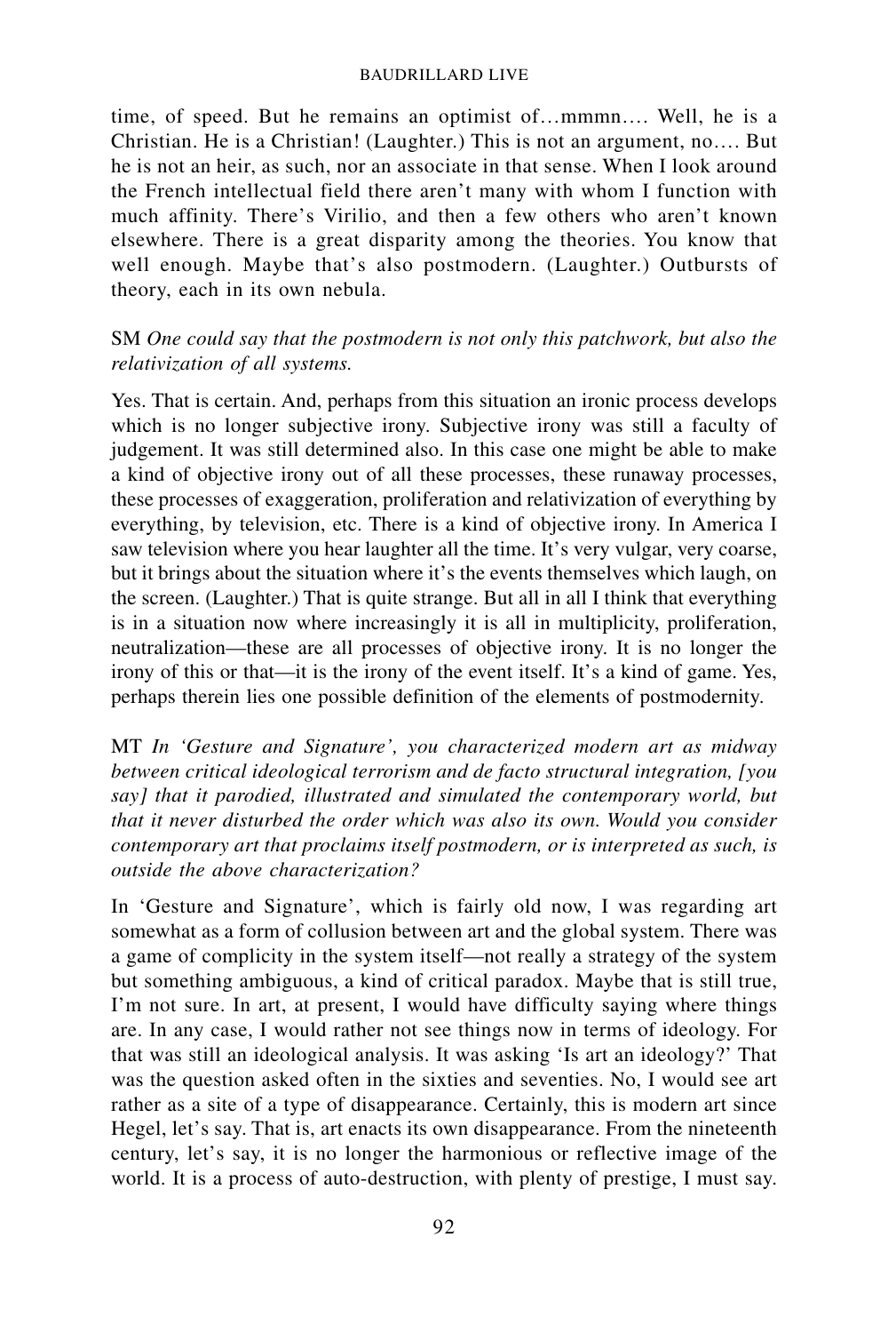time, of speed. But he remains an optimist of…mmmn…. Well, he is a Christian. He is a Christian! (Laughter.) This is not an argument, no…. But he is not an heir, as such, nor an associate in that sense. When I look around the French intellectual field there aren't many with whom I function with much affinity. There's Virilio, and then a few others who aren't known elsewhere. There is a great disparity among the theories. You know that well enough. Maybe that's also postmodern. (Laughter.) Outbursts of theory, each in its own nebula.

SM *One could say that the postmodern is not only this patchwork, but also the relativization of all systems.*

Yes. That is certain. And, perhaps from this situation an ironic process develops which is no longer subjective irony. Subjective irony was still a faculty of judgement. It was still determined also. In this case one might be able to make a kind of objective irony out of all these processes, these runaway processes, these processes of exaggeration, proliferation and relativization of everything by everything, by television, etc. There is a kind of objective irony. In America I saw television where you hear laughter all the time. It's very vulgar, very coarse, but it brings about the situation where it's the events themselves which laugh, on the screen. (Laughter.) That is quite strange. But all in all I think that everything is in a situation now where increasingly it is all in multiplicity, proliferation, neutralization—these are all processes of objective irony. It is no longer the irony of this or that—it is the irony of the event itself. It's a kind of game. Yes, perhaps therein lies one possible definition of the elements of postmodernity.

MT *In 'Gesture and Signature', you characterized modern art as midway between critical ideological terrorism and de facto structural integration, [you say] that it parodied, illustrated and simulated the contemporary world, but that it never disturbed the order which was also its own. Would you consider contemporary art that proclaims itself postmodern, or is interpreted as such, is outside the above characterization?*

In 'Gesture and Signature', which is fairly old now, I was regarding art somewhat as a form of collusion between art and the global system. There was a game of complicity in the system itself—not really a strategy of the system but something ambiguous, a kind of critical paradox. Maybe that is still true, I'm not sure. In art, at present, I would have difficulty saying where things are. In any case, I would rather not see things now in terms of ideology. For that was still an ideological analysis. It was asking 'Is art an ideology?' That was the question asked often in the sixties and seventies. No, I would see art rather as a site of a type of disappearance. Certainly, this is modern art since Hegel, let's say. That is, art enacts its own disappearance. From the nineteenth century, let's say, it is no longer the harmonious or reflective image of the world. It is a process of auto-destruction, with plenty of prestige, I must say.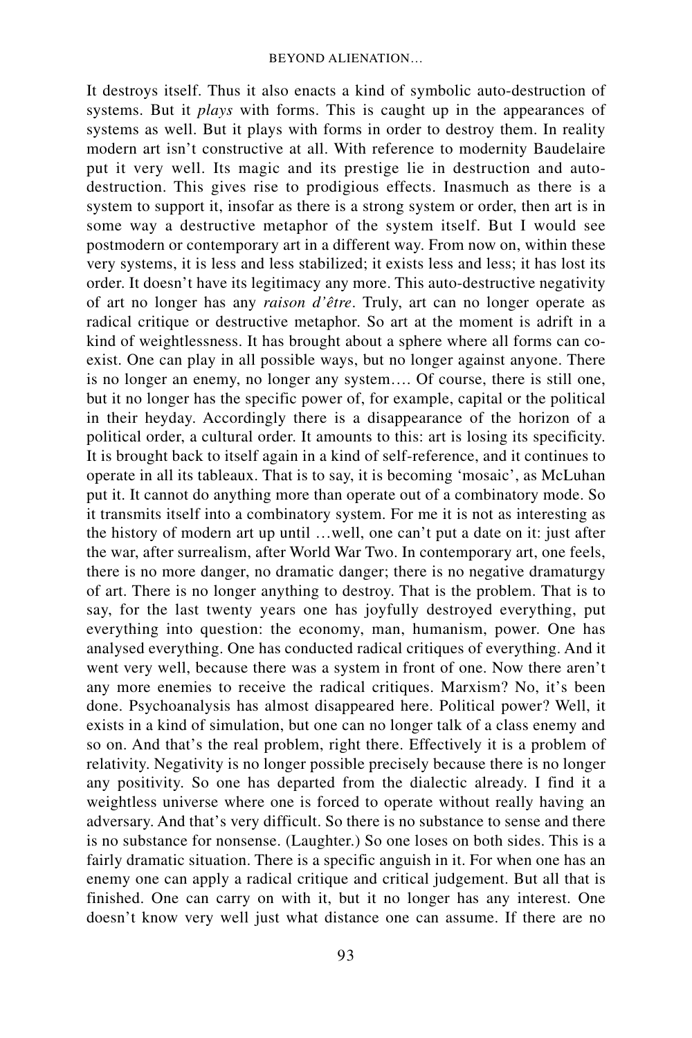It destroys itself. Thus it also enacts a kind of symbolic auto-destruction of systems. But it *plays* with forms. This is caught up in the appearances of systems as well. But it plays with forms in order to destroy them. In reality modern art isn't constructive at all. With reference to modernity Baudelaire put it very well. Its magic and its prestige lie in destruction and auto-destruction. This gives rise to prodigious effects. Inasmuch as there is a system to support it, insofar as there is a strong system or order, then art is in some way a destructive metaphor of the system itself. But I would see postmodern or contemporary art in a different way. From now on, within these very systems, it is less and less stabilized; it exists less and less; it has lost its order. It doesn't have its legitimacy any more. This auto-destructive negativity of art no longer has any *raison d'être*. Truly, art can no longer operate as radical critique or destructive metaphor. So art at the moment is adrift in a kind of weightlessness. It has brought about a sphere where all forms can co-exist. One can play in all possible ways, but no longer against anyone. There is no longer an enemy, no longer any system…. Of course, there is still one, but it no longer has the specific power of, for example, capital or the political in their heyday. Accordingly there is a disappearance of the horizon of a political order, a cultural order. It amounts to this: art is losing its specificity. It is brought back to itself again in a kind of self-reference, and it continues to operate in all its tableaux. That is to say, it is becoming 'mosaic', as McLuhan put it. It cannot do anything more than operate out of a combinatory mode. So it transmits itself into a combinatory system. For me it is not as interesting as the history of modern art up until …well, one can't put a date on it: just after the war, after surrealism, after World War Two. In contemporary art, one feels, there is no more danger, no dramatic danger; there is no negative dramaturgy of art. There is no longer anything to destroy. That is the problem. That is to say, for the last twenty years one has joyfully destroyed everything, put everything into question: the economy, man, humanism, power. One has analysed everything. One has conducted radical critiques of everything. And it went very well, because there was a system in front of one. Now there aren't any more enemies to receive the radical critiques. Marxism? No, it's been done. Psychoanalysis has almost disappeared here. Political power? Well, it exists in a kind of simulation, but one can no longer talk of a class enemy and so on. And that's the real problem, right there. Effectively it is a problem of relativity. Negativity is no longer possible precisely because there is no longer any positivity. So one has departed from the dialectic already. I find it a weightless universe where one is forced to operate without really having an adversary. And that's very difficult. So there is no substance to sense and there is no substance for nonsense. (Laughter.) So one loses on both sides. This is a fairly dramatic situation. There is a specific anguish in it. For when one has an enemy one can apply a radical critique and critical judgement. But all that is finished. One can carry on with it, but it no longer has any interest. One doesn't know very well just what distance one can assume. If there are no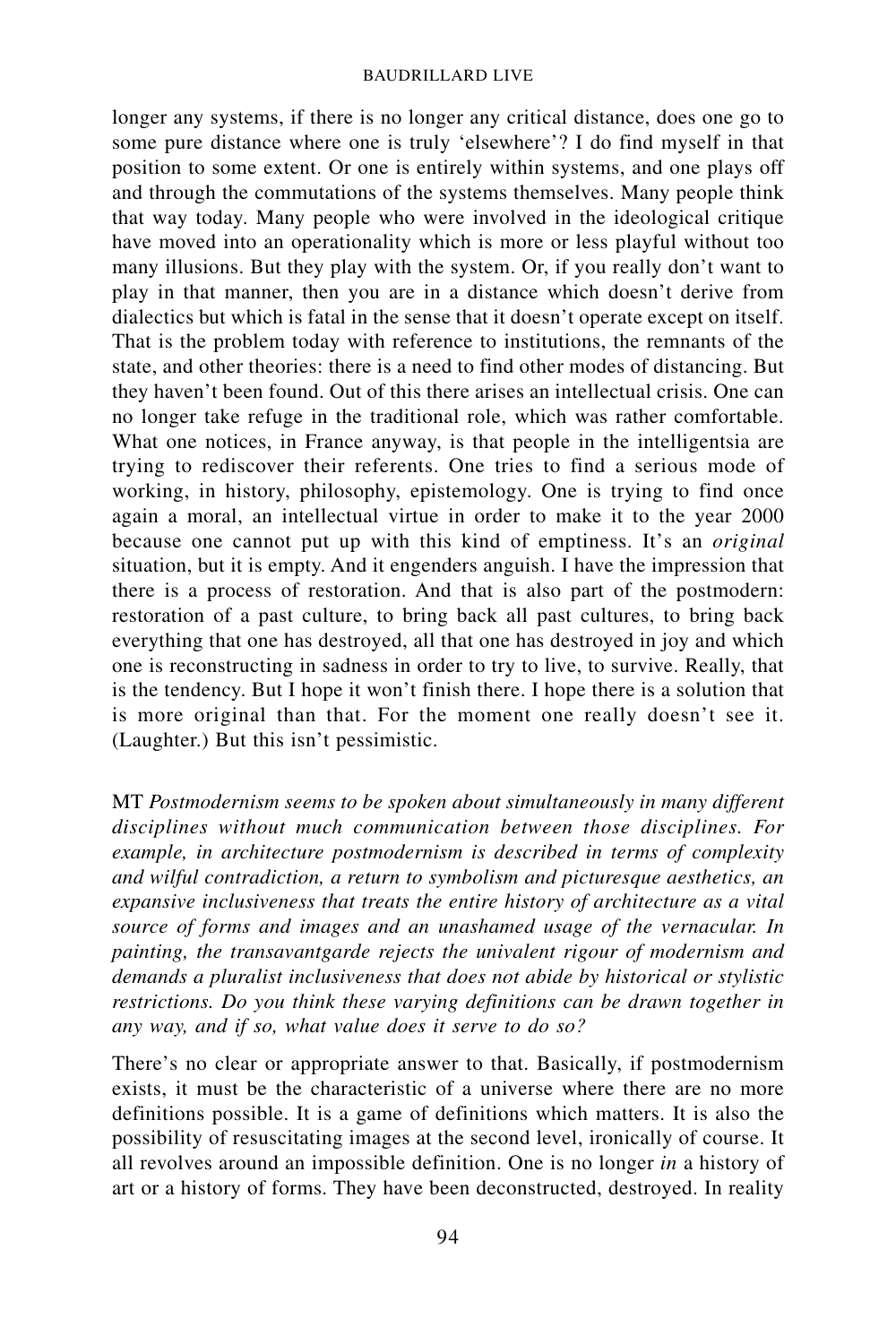longer any systems, if there is no longer any critical distance, does one go to some pure distance where one is truly 'elsewhere'? I do find myself in that position to some extent. Or one is entirely within systems, and one plays off and through the commutations of the systems themselves. Many people think that way today. Many people who were involved in the ideological critique have moved into an operationality which is more or less playful without too many illusions. But they play with the system. Or, if you really don't want to play in that manner, then you are in a distance which doesn't derive from dialectics but which is fatal in the sense that it doesn't operate except on itself. That is the problem today with reference to institutions, the remnants of the state, and other theories: there is a need to find other modes of distancing. But they haven't been found. Out of this there arises an intellectual crisis. One can no longer take refuge in the traditional role, which was rather comfortable. What one notices, in France anyway, is that people in the intelligentsia are trying to rediscover their referents. One tries to find a serious mode of working, in history, philosophy, epistemology. One is trying to find once again a moral, an intellectual virtue in order to make it to the year 2000 because one cannot put up with this kind of emptiness. It's an *original* situation, but it is empty. And it engenders anguish. I have the impression that there is a process of restoration. And that is also part of the postmodern: restoration of a past culture, to bring back all past cultures, to bring back everything that one has destroyed, all that one has destroyed in joy and which one is reconstructing in sadness in order to try to live, to survive. Really, that is the tendency. But I hope it won't finish there. I hope there is a solution that is more original than that. For the moment one really doesn't see it. (Laughter.) But this isn't pessimistic.

MT *Postmodernism seems to be spoken about simultaneously in many different disciplines without much communication between those disciplines. For example, in architecture postmodernism is described in terms of complexity and wilful contradiction, a return to symbolism and picturesque aesthetics, an expansive inclusiveness that treats the entire history of architecture as a vital source of forms and images and an unashamed usage of the vernacular. In painting, the transavantgarde rejects the univalent rigour of modernism and demands a pluralist inclusiveness that does not abide by historical or stylistic restrictions. Do you think these varying definitions can be drawn together in any way, and if so, what value does it serve to do so?*

There's no clear or appropriate answer to that. Basically, if postmodernism exists, it must be the characteristic of a universe where there are no more definitions possible. It is a game of definitions which matters. It is also the possibility of resuscitating images at the second level, ironically of course. It all revolves around an impossible definition. One is no longer *in* a history of art or a history of forms. They have been deconstructed, destroyed. In reality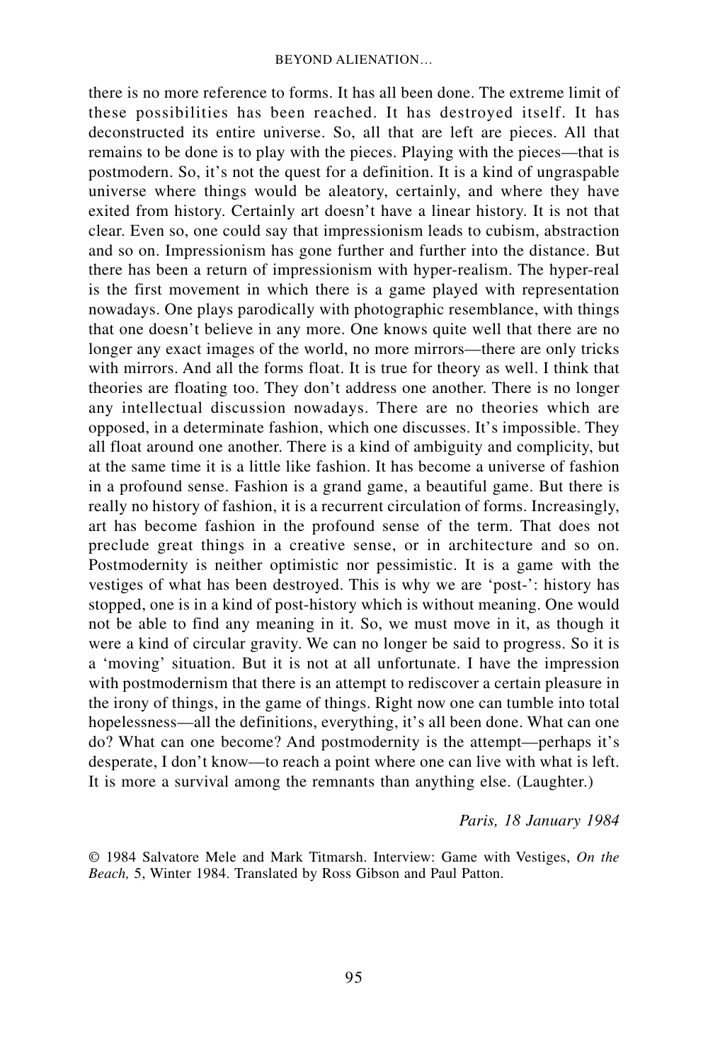there is no more reference to forms. It has all been done. The extreme limit of these possibilities has been reached. It has destroyed itself. It has deconstructed its entire universe. So, all that are left are pieces. All that remains to be done is to play with the pieces. Playing with the pieces—that is postmodern. So, it's not the quest for a definition. It is a kind of ungraspable universe where things would be aleatory, certainly, and where they have exited from history. Certainly art doesn't have a linear history. It is not that clear. Even so, one could say that impressionism leads to cubism, abstraction and so on. Impressionism has gone further and further into the distance. But there has been a return of impressionism with hyper-realism. The hyper-real is the first movement in which there is a game played with representation nowadays. One plays parodically with photographic resemblance, with things that one doesn't believe in any more. One knows quite well that there are no longer any exact images of the world, no more mirrors—there are only tricks with mirrors. And all the forms float. It is true for theory as well. I think that theories are floating too. They don't address one another. There is no longer any intellectual discussion nowadays. There are no theories which are opposed, in a determinate fashion, which one discusses. It's impossible. They all float around one another. There is a kind of ambiguity and complicity, but at the same time it is a little like fashion. It has become a universe of fashion in a profound sense. Fashion is a grand game, a beautiful game. But there is really no history of fashion, it is a recurrent circulation of forms. Increasingly, art has become fashion in the profound sense of the term. That does not preclude great things in a creative sense, or in architecture and so on. Postmodernity is neither optimistic nor pessimistic. It is a game with the vestiges of what has been destroyed. This is why we are 'post-': history has stopped, one is in a kind of post-history which is without meaning. One would not be able to find any meaning in it. So, we must move in it, as though it were a kind of circular gravity. We can no longer be said to progress. So it is a 'moving' situation. But it is not at all unfortunate. I have the impression with postmodernism that there is an attempt to rediscover a certain pleasure in the irony of things, in the game of things. Right now one can tumble into total hopelessness—all the definitions, everything, it's all been done. What can one do? What can one become? And postmodernity is the attempt—perhaps it's desperate, I don't know—to reach a point where one can live with what is left. It is more a survival among the remnants than anything else. (Laughter.)

*Paris, 18 January 1984*

© 1984 Salvatore Mele and Mark Titmarsh. Interview: Game with Vestiges, *On the Beach,* 5, Winter 1984. Translated by Ross Gibson and Paul Patton.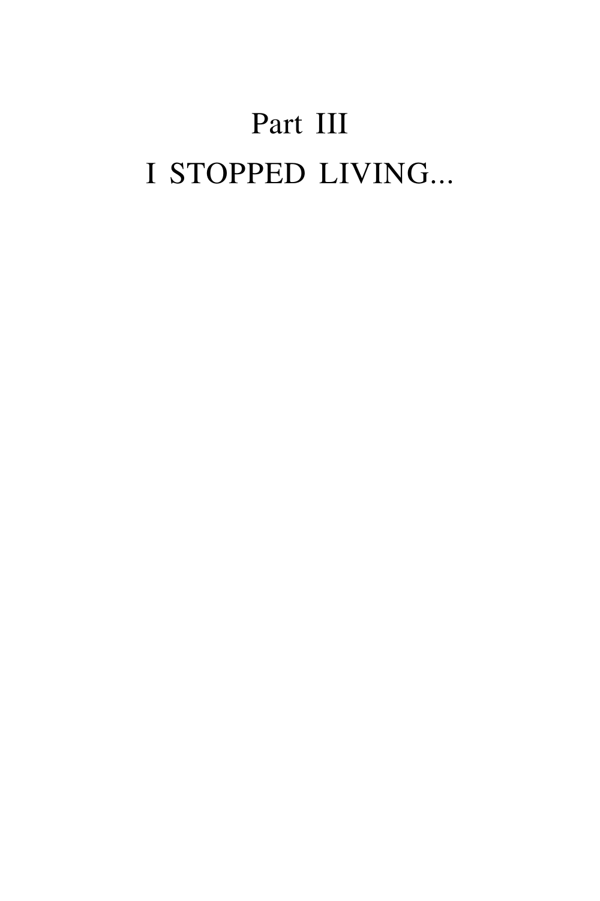# Part III

# I STOPPED LIVING...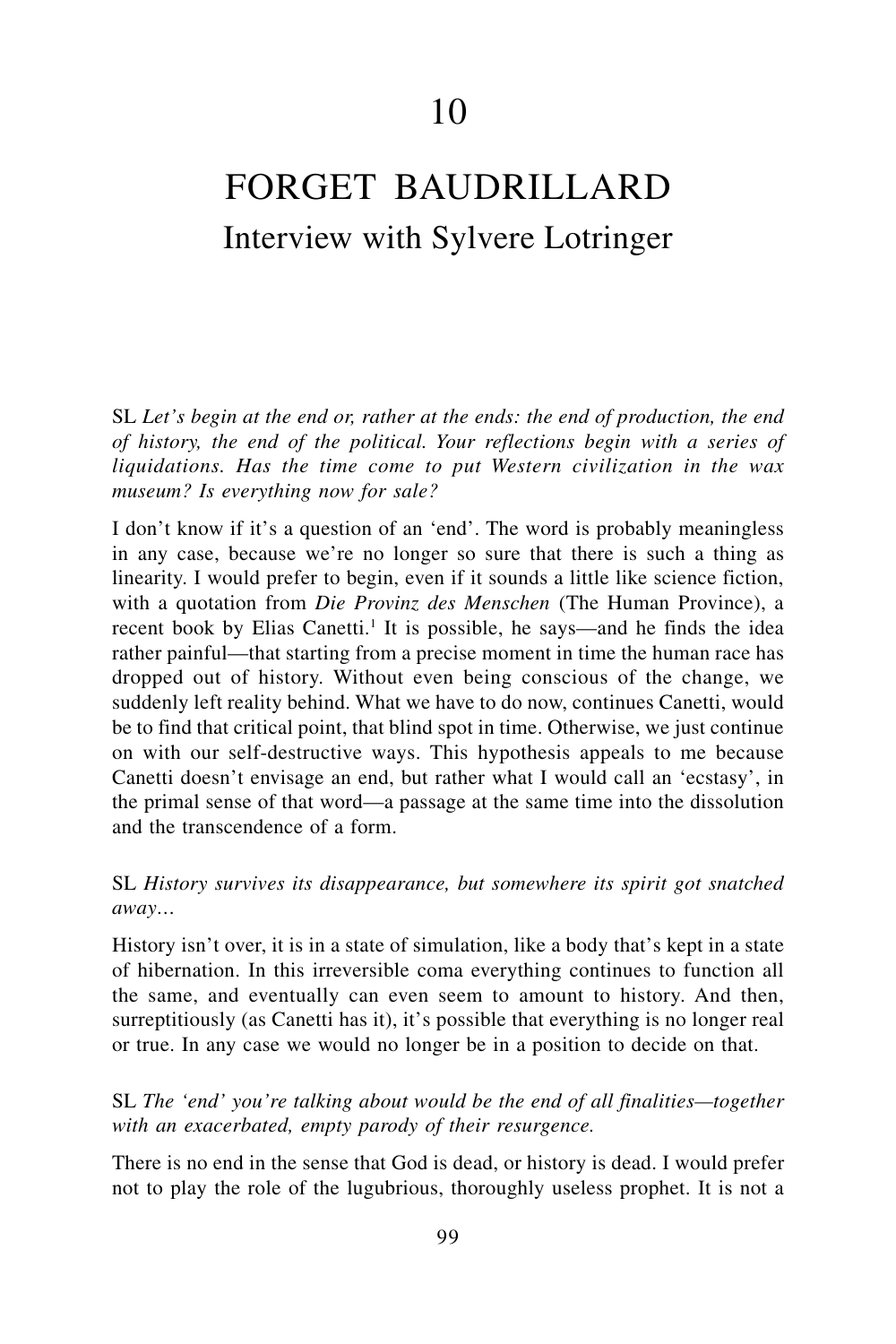# 10

# FORGET BAUDRILLARD

## Interview with Sylvere Lotringer

SL *Let's begin at the end or, rather at the ends: the end of production, the end of history, the end of the political. Your reflections begin with a series of liquidations. Has the time come to put Western civilization in the wax museum? Is everything now for sale?*

I don't know if it's a question of an 'end'. The word is probably meaningless in any case, because we're no longer so sure that there is such a thing as linearity. I would prefer to begin, even if it sounds a little like science fiction, with a quotation from *Die Provinz des Menschen* (The Human Province), a recent book by Elias Canetti.[1] It is possible, he says—and he finds the idea rather painful—that starting from a precise moment in time the human race has dropped out of history. Without even being conscious of the change, we suddenly left reality behind. What we have to do now, continues Canetti, would be to find that critical point, that blind spot in time. Otherwise, we just continue on with our self-destructive ways. This hypothesis appeals to me because Canetti doesn't envisage an end, but rather what I would call an 'ecstasy', in the primal sense of that word—a passage at the same time into the dissolution and the transcendence of a form.

SL *History survives its disappearance, but somewhere its spirit got snatched away…*

History isn't over, it is in a state of simulation, like a body that's kept in a state of hibernation. In this irreversible coma everything continues to function all the same, and eventually can even seem to amount to history. And then, surreptitiously (as Canetti has it), it's possible that everything is no longer real or true. In any case we would no longer be in a position to decide on that.

SL *The 'end' you're talking about would be the end of all finalities—together with an exacerbated, empty parody of their resurgence.*

There is no end in the sense that God is dead, or history is dead. I would prefer not to play the role of the lugubrious, thoroughly useless prophet. It is not a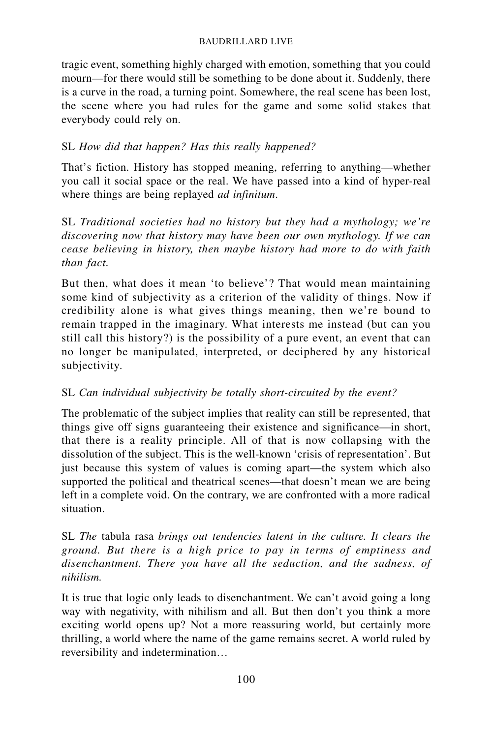tragic event, something highly charged with emotion, something that you could mourn—for there would still be something to be done about it. Suddenly, there is a curve in the road, a turning point. Somewhere, the real scene has been lost, the scene where you had rules for the game and some solid stakes that everybody could rely on.

SL *How did that happen? Has this really happened?*

That's fiction. History has stopped meaning, referring to anything—whether you call it social space or the real. We have passed into a kind of hyper-real where things are being replayed *ad infinitum*.

SL *Traditional societies had no history but they had a mythology; we're discovering now that history may have been our own mythology. If we can cease believing in history, then maybe history had more to do with faith than fact.*

But then, what does it mean 'to believe'? That would mean maintaining some kind of subjectivity as a criterion of the validity of things. Now if credibility alone is what gives things meaning, then we're bound to remain trapped in the imaginary. What interests me instead (but can you still call this history?) is the possibility of a pure event, an event that can no longer be manipulated, interpreted, or deciphered by any historical subjectivity.

SL *Can individual subjectivity be totally short-circuited by the event?*

The problematic of the subject implies that reality can still be represented, that things give off signs guaranteeing their existence and significance—in short, that there is a reality principle. All of that is now collapsing with the dissolution of the subject. This is the well-known 'crisis of representation'. But just because this system of values is coming apart—the system which also supported the political and theatrical scenes—that doesn't mean we are being left in a complete void. On the contrary, we are confronted with a more radical situation.

SL *The* tabula rasa *brings out tendencies latent in the culture. It clears the ground. But there is a high price to pay in terms of emptiness and disenchantment. There you have all the seduction, and the sadness, of nihilism.*

It is true that logic only leads to disenchantment. We can't avoid going a long way with negativity, with nihilism and all. But then don't you think a more exciting world opens up? Not a more reassuring world, but certainly more thrilling, a world where the name of the game remains secret. A world ruled by reversibility and indetermination…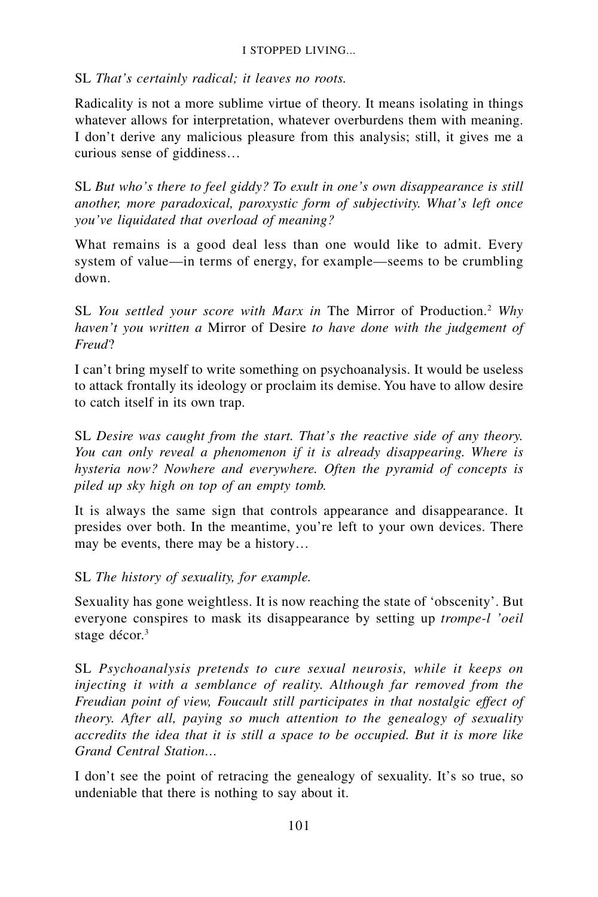SL *That's certainly radical; it leaves no roots.*

Radicality is not a more sublime virtue of theory. It means isolating in things whatever allows for interpretation, whatever overburdens them with meaning. I don't derive any malicious pleasure from this analysis; still, it gives me a curious sense of giddiness…

SL *But who's there to feel giddy? To exult in one's own disappearance is still another, more paradoxical, paroxystic form of subjectivity. What's left once you've liquidated that overload of meaning?*

What remains is a good deal less than one would like to admit. Every system of value—in terms of energy, for example—seems to be crumbling down.

SL *You settled your score with Marx in* The Mirror of Production.[2] *Why haven't you written a* Mirror of Desire *to have done with the judgement of Freud*?

I can't bring myself to write something on psychoanalysis. It would be useless to attack frontally its ideology or proclaim its demise. You have to allow desire to catch itself in its own trap.

SL *Desire was caught from the start. That's the reactive side of any theory. You can only reveal a phenomenon if it is already disappearing. Where is hysteria now? Nowhere and everywhere. Often the pyramid of concepts is piled up sky high on top of an empty tomb.*

It is always the same sign that controls appearance and disappearance. It presides over both. In the meantime, you're left to your own devices. There may be events, there may be a history…

SL *The history of sexuality, for example.*

Sexuality has gone weightless. It is now reaching the state of 'obscenity'. But everyone conspires to mask its disappearance by setting up *trompe-l 'oeil* stage décor.[3]

SL *Psychoanalysis pretends to cure sexual neurosis, while it keeps on injecting it with a semblance of reality. Although far removed from the Freudian point of view, Foucault still participates in that nostalgic effect of theory. After all, paying so much attention to the genealogy of sexuality accredits the idea that it is still a space to be occupied. But it is more like Grand Central Station…*

I don't see the point of retracing the genealogy of sexuality. It's so true, so undeniable that there is nothing to say about it.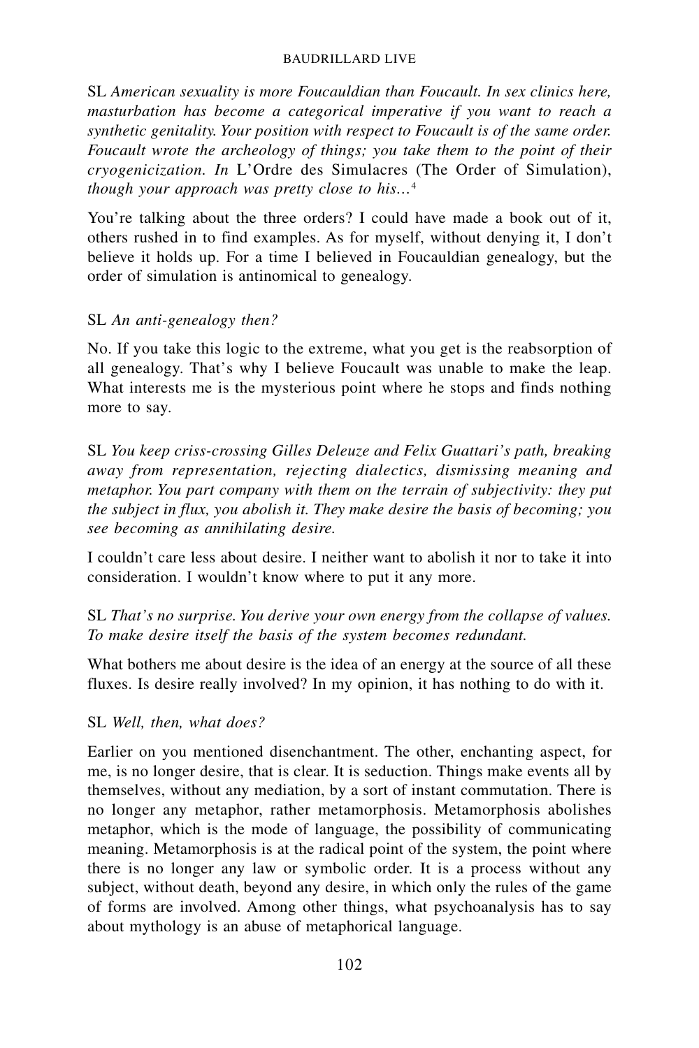SL *American sexuality is more Foucauldian than Foucault. In sex clinics here, masturbation has become a categorical imperative if you want to reach a synthetic genitality. Your position with respect to Foucault is of the same order. Foucault wrote the archeology of things; you take them to the point of their cryogenicization. In* L'Ordre des Simulacres (The Order of Simulation), *though your approach was pretty close to his...*[4]

You're talking about the three orders? I could have made a book out of it, others rushed in to find examples. As for myself, without denying it, I don't believe it holds up. For a time I believed in Foucauldian genealogy, but the order of simulation is antinomical to genealogy.

SL *An anti-genealogy then?*

No. If you take this logic to the extreme, what you get is the reabsorption of all genealogy. That's why I believe Foucault was unable to make the leap. What interests me is the mysterious point where he stops and finds nothing more to say.

SL *You keep criss-crossing Gilles Deleuze and Felix Guattari's path, breaking away from representation, rejecting dialectics, dismissing meaning and metaphor. You part company with them on the terrain of subjectivity: they put the subject in flux, you abolish it. They make desire the basis of becoming; you see becoming as annihilating desire.*

I couldn't care less about desire. I neither want to abolish it nor to take it into consideration. I wouldn't know where to put it any more.

SL *That's no surprise. You derive your own energy from the collapse of values. To make desire itself the basis of the system becomes redundant.*

What bothers me about desire is the idea of an energy at the source of all these fluxes. Is desire really involved? In my opinion, it has nothing to do with it.

SL *Well, then, what does?*

Earlier on you mentioned disenchantment. The other, enchanting aspect, for me, is no longer desire, that is clear. It is seduction. Things make events all by themselves, without any mediation, by a sort of instant commutation. There is no longer any metaphor, rather metamorphosis. Metamorphosis abolishes metaphor, which is the mode of language, the possibility of communicating meaning. Metamorphosis is at the radical point of the system, the point where there is no longer any law or symbolic order. It is a process without any subject, without death, beyond any desire, in which only the rules of the game of forms are involved. Among other things, what psychoanalysis has to say about mythology is an abuse of metaphorical language.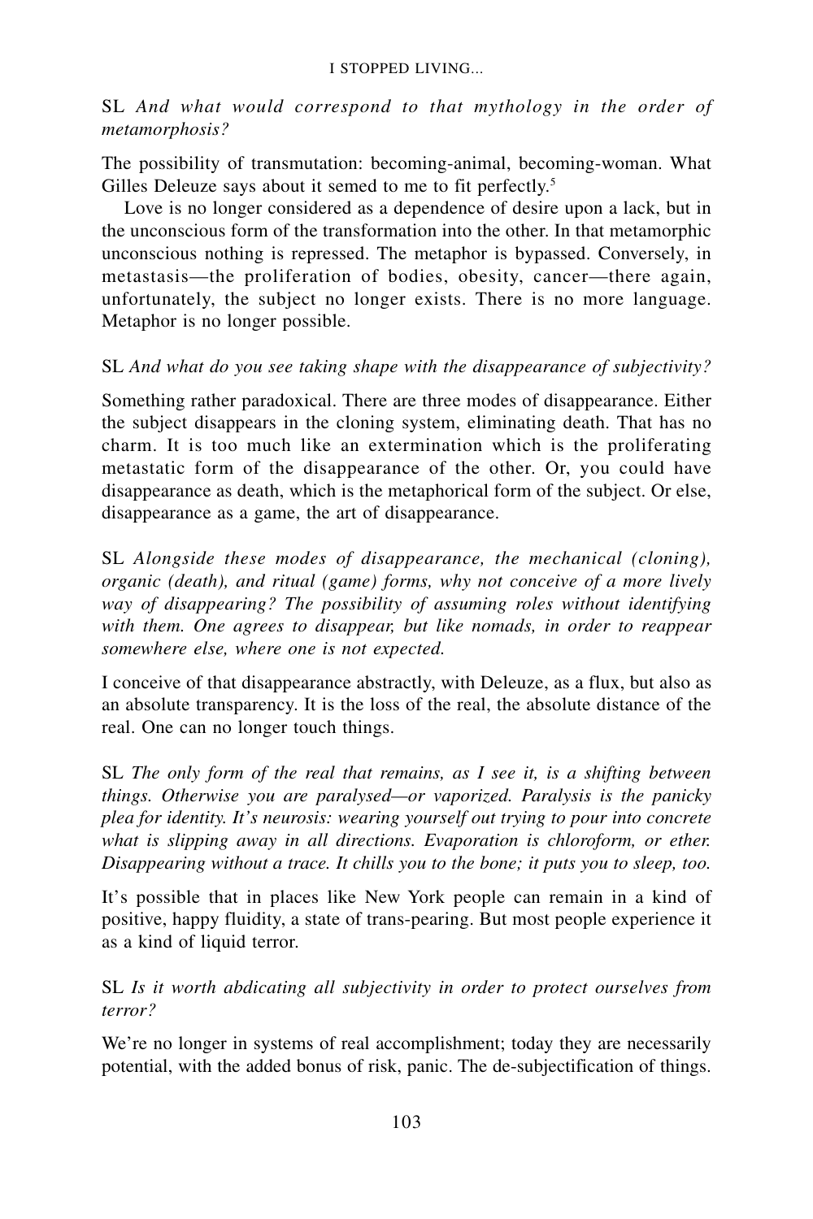SL *And what would correspond to that mythology in the order of metamorphosis?*

The possibility of transmutation: becoming-animal, becoming-woman. What Gilles Deleuze says about it semed to me to fit perfectly.[5]

Love is no longer considered as a dependence of desire upon a lack, but in the unconscious form of the transformation into the other. In that metamorphic unconscious nothing is repressed. The metaphor is bypassed. Conversely, in metastasis—the proliferation of bodies, obesity, cancer—there again, unfortunately, the subject no longer exists. There is no more language. Metaphor is no longer possible.

SL *And what do you see taking shape with the disappearance of subjectivity?*

Something rather paradoxical. There are three modes of disappearance. Either the subject disappears in the cloning system, eliminating death. That has no charm. It is too much like an extermination which is the proliferating metastatic form of the disappearance of the other. Or, you could have disappearance as death, which is the metaphorical form of the subject. Or else, disappearance as a game, the art of disappearance.

SL *Alongside these modes of disappearance, the mechanical (cloning), organic (death), and ritual (game) forms, why not conceive of a more lively way of disappearing? The possibility of assuming roles without identifying with them. One agrees to disappear, but like nomads, in order to reappear somewhere else, where one is not expected.*

I conceive of that disappearance abstractly, with Deleuze, as a flux, but also as an absolute transparency. It is the loss of the real, the absolute distance of the real. One can no longer touch things.

SL *The only form of the real that remains, as I see it, is a shifting between things. Otherwise you are paralysed—or vaporized. Paralysis is the panicky plea for identity. It's neurosis: wearing yourself out trying to pour into concrete what is slipping away in all directions. Evaporation is chloroform, or ether. Disappearing without a trace. It chills you to the bone; it puts you to sleep, too.*

It's possible that in places like New York people can remain in a kind of positive, happy fluidity, a state of trans-pearing. But most people experience it as a kind of liquid terror.

SL *Is it worth abdicating all subjectivity in order to protect ourselves from terror?*

We're no longer in systems of real accomplishment; today they are necessarily potential, with the added bonus of risk, panic. The de-subjectification of things.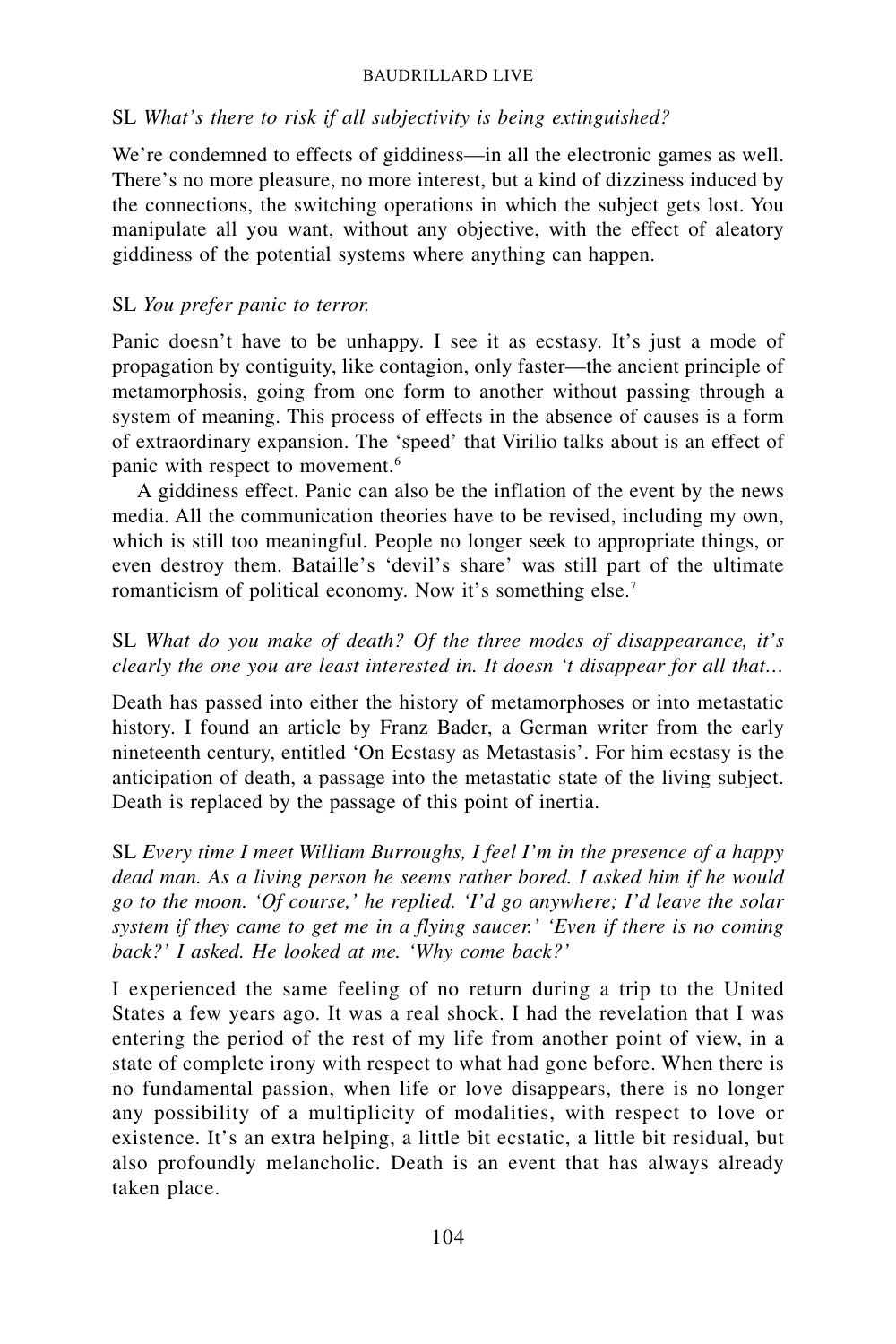SL *What's there to risk if all subjectivity is being extinguished?*

We're condemned to effects of giddiness—in all the electronic games as well. There's no more pleasure, no more interest, but a kind of dizziness induced by the connections, the switching operations in which the subject gets lost. You manipulate all you want, without any objective, with the effect of aleatory giddiness of the potential systems where anything can happen.

SL *You prefer panic to terror.*

Panic doesn't have to be unhappy. I see it as ecstasy. It's just a mode of propagation by contiguity, like contagion, only faster—the ancient principle of metamorphosis, going from one form to another without passing through a system of meaning. This process of effects in the absence of causes is a form of extraordinary expansion. The 'speed' that Virilio talks about is an effect of panic with respect to movement.[6]

A giddiness effect. Panic can also be the inflation of the event by the news media. All the communication theories have to be revised, including my own, which is still too meaningful. People no longer seek to appropriate things, or even destroy them. Bataille's 'devil's share' was still part of the ultimate romanticism of political economy. Now it's something else.[7]

SL *What do you make of death? Of the three modes of disappearance, it's clearly the one you are least interested in. It doesn 't disappear for all that…*

Death has passed into either the history of metamorphoses or into metastatic history. I found an article by Franz Bader, a German writer from the early nineteenth century, entitled 'On Ecstasy as Metastasis'. For him ecstasy is the anticipation of death, a passage into the metastatic state of the living subject. Death is replaced by the passage of this point of inertia.

SL *Every time I meet William Burroughs, I feel I'm in the presence of a happy dead man. As a living person he seems rather bored. I asked him if he would go to the moon. 'Of course,' he replied. 'I'd go anywhere; I'd leave the solar system if they came to get me in a flying saucer.' 'Even if there is no coming back?' I asked. He looked at me. 'Why come back?'*

I experienced the same feeling of no return during a trip to the United States a few years ago. It was a real shock. I had the revelation that I was entering the period of the rest of my life from another point of view, in a state of complete irony with respect to what had gone before. When there is no fundamental passion, when life or love disappears, there is no longer any possibility of a multiplicity of modalities, with respect to love or existence. It's an extra helping, a little bit ecstatic, a little bit residual, but also profoundly melancholic. Death is an event that has always already taken place.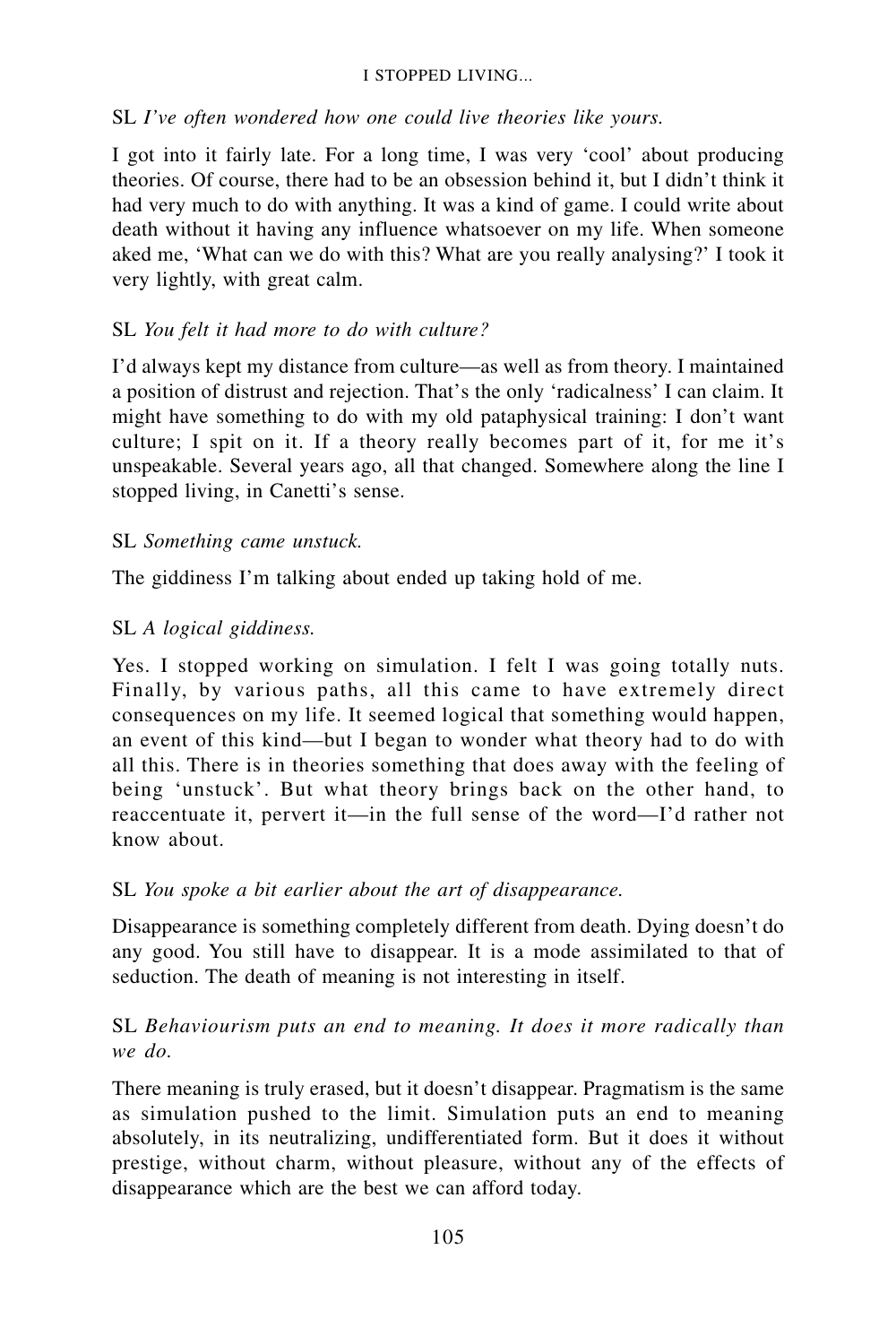SL *I've often wondered how one could live theories like yours.*

I got into it fairly late. For a long time, I was very 'cool' about producing theories. Of course, there had to be an obsession behind it, but I didn't think it had very much to do with anything. It was a kind of game. I could write about death without it having any influence whatsoever on my life. When someone aked me, 'What can we do with this? What are you really analysing?' I took it very lightly, with great calm.

SL *You felt it had more to do with culture?*

I'd always kept my distance from culture—as well as from theory. I maintained a position of distrust and rejection. That's the only 'radicalness' I can claim. It might have something to do with my old pataphysical training: I don't want culture; I spit on it. If a theory really becomes part of it, for me it's unspeakable. Several years ago, all that changed. Somewhere along the line I stopped living, in Canetti's sense.

SL *Something came unstuck.*

The giddiness I'm talking about ended up taking hold of me.

SL *A logical giddiness.*

Yes. I stopped working on simulation. I felt I was going totally nuts. Finally, by various paths, all this came to have extremely direct consequences on my life. It seemed logical that something would happen, an event of this kind—but I began to wonder what theory had to do with all this. There is in theories something that does away with the feeling of being 'unstuck'. But what theory brings back on the other hand, to reaccentuate it, pervert it—in the full sense of the word—I'd rather not know about.

SL *You spoke a bit earlier about the art of disappearance.*

Disappearance is something completely different from death. Dying doesn't do any good. You still have to disappear. It is a mode assimilated to that of seduction. The death of meaning is not interesting in itself.

SL *Behaviourism puts an end to meaning. It does it more radically than we do.*

There meaning is truly erased, but it doesn't disappear. Pragmatism is the same as simulation pushed to the limit. Simulation puts an end to meaning absolutely, in its neutralizing, undifferentiated form. But it does it without prestige, without charm, without pleasure, without any of the effects of disappearance which are the best we can afford today.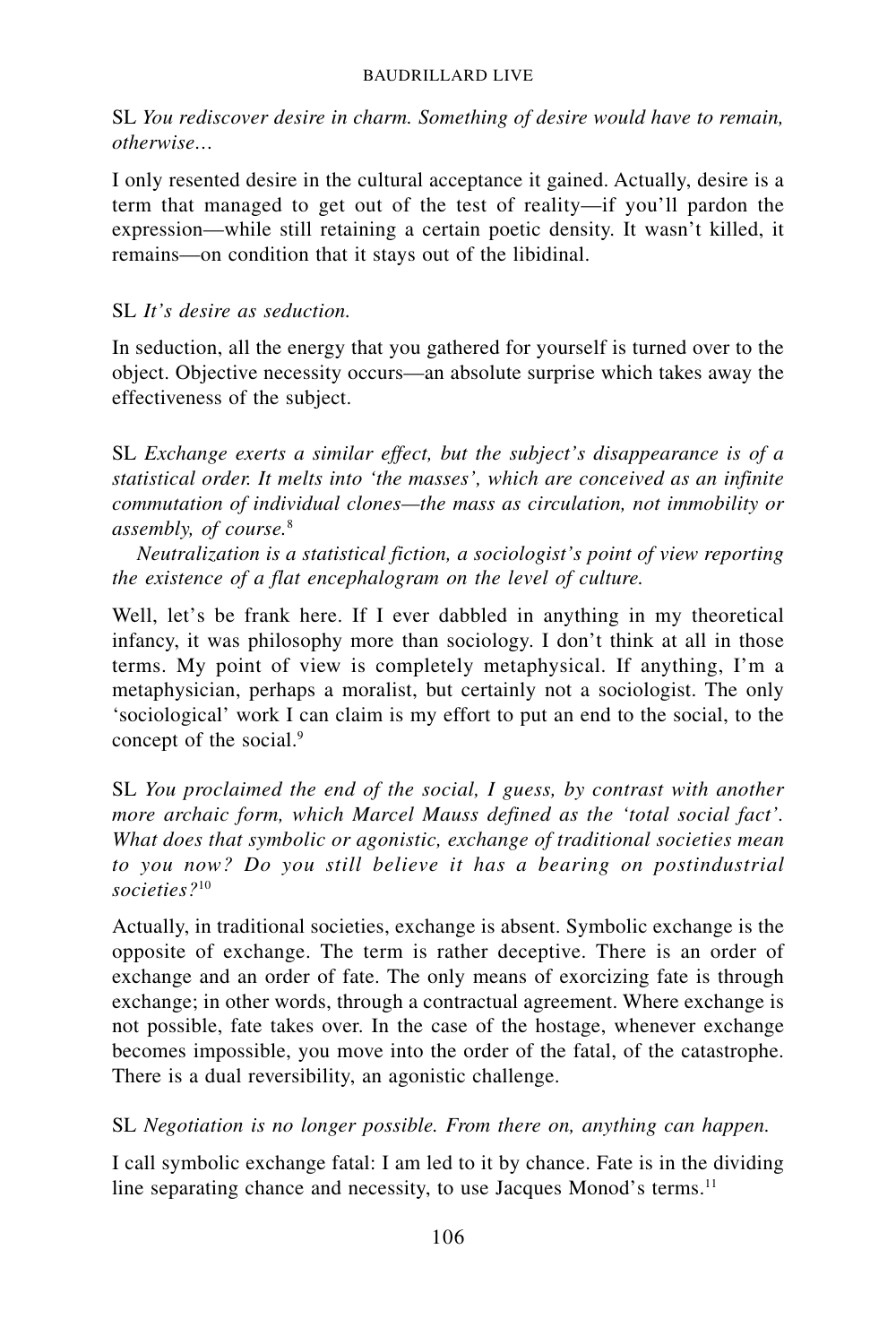SL *You rediscover desire in charm. Something of desire would have to remain, otherwise…*

I only resented desire in the cultural acceptance it gained. Actually, desire is a term that managed to get out of the test of reality—if you'll pardon the expression—while still retaining a certain poetic density. It wasn't killed, it remains—on condition that it stays out of the libidinal.

SL *It's desire as seduction.*

In seduction, all the energy that you gathered for yourself is turned over to the object. Objective necessity occurs—an absolute surprise which takes away the effectiveness of the subject.

SL *Exchange exerts a similar effect, but the subject's disappearance is of a statistical order. It melts into 'the masses', which are conceived as an infinite commutation of individual clones—the mass as circulation, not immobility or assembly, of course.*[8]

*Neutralization is a statistical fiction, a sociologist's point of view reporting the existence of a flat encephalogram on the level of culture.*

Well, let's be frank here. If I ever dabbled in anything in my theoretical infancy, it was philosophy more than sociology. I don't think at all in those terms. My point of view is completely metaphysical. If anything, I'm a metaphysician, perhaps a moralist, but certainly not a sociologist. The only 'sociological' work I can claim is my effort to put an end to the social, to the concept of the social.[9]

SL *You proclaimed the end of the social, I guess, by contrast with another more archaic form, which Marcel Mauss defined as the 'total social fact'. What does that symbolic or agonistic, exchange of traditional societies mean to you now? Do you still believe it has a bearing on postindustrial societies?*[10]

Actually, in traditional societies, exchange is absent. Symbolic exchange is the opposite of exchange. The term is rather deceptive. There is an order of exchange and an order of fate. The only means of exorcizing fate is through exchange; in other words, through a contractual agreement. Where exchange is not possible, fate takes over. In the case of the hostage, whenever exchange becomes impossible, you move into the order of the fatal, of the catastrophe. There is a dual reversibility, an agonistic challenge.

SL *Negotiation is no longer possible. From there on, anything can happen.*

I call symbolic exchange fatal: I am led to it by chance. Fate is in the dividing line separating chance and necessity, to use Jacques Monod's terms.[11]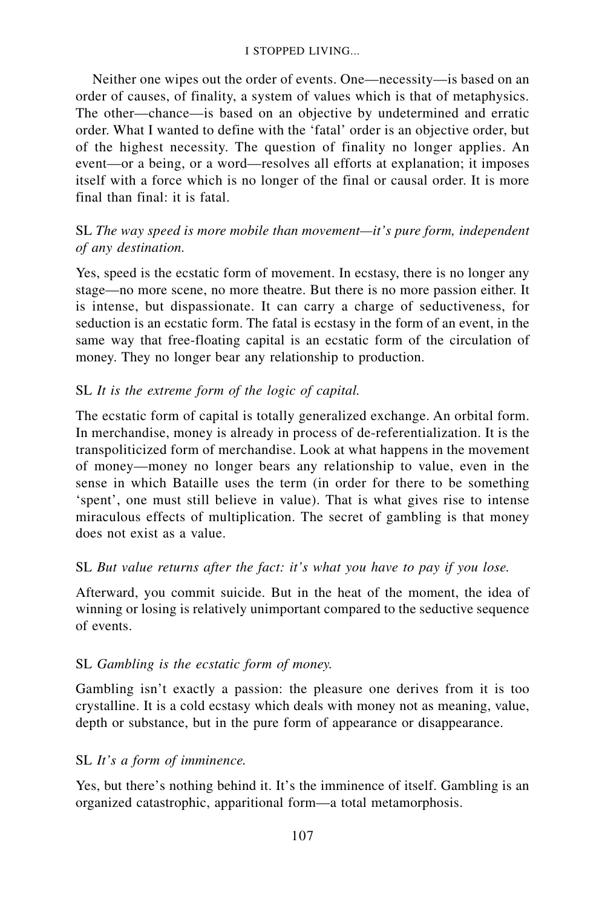Neither one wipes out the order of events. One—necessity—is based on an order of causes, of finality, a system of values which is that of metaphysics. The other—chance—is based on an objective by undetermined and erratic order. What I wanted to define with the 'fatal' order is an objective order, but of the highest necessity. The question of finality no longer applies. An event—or a being, or a word—resolves all efforts at explanation; it imposes itself with a force which is no longer of the final or causal order. It is more final than final: it is fatal.

SL *The way speed is more mobile than movement—it's pure form, independent of any destination.*

Yes, speed is the ecstatic form of movement. In ecstasy, there is no longer any stage—no more scene, no more theatre. But there is no more passion either. It is intense, but dispassionate. It can carry a charge of seductiveness, for seduction is an ecstatic form. The fatal is ecstasy in the form of an event, in the same way that free-floating capital is an ecstatic form of the circulation of money. They no longer bear any relationship to production.

SL *It is the extreme form of the logic of capital.*

The ecstatic form of capital is totally generalized exchange. An orbital form. In merchandise, money is already in process of de-referentialization. It is the transpoliticized form of merchandise. Look at what happens in the movement of money—money no longer bears any relationship to value, even in the sense in which Bataille uses the term (in order for there to be something 'spent', one must still believe in value). That is what gives rise to intense miraculous effects of multiplication. The secret of gambling is that money does not exist as a value.

SL *But value returns after the fact: it's what you have to pay if you lose.*

Afterward, you commit suicide. But in the heat of the moment, the idea of winning or losing is relatively unimportant compared to the seductive sequence of events.

SL *Gambling is the ecstatic form of money.*

Gambling isn't exactly a passion: the pleasure one derives from it is too crystalline. It is a cold ecstasy which deals with money not as meaning, value, depth or substance, but in the pure form of appearance or disappearance.

SL *It's a form of imminence.*

Yes, but there's nothing behind it. It's the imminence of itself. Gambling is an organized catastrophic, apparitional form—a total metamorphosis.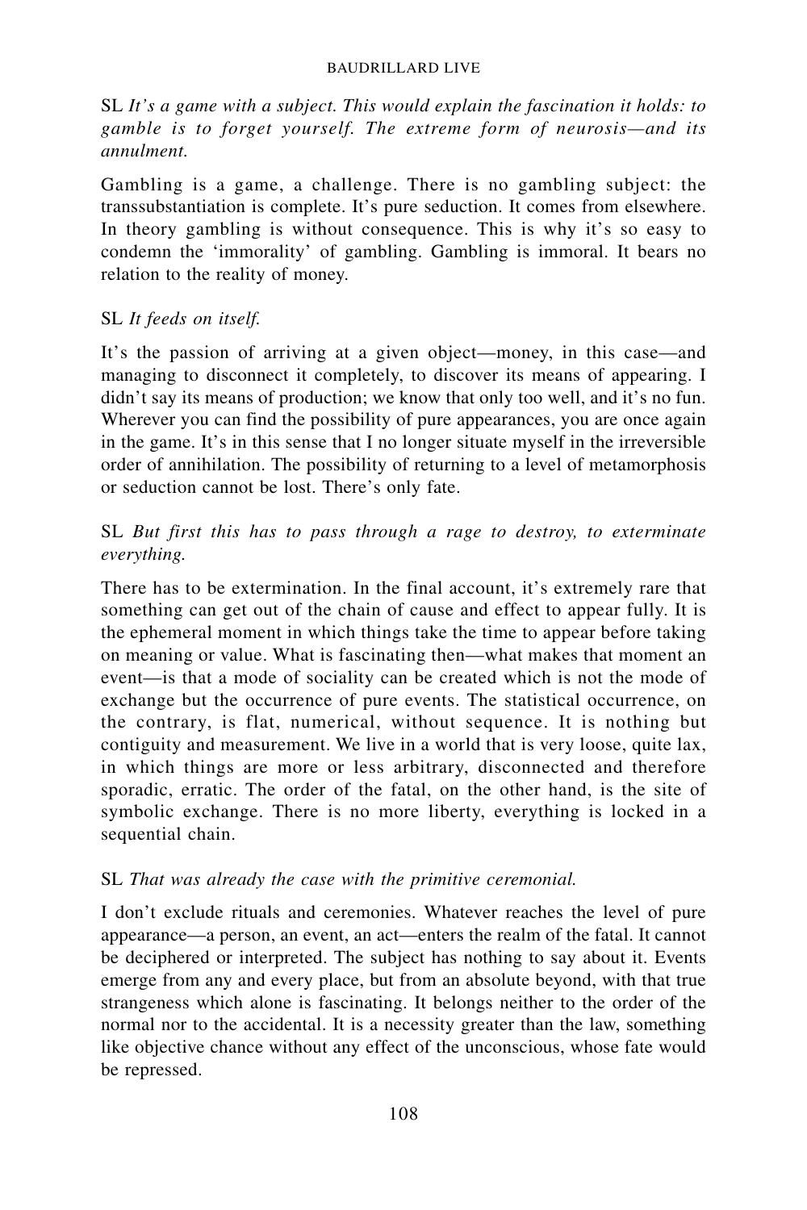SL *It's a game with a subject. This would explain the fascination it holds: to gamble is to forget yourself. The extreme form of neurosis—and its annulment.*

Gambling is a game, a challenge. There is no gambling subject: the transsubstantiation is complete. It's pure seduction. It comes from elsewhere. In theory gambling is without consequence. This is why it's so easy to condemn the 'immorality' of gambling. Gambling is immoral. It bears no relation to the reality of money.

SL *It feeds on itself.*

It's the passion of arriving at a given object—money, in this case—and managing to disconnect it completely, to discover its means of appearing. I didn't say its means of production; we know that only too well, and it's no fun. Wherever you can find the possibility of pure appearances, you are once again in the game. It's in this sense that I no longer situate myself in the irreversible order of annihilation. The possibility of returning to a level of metamorphosis or seduction cannot be lost. There's only fate.

SL *But first this has to pass through a rage to destroy, to exterminate everything.*

There has to be extermination. In the final account, it's extremely rare that something can get out of the chain of cause and effect to appear fully. It is the ephemeral moment in which things take the time to appear before taking on meaning or value. What is fascinating then—what makes that moment an event—is that a mode of sociality can be created which is not the mode of exchange but the occurrence of pure events. The statistical occurrence, on the contrary, is flat, numerical, without sequence. It is nothing but contiguity and measurement. We live in a world that is very loose, quite lax, in which things are more or less arbitrary, disconnected and therefore sporadic, erratic. The order of the fatal, on the other hand, is the site of symbolic exchange. There is no more liberty, everything is locked in a sequential chain.

SL *That was already the case with the primitive ceremonial.*

I don't exclude rituals and ceremonies. Whatever reaches the level of pure appearance—a person, an event, an act—enters the realm of the fatal. It cannot be deciphered or interpreted. The subject has nothing to say about it. Events emerge from any and every place, but from an absolute beyond, with that true strangeness which alone is fascinating. It belongs neither to the order of the normal nor to the accidental. It is a necessity greater than the law, something like objective chance without any effect of the unconscious, whose fate would be repressed.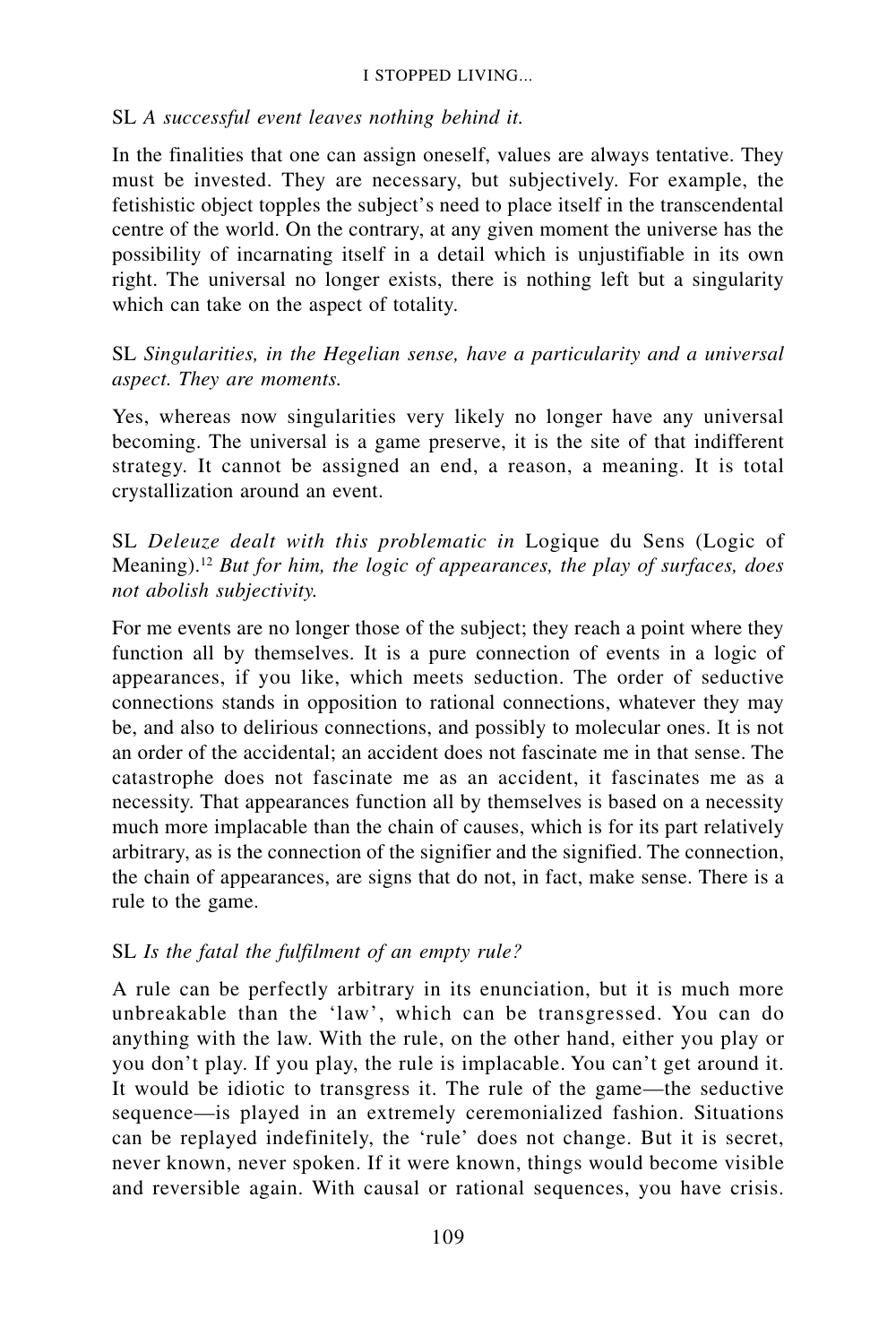SL *A successful event leaves nothing behind it.*

In the finalities that one can assign oneself, values are always tentative. They must be invested. They are necessary, but subjectively. For example, the fetishistic object topples the subject's need to place itself in the transcendental centre of the world. On the contrary, at any given moment the universe has the possibility of incarnating itself in a detail which is unjustifiable in its own right. The universal no longer exists, there is nothing left but a singularity which can take on the aspect of totality.

SL *Singularities, in the Hegelian sense, have a particularity and a universal aspect. They are moments.*

Yes, whereas now singularities very likely no longer have any universal becoming. The universal is a game preserve, it is the site of that indifferent strategy. It cannot be assigned an end, a reason, a meaning. It is total crystallization around an event.

SL *Deleuze dealt with this problematic in* Logique du Sens (Logic of Meaning).[12] *But for him, the logic of appearances, the play of surfaces, does not abolish subjectivity.*

For me events are no longer those of the subject; they reach a point where they function all by themselves. It is a pure connection of events in a logic of appearances, if you like, which meets seduction. The order of seductive connections stands in opposition to rational connections, whatever they may be, and also to delirious connections, and possibly to molecular ones. It is not an order of the accidental; an accident does not fascinate me in that sense. The catastrophe does not fascinate me as an accident, it fascinates me as a necessity. That appearances function all by themselves is based on a necessity much more implacable than the chain of causes, which is for its part relatively arbitrary, as is the connection of the signifier and the signified. The connection, the chain of appearances, are signs that do not, in fact, make sense. There is a rule to the game.

SL *Is the fatal the fulfilment of an empty rule?*

A rule can be perfectly arbitrary in its enunciation, but it is much more unbreakable than the 'law', which can be transgressed. You can do anything with the law. With the rule, on the other hand, either you play or you don't play. If you play, the rule is implacable. You can't get around it. It would be idiotic to transgress it. The rule of the game—the seductive sequence—is played in an extremely ceremonialized fashion. Situations can be replayed indefinitely, the 'rule' does not change. But it is secret, never known, never spoken. If it were known, things would become visible and reversible again. With causal or rational sequences, you have crisis.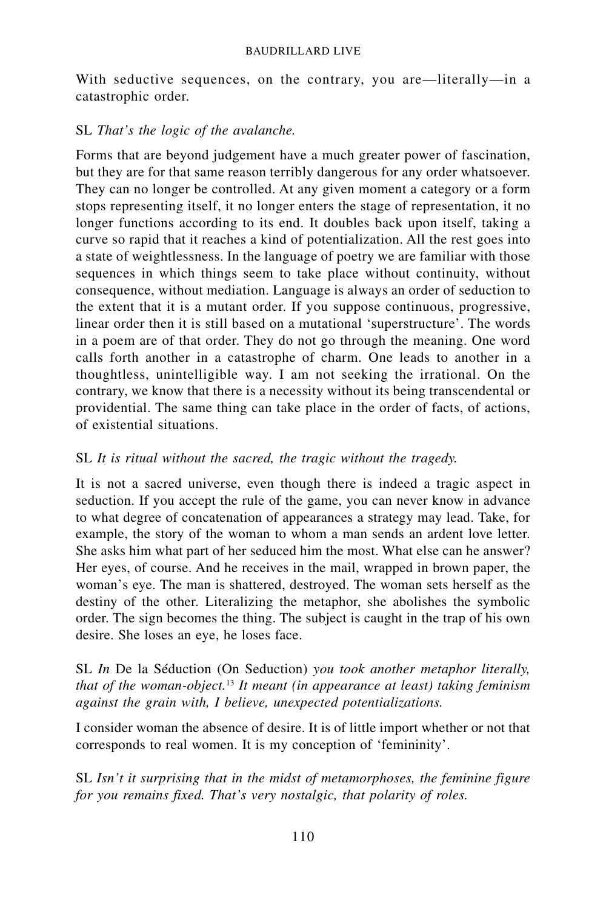With seductive sequences, on the contrary, you are—literally—in a catastrophic order.

SL *That's the logic of the avalanche.*

Forms that are beyond judgement have a much greater power of fascination, but they are for that same reason terribly dangerous for any order whatsoever. They can no longer be controlled. At any given moment a category or a form stops representing itself, it no longer enters the stage of representation, it no longer functions according to its end. It doubles back upon itself, taking a curve so rapid that it reaches a kind of potentialization. All the rest goes into a state of weightlessness. In the language of poetry we are familiar with those sequences in which things seem to take place without continuity, without consequence, without mediation. Language is always an order of seduction to the extent that it is a mutant order. If you suppose continuous, progressive, linear order then it is still based on a mutational 'superstructure'. The words in a poem are of that order. They do not go through the meaning. One word calls forth another in a catastrophe of charm. One leads to another in a thoughtless, unintelligible way. I am not seeking the irrational. On the contrary, we know that there is a necessity without its being transcendental or providential. The same thing can take place in the order of facts, of actions, of existential situations.

SL *It is ritual without the sacred, the tragic without the tragedy.*

It is not a sacred universe, even though there is indeed a tragic aspect in seduction. If you accept the rule of the game, you can never know in advance to what degree of concatenation of appearances a strategy may lead. Take, for example, the story of the woman to whom a man sends an ardent love letter. She asks him what part of her seduced him the most. What else can he answer? Her eyes, of course. And he receives in the mail, wrapped in brown paper, the woman's eye. The man is shattered, destroyed. The woman sets herself as the destiny of the other. Literalizing the metaphor, she abolishes the symbolic order. The sign becomes the thing. The subject is caught in the trap of his own desire. She loses an eye, he loses face.

SL *In* De la Séduction (On Seduction) *you took another metaphor literally, that of the woman-object.*[13] *It meant (in appearance at least) taking feminism against the grain with, I believe, unexpected potentializations.*

I consider woman the absence of desire. It is of little import whether or not that corresponds to real women. It is my conception of 'femininity'.

SL *Isn't it surprising that in the midst of metamorphoses, the feminine figure for you remains fixed. That's very nostalgic, that polarity of roles.*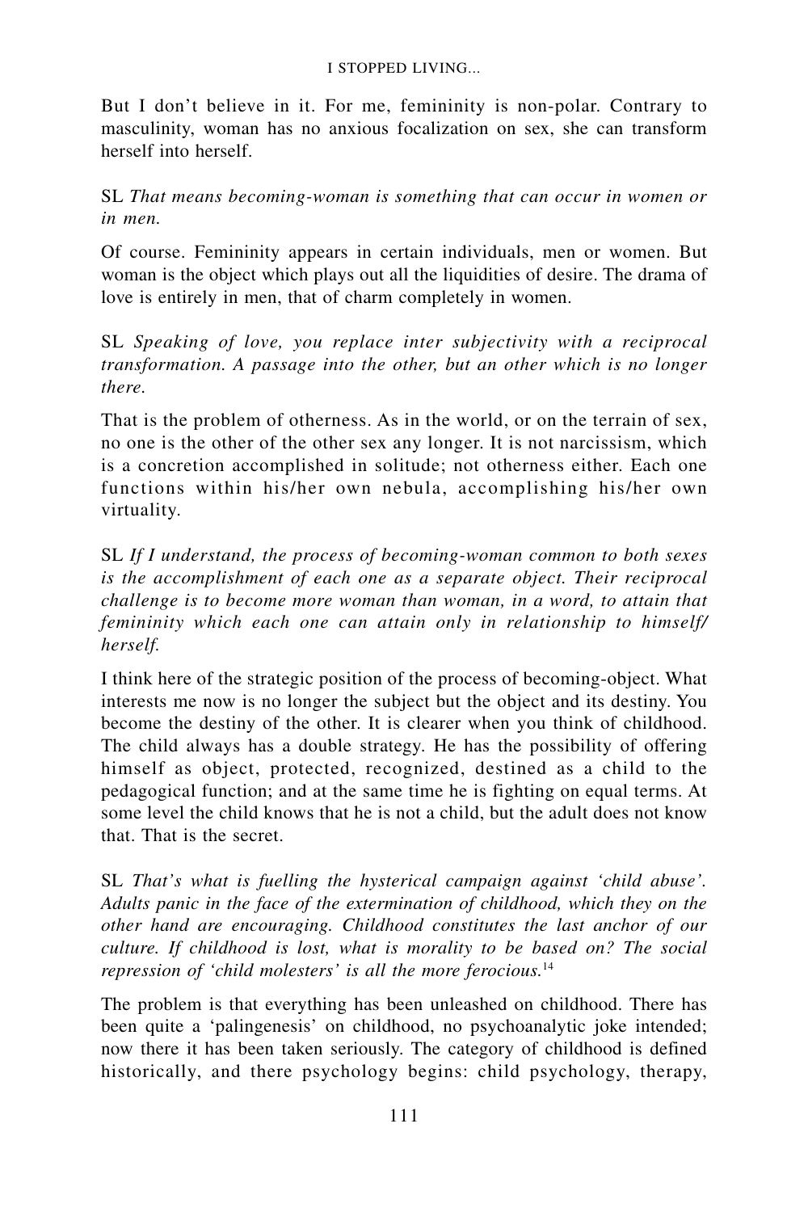But I don't believe in it. For me, femininity is non-polar. Contrary to masculinity, woman has no anxious focalization on sex, she can transform herself into herself.

SL *That means becoming-woman is something that can occur in women or in men.*

Of course. Femininity appears in certain individuals, men or women. But woman is the object which plays out all the liquidities of desire. The drama of love is entirely in men, that of charm completely in women.

SL *Speaking of love, you replace inter subjectivity with a reciprocal transformation. A passage into the other, but an other which is no longer there.*

That is the problem of otherness. As in the world, or on the terrain of sex, no one is the other of the other sex any longer. It is not narcissism, which is a concretion accomplished in solitude; not otherness either. Each one functions within his/her own nebula, accomplishing his/her own virtuality.

SL *If I understand, the process of becoming-woman common to both sexes is the accomplishment of each one as a separate object. Their reciprocal challenge is to become more woman than woman, in a word, to attain that femininity which each one can attain only in relationship to himself/herself.*

I think here of the strategic position of the process of becoming-object. What interests me now is no longer the subject but the object and its destiny. You become the destiny of the other. It is clearer when you think of childhood. The child always has a double strategy. He has the possibility of offering himself as object, protected, recognized, destined as a child to the pedagogical function; and at the same time he is fighting on equal terms. At some level the child knows that he is not a child, but the adult does not know that. That is the secret.

SL *That's what is fuelling the hysterical campaign against 'child abuse'. Adults panic in the face of the extermination of childhood, which they on the other hand are encouraging. Childhood constitutes the last anchor of our culture. If childhood is lost, what is morality to be based on? The social repression of 'child molesters' is all the more ferocious.*[14]

The problem is that everything has been unleashed on childhood. There has been quite a 'palingenesis' on childhood, no psychoanalytic joke intended; now there it has been taken seriously. The category of childhood is defined historically, and there psychology begins: child psychology, therapy,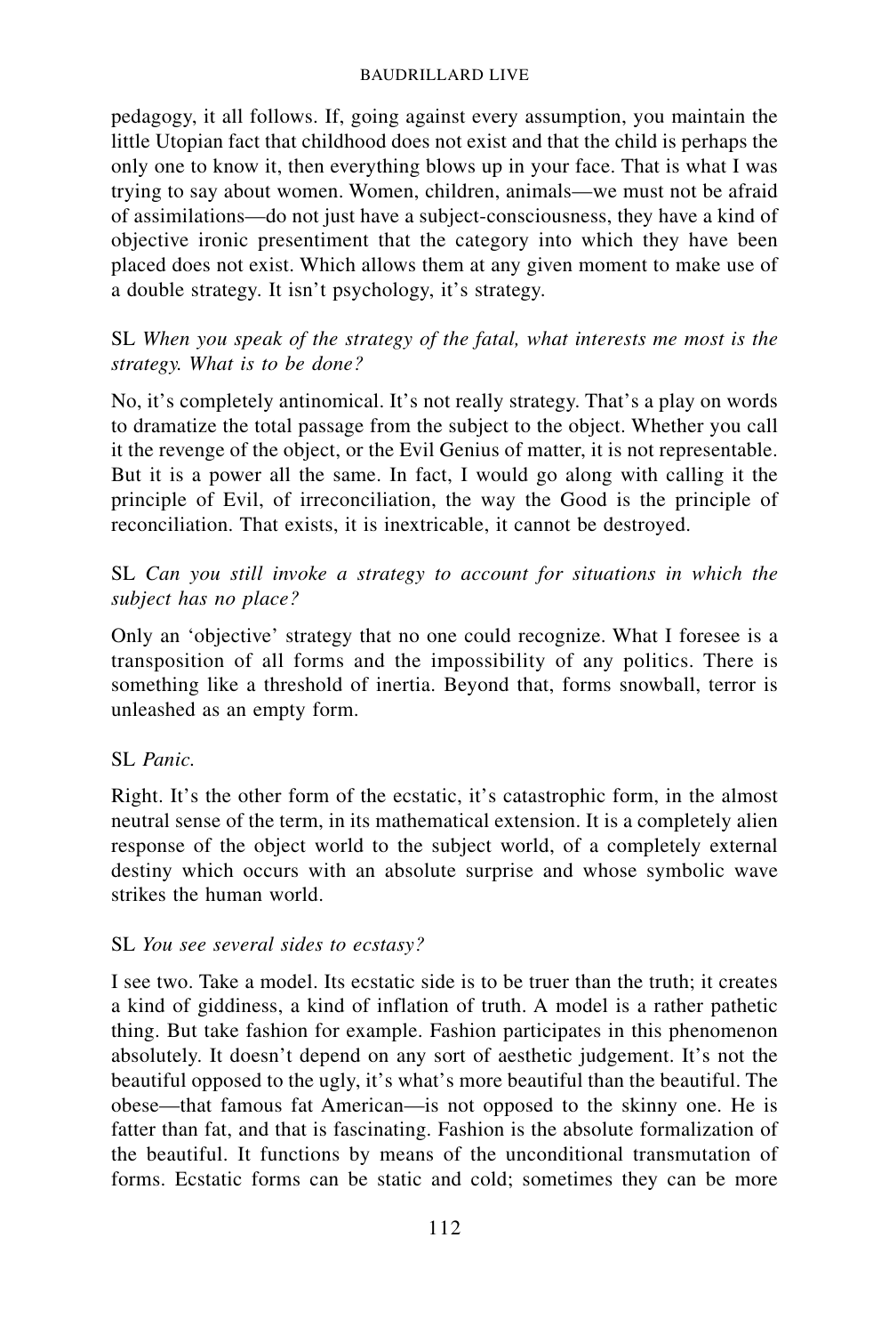pedagogy, it all follows. If, going against every assumption, you maintain the little Utopian fact that childhood does not exist and that the child is perhaps the only one to know it, then everything blows up in your face. That is what I was trying to say about women. Women, children, animals—we must not be afraid of assimilations—do not just have a subject-consciousness, they have a kind of objective ironic presentiment that the category into which they have been placed does not exist. Which allows them at any given moment to make use of a double strategy. It isn't psychology, it's strategy.

SL *When you speak of the strategy of the fatal, what interests me most is the strategy. What is to be done?*

No, it's completely antinomical. It's not really strategy. That's a play on words to dramatize the total passage from the subject to the object. Whether you call it the revenge of the object, or the Evil Genius of matter, it is not representable. But it is a power all the same. In fact, I would go along with calling it the principle of Evil, of irreconciliation, the way the Good is the principle of reconciliation. That exists, it is inextricable, it cannot be destroyed.

SL *Can you still invoke a strategy to account for situations in which the subject has no place?*

Only an 'objective' strategy that no one could recognize. What I foresee is a transposition of all forms and the impossibility of any politics. There is something like a threshold of inertia. Beyond that, forms snowball, terror is unleashed as an empty form.

SL *Panic.*

Right. It's the other form of the ecstatic, it's catastrophic form, in the almost neutral sense of the term, in its mathematical extension. It is a completely alien response of the object world to the subject world, of a completely external destiny which occurs with an absolute surprise and whose symbolic wave strikes the human world.

SL *You see several sides to ecstasy?*

I see two. Take a model. Its ecstatic side is to be truer than the truth; it creates a kind of giddiness, a kind of inflation of truth. A model is a rather pathetic thing. But take fashion for example. Fashion participates in this phenomenon absolutely. It doesn't depend on any sort of aesthetic judgement. It's not the beautiful opposed to the ugly, it's what's more beautiful than the beautiful. The obese—that famous fat American—is not opposed to the skinny one. He is fatter than fat, and that is fascinating. Fashion is the absolute formalization of the beautiful. It functions by means of the unconditional transmutation of forms. Ecstatic forms can be static and cold; sometimes they can be more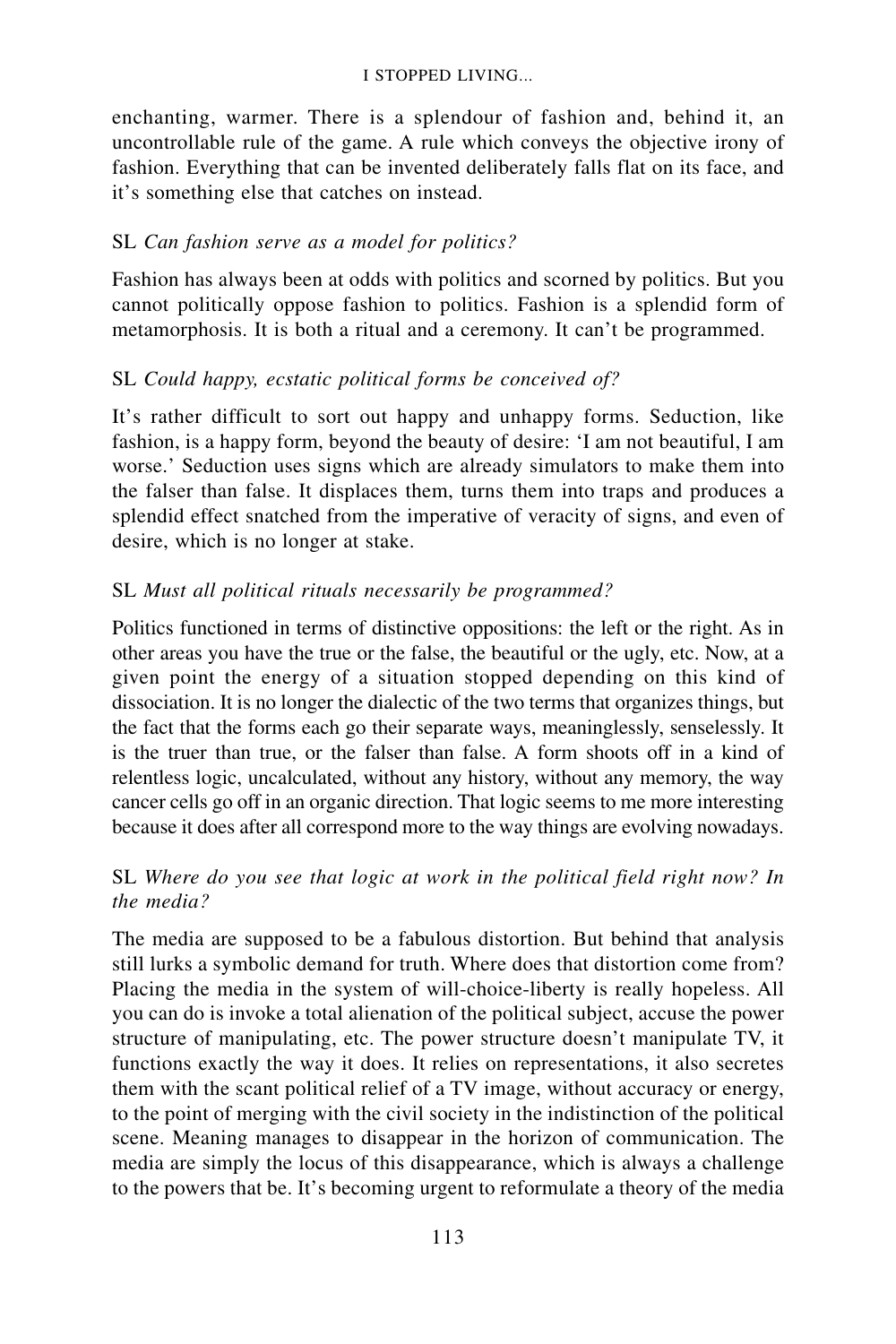enchanting, warmer. There is a splendour of fashion and, behind it, an uncontrollable rule of the game. A rule which conveys the objective irony of fashion. Everything that can be invented deliberately falls flat on its face, and it's something else that catches on instead.

SL *Can fashion serve as a model for politics?*

Fashion has always been at odds with politics and scorned by politics. But you cannot politically oppose fashion to politics. Fashion is a splendid form of metamorphosis. It is both a ritual and a ceremony. It can't be programmed.

SL *Could happy, ecstatic political forms be conceived of?*

It's rather difficult to sort out happy and unhappy forms. Seduction, like fashion, is a happy form, beyond the beauty of desire: 'I am not beautiful, I am worse.' Seduction uses signs which are already simulators to make them into the falser than false. It displaces them, turns them into traps and produces a splendid effect snatched from the imperative of veracity of signs, and even of desire, which is no longer at stake.

SL *Must all political rituals necessarily be programmed?*

Politics functioned in terms of distinctive oppositions: the left or the right. As in other areas you have the true or the false, the beautiful or the ugly, etc. Now, at a given point the energy of a situation stopped depending on this kind of dissociation. It is no longer the dialectic of the two terms that organizes things, but the fact that the forms each go their separate ways, meaninglessly, senselessly. It is the truer than true, or the falser than false. A form shoots off in a kind of relentless logic, uncalculated, without any history, without any memory, the way cancer cells go off in an organic direction. That logic seems to me more interesting because it does after all correspond more to the way things are evolving nowadays.

SL *Where do you see that logic at work in the political field right now? In the media?*

The media are supposed to be a fabulous distortion. But behind that analysis still lurks a symbolic demand for truth. Where does that distortion come from? Placing the media in the system of will-choice-liberty is really hopeless. All you can do is invoke a total alienation of the political subject, accuse the power structure of manipulating, etc. The power structure doesn't manipulate TV, it functions exactly the way it does. It relies on representations, it also secretes them with the scant political relief of a TV image, without accuracy or energy, to the point of merging with the civil society in the indistinction of the political scene. Meaning manages to disappear in the horizon of communication. The media are simply the locus of this disappearance, which is always a challenge to the powers that be. It's becoming urgent to reformulate a theory of the media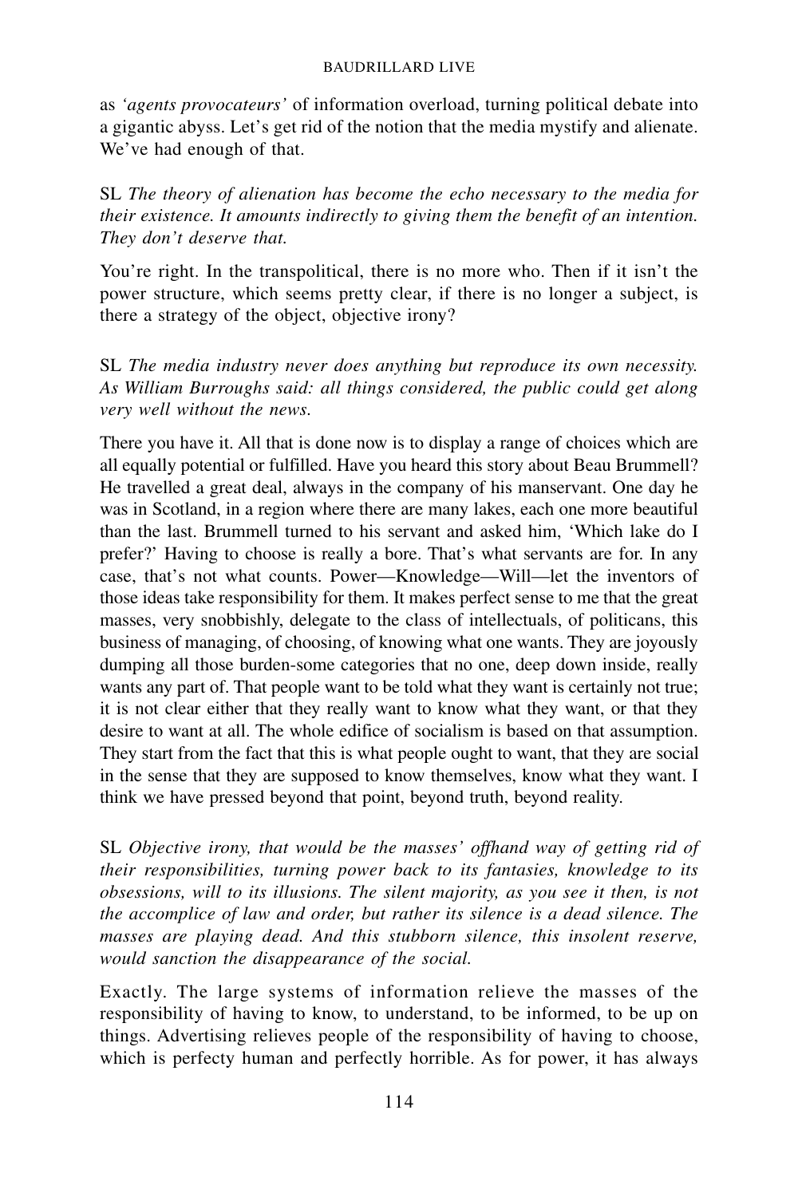as *'agents provocateurs'* of information overload, turning political debate into a gigantic abyss. Let's get rid of the notion that the media mystify and alienate. We've had enough of that.

SL *The theory of alienation has become the echo necessary to the media for their existence. It amounts indirectly to giving them the benefit of an intention. They don't deserve that.*

You're right. In the transpolitical, there is no more who. Then if it isn't the power structure, which seems pretty clear, if there is no longer a subject, is there a strategy of the object, objective irony?

SL *The media industry never does anything but reproduce its own necessity. As William Burroughs said: all things considered, the public could get along very well without the news.*

There you have it. All that is done now is to display a range of choices which are all equally potential or fulfilled. Have you heard this story about Beau Brummell? He travelled a great deal, always in the company of his manservant. One day he was in Scotland, in a region where there are many lakes, each one more beautiful than the last. Brummell turned to his servant and asked him, 'Which lake do I prefer?' Having to choose is really a bore. That's what servants are for. In any case, that's not what counts. Power—Knowledge—Will—let the inventors of those ideas take responsibility for them. It makes perfect sense to me that the great masses, very snobbishly, delegate to the class of intellectuals, of politicans, this business of managing, of choosing, of knowing what one wants. They are joyously dumping all those burden-some categories that no one, deep down inside, really wants any part of. That people want to be told what they want is certainly not true; it is not clear either that they really want to know what they want, or that they desire to want at all. The whole edifice of socialism is based on that assumption. They start from the fact that this is what people ought to want, that they are social in the sense that they are supposed to know themselves, know what they want. I think we have pressed beyond that point, beyond truth, beyond reality.

SL *Objective irony, that would be the masses' offhand way of getting rid of their responsibilities, turning power back to its fantasies, knowledge to its obsessions, will to its illusions. The silent majority, as you see it then, is not the accomplice of law and order, but rather its silence is a dead silence. The masses are playing dead. And this stubborn silence, this insolent reserve, would sanction the disappearance of the social.*

Exactly. The large systems of information relieve the masses of the responsibility of having to know, to understand, to be informed, to be up on things. Advertising relieves people of the responsibility of having to choose, which is perfecty human and perfectly horrible. As for power, it has always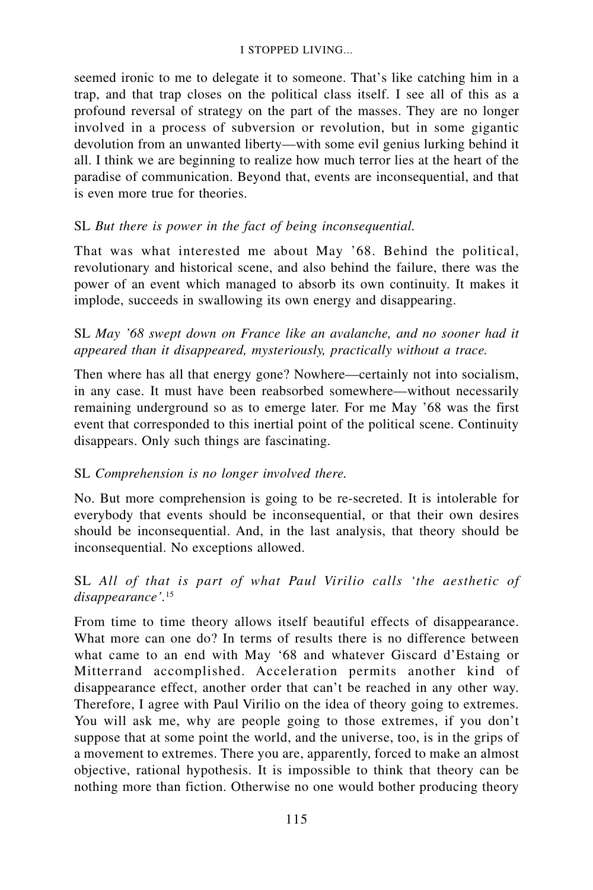seemed ironic to me to delegate it to someone. That's like catching him in a trap, and that trap closes on the political class itself. I see all of this as a profound reversal of strategy on the part of the masses. They are no longer involved in a process of subversion or revolution, but in some gigantic devolution from an unwanted liberty—with some evil genius lurking behind it all. I think we are beginning to realize how much terror lies at the heart of the paradise of communication. Beyond that, events are inconsequential, and that is even more true for theories.

SL *But there is power in the fact of being inconsequential.*

That was what interested me about May '68. Behind the political, revolutionary and historical scene, and also behind the failure, there was the power of an event which managed to absorb its own continuity. It makes it implode, succeeds in swallowing its own energy and disappearing.

SL *May '68 swept down on France like an avalanche, and no sooner had it appeared than it disappeared, mysteriously, practically without a trace.*

Then where has all that energy gone? Nowhere—certainly not into socialism, in any case. It must have been reabsorbed somewhere—without necessarily remaining underground so as to emerge later. For me May '68 was the first event that corresponded to this inertial point of the political scene. Continuity disappears. Only such things are fascinating.

SL *Comprehension is no longer involved there.*

No. But more comprehension is going to be re-secreted. It is intolerable for everybody that events should be inconsequential, or that their own desires should be inconsequential. And, in the last analysis, that theory should be inconsequential. No exceptions allowed.

SL *All of that is part of what Paul Virilio calls 'the aesthetic of disappearance'.*[15]

From time to time theory allows itself beautiful effects of disappearance. What more can one do? In terms of results there is no difference between what came to an end with May '68 and whatever Giscard d'Estaing or Mitterrand accomplished. Acceleration permits another kind of disappearance effect, another order that can't be reached in any other way. Therefore, I agree with Paul Virilio on the idea of theory going to extremes. You will ask me, why are people going to those extremes, if you don't suppose that at some point the world, and the universe, too, is in the grips of a movement to extremes. There you are, apparently, forced to make an almost objective, rational hypothesis. It is impossible to think that theory can be nothing more than fiction. Otherwise no one would bother producing theory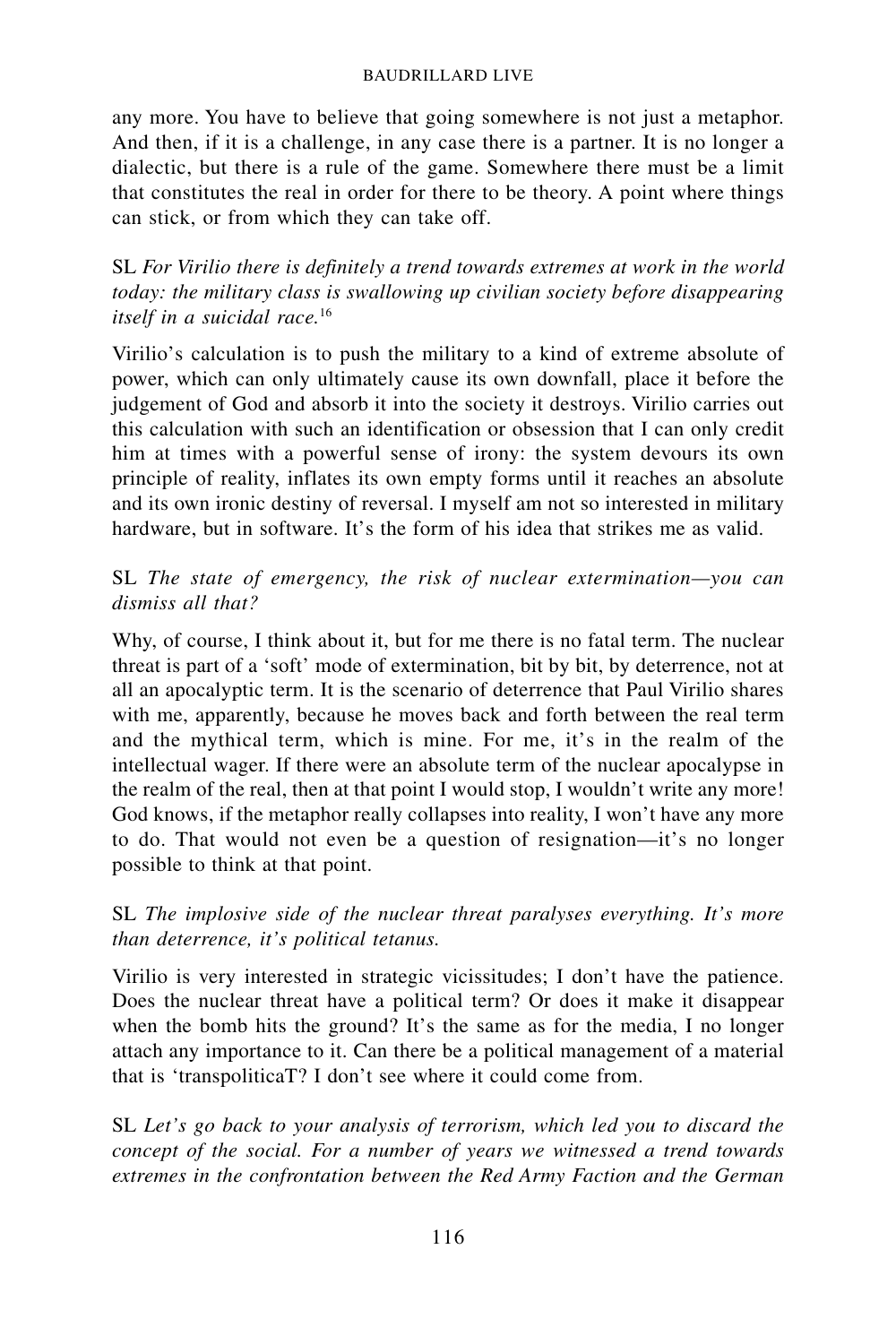any more. You have to believe that going somewhere is not just a metaphor. And then, if it is a challenge, in any case there is a partner. It is no longer a dialectic, but there is a rule of the game. Somewhere there must be a limit that constitutes the real in order for there to be theory. A point where things can stick, or from which they can take off.

SL *For Virilio there is definitely a trend towards extremes at work in the world today: the military class is swallowing up civilian society before disappearing itself in a suicidal race.*[16]

Virilio's calculation is to push the military to a kind of extreme absolute of power, which can only ultimately cause its own downfall, place it before the judgement of God and absorb it into the society it destroys. Virilio carries out this calculation with such an identification or obsession that I can only credit him at times with a powerful sense of irony: the system devours its own principle of reality, inflates its own empty forms until it reaches an absolute and its own ironic destiny of reversal. I myself am not so interested in military hardware, but in software. It's the form of his idea that strikes me as valid.

SL *The state of emergency, the risk of nuclear extermination—you can dismiss all that?*

Why, of course, I think about it, but for me there is no fatal term. The nuclear threat is part of a 'soft' mode of extermination, bit by bit, by deterrence, not at all an apocalyptic term. It is the scenario of deterrence that Paul Virilio shares with me, apparently, because he moves back and forth between the real term and the mythical term, which is mine. For me, it's in the realm of the intellectual wager. If there were an absolute term of the nuclear apocalypse in the realm of the real, then at that point I would stop, I wouldn't write any more! God knows, if the metaphor really collapses into reality, I won't have any more to do. That would not even be a question of resignation—it's no longer possible to think at that point.

SL *The implosive side of the nuclear threat paralyses everything. It's more than deterrence, it's political tetanus.*

Virilio is very interested in strategic vicissitudes; I don't have the patience. Does the nuclear threat have a political term? Or does it make it disappear when the bomb hits the ground? It's the same as for the media, I no longer attach any importance to it. Can there be a political management of a material that is 'transpoliticaT? I don't see where it could come from.

SL *Let's go back to your analysis of terrorism, which led you to discard the concept of the social. For a number of years we witnessed a trend towards extremes in the confrontation between the Red Army Faction and the German*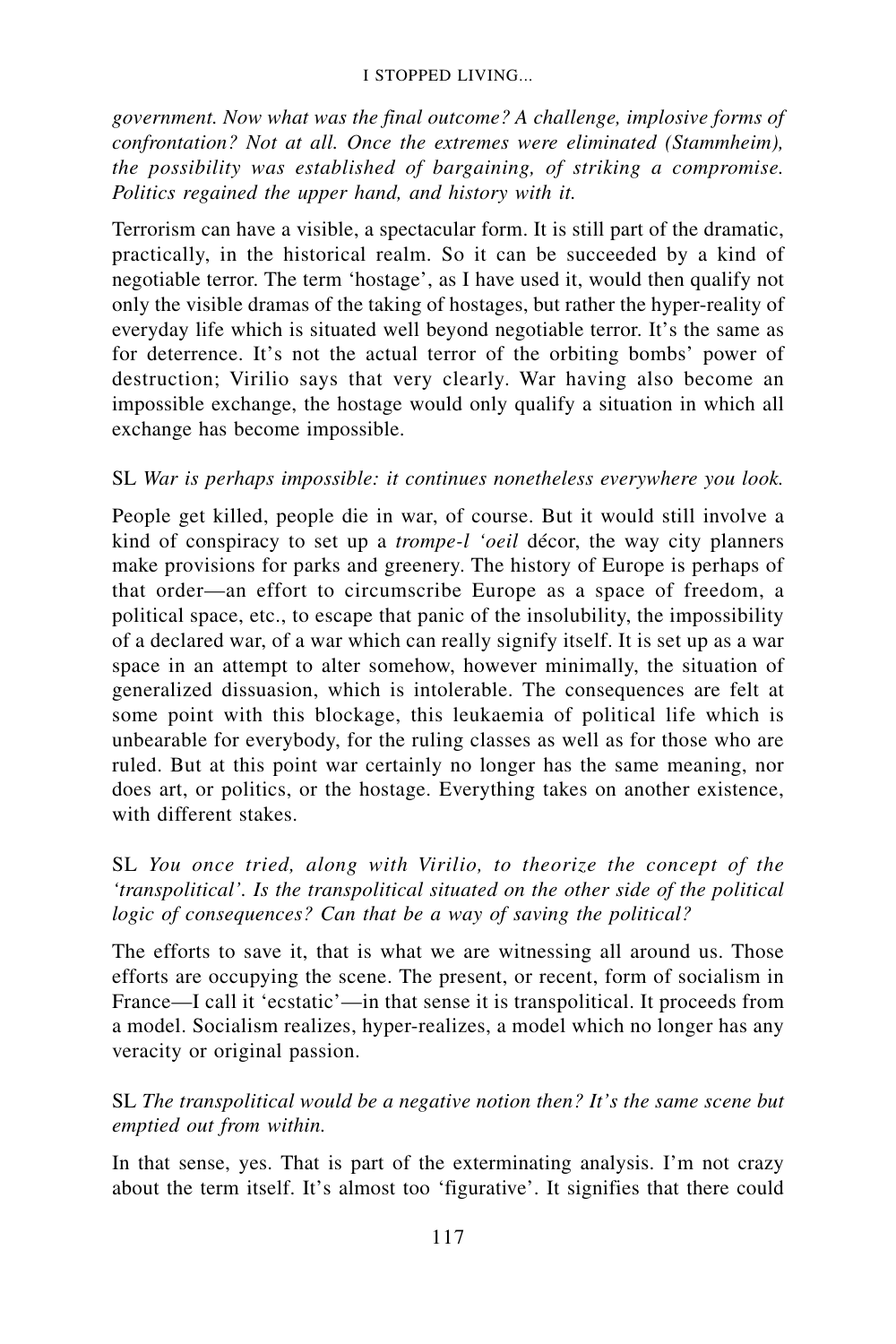*government. Now what was the final outcome? A challenge, implosive forms of confrontation? Not at all. Once the extremes were eliminated (Stammheim), the possibility was established of bargaining, of striking a compromise. Politics regained the upper hand, and history with it.*

Terrorism can have a visible, a spectacular form. It is still part of the dramatic, practically, in the historical realm. So it can be succeeded by a kind of negotiable terror. The term 'hostage', as I have used it, would then qualify not only the visible dramas of the taking of hostages, but rather the hyper-reality of everyday life which is situated well beyond negotiable terror. It's the same as for deterrence. It's not the actual terror of the orbiting bombs' power of destruction; Virilio says that very clearly. War having also become an impossible exchange, the hostage would only qualify a situation in which all exchange has become impossible.

SL *War is perhaps impossible: it continues nonetheless everywhere you look.*

People get killed, people die in war, of course. But it would still involve a kind of conspiracy to set up a *trompe-l 'oeil* décor, the way city planners make provisions for parks and greenery. The history of Europe is perhaps of that order—an effort to circumscribe Europe as a space of freedom, a political space, etc., to escape that panic of the insolubility, the impossibility of a declared war, of a war which can really signify itself. It is set up as a war space in an attempt to alter somehow, however minimally, the situation of generalized dissuasion, which is intolerable. The consequences are felt at some point with this blockage, this leukaemia of political life which is unbearable for everybody, for the ruling classes as well as for those who are ruled. But at this point war certainly no longer has the same meaning, nor does art, or politics, or the hostage. Everything takes on another existence, with different stakes.

SL *You once tried, along with Virilio, to theorize the concept of the 'transpolitical'. Is the transpolitical situated on the other side of the political logic of consequences? Can that be a way of saving the political?*

The efforts to save it, that is what we are witnessing all around us. Those efforts are occupying the scene. The present, or recent, form of socialism in France—I call it 'ecstatic'—in that sense it is transpolitical. It proceeds from a model. Socialism realizes, hyper-realizes, a model which no longer has any veracity or original passion.

SL *The transpolitical would be a negative notion then? It's the same scene but emptied out from within.*

In that sense, yes. That is part of the exterminating analysis. I'm not crazy about the term itself. It's almost too 'figurative'. It signifies that there could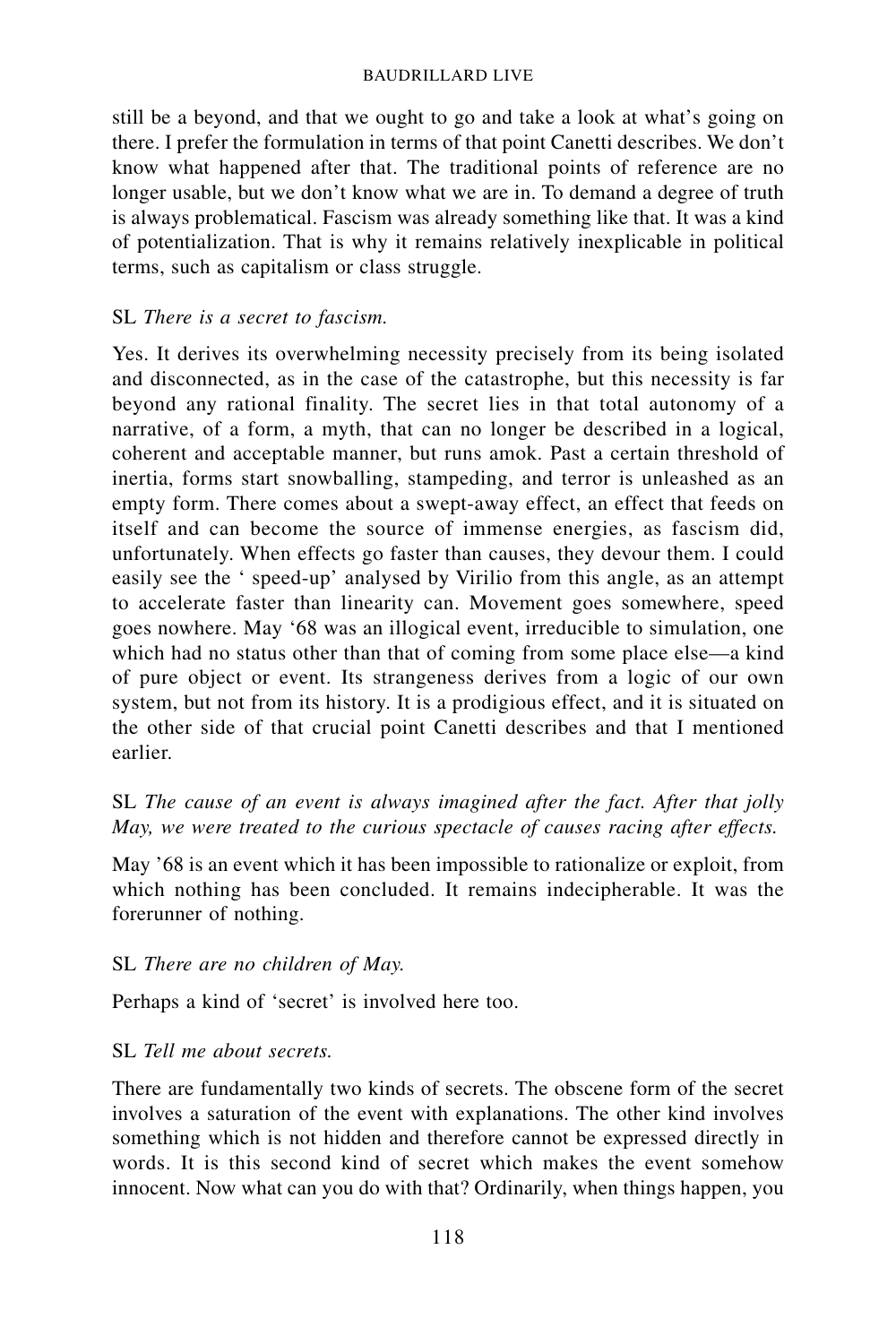still be a beyond, and that we ought to go and take a look at what's going on there. I prefer the formulation in terms of that point Canetti describes. We don't know what happened after that. The traditional points of reference are no longer usable, but we don't know what we are in. To demand a degree of truth is always problematical. Fascism was already something like that. It was a kind of potentialization. That is why it remains relatively inexplicable in political terms, such as capitalism or class struggle.

SL *There is a secret to fascism.*

Yes. It derives its overwhelming necessity precisely from its being isolated and disconnected, as in the case of the catastrophe, but this necessity is far beyond any rational finality. The secret lies in that total autonomy of a narrative, of a form, a myth, that can no longer be described in a logical, coherent and acceptable manner, but runs amok. Past a certain threshold of inertia, forms start snowballing, stampeding, and terror is unleashed as an empty form. There comes about a swept-away effect, an effect that feeds on itself and can become the source of immense energies, as fascism did, unfortunately. When effects go faster than causes, they devour them. I could easily see the ' speed-up' analysed by Virilio from this angle, as an attempt to accelerate faster than linearity can. Movement goes somewhere, speed goes nowhere. May '68 was an illogical event, irreducible to simulation, one which had no status other than that of coming from some place else—a kind of pure object or event. Its strangeness derives from a logic of our own system, but not from its history. It is a prodigious effect, and it is situated on the other side of that crucial point Canetti describes and that I mentioned earlier.

SL *The cause of an event is always imagined after the fact. After that jolly May, we were treated to the curious spectacle of causes racing after effects.*

May '68 is an event which it has been impossible to rationalize or exploit, from which nothing has been concluded. It remains indecipherable. It was the forerunner of nothing.

SL *There are no children of May.*

Perhaps a kind of 'secret' is involved here too.

SL *Tell me about secrets.*

There are fundamentally two kinds of secrets. The obscene form of the secret involves a saturation of the event with explanations. The other kind involves something which is not hidden and therefore cannot be expressed directly in words. It is this second kind of secret which makes the event somehow innocent. Now what can you do with that? Ordinarily, when things happen, you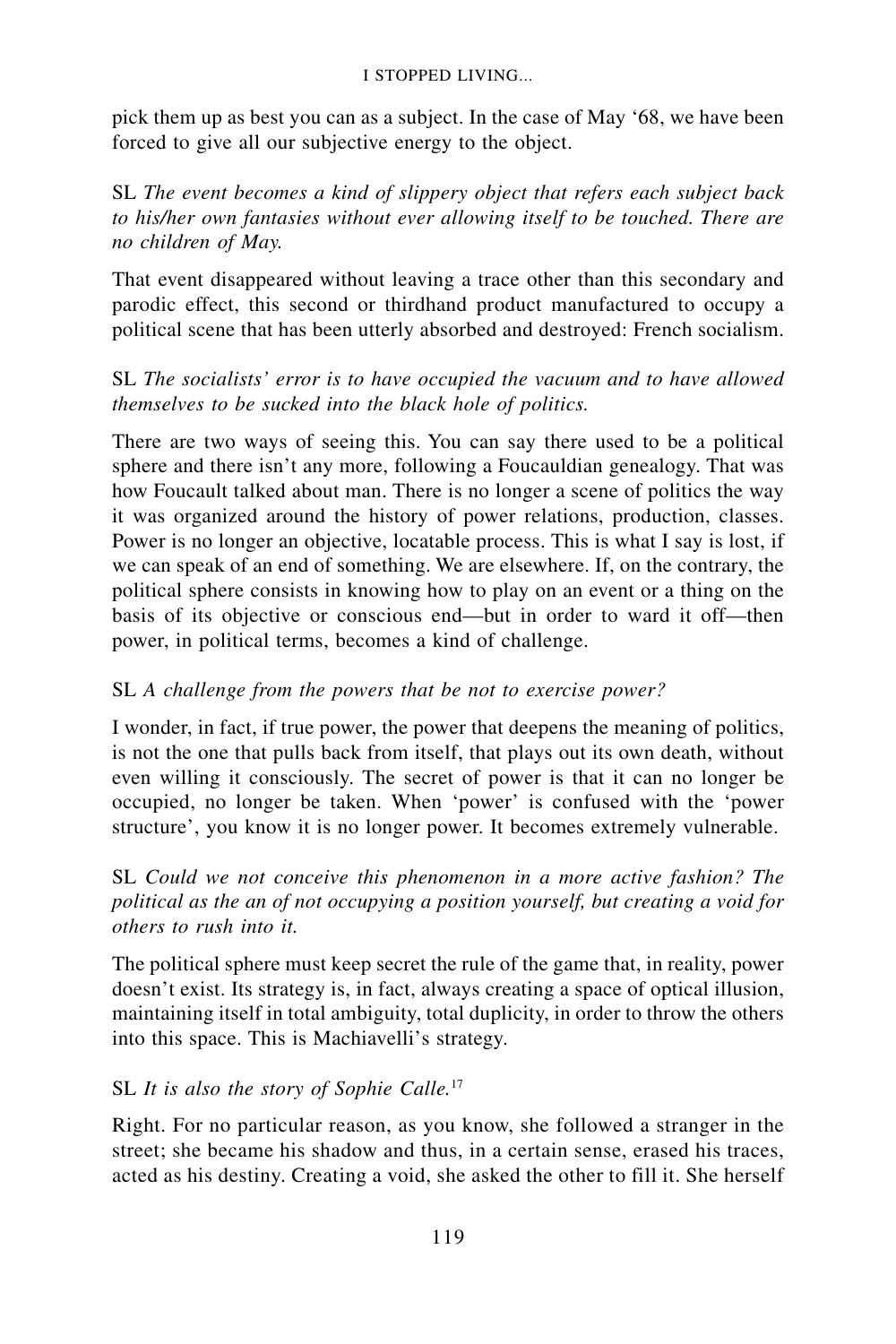pick them up as best you can as a subject. In the case of May '68, we have been forced to give all our subjective energy to the object.

SL *The event becomes a kind of slippery object that refers each subject back to his/her own fantasies without ever allowing itself to be touched. There are no children of May.*

That event disappeared without leaving a trace other than this secondary and parodic effect, this second or thirdhand product manufactured to occupy a political scene that has been utterly absorbed and destroyed: French socialism.

SL *The socialists' error is to have occupied the vacuum and to have allowed themselves to be sucked into the black hole of politics.*

There are two ways of seeing this. You can say there used to be a political sphere and there isn't any more, following a Foucauldian genealogy. That was how Foucault talked about man. There is no longer a scene of politics the way it was organized around the history of power relations, production, classes. Power is no longer an objective, locatable process. This is what I say is lost, if we can speak of an end of something. We are elsewhere. If, on the contrary, the political sphere consists in knowing how to play on an event or a thing on the basis of its objective or conscious end—but in order to ward it off—then power, in political terms, becomes a kind of challenge.

SL *A challenge from the powers that be not to exercise power?*

I wonder, in fact, if true power, the power that deepens the meaning of politics, is not the one that pulls back from itself, that plays out its own death, without even willing it consciously. The secret of power is that it can no longer be occupied, no longer be taken. When 'power' is confused with the 'power structure', you know it is no longer power. It becomes extremely vulnerable.

SL *Could we not conceive this phenomenon in a more active fashion? The political as the an of not occupying a position yourself, but creating a void for others to rush into it.*

The political sphere must keep secret the rule of the game that, in reality, power doesn't exist. Its strategy is, in fact, always creating a space of optical illusion, maintaining itself in total ambiguity, total duplicity, in order to throw the others into this space. This is Machiavelli's strategy.

SL *It is also the story of Sophie Calle.*[17]

Right. For no particular reason, as you know, she followed a stranger in the street; she became his shadow and thus, in a certain sense, erased his traces, acted as his destiny. Creating a void, she asked the other to fill it. She herself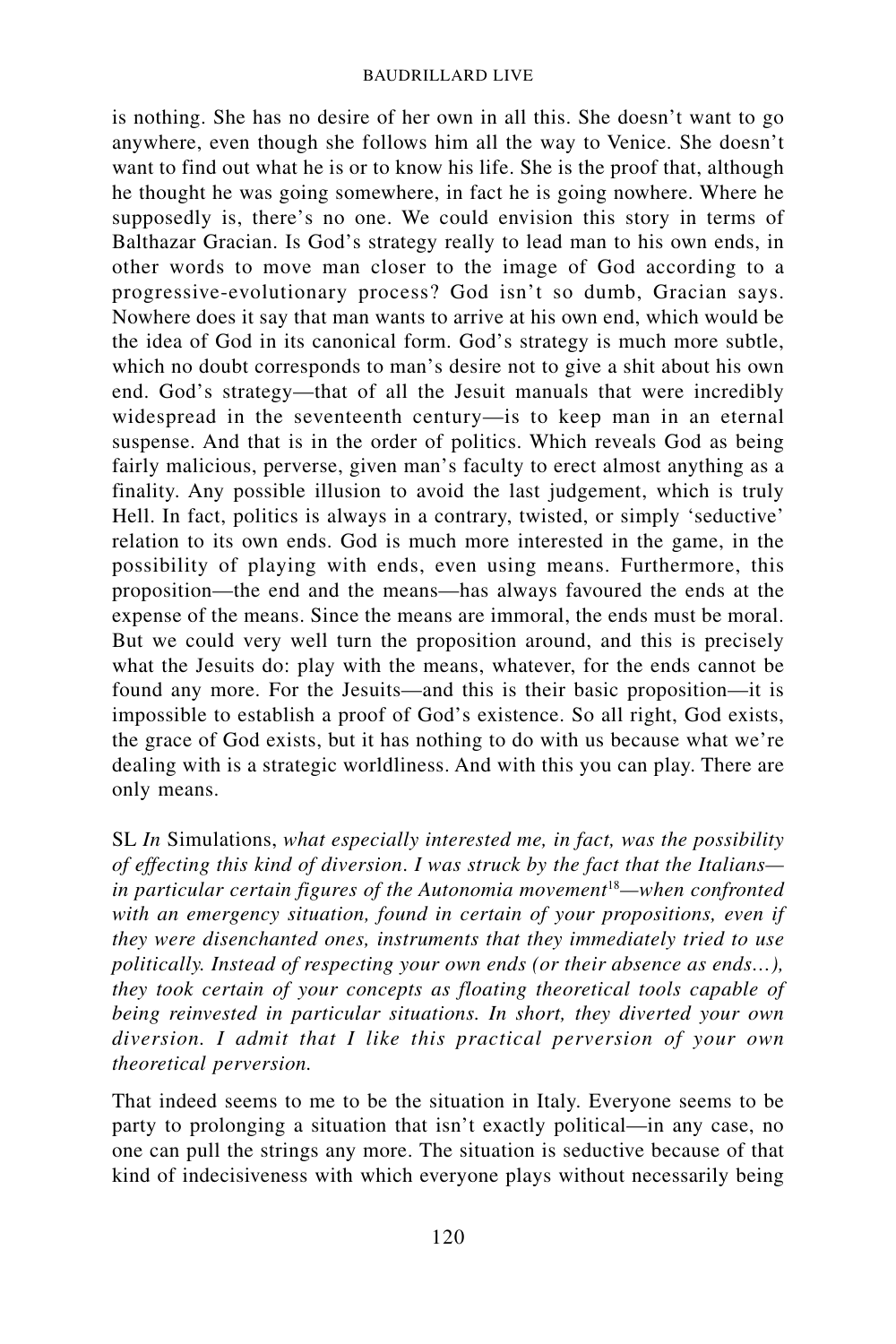is nothing. She has no desire of her own in all this. She doesn't want to go anywhere, even though she follows him all the way to Venice. She doesn't want to find out what he is or to know his life. She is the proof that, although he thought he was going somewhere, in fact he is going nowhere. Where he supposedly is, there's no one. We could envision this story in terms of Balthazar Gracian. Is God's strategy really to lead man to his own ends, in other words to move man closer to the image of God according to a progressive-evolutionary process? God isn't so dumb, Gracian says. Nowhere does it say that man wants to arrive at his own end, which would be the idea of God in its canonical form. God's strategy is much more subtle, which no doubt corresponds to man's desire not to give a shit about his own end. God's strategy—that of all the Jesuit manuals that were incredibly widespread in the seventeenth century—is to keep man in an eternal suspense. And that is in the order of politics. Which reveals God as being fairly malicious, perverse, given man's faculty to erect almost anything as a finality. Any possible illusion to avoid the last judgement, which is truly Hell. In fact, politics is always in a contrary, twisted, or simply 'seductive' relation to its own ends. God is much more interested in the game, in the possibility of playing with ends, even using means. Furthermore, this proposition—the end and the means—has always favoured the ends at the expense of the means. Since the means are immoral, the ends must be moral. But we could very well turn the proposition around, and this is precisely what the Jesuits do: play with the means, whatever, for the ends cannot be found any more. For the Jesuits—and this is their basic proposition—it is impossible to establish a proof of God's existence. So all right, God exists, the grace of God exists, but it has nothing to do with us because what we're dealing with is a strategic worldliness. And with this you can play. There are only means.

SL *In* Simulations, *what especially interested me, in fact, was the possibility of effecting this kind of diversion. I was struck by the fact that the Italians—in particular certain figures of the Autonomia movement*[18]*—when confronted with an emergency situation, found in certain of your propositions, even if they were disenchanted ones, instruments that they immediately tried to use politically. Instead of respecting your own ends (or their absence as ends…), they took certain of your concepts as floating theoretical tools capable of being reinvested in particular situations. In short, they diverted your own diversion. I admit that I like this practical perversion of your own theoretical perversion.*

That indeed seems to me to be the situation in Italy. Everyone seems to be party to prolonging a situation that isn't exactly political—in any case, no one can pull the strings any more. The situation is seductive because of that kind of indecisiveness with which everyone plays without necessarily being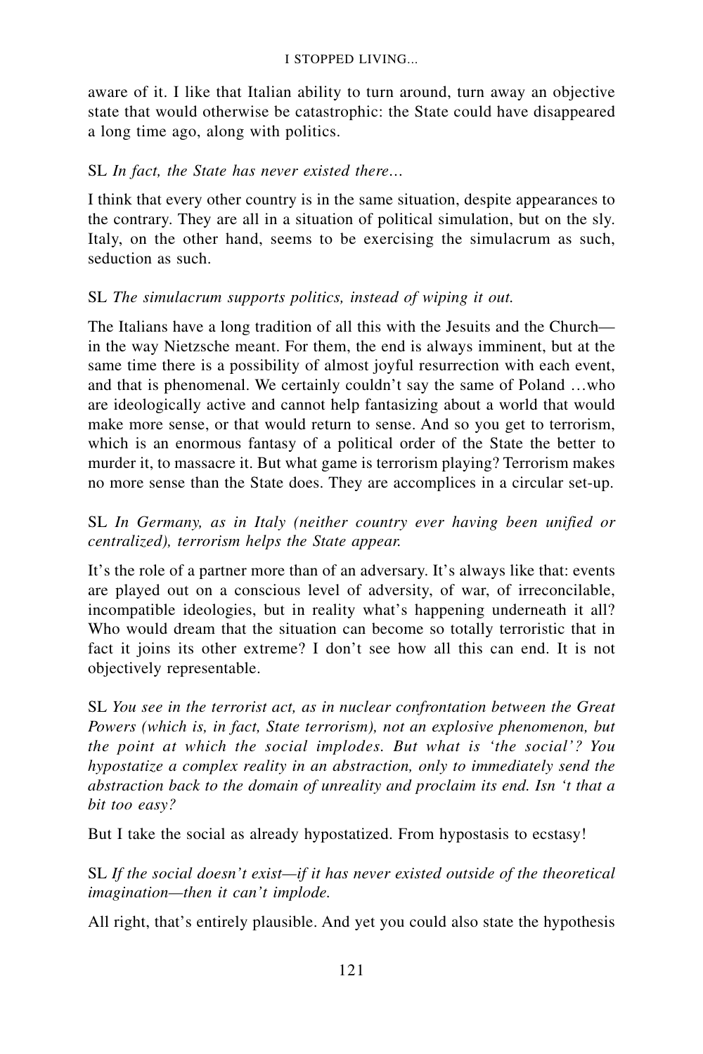aware of it. I like that Italian ability to turn around, turn away an objective state that would otherwise be catastrophic: the State could have disappeared a long time ago, along with politics.

SL *In fact, the State has never existed there…*

I think that every other country is in the same situation, despite appearances to the contrary. They are all in a situation of political simulation, but on the sly. Italy, on the other hand, seems to be exercising the simulacrum as such, seduction as such.

SL *The simulacrum supports politics, instead of wiping it out.*

The Italians have a long tradition of all this with the Jesuits and the Church—in the way Nietzsche meant. For them, the end is always imminent, but at the same time there is a possibility of almost joyful resurrection with each event, and that is phenomenal. We certainly couldn't say the same of Poland …who are ideologically active and cannot help fantasizing about a world that would make more sense, or that would return to sense. And so you get to terrorism, which is an enormous fantasy of a political order of the State the better to murder it, to massacre it. But what game is terrorism playing? Terrorism makes no more sense than the State does. They are accomplices in a circular set-up.

SL *In Germany, as in Italy (neither country ever having been unified or centralized), terrorism helps the State appear.*

It's the role of a partner more than of an adversary. It's always like that: events are played out on a conscious level of adversity, of war, of irreconcilable, incompatible ideologies, but in reality what's happening underneath it all? Who would dream that the situation can become so totally terroristic that in fact it joins its other extreme? I don't see how all this can end. It is not objectively representable.

SL *You see in the terrorist act, as in nuclear confrontation between the Great Powers (which is, in fact, State terrorism), not an explosive phenomenon, but the point at which the social implodes. But what is 'the social'? You hypostatize a complex reality in an abstraction, only to immediately send the abstraction back to the domain of unreality and proclaim its end. Isn 't that a bit too easy?*

But I take the social as already hypostatized. From hypostasis to ecstasy!

SL *If the social doesn't exist—if it has never existed outside of the theoretical imagination—then it can't implode.*

All right, that's entirely plausible. And yet you could also state the hypothesis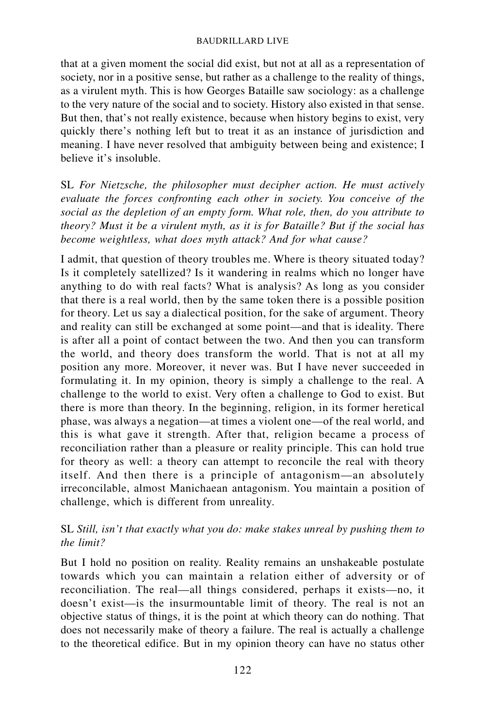that at a given moment the social did exist, but not at all as a representation of society, nor in a positive sense, but rather as a challenge to the reality of things, as a virulent myth. This is how Georges Bataille saw sociology: as a challenge to the very nature of the social and to society. History also existed in that sense. But then, that's not really existence, because when history begins to exist, very quickly there's nothing left but to treat it as an instance of jurisdiction and meaning. I have never resolved that ambiguity between being and existence; I believe it's insoluble.

SL *For Nietzsche, the philosopher must decipher action. He must actively evaluate the forces confronting each other in society. You conceive of the social as the depletion of an empty form. What role, then, do you attribute to theory? Must it be a virulent myth, as it is for Bataille? But if the social has become weightless, what does myth attack? And for what cause?*

I admit, that question of theory troubles me. Where is theory situated today? Is it completely satellized? Is it wandering in realms which no longer have anything to do with real facts? What is analysis? As long as you consider that there is a real world, then by the same token there is a possible position for theory. Let us say a dialectical position, for the sake of argument. Theory and reality can still be exchanged at some point—and that is ideality. There is after all a point of contact between the two. And then you can transform the world, and theory does transform the world. That is not at all my position any more. Moreover, it never was. But I have never succeeded in formulating it. In my opinion, theory is simply a challenge to the real. A challenge to the world to exist. Very often a challenge to God to exist. But there is more than theory. In the beginning, religion, in its former heretical phase, was always a negation—at times a violent one—of the real world, and this is what gave it strength. After that, religion became a process of reconciliation rather than a pleasure or reality principle. This can hold true for theory as well: a theory can attempt to reconcile the real with theory itself. And then there is a principle of antagonism—an absolutely irreconcilable, almost Manichaean antagonism. You maintain a position of challenge, which is different from unreality.

SL *Still, isn't that exactly what you do: make stakes unreal by pushing them to the limit?*

But I hold no position on reality. Reality remains an unshakeable postulate towards which you can maintain a relation either of adversity or of reconciliation. The real—all things considered, perhaps it exists—no, it doesn't exist—is the insurmountable limit of theory. The real is not an objective status of things, it is the point at which theory can do nothing. That does not necessarily make of theory a failure. The real is actually a challenge to the theoretical edifice. But in my opinion theory can have no status other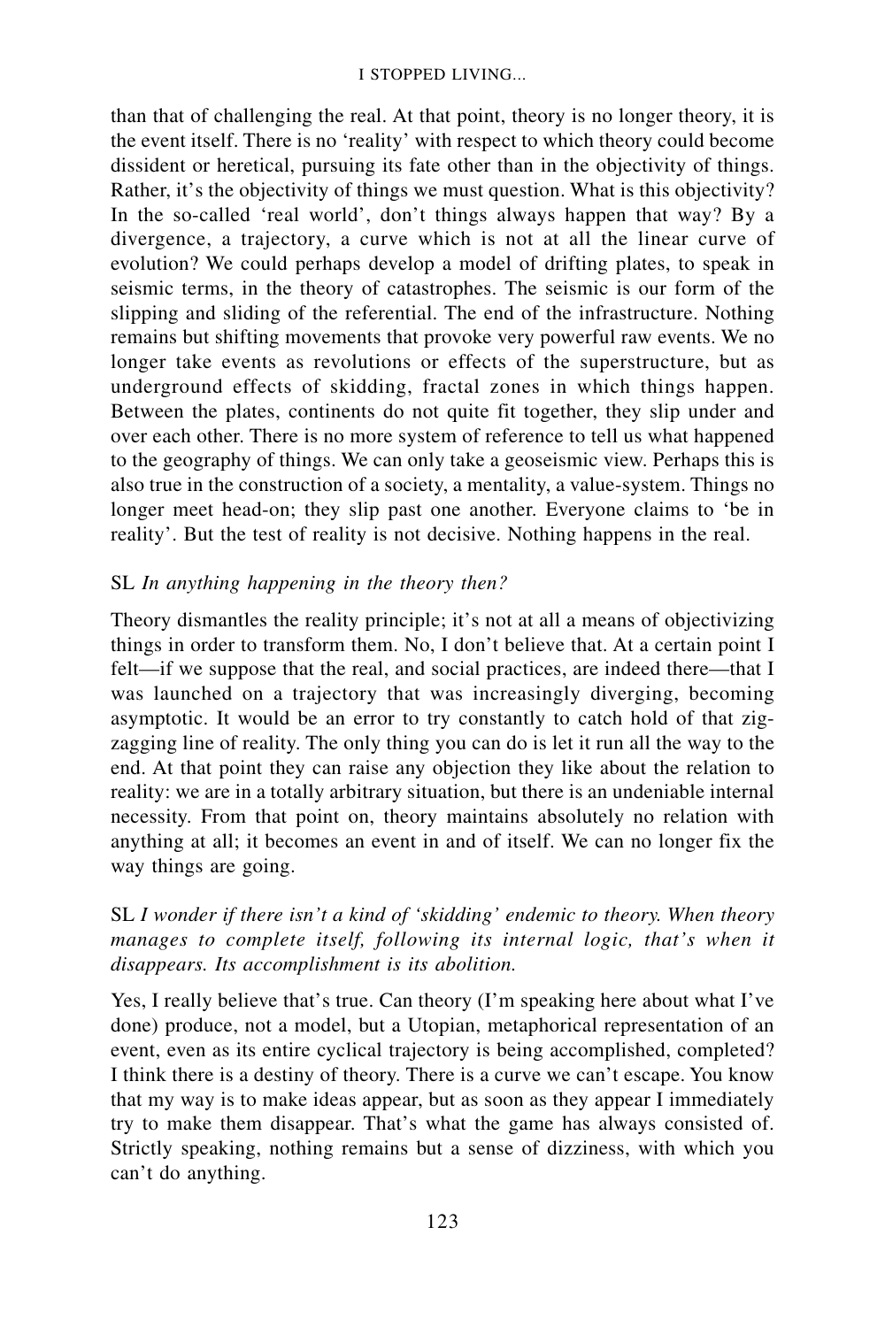than that of challenging the real. At that point, theory is no longer theory, it is the event itself. There is no 'reality' with respect to which theory could become dissident or heretical, pursuing its fate other than in the objectivity of things. Rather, it's the objectivity of things we must question. What is this objectivity? In the so-called 'real world', don't things always happen that way? By a divergence, a trajectory, a curve which is not at all the linear curve of evolution? We could perhaps develop a model of drifting plates, to speak in seismic terms, in the theory of catastrophes. The seismic is our form of the slipping and sliding of the referential. The end of the infrastructure. Nothing remains but shifting movements that provoke very powerful raw events. We no longer take events as revolutions or effects of the superstructure, but as underground effects of skidding, fractal zones in which things happen. Between the plates, continents do not quite fit together, they slip under and over each other. There is no more system of reference to tell us what happened to the geography of things. We can only take a geoseismic view. Perhaps this is also true in the construction of a society, a mentality, a value-system. Things no longer meet head-on; they slip past one another. Everyone claims to 'be in reality'. But the test of reality is not decisive. Nothing happens in the real.

SL *In anything happening in the theory then?*

Theory dismantles the reality principle; it's not at all a means of objectivizing things in order to transform them. No, I don't believe that. At a certain point I felt—if we suppose that the real, and social practices, are indeed there—that I was launched on a trajectory that was increasingly diverging, becoming asymptotic. It would be an error to try constantly to catch hold of that zig-zagging line of reality. The only thing you can do is let it run all the way to the end. At that point they can raise any objection they like about the relation to reality: we are in a totally arbitrary situation, but there is an undeniable internal necessity. From that point on, theory maintains absolutely no relation with anything at all; it becomes an event in and of itself. We can no longer fix the way things are going.

SL *I wonder if there isn't a kind of 'skidding' endemic to theory. When theory manages to complete itself, following its internal logic, that's when it disappears. Its accomplishment is its abolition.*

Yes, I really believe that's true. Can theory (I'm speaking here about what I've done) produce, not a model, but a Utopian, metaphorical representation of an event, even as its entire cyclical trajectory is being accomplished, completed? I think there is a destiny of theory. There is a curve we can't escape. You know that my way is to make ideas appear, but as soon as they appear I immediately try to make them disappear. That's what the game has always consisted of. Strictly speaking, nothing remains but a sense of dizziness, with which you can't do anything.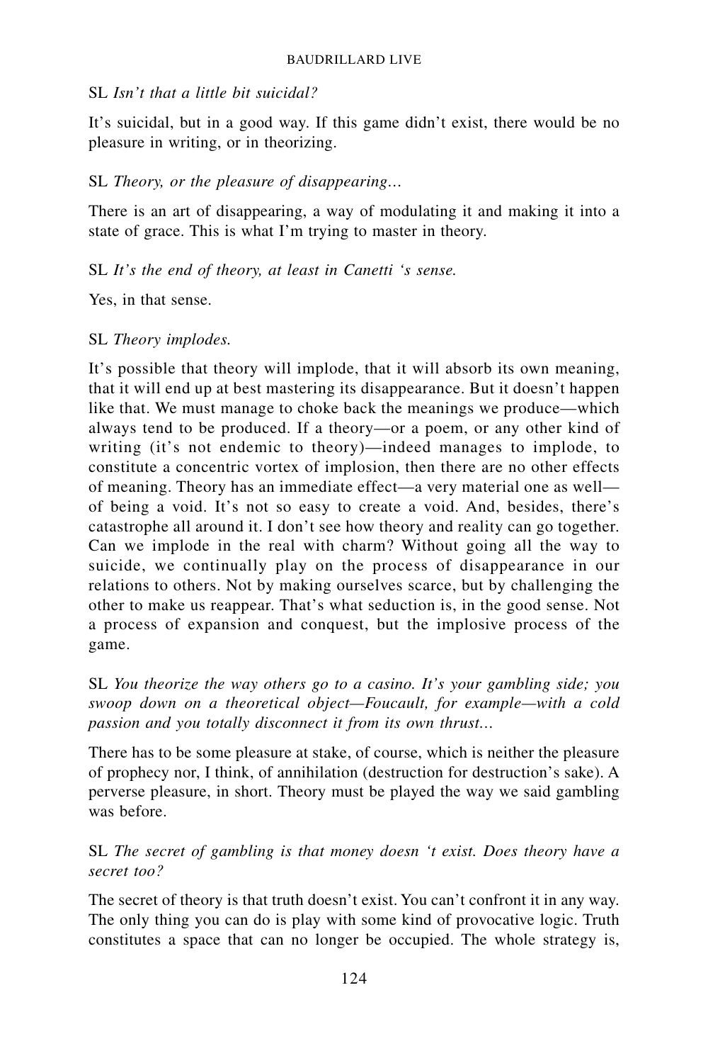SL *Isn't that a little bit suicidal?*

It's suicidal, but in a good way. If this game didn't exist, there would be no pleasure in writing, or in theorizing.

SL *Theory, or the pleasure of disappearing…*

There is an art of disappearing, a way of modulating it and making it into a state of grace. This is what I'm trying to master in theory.

SL *It's the end of theory, at least in Canetti 's sense.*

Yes, in that sense.

SL *Theory implodes.*

It's possible that theory will implode, that it will absorb its own meaning, that it will end up at best mastering its disappearance. But it doesn't happen like that. We must manage to choke back the meanings we produce—which always tend to be produced. If a theory—or a poem, or any other kind of writing (it's not endemic to theory)—indeed manages to implode, to constitute a concentric vortex of implosion, then there are no other effects of meaning. Theory has an immediate effect—a very material one as well—of being a void. It's not so easy to create a void. And, besides, there's catastrophe all around it. I don't see how theory and reality can go together. Can we implode in the real with charm? Without going all the way to suicide, we continually play on the process of disappearance in our relations to others. Not by making ourselves scarce, but by challenging the other to make us reappear. That's what seduction is, in the good sense. Not a process of expansion and conquest, but the implosive process of the game.

SL *You theorize the way others go to a casino. It's your gambling side; you swoop down on a theoretical object—Foucault, for example—with a cold passion and you totally disconnect it from its own thrust…*

There has to be some pleasure at stake, of course, which is neither the pleasure of prophecy nor, I think, of annihilation (destruction for destruction's sake). A perverse pleasure, in short. Theory must be played the way we said gambling was before.

SL *The secret of gambling is that money doesn 't exist. Does theory have a secret too?*

The secret of theory is that truth doesn't exist. You can't confront it in any way. The only thing you can do is play with some kind of provocative logic. Truth constitutes a space that can no longer be occupied. The whole strategy is,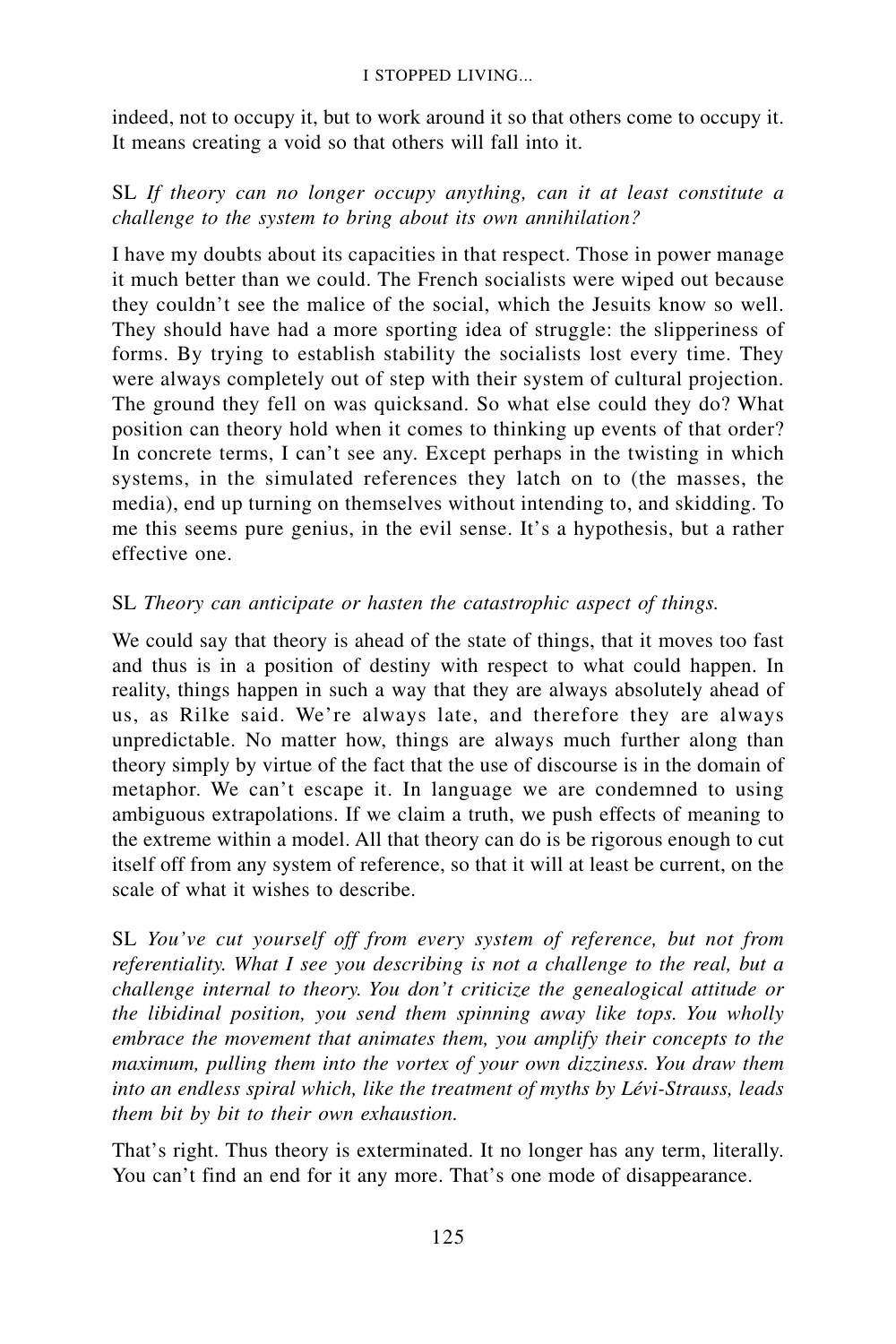indeed, not to occupy it, but to work around it so that others come to occupy it. It means creating a void so that others will fall into it.

SL *If theory can no longer occupy anything, can it at least constitute a challenge to the system to bring about its own annihilation?*

I have my doubts about its capacities in that respect. Those in power manage it much better than we could. The French socialists were wiped out because they couldn't see the malice of the social, which the Jesuits know so well. They should have had a more sporting idea of struggle: the slipperiness of forms. By trying to establish stability the socialists lost every time. They were always completely out of step with their system of cultural projection. The ground they fell on was quicksand. So what else could they do? What position can theory hold when it comes to thinking up events of that order? In concrete terms, I can't see any. Except perhaps in the twisting in which systems, in the simulated references they latch on to (the masses, the media), end up turning on themselves without intending to, and skidding. To me this seems pure genius, in the evil sense. It's a hypothesis, but a rather effective one.

SL *Theory can anticipate or hasten the catastrophic aspect of things.*

We could say that theory is ahead of the state of things, that it moves too fast and thus is in a position of destiny with respect to what could happen. In reality, things happen in such a way that they are always absolutely ahead of us, as Rilke said. We're always late, and therefore they are always unpredictable. No matter how, things are always much further along than theory simply by virtue of the fact that the use of discourse is in the domain of metaphor. We can't escape it. In language we are condemned to using ambiguous extrapolations. If we claim a truth, we push effects of meaning to the extreme within a model. All that theory can do is be rigorous enough to cut itself off from any system of reference, so that it will at least be current, on the scale of what it wishes to describe.

SL *You've cut yourself off from every system of reference, but not from referentiality. What I see you describing is not a challenge to the real, but a challenge internal to theory. You don't criticize the genealogical attitude or the libidinal position, you send them spinning away like tops. You wholly embrace the movement that animates them, you amplify their concepts to the maximum, pulling them into the vortex of your own dizziness. You draw them into an endless spiral which, like the treatment of myths by Lévi-Strauss, leads them bit by bit to their own exhaustion.*

That's right. Thus theory is exterminated. It no longer has any term, literally. You can't find an end for it any more. That's one mode of disappearance.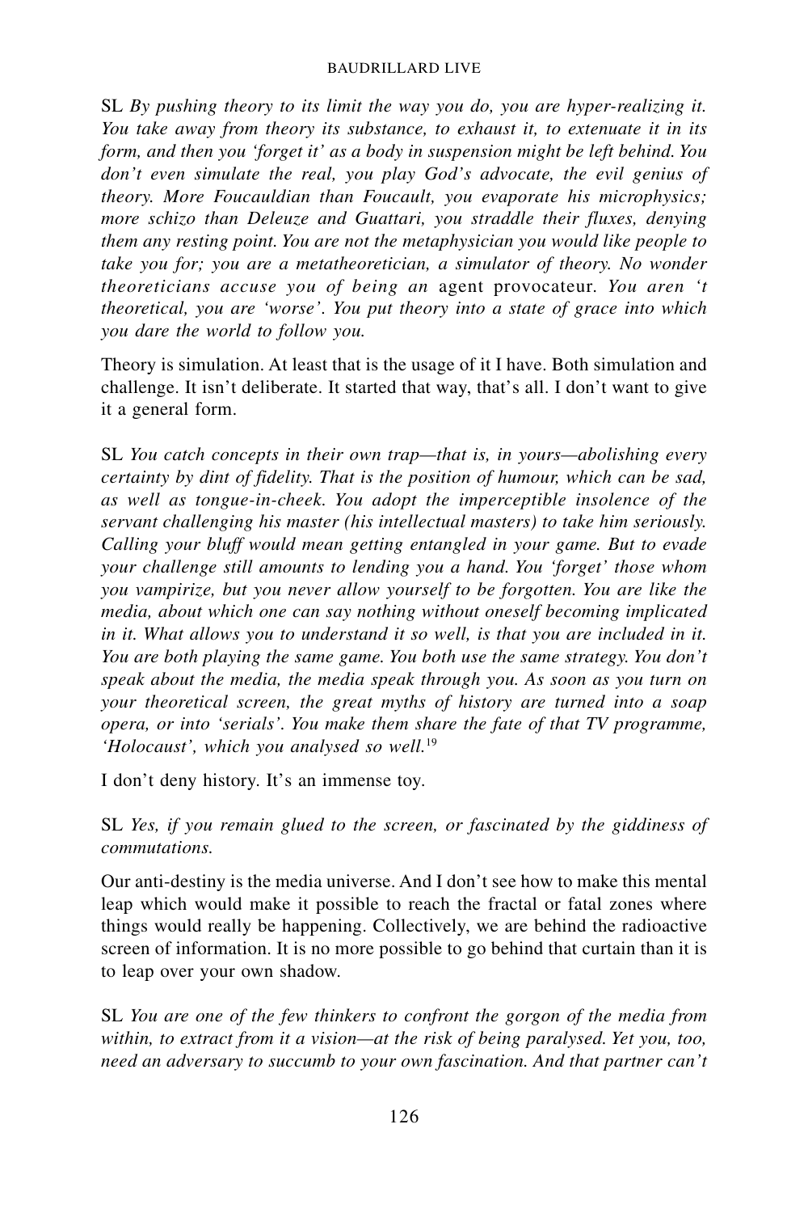SL *By pushing theory to its limit the way you do, you are hyper-realizing it. You take away from theory its substance, to exhaust it, to extenuate it in its form, and then you 'forget it' as a body in suspension might be left behind. You don't even simulate the real, you play God's advocate, the evil genius of theory. More Foucauldian than Foucault, you evaporate his microphysics; more schizo than Deleuze and Guattari, you straddle their fluxes, denying them any resting point. You are not the metaphysician you would like people to take you for; you are a metatheoretician, a simulator of theory. No wonder theoreticians accuse you of being an* agent provocateur. *You aren 't theoretical, you are 'worse'. You put theory into a state of grace into which you dare the world to follow you.*

Theory is simulation. At least that is the usage of it I have. Both simulation and challenge. It isn't deliberate. It started that way, that's all. I don't want to give it a general form.

SL *You catch concepts in their own trap—that is, in yours—abolishing every certainty by dint of fidelity. That is the position of humour, which can be sad, as well as tongue-in-cheek. You adopt the imperceptible insolence of the servant challenging his master (his intellectual masters) to take him seriously. Calling your bluff would mean getting entangled in your game. But to evade your challenge still amounts to lending you a hand. You 'forget' those whom you vampirize, but you never allow yourself to be forgotten. You are like the media, about which one can say nothing without oneself becoming implicated in it. What allows you to understand it so well, is that you are included in it. You are both playing the same game. You both use the same strategy. You don't speak about the media, the media speak through you. As soon as you turn on your theoretical screen, the great myths of history are turned into a soap opera, or into 'serials'. You make them share the fate of that TV programme, 'Holocaust', which you analysed so well.*[19]

I don't deny history. It's an immense toy.

SL *Yes, if you remain glued to the screen, or fascinated by the giddiness of commutations.*

Our anti-destiny is the media universe. And I don't see how to make this mental leap which would make it possible to reach the fractal or fatal zones where things would really be happening. Collectively, we are behind the radioactive screen of information. It is no more possible to go behind that curtain than it is to leap over your own shadow.

SL *You are one of the few thinkers to confront the gorgon of the media from within, to extract from it a vision—at the risk of being paralysed. Yet you, too, need an adversary to succumb to your own fascination. And that partner can't*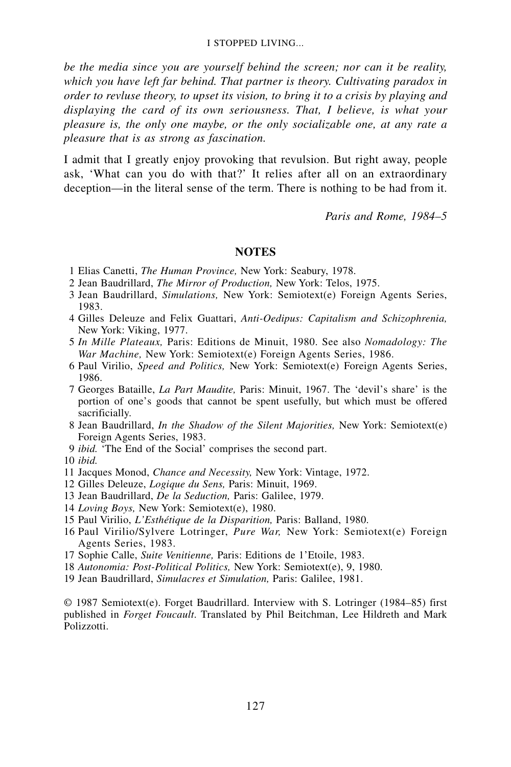*be the media since you are yourself behind the screen; nor can it be reality, which you have left far behind. That partner is theory. Cultivating paradox in order to revluse theory, to upset its vision, to bring it to a crisis by playing and displaying the card of its own seriousness. That, I believe, is what your pleasure is, the only one maybe, or the only socializable one, at any rate a pleasure that is as strong as fascination.*

I admit that I greatly enjoy provoking that revulsion. But right away, people ask, 'What can you do with that?' It relies after all on an extraordinary deception—in the literal sense of the term. There is nothing to be had from it.

*Paris and Rome, 1984–5*

## NOTES

1 Elias Canetti, *The Human Province,* New York: Seabury, 1978.
2 Jean Baudrillard, *The Mirror of Production,* New York: Telos, 1975.
3 Jean Baudrillard, *Simulations,* New York: Semiotext(e) Foreign Agents Series, 1983.
4 Gilles Deleuze and Felix Guattari, *Anti-Oedipus: Capitalism and Schizophrenia,* New York: Viking, 1977.
5 *In Mille Plateaux,* Paris: Editions de Minuit, 1980. See also *Nomadology: The War Machine,* New York: Semiotext(e) Foreign Agents Series, 1986.
6 Paul Virilio, *Speed and Politics,* New York: Semiotext(e) Foreign Agents Series, 1986.
7 Georges Bataille, *La Part Maudite,* Paris: Minuit, 1967. The 'devil's share' is the portion of one's goods that cannot be spent usefully, but which must be offered sacrificially.
8 Jean Baudrillard, *In the Shadow of the Silent Majorities,* New York: Semiotext(e) Foreign Agents Series, 1983.
9 *ibid.* 'The End of the Social' comprises the second part.
10 *ibid.*
11 Jacques Monod, *Chance and Necessity,* New York: Vintage, 1972.
12 Gilles Deleuze, *Logique du Sens,* Paris: Minuit, 1969.
13 Jean Baudrillard, *De la Seduction,* Paris: Galilee, 1979.
14 *Loving Boys,* New York: Semiotext(e), 1980.
15 Paul Virilio, *L'Esthétique de la Disparition,* Paris: Balland, 1980.
16 Paul Virilio/Sylvere Lotringer, *Pure War,* New York: Semiotext(e) Foreign Agents Series, 1983.
17 Sophie Calle, *Suite Venitienne,* Paris: Editions de 1'Etoile, 1983.
18 *Autonomia: Post-Political Politics,* New York: Semiotext(e), 9, 1980.
19 Jean Baudrillard, *Simulacres et Simulation,* Paris: Galilee, 1981.

© 1987 Semiotext(e). Forget Baudrillard. Interview with S. Lotringer (1984–85) first published in *Forget Foucault*. Translated by Phil Beitchman, Lee Hildreth and Mark Polizzotti.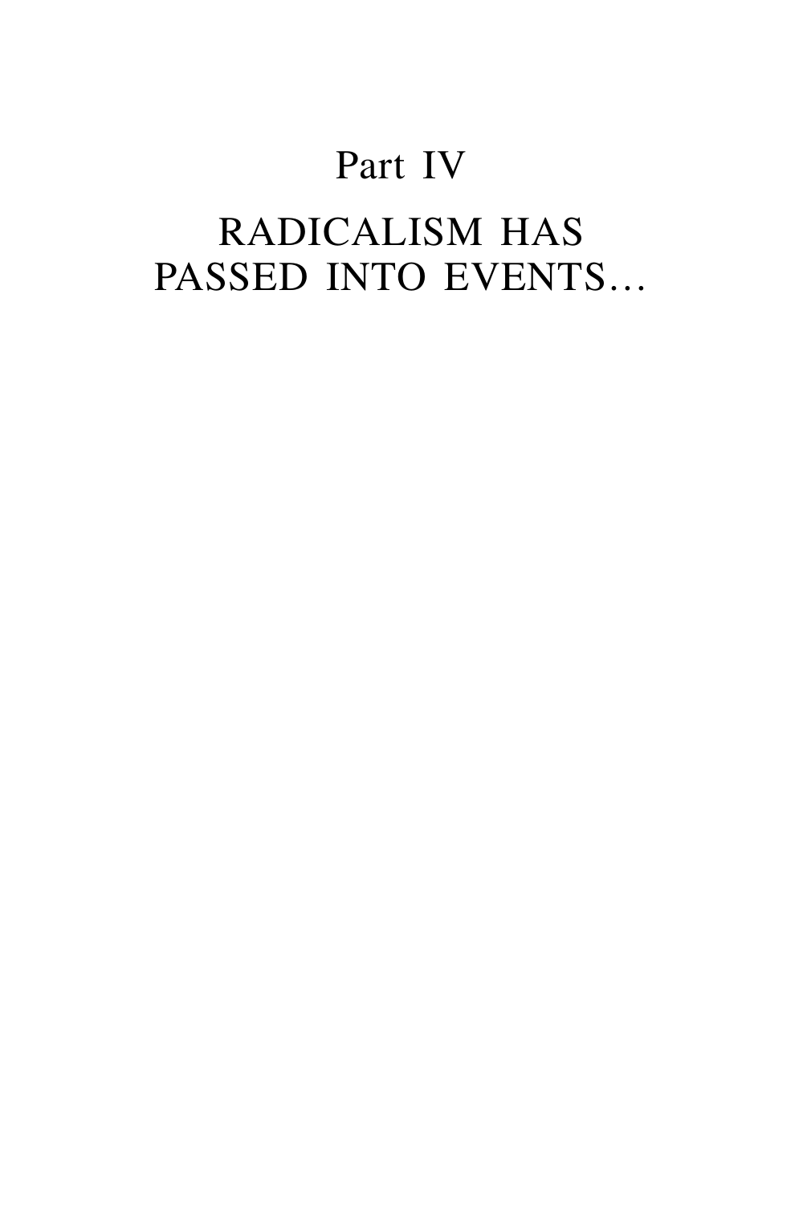# Part IV

# RADICALISM HAS PASSED INTO EVENTS…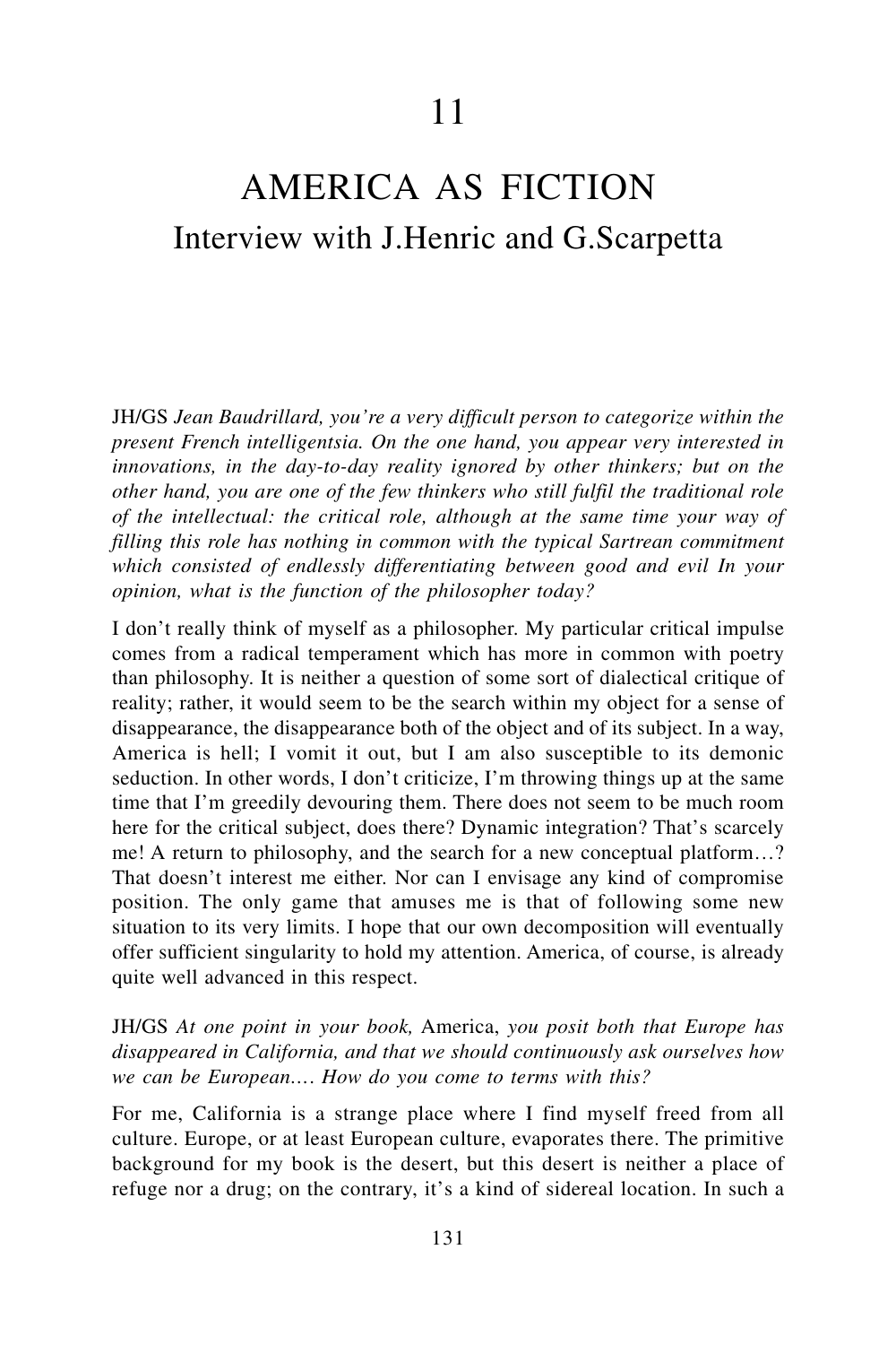# 11

# AMERICA AS FICTION

## Interview with J.Henric and G.Scarpetta

JH/GS *Jean Baudrillard, you're a very difficult person to categorize within the present French intelligentsia. On the one hand, you appear very interested in innovations, in the day-to-day reality ignored by other thinkers; but on the other hand, you are one of the few thinkers who still fulfil the traditional role of the intellectual: the critical role, although at the same time your way of filling this role has nothing in common with the typical Sartrean commitment which consisted of endlessly differentiating between good and evil In your opinion, what is the function of the philosopher today?*

I don't really think of myself as a philosopher. My particular critical impulse comes from a radical temperament which has more in common with poetry than philosophy. It is neither a question of some sort of dialectical critique of reality; rather, it would seem to be the search within my object for a sense of disappearance, the disappearance both of the object and of its subject. In a way, America is hell; I vomit it out, but I am also susceptible to its demonic seduction. In other words, I don't criticize, I'm throwing things up at the same time that I'm greedily devouring them. There does not seem to be much room here for the critical subject, does there? Dynamic integration? That's scarcely me! A return to philosophy, and the search for a new conceptual platform…? That doesn't interest me either. Nor can I envisage any kind of compromise position. The only game that amuses me is that of following some new situation to its very limits. I hope that our own decomposition will eventually offer sufficient singularity to hold my attention. America, of course, is already quite well advanced in this respect.

JH/GS *At one point in your book,* America, *you posit both that Europe has disappeared in California, and that we should continuously ask ourselves how we can be European…. How do you come to terms with this?*

For me, California is a strange place where I find myself freed from all culture. Europe, or at least European culture, evaporates there. The primitive background for my book is the desert, but this desert is neither a place of refuge nor a drug; on the contrary, it's a kind of sidereal location. In such a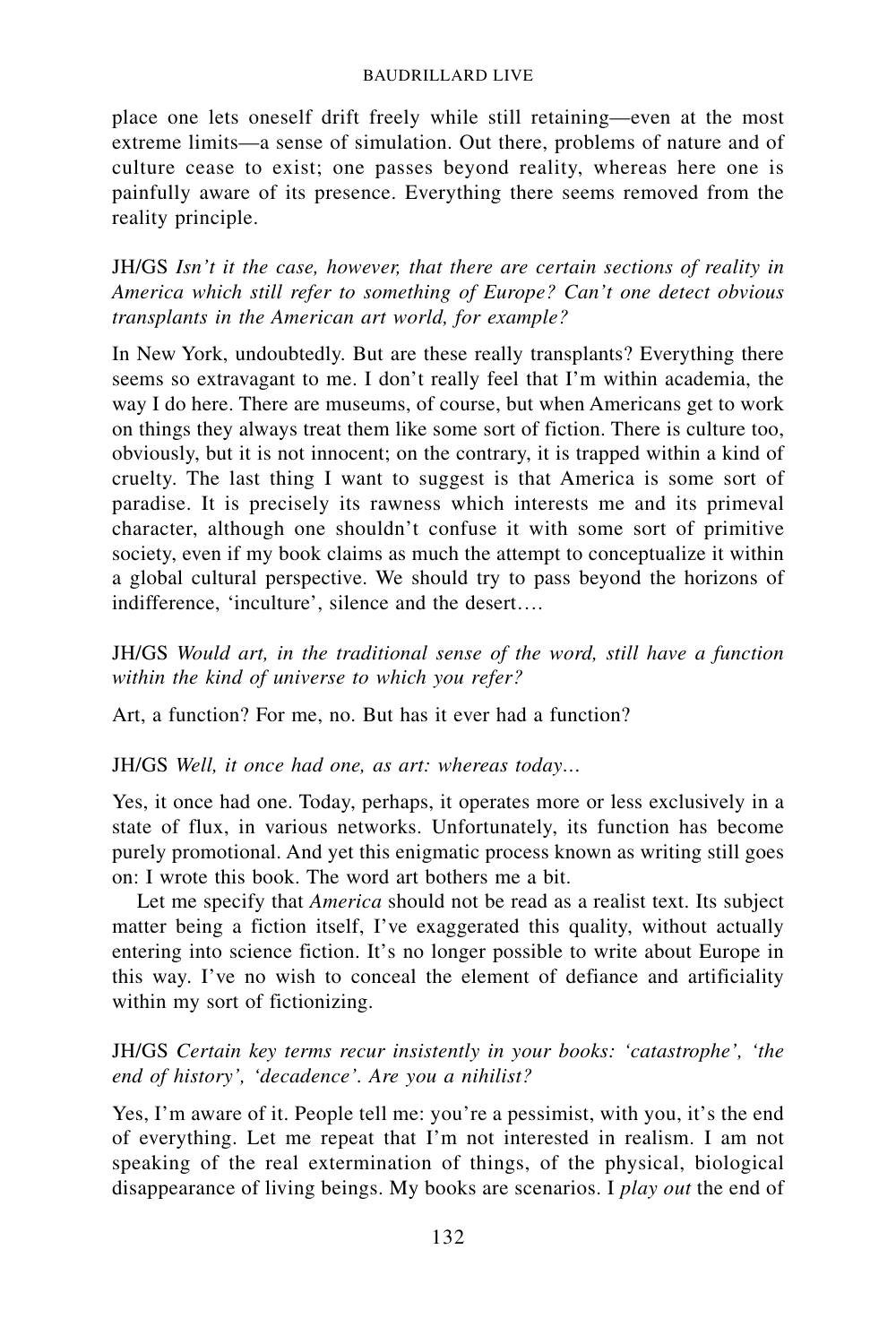place one lets oneself drift freely while still retaining—even at the most extreme limits—a sense of simulation. Out there, problems of nature and of culture cease to exist; one passes beyond reality, whereas here one is painfully aware of its presence. Everything there seems removed from the reality principle.

JH/GS *Isn't it the case, however, that there are certain sections of reality in America which still refer to something of Europe? Can't one detect obvious transplants in the American art world, for example?*

In New York, undoubtedly. But are these really transplants? Everything there seems so extravagant to me. I don't really feel that I'm within academia, the way I do here. There are museums, of course, but when Americans get to work on things they always treat them like some sort of fiction. There is culture too, obviously, but it is not innocent; on the contrary, it is trapped within a kind of cruelty. The last thing I want to suggest is that America is some sort of paradise. It is precisely its rawness which interests me and its primeval character, although one shouldn't confuse it with some sort of primitive society, even if my book claims as much the attempt to conceptualize it within a global cultural perspective. We should try to pass beyond the horizons of indifference, 'inculture', silence and the desert….

JH/GS *Would art, in the traditional sense of the word, still have a function within the kind of universe to which you refer?*

Art, a function? For me, no. But has it ever had a function?

JH/GS *Well, it once had one, as art: whereas today…*

Yes, it once had one. Today, perhaps, it operates more or less exclusively in a state of flux, in various networks. Unfortunately, its function has become purely promotional. And yet this enigmatic process known as writing still goes on: I wrote this book. The word art bothers me a bit.

Let me specify that *America* should not be read as a realist text. Its subject matter being a fiction itself, I've exaggerated this quality, without actually entering into science fiction. It's no longer possible to write about Europe in this way. I've no wish to conceal the element of defiance and artificiality within my sort of fictionizing.

JH/GS *Certain key terms recur insistently in your books: 'catastrophe', 'the end of history', 'decadence'. Are you a nihilist?*

Yes, I'm aware of it. People tell me: you're a pessimist, with you, it's the end of everything. Let me repeat that I'm not interested in realism. I am not speaking of the real extermination of things, of the physical, biological disappearance of living beings. My books are scenarios. I *play out* the end of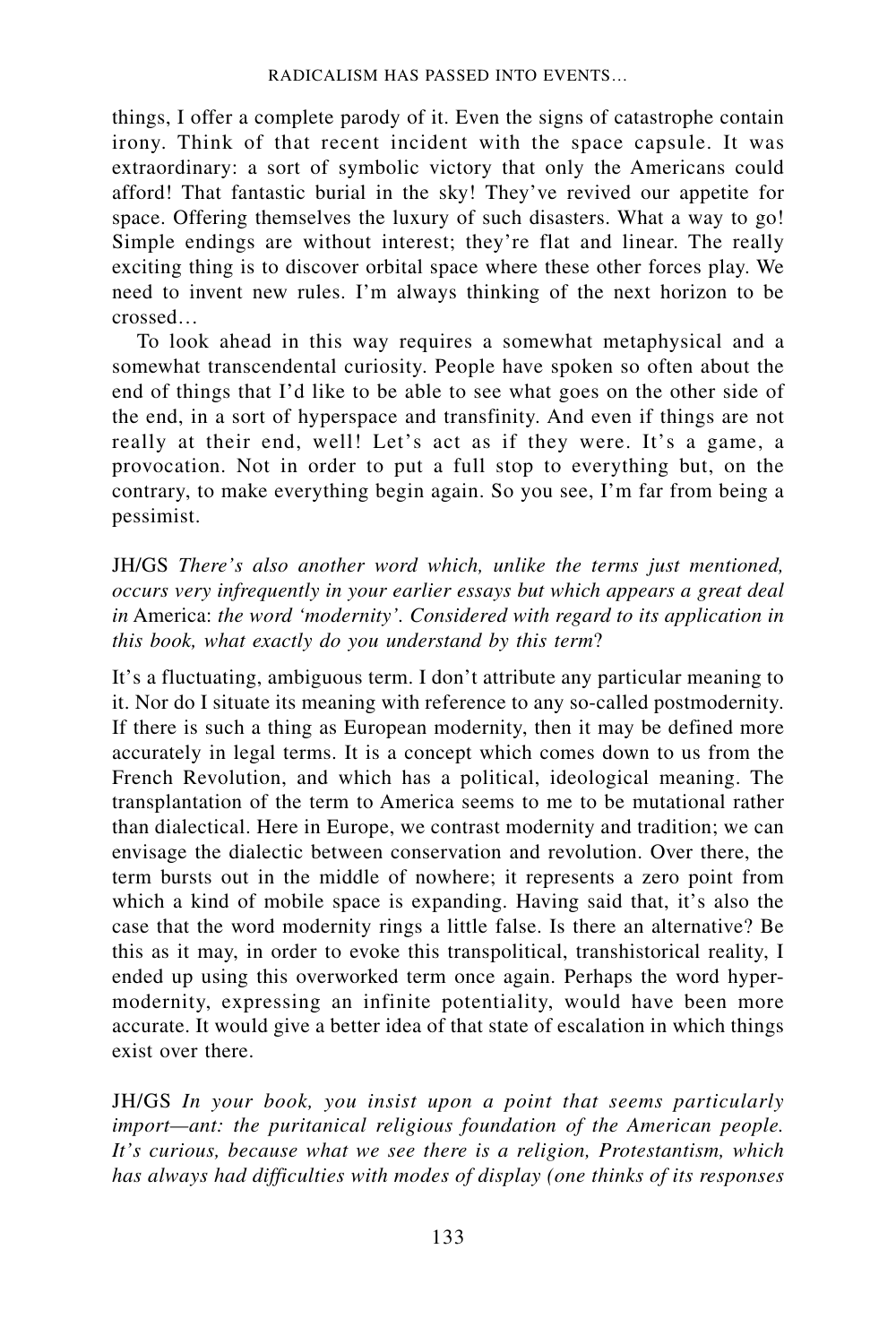things, I offer a complete parody of it. Even the signs of catastrophe contain irony. Think of that recent incident with the space capsule. It was extraordinary: a sort of symbolic victory that only the Americans could afford! That fantastic burial in the sky! They've revived our appetite for space. Offering themselves the luxury of such disasters. What a way to go! Simple endings are without interest; they're flat and linear. The really exciting thing is to discover orbital space where these other forces play. We need to invent new rules. I'm always thinking of the next horizon to be crossed…

To look ahead in this way requires a somewhat metaphysical and a somewhat transcendental curiosity. People have spoken so often about the end of things that I'd like to be able to see what goes on the other side of the end, in a sort of hyperspace and transfinity. And even if things are not really at their end, well! Let's act as if they were. It's a game, a provocation. Not in order to put a full stop to everything but, on the contrary, to make everything begin again. So you see, I'm far from being a pessimist.

JH/GS *There's also another word which, unlike the terms just mentioned, occurs very infrequently in your earlier essays but which appears a great deal in* America: *the word 'modernity'. Considered with regard to its application in this book, what exactly do you understand by this term*?

It's a fluctuating, ambiguous term. I don't attribute any particular meaning to it. Nor do I situate its meaning with reference to any so-called postmodernity. If there is such a thing as European modernity, then it may be defined more accurately in legal terms. It is a concept which comes down to us from the French Revolution, and which has a political, ideological meaning. The transplantation of the term to America seems to me to be mutational rather than dialectical. Here in Europe, we contrast modernity and tradition; we can envisage the dialectic between conservation and revolution. Over there, the term bursts out in the middle of nowhere; it represents a zero point from which a kind of mobile space is expanding. Having said that, it's also the case that the word modernity rings a little false. Is there an alternative? Be this as it may, in order to evoke this transpolitical, transhistorical reality, I ended up using this overworked term once again. Perhaps the word hyper-modernity, expressing an infinite potentiality, would have been more accurate. It would give a better idea of that state of escalation in which things exist over there.

JH/GS *In your book, you insist upon a point that seems particularly import—ant: the puritanical religious foundation of the American people. It's curious, because what we see there is a religion, Protestantism, which has always had difficulties with modes of display (one thinks of its responses*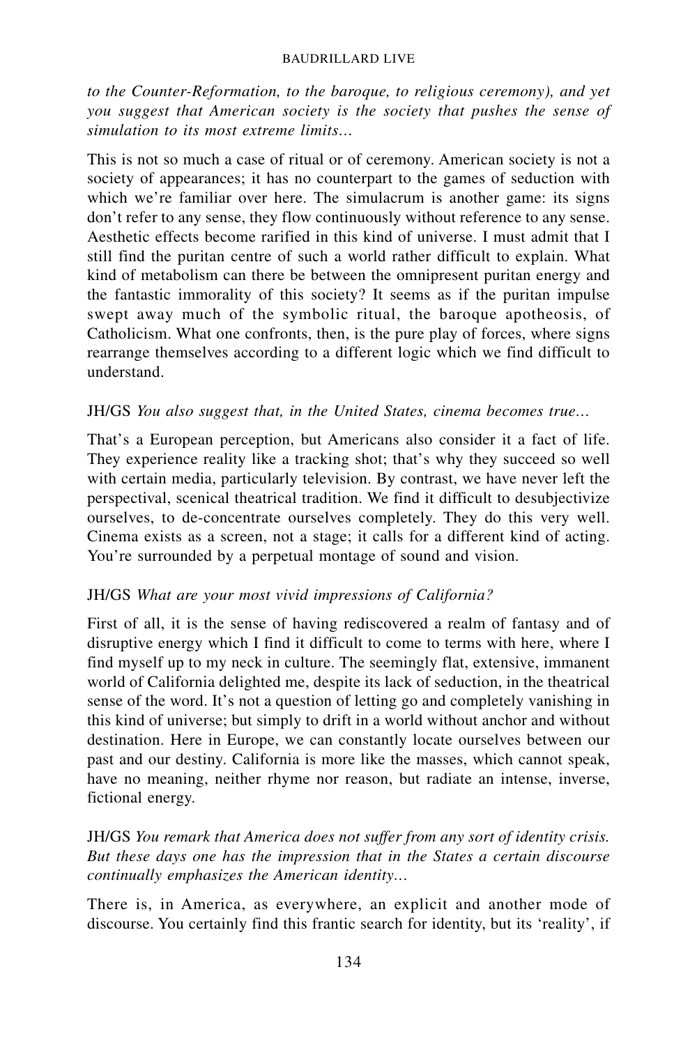*to the Counter-Reformation, to the baroque, to religious ceremony), and yet you suggest that American society is the society that pushes the sense of simulation to its most extreme limits…*

This is not so much a case of ritual or of ceremony. American society is not a society of appearances; it has no counterpart to the games of seduction with which we're familiar over here. The simulacrum is another game: its signs don't refer to any sense, they flow continuously without reference to any sense. Aesthetic effects become rarified in this kind of universe. I must admit that I still find the puritan centre of such a world rather difficult to explain. What kind of metabolism can there be between the omnipresent puritan energy and the fantastic immorality of this society? It seems as if the puritan impulse swept away much of the symbolic ritual, the baroque apotheosis, of Catholicism. What one confronts, then, is the pure play of forces, where signs rearrange themselves according to a different logic which we find difficult to understand.

JH/GS *You also suggest that, in the United States, cinema becomes true…*

That's a European perception, but Americans also consider it a fact of life. They experience reality like a tracking shot; that's why they succeed so well with certain media, particularly television. By contrast, we have never left the perspectival, scenical theatrical tradition. We find it difficult to desubjectivize ourselves, to de-concentrate ourselves completely. They do this very well. Cinema exists as a screen, not a stage; it calls for a different kind of acting. You're surrounded by a perpetual montage of sound and vision.

JH/GS *What are your most vivid impressions of California?*

First of all, it is the sense of having rediscovered a realm of fantasy and of disruptive energy which I find it difficult to come to terms with here, where I find myself up to my neck in culture. The seemingly flat, extensive, immanent world of California delighted me, despite its lack of seduction, in the theatrical sense of the word. It's not a question of letting go and completely vanishing in this kind of universe; but simply to drift in a world without anchor and without destination. Here in Europe, we can constantly locate ourselves between our past and our destiny. California is more like the masses, which cannot speak, have no meaning, neither rhyme nor reason, but radiate an intense, inverse, fictional energy.

JH/GS *You remark that America does not suffer from any sort of identity crisis. But these days one has the impression that in the States a certain discourse continually emphasizes the American identity…*

There is, in America, as everywhere, an explicit and another mode of discourse. You certainly find this frantic search for identity, but its 'reality', if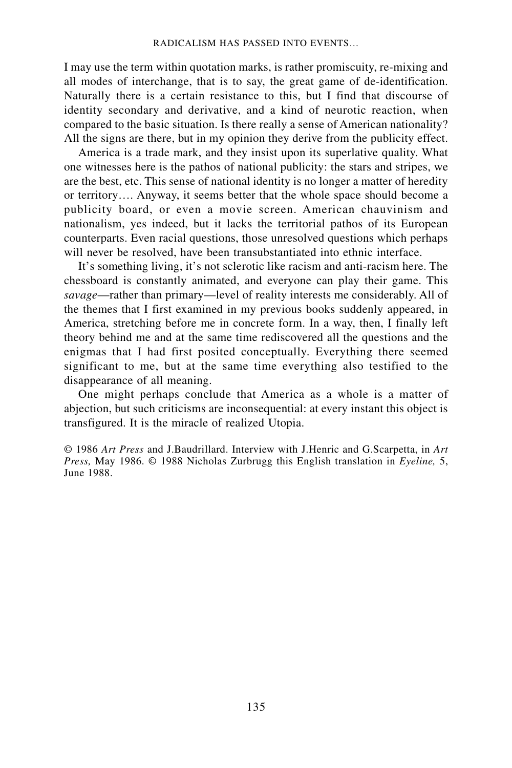I may use the term within quotation marks, is rather promiscuity, re-mixing and all modes of interchange, that is to say, the great game of de-identification. Naturally there is a certain resistance to this, but I find that discourse of identity secondary and derivative, and a kind of neurotic reaction, when compared to the basic situation. Is there really a sense of American nationality? All the signs are there, but in my opinion they derive from the publicity effect.

America is a trade mark, and they insist upon its superlative quality. What one witnesses here is the pathos of national publicity: the stars and stripes, we are the best, etc. This sense of national identity is no longer a matter of heredity or territory…. Anyway, it seems better that the whole space should become a publicity board, or even a movie screen. American chauvinism and nationalism, yes indeed, but it lacks the territorial pathos of its European counterparts. Even racial questions, those unresolved questions which perhaps will never be resolved, have been transubstantiated into ethnic interface.

It's something living, it's not sclerotic like racism and anti-racism here. The chessboard is constantly animated, and everyone can play their game. This *savage*—rather than primary—level of reality interests me considerably. All of the themes that I first examined in my previous books suddenly appeared, in America, stretching before me in concrete form. In a way, then, I finally left theory behind me and at the same time rediscovered all the questions and the enigmas that I had first posited conceptually. Everything there seemed significant to me, but at the same time everything also testified to the disappearance of all meaning.

One might perhaps conclude that America as a whole is a matter of abjection, but such criticisms are inconsequential: at every instant this object is transfigured. It is the miracle of realized Utopia.

© 1986 *Art Press* and J.Baudrillard. Interview with J.Henric and G.Scarpetta, in *Art Press,* May 1986. © 1988 Nicholas Zurbrugg this English translation in *Eyeline,* 5, June 1988.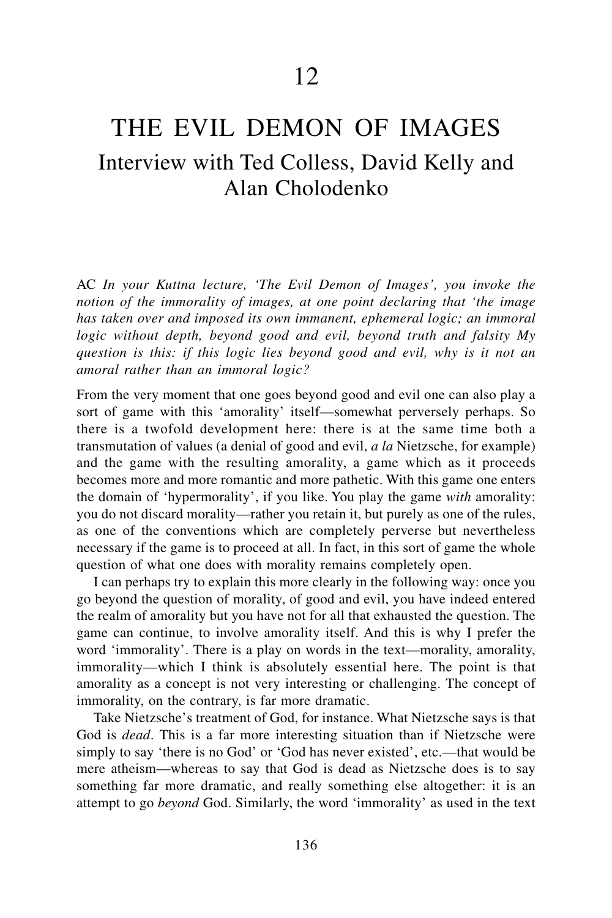# 12

# THE EVIL DEMON OF IMAGES

## Interview with Ted Colless, David Kelly and Alan Cholodenko

AC *In your Kuttna lecture, 'The Evil Demon of Images', you invoke the notion of the immorality of images, at one point declaring that 'the image has taken over and imposed its own immanent, ephemeral logic; an immoral logic without depth, beyond good and evil, beyond truth and falsity My question is this: if this logic lies beyond good and evil, why is it not an amoral rather than an immoral logic?*

From the very moment that one goes beyond good and evil one can also play a sort of game with this 'amorality' itself—somewhat perversely perhaps. So there is a twofold development here: there is at the same time both a transmutation of values (a denial of good and evil, *a la* Nietzsche, for example) and the game with the resulting amorality, a game which as it proceeds becomes more and more romantic and more pathetic. With this game one enters the domain of 'hypermorality', if you like. You play the game *with* amorality: you do not discard morality—rather you retain it, but purely as one of the rules, as one of the conventions which are completely perverse but nevertheless necessary if the game is to proceed at all. In fact, in this sort of game the whole question of what one does with morality remains completely open.

I can perhaps try to explain this more clearly in the following way: once you go beyond the question of morality, of good and evil, you have indeed entered the realm of amorality but you have not for all that exhausted the question. The game can continue, to involve amorality itself. And this is why I prefer the word 'immorality'. There is a play on words in the text—morality, amorality, immorality—which I think is absolutely essential here. The point is that amorality as a concept is not very interesting or challenging. The concept of immorality, on the contrary, is far more dramatic.

Take Nietzsche's treatment of God, for instance. What Nietzsche says is that God is *dead*. This is a far more interesting situation than if Nietzsche were simply to say 'there is no God' or 'God has never existed', etc.—that would be mere atheism—whereas to say that God is dead as Nietzsche does is to say something far more dramatic, and really something else altogether: it is an attempt to go *beyond* God. Similarly, the word 'immorality' as used in the text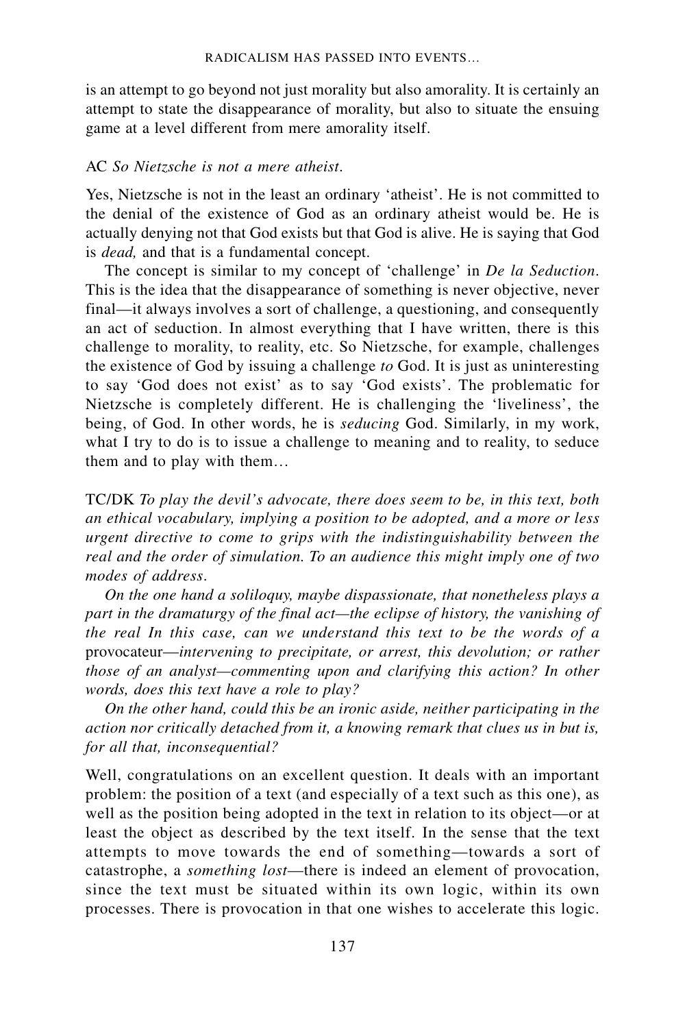is an attempt to go beyond not just morality but also amorality. It is certainly an attempt to state the disappearance of morality, but also to situate the ensuing game at a level different from mere amorality itself.

AC *So Nietzsche is not a mere atheist.*

Yes, Nietzsche is not in the least an ordinary 'atheist'. He is not committed to the denial of the existence of God as an ordinary atheist would be. He is actually denying not that God exists but that God is alive. He is saying that God is *dead,* and that is a fundamental concept.

The concept is similar to my concept of 'challenge' in *De la Seduction*. This is the idea that the disappearance of something is never objective, never final—it always involves a sort of challenge, a questioning, and consequently an act of seduction. In almost everything that I have written, there is this challenge to morality, to reality, etc. So Nietzsche, for example, challenges the existence of God by issuing a challenge *to* God. It is just as uninteresting to say 'God does not exist' as to say 'God exists'. The problematic for Nietzsche is completely different. He is challenging the 'liveliness', the being, of God. In other words, he is *seducing* God. Similarly, in my work, what I try to do is to issue a challenge to meaning and to reality, to seduce them and to play with them…

TC/DK *To play the devil's advocate, there does seem to be, in this text, both an ethical vocabulary, implying a position to be adopted, and a more or less urgent directive to come to grips with the indistinguishability between the real and the order of simulation. To an audience this might imply one of two modes of address.*

*On the one hand a soliloquy, maybe dispassionate, that nonetheless plays a part in the dramaturgy of the final act—the eclipse of history, the vanishing of the real In this case, can we understand this text to be the words of a* provocateur—*intervening to precipitate, or arrest, this devolution; or rather those of an analyst—commenting upon and clarifying this action? In other words, does this text have a role to play?*

*On the other hand, could this be an ironic aside, neither participating in the action nor critically detached from it, a knowing remark that clues us in but is, for all that, inconsequential?*

Well, congratulations on an excellent question. It deals with an important problem: the position of a text (and especially of a text such as this one), as well as the position being adopted in the text in relation to its object—or at least the object as described by the text itself. In the sense that the text attempts to move towards the end of something—towards a sort of catastrophe, a *something lost*—there is indeed an element of provocation, since the text must be situated within its own logic, within its own processes. There is provocation in that one wishes to accelerate this logic.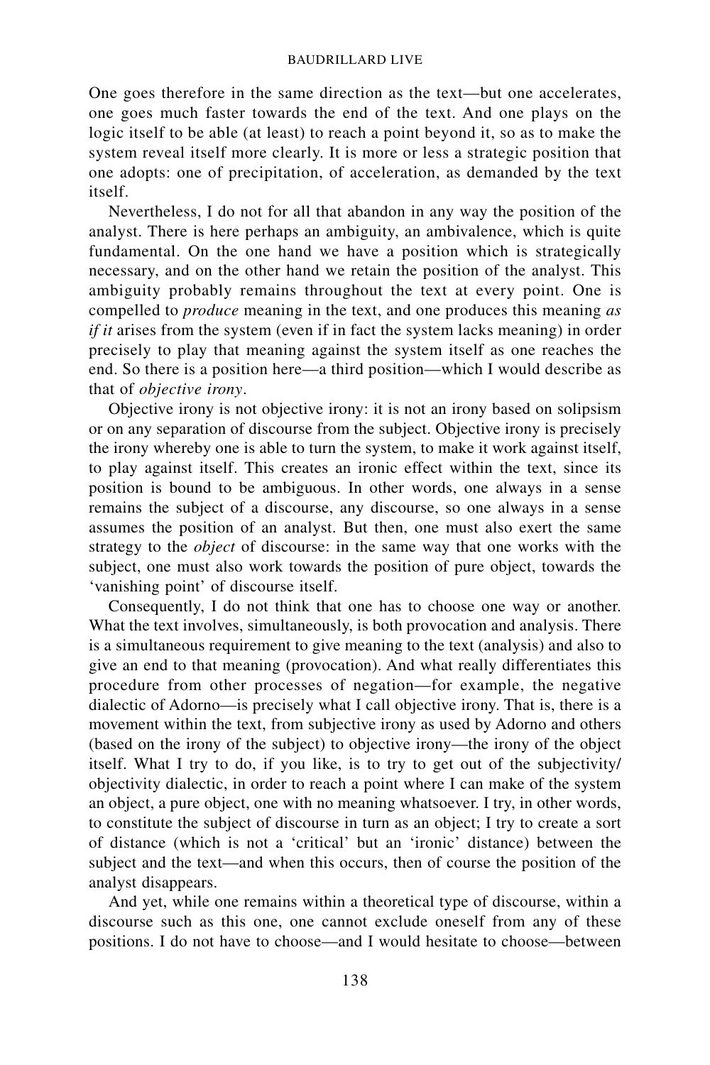One goes therefore in the same direction as the text—but one accelerates, one goes much faster towards the end of the text. And one plays on the logic itself to be able (at least) to reach a point beyond it, so as to make the system reveal itself more clearly. It is more or less a strategic position that one adopts: one of precipitation, of acceleration, as demanded by the text itself.

Nevertheless, I do not for all that abandon in any way the position of the analyst. There is here perhaps an ambiguity, an ambivalence, which is quite fundamental. On the one hand we have a position which is strategically necessary, and on the other hand we retain the position of the analyst. This ambiguity probably remains throughout the text at every point. One is compelled to *produce* meaning in the text, and one produces this meaning *as if it* arises from the system (even if in fact the system lacks meaning) in order precisely to play that meaning against the system itself as one reaches the end. So there is a position here—a third position—which I would describe as that of *objective irony*.

Objective irony is not objective irony: it is not an irony based on solipsism or on any separation of discourse from the subject. Objective irony is precisely the irony whereby one is able to turn the system, to make it work against itself, to play against itself. This creates an ironic effect within the text, since its position is bound to be ambiguous. In other words, one always in a sense remains the subject of a discourse, any discourse, so one always in a sense assumes the position of an analyst. But then, one must also exert the same strategy to the *object* of discourse: in the same way that one works with the subject, one must also work towards the position of pure object, towards the 'vanishing point' of discourse itself.

Consequently, I do not think that one has to choose one way or another. What the text involves, simultaneously, is both provocation and analysis. There is a simultaneous requirement to give meaning to the text (analysis) and also to give an end to that meaning (provocation). And what really differentiates this procedure from other processes of negation—for example, the negative dialectic of Adorno—is precisely what I call objective irony. That is, there is a movement within the text, from subjective irony as used by Adorno and others (based on the irony of the subject) to objective irony—the irony of the object itself. What I try to do, if you like, is to try to get out of the subjectivity/objectivity dialectic, in order to reach a point where I can make of the system an object, a pure object, one with no meaning whatsoever. I try, in other words, to constitute the subject of discourse in turn as an object; I try to create a sort of distance (which is not a 'critical' but an 'ironic' distance) between the subject and the text—and when this occurs, then of course the position of the analyst disappears.

And yet, while one remains within a theoretical type of discourse, within a discourse such as this one, one cannot exclude oneself from any of these positions. I do not have to choose—and I would hesitate to choose—between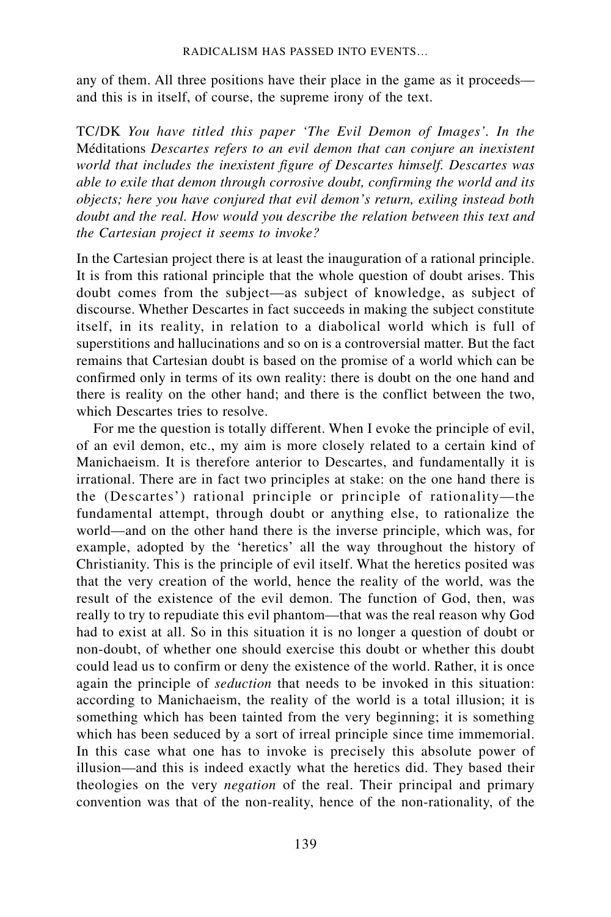any of them. All three positions have their place in the game as it proceeds—and this is in itself, of course, the supreme irony of the text.

TC/DK *You have titled this paper 'The Evil Demon of Images'. In the* Méditations *Descartes refers to an evil demon that can conjure an inexistent world that includes the inexistent figure of Descartes himself. Descartes was able to exile that demon through corrosive doubt, confirming the world and its objects; here you have conjured that evil demon's return, exiling instead both doubt and the real. How would you describe the relation between this text and the Cartesian project it seems to invoke?*

In the Cartesian project there is at least the inauguration of a rational principle. It is from this rational principle that the whole question of doubt arises. This doubt comes from the subject—as subject of knowledge, as subject of discourse. Whether Descartes in fact succeeds in making the subject constitute itself, in its reality, in relation to a diabolical world which is full of superstitions and hallucinations and so on is a controversial matter. But the fact remains that Cartesian doubt is based on the promise of a world which can be confirmed only in terms of its own reality: there is doubt on the one hand and there is reality on the other hand; and there is the conflict between the two, which Descartes tries to resolve.

For me the question is totally different. When I evoke the principle of evil, of an evil demon, etc., my aim is more closely related to a certain kind of Manichaeism. It is therefore anterior to Descartes, and fundamentally it is irrational. There are in fact two principles at stake: on the one hand there is the (Descartes') rational principle or principle of rationality—the fundamental attempt, through doubt or anything else, to rationalize the world—and on the other hand there is the inverse principle, which was, for example, adopted by the 'heretics' all the way throughout the history of Christianity. This is the principle of evil itself. What the heretics posited was that the very creation of the world, hence the reality of the world, was the result of the existence of the evil demon. The function of God, then, was really to try to repudiate this evil phantom—that was the real reason why God had to exist at all. So in this situation it is no longer a question of doubt or non-doubt, of whether one should exercise this doubt or whether this doubt could lead us to confirm or deny the existence of the world. Rather, it is once again the principle of *seduction* that needs to be invoked in this situation: according to Manichaeism, the reality of the world is a total illusion; it is something which has been tainted from the very beginning; it is something which has been seduced by a sort of irreal principle since time immemorial. In this case what one has to invoke is precisely this absolute power of illusion—and this is indeed exactly what the heretics did. They based their theologies on the very *negation* of the real. Their principal and primary convention was that of the non-reality, hence of the non-rationality, of the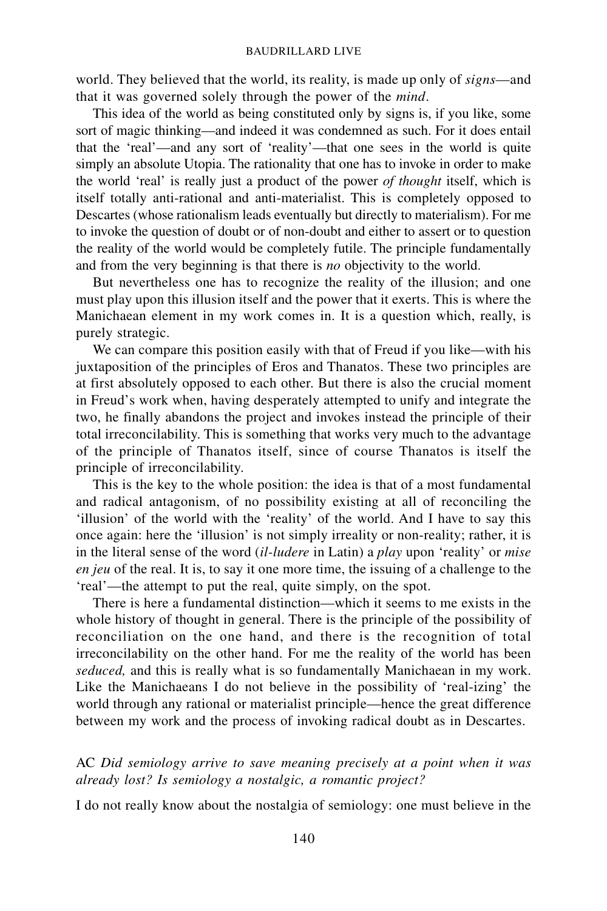world. They believed that the world, its reality, is made up only of *signs*—and that it was governed solely through the power of the *mind*.

This idea of the world as being constituted only by signs is, if you like, some sort of magic thinking—and indeed it was condemned as such. For it does entail that the 'real'—and any sort of 'reality'—that one sees in the world is quite simply an absolute Utopia. The rationality that one has to invoke in order to make the world 'real' is really just a product of the power *of thought* itself, which is itself totally anti-rational and anti-materialist. This is completely opposed to Descartes (whose rationalism leads eventually but directly to materialism). For me to invoke the question of doubt or of non-doubt and either to assert or to question the reality of the world would be completely futile. The principle fundamentally and from the very beginning is that there is *no* objectivity to the world.

But nevertheless one has to recognize the reality of the illusion; and one must play upon this illusion itself and the power that it exerts. This is where the Manichaean element in my work comes in. It is a question which, really, is purely strategic.

We can compare this position easily with that of Freud if you like—with his juxtaposition of the principles of Eros and Thanatos. These two principles are at first absolutely opposed to each other. But there is also the crucial moment in Freud's work when, having desperately attempted to unify and integrate the two, he finally abandons the project and invokes instead the principle of their total irreconcilability. This is something that works very much to the advantage of the principle of Thanatos itself, since of course Thanatos is itself the principle of irreconcilability.

This is the key to the whole position: the idea is that of a most fundamental and radical antagonism, of no possibility existing at all of reconciling the 'illusion' of the world with the 'reality' of the world. And I have to say this once again: here the 'illusion' is not simply irreality or non-reality; rather, it is in the literal sense of the word (*il-ludere* in Latin) a *play* upon 'reality' or *mise en jeu* of the real. It is, to say it one more time, the issuing of a challenge to the 'real'—the attempt to put the real, quite simply, on the spot.

There is here a fundamental distinction—which it seems to me exists in the whole history of thought in general. There is the principle of the possibility of reconciliation on the one hand, and there is the recognition of total irreconcilability on the other hand. For me the reality of the world has been *seduced,* and this is really what is so fundamentally Manichaean in my work. Like the Manichaeans I do not believe in the possibility of 'real-izing' the world through any rational or materialist principle—hence the great difference between my work and the process of invoking radical doubt as in Descartes.

AC *Did semiology arrive to save meaning precisely at a point when it was already lost? Is semiology a nostalgic, a romantic project?*

I do not really know about the nostalgia of semiology: one must believe in the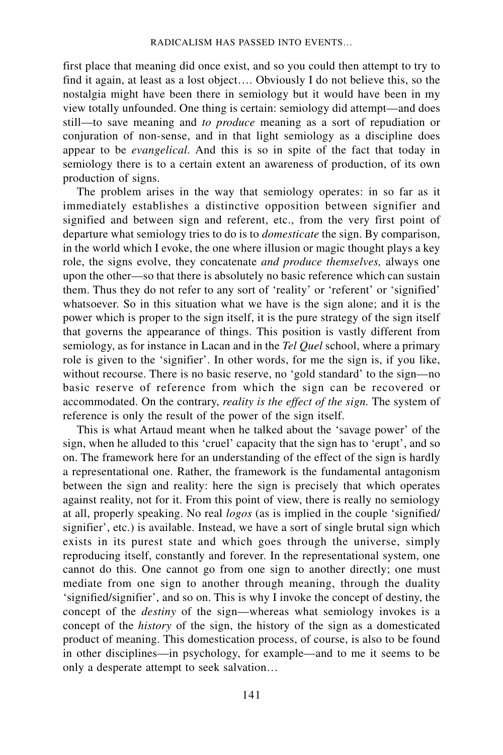first place that meaning did once exist, and so you could then attempt to try to find it again, at least as a lost object…. Obviously I do not believe this, so the nostalgia might have been there in semiology but it would have been in my view totally unfounded. One thing is certain: semiology did attempt—and does still—to save meaning and *to produce* meaning as a sort of repudiation or conjuration of non-sense, and in that light semiology as a discipline does appear to be *evangelical.* And this is so in spite of the fact that today in semiology there is to a certain extent an awareness of production, of its own production of signs.

The problem arises in the way that semiology operates: in so far as it immediately establishes a distinctive opposition between signifier and signified and between sign and referent, etc., from the very first point of departure what semiology tries to do is to *domesticate* the sign. By comparison, in the world which I evoke, the one where illusion or magic thought plays a key role, the signs evolve, they concatenate *and produce themselves,* always one upon the other—so that there is absolutely no basic reference which can sustain them. Thus they do not refer to any sort of 'reality' or 'referent' or 'signified' whatsoever. So in this situation what we have is the sign alone; and it is the power which is proper to the sign itself, it is the pure strategy of the sign itself that governs the appearance of things. This position is vastly different from semiology, as for instance in Lacan and in the *Tel Quel* school, where a primary role is given to the 'signifier'. In other words, for me the sign is, if you like, without recourse. There is no basic reserve, no 'gold standard' to the sign—no basic reserve of reference from which the sign can be recovered or accommodated. On the contrary, *reality is the effect of the sign.* The system of reference is only the result of the power of the sign itself.

This is what Artaud meant when he talked about the 'savage power' of the sign, when he alluded to this 'cruel' capacity that the sign has to 'erupt', and so on. The framework here for an understanding of the effect of the sign is hardly a representational one. Rather, the framework is the fundamental antagonism between the sign and reality: here the sign is precisely that which operates against reality, not for it. From this point of view, there is really no semiology at all, properly speaking. No real *logos* (as is implied in the couple 'signified/signifier', etc.) is available. Instead, we have a sort of single brutal sign which exists in its purest state and which goes through the universe, simply reproducing itself, constantly and forever. In the representational system, one cannot do this. One cannot go from one sign to another directly; one must mediate from one sign to another through meaning, through the duality 'signified/signifier', and so on. This is why I invoke the concept of destiny, the concept of the *destiny* of the sign—whereas what semiology invokes is a concept of the *history* of the sign, the history of the sign as a domesticated product of meaning. This domestication process, of course, is also to be found in other disciplines—in psychology, for example—and to me it seems to be only a desperate attempt to seek salvation…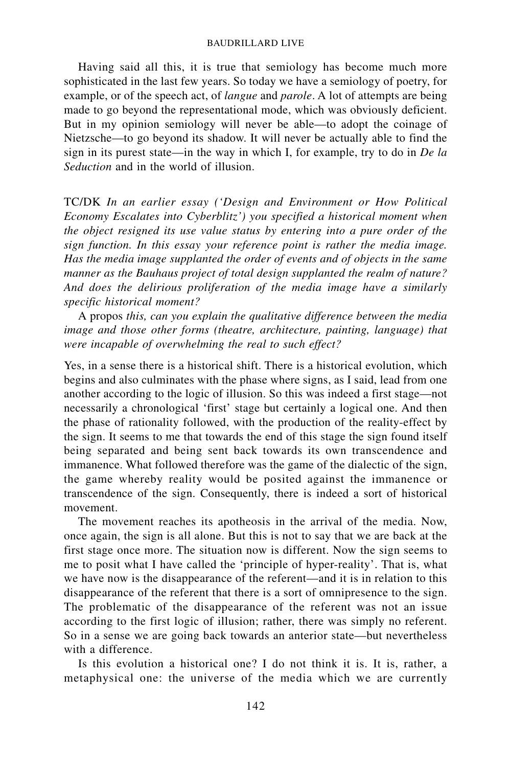Having said all this, it is true that semiology has become much more sophisticated in the last few years. So today we have a semiology of poetry, for example, or of the speech act, of *langue* and *parole*. A lot of attempts are being made to go beyond the representational mode, which was obviously deficient. But in my opinion semiology will never be able—to adopt the coinage of Nietzsche—to go beyond its shadow. It will never be actually able to find the sign in its purest state—in the way in which I, for example, try to do in *De la Seduction* and in the world of illusion.

TC/DK *In an earlier essay ('Design and Environment or How Political Economy Escalates into Cyberblitz') you specified a historical moment when the object resigned its use value status by entering into a pure order of the sign function. In this essay your reference point is rather the media image. Has the media image supplanted the order of events and of objects in the same manner as the Bauhaus project of total design supplanted the realm of nature? And does the delirious proliferation of the media image have a similarly specific historical moment?*

A propos *this, can you explain the qualitative difference between the media image and those other forms (theatre, architecture, painting, language) that were incapable of overwhelming the real to such effect?*

Yes, in a sense there is a historical shift. There is a historical evolution, which begins and also culminates with the phase where signs, as I said, lead from one another according to the logic of illusion. So this was indeed a first stage—not necessarily a chronological 'first' stage but certainly a logical one. And then the phase of rationality followed, with the production of the reality-effect by the sign. It seems to me that towards the end of this stage the sign found itself being separated and being sent back towards its own transcendence and immanence. What followed therefore was the game of the dialectic of the sign, the game whereby reality would be posited against the immanence or transcendence of the sign. Consequently, there is indeed a sort of historical movement.

The movement reaches its apotheosis in the arrival of the media. Now, once again, the sign is all alone. But this is not to say that we are back at the first stage once more. The situation now is different. Now the sign seems to me to posit what I have called the 'principle of hyper-reality'. That is, what we have now is the disappearance of the referent—and it is in relation to this disappearance of the referent that there is a sort of omnipresence to the sign. The problematic of the disappearance of the referent was not an issue according to the first logic of illusion; rather, there was simply no referent. So in a sense we are going back towards an anterior state—but nevertheless with a difference.

Is this evolution a historical one? I do not think it is. It is, rather, a metaphysical one: the universe of the media which we are currently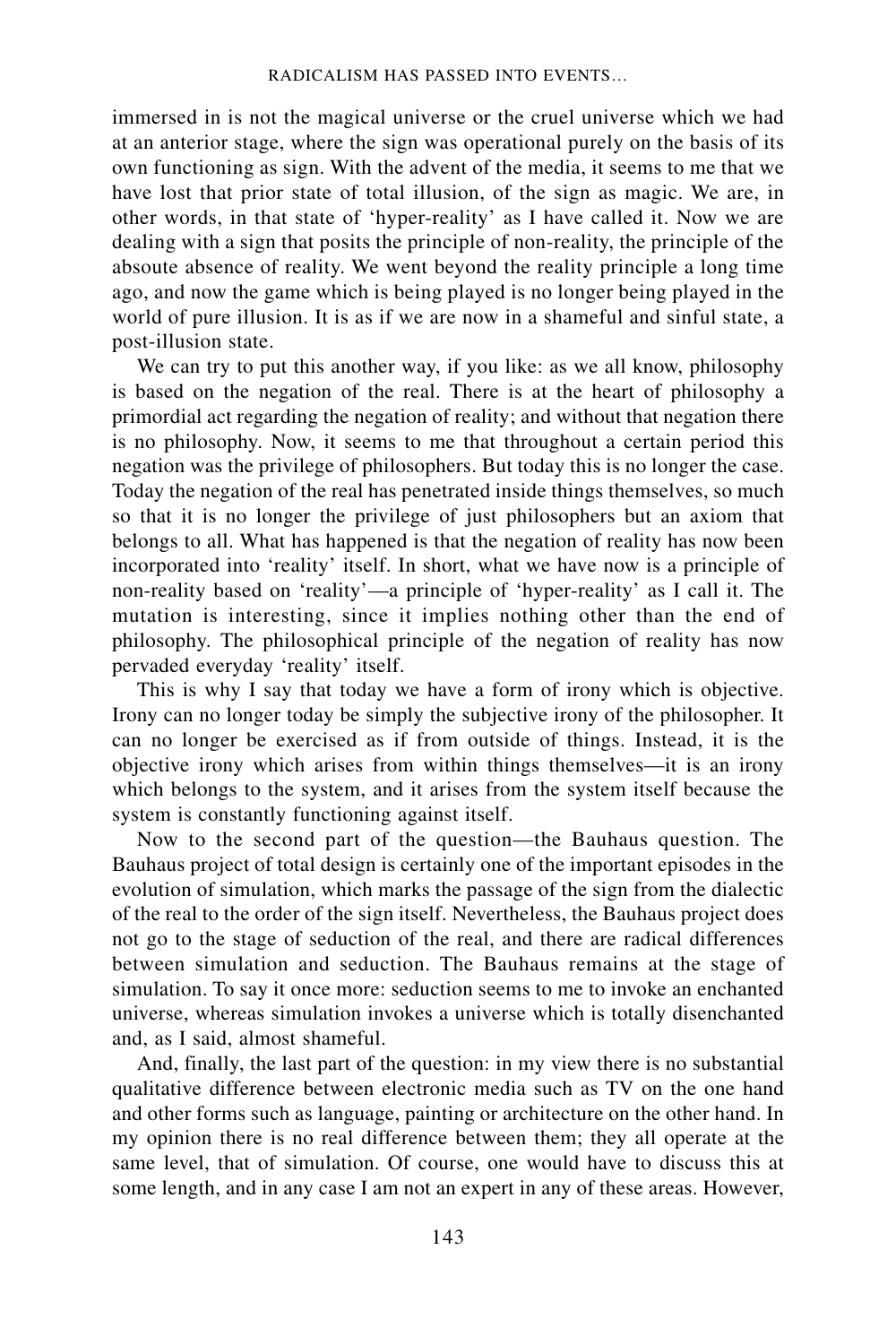immersed in is not the magical universe or the cruel universe which we had at an anterior stage, where the sign was operational purely on the basis of its own functioning as sign. With the advent of the media, it seems to me that we have lost that prior state of total illusion, of the sign as magic. We are, in other words, in that state of 'hyper-reality' as I have called it. Now we are dealing with a sign that posits the principle of non-reality, the principle of the absoute absence of reality. We went beyond the reality principle a long time ago, and now the game which is being played is no longer being played in the world of pure illusion. It is as if we are now in a shameful and sinful state, a post-illusion state.

We can try to put this another way, if you like: as we all know, philosophy is based on the negation of the real. There is at the heart of philosophy a primordial act regarding the negation of reality; and without that negation there is no philosophy. Now, it seems to me that throughout a certain period this negation was the privilege of philosophers. But today this is no longer the case. Today the negation of the real has penetrated inside things themselves, so much so that it is no longer the privilege of just philosophers but an axiom that belongs to all. What has happened is that the negation of reality has now been incorporated into 'reality' itself. In short, what we have now is a principle of non-reality based on 'reality'—a principle of 'hyper-reality' as I call it. The mutation is interesting, since it implies nothing other than the end of philosophy. The philosophical principle of the negation of reality has now pervaded everyday 'reality' itself.

This is why I say that today we have a form of irony which is objective. Irony can no longer today be simply the subjective irony of the philosopher. It can no longer be exercised as if from outside of things. Instead, it is the objective irony which arises from within things themselves—it is an irony which belongs to the system, and it arises from the system itself because the system is constantly functioning against itself.

Now to the second part of the question—the Bauhaus question. The Bauhaus project of total design is certainly one of the important episodes in the evolution of simulation, which marks the passage of the sign from the dialectic of the real to the order of the sign itself. Nevertheless, the Bauhaus project does not go to the stage of seduction of the real, and there are radical differences between simulation and seduction. The Bauhaus remains at the stage of simulation. To say it once more: seduction seems to me to invoke an enchanted universe, whereas simulation invokes a universe which is totally disenchanted and, as I said, almost shameful.

And, finally, the last part of the question: in my view there is no substantial qualitative difference between electronic media such as TV on the one hand and other forms such as language, painting or architecture on the other hand. In my opinion there is no real difference between them; they all operate at the same level, that of simulation. Of course, one would have to discuss this at some length, and in any case I am not an expert in any of these areas. However,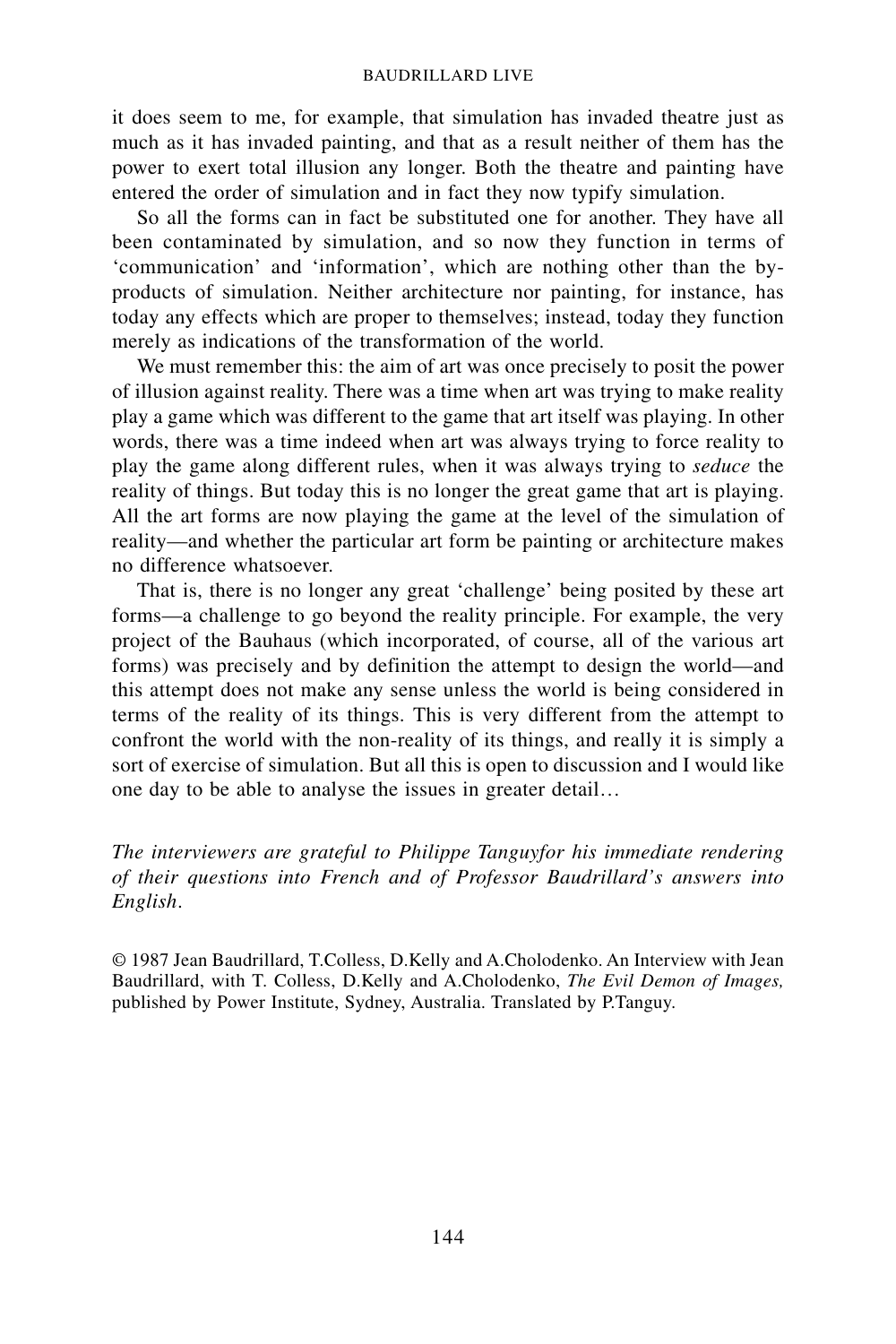it does seem to me, for example, that simulation has invaded theatre just as much as it has invaded painting, and that as a result neither of them has the power to exert total illusion any longer. Both the theatre and painting have entered the order of simulation and in fact they now typify simulation.

So all the forms can in fact be substituted one for another. They have all been contaminated by simulation, and so now they function in terms of 'communication' and 'information', which are nothing other than the by-products of simulation. Neither architecture nor painting, for instance, has today any effects which are proper to themselves; instead, today they function merely as indications of the transformation of the world.

We must remember this: the aim of art was once precisely to posit the power of illusion against reality. There was a time when art was trying to make reality play a game which was different to the game that art itself was playing. In other words, there was a time indeed when art was always trying to force reality to play the game along different rules, when it was always trying to *seduce* the reality of things. But today this is no longer the great game that art is playing. All the art forms are now playing the game at the level of the simulation of reality—and whether the particular art form be painting or architecture makes no difference whatsoever.

That is, there is no longer any great 'challenge' being posited by these art forms—a challenge to go beyond the reality principle. For example, the very project of the Bauhaus (which incorporated, of course, all of the various art forms) was precisely and by definition the attempt to design the world—and this attempt does not make any sense unless the world is being considered in terms of the reality of its things. This is very different from the attempt to confront the world with the non-reality of its things, and really it is simply a sort of exercise of simulation. But all this is open to discussion and I would like one day to be able to analyse the issues in greater detail…

*The interviewers are grateful to Philippe Tanguyfor his immediate rendering of their questions into French and of Professor Baudrillard's answers into English.*

© 1987 Jean Baudrillard, T.Colless, D.Kelly and A.Cholodenko. An Interview with Jean Baudrillard, with T. Colless, D.Kelly and A.Cholodenko, *The Evil Demon of Images,* published by Power Institute, Sydney, Australia. Translated by P.Tanguy.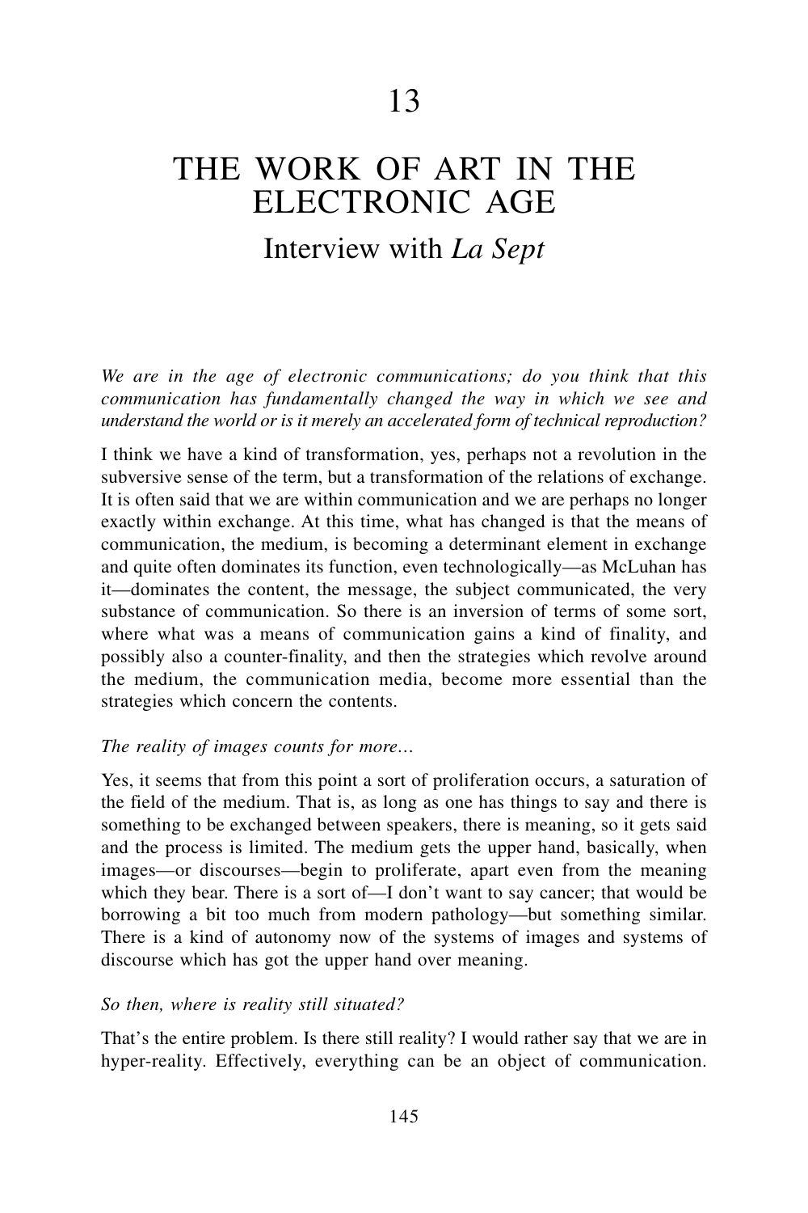# 13

# THE WORK OF ART IN THE ELECTRONIC AGE

## Interview with *La Sept*

*We are in the age of electronic communications; do you think that this communication has fundamentally changed the way in which we see and understand the world or is it merely an accelerated form of technical reproduction?*

I think we have a kind of transformation, yes, perhaps not a revolution in the subversive sense of the term, but a transformation of the relations of exchange. It is often said that we are within communication and we are perhaps no longer exactly within exchange. At this time, what has changed is that the means of communication, the medium, is becoming a determinant element in exchange and quite often dominates its function, even technologically—as McLuhan has it—dominates the content, the message, the subject communicated, the very substance of communication. So there is an inversion of terms of some sort, where what was a means of communication gains a kind of finality, and possibly also a counter-finality, and then the strategies which revolve around the medium, the communication media, become more essential than the strategies which concern the contents.

*The reality of images counts for more…*

Yes, it seems that from this point a sort of proliferation occurs, a saturation of the field of the medium. That is, as long as one has things to say and there is something to be exchanged between speakers, there is meaning, so it gets said and the process is limited. The medium gets the upper hand, basically, when images—or discourses—begin to proliferate, apart even from the meaning which they bear. There is a sort of—I don't want to say cancer; that would be borrowing a bit too much from modern pathology—but something similar. There is a kind of autonomy now of the systems of images and systems of discourse which has got the upper hand over meaning.

*So then, where is reality still situated?*

That's the entire problem. Is there still reality? I would rather say that we are in hyper-reality. Effectively, everything can be an object of communication.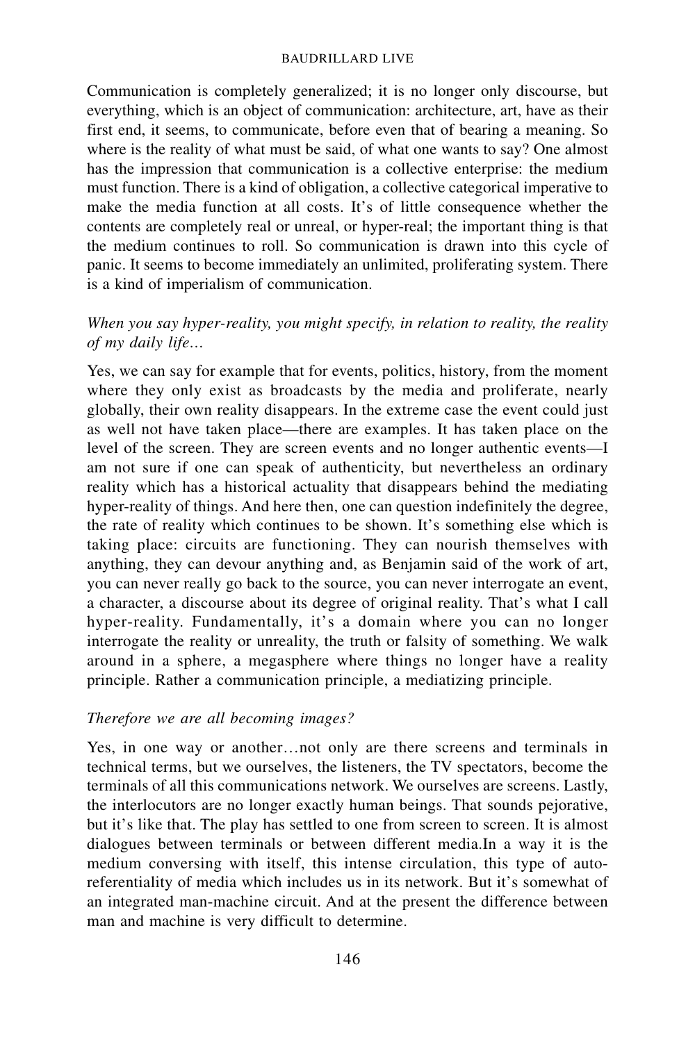Communication is completely generalized; it is no longer only discourse, but everything, which is an object of communication: architecture, art, have as their first end, it seems, to communicate, before even that of bearing a meaning. So where is the reality of what must be said, of what one wants to say? One almost has the impression that communication is a collective enterprise: the medium must function. There is a kind of obligation, a collective categorical imperative to make the media function at all costs. It's of little consequence whether the contents are completely real or unreal, or hyper-real; the important thing is that the medium continues to roll. So communication is drawn into this cycle of panic. It seems to become immediately an unlimited, proliferating system. There is a kind of imperialism of communication.

*When you say hyper-reality, you might specify, in relation to reality, the reality of my daily life…*

Yes, we can say for example that for events, politics, history, from the moment where they only exist as broadcasts by the media and proliferate, nearly globally, their own reality disappears. In the extreme case the event could just as well not have taken place—there are examples. It has taken place on the level of the screen. They are screen events and no longer authentic events—I am not sure if one can speak of authenticity, but nevertheless an ordinary reality which has a historical actuality that disappears behind the mediating hyper-reality of things. And here then, one can question indefinitely the degree, the rate of reality which continues to be shown. It's something else which is taking place: circuits are functioning. They can nourish themselves with anything, they can devour anything and, as Benjamin said of the work of art, you can never really go back to the source, you can never interrogate an event, a character, a discourse about its degree of original reality. That's what I call hyper-reality. Fundamentally, it's a domain where you can no longer interrogate the reality or unreality, the truth or falsity of something. We walk around in a sphere, a megasphere where things no longer have a reality principle. Rather a communication principle, a mediatizing principle.

*Therefore we are all becoming images?*

Yes, in one way or another…not only are there screens and terminals in technical terms, but we ourselves, the listeners, the TV spectators, become the terminals of all this communications network. We ourselves are screens. Lastly, the interlocutors are no longer exactly human beings. That sounds pejorative, but it's like that. The play has settled to one from screen to screen. It is almost dialogues between terminals or between different media.In a way it is the medium conversing with itself, this intense circulation, this type of auto-referentiality of media which includes us in its network. But it's somewhat of an integrated man-machine circuit. And at the present the difference between man and machine is very difficult to determine.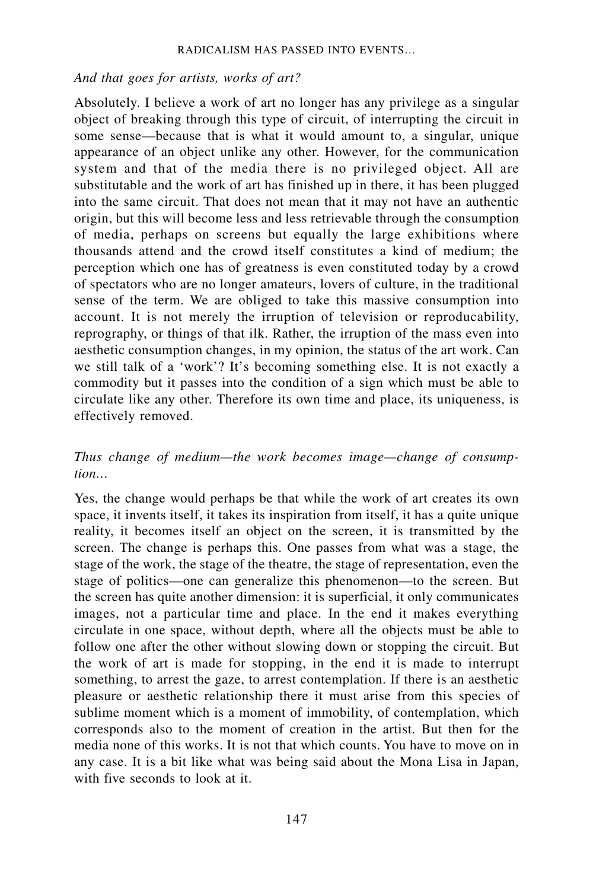*And that goes for artists, works of art?*

Absolutely. I believe a work of art no longer has any privilege as a singular object of breaking through this type of circuit, of interrupting the circuit in some sense—because that is what it would amount to, a singular, unique appearance of an object unlike any other. However, for the communication system and that of the media there is no privileged object. All are substitutable and the work of art has finished up in there, it has been plugged into the same circuit. That does not mean that it may not have an authentic origin, but this will become less and less retrievable through the consumption of media, perhaps on screens but equally the large exhibitions where thousands attend and the crowd itself constitutes a kind of medium; the perception which one has of greatness is even constituted today by a crowd of spectators who are no longer amateurs, lovers of culture, in the traditional sense of the term. We are obliged to take this massive consumption into account. It is not merely the irruption of television or reproducability, reprography, or things of that ilk. Rather, the irruption of the mass even into aesthetic consumption changes, in my opinion, the status of the art work. Can we still talk of a 'work'? It's becoming something else. It is not exactly a commodity but it passes into the condition of a sign which must be able to circulate like any other. Therefore its own time and place, its uniqueness, is effectively removed.

*Thus change of medium—the work becomes image—change of consumption…*

Yes, the change would perhaps be that while the work of art creates its own space, it invents itself, it takes its inspiration from itself, it has a quite unique reality, it becomes itself an object on the screen, it is transmitted by the screen. The change is perhaps this. One passes from what was a stage, the stage of the work, the stage of the theatre, the stage of representation, even the stage of politics—one can generalize this phenomenon—to the screen. But the screen has quite another dimension: it is superficial, it only communicates images, not a particular time and place. In the end it makes everything circulate in one space, without depth, where all the objects must be able to follow one after the other without slowing down or stopping the circuit. But the work of art is made for stopping, in the end it is made to interrupt something, to arrest the gaze, to arrest contemplation. If there is an aesthetic pleasure or aesthetic relationship there it must arise from this species of sublime moment which is a moment of immobility, of contemplation, which corresponds also to the moment of creation in the artist. But then for the media none of this works. It is not that which counts. You have to move on in any case. It is a bit like what was being said about the Mona Lisa in Japan, with five seconds to look at it.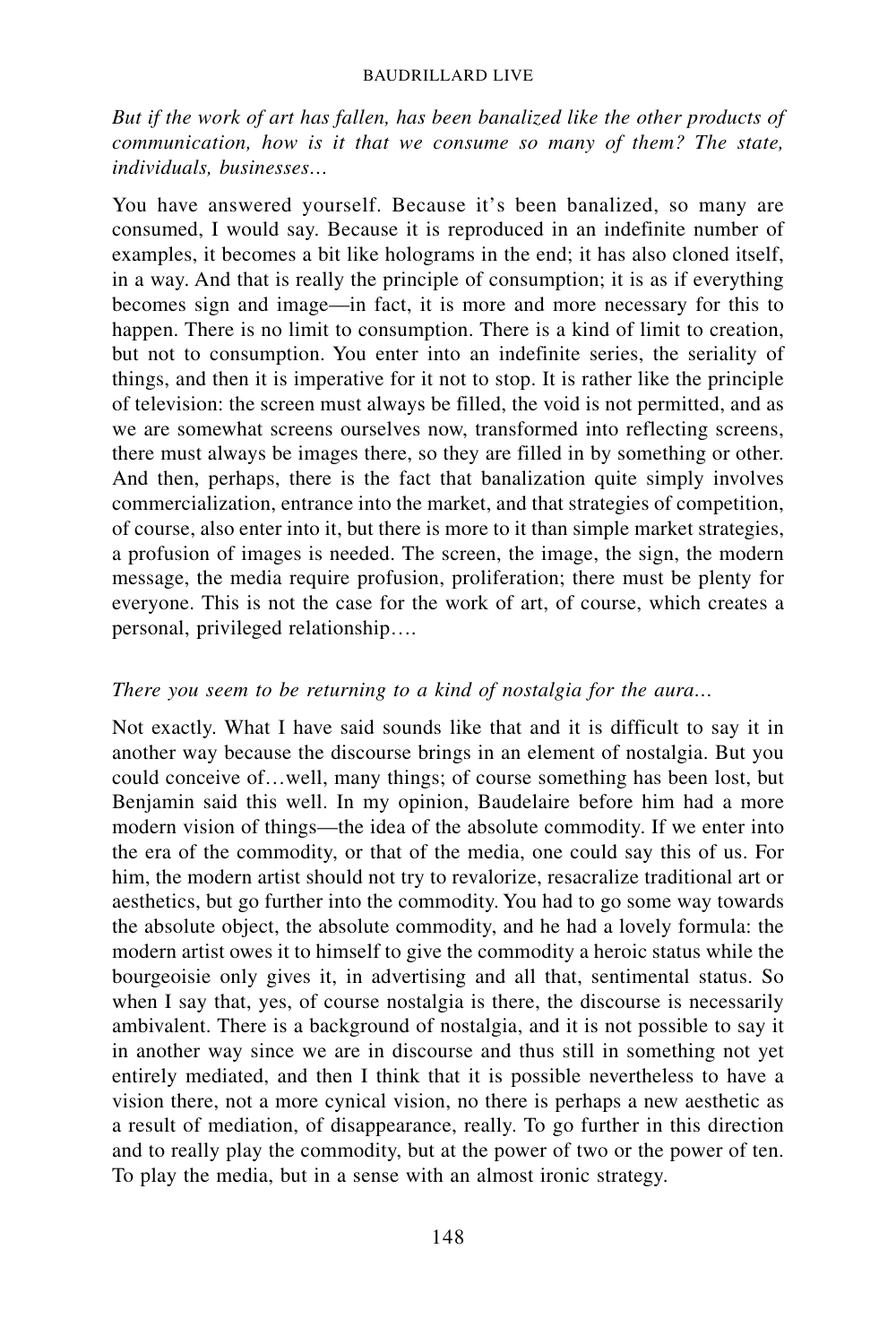*But if the work of art has fallen, has been banalized like the other products of communication, how is it that we consume so many of them? The state, individuals, businesses…*

You have answered yourself. Because it's been banalized, so many are consumed, I would say. Because it is reproduced in an indefinite number of examples, it becomes a bit like holograms in the end; it has also cloned itself, in a way. And that is really the principle of consumption; it is as if everything becomes sign and image—in fact, it is more and more necessary for this to happen. There is no limit to consumption. There is a kind of limit to creation, but not to consumption. You enter into an indefinite series, the seriality of things, and then it is imperative for it not to stop. It is rather like the principle of television: the screen must always be filled, the void is not permitted, and as we are somewhat screens ourselves now, transformed into reflecting screens, there must always be images there, so they are filled in by something or other. And then, perhaps, there is the fact that banalization quite simply involves commercialization, entrance into the market, and that strategies of competition, of course, also enter into it, but there is more to it than simple market strategies, a profusion of images is needed. The screen, the image, the sign, the modern message, the media require profusion, proliferation; there must be plenty for everyone. This is not the case for the work of art, of course, which creates a personal, privileged relationship….

*There you seem to be returning to a kind of nostalgia for the aura…*

Not exactly. What I have said sounds like that and it is difficult to say it in another way because the discourse brings in an element of nostalgia. But you could conceive of…well, many things; of course something has been lost, but Benjamin said this well. In my opinion, Baudelaire before him had a more modern vision of things—the idea of the absolute commodity. If we enter into the era of the commodity, or that of the media, one could say this of us. For him, the modern artist should not try to revalorize, resacralize traditional art or aesthetics, but go further into the commodity. You had to go some way towards the absolute object, the absolute commodity, and he had a lovely formula: the modern artist owes it to himself to give the commodity a heroic status while the bourgeoisie only gives it, in advertising and all that, sentimental status. So when I say that, yes, of course nostalgia is there, the discourse is necessarily ambivalent. There is a background of nostalgia, and it is not possible to say it in another way since we are in discourse and thus still in something not yet entirely mediated, and then I think that it is possible nevertheless to have a vision there, not a more cynical vision, no there is perhaps a new aesthetic as a result of mediation, of disappearance, really. To go further in this direction and to really play the commodity, but at the power of two or the power of ten. To play the media, but in a sense with an almost ironic strategy.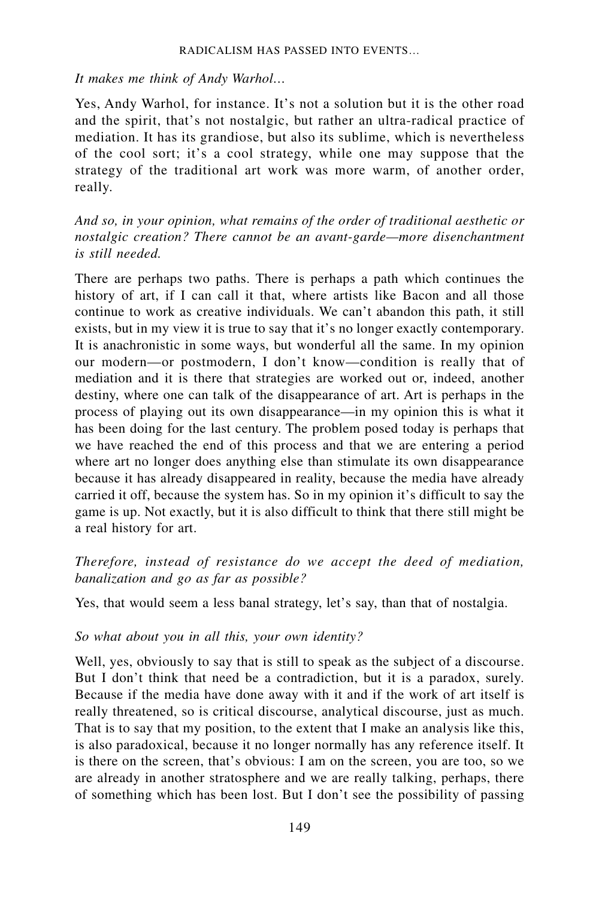*It makes me think of Andy Warhol…*

Yes, Andy Warhol, for instance. It's not a solution but it is the other road and the spirit, that's not nostalgic, but rather an ultra-radical practice of mediation. It has its grandiose, but also its sublime, which is nevertheless of the cool sort; it's a cool strategy, while one may suppose that the strategy of the traditional art work was more warm, of another order, really.

*And so, in your opinion, what remains of the order of traditional aesthetic or nostalgic creation? There cannot be an avant-garde—more disenchantment is still needed.*

There are perhaps two paths. There is perhaps a path which continues the history of art, if I can call it that, where artists like Bacon and all those continue to work as creative individuals. We can't abandon this path, it still exists, but in my view it is true to say that it's no longer exactly contemporary. It is anachronistic in some ways, but wonderful all the same. In my opinion our modern—or postmodern, I don't know—condition is really that of mediation and it is there that strategies are worked out or, indeed, another destiny, where one can talk of the disappearance of art. Art is perhaps in the process of playing out its own disappearance—in my opinion this is what it has been doing for the last century. The problem posed today is perhaps that we have reached the end of this process and that we are entering a period where art no longer does anything else than stimulate its own disappearance because it has already disappeared in reality, because the media have already carried it off, because the system has. So in my opinion it's difficult to say the game is up. Not exactly, but it is also difficult to think that there still might be a real history for art.

*Therefore, instead of resistance do we accept the deed of mediation, banalization and go as far as possible?*

Yes, that would seem a less banal strategy, let's say, than that of nostalgia.

*So what about you in all this, your own identity?*

Well, yes, obviously to say that is still to speak as the subject of a discourse. But I don't think that need be a contradiction, but it is a paradox, surely. Because if the media have done away with it and if the work of art itself is really threatened, so is critical discourse, analytical discourse, just as much. That is to say that my position, to the extent that I make an analysis like this, is also paradoxical, because it no longer normally has any reference itself. It is there on the screen, that's obvious: I am on the screen, you are too, so we are already in another stratosphere and we are really talking, perhaps, there of something which has been lost. But I don't see the possibility of passing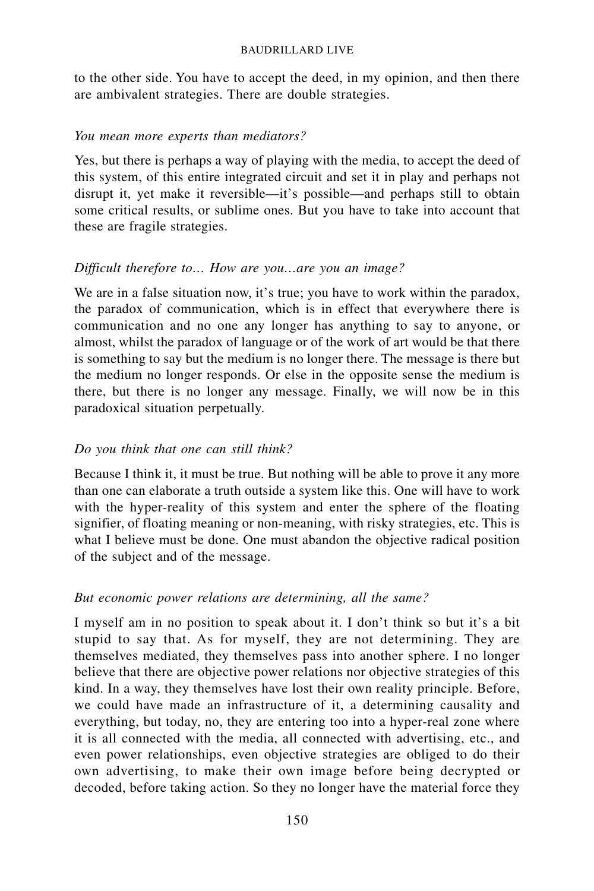to the other side. You have to accept the deed, in my opinion, and then there are ambivalent strategies. There are double strategies.

*You mean more experts than mediators?*

Yes, but there is perhaps a way of playing with the media, to accept the deed of this system, of this entire integrated circuit and set it in play and perhaps not disrupt it, yet make it reversible—it's possible—and perhaps still to obtain some critical results, or sublime ones. But you have to take into account that these are fragile strategies.

*Difficult therefore to… How are you…are you an image?*

We are in a false situation now, it's true; you have to work within the paradox, the paradox of communication, which is in effect that everywhere there is communication and no one any longer has anything to say to anyone, or almost, whilst the paradox of language or of the work of art would be that there is something to say but the medium is no longer there. The message is there but the medium no longer responds. Or else in the opposite sense the medium is there, but there is no longer any message. Finally, we will now be in this paradoxical situation perpetually.

*Do you think that one can still think?*

Because I think it, it must be true. But nothing will be able to prove it any more than one can elaborate a truth outside a system like this. One will have to work with the hyper-reality of this system and enter the sphere of the floating signifier, of floating meaning or non-meaning, with risky strategies, etc. This is what I believe must be done. One must abandon the objective radical position of the subject and of the message.

*But economic power relations are determining, all the same?*

I myself am in no position to speak about it. I don't think so but it's a bit stupid to say that. As for myself, they are not determining. They are themselves mediated, they themselves pass into another sphere. I no longer believe that there are objective power relations nor objective strategies of this kind. In a way, they themselves have lost their own reality principle. Before, we could have made an infrastructure of it, a determining causality and everything, but today, no, they are entering too into a hyper-real zone where it is all connected with the media, all connected with advertising, etc., and even power relationships, even objective strategies are obliged to do their own advertising, to make their own image before being decrypted or decoded, before taking action. So they no longer have the material force they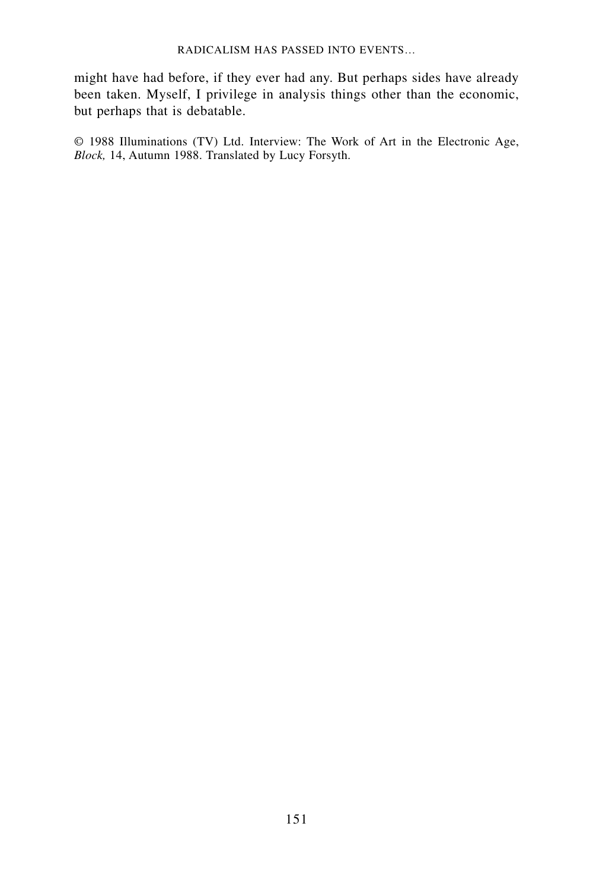might have had before, if they ever had any. But perhaps sides have already been taken. Myself, I privilege in analysis things other than the economic, but perhaps that is debatable.

© 1988 Illuminations (TV) Ltd. Interview: The Work of Art in the Electronic Age, *Block,* 14, Autumn 1988. Translated by Lucy Forsyth.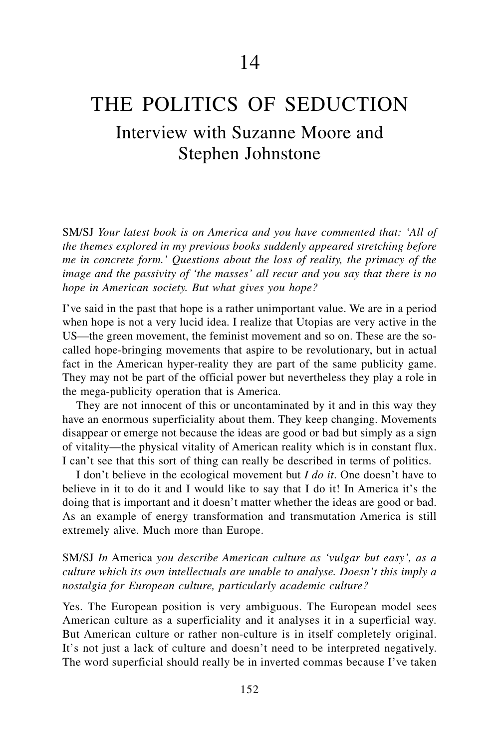# 14

# THE POLITICS OF SEDUCTION

## Interview with Suzanne Moore and Stephen Johnstone

SM/SJ *Your latest book is on America and you have commented that: 'All of the themes explored in my previous books suddenly appeared stretching before me in concrete form.' Questions about the loss of reality, the primacy of the image and the passivity of 'the masses' all recur and you say that there is no hope in American society. But what gives you hope?*

I've said in the past that hope is a rather unimportant value. We are in a period when hope is not a very lucid idea. I realize that Utopias are very active in the US—the green movement, the feminist movement and so on. These are the so-called hope-bringing movements that aspire to be revolutionary, but in actual fact in the American hyper-reality they are part of the same publicity game. They may not be part of the official power but nevertheless they play a role in the mega-publicity operation that is America.

They are not innocent of this or uncontaminated by it and in this way they have an enormous superficiality about them. They keep changing. Movements disappear or emerge not because the ideas are good or bad but simply as a sign of vitality—the physical vitality of American reality which is in constant flux. I can't see that this sort of thing can really be described in terms of politics.

I don't believe in the ecological movement but *I do it*. One doesn't have to believe in it to do it and I would like to say that I do it! In America it's the doing that is important and it doesn't matter whether the ideas are good or bad. As an example of energy transformation and transmutation America is still extremely alive. Much more than Europe.

SM/SJ *In* America *you describe American culture as 'vulgar but easy', as a culture which its own intellectuals are unable to analyse. Doesn't this imply a nostalgia for European culture, particularly academic culture?*

Yes. The European position is very ambiguous. The European model sees American culture as a superficiality and it analyses it in a superficial way. But American culture or rather non-culture is in itself completely original. It's not just a lack of culture and doesn't need to be interpreted negatively. The word superficial should really be in inverted commas because I've taken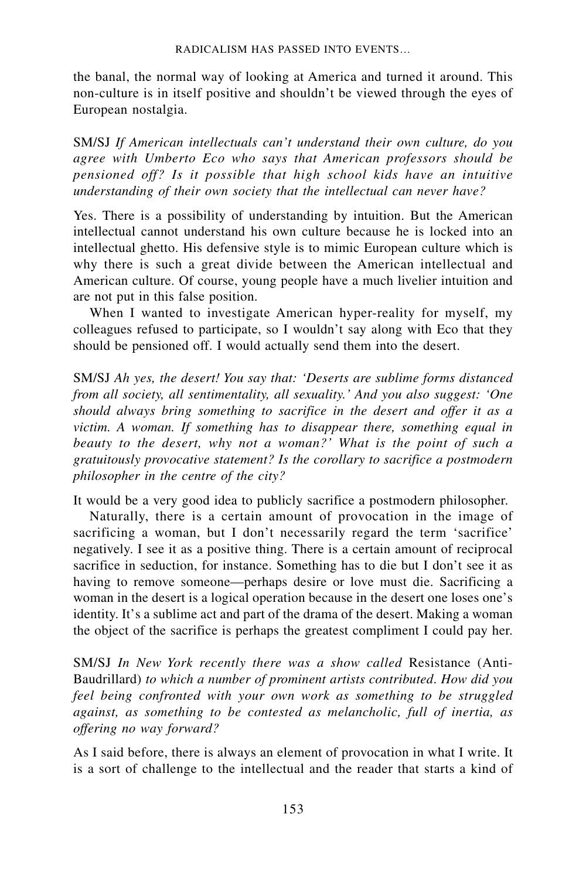the banal, the normal way of looking at America and turned it around. This non-culture is in itself positive and shouldn't be viewed through the eyes of European nostalgia.

SM/SJ *If American intellectuals can't understand their own culture, do you agree with Umberto Eco who says that American professors should be pensioned off? Is it possible that high school kids have an intuitive understanding of their own society that the intellectual can never have?*

Yes. There is a possibility of understanding by intuition. But the American intellectual cannot understand his own culture because he is locked into an intellectual ghetto. His defensive style is to mimic European culture which is why there is such a great divide between the American intellectual and American culture. Of course, young people have a much livelier intuition and are not put in this false position.

When I wanted to investigate American hyper-reality for myself, my colleagues refused to participate, so I wouldn't say along with Eco that they should be pensioned off. I would actually send them into the desert.

SM/SJ *Ah yes, the desert! You say that: 'Deserts are sublime forms distanced from all society, all sentimentality, all sexuality.' And you also suggest: 'One should always bring something to sacrifice in the desert and offer it as a victim. A woman. If something has to disappear there, something equal in beauty to the desert, why not a woman?' What is the point of such a gratuitously provocative statement? Is the corollary to sacrifice a postmodern philosopher in the centre of the city?*

It would be a very good idea to publicly sacrifice a postmodern philosopher.

Naturally, there is a certain amount of provocation in the image of sacrificing a woman, but I don't necessarily regard the term 'sacrifice' negatively. I see it as a positive thing. There is a certain amount of reciprocal sacrifice in seduction, for instance. Something has to die but I don't see it as having to remove someone—perhaps desire or love must die. Sacrificing a woman in the desert is a logical operation because in the desert one loses one's identity. It's a sublime act and part of the drama of the desert. Making a woman the object of the sacrifice is perhaps the greatest compliment I could pay her.

SM/SJ *In New York recently there was a show called* Resistance (Anti-Baudrillard) *to which a number of prominent artists contributed. How did you feel being confronted with your own work as something to be struggled against, as something to be contested as melancholic, full of inertia, as offering no way forward?*

As I said before, there is always an element of provocation in what I write. It is a sort of challenge to the intellectual and the reader that starts a kind of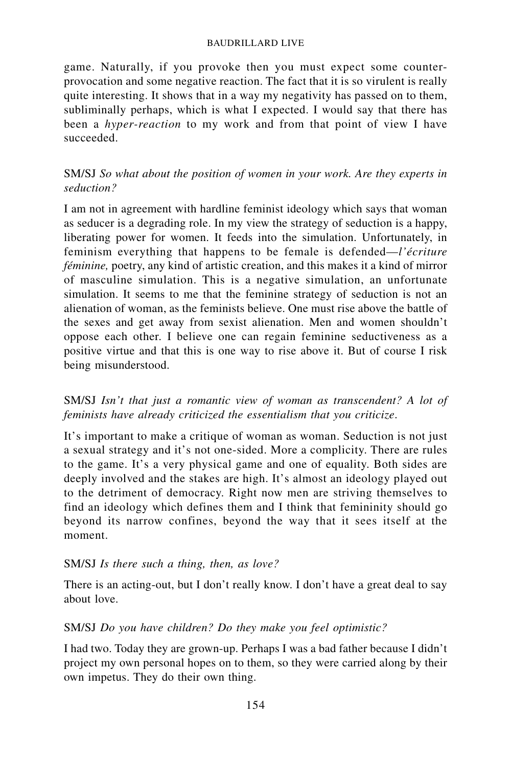game. Naturally, if you provoke then you must expect some counter-provocation and some negative reaction. The fact that it is so virulent is really quite interesting. It shows that in a way my negativity has passed on to them, subliminally perhaps, which is what I expected. I would say that there has been a *hyper-reaction* to my work and from that point of view I have succeeded.

SM/SJ *So what about the position of women in your work. Are they experts in seduction?*

I am not in agreement with hardline feminist ideology which says that woman as seducer is a degrading role. In my view the strategy of seduction is a happy, liberating power for women. It feeds into the simulation. Unfortunately, in feminism everything that happens to be female is defended—*l'écriture féminine,* poetry, any kind of artistic creation, and this makes it a kind of mirror of masculine simulation. This is a negative simulation, an unfortunate simulation. It seems to me that the feminine strategy of seduction is not an alienation of woman, as the feminists believe. One must rise above the battle of the sexes and get away from sexist alienation. Men and women shouldn't oppose each other. I believe one can regain feminine seductiveness as a positive virtue and that this is one way to rise above it. But of course I risk being misunderstood.

SM/SJ *Isn't that just a romantic view of woman as transcendent? A lot of feminists have already criticized the essentialism that you criticize.*

It's important to make a critique of woman as woman. Seduction is not just a sexual strategy and it's not one-sided. More a complicity. There are rules to the game. It's a very physical game and one of equality. Both sides are deeply involved and the stakes are high. It's almost an ideology played out to the detriment of democracy. Right now men are striving themselves to find an ideology which defines them and I think that femininity should go beyond its narrow confines, beyond the way that it sees itself at the moment.

SM/SJ *Is there such a thing, then, as love?*

There is an acting-out, but I don't really know. I don't have a great deal to say about love.

SM/SJ *Do you have children? Do they make you feel optimistic?*

I had two. Today they are grown-up. Perhaps I was a bad father because I didn't project my own personal hopes on to them, so they were carried along by their own impetus. They do their own thing.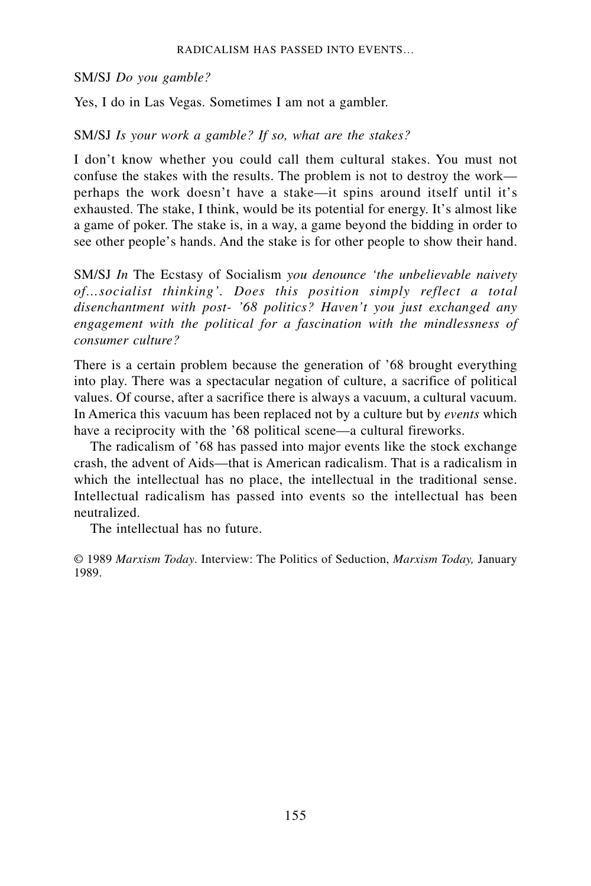SM/SJ *Do you gamble?*

Yes, I do in Las Vegas. Sometimes I am not a gambler.

SM/SJ *Is your work a gamble? If so, what are the stakes?*

I don't know whether you could call them cultural stakes. You must not confuse the stakes with the results. The problem is not to destroy the work—perhaps the work doesn't have a stake—it spins around itself until it's exhausted. The stake, I think, would be its potential for energy. It's almost like a game of poker. The stake is, in a way, a game beyond the bidding in order to see other people's hands. And the stake is for other people to show their hand.

SM/SJ *In* The Ecstasy of Socialism *you denounce 'the unbelievable naivety of…socialist thinking'. Does this position simply reflect a total disenchantment with post- '68 politics? Haven't you just exchanged any engagement with the political for a fascination with the mindlessness of consumer culture?*

There is a certain problem because the generation of '68 brought everything into play. There was a spectacular negation of culture, a sacrifice of political values. Of course, after a sacrifice there is always a vacuum, a cultural vacuum. In America this vacuum has been replaced not by a culture but by *events* which have a reciprocity with the '68 political scene—a cultural fireworks.

The radicalism of '68 has passed into major events like the stock exchange crash, the advent of Aids—that is American radicalism. That is a radicalism in which the intellectual has no place, the intellectual in the traditional sense. Intellectual radicalism has passed into events so the intellectual has been neutralized.

The intellectual has no future.

© 1989 *Marxism Today*. Interview: The Politics of Seduction, *Marxism Today,* January 1989.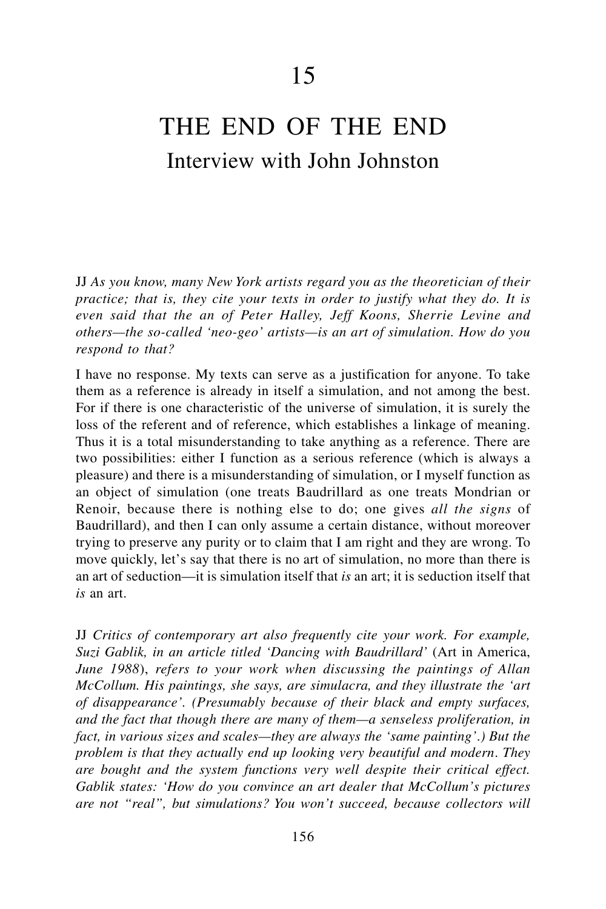# 15

# THE END OF THE END

## Interview with John Johnston

JJ *As you know, many New York artists regard you as the theoretician of their practice; that is, they cite your texts in order to justify what they do. It is even said that the an of Peter Halley, Jeff Koons, Sherrie Levine and others—the so-called 'neo-geo' artists—is an art of simulation. How do you respond to that?*

I have no response. My texts can serve as a justification for anyone. To take them as a reference is already in itself a simulation, and not among the best. For if there is one characteristic of the universe of simulation, it is surely the loss of the referent and of reference, which establishes a linkage of meaning. Thus it is a total misunderstanding to take anything as a reference. There are two possibilities: either I function as a serious reference (which is always a pleasure) and there is a misunderstanding of simulation, or I myself function as an object of simulation (one treats Baudrillard as one treats Mondrian or Renoir, because there is nothing else to do; one gives *all the signs* of Baudrillard), and then I can only assume a certain distance, without moreover trying to preserve any purity or to claim that I am right and they are wrong. To move quickly, let's say that there is no art of simulation, no more than there is an art of seduction—it is simulation itself that *is* an art; it is seduction itself that *is* an art.

JJ *Critics of contemporary art also frequently cite your work. For example, Suzi Gablik, in an article titled 'Dancing with Baudrillard'* (Art in America, *June 1988*), *refers to your work when discussing the paintings of Allan McCollum. His paintings, she says, are simulacra, and they illustrate the 'art of disappearance'. (Presumably because of their black and empty surfaces, and the fact that though there are many of them—a senseless proliferation, in fact, in various sizes and scales—they are always the 'same painting'.) But the problem is that they actually end up looking very beautiful and modern. They are bought and the system functions very well despite their critical effect. Gablik states: 'How do you convince an art dealer that McCollum's pictures are not "real", but simulations? You won't succeed, because collectors will*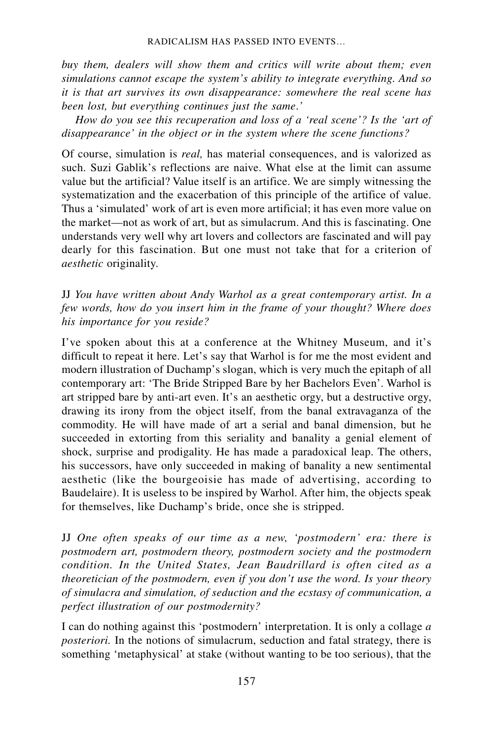*buy them, dealers will show them and critics will write about them; even simulations cannot escape the system's ability to integrate everything. And so it is that art survives its own disappearance: somewhere the real scene has been lost, but everything continues just the same.'*

*How do you see this recuperation and loss of a 'real scene'? Is the 'art of disappearance' in the object or in the system where the scene functions?*

Of course, simulation is *real,* has material consequences, and is valorized as such. Suzi Gablik's reflections are naive. What else at the limit can assume value but the artificial? Value itself is an artifice. We are simply witnessing the systematization and the exacerbation of this principle of the artifice of value. Thus a 'simulated' work of art is even more artificial; it has even more value on the market—not as work of art, but as simulacrum. And this is fascinating. One understands very well why art lovers and collectors are fascinated and will pay dearly for this fascination. But one must not take that for a criterion of *aesthetic* originality.

JJ *You have written about Andy Warhol as a great contemporary artist. In a few words, how do you insert him in the frame of your thought? Where does his importance for you reside?*

I've spoken about this at a conference at the Whitney Museum, and it's difficult to repeat it here. Let's say that Warhol is for me the most evident and modern illustration of Duchamp's slogan, which is very much the epitaph of all contemporary art: 'The Bride Stripped Bare by her Bachelors Even'. Warhol is art stripped bare by anti-art even. It's an aesthetic orgy, but a destructive orgy, drawing its irony from the object itself, from the banal extravaganza of the commodity. He will have made of art a serial and banal dimension, but he succeeded in extorting from this seriality and banality a genial element of shock, surprise and prodigality. He has made a paradoxical leap. The others, his successors, have only succeeded in making of banality a new sentimental aesthetic (like the bourgeoisie has made of advertising, according to Baudelaire). It is useless to be inspired by Warhol. After him, the objects speak for themselves, like Duchamp's bride, once she is stripped.

JJ *One often speaks of our time as a new, 'postmodern' era: there is postmodern art, postmodern theory, postmodern society and the postmodern condition. In the United States, Jean Baudrillard is often cited as a theoretician of the postmodern, even if you don't use the word. Is your theory of simulacra and simulation, of seduction and the ecstasy of communication, a perfect illustration of our postmodernity?*

I can do nothing against this 'postmodern' interpretation. It is only a collage *a posteriori.* In the notions of simulacrum, seduction and fatal strategy, there is something 'metaphysical' at stake (without wanting to be too serious), that the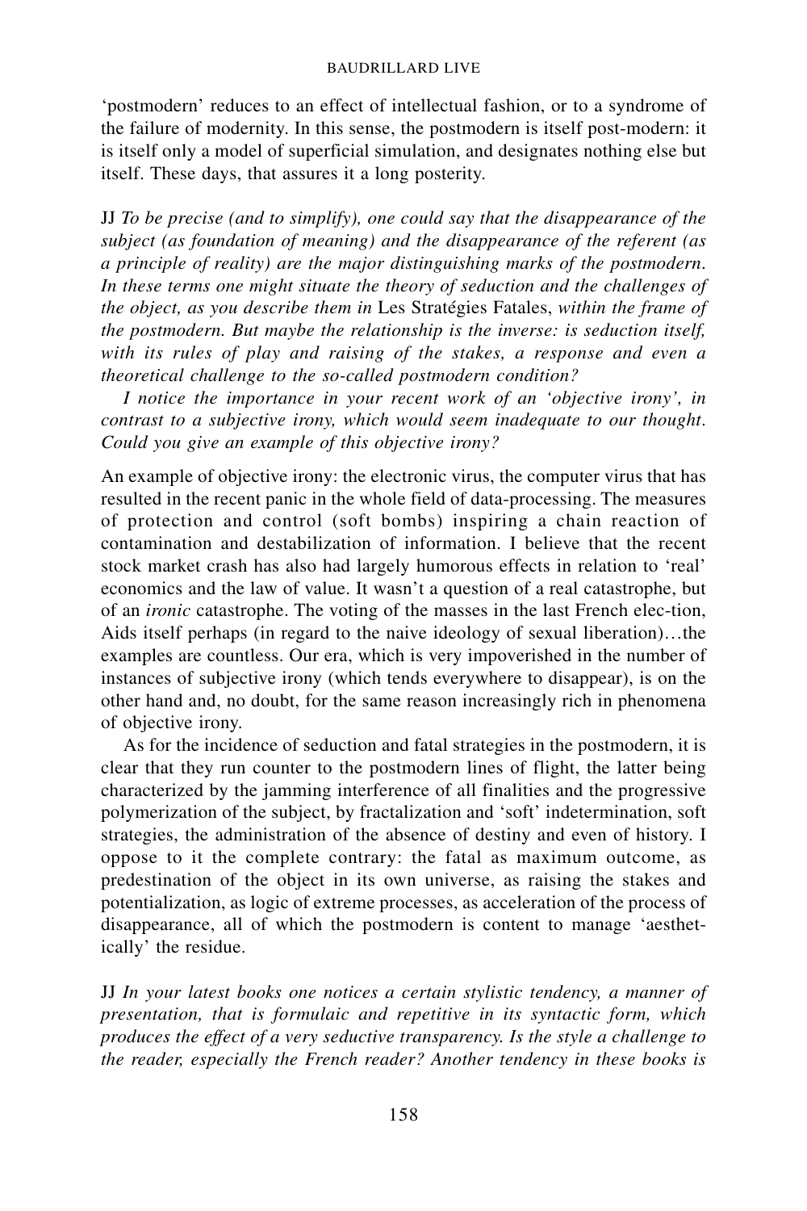'postmodern' reduces to an effect of intellectual fashion, or to a syndrome of the failure of modernity. In this sense, the postmodern is itself post-modern: it is itself only a model of superficial simulation, and designates nothing else but itself. These days, that assures it a long posterity.

JJ *To be precise (and to simplify), one could say that the disappearance of the subject (as foundation of meaning) and the disappearance of the referent (as a principle of reality) are the major distinguishing marks of the postmodern. In these terms one might situate the theory of seduction and the challenges of the object, as you describe them in* Les Stratégies Fatales, *within the frame of the postmodern. But maybe the relationship is the inverse: is seduction itself, with its rules of play and raising of the stakes, a response and even a theoretical challenge to the so-called postmodern condition?*

*I notice the importance in your recent work of an 'objective irony', in contrast to a subjective irony, which would seem inadequate to our thought. Could you give an example of this objective irony?*

An example of objective irony: the electronic virus, the computer virus that has resulted in the recent panic in the whole field of data-processing. The measures of protection and control (soft bombs) inspiring a chain reaction of contamination and destabilization of information. I believe that the recent stock market crash has also had largely humorous effects in relation to 'real' economics and the law of value. It wasn't a question of a real catastrophe, but of an *ironic* catastrophe. The voting of the masses in the last French election, Aids itself perhaps (in regard to the naive ideology of sexual liberation)…the examples are countless. Our era, which is very impoverished in the number of instances of subjective irony (which tends everywhere to disappear), is on the other hand and, no doubt, for the same reason increasingly rich in phenomena of objective irony.

As for the incidence of seduction and fatal strategies in the postmodern, it is clear that they run counter to the postmodern lines of flight, the latter being characterized by the jamming interference of all finalities and the progressive polymerization of the subject, by fractalization and 'soft' indetermination, soft strategies, the administration of the absence of destiny and even of history. I oppose to it the complete contrary: the fatal as maximum outcome, as predestination of the object in its own universe, as raising the stakes and potentialization, as logic of extreme processes, as acceleration of the process of disappearance, all of which the postmodern is content to manage 'aesthetically' the residue.

JJ *In your latest books one notices a certain stylistic tendency, a manner of presentation, that is formulaic and repetitive in its syntactic form, which produces the effect of a very seductive transparency. Is the style a challenge to the reader, especially the French reader? Another tendency in these books is*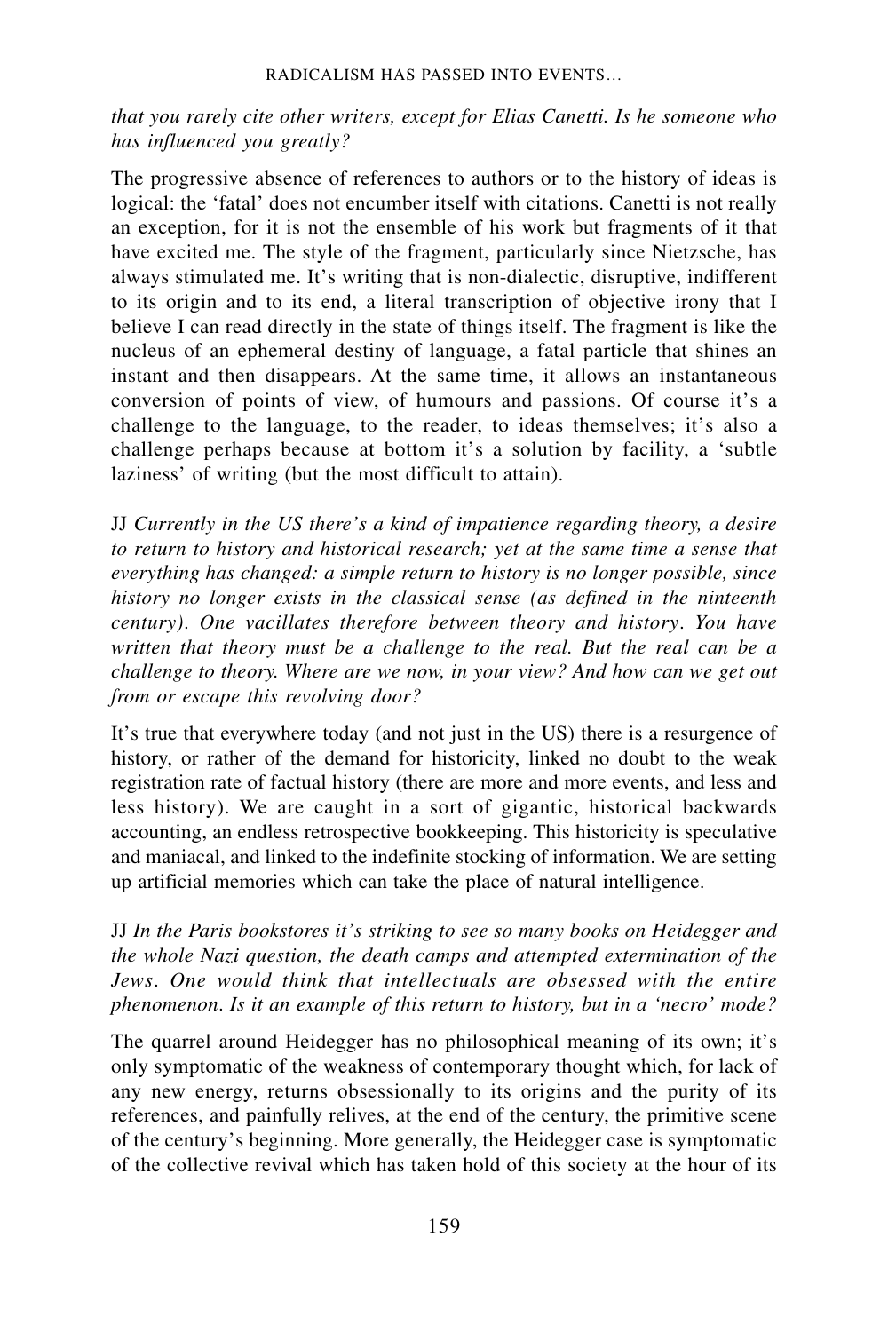*that you rarely cite other writers, except for Elias Canetti. Is he someone who has influenced you greatly?*

The progressive absence of references to authors or to the history of ideas is logical: the 'fatal' does not encumber itself with citations. Canetti is not really an exception, for it is not the ensemble of his work but fragments of it that have excited me. The style of the fragment, particularly since Nietzsche, has always stimulated me. It's writing that is non-dialectic, disruptive, indifferent to its origin and to its end, a literal transcription of objective irony that I believe I can read directly in the state of things itself. The fragment is like the nucleus of an ephemeral destiny of language, a fatal particle that shines an instant and then disappears. At the same time, it allows an instantaneous conversion of points of view, of humours and passions. Of course it's a challenge to the language, to the reader, to ideas themselves; it's also a challenge perhaps because at bottom it's a solution by facility, a 'subtle laziness' of writing (but the most difficult to attain).

JJ *Currently in the US there's a kind of impatience regarding theory, a desire to return to history and historical research; yet at the same time a sense that everything has changed: a simple return to history is no longer possible, since history no longer exists in the classical sense (as defined in the ninteenth century). One vacillates therefore between theory and history. You have written that theory must be a challenge to the real. But the real can be a challenge to theory. Where are we now, in your view? And how can we get out from or escape this revolving door?*

It's true that everywhere today (and not just in the US) there is a resurgence of history, or rather of the demand for historicity, linked no doubt to the weak registration rate of factual history (there are more and more events, and less and less history). We are caught in a sort of gigantic, historical backwards accounting, an endless retrospective bookkeeping. This historicity is speculative and maniacal, and linked to the indefinite stocking of information. We are setting up artificial memories which can take the place of natural intelligence.

JJ *In the Paris bookstores it's striking to see so many books on Heidegger and the whole Nazi question, the death camps and attempted extermination of the Jews. One would think that intellectuals are obsessed with the entire phenomenon. Is it an example of this return to history, but in a 'necro' mode?*

The quarrel around Heidegger has no philosophical meaning of its own; it's only symptomatic of the weakness of contemporary thought which, for lack of any new energy, returns obsessionally to its origins and the purity of its references, and painfully relives, at the end of the century, the primitive scene of the century's beginning. More generally, the Heidegger case is symptomatic of the collective revival which has taken hold of this society at the hour of its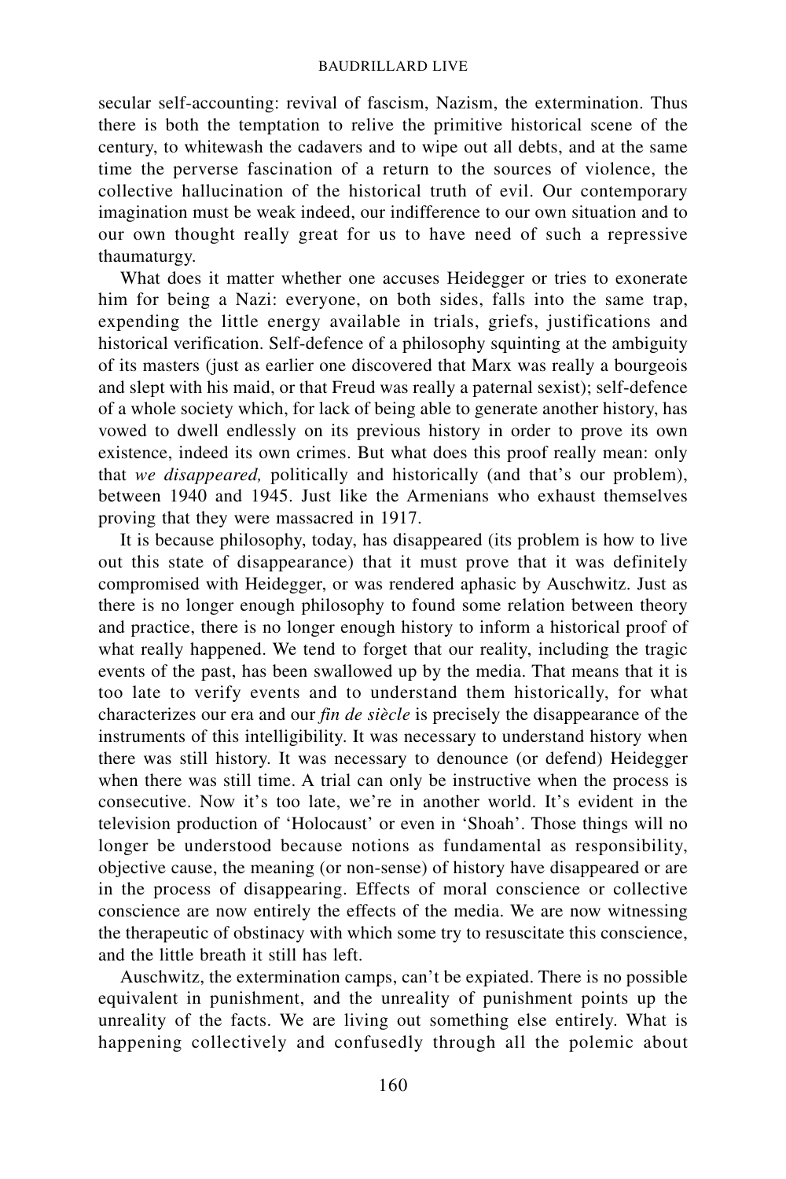secular self-accounting: revival of fascism, Nazism, the extermination. Thus there is both the temptation to relive the primitive historical scene of the century, to whitewash the cadavers and to wipe out all debts, and at the same time the perverse fascination of a return to the sources of violence, the collective hallucination of the historical truth of evil. Our contemporary imagination must be weak indeed, our indifference to our own situation and to our own thought really great for us to have need of such a repressive thaumaturgy.

What does it matter whether one accuses Heidegger or tries to exonerate him for being a Nazi: everyone, on both sides, falls into the same trap, expending the little energy available in trials, griefs, justifications and historical verification. Self-defence of a philosophy squinting at the ambiguity of its masters (just as earlier one discovered that Marx was really a bourgeois and slept with his maid, or that Freud was really a paternal sexist); self-defence of a whole society which, for lack of being able to generate another history, has vowed to dwell endlessly on its previous history in order to prove its own existence, indeed its own crimes. But what does this proof really mean: only that *we disappeared,* politically and historically (and that's our problem), between 1940 and 1945. Just like the Armenians who exhaust themselves proving that they were massacred in 1917.

It is because philosophy, today, has disappeared (its problem is how to live out this state of disappearance) that it must prove that it was definitely compromised with Heidegger, or was rendered aphasic by Auschwitz. Just as there is no longer enough philosophy to found some relation between theory and practice, there is no longer enough history to inform a historical proof of what really happened. We tend to forget that our reality, including the tragic events of the past, has been swallowed up by the media. That means that it is too late to verify events and to understand them historically, for what characterizes our era and our *fin de siècle* is precisely the disappearance of the instruments of this intelligibility. It was necessary to understand history when there was still history. It was necessary to denounce (or defend) Heidegger when there was still time. A trial can only be instructive when the process is consecutive. Now it's too late, we're in another world. It's evident in the television production of 'Holocaust' or even in 'Shoah'. Those things will no longer be understood because notions as fundamental as responsibility, objective cause, the meaning (or non-sense) of history have disappeared or are in the process of disappearing. Effects of moral conscience or collective conscience are now entirely the effects of the media. We are now witnessing the therapeutic of obstinacy with which some try to resuscitate this conscience, and the little breath it still has left.

Auschwitz, the extermination camps, can't be expiated. There is no possible equivalent in punishment, and the unreality of punishment points up the unreality of the facts. We are living out something else entirely. What is happening collectively and confusedly through all the polemic about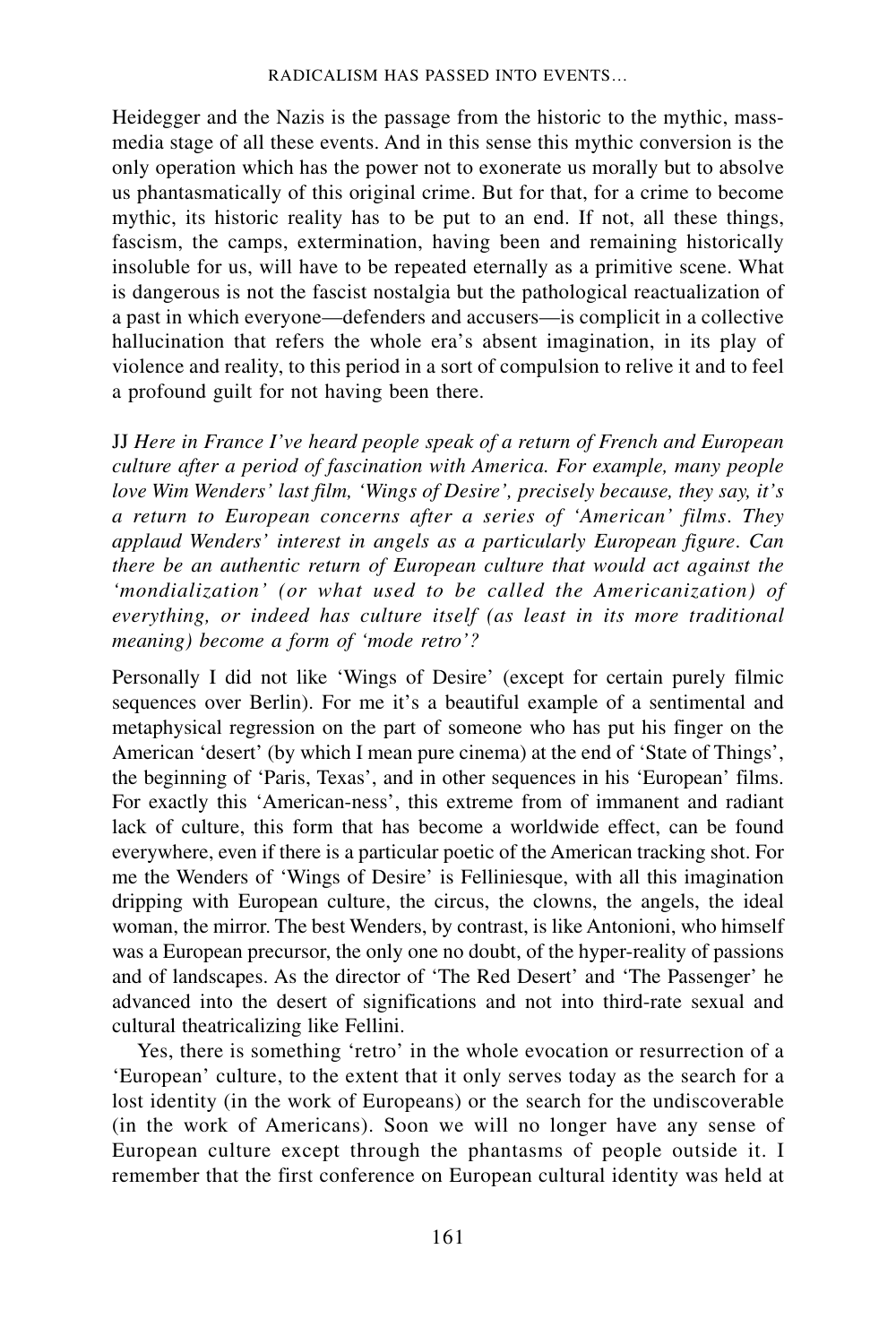Heidegger and the Nazis is the passage from the historic to the mythic, mass-media stage of all these events. And in this sense this mythic conversion is the only operation which has the power not to exonerate us morally but to absolve us phantasmatically of this original crime. But for that, for a crime to become mythic, its historic reality has to be put to an end. If not, all these things, fascism, the camps, extermination, having been and remaining historically insoluble for us, will have to be repeated eternally as a primitive scene. What is dangerous is not the fascist nostalgia but the pathological reactualization of a past in which everyone—defenders and accusers—is complicit in a collective hallucination that refers the whole era's absent imagination, in its play of violence and reality, to this period in a sort of compulsion to relive it and to feel a profound guilt for not having been there.

JJ *Here in France I've heard people speak of a return of French and European culture after a period of fascination with America. For example, many people love Wim Wenders' last film, 'Wings of Desire', precisely because, they say, it's a return to European concerns after a series of 'American' films. They applaud Wenders' interest in angels as a particularly European figure. Can there be an authentic return of European culture that would act against the 'mondialization' (or what used to be called the Americanization) of everything, or indeed has culture itself (as least in its more traditional meaning) become a form of 'mode retro'?*

Personally I did not like 'Wings of Desire' (except for certain purely filmic sequences over Berlin). For me it's a beautiful example of a sentimental and metaphysical regression on the part of someone who has put his finger on the American 'desert' (by which I mean pure cinema) at the end of 'State of Things', the beginning of 'Paris, Texas', and in other sequences in his 'European' films. For exactly this 'American-ness', this extreme from of immanent and radiant lack of culture, this form that has become a worldwide effect, can be found everywhere, even if there is a particular poetic of the American tracking shot. For me the Wenders of 'Wings of Desire' is Felliniesque, with all this imagination dripping with European culture, the circus, the clowns, the angels, the ideal woman, the mirror. The best Wenders, by contrast, is like Antonioni, who himself was a European precursor, the only one no doubt, of the hyper-reality of passions and of landscapes. As the director of 'The Red Desert' and 'The Passenger' he advanced into the desert of significations and not into third-rate sexual and cultural theatricalizing like Fellini.

Yes, there is something 'retro' in the whole evocation or resurrection of a 'European' culture, to the extent that it only serves today as the search for a lost identity (in the work of Europeans) or the search for the undiscoverable (in the work of Americans). Soon we will no longer have any sense of European culture except through the phantasms of people outside it. I remember that the first conference on European cultural identity was held at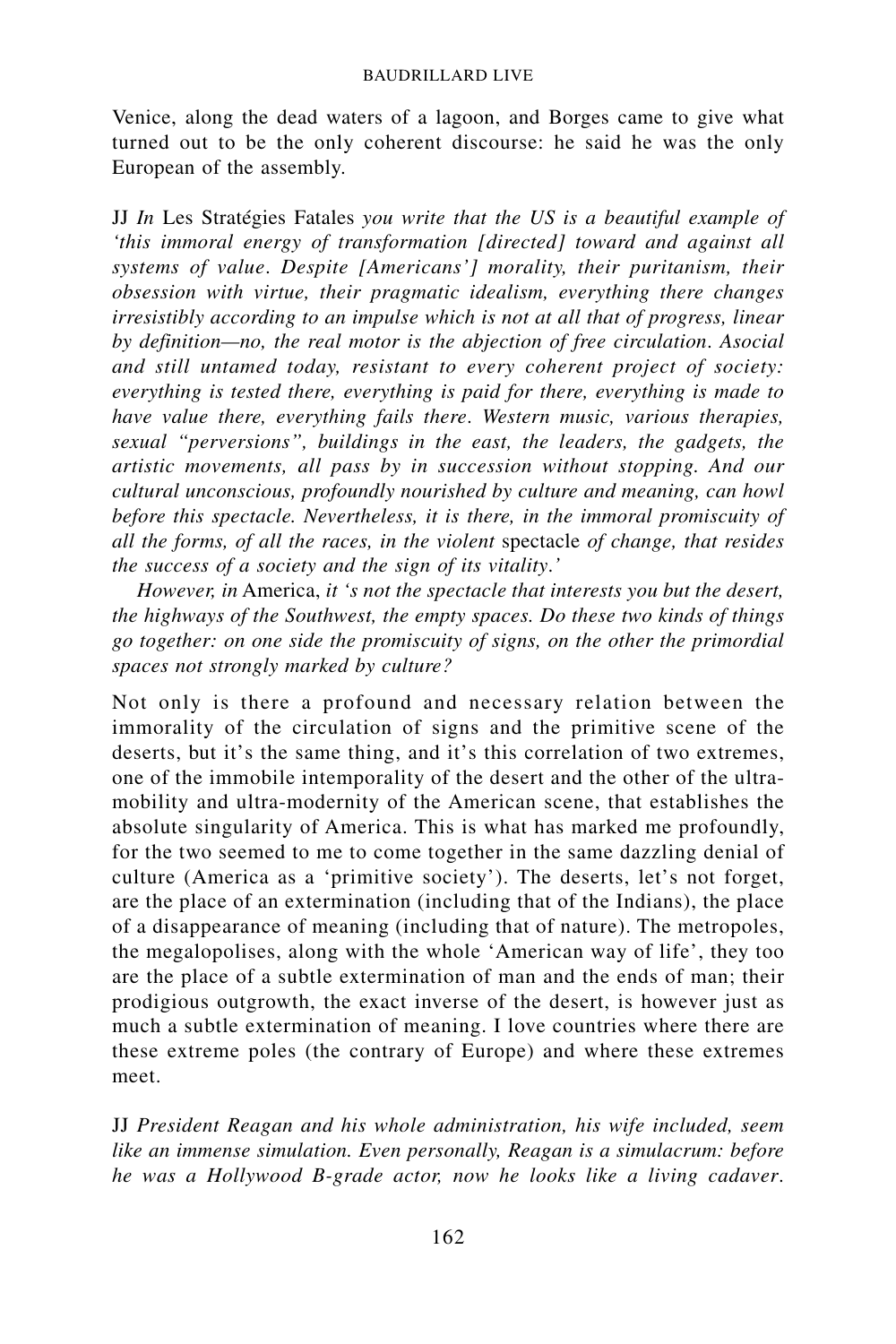Venice, along the dead waters of a lagoon, and Borges came to give what turned out to be the only coherent discourse: he said he was the only European of the assembly.

JJ *In* Les Stratégies Fatales *you write that the US is a beautiful example of 'this immoral energy of transformation [directed] toward and against all systems of value. Despite [Americans'] morality, their puritanism, their obsession with virtue, their pragmatic idealism, everything there changes irresistibly according to an impulse which is not at all that of progress, linear by definition—no, the real motor is the abjection of free circulation. Asocial and still untamed today, resistant to every coherent project of society: everything is tested there, everything is paid for there, everything is made to have value there, everything fails there. Western music, various therapies, sexual "perversions", buildings in the east, the leaders, the gadgets, the artistic movements, all pass by in succession without stopping. And our cultural unconscious, profoundly nourished by culture and meaning, can howl before this spectacle. Nevertheless, it is there, in the immoral promiscuity of all the forms, of all the races, in the violent* spectacle *of change, that resides the success of a society and the sign of its vitality.'*

*However, in* America, *it 's not the spectacle that interests you but the desert, the highways of the Southwest, the empty spaces. Do these two kinds of things go together: on one side the promiscuity of signs, on the other the primordial spaces not strongly marked by culture?*

Not only is there a profound and necessary relation between the immorality of the circulation of signs and the primitive scene of the deserts, but it's the same thing, and it's this correlation of two extremes, one of the immobile intemporality of the desert and the other of the ultra-mobility and ultra-modernity of the American scene, that establishes the absolute singularity of America. This is what has marked me profoundly, for the two seemed to me to come together in the same dazzling denial of culture (America as a 'primitive society'). The deserts, let's not forget, are the place of an extermination (including that of the Indians), the place of a disappearance of meaning (including that of nature). The metropoles, the megalopolises, along with the whole 'American way of life', they too are the place of a subtle extermination of man and the ends of man; their prodigious outgrowth, the exact inverse of the desert, is however just as much a subtle extermination of meaning. I love countries where there are these extreme poles (the contrary of Europe) and where these extremes meet.

JJ *President Reagan and his whole administration, his wife included, seem like an immense simulation. Even personally, Reagan is a simulacrum: before he was a Hollywood B-grade actor, now he looks like a living cadaver.*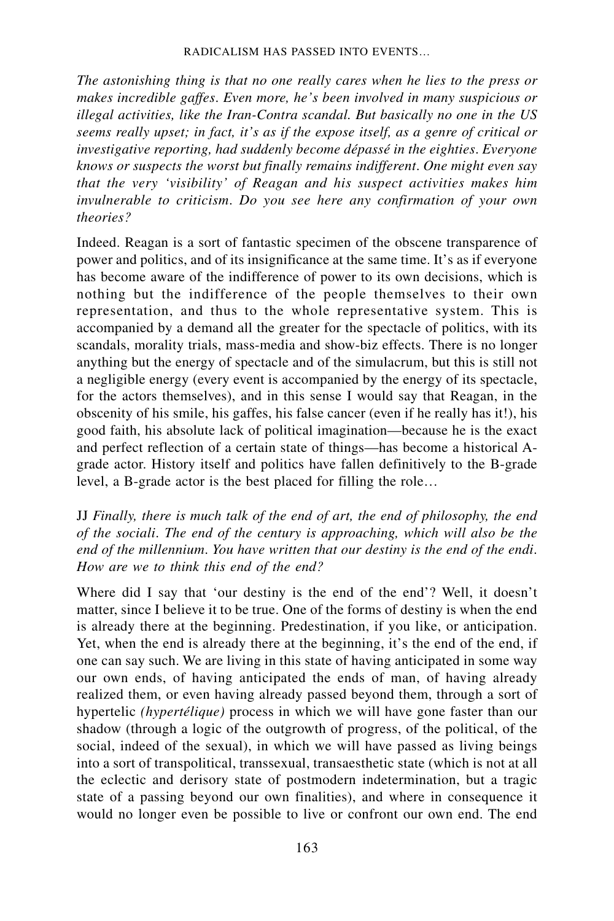*The astonishing thing is that no one really cares when he lies to the press or makes incredible gaffes. Even more, he's been involved in many suspicious or illegal activities, like the Iran-Contra scandal. But basically no one in the US seems really upset; in fact, it's as if the expose itself, as a genre of critical or investigative reporting, had suddenly become dépassé in the eighties. Everyone knows or suspects the worst but finally remains indifferent. One might even say that the very 'visibility' of Reagan and his suspect activities makes him invulnerable to criticism. Do you see here any confirmation of your own theories?*

Indeed. Reagan is a sort of fantastic specimen of the obscene transparence of power and politics, and of its insignificance at the same time. It's as if everyone has become aware of the indifference of power to its own decisions, which is nothing but the indifference of the people themselves to their own representation, and thus to the whole representative system. This is accompanied by a demand all the greater for the spectacle of politics, with its scandals, morality trials, mass-media and show-biz effects. There is no longer anything but the energy of spectacle and of the simulacrum, but this is still not a negligible energy (every event is accompanied by the energy of its spectacle, for the actors themselves), and in this sense I would say that Reagan, in the obscenity of his smile, his gaffes, his false cancer (even if he really has it!), his good faith, his absolute lack of political imagination—because he is the exact and perfect reflection of a certain state of things—has become a historical A-grade actor. History itself and politics have fallen definitively to the B-grade level, a B-grade actor is the best placed for filling the role…

JJ *Finally, there is much talk of the end of art, the end of philosophy, the end of the sociali. The end of the century is approaching, which will also be the end of the millennium. You have written that our destiny is the end of the endi. How are we to think this end of the end?*

Where did I say that 'our destiny is the end of the end'? Well, it doesn't matter, since I believe it to be true. One of the forms of destiny is when the end is already there at the beginning. Predestination, if you like, or anticipation. Yet, when the end is already there at the beginning, it's the end of the end, if one can say such. We are living in this state of having anticipated in some way our own ends, of having anticipated the ends of man, of having already realized them, or even having already passed beyond them, through a sort of hypertelic *(hypertélique)* process in which we will have gone faster than our shadow (through a logic of the outgrowth of progress, of the political, of the social, indeed of the sexual), in which we will have passed as living beings into a sort of transpolitical, transsexual, transaesthetic state (which is not at all the eclectic and derisory state of postmodern indetermination, but a tragic state of a passing beyond our own finalities), and where in consequence it would no longer even be possible to live or confront our own end. The end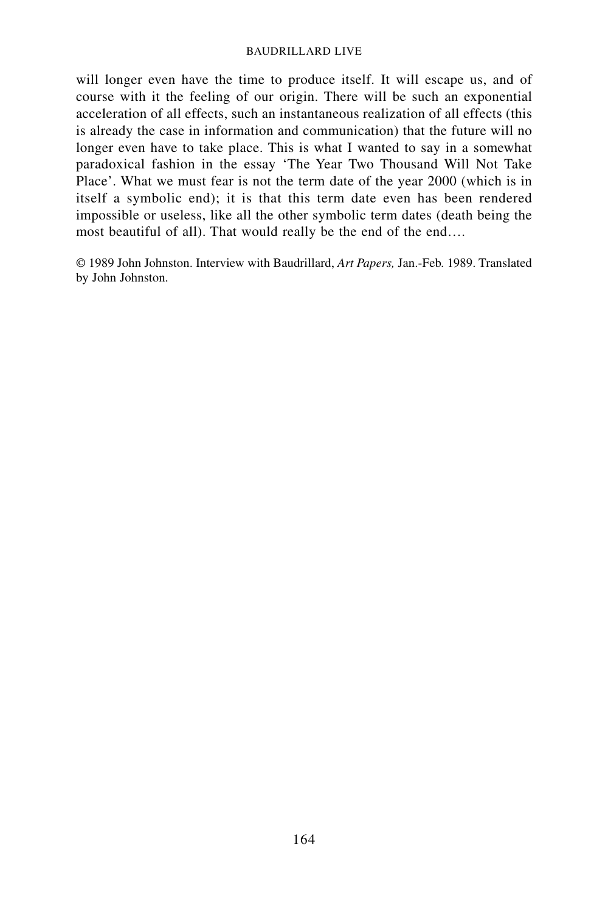will longer even have the time to produce itself. It will escape us, and of course with it the feeling of our origin. There will be such an exponential acceleration of all effects, such an instantaneous realization of all effects (this is already the case in information and communication) that the future will no longer even have to take place. This is what I wanted to say in a somewhat paradoxical fashion in the essay 'The Year Two Thousand Will Not Take Place'. What we must fear is not the term date of the year 2000 (which is in itself a symbolic end); it is that this term date even has been rendered impossible or useless, like all the other symbolic term dates (death being the most beautiful of all). That would really be the end of the end….

© 1989 John Johnston. Interview with Baudrillard, *Art Papers,* Jan.-Feb. 1989. Translated by John Johnston.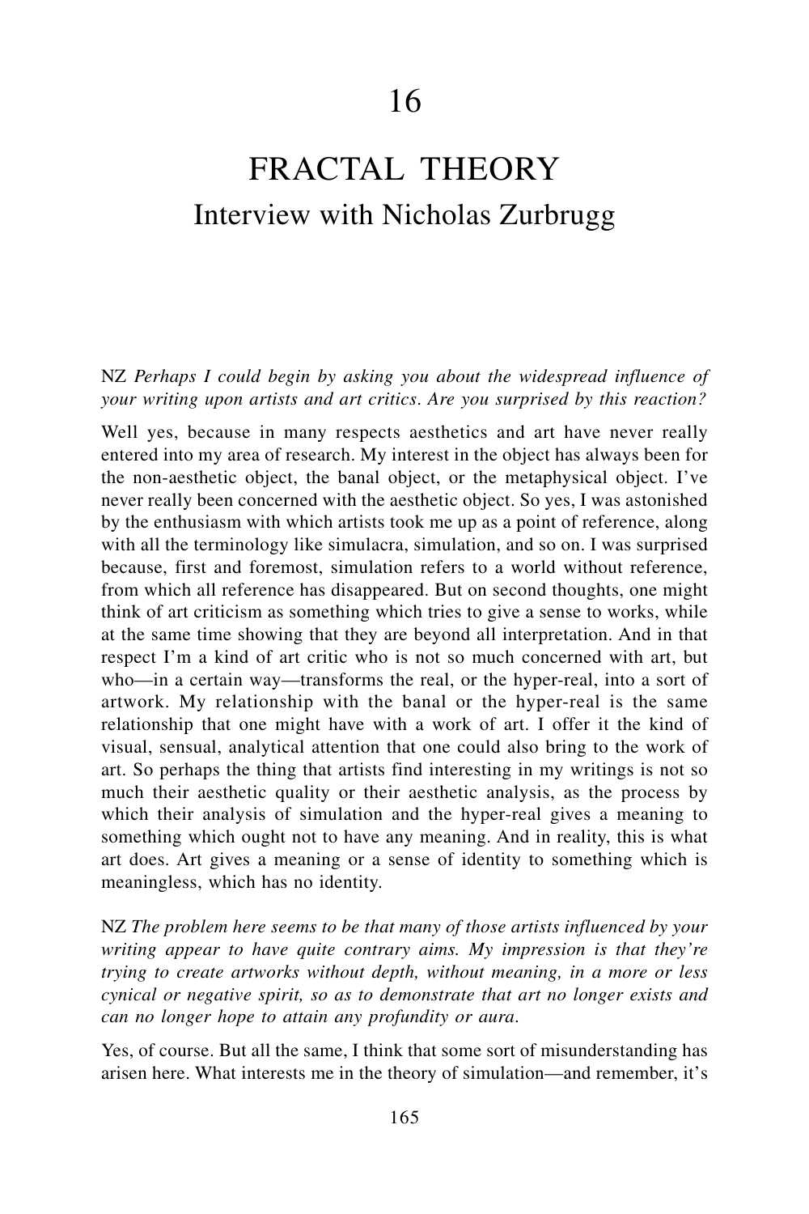# 16

# FRACTAL THEORY
## Interview with Nicholas Zurbrugg

NZ *Perhaps I could begin by asking you about the widespread influence of your writing upon artists and art critics. Are you surprised by this reaction?*

Well yes, because in many respects aesthetics and art have never really entered into my area of research. My interest in the object has always been for the non-aesthetic object, the banal object, or the metaphysical object. I've never really been concerned with the aesthetic object. So yes, I was astonished by the enthusiasm with which artists took me up as a point of reference, along with all the terminology like simulacra, simulation, and so on. I was surprised because, first and foremost, simulation refers to a world without reference, from which all reference has disappeared. But on second thoughts, one might think of art criticism as something which tries to give a sense to works, while at the same time showing that they are beyond all interpretation. And in that respect I'm a kind of art critic who is not so much concerned with art, but who—in a certain way—transforms the real, or the hyper-real, into a sort of artwork. My relationship with the banal or the hyper-real is the same relationship that one might have with a work of art. I offer it the kind of visual, sensual, analytical attention that one could also bring to the work of art. So perhaps the thing that artists find interesting in my writings is not so much their aesthetic quality or their aesthetic analysis, as the process by which their analysis of simulation and the hyper-real gives a meaning to something which ought not to have any meaning. And in reality, this is what art does. Art gives a meaning or a sense of identity to something which is meaningless, which has no identity.

NZ *The problem here seems to be that many of those artists influenced by your writing appear to have quite contrary aims. My impression is that they're trying to create artworks without depth, without meaning, in a more or less cynical or negative spirit, so as to demonstrate that art no longer exists and can no longer hope to attain any profundity or aura.*

Yes, of course. But all the same, I think that some sort of misunderstanding has arisen here. What interests me in the theory of simulation—and remember, it's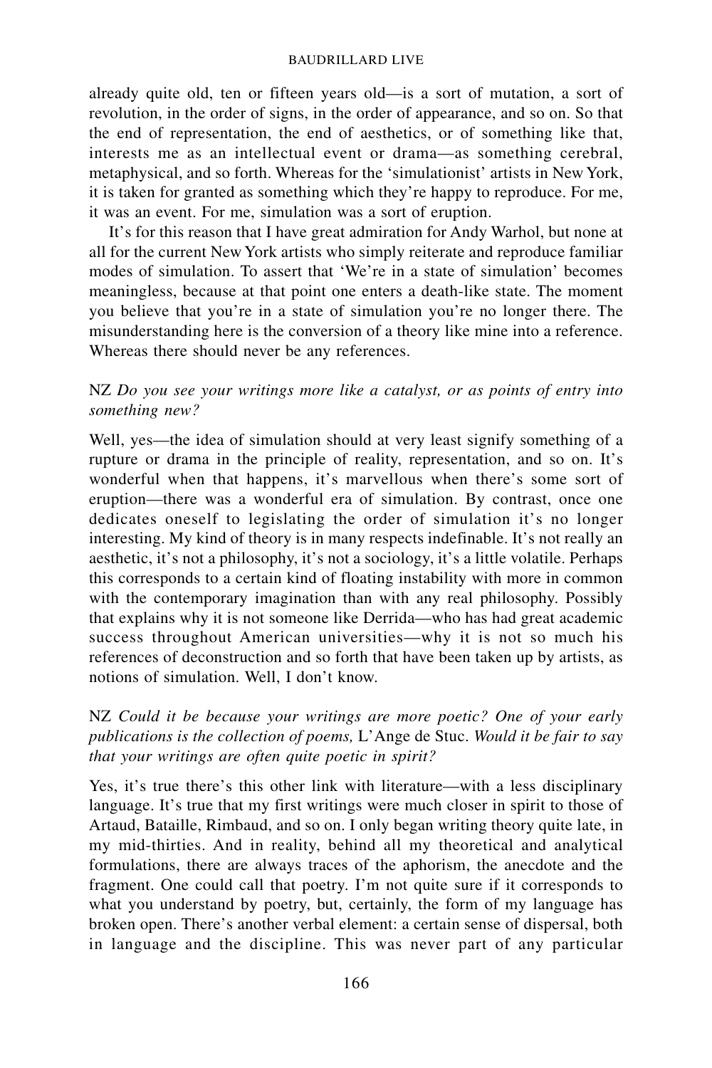already quite old, ten or fifteen years old—is a sort of mutation, a sort of revolution, in the order of signs, in the order of appearance, and so on. So that the end of representation, the end of aesthetics, or of something like that, interests me as an intellectual event or drama—as something cerebral, metaphysical, and so forth. Whereas for the 'simulationist' artists in New York, it is taken for granted as something which they're happy to reproduce. For me, it was an event. For me, simulation was a sort of eruption.

It's for this reason that I have great admiration for Andy Warhol, but none at all for the current New York artists who simply reiterate and reproduce familiar modes of simulation. To assert that 'We're in a state of simulation' becomes meaningless, because at that point one enters a death-like state. The moment you believe that you're in a state of simulation you're no longer there. The misunderstanding here is the conversion of a theory like mine into a reference. Whereas there should never be any references.

NZ *Do you see your writings more like a catalyst, or as points of entry into something new?*

Well, yes—the idea of simulation should at very least signify something of a rupture or drama in the principle of reality, representation, and so on. It's wonderful when that happens, it's marvellous when there's some sort of eruption—there was a wonderful era of simulation. By contrast, once one dedicates oneself to legislating the order of simulation it's no longer interesting. My kind of theory is in many respects indefinable. It's not really an aesthetic, it's not a philosophy, it's not a sociology, it's a little volatile. Perhaps this corresponds to a certain kind of floating instability with more in common with the contemporary imagination than with any real philosophy. Possibly that explains why it is not someone like Derrida—who has had great academic success throughout American universities—why it is not so much his references of deconstruction and so forth that have been taken up by artists, as notions of simulation. Well, I don't know.

NZ *Could it be because your writings are more poetic? One of your early publications is the collection of poems,* L'Ange de Stuc. *Would it be fair to say that your writings are often quite poetic in spirit?*

Yes, it's true there's this other link with literature—with a less disciplinary language. It's true that my first writings were much closer in spirit to those of Artaud, Bataille, Rimbaud, and so on. I only began writing theory quite late, in my mid-thirties. And in reality, behind all my theoretical and analytical formulations, there are always traces of the aphorism, the anecdote and the fragment. One could call that poetry. I'm not quite sure if it corresponds to what you understand by poetry, but, certainly, the form of my language has broken open. There's another verbal element: a certain sense of dispersal, both in language and the discipline. This was never part of any particular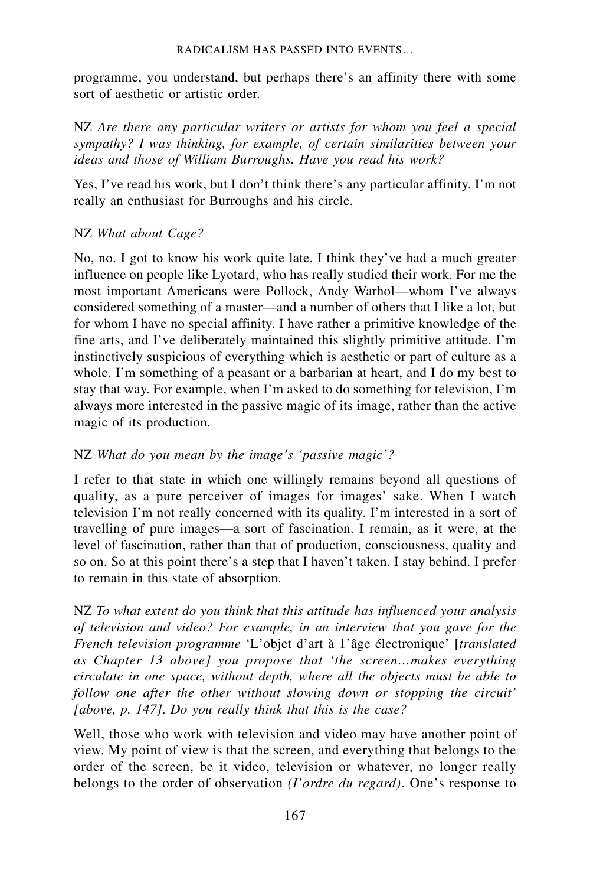programme, you understand, but perhaps there's an affinity there with some sort of aesthetic or artistic order.

NZ *Are there any particular writers or artists for whom you feel a special sympathy? I was thinking, for example, of certain similarities between your ideas and those of William Burroughs. Have you read his work?*

Yes, I've read his work, but I don't think there's any particular affinity. I'm not really an enthusiast for Burroughs and his circle.

NZ *What about Cage?*

No, no. I got to know his work quite late. I think they've had a much greater influence on people like Lyotard, who has really studied their work. For me the most important Americans were Pollock, Andy Warhol—whom I've always considered something of a master—and a number of others that I like a lot, but for whom I have no special affinity. I have rather a primitive knowledge of the fine arts, and I've deliberately maintained this slightly primitive attitude. I'm instinctively suspicious of everything which is aesthetic or part of culture as a whole. I'm something of a peasant or a barbarian at heart, and I do my best to stay that way. For example, when I'm asked to do something for television, I'm always more interested in the passive magic of its image, rather than the active magic of its production.

NZ *What do you mean by the image's 'passive magic'?*

I refer to that state in which one willingly remains beyond all questions of quality, as a pure perceiver of images for images' sake. When I watch television I'm not really concerned with its quality. I'm interested in a sort of travelling of pure images—a sort of fascination. I remain, as it were, at the level of fascination, rather than that of production, consciousness, quality and so on. So at this point there's a step that I haven't taken. I stay behind. I prefer to remain in this state of absorption.

NZ *To what extent do you think that this attitude has influenced your analysis of television and video? For example, in an interview that you gave for the French television programme* 'L'objet d'art à 1'âge électronique' [*translated as Chapter 13 above] you propose that 'the screen…makes everything circulate in one space, without depth, where all the objects must be able to follow one after the other without slowing down or stopping the circuit' [above, p. 147]. Do you really think that this is the case?*

Well, those who work with television and video may have another point of view. My point of view is that the screen, and everything that belongs to the order of the screen, be it video, television or whatever, no longer really belongs to the order of observation *(I'ordre du regard)*. One's response to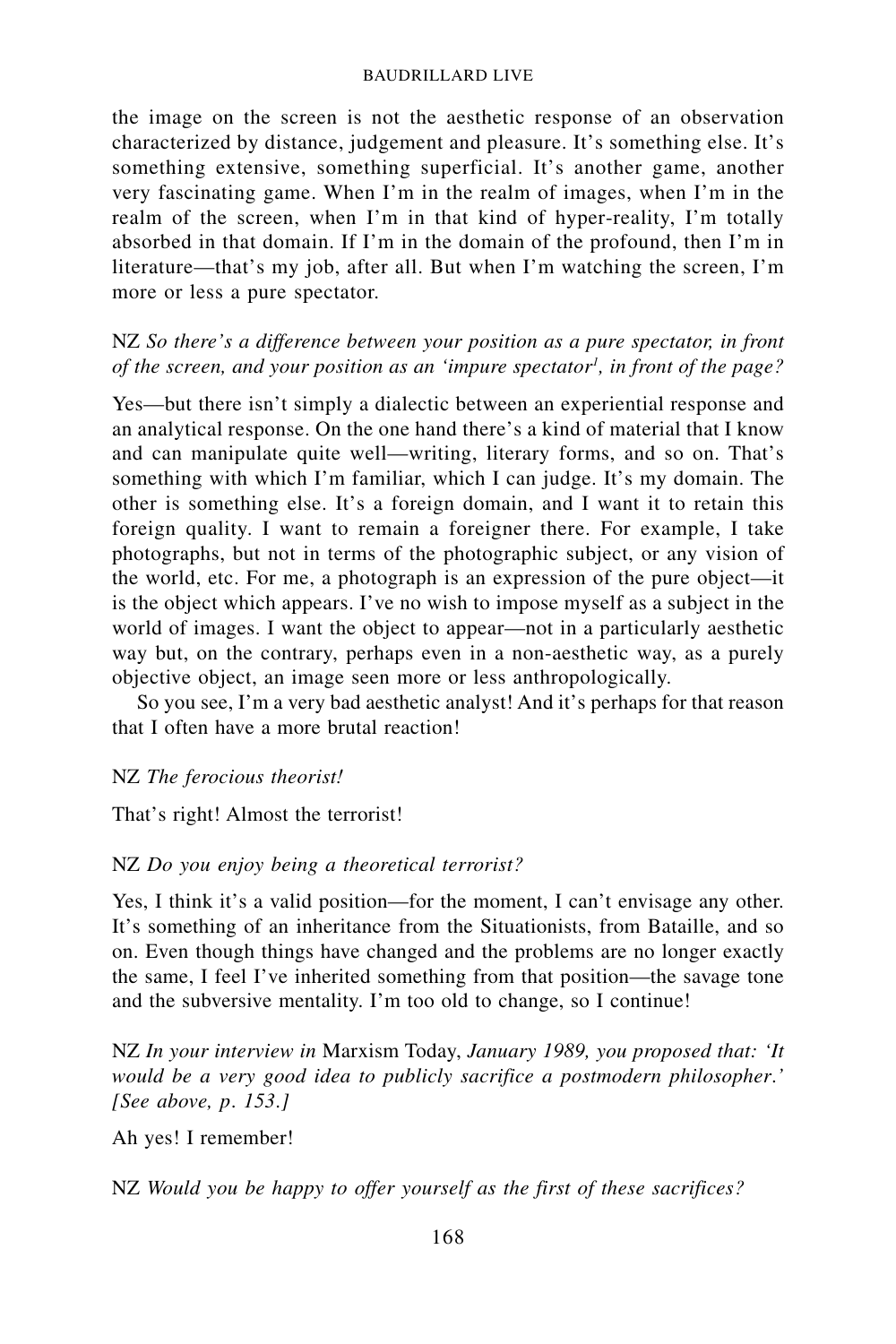the image on the screen is not the aesthetic response of an observation characterized by distance, judgement and pleasure. It's something else. It's something extensive, something superficial. It's another game, another very fascinating game. When I'm in the realm of images, when I'm in the realm of the screen, when I'm in that kind of hyper-reality, I'm totally absorbed in that domain. If I'm in the domain of the profound, then I'm in literature—that's my job, after all. But when I'm watching the screen, I'm more or less a pure spectator.

NZ *So there's a difference between your position as a pure spectator, in front of the screen, and your position as an 'impure spectator[1], in front of the page?*

Yes—but there isn't simply a dialectic between an experiential response and an analytical response. On the one hand there's a kind of material that I know and can manipulate quite well—writing, literary forms, and so on. That's something with which I'm familiar, which I can judge. It's my domain. The other is something else. It's a foreign domain, and I want it to retain this foreign quality. I want to remain a foreigner there. For example, I take photographs, but not in terms of the photographic subject, or any vision of the world, etc. For me, a photograph is an expression of the pure object—it is the object which appears. I've no wish to impose myself as a subject in the world of images. I want the object to appear—not in a particularly aesthetic way but, on the contrary, perhaps even in a non-aesthetic way, as a purely objective object, an image seen more or less anthropologically.

So you see, I'm a very bad aesthetic analyst! And it's perhaps for that reason that I often have a more brutal reaction!

NZ *The ferocious theorist!*

That's right! Almost the terrorist!

NZ *Do you enjoy being a theoretical terrorist?*

Yes, I think it's a valid position—for the moment, I can't envisage any other. It's something of an inheritance from the Situationists, from Bataille, and so on. Even though things have changed and the problems are no longer exactly the same, I feel I've inherited something from that position—the savage tone and the subversive mentality. I'm too old to change, so I continue!

NZ *In your interview in* Marxism Today, *January 1989, you proposed that: 'It would be a very good idea to publicly sacrifice a postmodern philosopher.' [See above, p. 153.]*

Ah yes! I remember!

NZ *Would you be happy to offer yourself as the first of these sacrifices?*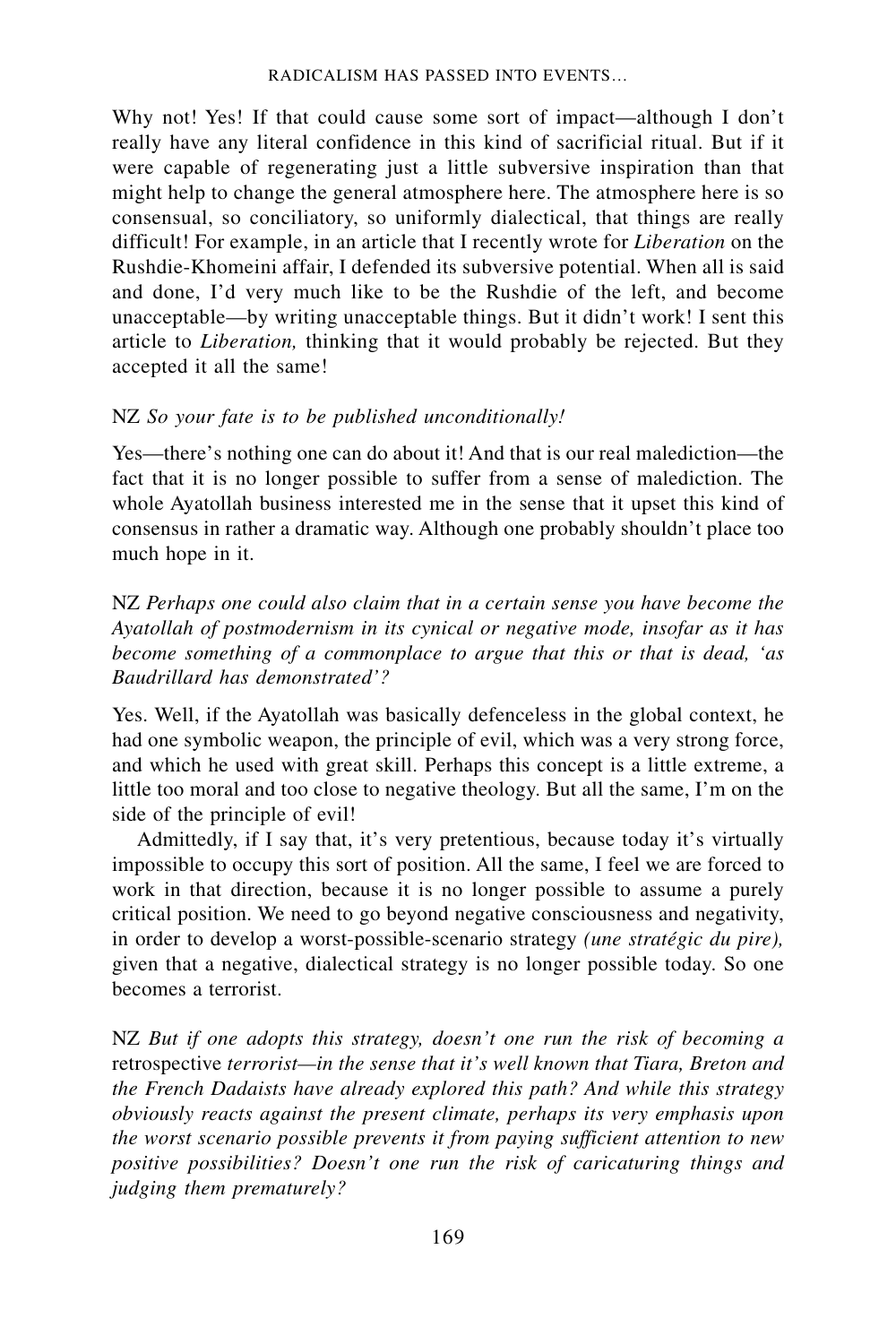Why not! Yes! If that could cause some sort of impact—although I don't really have any literal confidence in this kind of sacrificial ritual. But if it were capable of regenerating just a little subversive inspiration than that might help to change the general atmosphere here. The atmosphere here is so consensual, so conciliatory, so uniformly dialectical, that things are really difficult! For example, in an article that I recently wrote for *Liberation* on the Rushdie-Khomeini affair, I defended its subversive potential. When all is said and done, I'd very much like to be the Rushdie of the left, and become unacceptable—by writing unacceptable things. But it didn't work! I sent this article to *Liberation,* thinking that it would probably be rejected. But they accepted it all the same!

NZ *So your fate is to be published unconditionally!*

Yes—there's nothing one can do about it! And that is our real malediction—the fact that it is no longer possible to suffer from a sense of malediction. The whole Ayatollah business interested me in the sense that it upset this kind of consensus in rather a dramatic way. Although one probably shouldn't place too much hope in it.

NZ *Perhaps one could also claim that in a certain sense you have become the Ayatollah of postmodernism in its cynical or negative mode, insofar as it has become something of a commonplace to argue that this or that is dead, 'as Baudrillard has demonstrated'?*

Yes. Well, if the Ayatollah was basically defenceless in the global context, he had one symbolic weapon, the principle of evil, which was a very strong force, and which he used with great skill. Perhaps this concept is a little extreme, a little too moral and too close to negative theology. But all the same, I'm on the side of the principle of evil!

Admittedly, if I say that, it's very pretentious, because today it's virtually impossible to occupy this sort of position. All the same, I feel we are forced to work in that direction, because it is no longer possible to assume a purely critical position. We need to go beyond negative consciousness and negativity, in order to develop a worst-possible-scenario strategy *(une stratégic du pire),* given that a negative, dialectical strategy is no longer possible today. So one becomes a terrorist.

NZ *But if one adopts this strategy, doesn't one run the risk of becoming a* retrospective *terrorist—in the sense that it's well known that Tiara, Breton and the French Dadaists have already explored this path? And while this strategy obviously reacts against the present climate, perhaps its very emphasis upon the worst scenario possible prevents it from paying sufficient attention to new positive possibilities? Doesn't one run the risk of caricaturing things and judging them prematurely?*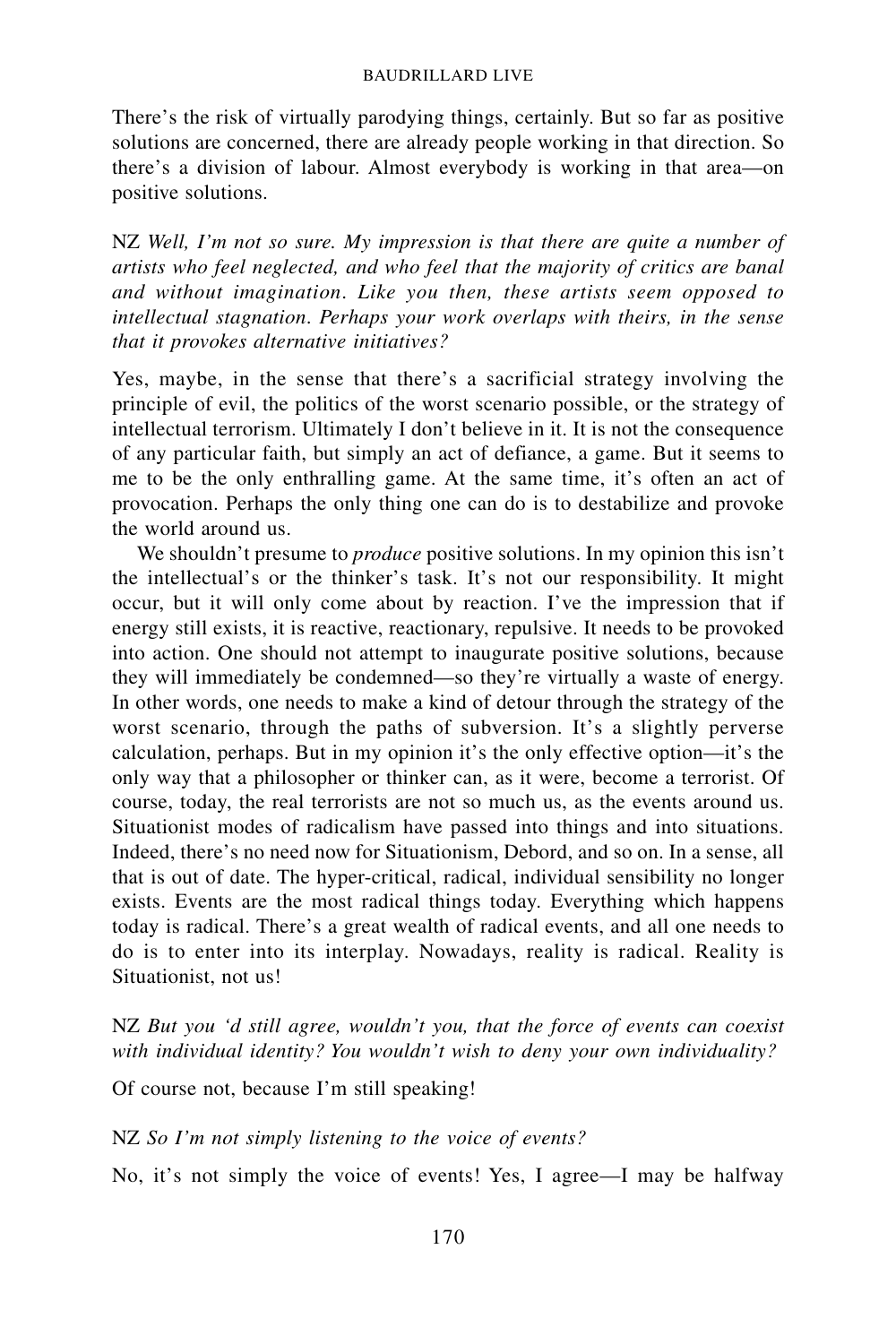There's the risk of virtually parodying things, certainly. But so far as positive solutions are concerned, there are already people working in that direction. So there's a division of labour. Almost everybody is working in that area—on positive solutions.

NZ *Well, I'm not so sure. My impression is that there are quite a number of artists who feel neglected, and who feel that the majority of critics are banal and without imagination. Like you then, these artists seem opposed to intellectual stagnation. Perhaps your work overlaps with theirs, in the sense that it provokes alternative initiatives?*

Yes, maybe, in the sense that there's a sacrificial strategy involving the principle of evil, the politics of the worst scenario possible, or the strategy of intellectual terrorism. Ultimately I don't believe in it. It is not the consequence of any particular faith, but simply an act of defiance, a game. But it seems to me to be the only enthralling game. At the same time, it's often an act of provocation. Perhaps the only thing one can do is to destabilize and provoke the world around us.

We shouldn't presume to *produce* positive solutions. In my opinion this isn't the intellectual's or the thinker's task. It's not our responsibility. It might occur, but it will only come about by reaction. I've the impression that if energy still exists, it is reactive, reactionary, repulsive. It needs to be provoked into action. One should not attempt to inaugurate positive solutions, because they will immediately be condemned—so they're virtually a waste of energy. In other words, one needs to make a kind of detour through the strategy of the worst scenario, through the paths of subversion. It's a slightly perverse calculation, perhaps. But in my opinion it's the only effective option—it's the only way that a philosopher or thinker can, as it were, become a terrorist. Of course, today, the real terrorists are not so much us, as the events around us. Situationist modes of radicalism have passed into things and into situations. Indeed, there's no need now for Situationism, Debord, and so on. In a sense, all that is out of date. The hyper-critical, radical, individual sensibility no longer exists. Events are the most radical things today. Everything which happens today is radical. There's a great wealth of radical events, and all one needs to do is to enter into its interplay. Nowadays, reality is radical. Reality is Situationist, not us!

NZ *But you 'd still agree, wouldn't you, that the force of events can coexist with individual identity? You wouldn't wish to deny your own individuality?*

Of course not, because I'm still speaking!

NZ *So I'm not simply listening to the voice of events?*

No, it's not simply the voice of events! Yes, I agree—I may be halfway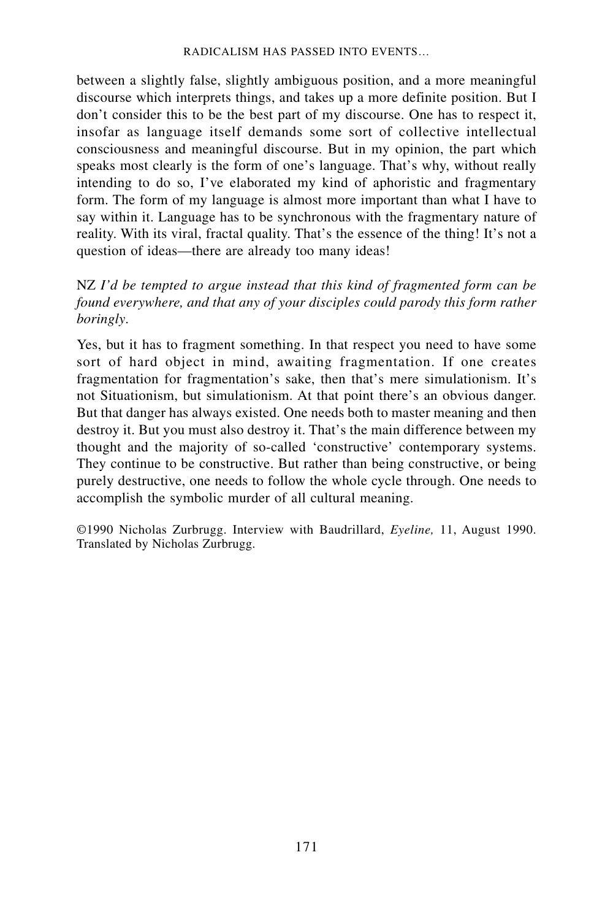between a slightly false, slightly ambiguous position, and a more meaningful discourse which interprets things, and takes up a more definite position. But I don't consider this to be the best part of my discourse. One has to respect it, insofar as language itself demands some sort of collective intellectual consciousness and meaningful discourse. But in my opinion, the part which speaks most clearly is the form of one's language. That's why, without really intending to do so, I've elaborated my kind of aphoristic and fragmentary form. The form of my language is almost more important than what I have to say within it. Language has to be synchronous with the fragmentary nature of reality. With its viral, fractal quality. That's the essence of the thing! It's not a question of ideas—there are already too many ideas!

NZ *I'd be tempted to argue instead that this kind of fragmented form can be found everywhere, and that any of your disciples could parody this form rather boringly.*

Yes, but it has to fragment something. In that respect you need to have some sort of hard object in mind, awaiting fragmentation. If one creates fragmentation for fragmentation's sake, then that's mere simulationism. It's not Situationism, but simulationism. At that point there's an obvious danger. But that danger has always existed. One needs both to master meaning and then destroy it. But you must also destroy it. That's the main difference between my thought and the majority of so-called 'constructive' contemporary systems. They continue to be constructive. But rather than being constructive, or being purely destructive, one needs to follow the whole cycle through. One needs to accomplish the symbolic murder of all cultural meaning.

©1990 Nicholas Zurbrugg. Interview with Baudrillard, *Eyeline,* 11, August 1990. Translated by Nicholas Zurbrugg.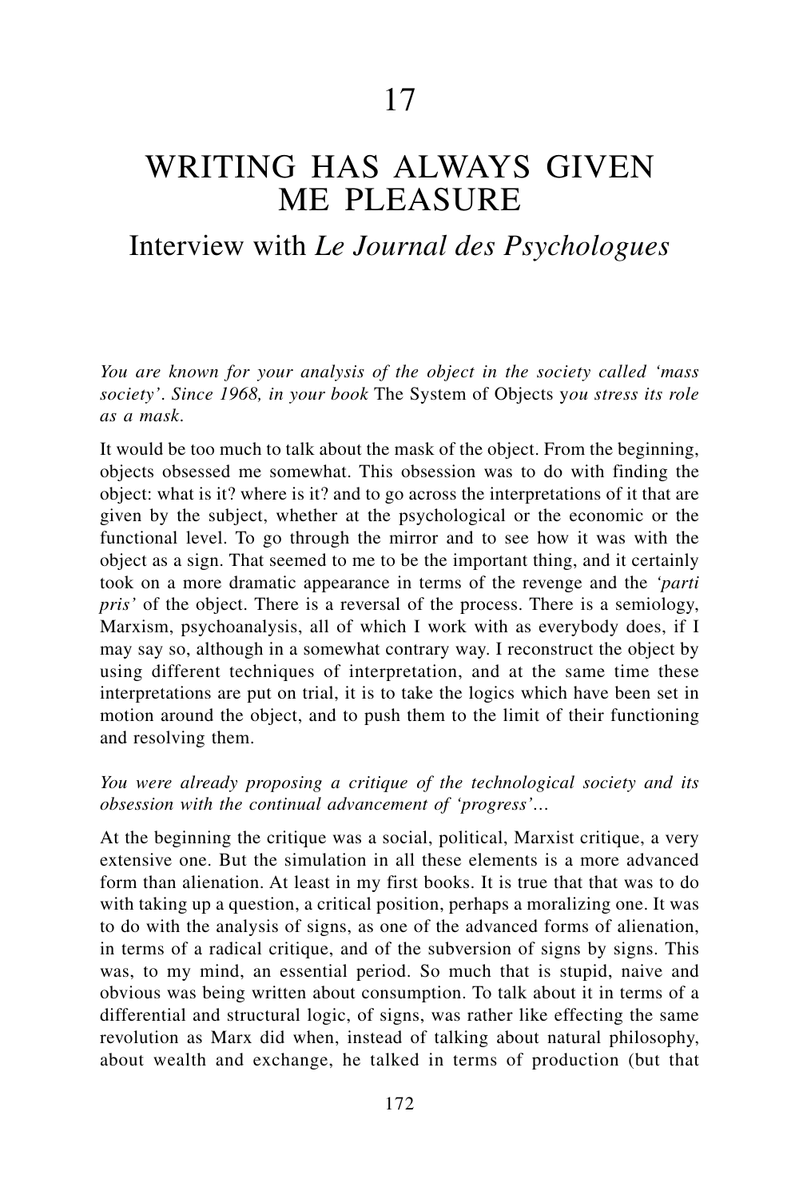# 17

# WRITING HAS ALWAYS GIVEN ME PLEASURE

## Interview with *Le Journal des Psychologues*

*You are known for your analysis of the object in the society called 'mass society'. Since 1968, in your book* The System of Objects *you stress its role as a mask.*

It would be too much to talk about the mask of the object. From the beginning, objects obsessed me somewhat. This obsession was to do with finding the object: what is it? where is it? and to go across the interpretations of it that are given by the subject, whether at the psychological or the economic or the functional level. To go through the mirror and to see how it was with the object as a sign. That seemed to me to be the important thing, and it certainly took on a more dramatic appearance in terms of the revenge and the *'parti pris'* of the object. There is a reversal of the process. There is a semiology, Marxism, psychoanalysis, all of which I work with as everybody does, if I may say so, although in a somewhat contrary way. I reconstruct the object by using different techniques of interpretation, and at the same time these interpretations are put on trial, it is to take the logics which have been set in motion around the object, and to push them to the limit of their functioning and resolving them.

*You were already proposing a critique of the technological society and its obsession with the continual advancement of 'progress'…*

At the beginning the critique was a social, political, Marxist critique, a very extensive one. But the simulation in all these elements is a more advanced form than alienation. At least in my first books. It is true that that was to do with taking up a question, a critical position, perhaps a moralizing one. It was to do with the analysis of signs, as one of the advanced forms of alienation, in terms of a radical critique, and of the subversion of signs by signs. This was, to my mind, an essential period. So much that is stupid, naive and obvious was being written about consumption. To talk about it in terms of a differential and structural logic, of signs, was rather like effecting the same revolution as Marx did when, instead of talking about natural philosophy, about wealth and exchange, he talked in terms of production (but that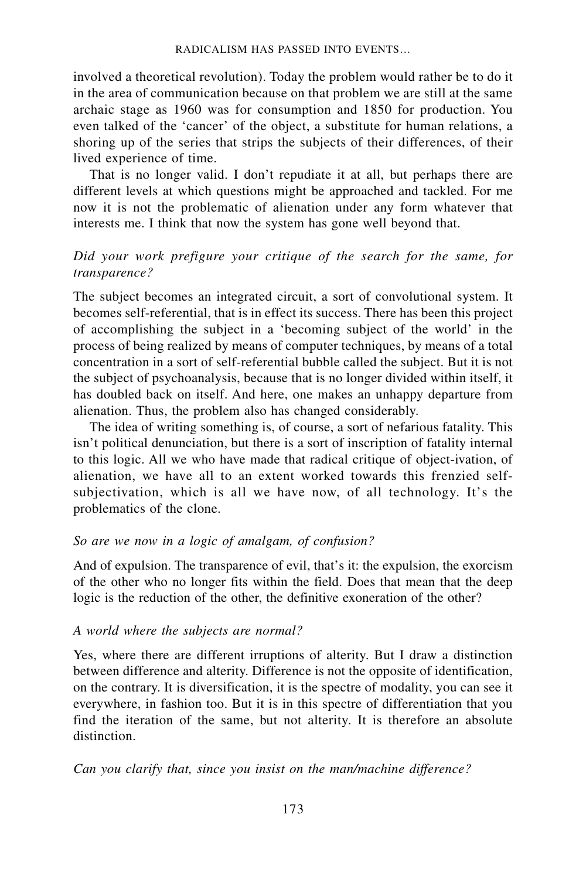involved a theoretical revolution). Today the problem would rather be to do it in the area of communication because on that problem we are still at the same archaic stage as 1960 was for consumption and 1850 for production. You even talked of the 'cancer' of the object, a substitute for human relations, a shoring up of the series that strips the subjects of their differences, of their lived experience of time.

That is no longer valid. I don't repudiate it at all, but perhaps there are different levels at which questions might be approached and tackled. For me now it is not the problematic of alienation under any form whatever that interests me. I think that now the system has gone well beyond that.

*Did your work prefigure your critique of the search for the same, for transparence?*

The subject becomes an integrated circuit, a sort of convolutional system. It becomes self-referential, that is in effect its success. There has been this project of accomplishing the subject in a 'becoming subject of the world' in the process of being realized by means of computer techniques, by means of a total concentration in a sort of self-referential bubble called the subject. But it is not the subject of psychoanalysis, because that is no longer divided within itself, it has doubled back on itself. And here, one makes an unhappy departure from alienation. Thus, the problem also has changed considerably.

The idea of writing something is, of course, a sort of nefarious fatality. This isn't political denunciation, but there is a sort of inscription of fatality internal to this logic. All we who have made that radical critique of object-ivation, of alienation, we have all to an extent worked towards this frenzied self-subjectivation, which is all we have now, of all technology. It's the problematics of the clone.

*So are we now in a logic of amalgam, of confusion?*

And of expulsion. The transparence of evil, that's it: the expulsion, the exorcism of the other who no longer fits within the field. Does that mean that the deep logic is the reduction of the other, the definitive exoneration of the other?

*A world where the subjects are normal?*

Yes, where there are different irruptions of alterity. But I draw a distinction between difference and alterity. Difference is not the opposite of identification, on the contrary. It is diversification, it is the spectre of modality, you can see it everywhere, in fashion too. But it is in this spectre of differentiation that you find the iteration of the same, but not alterity. It is therefore an absolute distinction.

*Can you clarify that, since you insist on the man/machine difference?*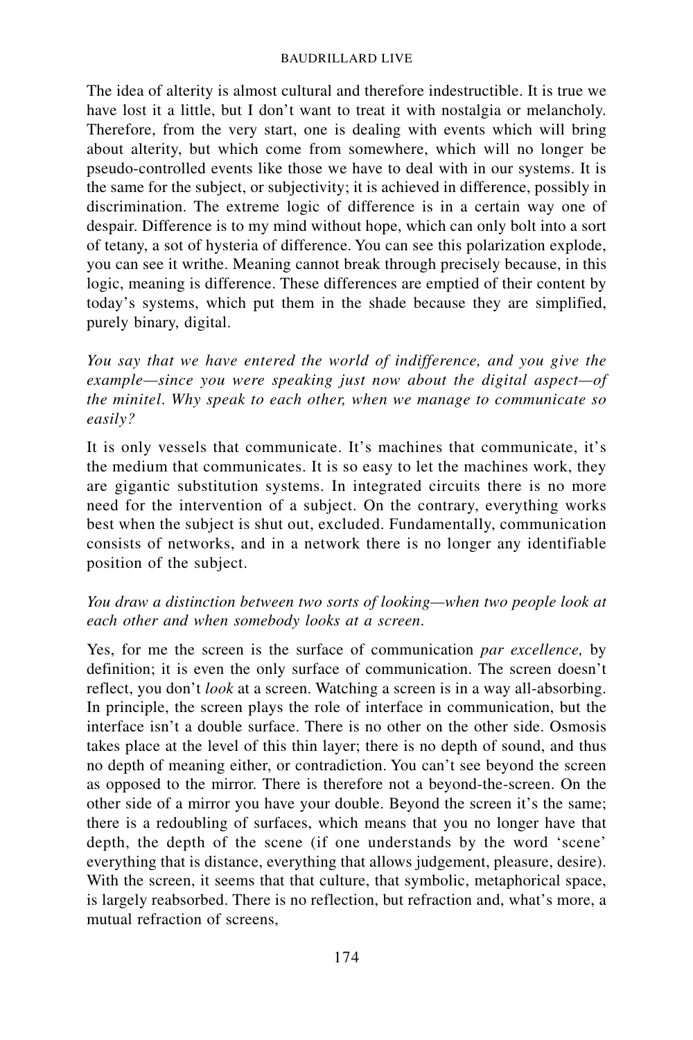The idea of alterity is almost cultural and therefore indestructible. It is true we have lost it a little, but I don't want to treat it with nostalgia or melancholy. Therefore, from the very start, one is dealing with events which will bring about alterity, but which come from somewhere, which will no longer be pseudo-controlled events like those we have to deal with in our systems. It is the same for the subject, or subjectivity; it is achieved in difference, possibly in discrimination. The extreme logic of difference is in a certain way one of despair. Difference is to my mind without hope, which can only bolt into a sort of tetany, a sot of hysteria of difference. You can see this polarization explode, you can see it writhe. Meaning cannot break through precisely because, in this logic, meaning is difference. These differences are emptied of their content by today's systems, which put them in the shade because they are simplified, purely binary, digital.

*You say that we have entered the world of indifference, and you give the example—since you were speaking just now about the digital aspect—of the minitel. Why speak to each other, when we manage to communicate so easily?*

It is only vessels that communicate. It's machines that communicate, it's the medium that communicates. It is so easy to let the machines work, they are gigantic substitution systems. In integrated circuits there is no more need for the intervention of a subject. On the contrary, everything works best when the subject is shut out, excluded. Fundamentally, communication consists of networks, and in a network there is no longer any identifiable position of the subject.

*You draw a distinction between two sorts of looking—when two people look at each other and when somebody looks at a screen.*

Yes, for me the screen is the surface of communication *par excellence,* by definition; it is even the only surface of communication. The screen doesn't reflect, you don't *look* at a screen. Watching a screen is in a way all-absorbing. In principle, the screen plays the role of interface in communication, but the interface isn't a double surface. There is no other on the other side. Osmosis takes place at the level of this thin layer; there is no depth of sound, and thus no depth of meaning either, or contradiction. You can't see beyond the screen as opposed to the mirror. There is therefore not a beyond-the-screen. On the other side of a mirror you have your double. Beyond the screen it's the same; there is a redoubling of surfaces, which means that you no longer have that depth, the depth of the scene (if one understands by the word 'scene' everything that is distance, everything that allows judgement, pleasure, desire). With the screen, it seems that that culture, that symbolic, metaphorical space, is largely reabsorbed. There is no reflection, but refraction and, what's more, a mutual refraction of screens,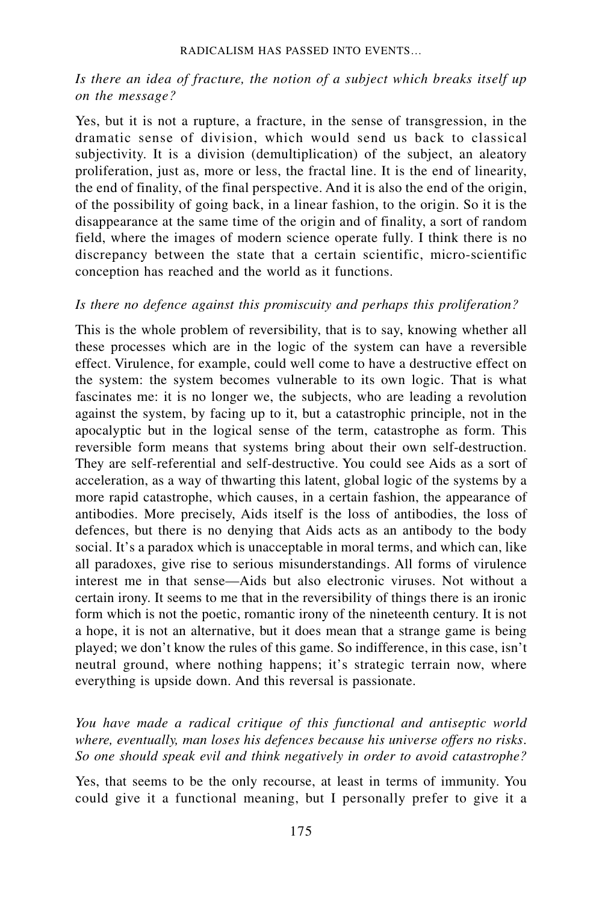*Is there an idea of fracture, the notion of a subject which breaks itself up on the message?*

Yes, but it is not a rupture, a fracture, in the sense of transgression, in the dramatic sense of division, which would send us back to classical subjectivity. It is a division (demultiplication) of the subject, an aleatory proliferation, just as, more or less, the fractal line. It is the end of linearity, the end of finality, of the final perspective. And it is also the end of the origin, of the possibility of going back, in a linear fashion, to the origin. So it is the disappearance at the same time of the origin and of finality, a sort of random field, where the images of modern science operate fully. I think there is no discrepancy between the state that a certain scientific, micro-scientific conception has reached and the world as it functions.

*Is there no defence against this promiscuity and perhaps this proliferation?*

This is the whole problem of reversibility, that is to say, knowing whether all these processes which are in the logic of the system can have a reversible effect. Virulence, for example, could well come to have a destructive effect on the system: the system becomes vulnerable to its own logic. That is what fascinates me: it is no longer we, the subjects, who are leading a revolution against the system, by facing up to it, but a catastrophic principle, not in the apocalyptic but in the logical sense of the term, catastrophe as form. This reversible form means that systems bring about their own self-destruction. They are self-referential and self-destructive. You could see Aids as a sort of acceleration, as a way of thwarting this latent, global logic of the systems by a more rapid catastrophe, which causes, in a certain fashion, the appearance of antibodies. More precisely, Aids itself is the loss of antibodies, the loss of defences, but there is no denying that Aids acts as an antibody to the body social. It's a paradox which is unacceptable in moral terms, and which can, like all paradoxes, give rise to serious misunderstandings. All forms of virulence interest me in that sense—Aids but also electronic viruses. Not without a certain irony. It seems to me that in the reversibility of things there is an ironic form which is not the poetic, romantic irony of the nineteenth century. It is not a hope, it is not an alternative, but it does mean that a strange game is being played; we don't know the rules of this game. So indifference, in this case, isn't neutral ground, where nothing happens; it's strategic terrain now, where everything is upside down. And this reversal is passionate.

*You have made a radical critique of this functional and antiseptic world where, eventually, man loses his defences because his universe offers no risks. So one should speak evil and think negatively in order to avoid catastrophe?*

Yes, that seems to be the only recourse, at least in terms of immunity. You could give it a functional meaning, but I personally prefer to give it a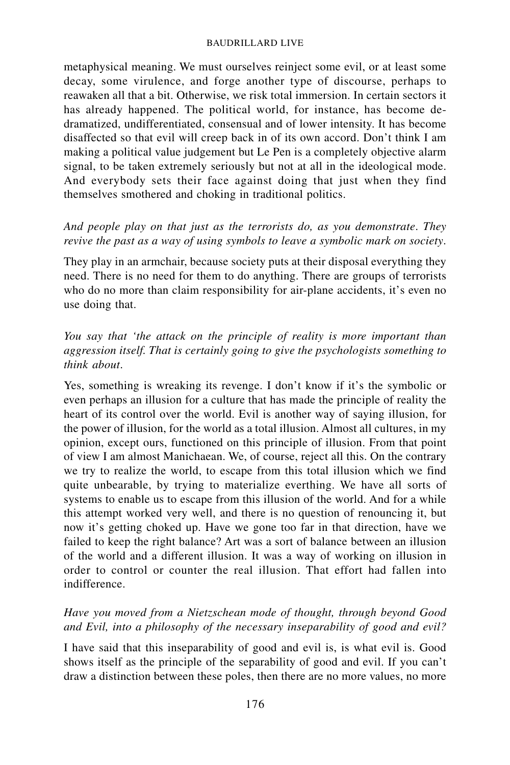metaphysical meaning. We must ourselves reinject some evil, or at least some decay, some virulence, and forge another type of discourse, perhaps to reawaken all that a bit. Otherwise, we risk total immersion. In certain sectors it has already happened. The political world, for instance, has become de-dramatized, undifferentiated, consensual and of lower intensity. It has become disaffected so that evil will creep back in of its own accord. Don't think I am making a political value judgement but Le Pen is a completely objective alarm signal, to be taken extremely seriously but not at all in the ideological mode. And everybody sets their face against doing that just when they find themselves smothered and choking in traditional politics.

*And people play on that just as the terrorists do, as you demonstrate. They revive the past as a way of using symbols to leave a symbolic mark on society.*

They play in an armchair, because society puts at their disposal everything they need. There is no need for them to do anything. There are groups of terrorists who do no more than claim responsibility for air-plane accidents, it's even no use doing that.

*You say that 'the attack on the principle of reality is more important than aggression itself. That is certainly going to give the psychologists something to think about.*

Yes, something is wreaking its revenge. I don't know if it's the symbolic or even perhaps an illusion for a culture that has made the principle of reality the heart of its control over the world. Evil is another way of saying illusion, for the power of illusion, for the world as a total illusion. Almost all cultures, in my opinion, except ours, functioned on this principle of illusion. From that point of view I am almost Manichaean. We, of course, reject all this. On the contrary we try to realize the world, to escape from this total illusion which we find quite unbearable, by trying to materialize everthing. We have all sorts of systems to enable us to escape from this illusion of the world. And for a while this attempt worked very well, and there is no question of renouncing it, but now it's getting choked up. Have we gone too far in that direction, have we failed to keep the right balance? Art was a sort of balance between an illusion of the world and a different illusion. It was a way of working on illusion in order to control or counter the real illusion. That effort had fallen into indifference.

*Have you moved from a Nietzschean mode of thought, through beyond Good and Evil, into a philosophy of the necessary inseparability of good and evil?*

I have said that this inseparability of good and evil is, is what evil is. Good shows itself as the principle of the separability of good and evil. If you can't draw a distinction between these poles, then there are no more values, no more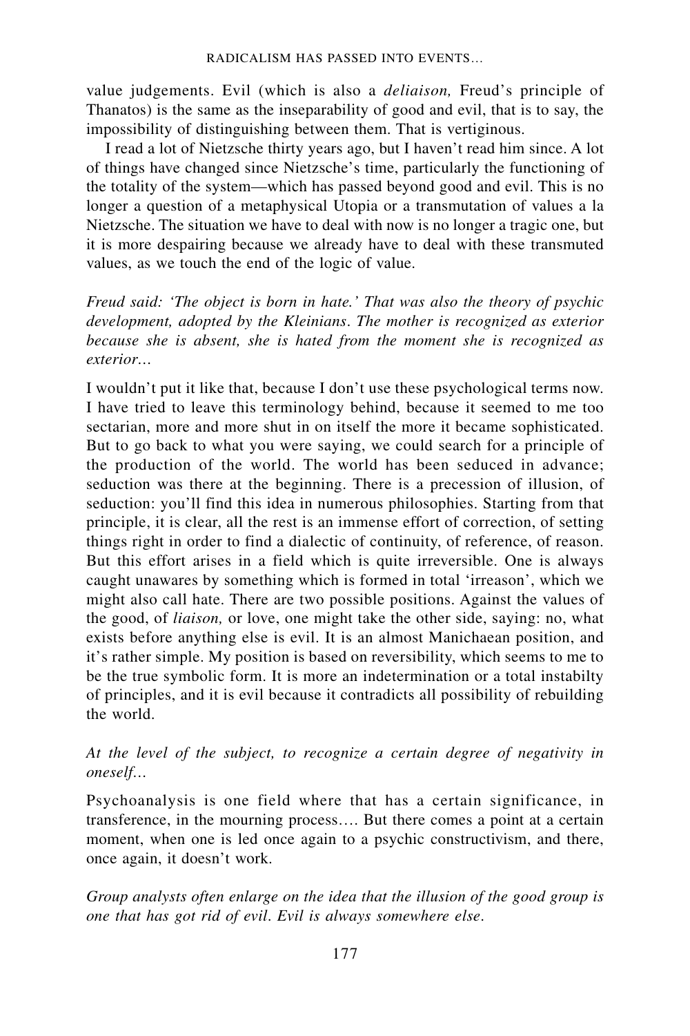value judgements. Evil (which is also a *deliaison,* Freud's principle of Thanatos) is the same as the inseparability of good and evil, that is to say, the impossibility of distinguishing between them. That is vertiginous.

I read a lot of Nietzsche thirty years ago, but I haven't read him since. A lot of things have changed since Nietzsche's time, particularly the functioning of the totality of the system—which has passed beyond good and evil. This is no longer a question of a metaphysical Utopia or a transmutation of values a la Nietzsche. The situation we have to deal with now is no longer a tragic one, but it is more despairing because we already have to deal with these transmuted values, as we touch the end of the logic of value.

*Freud said: 'The object is born in hate.' That was also the theory of psychic development, adopted by the Kleinians. The mother is recognized as exterior because she is absent, she is hated from the moment she is recognized as exterior…*

I wouldn't put it like that, because I don't use these psychological terms now. I have tried to leave this terminology behind, because it seemed to me too sectarian, more and more shut in on itself the more it became sophisticated. But to go back to what you were saying, we could search for a principle of the production of the world. The world has been seduced in advance; seduction was there at the beginning. There is a precession of illusion, of seduction: you'll find this idea in numerous philosophies. Starting from that principle, it is clear, all the rest is an immense effort of correction, of setting things right in order to find a dialectic of continuity, of reference, of reason. But this effort arises in a field which is quite irreversible. One is always caught unawares by something which is formed in total 'irreason', which we might also call hate. There are two possible positions. Against the values of the good, of *liaison,* or love, one might take the other side, saying: no, what exists before anything else is evil. It is an almost Manichaean position, and it's rather simple. My position is based on reversibility, which seems to me to be the true symbolic form. It is more an indetermination or a total instabilty of principles, and it is evil because it contradicts all possibility of rebuilding the world.

*At the level of the subject, to recognize a certain degree of negativity in oneself…*

Psychoanalysis is one field where that has a certain significance, in transference, in the mourning process…. But there comes a point at a certain moment, when one is led once again to a psychic constructivism, and there, once again, it doesn't work.

*Group analysts often enlarge on the idea that the illusion of the good group is one that has got rid of evil. Evil is always somewhere else.*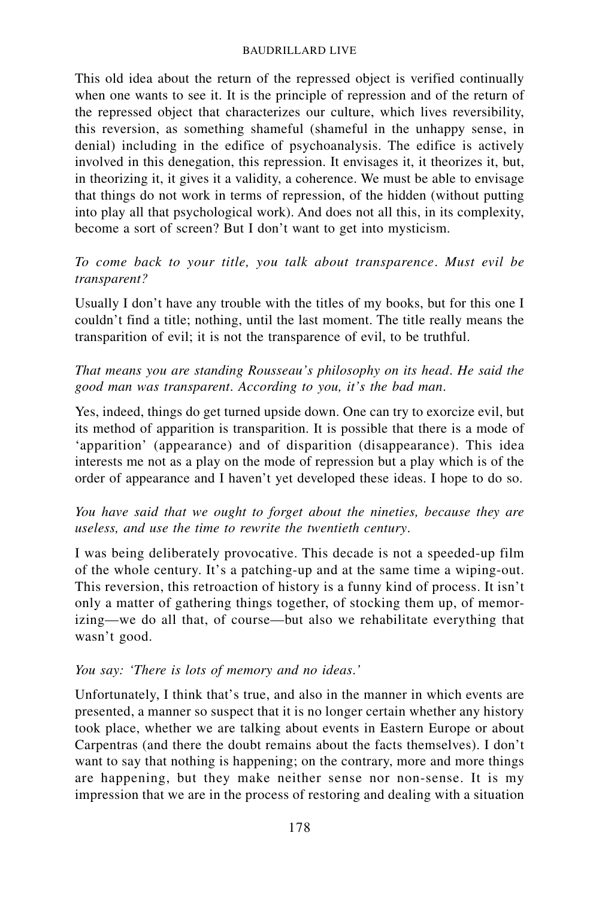This old idea about the return of the repressed object is verified continually when one wants to see it. It is the principle of repression and of the return of the repressed object that characterizes our culture, which lives reversibility, this reversion, as something shameful (shameful in the unhappy sense, in denial) including in the edifice of psychoanalysis. The edifice is actively involved in this denegation, this repression. It envisages it, it theorizes it, but, in theorizing it, it gives it a validity, a coherence. We must be able to envisage that things do not work in terms of repression, of the hidden (without putting into play all that psychological work). And does not all this, in its complexity, become a sort of screen? But I don't want to get into mysticism.

*To come back to your title, you talk about transparence. Must evil be transparent?*

Usually I don't have any trouble with the titles of my books, but for this one I couldn't find a title; nothing, until the last moment. The title really means the transparition of evil; it is not the transparence of evil, to be truthful.

*That means you are standing Rousseau's philosophy on its head. He said the good man was transparent. According to you, it's the bad man.*

Yes, indeed, things do get turned upside down. One can try to exorcize evil, but its method of apparition is transparition. It is possible that there is a mode of 'apparition' (appearance) and of disparition (disappearance). This idea interests me not as a play on the mode of repression but a play which is of the order of appearance and I haven't yet developed these ideas. I hope to do so.

*You have said that we ought to forget about the nineties, because they are useless, and use the time to rewrite the twentieth century.*

I was being deliberately provocative. This decade is not a speeded-up film of the whole century. It's a patching-up and at the same time a wiping-out. This reversion, this retroaction of history is a funny kind of process. It isn't only a matter of gathering things together, of stocking them up, of memorizing—we do all that, of course—but also we rehabilitate everything that wasn't good.

*You say: 'There is lots of memory and no ideas.'*

Unfortunately, I think that's true, and also in the manner in which events are presented, a manner so suspect that it is no longer certain whether any history took place, whether we are talking about events in Eastern Europe or about Carpentras (and there the doubt remains about the facts themselves). I don't want to say that nothing is happening; on the contrary, more and more things are happening, but they make neither sense nor non-sense. It is my impression that we are in the process of restoring and dealing with a situation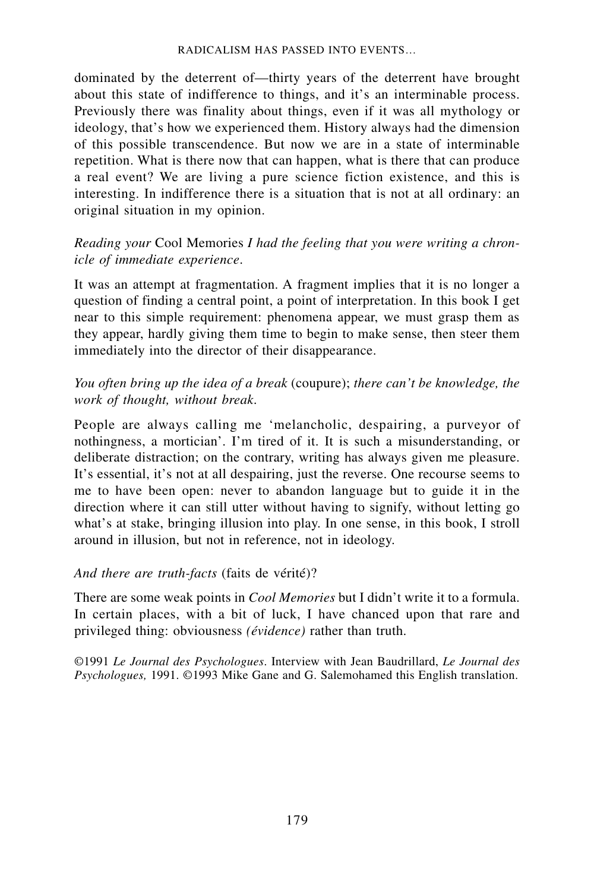dominated by the deterrent of—thirty years of the deterrent have brought about this state of indifference to things, and it's an interminable process. Previously there was finality about things, even if it was all mythology or ideology, that's how we experienced them. History always had the dimension of this possible transcendence. But now we are in a state of interminable repetition. What is there now that can happen, what is there that can produce a real event? We are living a pure science fiction existence, and this is interesting. In indifference there is a situation that is not at all ordinary: an original situation in my opinion.

*Reading your* Cool Memories *I had the feeling that you were writing a chronicle of immediate experience.*

It was an attempt at fragmentation. A fragment implies that it is no longer a question of finding a central point, a point of interpretation. In this book I get near to this simple requirement: phenomena appear, we must grasp them as they appear, hardly giving them time to begin to make sense, then steer them immediately into the director of their disappearance.

*You often bring up the idea of a break* (coupure); *there can't be knowledge, the work of thought, without break.*

People are always calling me 'melancholic, despairing, a purveyor of nothingness, a mortician'. I'm tired of it. It is such a misunderstanding, or deliberate distraction; on the contrary, writing has always given me pleasure. It's essential, it's not at all despairing, just the reverse. One recourse seems to me to have been open: never to abandon language but to guide it in the direction where it can still utter without having to signify, without letting go what's at stake, bringing illusion into play. In one sense, in this book, I stroll around in illusion, but not in reference, not in ideology.

*And there are truth-facts* (faits de vérité)?

There are some weak points in *Cool Memories* but I didn't write it to a formula. In certain places, with a bit of luck, I have chanced upon that rare and privileged thing: obviousness *(évidence)* rather than truth.

©1991 *Le Journal des Psychologues*. Interview with Jean Baudrillard, *Le Journal des Psychologues,* 1991. ©1993 Mike Gane and G. Salemohamed this English translation.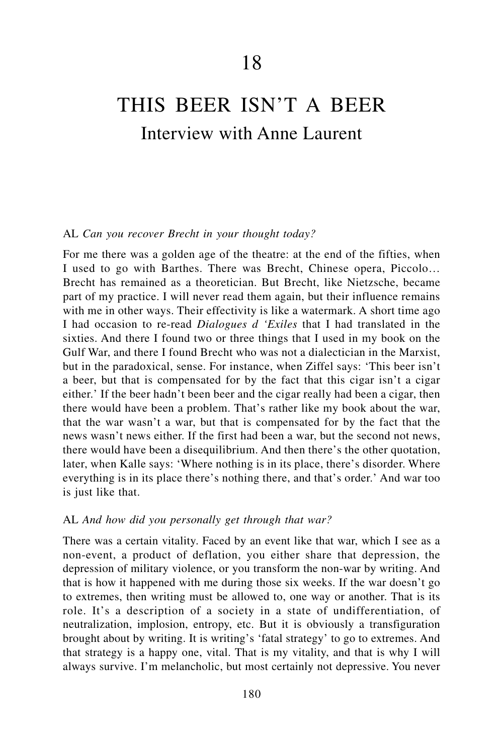# 18

# THIS BEER ISN'T A BEER

## Interview with Anne Laurent

AL *Can you recover Brecht in your thought today?*

For me there was a golden age of the theatre: at the end of the fifties, when I used to go with Barthes. There was Brecht, Chinese opera, Piccolo… Brecht has remained as a theoretician. But Brecht, like Nietzsche, became part of my practice. I will never read them again, but their influence remains with me in other ways. Their effectivity is like a watermark. A short time ago I had occasion to re-read *Dialogues d 'Exiles* that I had translated in the sixties. And there I found two or three things that I used in my book on the Gulf War, and there I found Brecht who was not a dialectician in the Marxist, but in the paradoxical, sense. For instance, when Ziffel says: 'This beer isn't a beer, but that is compensated for by the fact that this cigar isn't a cigar either.' If the beer hadn't been beer and the cigar really had been a cigar, then there would have been a problem. That's rather like my book about the war, that the war wasn't a war, but that is compensated for by the fact that the news wasn't news either. If the first had been a war, but the second not news, there would have been a disequilibrium. And then there's the other quotation, later, when Kalle says: 'Where nothing is in its place, there's disorder. Where everything is in its place there's nothing there, and that's order.' And war too is just like that.

AL *And how did you personally get through that war?*

There was a certain vitality. Faced by an event like that war, which I see as a non-event, a product of deflation, you either share that depression, the depression of military violence, or you transform the non-war by writing. And that is how it happened with me during those six weeks. If the war doesn't go to extremes, then writing must be allowed to, one way or another. That is its role. It's a description of a society in a state of undifferentiation, of neutralization, implosion, entropy, etc. But it is obviously a transfiguration brought about by writing. It is writing's 'fatal strategy' to go to extremes. And that strategy is a happy one, vital. That is my vitality, and that is why I will always survive. I'm melancholic, but most certainly not depressive. You never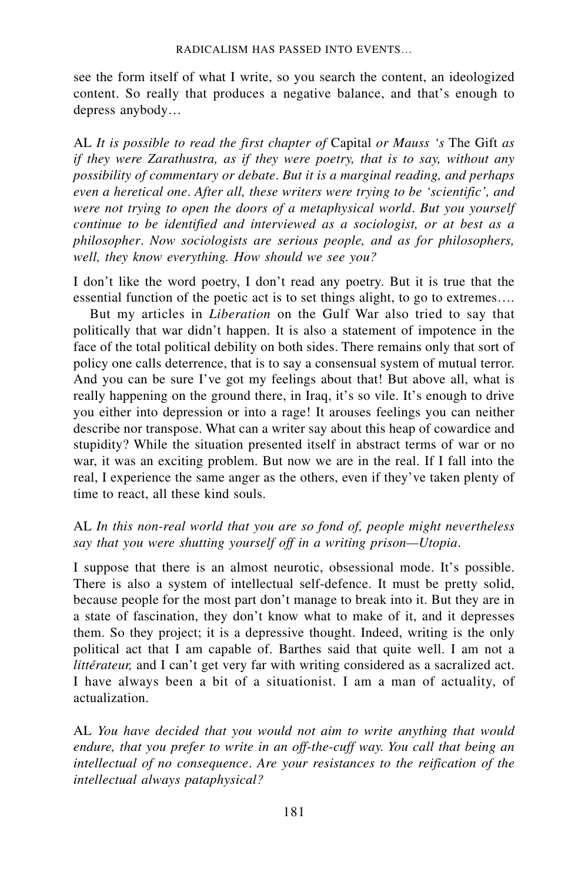see the form itself of what I write, so you search the content, an ideologized content. So really that produces a negative balance, and that's enough to depress anybody…

AL *It is possible to read the first chapter of* Capital *or Mauss 's* The Gift *as if they were Zarathustra, as if they were poetry, that is to say, without any possibility of commentary or debate. But it is a marginal reading, and perhaps even a heretical one. After all, these writers were trying to be 'scientific', and were not trying to open the doors of a metaphysical world. But you yourself continue to be identified and interviewed as a sociologist, or at best as a philosopher. Now sociologists are serious people, and as for philosophers, well, they know everything. How should we see you?*

I don't like the word poetry, I don't read any poetry. But it is true that the essential function of the poetic act is to set things alight, to go to extremes….

But my articles in *Liberation* on the Gulf War also tried to say that politically that war didn't happen. It is also a statement of impotence in the face of the total political debility on both sides. There remains only that sort of policy one calls deterrence, that is to say a consensual system of mutual terror. And you can be sure I've got my feelings about that! But above all, what is really happening on the ground there, in Iraq, it's so vile. It's enough to drive you either into depression or into a rage! It arouses feelings you can neither describe nor transpose. What can a writer say about this heap of cowardice and stupidity? While the situation presented itself in abstract terms of war or no war, it was an exciting problem. But now we are in the real. If I fall into the real, I experience the same anger as the others, even if they've taken plenty of time to react, all these kind souls.

AL *In this non-real world that you are so fond of, people might nevertheless say that you were shutting yourself off in a writing prison—Utopia.*

I suppose that there is an almost neurotic, obsessional mode. It's possible. There is also a system of intellectual self-defence. It must be pretty solid, because people for the most part don't manage to break into it. But they are in a state of fascination, they don't know what to make of it, and it depresses them. So they project; it is a depressive thought. Indeed, writing is the only political act that I am capable of. Barthes said that quite well. I am not a *littérateur,* and I can't get very far with writing considered as a sacralized act. I have always been a bit of a situationist. I am a man of actuality, of actualization.

AL *You have decided that you would not aim to write anything that would endure, that you prefer to write in an off-the-cuff way. You call that being an intellectual of no consequence. Are your resistances to the reification of the intellectual always pataphysical?*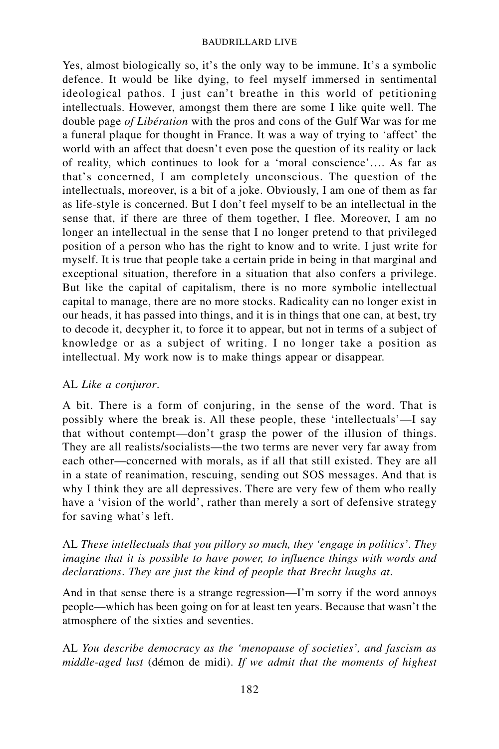Yes, almost biologically so, it's the only way to be immune. It's a symbolic defence. It would be like dying, to feel myself immersed in sentimental ideological pathos. I just can't breathe in this world of petitioning intellectuals. However, amongst them there are some I like quite well. The double page *of Libération* with the pros and cons of the Gulf War was for me a funeral plaque for thought in France. It was a way of trying to 'affect' the world with an affect that doesn't even pose the question of its reality or lack of reality, which continues to look for a 'moral conscience'…. As far as that's concerned, I am completely unconscious. The question of the intellectuals, moreover, is a bit of a joke. Obviously, I am one of them as far as life-style is concerned. But I don't feel myself to be an intellectual in the sense that, if there are three of them together, I flee. Moreover, I am no longer an intellectual in the sense that I no longer pretend to that privileged position of a person who has the right to know and to write. I just write for myself. It is true that people take a certain pride in being in that marginal and exceptional situation, therefore in a situation that also confers a privilege. But like the capital of capitalism, there is no more symbolic intellectual capital to manage, there are no more stocks. Radicality can no longer exist in our heads, it has passed into things, and it is in things that one can, at best, try to decode it, decypher it, to force it to appear, but not in terms of a subject of knowledge or as a subject of writing. I no longer take a position as intellectual. My work now is to make things appear or disappear.

AL *Like a conjuror*.

A bit. There is a form of conjuring, in the sense of the word. That is possibly where the break is. All these people, these 'intellectuals'—I say that without contempt—don't grasp the power of the illusion of things. They are all realists/socialists—the two terms are never very far away from each other—concerned with morals, as if all that still existed. They are all in a state of reanimation, rescuing, sending out SOS messages. And that is why I think they are all depressives. There are very few of them who really have a 'vision of the world', rather than merely a sort of defensive strategy for saving what's left.

AL *These intellectuals that you pillory so much, they 'engage in politics'. They imagine that it is possible to have power, to influence things with words and declarations. They are just the kind of people that Brecht laughs at.*

And in that sense there is a strange regression—I'm sorry if the word annoys people—which has been going on for at least ten years. Because that wasn't the atmosphere of the sixties and seventies.

AL *You describe democracy as the 'menopause of societies', and fascism as middle-aged lust* (démon de midi). *If we admit that the moments of highest*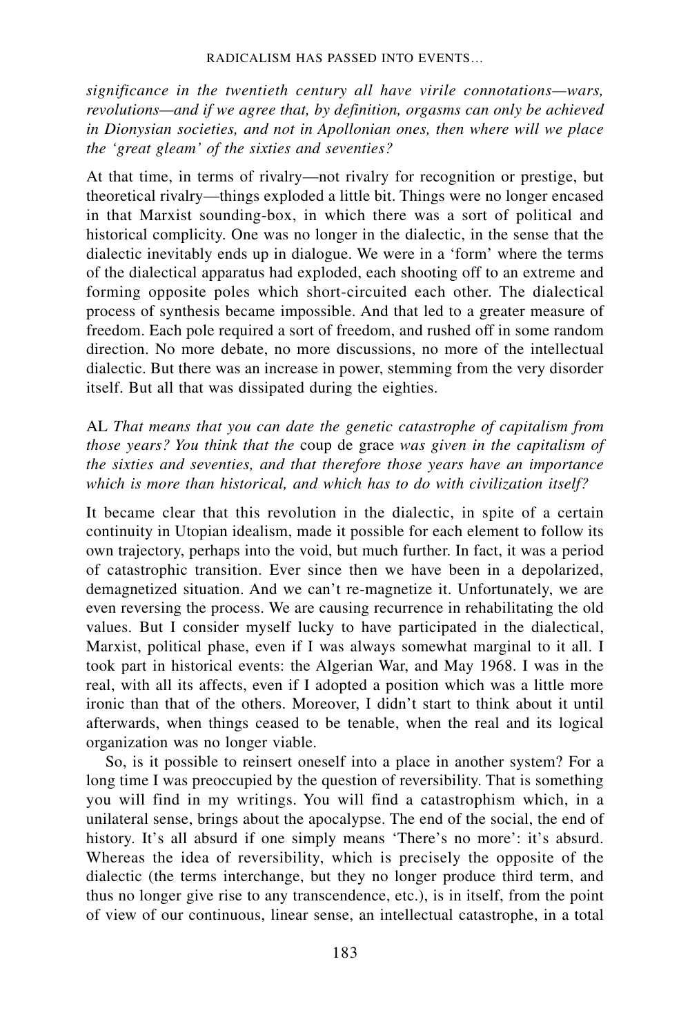*significance in the twentieth century all have virile connotations—wars, revolutions—and if we agree that, by definition, orgasms can only be achieved in Dionysian societies, and not in Apollonian ones, then where will we place the 'great gleam' of the sixties and seventies?*

At that time, in terms of rivalry—not rivalry for recognition or prestige, but theoretical rivalry—things exploded a little bit. Things were no longer encased in that Marxist sounding-box, in which there was a sort of political and historical complicity. One was no longer in the dialectic, in the sense that the dialectic inevitably ends up in dialogue. We were in a 'form' where the terms of the dialectical apparatus had exploded, each shooting off to an extreme and forming opposite poles which short-circuited each other. The dialectical process of synthesis became impossible. And that led to a greater measure of freedom. Each pole required a sort of freedom, and rushed off in some random direction. No more debate, no more discussions, no more of the intellectual dialectic. But there was an increase in power, stemming from the very disorder itself. But all that was dissipated during the eighties.

AL *That means that you can date the genetic catastrophe of capitalism from those years? You think that the* coup de grace *was given in the capitalism of the sixties and seventies, and that therefore those years have an importance which is more than historical, and which has to do with civilization itself?*

It became clear that this revolution in the dialectic, in spite of a certain continuity in Utopian idealism, made it possible for each element to follow its own trajectory, perhaps into the void, but much further. In fact, it was a period of catastrophic transition. Ever since then we have been in a depolarized, demagnetized situation. And we can't re-magnetize it. Unfortunately, we are even reversing the process. We are causing recurrence in rehabilitating the old values. But I consider myself lucky to have participated in the dialectical, Marxist, political phase, even if I was always somewhat marginal to it all. I took part in historical events: the Algerian War, and May 1968. I was in the real, with all its affects, even if I adopted a position which was a little more ironic than that of the others. Moreover, I didn't start to think about it until afterwards, when things ceased to be tenable, when the real and its logical organization was no longer viable.

So, is it possible to reinsert oneself into a place in another system? For a long time I was preoccupied by the question of reversibility. That is something you will find in my writings. You will find a catastrophism which, in a unilateral sense, brings about the apocalypse. The end of the social, the end of history. It's all absurd if one simply means 'There's no more': it's absurd. Whereas the idea of reversibility, which is precisely the opposite of the dialectic (the terms interchange, but they no longer produce third term, and thus no longer give rise to any transcendence, etc.), is in itself, from the point of view of our continuous, linear sense, an intellectual catastrophe, in a total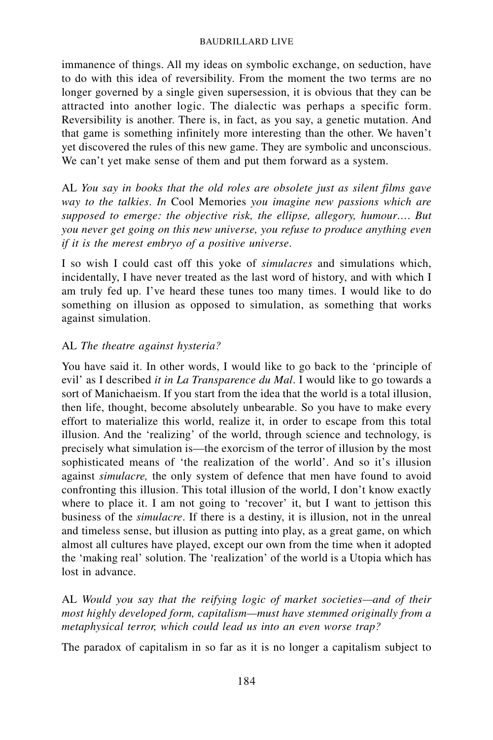immanence of things. All my ideas on symbolic exchange, on seduction, have to do with this idea of reversibility. From the moment the two terms are no longer governed by a single given supersession, it is obvious that they can be attracted into another logic. The dialectic was perhaps a specific form. Reversibility is another. There is, in fact, as you say, a genetic mutation. And that game is something infinitely more interesting than the other. We haven't yet discovered the rules of this new game. They are symbolic and unconscious. We can't yet make sense of them and put them forward as a system.

AL *You say in books that the old roles are obsolete just as silent films gave way to the talkies. In* Cool Memories *you imagine new passions which are supposed to emerge: the objective risk, the ellipse, allegory, humour.… But you never get going on this new universe, you refuse to produce anything even if it is the merest embryo of a positive universe.*

I so wish I could cast off this yoke of *simulacres* and simulations which, incidentally, I have never treated as the last word of history, and with which I am truly fed up. I've heard these tunes too many times. I would like to do something on illusion as opposed to simulation, as something that works against simulation.

AL *The theatre against hysteria?*

You have said it. In other words, I would like to go back to the 'principle of evil' as I described *it in La Transparence du Mal*. I would like to go towards a sort of Manichaeism. If you start from the idea that the world is a total illusion, then life, thought, become absolutely unbearable. So you have to make every effort to materialize this world, realize it, in order to escape from this total illusion. And the 'realizing' of the world, through science and technology, is precisely what simulation is—the exorcism of the terror of illusion by the most sophisticated means of 'the realization of the world'. And so it's illusion against *simulacre,* the only system of defence that men have found to avoid confronting this illusion. This total illusion of the world, I don't know exactly where to place it. I am not going to 'recover' it, but I want to jettison this business of the *simulacre*. If there is a destiny, it is illusion, not in the unreal and timeless sense, but illusion as putting into play, as a great game, on which almost all cultures have played, except our own from the time when it adopted the 'making real' solution. The 'realization' of the world is a Utopia which has lost in advance.

AL *Would you say that the reifying logic of market societies—and of their most highly developed form, capitalism—must have stemmed originally from a metaphysical terror, which could lead us into an even worse trap?*

The paradox of capitalism in so far as it is no longer a capitalism subject to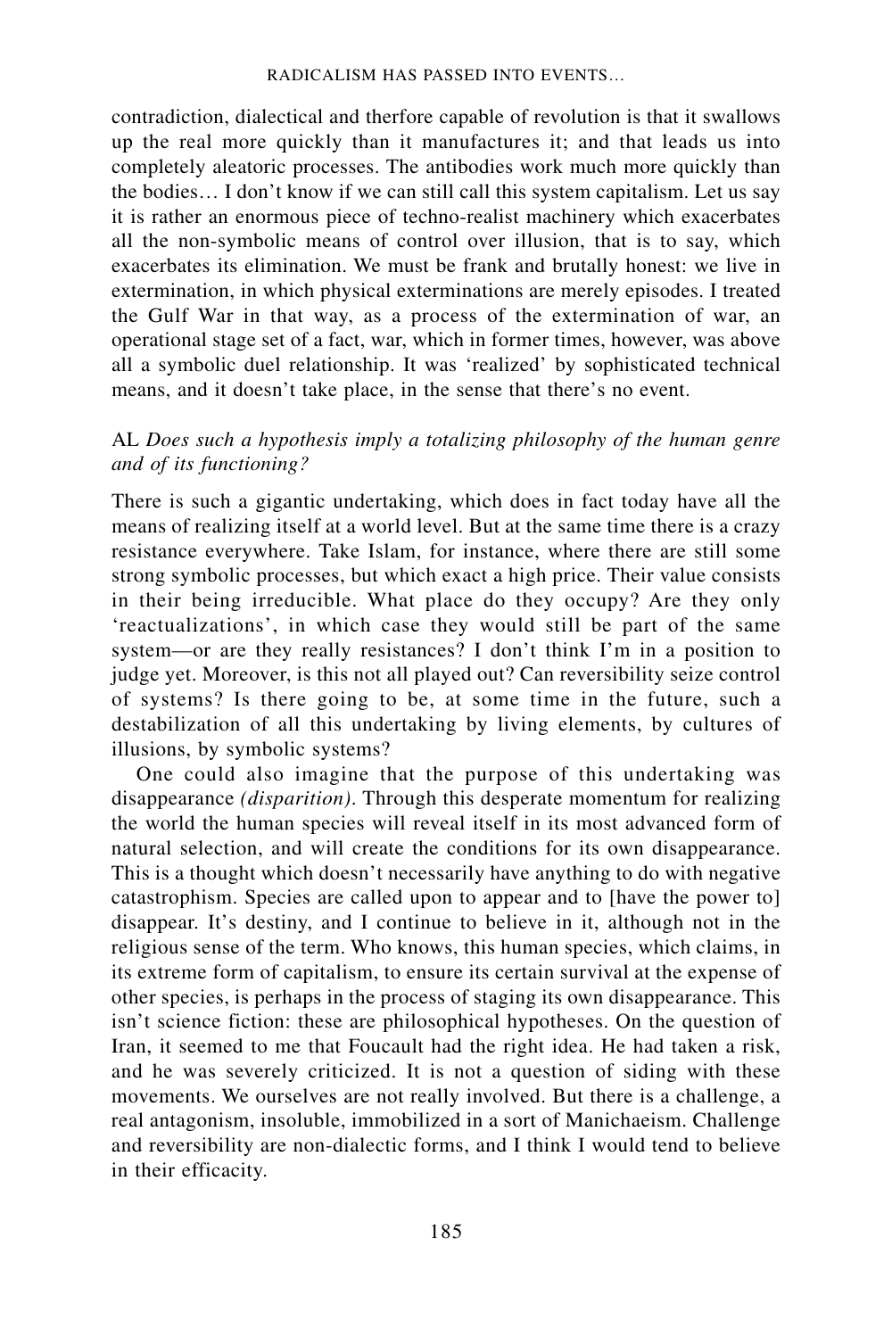contradiction, dialectical and therfore capable of revolution is that it swallows up the real more quickly than it manufactures it; and that leads us into completely aleatoric processes. The antibodies work much more quickly than the bodies… I don't know if we can still call this system capitalism. Let us say it is rather an enormous piece of techno-realist machinery which exacerbates all the non-symbolic means of control over illusion, that is to say, which exacerbates its elimination. We must be frank and brutally honest: we live in extermination, in which physical exterminations are merely episodes. I treated the Gulf War in that way, as a process of the extermination of war, an operational stage set of a fact, war, which in former times, however, was above all a symbolic duel relationship. It was 'realized' by sophisticated technical means, and it doesn't take place, in the sense that there's no event.

AL *Does such a hypothesis imply a totalizing philosophy of the human genre and of its functioning?*

There is such a gigantic undertaking, which does in fact today have all the means of realizing itself at a world level. But at the same time there is a crazy resistance everywhere. Take Islam, for instance, where there are still some strong symbolic processes, but which exact a high price. Their value consists in their being irreducible. What place do they occupy? Are they only 'reactualizations', in which case they would still be part of the same system—or are they really resistances? I don't think I'm in a position to judge yet. Moreover, is this not all played out? Can reversibility seize control of systems? Is there going to be, at some time in the future, such a destabilization of all this undertaking by living elements, by cultures of illusions, by symbolic systems?

One could also imagine that the purpose of this undertaking was disappearance *(disparition)*. Through this desperate momentum for realizing the world the human species will reveal itself in its most advanced form of natural selection, and will create the conditions for its own disappearance. This is a thought which doesn't necessarily have anything to do with negative catastrophism. Species are called upon to appear and to [have the power to] disappear. It's destiny, and I continue to believe in it, although not in the religious sense of the term. Who knows, this human species, which claims, in its extreme form of capitalism, to ensure its certain survival at the expense of other species, is perhaps in the process of staging its own disappearance. This isn't science fiction: these are philosophical hypotheses. On the question of Iran, it seemed to me that Foucault had the right idea. He had taken a risk, and he was severely criticized. It is not a question of siding with these movements. We ourselves are not really involved. But there is a challenge, a real antagonism, insoluble, immobilized in a sort of Manichaeism. Challenge and reversibility are non-dialectic forms, and I think I would tend to believe in their efficacity.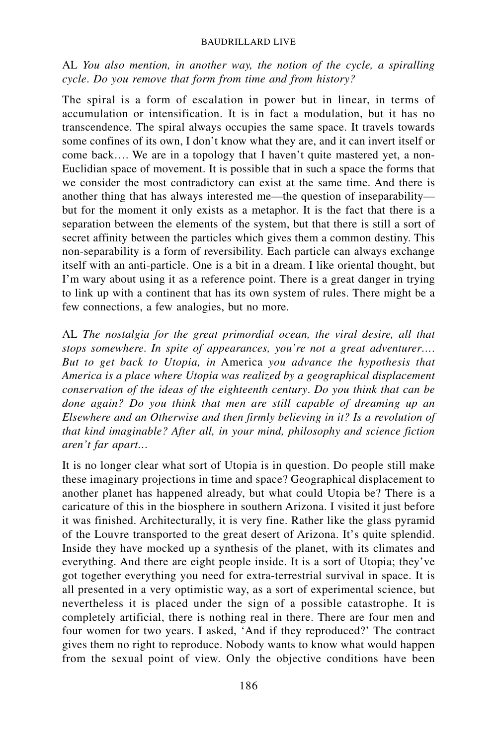AL *You also mention, in another way, the notion of the cycle, a spiralling cycle. Do you remove that form from time and from history?*

The spiral is a form of escalation in power but in linear, in terms of accumulation or intensification. It is in fact a modulation, but it has no transcendence. The spiral always occupies the same space. It travels towards some confines of its own, I don't know what they are, and it can invert itself or come back…. We are in a topology that I haven't quite mastered yet, a non-Euclidian space of movement. It is possible that in such a space the forms that we consider the most contradictory can exist at the same time. And there is another thing that has always interested me—the question of inseparability—but for the moment it only exists as a metaphor. It is the fact that there is a separation between the elements of the system, but that there is still a sort of secret affinity between the particles which gives them a common destiny. This non-separability is a form of reversibility. Each particle can always exchange itself with an anti-particle. One is a bit in a dream. I like oriental thought, but I'm wary about using it as a reference point. There is a great danger in trying to link up with a continent that has its own system of rules. There might be a few connections, a few analogies, but no more.

AL *The nostalgia for the great primordial ocean, the viral desire, all that stops somewhere. In spite of appearances, you're not a great adventurer…. But to get back to Utopia, in* America *you advance the hypothesis that America is a place where Utopia was realized by a geographical displacement conservation of the ideas of the eighteenth century. Do you think that can be done again? Do you think that men are still capable of dreaming up an Elsewhere and an Otherwise and then firmly believing in it? Is a revolution of that kind imaginable? After all, in your mind, philosophy and science fiction aren't far apart…*

It is no longer clear what sort of Utopia is in question. Do people still make these imaginary projections in time and space? Geographical displacement to another planet has happened already, but what could Utopia be? There is a caricature of this in the biosphere in southern Arizona. I visited it just before it was finished. Architecturally, it is very fine. Rather like the glass pyramid of the Louvre transported to the great desert of Arizona. It's quite splendid. Inside they have mocked up a synthesis of the planet, with its climates and everything. And there are eight people inside. It is a sort of Utopia; they've got together everything you need for extra-terrestrial survival in space. It is all presented in a very optimistic way, as a sort of experimental science, but nevertheless it is placed under the sign of a possible catastrophe. It is completely artificial, there is nothing real in there. There are four men and four women for two years. I asked, 'And if they reproduced?' The contract gives them no right to reproduce. Nobody wants to know what would happen from the sexual point of view. Only the objective conditions have been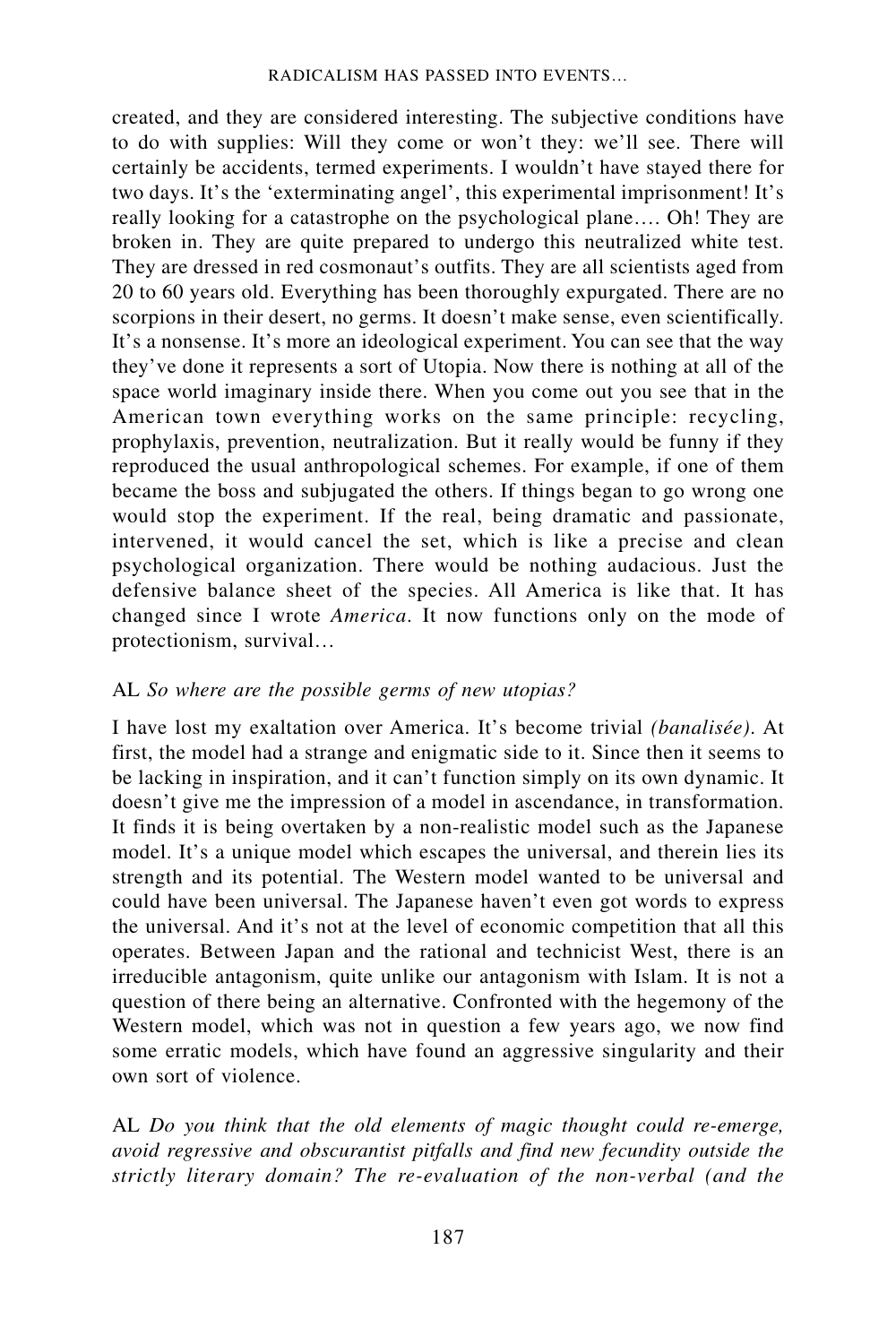created, and they are considered interesting. The subjective conditions have to do with supplies: Will they come or won't they: we'll see. There will certainly be accidents, termed experiments. I wouldn't have stayed there for two days. It's the 'exterminating angel', this experimental imprisonment! It's really looking for a catastrophe on the psychological plane…. Oh! They are broken in. They are quite prepared to undergo this neutralized white test. They are dressed in red cosmonaut's outfits. They are all scientists aged from 20 to 60 years old. Everything has been thoroughly expurgated. There are no scorpions in their desert, no germs. It doesn't make sense, even scientifically. It's a nonsense. It's more an ideological experiment. You can see that the way they've done it represents a sort of Utopia. Now there is nothing at all of the space world imaginary inside there. When you come out you see that in the American town everything works on the same principle: recycling, prophylaxis, prevention, neutralization. But it really would be funny if they reproduced the usual anthropological schemes. For example, if one of them became the boss and subjugated the others. If things began to go wrong one would stop the experiment. If the real, being dramatic and passionate, intervened, it would cancel the set, which is like a precise and clean psychological organization. There would be nothing audacious. Just the defensive balance sheet of the species. All America is like that. It has changed since I wrote *America*. It now functions only on the mode of protectionism, survival…

AL *So where are the possible germs of new utopias?*

I have lost my exaltation over America. It's become trivial *(banalisée)*. At first, the model had a strange and enigmatic side to it. Since then it seems to be lacking in inspiration, and it can't function simply on its own dynamic. It doesn't give me the impression of a model in ascendance, in transformation. It finds it is being overtaken by a non-realistic model such as the Japanese model. It's a unique model which escapes the universal, and therein lies its strength and its potential. The Western model wanted to be universal and could have been universal. The Japanese haven't even got words to express the universal. And it's not at the level of economic competition that all this operates. Between Japan and the rational and technicist West, there is an irreducible antagonism, quite unlike our antagonism with Islam. It is not a question of there being an alternative. Confronted with the hegemony of the Western model, which was not in question a few years ago, we now find some erratic models, which have found an aggressive singularity and their own sort of violence.

AL *Do you think that the old elements of magic thought could re-emerge, avoid regressive and obscurantist pitfalls and find new fecundity outside the strictly literary domain? The re-evaluation of the non-verbal (and the*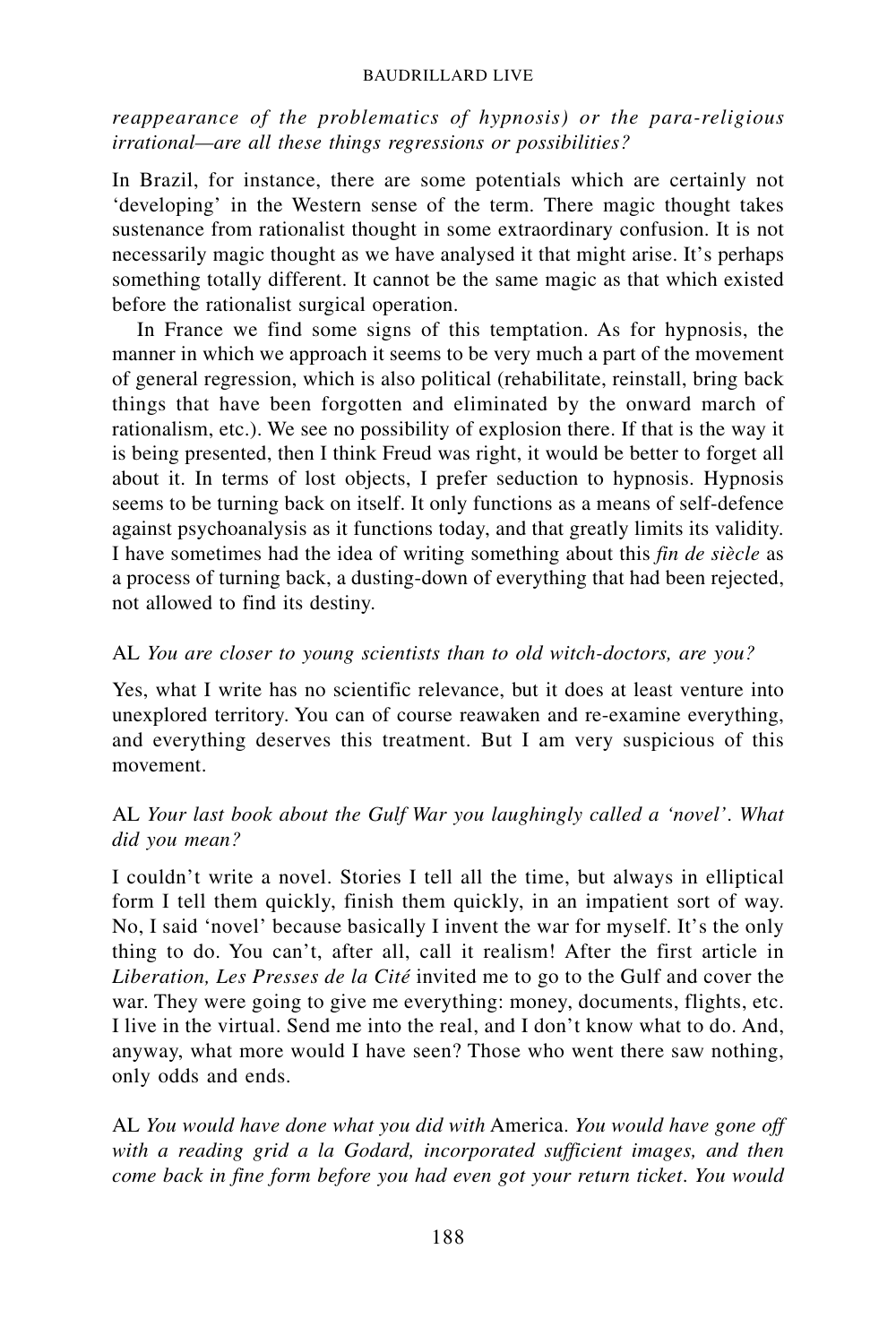*reappearance of the problematics of hypnosis) or the para-religious irrational—are all these things regressions or possibilities?*

In Brazil, for instance, there are some potentials which are certainly not 'developing' in the Western sense of the term. There magic thought takes sustenance from rationalist thought in some extraordinary confusion. It is not necessarily magic thought as we have analysed it that might arise. It's perhaps something totally different. It cannot be the same magic as that which existed before the rationalist surgical operation.

In France we find some signs of this temptation. As for hypnosis, the manner in which we approach it seems to be very much a part of the movement of general regression, which is also political (rehabilitate, reinstall, bring back things that have been forgotten and eliminated by the onward march of rationalism, etc.). We see no possibility of explosion there. If that is the way it is being presented, then I think Freud was right, it would be better to forget all about it. In terms of lost objects, I prefer seduction to hypnosis. Hypnosis seems to be turning back on itself. It only functions as a means of self-defence against psychoanalysis as it functions today, and that greatly limits its validity. I have sometimes had the idea of writing something about this *fin de siècle* as a process of turning back, a dusting-down of everything that had been rejected, not allowed to find its destiny.

AL *You are closer to young scientists than to old witch-doctors, are you?*

Yes, what I write has no scientific relevance, but it does at least venture into unexplored territory. You can of course reawaken and re-examine everything, and everything deserves this treatment. But I am very suspicious of this movement.

AL *Your last book about the Gulf War you laughingly called a 'novel'. What did you mean?*

I couldn't write a novel. Stories I tell all the time, but always in elliptical form I tell them quickly, finish them quickly, in an impatient sort of way. No, I said 'novel' because basically I invent the war for myself. It's the only thing to do. You can't, after all, call it realism! After the first article in *Liberation, Les Presses de la Cité* invited me to go to the Gulf and cover the war. They were going to give me everything: money, documents, flights, etc. I live in the virtual. Send me into the real, and I don't know what to do. And, anyway, what more would I have seen? Those who went there saw nothing, only odds and ends.

AL *You would have done what you did with* America. *You would have gone off with a reading grid a la Godard, incorporated sufficient images, and then come back in fine form before you had even got your return ticket. You would*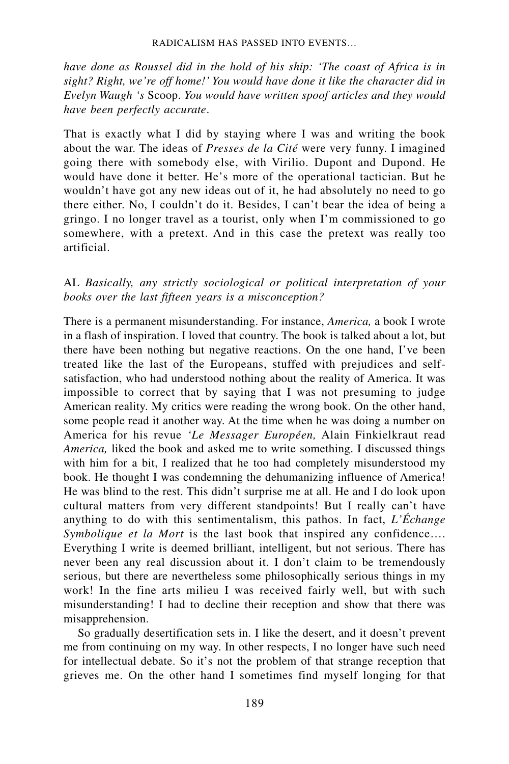*have done as Roussel did in the hold of his ship: 'The coast of Africa is in sight? Right, we're off home!' You would have done it like the character did in Evelyn Waugh 's* Scoop. *You would have written spoof articles and they would have been perfectly accurate*.

That is exactly what I did by staying where I was and writing the book about the war. The ideas of *Presses de la Cité* were very funny. I imagined going there with somebody else, with Virilio. Dupont and Dupond. He would have done it better. He's more of the operational tactician. But he wouldn't have got any new ideas out of it, he had absolutely no need to go there either. No, I couldn't do it. Besides, I can't bear the idea of being a gringo. I no longer travel as a tourist, only when I'm commissioned to go somewhere, with a pretext. And in this case the pretext was really too artificial.

AL *Basically, any strictly sociological or political interpretation of your books over the last fifteen years is a misconception?*

There is a permanent misunderstanding. For instance, *America,* a book I wrote in a flash of inspiration. I loved that country. The book is talked about a lot, but there have been nothing but negative reactions. On the one hand, I've been treated like the last of the Europeans, stuffed with prejudices and self-satisfaction, who had understood nothing about the reality of America. It was impossible to correct that by saying that I was not presuming to judge American reality. My critics were reading the wrong book. On the other hand, some people read it another way. At the time when he was doing a number on America for his revue *'Le Messager Européen,* Alain Finkielkraut read *America,* liked the book and asked me to write something. I discussed things with him for a bit, I realized that he too had completely misunderstood my book. He thought I was condemning the dehumanizing influence of America! He was blind to the rest. This didn't surprise me at all. He and I do look upon cultural matters from very different standpoints! But I really can't have anything to do with this sentimentalism, this pathos. In fact, *L'Échange Symbolique et la Mort* is the last book that inspired any confidence…. Everything I write is deemed brilliant, intelligent, but not serious. There has never been any real discussion about it. I don't claim to be tremendously serious, but there are nevertheless some philosophically serious things in my work! In the fine arts milieu I was received fairly well, but with such misunderstanding! I had to decline their reception and show that there was misapprehension.

So gradually desertification sets in. I like the desert, and it doesn't prevent me from continuing on my way. In other respects, I no longer have such need for intellectual debate. So it's not the problem of that strange reception that grieves me. On the other hand I sometimes find myself longing for that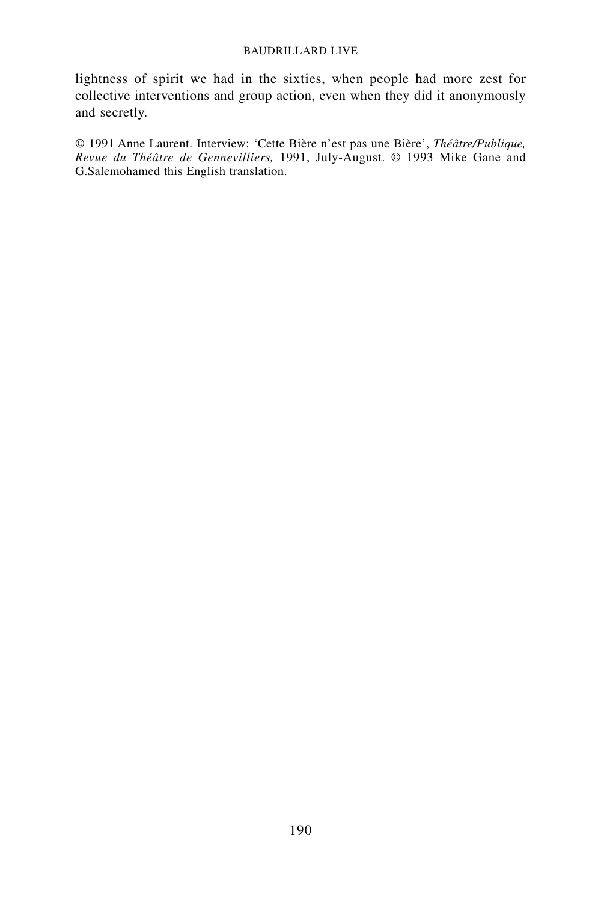lightness of spirit we had in the sixties, when people had more zest for collective interventions and group action, even when they did it anonymously and secretly.

© 1991 Anne Laurent. Interview: 'Cette Bière n'est pas une Bière', *Théâtre/Publique, Revue du Théâtre de Gennevilliers,* 1991, July-August. © 1993 Mike Gane and G.Salemohamed this English translation.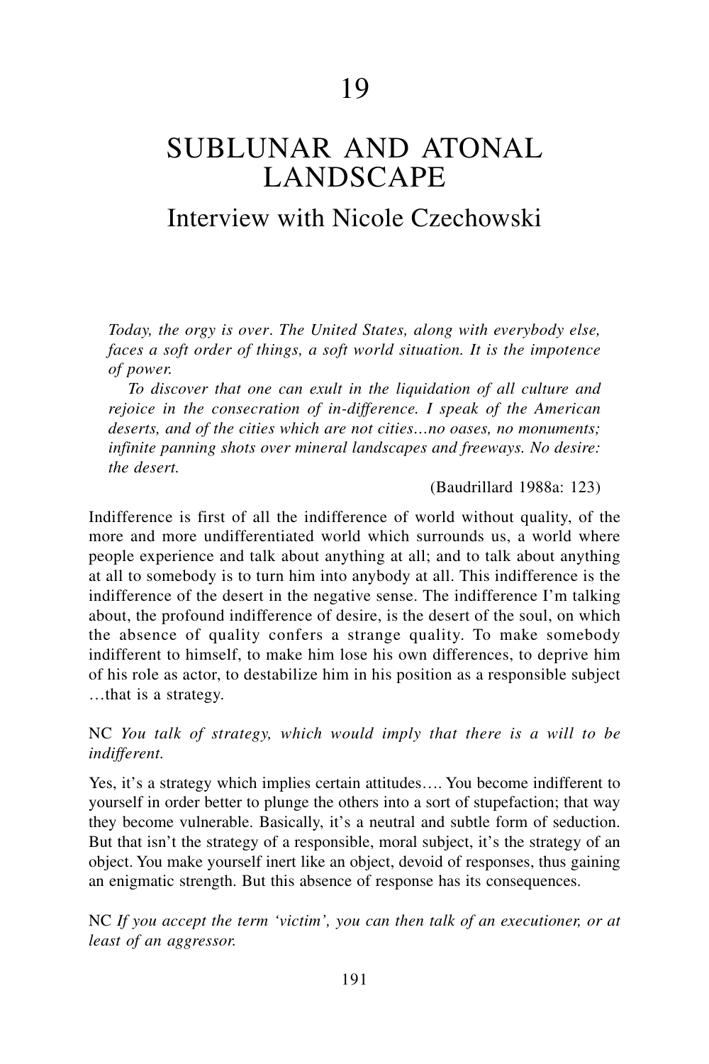# 19

# SUBLUNAR AND ATONAL LANDSCAPE

## Interview with Nicole Czechowski

> *Today, the orgy is over. The United States, along with everybody else, faces a soft order of things, a soft world situation. It is the impotence of power.*
>
> *To discover that one can exult in the liquidation of all culture and rejoice in the consecration of in-difference. I speak of the American deserts, and of the cities which are not cities…no oases, no monuments; infinite panning shots over mineral landscapes and freeways. No desire: the desert.*
>
> (Baudrillard 1988a: 123)

Indifference is first of all the indifference of world without quality, of the more and more undifferentiated world which surrounds us, a world where people experience and talk about anything at all; and to talk about anything at all to somebody is to turn him into anybody at all. This indifference is the indifference of the desert in the negative sense. The indifference I'm talking about, the profound indifference of desire, is the desert of the soul, on which the absence of quality confers a strange quality. To make somebody indifferent to himself, to make him lose his own differences, to deprive him of his role as actor, to destabilize him in his position as a responsible subject …that is a strategy.

NC *You talk of strategy, which would imply that there is a will to be indifferent.*

Yes, it's a strategy which implies certain attitudes…. You become indifferent to yourself in order better to plunge the others into a sort of stupefaction; that way they become vulnerable. Basically, it's a neutral and subtle form of seduction. But that isn't the strategy of a responsible, moral subject, it's the strategy of an object. You make yourself inert like an object, devoid of responses, thus gaining an enigmatic strength. But this absence of response has its consequences.

NC *If you accept the term 'victim', you can then talk of an executioner, or at least of an aggressor.*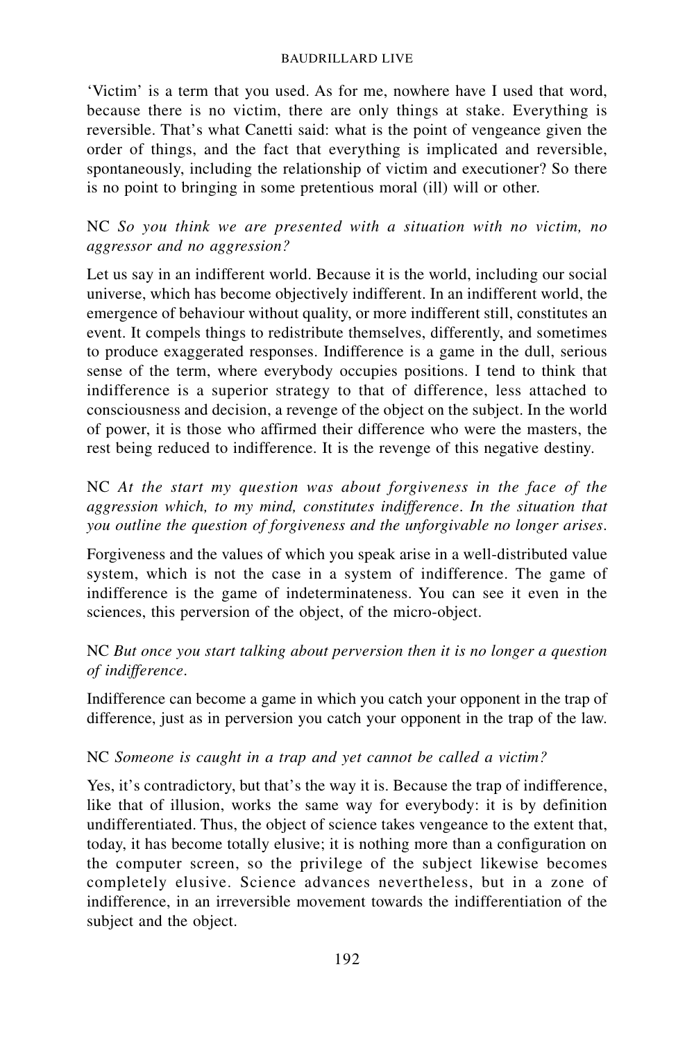'Victim' is a term that you used. As for me, nowhere have I used that word, because there is no victim, there are only things at stake. Everything is reversible. That's what Canetti said: what is the point of vengeance given the order of things, and the fact that everything is implicated and reversible, spontaneously, including the relationship of victim and executioner? So there is no point to bringing in some pretentious moral (ill) will or other.

NC *So you think we are presented with a situation with no victim, no aggressor and no aggression?*

Let us say in an indifferent world. Because it is the world, including our social universe, which has become objectively indifferent. In an indifferent world, the emergence of behaviour without quality, or more indifferent still, constitutes an event. It compels things to redistribute themselves, differently, and sometimes to produce exaggerated responses. Indifference is a game in the dull, serious sense of the term, where everybody occupies positions. I tend to think that indifference is a superior strategy to that of difference, less attached to consciousness and decision, a revenge of the object on the subject. In the world of power, it is those who affirmed their difference who were the masters, the rest being reduced to indifference. It is the revenge of this negative destiny.

NC *At the start my question was about forgiveness in the face of the aggression which, to my mind, constitutes indifference. In the situation that you outline the question of forgiveness and the unforgivable no longer arises.*

Forgiveness and the values of which you speak arise in a well-distributed value system, which is not the case in a system of indifference. The game of indifference is the game of indeterminateness. You can see it even in the sciences, this perversion of the object, of the micro-object.

NC *But once you start talking about perversion then it is no longer a question of indifference.*

Indifference can become a game in which you catch your opponent in the trap of difference, just as in perversion you catch your opponent in the trap of the law.

NC *Someone is caught in a trap and yet cannot be called a victim?*

Yes, it's contradictory, but that's the way it is. Because the trap of indifference, like that of illusion, works the same way for everybody: it is by definition undifferentiated. Thus, the object of science takes vengeance to the extent that, today, it has become totally elusive; it is nothing more than a configuration on the computer screen, so the privilege of the subject likewise becomes completely elusive. Science advances nevertheless, but in a zone of indifference, in an irreversible movement towards the indifferentiation of the subject and the object.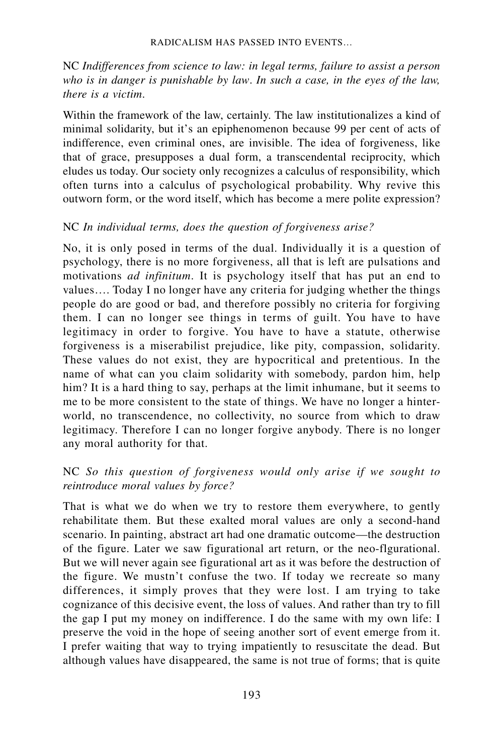NC *Indifferences from science to law: in legal terms, failure to assist a person who is in danger is punishable by law. In such a case, in the eyes of the law, there is a victim.*

Within the framework of the law, certainly. The law institutionalizes a kind of minimal solidarity, but it's an epiphenomenon because 99 per cent of acts of indifference, even criminal ones, are invisible. The idea of forgiveness, like that of grace, presupposes a dual form, a transcendental reciprocity, which eludes us today. Our society only recognizes a calculus of responsibility, which often turns into a calculus of psychological probability. Why revive this outworn form, or the word itself, which has become a mere polite expression?

NC *In individual terms, does the question of forgiveness arise?*

No, it is only posed in terms of the dual. Individually it is a question of psychology, there is no more forgiveness, all that is left are pulsations and motivations *ad infinitum*. It is psychology itself that has put an end to values.... Today I no longer have any criteria for judging whether the things people do are good or bad, and therefore possibly no criteria for forgiving them. I can no longer see things in terms of guilt. You have to have legitimacy in order to forgive. You have to have a statute, otherwise forgiveness is a miserabilist prejudice, like pity, compassion, solidarity. These values do not exist, they are hypocritical and pretentious. In the name of what can you claim solidarity with somebody, pardon him, help him? It is a hard thing to say, perhaps at the limit inhumane, but it seems to me to be more consistent to the state of things. We have no longer a hinter-world, no transcendence, no collectivity, no source from which to draw legitimacy. Therefore I can no longer forgive anybody. There is no longer any moral authority for that.

NC *So this question of forgiveness would only arise if we sought to reintroduce moral values by force?*

That is what we do when we try to restore them everywhere, to gently rehabilitate them. But these exalted moral values are only a second-hand scenario. In painting, abstract art had one dramatic outcome—the destruction of the figure. Later we saw figurational art return, or the neo-flgurational. But we will never again see figurational art as it was before the destruction of the figure. We mustn't confuse the two. If today we recreate so many differences, it simply proves that they were lost. I am trying to take cognizance of this decisive event, the loss of values. And rather than try to fill the gap I put my money on indifference. I do the same with my own life: I preserve the void in the hope of seeing another sort of event emerge from it. I prefer waiting that way to trying impatiently to resuscitate the dead. But although values have disappeared, the same is not true of forms; that is quite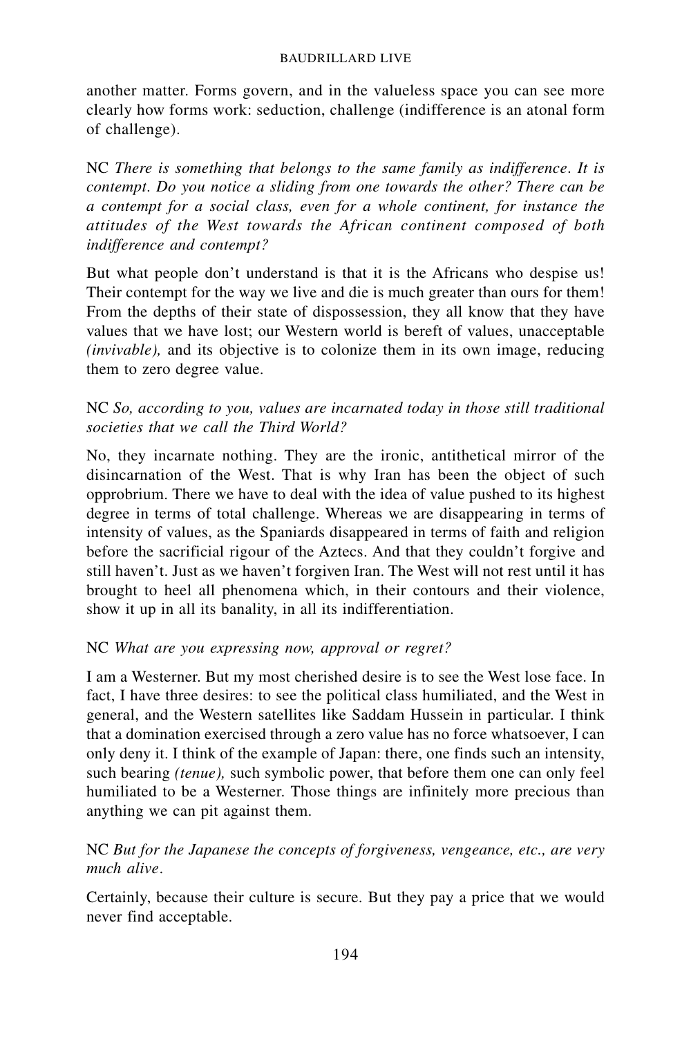another matter. Forms govern, and in the valueless space you can see more clearly how forms work: seduction, challenge (indifference is an atonal form of challenge).

NC *There is something that belongs to the same family as indifference. It is contempt. Do you notice a sliding from one towards the other? There can be a contempt for a social class, even for a whole continent, for instance the attitudes of the West towards the African continent composed of both indifference and contempt?*

But what people don't understand is that it is the Africans who despise us! Their contempt for the way we live and die is much greater than ours for them! From the depths of their state of dispossession, they all know that they have values that we have lost; our Western world is bereft of values, unacceptable *(invivable),* and its objective is to colonize them in its own image, reducing them to zero degree value.

NC *So, according to you, values are incarnated today in those still traditional societies that we call the Third World?*

No, they incarnate nothing. They are the ironic, antithetical mirror of the disincarnation of the West. That is why Iran has been the object of such opprobrium. There we have to deal with the idea of value pushed to its highest degree in terms of total challenge. Whereas we are disappearing in terms of intensity of values, as the Spaniards disappeared in terms of faith and religion before the sacrificial rigour of the Aztecs. And that they couldn't forgive and still haven't. Just as we haven't forgiven Iran. The West will not rest until it has brought to heel all phenomena which, in their contours and their violence, show it up in all its banality, in all its indifferentiation.

NC *What are you expressing now, approval or regret?*

I am a Westerner. But my most cherished desire is to see the West lose face. In fact, I have three desires: to see the political class humiliated, and the West in general, and the Western satellites like Saddam Hussein in particular. I think that a domination exercised through a zero value has no force whatsoever, I can only deny it. I think of the example of Japan: there, one finds such an intensity, such bearing *(tenue),* such symbolic power, that before them one can only feel humiliated to be a Westerner. Those things are infinitely more precious than anything we can pit against them.

NC *But for the Japanese the concepts of forgiveness, vengeance, etc., are very much alive.*

Certainly, because their culture is secure. But they pay a price that we would never find acceptable.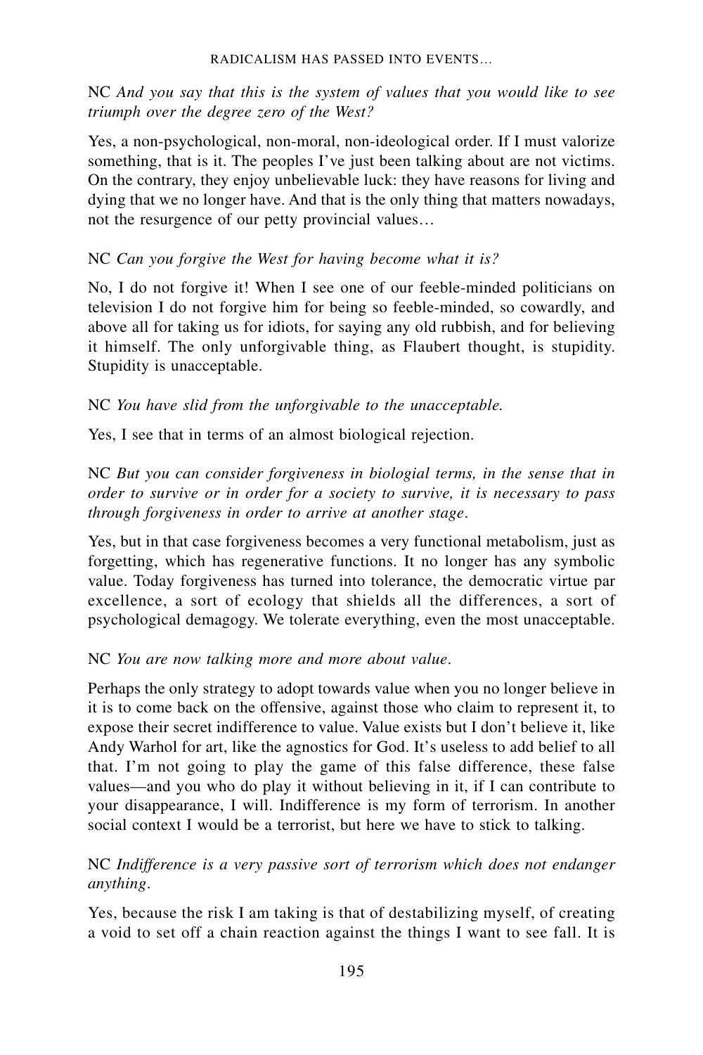NC *And you say that this is the system of values that you would like to see triumph over the degree zero of the West?*

Yes, a non-psychological, non-moral, non-ideological order. If I must valorize something, that is it. The peoples I've just been talking about are not victims. On the contrary, they enjoy unbelievable luck: they have reasons for living and dying that we no longer have. And that is the only thing that matters nowadays, not the resurgence of our petty provincial values…

NC *Can you forgive the West for having become what it is?*

No, I do not forgive it! When I see one of our feeble-minded politicians on television I do not forgive him for being so feeble-minded, so cowardly, and above all for taking us for idiots, for saying any old rubbish, and for believing it himself. The only unforgivable thing, as Flaubert thought, is stupidity. Stupidity is unacceptable.

NC *You have slid from the unforgivable to the unacceptable.*

Yes, I see that in terms of an almost biological rejection.

NC *But you can consider forgiveness in biologial terms, in the sense that in order to survive or in order for a society to survive, it is necessary to pass through forgiveness in order to arrive at another stage.*

Yes, but in that case forgiveness becomes a very functional metabolism, just as forgetting, which has regenerative functions. It no longer has any symbolic value. Today forgiveness has turned into tolerance, the democratic virtue par excellence, a sort of ecology that shields all the differences, a sort of psychological demagogy. We tolerate everything, even the most unacceptable.

NC *You are now talking more and more about value.*

Perhaps the only strategy to adopt towards value when you no longer believe in it is to come back on the offensive, against those who claim to represent it, to expose their secret indifference to value. Value exists but I don't believe it, like Andy Warhol for art, like the agnostics for God. It's useless to add belief to all that. I'm not going to play the game of this false difference, these false values—and you who do play it without believing in it, if I can contribute to your disappearance, I will. Indifference is my form of terrorism. In another social context I would be a terrorist, but here we have to stick to talking.

NC *Indifference is a very passive sort of terrorism which does not endanger anything.*

Yes, because the risk I am taking is that of destabilizing myself, of creating a void to set off a chain reaction against the things I want to see fall. It is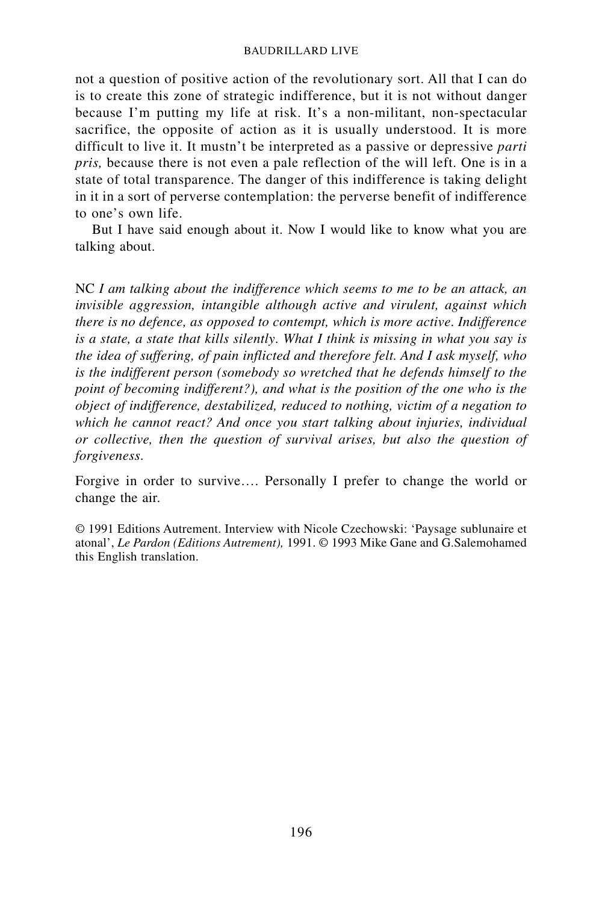not a question of positive action of the revolutionary sort. All that I can do is to create this zone of strategic indifference, but it is not without danger because I'm putting my life at risk. It's a non-militant, non-spectacular sacrifice, the opposite of action as it is usually understood. It is more difficult to live it. It mustn't be interpreted as a passive or depressive *parti pris,* because there is not even a pale reflection of the will left. One is in a state of total transparence. The danger of this indifference is taking delight in it in a sort of perverse contemplation: the perverse benefit of indifference to one's own life.

But I have said enough about it. Now I would like to know what you are talking about.

NC *I am talking about the indifference which seems to me to be an attack, an invisible aggression, intangible although active and virulent, against which there is no defence, as opposed to contempt, which is more active. Indifference is a state, a state that kills silently. What I think is missing in what you say is the idea of suffering, of pain inflicted and therefore felt. And I ask myself, who is the indifferent person (somebody so wretched that he defends himself to the point of becoming indifferent?), and what is the position of the one who is the object of indifference, destabilized, reduced to nothing, victim of a negation to which he cannot react? And once you start talking about injuries, individual or collective, then the question of survival arises, but also the question of forgiveness.*

Forgive in order to survive…. Personally I prefer to change the world or change the air.

© 1991 Editions Autrement. Interview with Nicole Czechowski: 'Paysage sublunaire et atonal', *Le Pardon (Editions Autrement),* 1991. © 1993 Mike Gane and G.Salemohamed this English translation.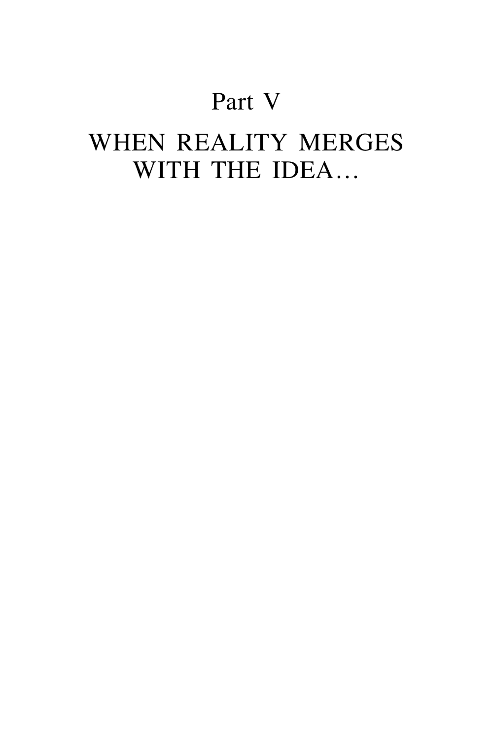# Part V

# WHEN REALITY MERGES WITH THE IDEA…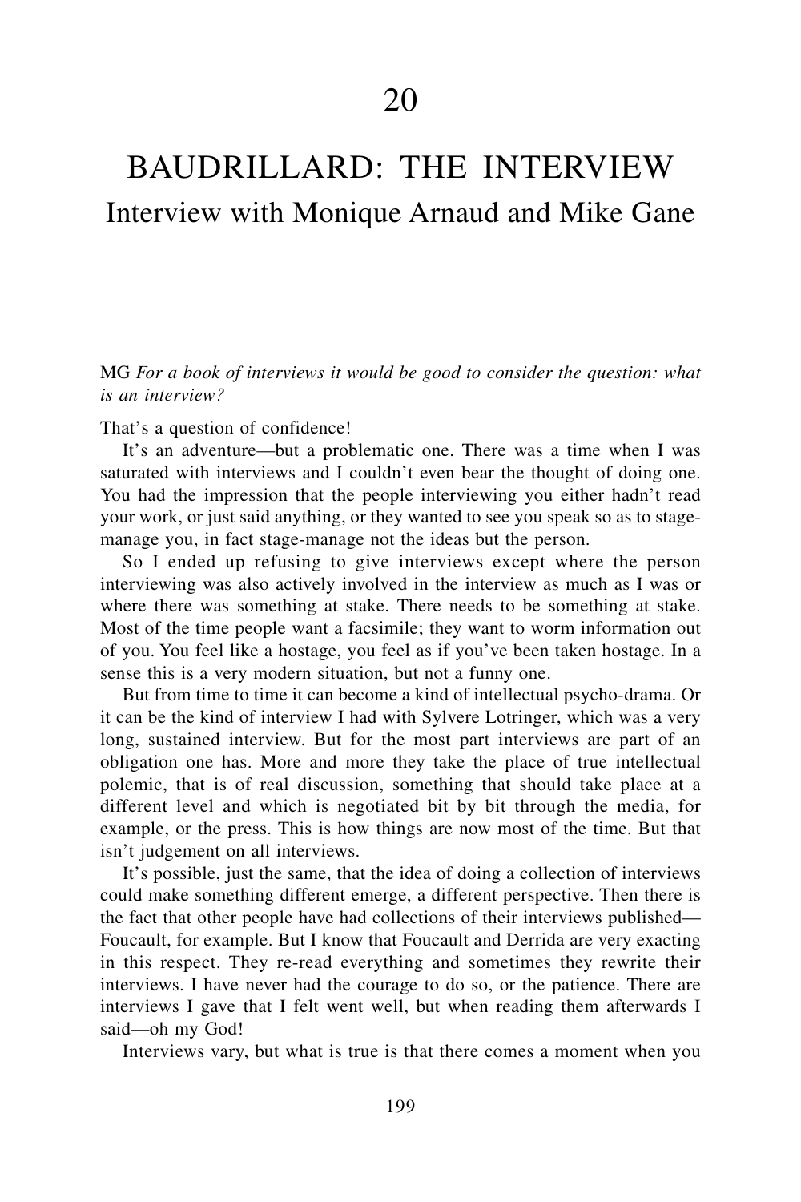# 20

# BAUDRILLARD: THE INTERVIEW

## Interview with Monique Arnaud and Mike Gane

MG *For a book of interviews it would be good to consider the question: what is an interview?*

That's a question of confidence!

It's an adventure—but a problematic one. There was a time when I was saturated with interviews and I couldn't even bear the thought of doing one. You had the impression that the people interviewing you either hadn't read your work, or just said anything, or they wanted to see you speak so as to stage-manage you, in fact stage-manage not the ideas but the person.

So I ended up refusing to give interviews except where the person interviewing was also actively involved in the interview as much as I was or where there was something at stake. There needs to be something at stake. Most of the time people want a facsimile; they want to worm information out of you. You feel like a hostage, you feel as if you've been taken hostage. In a sense this is a very modern situation, but not a funny one.

But from time to time it can become a kind of intellectual psycho-drama. Or it can be the kind of interview I had with Sylvere Lotringer, which was a very long, sustained interview. But for the most part interviews are part of an obligation one has. More and more they take the place of true intellectual polemic, that is of real discussion, something that should take place at a different level and which is negotiated bit by bit through the media, for example, or the press. This is how things are now most of the time. But that isn't judgement on all interviews.

It's possible, just the same, that the idea of doing a collection of interviews could make something different emerge, a different perspective. Then there is the fact that other people have had collections of their interviews published—Foucault, for example. But I know that Foucault and Derrida are very exacting in this respect. They re-read everything and sometimes they rewrite their interviews. I have never had the courage to do so, or the patience. There are interviews I gave that I felt went well, but when reading them afterwards I said—oh my God!

Interviews vary, but what is true is that there comes a moment when you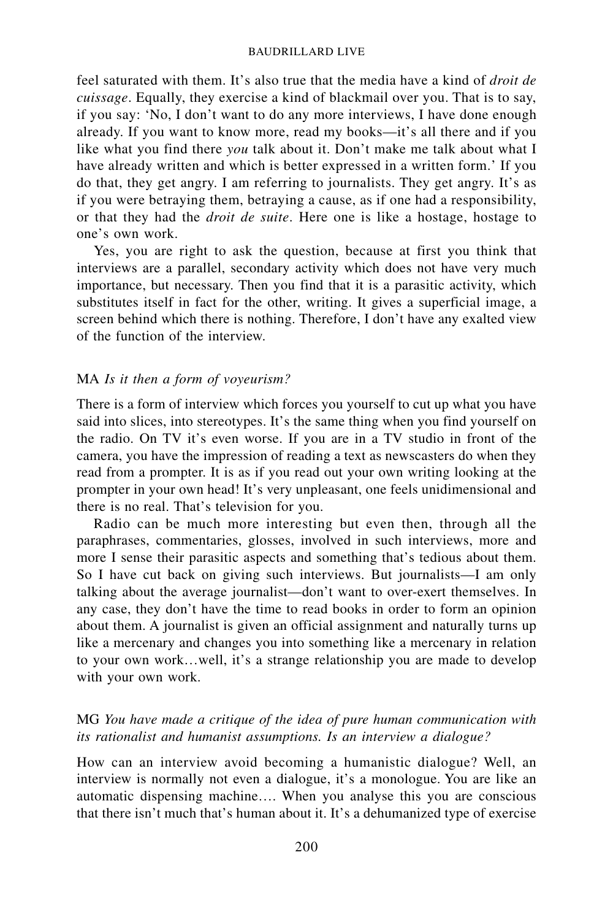feel saturated with them. It's also true that the media have a kind of *droit de cuissage*. Equally, they exercise a kind of blackmail over you. That is to say, if you say: 'No, I don't want to do any more interviews, I have done enough already. If you want to know more, read my books—it's all there and if you like what you find there *you* talk about it. Don't make me talk about what I have already written and which is better expressed in a written form.' If you do that, they get angry. I am referring to journalists. They get angry. It's as if you were betraying them, betraying a cause, as if one had a responsibility, or that they had the *droit de suite*. Here one is like a hostage, hostage to one's own work.

Yes, you are right to ask the question, because at first you think that interviews are a parallel, secondary activity which does not have very much importance, but necessary. Then you find that it is a parasitic activity, which substitutes itself in fact for the other, writing. It gives a superficial image, a screen behind which there is nothing. Therefore, I don't have any exalted view of the function of the interview.

MA *Is it then a form of voyeurism?*

There is a form of interview which forces you yourself to cut up what you have said into slices, into stereotypes. It's the same thing when you find yourself on the radio. On TV it's even worse. If you are in a TV studio in front of the camera, you have the impression of reading a text as newscasters do when they read from a prompter. It is as if you read out your own writing looking at the prompter in your own head! It's very unpleasant, one feels unidimensional and there is no real. That's television for you.

Radio can be much more interesting but even then, through all the paraphrases, commentaries, glosses, involved in such interviews, more and more I sense their parasitic aspects and something that's tedious about them. So I have cut back on giving such interviews. But journalists—I am only talking about the average journalist—don't want to over-exert themselves. In any case, they don't have the time to read books in order to form an opinion about them. A journalist is given an official assignment and naturally turns up like a mercenary and changes you into something like a mercenary in relation to your own work…well, it's a strange relationship you are made to develop with your own work.

MG *You have made a critique of the idea of pure human communication with its rationalist and humanist assumptions. Is an interview a dialogue?*

How can an interview avoid becoming a humanistic dialogue? Well, an interview is normally not even a dialogue, it's a monologue. You are like an automatic dispensing machine…. When you analyse this you are conscious that there isn't much that's human about it. It's a dehumanized type of exercise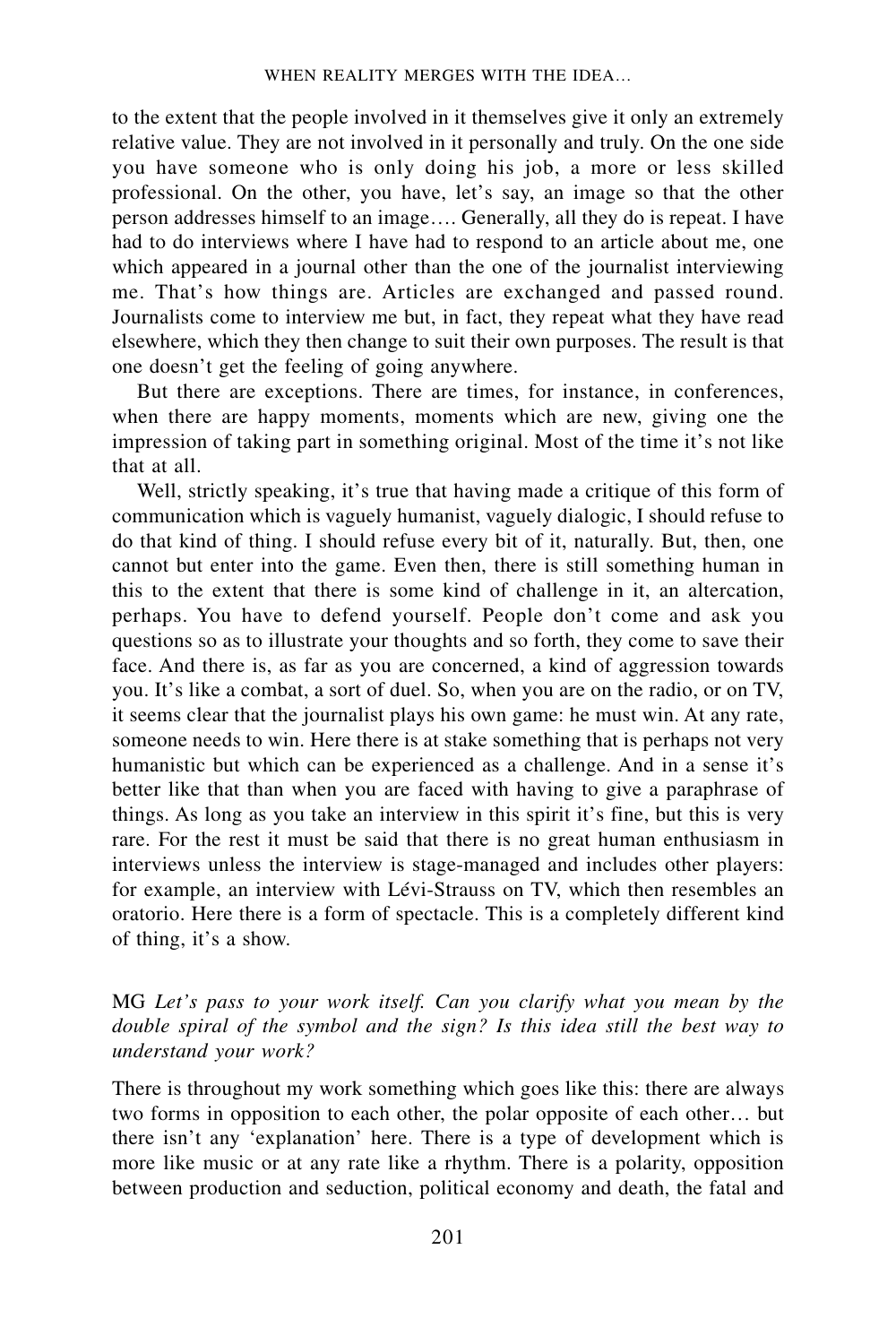to the extent that the people involved in it themselves give it only an extremely relative value. They are not involved in it personally and truly. On the one side you have someone who is only doing his job, a more or less skilled professional. On the other, you have, let's say, an image so that the other person addresses himself to an image…. Generally, all they do is repeat. I have had to do interviews where I have had to respond to an article about me, one which appeared in a journal other than the one of the journalist interviewing me. That's how things are. Articles are exchanged and passed round. Journalists come to interview me but, in fact, they repeat what they have read elsewhere, which they then change to suit their own purposes. The result is that one doesn't get the feeling of going anywhere.

But there are exceptions. There are times, for instance, in conferences, when there are happy moments, moments which are new, giving one the impression of taking part in something original. Most of the time it's not like that at all.

Well, strictly speaking, it's true that having made a critique of this form of communication which is vaguely humanist, vaguely dialogic, I should refuse to do that kind of thing. I should refuse every bit of it, naturally. But, then, one cannot but enter into the game. Even then, there is still something human in this to the extent that there is some kind of challenge in it, an altercation, perhaps. You have to defend yourself. People don't come and ask you questions so as to illustrate your thoughts and so forth, they come to save their face. And there is, as far as you are concerned, a kind of aggression towards you. It's like a combat, a sort of duel. So, when you are on the radio, or on TV, it seems clear that the journalist plays his own game: he must win. At any rate, someone needs to win. Here there is at stake something that is perhaps not very humanistic but which can be experienced as a challenge. And in a sense it's better like that than when you are faced with having to give a paraphrase of things. As long as you take an interview in this spirit it's fine, but this is very rare. For the rest it must be said that there is no great human enthusiasm in interviews unless the interview is stage-managed and includes other players: for example, an interview with Lévi-Strauss on TV, which then resembles an oratorio. Here there is a form of spectacle. This is a completely different kind of thing, it's a show.

MG *Let's pass to your work itself. Can you clarify what you mean by the double spiral of the symbol and the sign? Is this idea still the best way to understand your work?*

There is throughout my work something which goes like this: there are always two forms in opposition to each other, the polar opposite of each other… but there isn't any 'explanation' here. There is a type of development which is more like music or at any rate like a rhythm. There is a polarity, opposition between production and seduction, political economy and death, the fatal and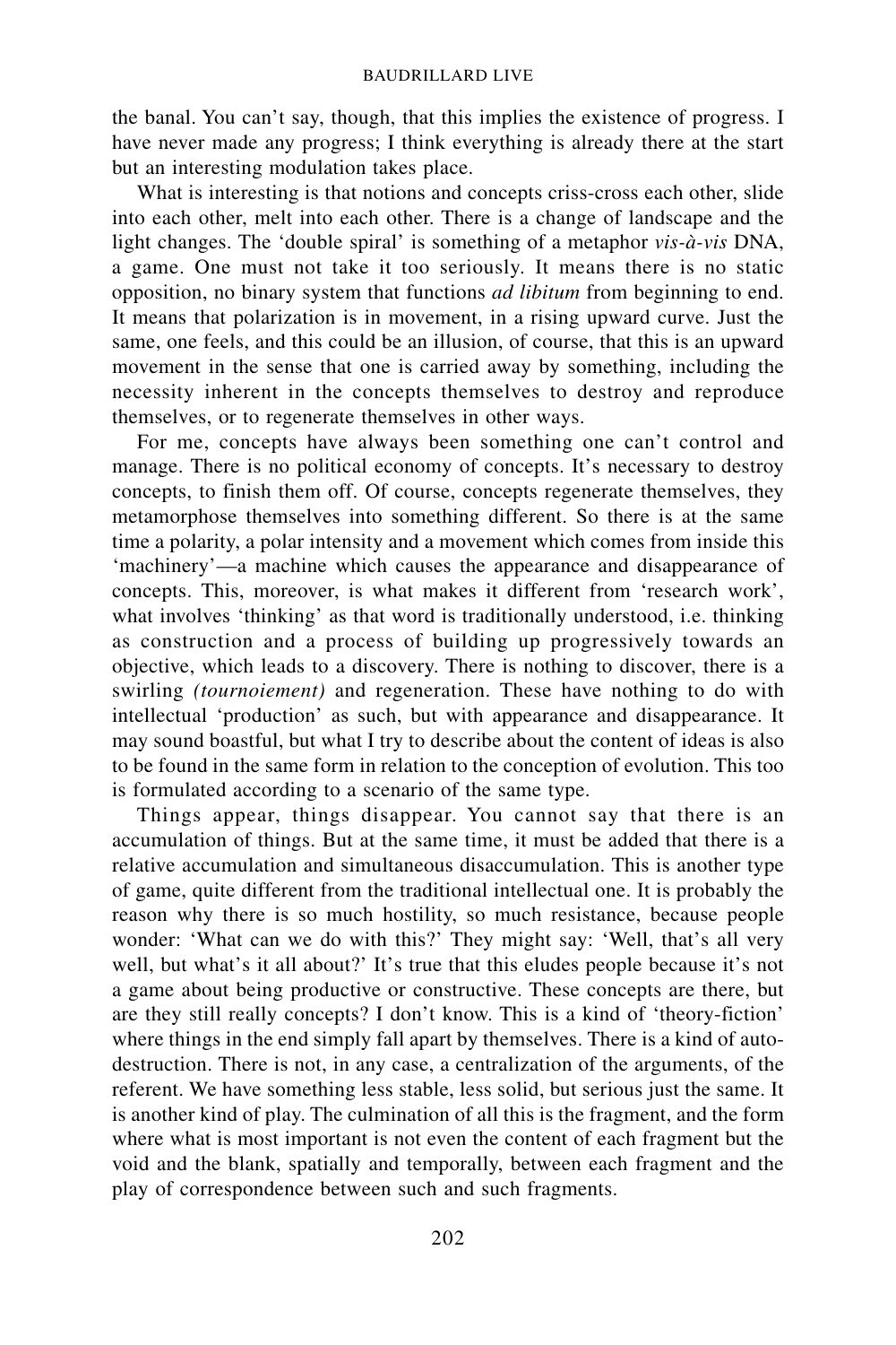the banal. You can't say, though, that this implies the existence of progress. I have never made any progress; I think everything is already there at the start but an interesting modulation takes place.

What is interesting is that notions and concepts criss-cross each other, slide into each other, melt into each other. There is a change of landscape and the light changes. The 'double spiral' is something of a metaphor *vis-à-vis* DNA, a game. One must not take it too seriously. It means there is no static opposition, no binary system that functions *ad libitum* from beginning to end. It means that polarization is in movement, in a rising upward curve. Just the same, one feels, and this could be an illusion, of course, that this is an upward movement in the sense that one is carried away by something, including the necessity inherent in the concepts themselves to destroy and reproduce themselves, or to regenerate themselves in other ways.

For me, concepts have always been something one can't control and manage. There is no political economy of concepts. It's necessary to destroy concepts, to finish them off. Of course, concepts regenerate themselves, they metamorphose themselves into something different. So there is at the same time a polarity, a polar intensity and a movement which comes from inside this 'machinery'—a machine which causes the appearance and disappearance of concepts. This, moreover, is what makes it different from 'research work', what involves 'thinking' as that word is traditionally understood, i.e. thinking as construction and a process of building up progressively towards an objective, which leads to a discovery. There is nothing to discover, there is a swirling *(tournoiement)* and regeneration. These have nothing to do with intellectual 'production' as such, but with appearance and disappearance. It may sound boastful, but what I try to describe about the content of ideas is also to be found in the same form in relation to the conception of evolution. This too is formulated according to a scenario of the same type.

Things appear, things disappear. You cannot say that there is an accumulation of things. But at the same time, it must be added that there is a relative accumulation and simultaneous disaccumulation. This is another type of game, quite different from the traditional intellectual one. It is probably the reason why there is so much hostility, so much resistance, because people wonder: 'What can we do with this?' They might say: 'Well, that's all very well, but what's it all about?' It's true that this eludes people because it's not a game about being productive or constructive. These concepts are there, but are they still really concepts? I don't know. This is a kind of 'theory-fiction' where things in the end simply fall apart by themselves. There is a kind of auto-destruction. There is not, in any case, a centralization of the arguments, of the referent. We have something less stable, less solid, but serious just the same. It is another kind of play. The culmination of all this is the fragment, and the form where what is most important is not even the content of each fragment but the void and the blank, spatially and temporally, between each fragment and the play of correspondence between such and such fragments.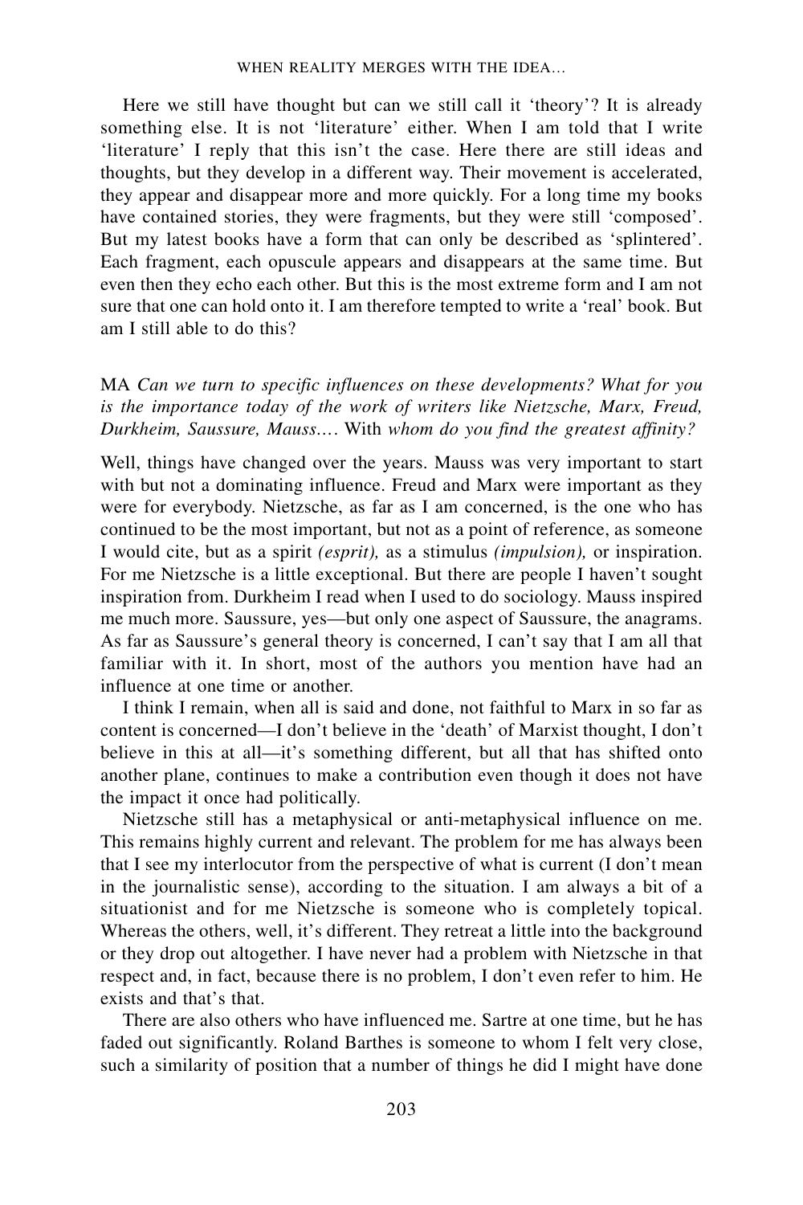Here we still have thought but can we still call it 'theory'? It is already something else. It is not 'literature' either. When I am told that I write 'literature' I reply that this isn't the case. Here there are still ideas and thoughts, but they develop in a different way. Their movement is accelerated, they appear and disappear more and more quickly. For a long time my books have contained stories, they were fragments, but they were still 'composed'. But my latest books have a form that can only be described as 'splintered'. Each fragment, each opuscule appears and disappears at the same time. But even then they echo each other. But this is the most extreme form and I am not sure that one can hold onto it. I am therefore tempted to write a 'real' book. But am I still able to do this?

MA *Can we turn to specific influences on these developments? What for you is the importance today of the work of writers like Nietzsche, Marx, Freud, Durkheim, Saussure, Mauss….* With *whom do you find the greatest affinity?*

Well, things have changed over the years. Mauss was very important to start with but not a dominating influence. Freud and Marx were important as they were for everybody. Nietzsche, as far as I am concerned, is the one who has continued to be the most important, but not as a point of reference, as someone I would cite, but as a spirit *(esprit),* as a stimulus *(impulsion),* or inspiration. For me Nietzsche is a little exceptional. But there are people I haven't sought inspiration from. Durkheim I read when I used to do sociology. Mauss inspired me much more. Saussure, yes—but only one aspect of Saussure, the anagrams. As far as Saussure's general theory is concerned, I can't say that I am all that familiar with it. In short, most of the authors you mention have had an influence at one time or another.

I think I remain, when all is said and done, not faithful to Marx in so far as content is concerned—I don't believe in the 'death' of Marxist thought, I don't believe in this at all—it's something different, but all that has shifted onto another plane, continues to make a contribution even though it does not have the impact it once had politically.

Nietzsche still has a metaphysical or anti-metaphysical influence on me. This remains highly current and relevant. The problem for me has always been that I see my interlocutor from the perspective of what is current (I don't mean in the journalistic sense), according to the situation. I am always a bit of a situationist and for me Nietzsche is someone who is completely topical. Whereas the others, well, it's different. They retreat a little into the background or they drop out altogether. I have never had a problem with Nietzsche in that respect and, in fact, because there is no problem, I don't even refer to him. He exists and that's that.

There are also others who have influenced me. Sartre at one time, but he has faded out significantly. Roland Barthes is someone to whom I felt very close, such a similarity of position that a number of things he did I might have done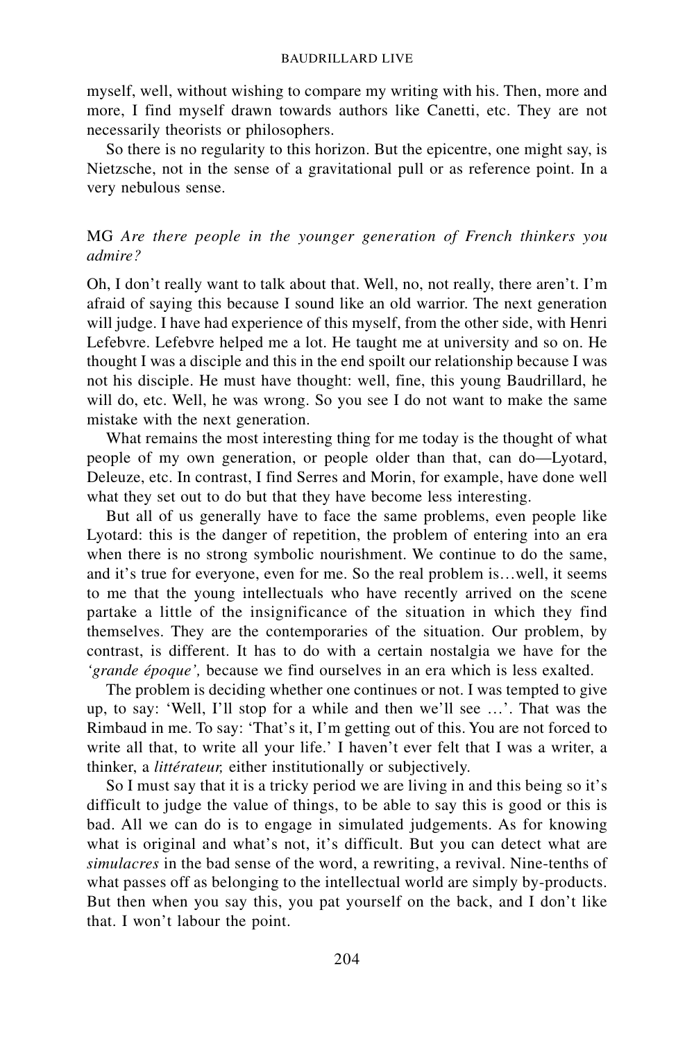myself, well, without wishing to compare my writing with his. Then, more and more, I find myself drawn towards authors like Canetti, etc. They are not necessarily theorists or philosophers.

So there is no regularity to this horizon. But the epicentre, one might say, is Nietzsche, not in the sense of a gravitational pull or as reference point. In a very nebulous sense.

MG *Are there people in the younger generation of French thinkers you admire?*

Oh, I don't really want to talk about that. Well, no, not really, there aren't. I'm afraid of saying this because I sound like an old warrior. The next generation will judge. I have had experience of this myself, from the other side, with Henri Lefebvre. Lefebvre helped me a lot. He taught me at university and so on. He thought I was a disciple and this in the end spoilt our relationship because I was not his disciple. He must have thought: well, fine, this young Baudrillard, he will do, etc. Well, he was wrong. So you see I do not want to make the same mistake with the next generation.

What remains the most interesting thing for me today is the thought of what people of my own generation, or people older than that, can do—Lyotard, Deleuze, etc. In contrast, I find Serres and Morin, for example, have done well what they set out to do but that they have become less interesting.

But all of us generally have to face the same problems, even people like Lyotard: this is the danger of repetition, the problem of entering into an era when there is no strong symbolic nourishment. We continue to do the same, and it's true for everyone, even for me. So the real problem is…well, it seems to me that the young intellectuals who have recently arrived on the scene partake a little of the insignificance of the situation in which they find themselves. They are the contemporaries of the situation. Our problem, by contrast, is different. It has to do with a certain nostalgia we have for the *'grande époque',* because we find ourselves in an era which is less exalted.

The problem is deciding whether one continues or not. I was tempted to give up, to say: 'Well, I'll stop for a while and then we'll see …'. That was the Rimbaud in me. To say: 'That's it, I'm getting out of this. You are not forced to write all that, to write all your life.' I haven't ever felt that I was a writer, a thinker, a *littérateur,* either institutionally or subjectively.

So I must say that it is a tricky period we are living in and this being so it's difficult to judge the value of things, to be able to say this is good or this is bad. All we can do is to engage in simulated judgements. As for knowing what is original and what's not, it's difficult. But you can detect what are *simulacres* in the bad sense of the word, a rewriting, a revival. Nine-tenths of what passes off as belonging to the intellectual world are simply by-products. But then when you say this, you pat yourself on the back, and I don't like that. I won't labour the point.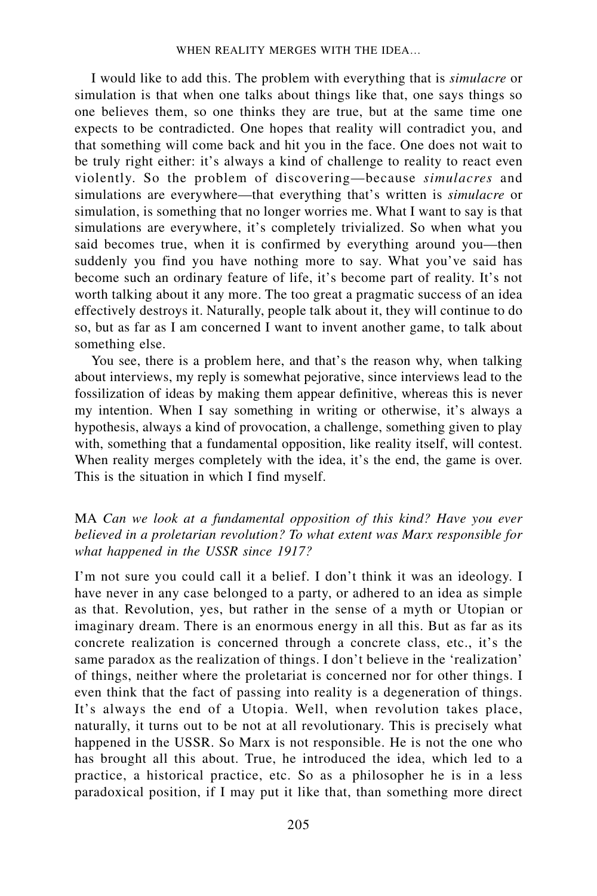I would like to add this. The problem with everything that is *simulacre* or simulation is that when one talks about things like that, one says things so one believes them, so one thinks they are true, but at the same time one expects to be contradicted. One hopes that reality will contradict you, and that something will come back and hit you in the face. One does not wait to be truly right either: it's always a kind of challenge to reality to react even violently. So the problem of discovering—because *simulacres* and simulations are everywhere—that everything that's written is *simulacre* or simulation, is something that no longer worries me. What I want to say is that simulations are everywhere, it's completely trivialized. So when what you said becomes true, when it is confirmed by everything around you—then suddenly you find you have nothing more to say. What you've said has become such an ordinary feature of life, it's become part of reality. It's not worth talking about it any more. The too great a pragmatic success of an idea effectively destroys it. Naturally, people talk about it, they will continue to do so, but as far as I am concerned I want to invent another game, to talk about something else.

You see, there is a problem here, and that's the reason why, when talking about interviews, my reply is somewhat pejorative, since interviews lead to the fossilization of ideas by making them appear definitive, whereas this is never my intention. When I say something in writing or otherwise, it's always a hypothesis, always a kind of provocation, a challenge, something given to play with, something that a fundamental opposition, like reality itself, will contest. When reality merges completely with the idea, it's the end, the game is over. This is the situation in which I find myself.

MA *Can we look at a fundamental opposition of this kind? Have you ever believed in a proletarian revolution? To what extent was Marx responsible for what happened in the USSR since 1917?*

I'm not sure you could call it a belief. I don't think it was an ideology. I have never in any case belonged to a party, or adhered to an idea as simple as that. Revolution, yes, but rather in the sense of a myth or Utopian or imaginary dream. There is an enormous energy in all this. But as far as its concrete realization is concerned through a concrete class, etc., it's the same paradox as the realization of things. I don't believe in the 'realization' of things, neither where the proletariat is concerned nor for other things. I even think that the fact of passing into reality is a degeneration of things. It's always the end of a Utopia. Well, when revolution takes place, naturally, it turns out to be not at all revolutionary. This is precisely what happened in the USSR. So Marx is not responsible. He is not the one who has brought all this about. True, he introduced the idea, which led to a practice, a historical practice, etc. So as a philosopher he is in a less paradoxical position, if I may put it like that, than something more direct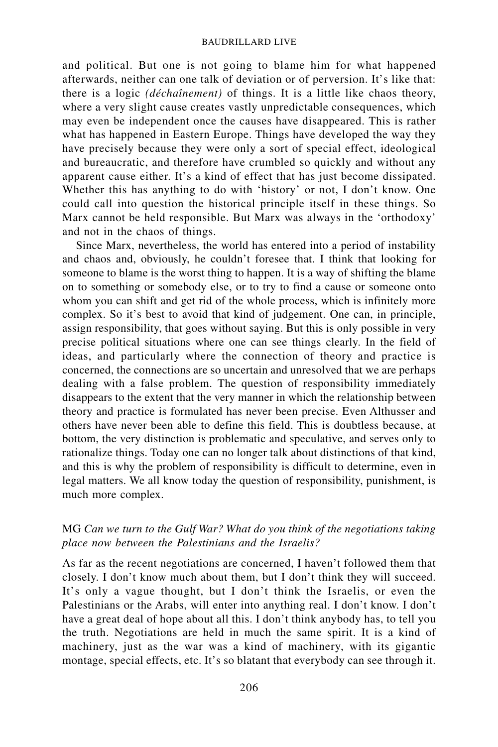and political. But one is not going to blame him for what happened afterwards, neither can one talk of deviation or of perversion. It's like that: there is a logic *(déchaînement)* of things. It is a little like chaos theory, where a very slight cause creates vastly unpredictable consequences, which may even be independent once the causes have disappeared. This is rather what has happened in Eastern Europe. Things have developed the way they have precisely because they were only a sort of special effect, ideological and bureaucratic, and therefore have crumbled so quickly and without any apparent cause either. It's a kind of effect that has just become dissipated. Whether this has anything to do with 'history' or not, I don't know. One could call into question the historical principle itself in these things. So Marx cannot be held responsible. But Marx was always in the 'orthodoxy' and not in the chaos of things.

Since Marx, nevertheless, the world has entered into a period of instability and chaos and, obviously, he couldn't foresee that. I think that looking for someone to blame is the worst thing to happen. It is a way of shifting the blame on to something or somebody else, or to try to find a cause or someone onto whom you can shift and get rid of the whole process, which is infinitely more complex. So it's best to avoid that kind of judgement. One can, in principle, assign responsibility, that goes without saying. But this is only possible in very precise political situations where one can see things clearly. In the field of ideas, and particularly where the connection of theory and practice is concerned, the connections are so uncertain and unresolved that we are perhaps dealing with a false problem. The question of responsibility immediately disappears to the extent that the very manner in which the relationship between theory and practice is formulated has never been precise. Even Althusser and others have never been able to define this field. This is doubtless because, at bottom, the very distinction is problematic and speculative, and serves only to rationalize things. Today one can no longer talk about distinctions of that kind, and this is why the problem of responsibility is difficult to determine, even in legal matters. We all know today the question of responsibility, punishment, is much more complex.

MG *Can we turn to the Gulf War? What do you think of the negotiations taking place now between the Palestinians and the Israelis?*

As far as the recent negotiations are concerned, I haven't followed them that closely. I don't know much about them, but I don't think they will succeed. It's only a vague thought, but I don't think the Israelis, or even the Palestinians or the Arabs, will enter into anything real. I don't know. I don't have a great deal of hope about all this. I don't think anybody has, to tell you the truth. Negotiations are held in much the same spirit. It is a kind of machinery, just as the war was a kind of machinery, with its gigantic montage, special effects, etc. It's so blatant that everybody can see through it.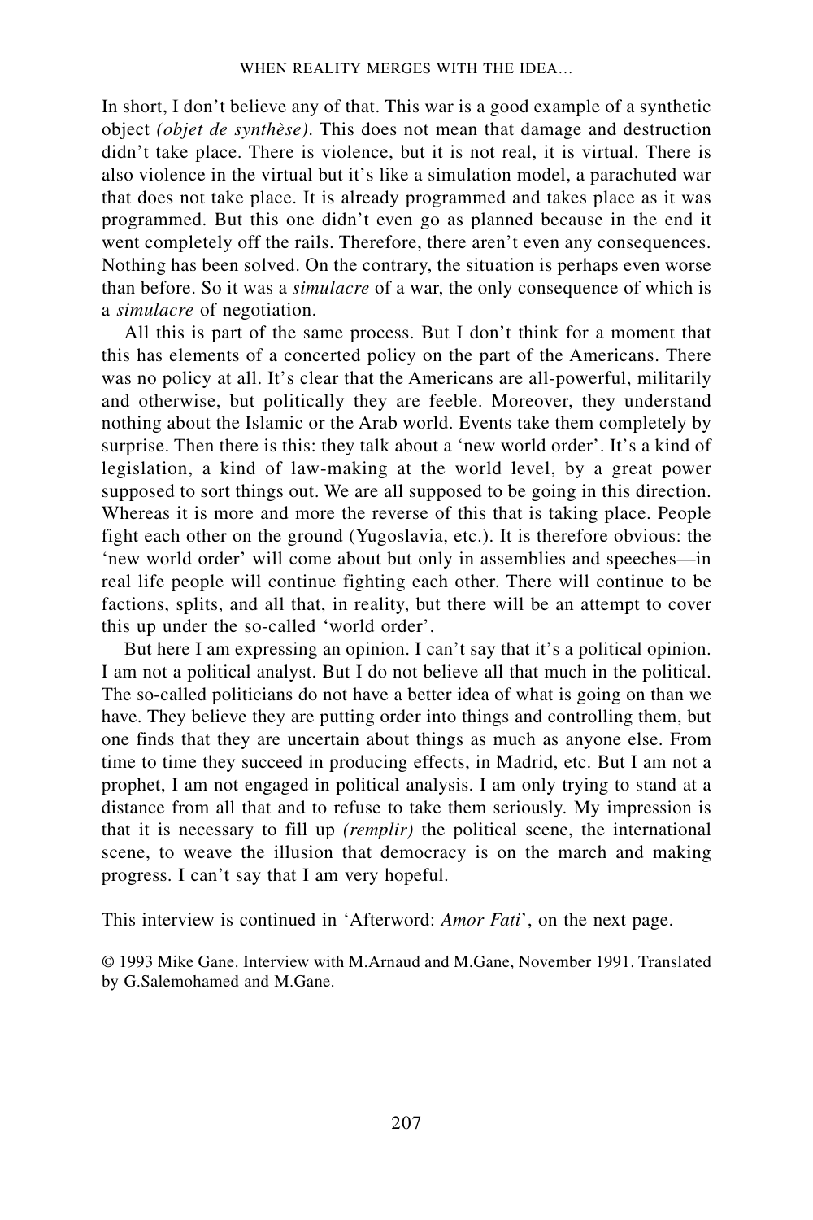In short, I don't believe any of that. This war is a good example of a synthetic object *(objet de synthèse)*. This does not mean that damage and destruction didn't take place. There is violence, but it is not real, it is virtual. There is also violence in the virtual but it's like a simulation model, a parachuted war that does not take place. It is already programmed and takes place as it was programmed. But this one didn't even go as planned because in the end it went completely off the rails. Therefore, there aren't even any consequences. Nothing has been solved. On the contrary, the situation is perhaps even worse than before. So it was a *simulacre* of a war, the only consequence of which is a *simulacre* of negotiation.

All this is part of the same process. But I don't think for a moment that this has elements of a concerted policy on the part of the Americans. There was no policy at all. It's clear that the Americans are all-powerful, militarily and otherwise, but politically they are feeble. Moreover, they understand nothing about the Islamic or the Arab world. Events take them completely by surprise. Then there is this: they talk about a 'new world order'. It's a kind of legislation, a kind of law-making at the world level, by a great power supposed to sort things out. We are all supposed to be going in this direction. Whereas it is more and more the reverse of this that is taking place. People fight each other on the ground (Yugoslavia, etc.). It is therefore obvious: the 'new world order' will come about but only in assemblies and speeches—in real life people will continue fighting each other. There will continue to be factions, splits, and all that, in reality, but there will be an attempt to cover this up under the so-called 'world order'.

But here I am expressing an opinion. I can't say that it's a political opinion. I am not a political analyst. But I do not believe all that much in the political. The so-called politicians do not have a better idea of what is going on than we have. They believe they are putting order into things and controlling them, but one finds that they are uncertain about things as much as anyone else. From time to time they succeed in producing effects, in Madrid, etc. But I am not a prophet, I am not engaged in political analysis. I am only trying to stand at a distance from all that and to refuse to take them seriously. My impression is that it is necessary to fill up *(remplir)* the political scene, the international scene, to weave the illusion that democracy is on the march and making progress. I can't say that I am very hopeful.

This interview is continued in 'Afterword: *Amor Fati*', on the next page.

© 1993 Mike Gane. Interview with M.Arnaud and M.Gane, November 1991. Translated by G.Salemohamed and M.Gane.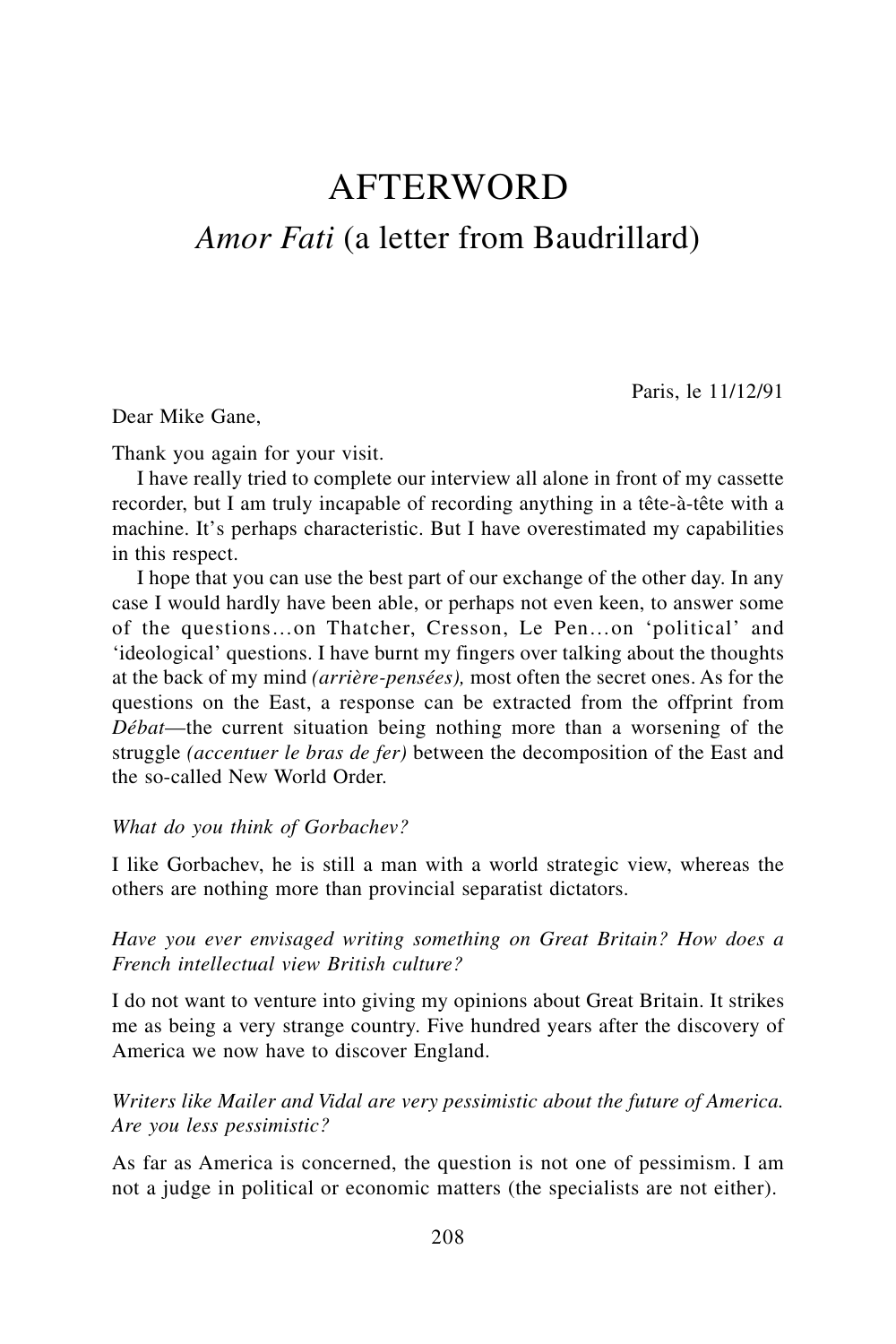# AFTERWORD

## *Amor Fati* (a letter from Baudrillard)

Paris, le 11/12/91

Dear Mike Gane,

Thank you again for your visit.

I have really tried to complete our interview all alone in front of my cassette recorder, but I am truly incapable of recording anything in a tête-à-tête with a machine. It's perhaps characteristic. But I have overestimated my capabilities in this respect.

I hope that you can use the best part of our exchange of the other day. In any case I would hardly have been able, or perhaps not even keen, to answer some of the questions…on Thatcher, Cresson, Le Pen…on 'political' and 'ideological' questions. I have burnt my fingers over talking about the thoughts at the back of my mind *(arrière-pensées),* most often the secret ones. As for the questions on the East, a response can be extracted from the offprint from *Débat*—the current situation being nothing more than a worsening of the struggle *(accentuer le bras de fer)* between the decomposition of the East and the so-called New World Order.

*What do you think of Gorbachev?*

I like Gorbachev, he is still a man with a world strategic view, whereas the others are nothing more than provincial separatist dictators.

*Have you ever envisaged writing something on Great Britain? How does a French intellectual view British culture?*

I do not want to venture into giving my opinions about Great Britain. It strikes me as being a very strange country. Five hundred years after the discovery of America we now have to discover England.

*Writers like Mailer and Vidal are very pessimistic about the future of America. Are you less pessimistic?*

As far as America is concerned, the question is not one of pessimism. I am not a judge in political or economic matters (the specialists are not either).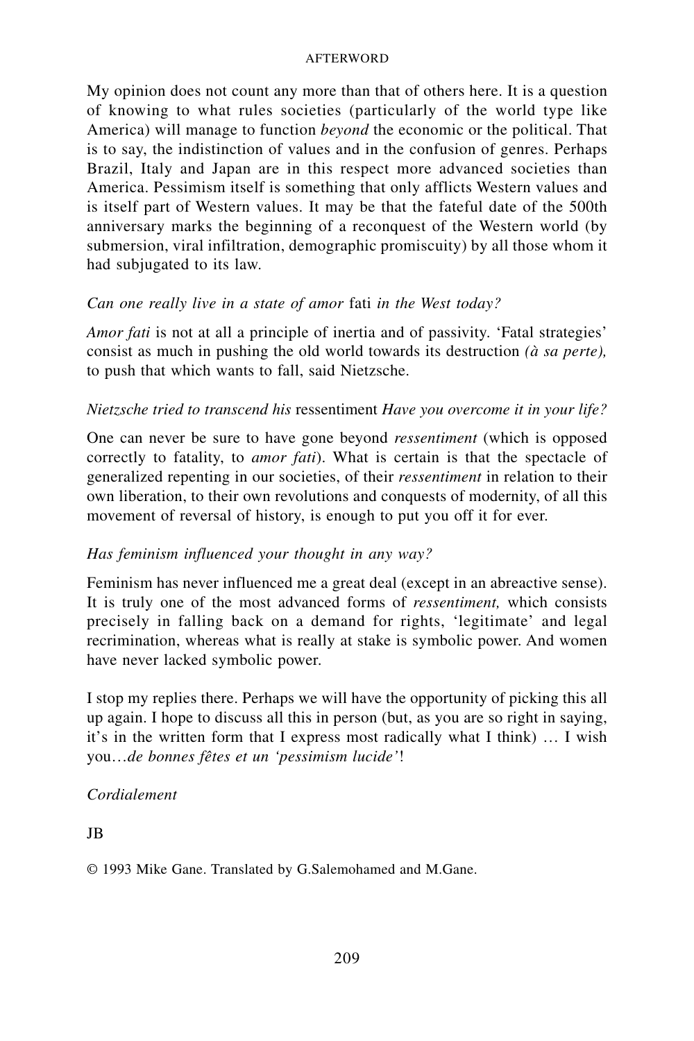My opinion does not count any more than that of others here. It is a question of knowing to what rules societies (particularly of the world type like America) will manage to function *beyond* the economic or the political. That is to say, the indistinction of values and in the confusion of genres. Perhaps Brazil, Italy and Japan are in this respect more advanced societies than America. Pessimism itself is something that only afflicts Western values and is itself part of Western values. It may be that the fateful date of the 500th anniversary marks the beginning of a reconquest of the Western world (by submersion, viral infiltration, demographic promiscuity) by all those whom it had subjugated to its law.

*Can one really live in a state of amor* fati *in the West today?*

*Amor fati* is not at all a principle of inertia and of passivity. 'Fatal strategies' consist as much in pushing the old world towards its destruction *(à sa perte),* to push that which wants to fall, said Nietzsche.

*Nietzsche tried to transcend his* ressentiment *Have you overcome it in your life?*

One can never be sure to have gone beyond *ressentiment* (which is opposed correctly to fatality, to *amor fati*). What is certain is that the spectacle of generalized repenting in our societies, of their *ressentiment* in relation to their own liberation, to their own revolutions and conquests of modernity, of all this movement of reversal of history, is enough to put you off it for ever.

*Has feminism influenced your thought in any way?*

Feminism has never influenced me a great deal (except in an abreactive sense). It is truly one of the most advanced forms of *ressentiment,* which consists precisely in falling back on a demand for rights, 'legitimate' and legal recrimination, whereas what is really at stake is symbolic power. And women have never lacked symbolic power.

I stop my replies there. Perhaps we will have the opportunity of picking this all up again. I hope to discuss all this in person (but, as you are so right in saying, it's in the written form that I express most radically what I think) … I wish you…*de bonnes fêtes et un 'pessimism lucide'*!

*Cordialement*

JB

© 1993 Mike Gane. Translated by G.Salemohamed and M.Gane.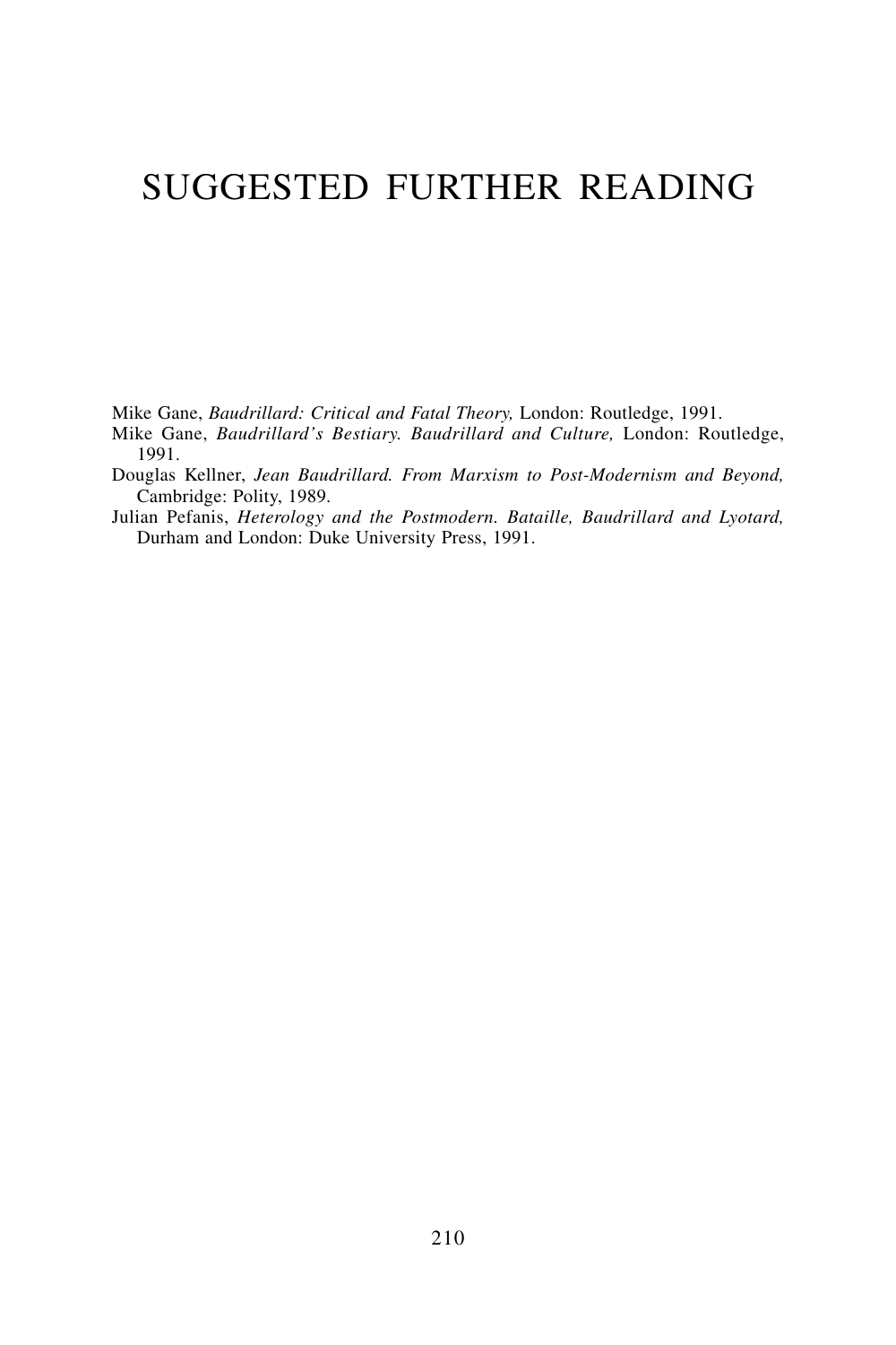# SUGGESTED FURTHER READING

Mike Gane, *Baudrillard: Critical and Fatal Theory,* London: Routledge, 1991.

Mike Gane, *Baudrillard's Bestiary. Baudrillard and Culture,* London: Routledge, 1991.

Douglas Kellner, *Jean Baudrillard. From Marxism to Post-Modernism and Beyond,* Cambridge: Polity, 1989.

Julian Pefanis, *Heterology and the Postmodern. Bataille, Baudrillard and Lyotard,* Durham and London: Duke University Press, 1991.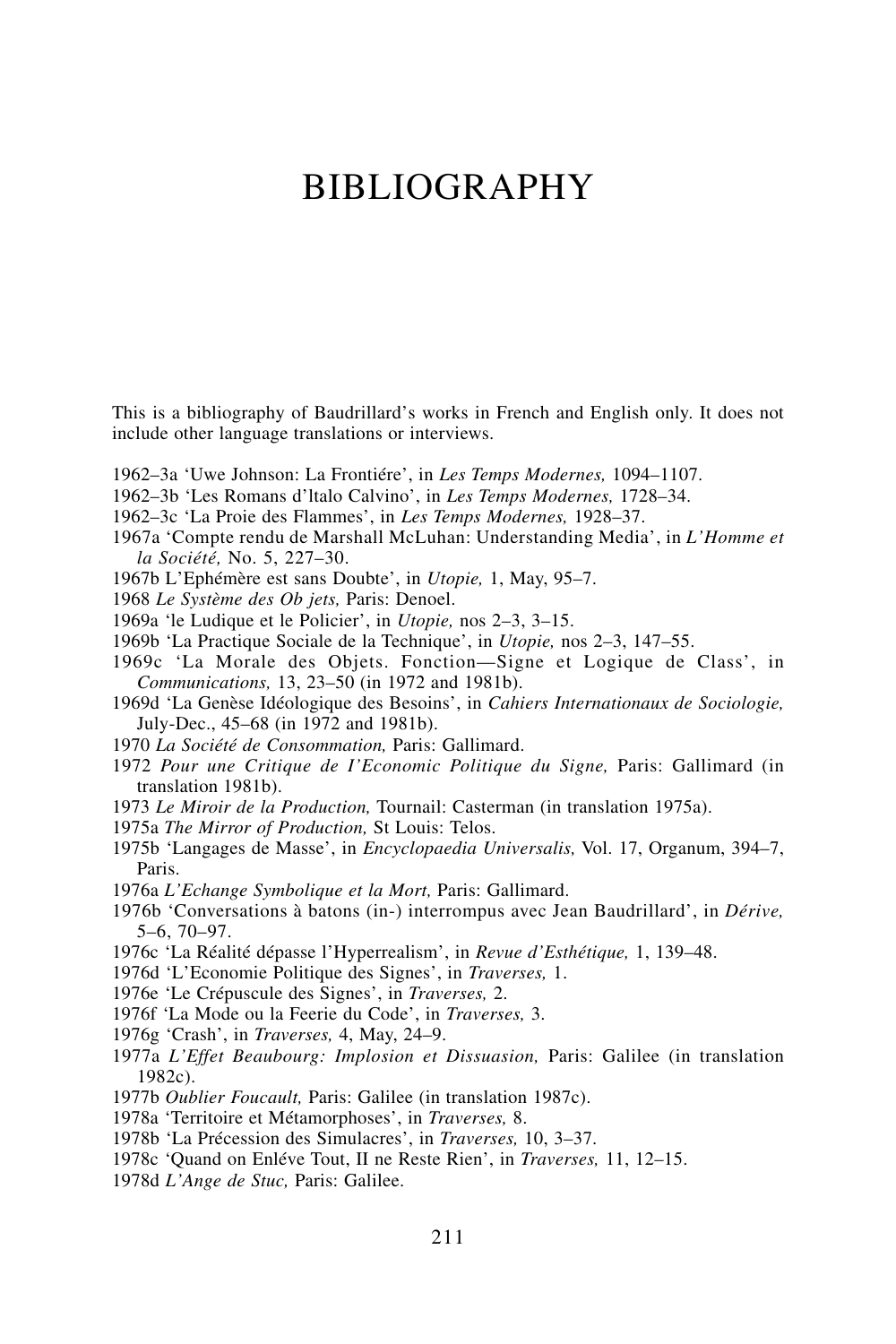# BIBLIOGRAPHY

This is a bibliography of Baudrillard's works in French and English only. It does not include other language translations or interviews.

1962–3a 'Uwe Johnson: La Frontiére', in *Les Temps Modernes,* 1094–1107.

1962–3b 'Les Romans d'ltalo Calvino', in *Les Temps Modernes,* 1728–34.

1962–3c 'La Proie des Flammes', in *Les Temps Modernes,* 1928–37.

1967a 'Compte rendu de Marshall McLuhan: Understanding Media', in *L'Homme et la Société,* No. 5, 227–30.

1967b L'Ephémère est sans Doubte', in *Utopie,* 1, May, 95–7.

1968 *Le Système des Ob jets,* Paris: Denoel.

1969a 'le Ludique et le Policier', in *Utopie,* nos 2–3, 3–15.

1969b 'La Practique Sociale de la Technique', in *Utopie,* nos 2–3, 147–55.

1969c 'La Morale des Objets. Fonction—Signe et Logique de Class', in *Communications,* 13, 23–50 (in 1972 and 1981b).

1969d 'La Genèse Idéologique des Besoins', in *Cahiers Internationaux de Sociologie,* July-Dec., 45–68 (in 1972 and 1981b).

1970 *La Société de Consommation,* Paris: Gallimard.

1972 *Pour une Critique de I'Economic Politique du Signe,* Paris: Gallimard (in translation 1981b).

1973 *Le Miroir de la Production,* Tournail: Casterman (in translation 1975a).

1975a *The Mirror of Production,* St Louis: Telos.

1975b 'Langages de Masse', in *Encyclopaedia Universalis,* Vol. 17, Organum, 394–7, Paris.

1976a *L'Echange Symbolique et la Mort,* Paris: Gallimard.

1976b 'Conversations à batons (in-) interrompus avec Jean Baudrillard', in *Dérive,* 5–6, 70–97.

1976c 'La Réalité dépasse l'Hyperrealism', in *Revue d'Esthétique,* 1, 139–48.

1976d 'L'Economie Politique des Signes', in *Traverses,* 1.

1976e 'Le Crépuscule des Signes', in *Traverses,* 2.

1976f 'La Mode ou la Feerie du Code', in *Traverses,* 3.

1976g 'Crash', in *Traverses,* 4, May, 24–9.

1977a *L'Effet Beaubourg: Implosion et Dissuasion,* Paris: Galilee (in translation 1982c).

1977b *Oublier Foucault,* Paris: Galilee (in translation 1987c).

1978a 'Territoire et Métamorphoses', in *Traverses,* 8.

1978b 'La Précession des Simulacres', in *Traverses,* 10, 3–37.

1978c 'Quand on Enléve Tout, II ne Reste Rien', in *Traverses,* 11, 12–15.

1978d *L'Ange de Stuc,* Paris: Galilee.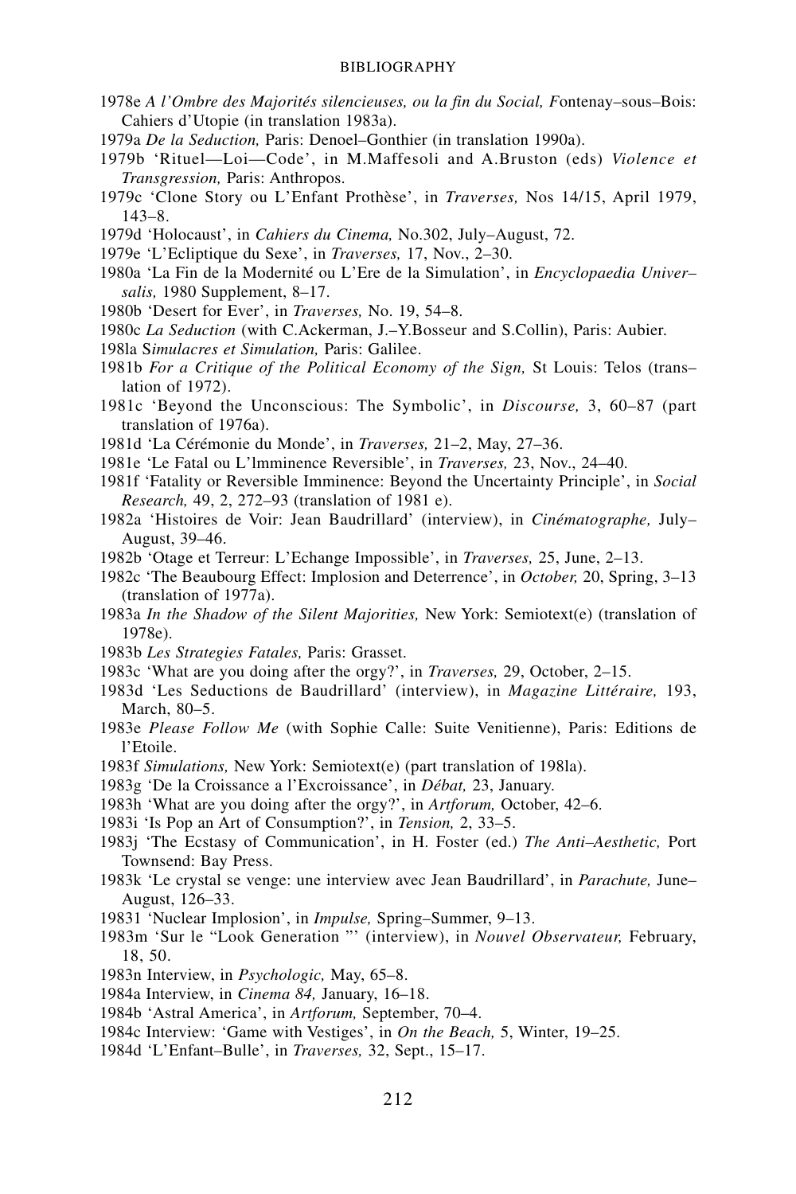1978e *A l'Ombre des Majorités silencieuses, ou la fin du Social, F*ontenay–sous–Bois: Cahiers d'Utopie (in translation 1983a).

1979a *De la Seduction,* Paris: Denoel–Gonthier (in translation 1990a).

1979b 'Rituel—Loi—Code', in M.Maffesoli and A.Bruston (eds) *Violence et Transgression,* Paris: Anthropos.

1979c 'Clone Story ou L'Enfant Prothèse', in *Traverses,* Nos 14/15, April 1979, 143–8.

1979d 'Holocaust', in *Cahiers du Cinema,* No.302, July–August, 72.

1979e 'L'Ecliptique du Sexe', in *Traverses,* 17, Nov., 2–30.

1980a 'La Fin de la Modernité ou L'Ere de la Simulation', in *Encyclopaedia Universalis,* 1980 Supplement, 8–17.

1980b 'Desert for Ever', in *Traverses,* No. 19, 54–8.

1980c *La Seduction* (with C.Ackerman, J.–Y.Bosseur and S.Collin), Paris: Aubier.

198la S*imulacres et Simulation,* Paris: Galilee.

1981b *For a Critique of the Political Economy of the Sign,* St Louis: Telos (translation of 1972).

1981c 'Beyond the Unconscious: The Symbolic', in *Discourse,* 3, 60–87 (part translation of 1976a).

1981d 'La Cérémonie du Monde', in *Traverses,* 21–2, May, 27–36.

1981e 'Le Fatal ou L'lmminence Reversible', in *Traverses,* 23, Nov., 24–40.

1981f 'Fatality or Reversible Imminence: Beyond the Uncertainty Principle', in *Social Research,* 49, 2, 272–93 (translation of 1981 e).

1982a 'Histoires de Voir: Jean Baudrillard' (interview), in *Cinématographe,* July–August, 39–46.

1982b 'Otage et Terreur: L'Echange Impossible', in *Traverses,* 25, June, 2–13.

1982c 'The Beaubourg Effect: Implosion and Deterrence', in *October,* 20, Spring, 3–13 (translation of 1977a).

1983a *In the Shadow of the Silent Majorities,* New York: Semiotext(e) (translation of 1978e).

1983b *Les Strategies Fatales,* Paris: Grasset.

1983c 'What are you doing after the orgy?', in *Traverses,* 29, October, 2–15.

1983d 'Les Seductions de Baudrillard' (interview), in *Magazine Littéraire,* 193, March, 80–5.

1983e *Please Follow Me* (with Sophie Calle: Suite Venitienne), Paris: Editions de l'Etoile.

1983f *Simulations,* New York: Semiotext(e) (part translation of 198la).

1983g 'De la Croissance a l'Excroissance', in *Débat,* 23, January.

1983h 'What are you doing after the orgy?', in *Artforum,* October, 42–6.

1983i 'Is Pop an Art of Consumption?', in *Tension,* 2, 33–5.

1983j 'The Ecstasy of Communication', in H. Foster (ed.) *The Anti–Aesthetic,* Port Townsend: Bay Press.

1983k 'Le crystal se venge: une interview avec Jean Baudrillard', in *Parachute,* June–August, 126–33.

19831 'Nuclear Implosion', in *Impulse,* Spring–Summer, 9–13.

1983m 'Sur le "Look Generation "' (interview), in *Nouvel Observateur,* February, 18, 50.

1983n Interview, in *Psychologic,* May, 65–8.

1984a Interview, in *Cinema 84,* January, 16–18.

1984b 'Astral America', in *Artforum,* September, 70–4.

1984c Interview: 'Game with Vestiges', in *On the Beach,* 5, Winter, 19–25.

1984d 'L'Enfant–Bulle', in *Traverses,* 32, Sept., 15–17.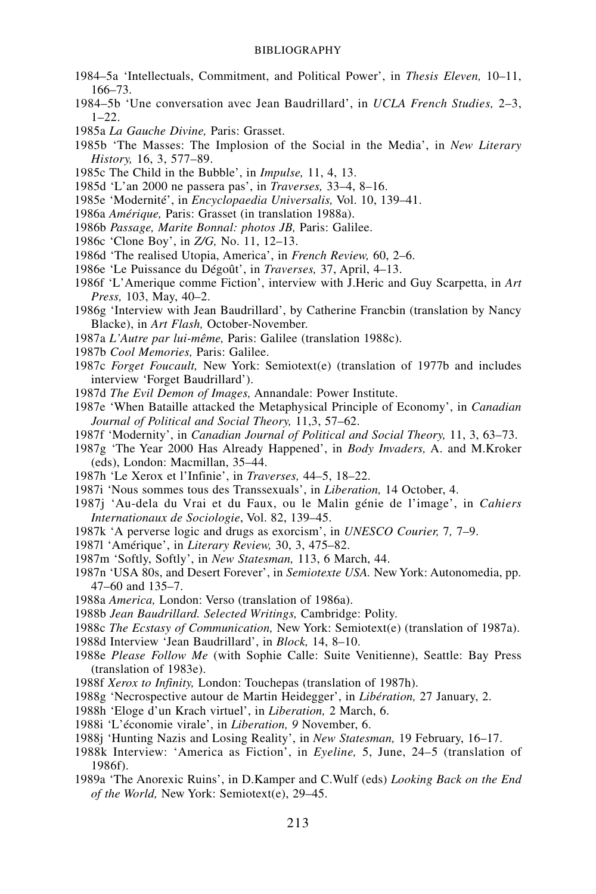1984–5a 'Intellectuals, Commitment, and Political Power', in *Thesis Eleven,* 10–11, 166–73.

1984–5b 'Une conversation avec Jean Baudrillard', in *UCLA French Studies,* 2–3, 1–22.

1985a *La Gauche Divine,* Paris: Grasset.

1985b 'The Masses: The Implosion of the Social in the Media', in *New Literary History,* 16, 3, 577–89.

1985c The Child in the Bubble', in *Impulse,* 11, 4, 13.

1985d 'L'an 2000 ne passera pas', in *Traverses,* 33–4, 8–16.

1985e 'Modernité', in *Encyclopaedia Universalis,* Vol. 10, 139–41.

1986a *Amérique,* Paris: Grasset (in translation 1988a).

1986b *Passage, Marite Bonnal: photos JB,* Paris: Galilee.

1986c 'Clone Boy', in *Z/G,* No. 11, 12–13.

1986d 'The realised Utopia, America', in *French Review,* 60, 2–6.

1986e 'Le Puissance du Dégoût', in *Traverses,* 37, April, 4–13.

1986f 'L'Amerique comme Fiction', interview with J.Heric and Guy Scarpetta, in *Art Press,* 103, May, 40–2.

1986g 'Interview with Jean Baudrillard', by Catherine Francbin (translation by Nancy Blacke), in *Art Flash,* October-November.

1987a *L'Autre par lui-même,* Paris: Galilee (translation 1988c).

1987b *Cool Memories,* Paris: Galilee.

1987c *Forget Foucault,* New York: Semiotext(e) (translation of 1977b and includes interview 'Forget Baudrillard').

1987d *The Evil Demon of Images,* Annandale: Power Institute.

1987e 'When Bataille attacked the Metaphysical Principle of Economy', in *Canadian Journal of Political and Social Theory,* 11,3, 57–62.

1987f 'Modernity', in *Canadian Journal of Political and Social Theory,* 11, 3, 63–73.

1987g 'The Year 2000 Has Already Happened', in *Body Invaders,* A. and M.Kroker (eds), London: Macmillan, 35–44.

1987h 'Le Xerox et l'Infinie', in *Traverses,* 44–5, 18–22.

1987i 'Nous sommes tous des Transsexuals', in *Liberation,* 14 October, 4.

1987j 'Au-dela du Vrai et du Faux, ou le Malin génie de l'image', in *Cahiers Internationaux de Sociologie*, Vol. 82, 139–45.

1987k 'A perverse logic and drugs as exorcism', in *UNESCO Courier,* 7, 7–9.

1987l 'Amérique', in *Literary Review,* 30, 3, 475–82.

1987m 'Softly, Softly', in *New Statesman,* 113, 6 March, 44.

1987n 'USA 80s, and Desert Forever', in *Semiotexte USA.* New York: Autonomedia, pp. 47–60 and 135–7.

1988a *America,* London: Verso (translation of 1986a).

1988b *Jean Baudrillard. Selected Writings,* Cambridge: Polity.

1988c *The Ecstasy of Communication,* New York: Semiotext(e) (translation of 1987a).

1988d Interview 'Jean Baudrillard', in *Block,* 14, 8–10.

1988e *Please Follow Me* (with Sophie Calle: Suite Venitienne), Seattle: Bay Press (translation of 1983e).

1988f *Xerox to Infinity,* London: Touchepas (translation of 1987h).

1988g 'Necrospective autour de Martin Heidegger', in *Libération,* 27 January, 2.

1988h 'Eloge d'un Krach virtuel', in *Liberation,* 2 March, 6.

1988i 'L'économie virale', in *Liberation, 9* November, 6.

1988j 'Hunting Nazis and Losing Reality', in *New Statesman,* 19 February, 16–17.

1988k Interview: 'America as Fiction', in *Eyeline,* 5, June, 24–5 (translation of 1986f).

1989a 'The Anorexic Ruins', in D.Kamper and C.Wulf (eds) *Looking Back on the End of the World,* New York: Semiotext(e), 29–45.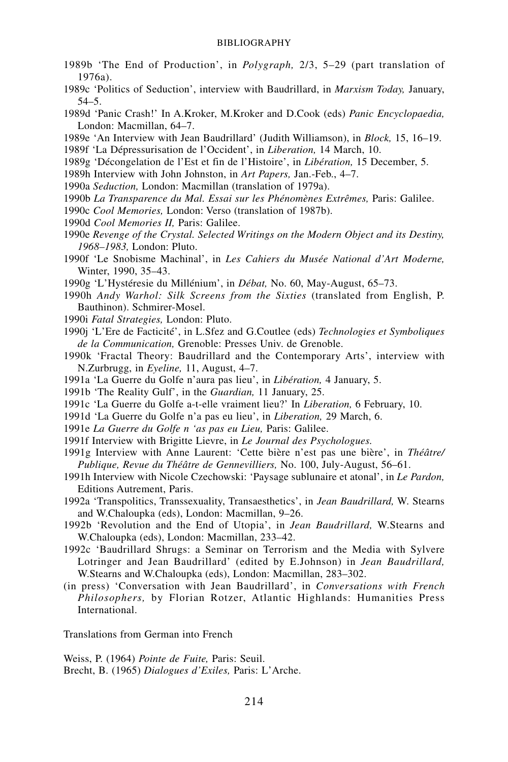1989b 'The End of Production', in *Polygraph,* 2/3, 5–29 (part translation of 1976a).

1989c 'Politics of Seduction', interview with Baudrillard, in *Marxism Today,* January, 54–5.

1989d 'Panic Crash!' In A.Kroker, M.Kroker and D.Cook (eds) *Panic Encyclopaedia,* London: Macmillan, 64–7.

1989e 'An Interview with Jean Baudrillard' (Judith Williamson), in *Block,* 15, 16–19.

1989f 'La Dépressurisation de l'Occident', in *Liberation,* 14 March, 10.

1989g 'Décongelation de l'Est et fin de l'Histoire', in *Libération,* 15 December, 5.

1989h Interview with John Johnston, in *Art Papers,* Jan.-Feb., 4–7.

1990a *Seduction,* London: Macmillan (translation of 1979a).

1990b *La Transparence du Mal. Essai sur les Phénomènes Extrêmes,* Paris: Galilee.

1990c *Cool Memories,* London: Verso (translation of 1987b).

1990d *Cool Memories II,* Paris: Galilee.

1990e *Revenge of the Crystal. Selected Writings on the Modern Object and its Destiny, 1968–1983,* London: Pluto.

1990f 'Le Snobisme Machinal', in *Les Cahiers du Musée National d'Art Moderne,* Winter, 1990, 35–43.

1990g 'L'Hystéresie du Millénium', in *Débat,* No. 60, May-August, 65–73.

1990h *Andy Warhol: Silk Screens from the Sixties* (translated from English, P. Bauthinon). Schmirer-Mosel.

1990i *Fatal Strategies,* London: Pluto.

1990j 'L'Ere de Facticité', in L.Sfez and G.Coutlee (eds) *Technologies et Symboliques de la Communication,* Grenoble: Presses Univ. de Grenoble.

1990k 'Fractal Theory: Baudrillard and the Contemporary Arts', interview with N.Zurbrugg, in *Eyeline,* 11, August, 4–7.

1991a 'La Guerre du Golfe n'aura pas lieu', in *Libération,* 4 January, 5.

1991b 'The Reality Gulf', in the *Guardian,* 11 January, 25.

1991c 'La Guerre du Golfe a-t-elle vraiment lieu?' In *Liberation,* 6 February, 10.

1991d 'La Guerre du Golfe n'a pas eu lieu', in *Liberation,* 29 March, 6.

1991e *La Guerre du Golfe n 'as pas eu Lieu,* Paris: Galilee.

1991f Interview with Brigitte Lievre, in *Le Journal des Psychologues.*

1991g Interview with Anne Laurent: 'Cette bière n'est pas une bière', in *Théâtre/ Publique, Revue du Théâtre de Gennevilliers,* No. 100, July-August, 56–61.

1991h Interview with Nicole Czechowski: 'Paysage sublunaire et atonal', in *Le Pardon,* Editions Autrement, Paris.

1992a 'Transpolitics, Transsexuality, Transaesthetics', in *Jean Baudrillard,* W. Stearns and W.Chaloupka (eds), London: Macmillan, 9–26.

1992b 'Revolution and the End of Utopia', in *Jean Baudrillard,* W.Stearns and W.Chaloupka (eds), London: Macmillan, 233–42.

1992c 'Baudrillard Shrugs: a Seminar on Terrorism and the Media with Sylvere Lotringer and Jean Baudrillard' (edited by E.Johnson) in *Jean Baudrillard,* W.Stearns and W.Chaloupka (eds), London: Macmillan, 283–302.

(in press) 'Conversation with Jean Baudrillard', in *Conversations with French Philosophers,* by Florian Rotzer, Atlantic Highlands: Humanities Press International.

Translations from German into French

Weiss, P. (1964) *Pointe de Fuite,* Paris: Seuil.

Brecht, B. (1965) *Dialogues d'Exiles,* Paris: L'Arche.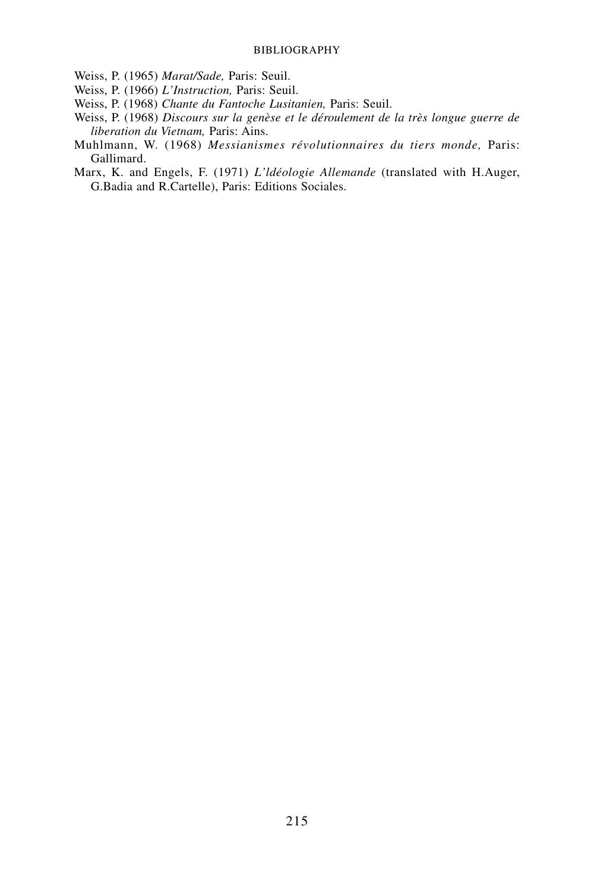Weiss, P. (1965) *Marat/Sade,* Paris: Seuil.

Weiss, P. (1966) *L'Instruction,* Paris: Seuil.

Weiss, P. (1968) *Chante du Fantoche Lusitanien,* Paris: Seuil.

Weiss, P. (1968) *Discours sur la genèse et le déroulement de la très longue guerre de liberation du Vietnam,* Paris: Ains.

Muhlmann, W. (1968) *Messianismes révolutionnaires du tiers monde,* Paris: Gallimard.

Marx, K. and Engels, F. (1971) *L'ldéologie Allemande* (translated with H.Auger, G.Badia and R.Cartelle), Paris: Editions Sociales.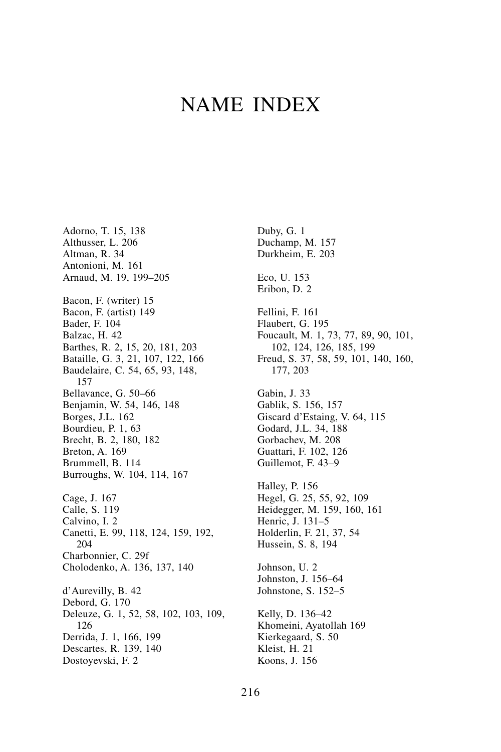# NAME INDEX

Adorno, T. 15, 138
Althusser, L. 206
Altman, R. 34
Antonioni, M. 161
Arnaud, M. 19, 199–205

Bacon, F. (writer) 15
Bacon, F. (artist) 149
Bader, F. 104
Balzac, H. 42
Barthes, R. 2, 15, 20, 181, 203
Bataille, G. 3, 21, 107, 122, 166
Baudelaire, C. 54, 65, 93, 148, 157
Bellavance, G. 50–66
Benjamin, W. 54, 146, 148
Borges, J.L. 162
Bourdieu, P. 1, 63
Brecht, B. 2, 180, 182
Breton, A. 169
Brummell, B. 114
Burroughs, W. 104, 114, 167

Cage, J. 167
Calle, S. 119
Calvino, I. 2
Canetti, E. 99, 118, 124, 159, 192, 204
Charbonnier, C. 29f
Cholodenko, A. 136, 137, 140

d'Aurevilly, B. 42
Debord, G. 170
Deleuze, G. 1, 52, 58, 102, 103, 109, 126
Derrida, J. 1, 166, 199
Descartes, R. 139, 140
Dostoyevski, F. 2

Duby, G. 1
Duchamp, M. 157
Durkheim, E. 203

Eco, U. 153
Eribon, D. 2

Fellini, F. 161
Flaubert, G. 195
Foucault, M. 1, 73, 77, 89, 90, 101, 102, 124, 126, 185, 199
Freud, S. 37, 58, 59, 101, 140, 160, 177, 203

Gabin, J. 33
Gablik, S. 156, 157
Giscard d'Estaing, V. 64, 115
Godard, J.L. 34, 188
Gorbachev, M. 208
Guattari, F. 102, 126
Guillemot, F. 43–9

Halley, P. 156
Hegel, G. 25, 55, 92, 109
Heidegger, M. 159, 160, 161
Henric, J. 131–5
Holderlin, F. 21, 37, 54
Hussein, S. 8, 194

Johnson, U. 2
Johnston, J. 156–64
Johnstone, S. 152–5

Kelly, D. 136–42
Khomeini, Ayatollah 169
Kierkegaard, S. 50
Kleist, H. 21
Koons, J. 156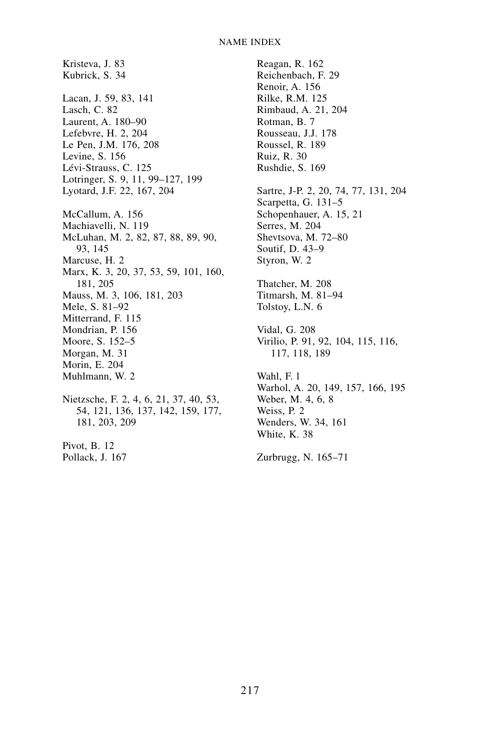Kristeva, J. 83
Kubrick, S. 34

Lacan, J. 59, 83, 141
Lasch, C. 82
Laurent, A. 180–90
Lefebvre, H. 2, 204
Le Pen, J.M. 176, 208
Levine, S. 156
Lévi-Strauss, C. 125
Lotringer, S. 9, 11, 99–127, 199
Lyotard, J.F. 22, 167, 204

McCallum, A. 156
Machiavelli, N. 119
McLuhan, M. 2, 82, 87, 88, 89, 90, 93, 145
Marcuse, H. 2
Marx, K. 3, 20, 37, 53, 59, 101, 160, 181, 205
Mauss, M. 3, 106, 181, 203
Mele, S. 81–92
Mitterrand, F. 115
Mondrian, P. 156
Moore, S. 152–5
Morgan, M. 31
Morin, E. 204
Muhlmann, W. 2

Nietzsche, F. 2, 4, 6, 21, 37, 40, 53, 54, 121, 136, 137, 142, 159, 177, 181, 203, 209

Pivot, B. 12
Pollack, J. 167

Reagan, R. 162
Reichenbach, F. 29
Renoir, A. 156
Rilke, R.M. 125
Rimbaud, A. 21, 204
Rotman, B. 7
Rousseau, J.J. 178
Roussel, R. 189
Ruiz, R. 30
Rushdie, S. 169

Sartre, J-P. 2, 20, 74, 77, 131, 204
Scarpetta, G. 131–5
Schopenhauer, A. 15, 21
Serres, M. 204
Shevtsova, M. 72–80
Soutif, D. 43–9
Styron, W. 2

Thatcher, M. 208
Titmarsh, M. 81–94
Tolstoy, L.N. 6

Vidal, G. 208
Virilio, P. 91, 92, 104, 115, 116, 117, 118, 189

Wahl, F. 1
Warhol, A. 20, 149, 157, 166, 195
Weber, M. 4, 6, 8
Weiss, P. 2
Wenders, W. 34, 161
White, K. 38

Zurbrugg, N. 165–71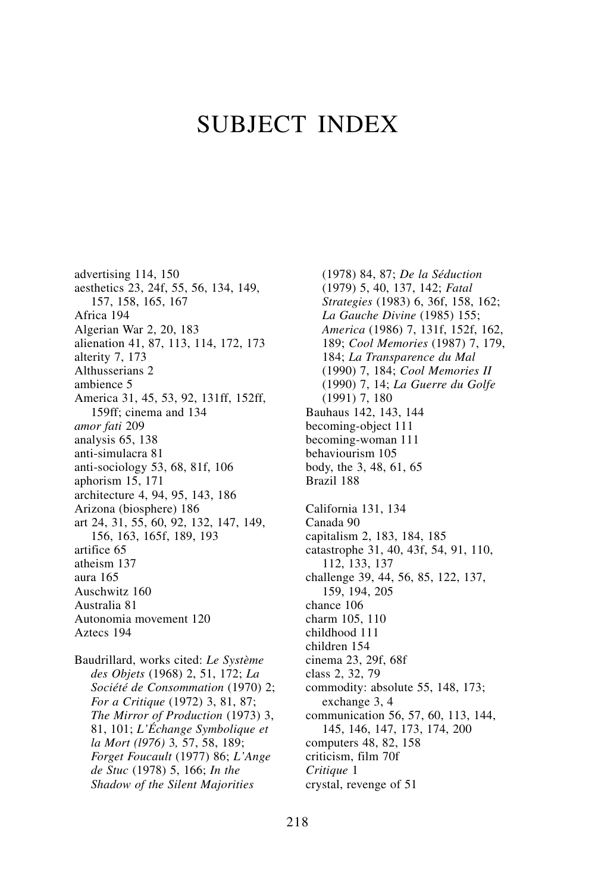# SUBJECT INDEX

advertising 114, 150
aesthetics 23, 24f, 55, 56, 134, 149, 157, 158, 165, 167
Africa 194
Algerian War 2, 20, 183
alienation 41, 87, 113, 114, 172, 173
alterity 7, 173
Althusserians 2
ambience 5
America 31, 45, 53, 92, 131ff, 152ff, 159ff; cinema and 134
*amor fati* 209
analysis 65, 138
anti-simulacra 81
anti-sociology 53, 68, 81f, 106
aphorism 15, 171
architecture 4, 94, 95, 143, 186
Arizona (biosphere) 186
art 24, 31, 55, 60, 92, 132, 147, 149, 156, 163, 165f, 189, 193
artifice 65
atheism 137
aura 165
Auschwitz 160
Australia 81
Autonomia movement 120
Aztecs 194

Baudrillard, works cited: *Le Système des Objets* (1968) 2, 51, 172; *La Société de Consommation* (1970) 2; *For a Critique* (1972) 3, 81, 87; *The Mirror of Production* (1973) 3, 81, 101; *L'Échange Symbolique et la Mort (l976)* 3, 57, 58, 189; *Forget Foucault* (1977) 86; *L'Ange de Stuc* (1978) 5, 166; *In the Shadow of the Silent Majorities* (1978) 84, 87; *De la Séduction* (1979) 5, 40, 137, 142; *Fatal Strategies* (1983) 6, 36f, 158, 162; *La Gauche Divine* (1985) 155; *America* (1986) 7, 131f, 152f, 162, 189; *Cool Memories* (1987) 7, 179, 184; *La Transparence du Mal* (1990) 7, 184; *Cool Memories II* (1990) 7, 14; *La Guerre du Golfe* (1991) 7, 180
Bauhaus 142, 143, 144
becoming-object 111
becoming-woman 111
behaviourism 105
body, the 3, 48, 61, 65
Brazil 188

California 131, 134
Canada 90
capitalism 2, 183, 184, 185
catastrophe 31, 40, 43f, 54, 91, 110, 112, 133, 137
challenge 39, 44, 56, 85, 122, 137, 159, 194, 205
chance 106
charm 105, 110
childhood 111
children 154
cinema 23, 29f, 68f
class 2, 32, 79
commodity: absolute 55, 148, 173; exchange 3, 4
communication 56, 57, 60, 113, 144, 145, 146, 147, 173, 174, 200
computers 48, 82, 158
criticism, film 70f
*Critique* 1
crystal, revenge of 51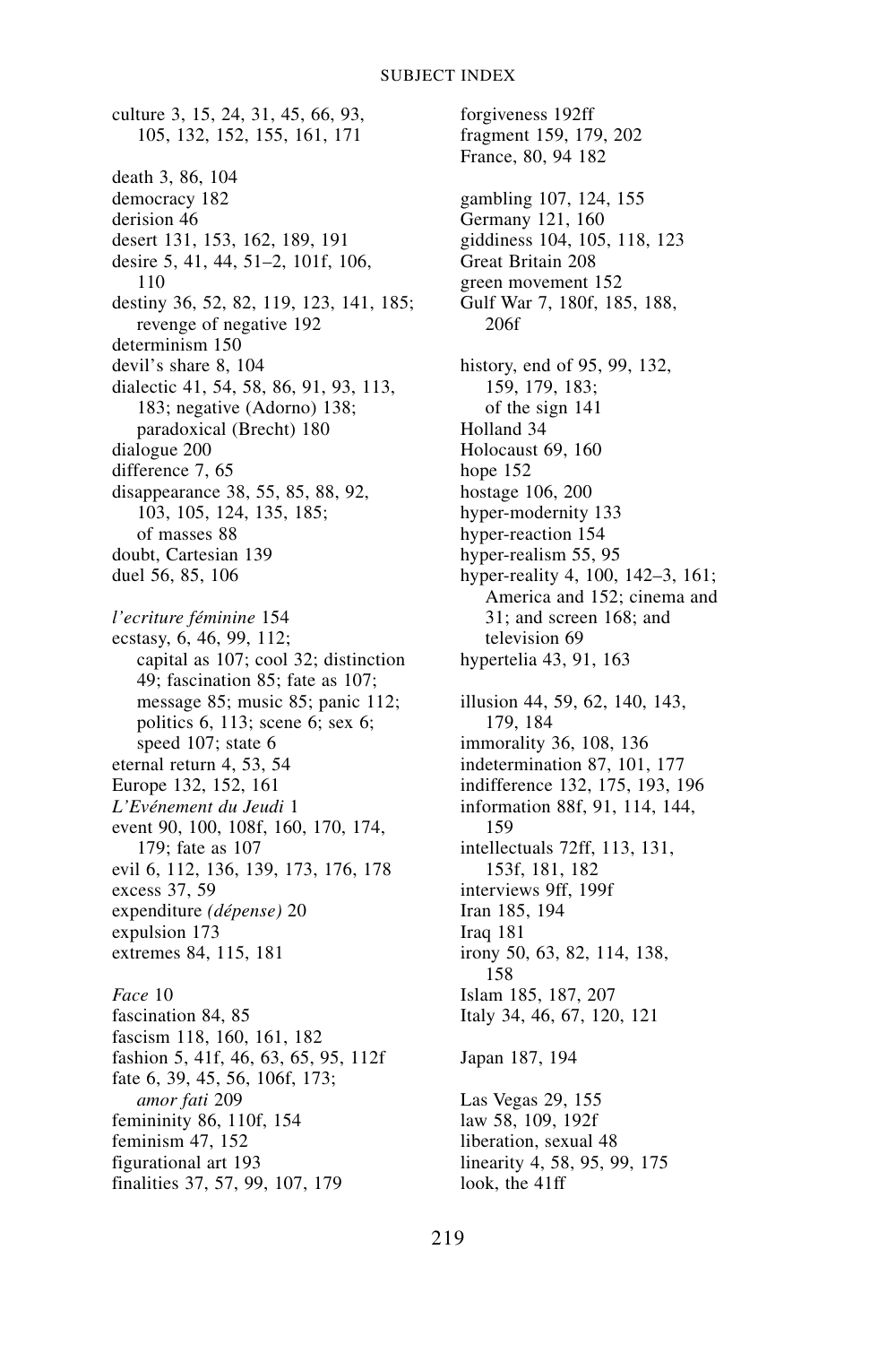culture 3, 15, 24, 31, 45, 66, 93, 105, 132, 152, 155, 161, 171

death 3, 86, 104
democracy 182
derision 46
desert 131, 153, 162, 189, 191
desire 5, 41, 44, 51–2, 101f, 106, 110
destiny 36, 52, 82, 119, 123, 141, 185; revenge of negative 192
determinism 150
devil's share 8, 104
dialectic 41, 54, 58, 86, 91, 93, 113, 183; negative (Adorno) 138; paradoxical (Brecht) 180
dialogue 200
difference 7, 65
disappearance 38, 55, 85, 88, 92, 103, 105, 124, 135, 185; of masses 88
doubt, Cartesian 139
duel 56, 85, 106

*l'ecriture féminine* 154
ecstasy, 6, 46, 99, 112; capital as 107; cool 32; distinction 49; fascination 85; fate as 107; message 85; music 85; panic 112; politics 6, 113; scene 6; sex 6; speed 107; state 6
eternal return 4, 53, 54
Europe 132, 152, 161
*L'Evénement du Jeudi* 1
event 90, 100, 108f, 160, 170, 174, 179; fate as 107
evil 6, 112, 136, 139, 173, 176, 178
excess 37, 59
expenditure *(dépense)* 20
expulsion 173
extremes 84, 115, 181

*Face* 10
fascination 84, 85
fascism 118, 160, 161, 182
fashion 5, 41f, 46, 63, 65, 95, 112f
fate 6, 39, 45, 56, 106f, 173; *amor fati* 209
femininity 86, 110f, 154
feminism 47, 152
figurational art 193
finalities 37, 57, 99, 107, 179
forgiveness 192ff
fragment 159, 179, 202
France, 80, 94 182

gambling 107, 124, 155
Germany 121, 160
giddiness 104, 105, 118, 123
Great Britain 208
green movement 152
Gulf War 7, 180f, 185, 188, 206f

history, end of 95, 99, 132, 159, 179, 183; of the sign 141
Holland 34
Holocaust 69, 160
hope 152
hostage 106, 200
hyper-modernity 133
hyper-reaction 154
hyper-realism 55, 95
hyper-reality 4, 100, 142–3, 161; America and 152; cinema and 31; and screen 168; and television 69
hypertelia 43, 91, 163

illusion 44, 59, 62, 140, 143, 179, 184
immorality 36, 108, 136
indetermination 87, 101, 177
indifference 132, 175, 193, 196
information 88f, 91, 114, 144, 159
intellectuals 72ff, 113, 131, 153f, 181, 182
interviews 9ff, 199f
Iran 185, 194
Iraq 181
irony 50, 63, 82, 114, 138, 158
Islam 185, 187, 207
Italy 34, 46, 67, 120, 121

Japan 187, 194

Las Vegas 29, 155
law 58, 109, 192f
liberation, sexual 48
linearity 4, 58, 95, 99, 175
look, the 41ff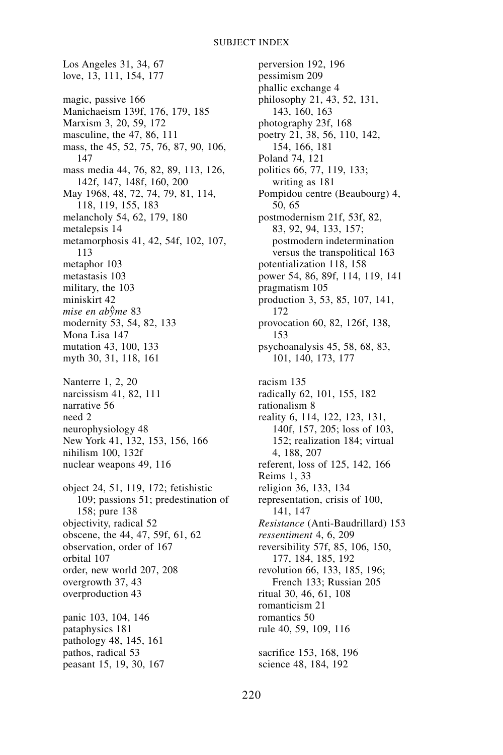Los Angeles 31, 34, 67
love, 13, 111, 154, 177

magic, passive 166
Manichaeism 139f, 176, 179, 185
Marxism 3, 20, 59, 172
masculine, the 47, 86, 111
mass, the 45, 52, 75, 76, 87, 90, 106, 147
mass media 44, 76, 82, 89, 113, 126, 142f, 147, 148f, 160, 200
May 1968, 48, 72, 74, 79, 81, 114, 118, 119, 155, 183
melancholy 54, 62, 179, 180
metalepsis 14
metamorphosis 41, 42, 54f, 102, 107, 113
metaphor 103
metastasis 103
military, the 103
miniskirt 42
*mise en abŷme* 83
modernity 53, 54, 82, 133
Mona Lisa 147
mutation 43, 100, 133
myth 30, 31, 118, 161

Nanterre 1, 2, 20
narcissism 41, 82, 111
narrative 56
need 2
neurophysiology 48
New York 41, 132, 153, 156, 166
nihilism 100, 132f
nuclear weapons 49, 116

object 24, 51, 119, 172; fetishistic 109; passions 51; predestination of 158; pure 138
objectivity, radical 52
obscene, the 44, 47, 59f, 61, 62
observation, order of 167
orbital 107
order, new world 207, 208
overgrowth 37, 43
overproduction 43

panic 103, 104, 146
pataphysics 181
pathology 48, 145, 161
pathos, radical 53
peasant 15, 19, 30, 167
perversion 192, 196
pessimism 209
phallic exchange 4
philosophy 21, 43, 52, 131, 143, 160, 163
photography 23f, 168
poetry 21, 38, 56, 110, 142, 154, 166, 181
Poland 74, 121
politics 66, 77, 119, 133; writing as 181
Pompidou centre (Beaubourg) 4, 50, 65
postmodernism 21f, 53f, 82, 83, 92, 94, 133, 157; postmodern indetermination versus the transpolitical 163
potentialization 118, 158
power 54, 86, 89f, 114, 119, 141
pragmatism 105
production 3, 53, 85, 107, 141, 172
provocation 60, 82, 126f, 138, 153
psychoanalysis 45, 58, 68, 83, 101, 140, 173, 177

racism 135
radically 62, 101, 155, 182
rationalism 8
reality 6, 114, 122, 123, 131, 140f, 157, 205; loss of 103, 152; realization 184; virtual 4, 188, 207
referent, loss of 125, 142, 166
Reims 1, 33
religion 36, 133, 134
representation, crisis of 100, 141, 147
*Resistance* (Anti-Baudrillard) 153
*ressentiment* 4, 6, 209
reversibility 57f, 85, 106, 150, 177, 184, 185, 192
revolution 66, 133, 185, 196; French 133; Russian 205
ritual 30, 46, 61, 108
romanticism 21
romantics 50
rule 40, 59, 109, 116

sacrifice 153, 168, 196
science 48, 184, 192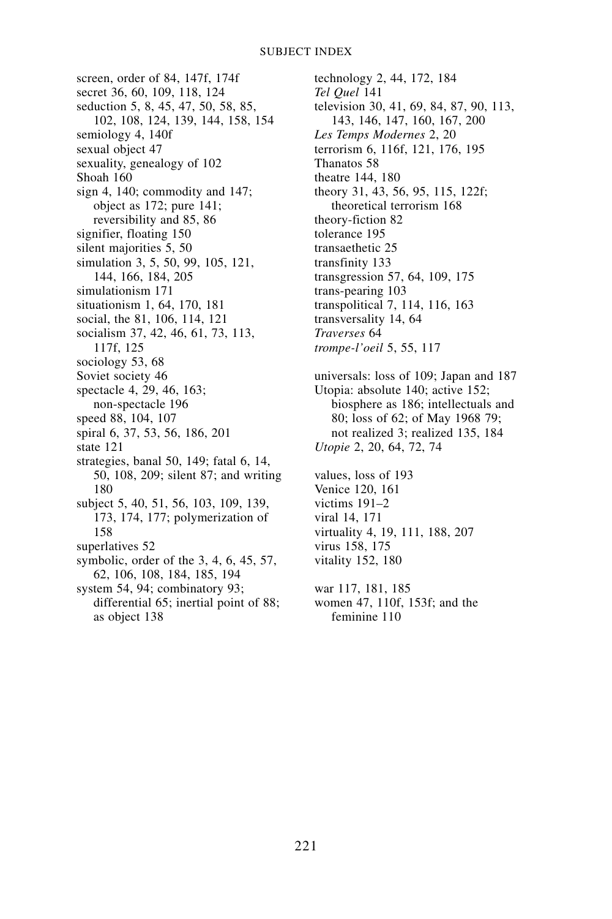screen, order of 84, 147f, 174f
secret 36, 60, 109, 118, 124
seduction 5, 8, 45, 47, 50, 58, 85, 102, 108, 124, 139, 144, 158, 154
semiology 4, 140f
sexual object 47
sexuality, genealogy of 102
Shoah 160
sign 4, 140; commodity and 147; object as 172; pure 141; reversibility and 85, 86
signifier, floating 150
silent majorities 5, 50
simulation 3, 5, 50, 99, 105, 121, 144, 166, 184, 205
simulationism 171
situationism 1, 64, 170, 181
social, the 81, 106, 114, 121
socialism 37, 42, 46, 61, 73, 113, 117f, 125
sociology 53, 68
Soviet society 46
spectacle 4, 29, 46, 163; non-spectacle 196
speed 88, 104, 107
spiral 6, 37, 53, 56, 186, 201
state 121
strategies, banal 50, 149; fatal 6, 14, 50, 108, 209; silent 87; and writing 180
subject 5, 40, 51, 56, 103, 109, 139, 173, 174, 177; polymerization of 158
superlatives 52
symbolic, order of the 3, 4, 6, 45, 57, 62, 106, 108, 184, 185, 194
system 54, 94; combinatory 93; differential 65; inertial point of 88; as object 138

technology 2, 44, 172, 184
*Tel Quel* 141
television 30, 41, 69, 84, 87, 90, 113, 143, 146, 147, 160, 167, 200
*Les Temps Modernes* 2, 20
terrorism 6, 116f, 121, 176, 195
Thanatos 58
theatre 144, 180
theory 31, 43, 56, 95, 115, 122f; theoretical terrorism 168
theory-fiction 82
tolerance 195
transaethetic 25
transfinity 133
transgression 57, 64, 109, 175
trans-pearing 103
transpolitical 7, 114, 116, 163
transversality 14, 64
*Traverses* 64
*trompe-l'oeil* 5, 55, 117

universals: loss of 109; Japan and 187
Utopia: absolute 140; active 152; biosphere as 186; intellectuals and 80; loss of 62; of May 1968 79; not realized 3; realized 135, 184
*Utopie* 2, 20, 64, 72, 74

values, loss of 193
Venice 120, 161
victims 191–2
viral 14, 171
virtuality 4, 19, 111, 188, 207
virus 158, 175
vitality 152, 180

war 117, 181, 185
women 47, 110f, 153f; and the feminine 110